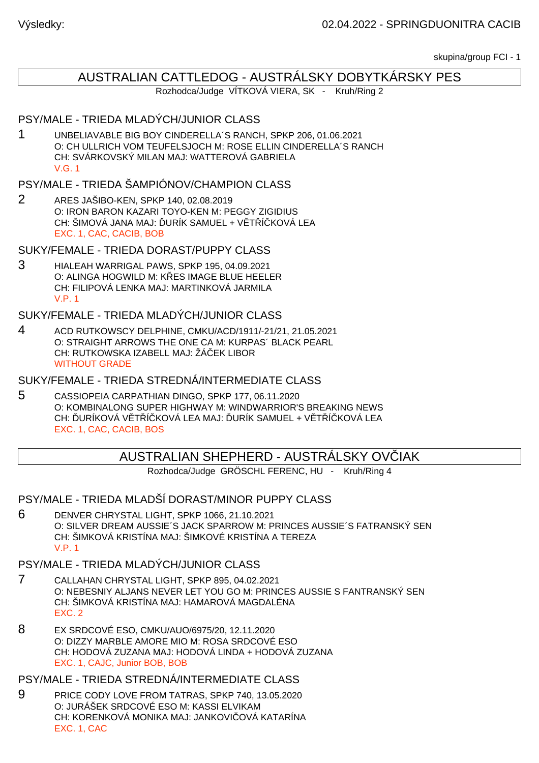Výsledky: 02.04.2022 - SPRINGDUONITRA CACIB

skupina/group FCI - 1

## AUSTRALIAN CATTLEDOG - AUSTRÁLSKY DOBYTKÁRSKY PES

Rozhodca/Judge VÍTKOVÁ VIERA, SK - Kruh/Ring 2

### PSY/MALE - TRIEDA MLADÝCH/JUNIOR CLASS

1 UNBELIAVABLE BIG BOY CINDERELLA´S RANCH, SPKP 206, 01.06.2021
O: CH ULLRICH VOM TEUFELSJOCH M: ROSE ELLIN CINDERELLA´S RANCH
CH: SVÁRKOVSKÝ MILAN MAJ: WATTEROVÁ GABRIELA
V.G. 1

### PSY/MALE - TRIEDA ŠAMPIÓNOV/CHAMPION CLASS

2 ARES JAŠIBO-KEN, SPKP 140, 02.08.2019
O: IRON BARON KAZARI TOYO-KEN M: PEGGY ZIGIDIUS
CH: ŠIMOVÁ JANA MAJ: ĎURÍK SAMUEL + VĚTŘÍČKOVÁ LEA
EXC. 1, CAC, CACIB, BOB

### SUKY/FEMALE - TRIEDA DORAST/PUPPY CLASS

3 HIALEAH WARRIGAL PAWS, SPKP 195, 04.09.2021
O: ALINGA HOGWILD M: KŘES IMAGE BLUE HEELER
CH: FILIPOVÁ LENKA MAJ: MARTINKOVÁ JARMILA
V.P. 1

### SUKY/FEMALE - TRIEDA MLADÝCH/JUNIOR CLASS

4 ACD RUTKOWSCY DELPHINE, CMKU/ACD/1911/-21/21, 21.05.2021
O: STRAIGHT ARROWS THE ONE CA M: KURPAS´ BLACK PEARL
CH: RUTKOWSKA IZABELL MAJ: ŽÁČEK LIBOR
WITHOUT GRADE

### SUKY/FEMALE - TRIEDA STREDNÁ/INTERMEDIATE CLASS

5 CASSIOPEIA CARPATHIAN DINGO, SPKP 177, 06.11.2020
O: KOMBINALONG SUPER HIGHWAY M: WINDWARRIOR'S BREAKING NEWS
CH: ĎURÍKOVÁ VĚTŘÍČKOVÁ LEA MAJ: ĎURÍK SAMUEL + VĚTŘÍČKOVÁ LEA
EXC. 1, CAC, CACIB, BOS

## AUSTRALIAN SHEPHERD - AUSTRÁLSKY OVČIAK

Rozhodca/Judge GRÖSCHL FERENC, HU - Kruh/Ring 4

### PSY/MALE - TRIEDA MLADŠÍ DORAST/MINOR PUPPY CLASS

6 DENVER CHRYSTAL LIGHT, SPKP 1066, 21.10.2021
O: SILVER DREAM AUSSIE´S JACK SPARROW M: PRINCES AUSSIE´S FATRANSKÝ SEN
CH: ŠIMKOVÁ KRISTÍNA MAJ: ŠIMKOVÉ KRISTÍNA A TEREZA
V.P. 1

### PSY/MALE - TRIEDA MLADÝCH/JUNIOR CLASS

7 CALLAHAN CHRYSTAL LIGHT, SPKP 895, 04.02.2021
O: NEBESNIY ALJANS NEVER LET YOU GO M: PRINCES AUSSIE S FANTRANSKÝ SEN
CH: ŠIMKOVÁ KRISTÍNA MAJ: HAMAROVÁ MAGDALÉNA
EXC. 2

8 EX SRDCOVÉ ESO, CMKU/AUO/6975/20, 12.11.2020
O: DIZZY MARBLE AMORE MIO M: ROSA SRDCOVÉ ESO
CH: HODOVÁ ZUZANA MAJ: HODOVÁ LINDA + HODOVÁ ZUZANA
EXC. 1, CAJC, Junior BOB, BOB

### PSY/MALE - TRIEDA STREDNÁ/INTERMEDIATE CLASS

9 PRICE CODY LOVE FROM TATRAS, SPKP 740, 13.05.2020
O: JURÁŠEK SRDCOVÉ ESO M: KASSI ELVIKAM
CH: KORENKOVÁ MONIKA MAJ: JANKOVIČOVÁ KATARÍNA
EXC. 1, CAC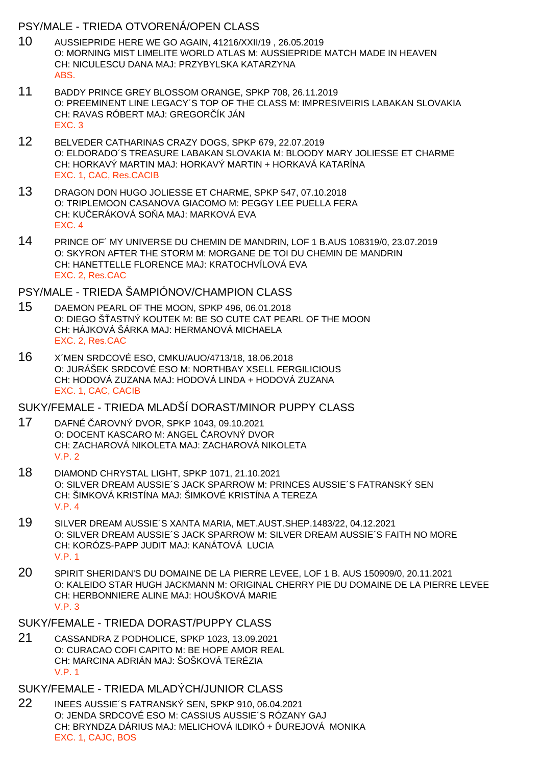## PSY/MALE - TRIEDA OTVORENÁ/OPEN CLASS

10 AUSSIEPRIDE HERE WE GO AGAIN, 41216/XXII/19 , 26.05.2019
O: MORNING MIST LIMELITE WORLD ATLAS M: AUSSIEPRIDE MATCH MADE IN HEAVEN
CH: NICULESCU DANA MAJ: PRZYBYLSKA KATARZYNA
ABS.

11 BADDY PRINCE GREY BLOSSOM ORANGE, SPKP 708, 26.11.2019
O: PREEMINENT LINE LEGACY´S TOP OF THE CLASS M: IMPRESIVEIRIS LABAKAN SLOVAKIA
CH: RAVAS RÓBERT MAJ: GREGORČÍK JÁN
EXC. 3

12 BELVEDER CATHARINAS CRAZY DOGS, SPKP 679, 22.07.2019
O: ELDORADO´S TREASURE LABAKAN SLOVAKIA M: BLOODY MARY JOLIESSE ET CHARME
CH: HORKAVÝ MARTIN MAJ: HORKAVÝ MARTIN + HORKAVÁ KATARÍNA
EXC. 1, CAC, Res.CACIB

13 DRAGON DON HUGO JOLIESSE ET CHARME, SPKP 547, 07.10.2018
O: TRIPLEMOON CASANOVA GIACOMO M: PEGGY LEE PUELLA FERA
CH: KUČERÁKOVÁ SOŇA MAJ: MARKOVÁ EVA
EXC. 4

14 PRINCE OF´ MY UNIVERSE DU CHEMIN DE MANDRIN, LOF 1 B.AUS 108319/0, 23.07.2019
O: SKYRON AFTER THE STORM M: MORGANE DE TOI DU CHEMIN DE MANDRIN
CH: HANETTELLE FLORENCE MAJ: KRATOCHVÍLOVÁ EVA
EXC. 2, Res.CAC

## PSY/MALE - TRIEDA ŠAMPIÓNOV/CHAMPION CLASS

15 DAEMON PEARL OF THE MOON, SPKP 496, 06.01.2018
O: DIEGO ŠŤASTNÝ KOUTEK M: BE SO CUTE CAT PEARL OF THE MOON
CH: HÁJKOVÁ ŠÁRKA MAJ: HERMANOVÁ MICHAELA
EXC. 2, Res.CAC

16 X´MEN SRDCOVÉ ESO, CMKU/AUO/4713/18, 18.06.2018
O: JURÁŠEK SRDCOVÉ ESO M: NORTHBAY XSELL FERGILICIOUS
CH: HODOVÁ ZUZANA MAJ: HODOVÁ LINDA + HODOVÁ ZUZANA
EXC. 1, CAC, CACIB

## SUKY/FEMALE - TRIEDA MLADŠÍ DORAST/MINOR PUPPY CLASS

17 DAFNÉ ČAROVNÝ DVOR, SPKP 1043, 09.10.2021
O: DOCENT KASCARO M: ANGEL ČAROVNÝ DVOR
CH: ZACHAROVÁ NIKOLETA MAJ: ZACHAROVÁ NIKOLETA
V.P. 2

18 DIAMOND CHRYSTAL LIGHT, SPKP 1071, 21.10.2021
O: SILVER DREAM AUSSIE´S JACK SPARROW M: PRINCES AUSSIE´S FATRANSKÝ SEN
CH: ŠIMKOVÁ KRISTÍNA MAJ: ŠIMKOVÉ KRISTÍNA A TEREZA
V.P. 4

19 SILVER DREAM AUSSIE´S XANTA MARIA, MET.AUST.SHEP.1483/22, 04.12.2021
O: SILVER DREAM AUSSIE´S JACK SPARROW M: SILVER DREAM AUSSIE´S FAITH NO MORE
CH: KORÓZS-PAPP JUDIT MAJ: KANÁTOVÁ LUCIA
V.P. 1

20 SPIRIT SHERIDAN'S DU DOMAINE DE LA PIERRE LEVEE, LOF 1 B. AUS 150909/0, 20.11.2021
O: KALEIDO STAR HUGH JACKMANN M: ORIGINAL CHERRY PIE DU DOMAINE DE LA PIERRE LEVEE
CH: HERBONNIERE ALINE MAJ: HOUŠKOVÁ MARIE
V.P. 3

## SUKY/FEMALE - TRIEDA DORAST/PUPPY CLASS

21 CASSANDRA Z PODHOLICE, SPKP 1023, 13.09.2021
O: CURACAO COFI CAPITO M: BE HOPE AMOR REAL
CH: MARCINA ADRIÁN MAJ: ŠOŠKOVÁ TERÉZIA
V.P. 1

## SUKY/FEMALE - TRIEDA MLADÝCH/JUNIOR CLASS

22 INEES AUSSIE´S FATRANSKÝ SEN, SPKP 910, 06.04.2021
O: JENDA SRDCOVÉ ESO M: CASSIUS AUSSIE´S RÓZANY GAJ
CH: BRYNDZA DÁRIUS MAJ: MELICHOVÁ ILDIKÓ + ĎUREJOVÁ MONIKA
EXC. 1, CAJC, BOS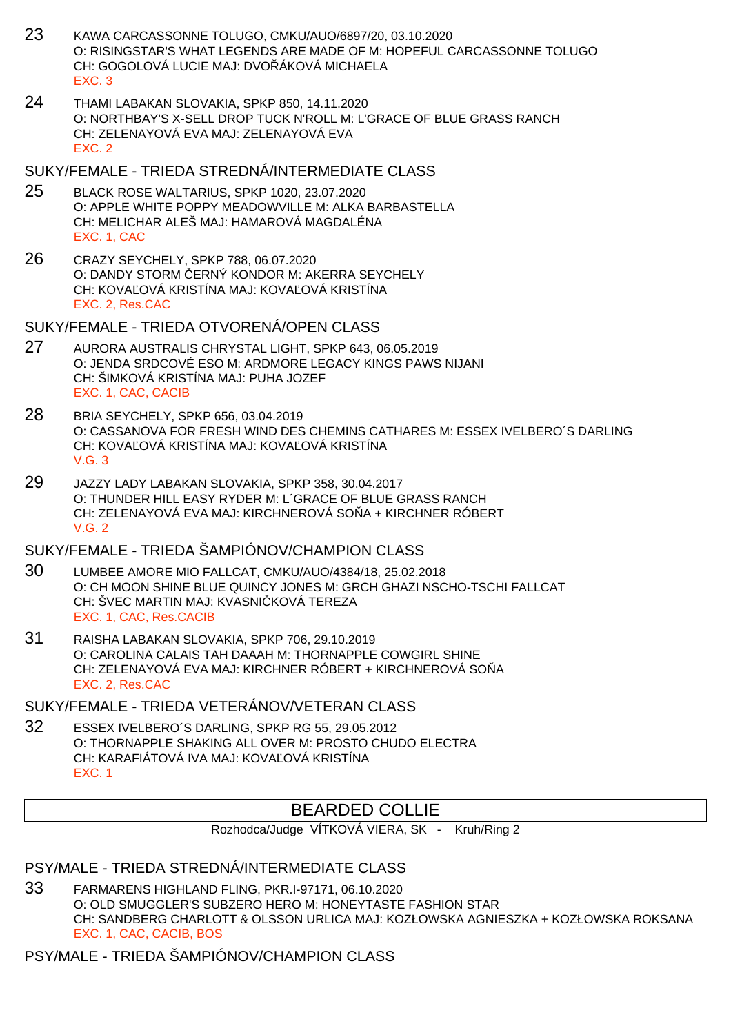23 KAWA CARCASSONNE TOLUGO, CMKU/AUO/6897/20, 03.10.2020
O: RISINGSTAR'S WHAT LEGENDS ARE MADE OF M: HOPEFUL CARCASSONNE TOLUGO
CH: GOGOLOVÁ LUCIE MAJ: DVOŘÁKOVÁ MICHAELA
EXC. 3

24 THAMI LABAKAN SLOVAKIA, SPKP 850, 14.11.2020
O: NORTHBAY'S X-SELL DROP TUCK N'ROLL M: L'GRACE OF BLUE GRASS RANCH
CH: ZELENAYOVÁ EVA MAJ: ZELENAYOVÁ EVA
EXC. 2

## SUKY/FEMALE - TRIEDA STREDNÁ/INTERMEDIATE CLASS

25 BLACK ROSE WALTARIUS, SPKP 1020, 23.07.2020
O: APPLE WHITE POPPY MEADOWVILLE M: ALKA BARBASTELLA
CH: MELICHAR ALEŠ MAJ: HAMAROVÁ MAGDALÉNA
EXC. 1, CAC

26 CRAZY SEYCHELY, SPKP 788, 06.07.2020
O: DANDY STORM ČERNÝ KONDOR M: AKERRA SEYCHELY
CH: KOVAĽOVÁ KRISTÍNA MAJ: KOVAĽOVÁ KRISTÍNA
EXC. 2, Res.CAC

## SUKY/FEMALE - TRIEDA OTVORENÁ/OPEN CLASS

27 AURORA AUSTRALIS CHRYSTAL LIGHT, SPKP 643, 06.05.2019
O: JENDA SRDCOVÉ ESO M: ARDMORE LEGACY KINGS PAWS NIJANI
CH: ŠIMKOVÁ KRISTÍNA MAJ: PUHA JOZEF
EXC. 1, CAC, CACIB

28 BRIA SEYCHELY, SPKP 656, 03.04.2019
O: CASSANOVA FOR FRESH WIND DES CHEMINS CATHARES M: ESSEX IVELBERO´S DARLING
CH: KOVAĽOVÁ KRISTÍNA MAJ: KOVAĽOVÁ KRISTÍNA
V.G. 3

29 JAZZY LADY LABAKAN SLOVAKIA, SPKP 358, 30.04.2017
O: THUNDER HILL EASY RYDER M: L´GRACE OF BLUE GRASS RANCH
CH: ZELENAYOVÁ EVA MAJ: KIRCHNEROVÁ SOŇA + KIRCHNER RÓBERT
V.G. 2

## SUKY/FEMALE - TRIEDA ŠAMPIÓNOV/CHAMPION CLASS

30 LUMBEE AMORE MIO FALLCAT, CMKU/AUO/4384/18, 25.02.2018
O: CH MOON SHINE BLUE QUINCY JONES M: GRCH GHAZI NSCHO-TSCHI FALLCAT
CH: ŠVEC MARTIN MAJ: KVASNIČKOVÁ TEREZA
EXC. 1, CAC, Res.CACIB

31 RAISHA LABAKAN SLOVAKIA, SPKP 706, 29.10.2019
O: CAROLINA CALAIS TAH DAAAH M: THORNAPPLE COWGIRL SHINE
CH: ZELENAYOVÁ EVA MAJ: KIRCHNER RÓBERT + KIRCHNEROVÁ SOŇA
EXC. 2, Res.CAC

## SUKY/FEMALE - TRIEDA VETERÁNOV/VETERAN CLASS

32 ESSEX IVELBERO´S DARLING, SPKP RG 55, 29.05.2012
O: THORNAPPLE SHAKING ALL OVER M: PROSTO CHUDO ELECTRA
CH: KARAFIÁTOVÁ IVA MAJ: KOVAĽOVÁ KRISTÍNA
EXC. 1

# BEARDED COLLIE

Rozhodca/Judge VÍTKOVÁ VIERA, SK - Kruh/Ring 2

## PSY/MALE - TRIEDA STREDNÁ/INTERMEDIATE CLASS

33 FARMARENS HIGHLAND FLING, PKR.I-97171, 06.10.2020
O: OLD SMUGGLER'S SUBZERO HERO M: HONEYTASTE FASHION STAR
CH: SANDBERG CHARLOTT & OLSSON URLICA MAJ: KOZŁOWSKA AGNIESZKA + KOZŁOWSKA ROKSANA
EXC. 1, CAC, CACIB, BOS

## PSY/MALE - TRIEDA ŠAMPIÓNOV/CHAMPION CLASS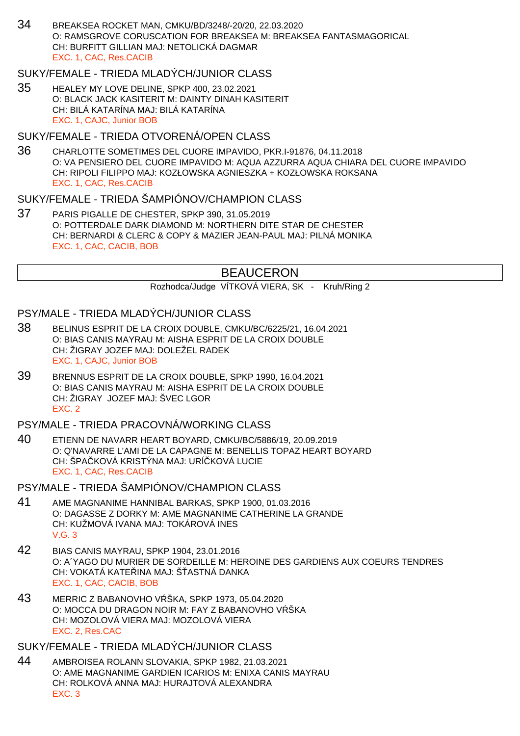34 BREAKSEA ROCKET MAN, CMKU/BD/3248/-20/20, 22.03.2020
O: RAMSGROVE CORUSCATION FOR BREAKSEA M: BREAKSEA FANTASMAGORICAL
CH: BURFITT GILLIAN MAJ: NETOLICKÁ DAGMAR
EXC. 1, CAC, Res.CACIB

### SUKY/FEMALE - TRIEDA MLADÝCH/JUNIOR CLASS

35 HEALEY MY LOVE DELINE, SPKP 400, 23.02.2021
O: BLACK JACK KASITERIT M: DAINTY DINAH KASITERIT
CH: BILÁ KATARÍNA MAJ: BILÁ KATARÍNA
EXC. 1, CAJC, Junior BOB

### SUKY/FEMALE - TRIEDA OTVORENÁ/OPEN CLASS

36 CHARLOTTE SOMETIMES DEL CUORE IMPAVIDO, PKR.I-91876, 04.11.2018
O: VA PENSIERO DEL CUORE IMPAVIDO M: AQUA AZZURRA AQUA CHIARA DEL CUORE IMPAVIDO
CH: RIPOLI FILIPPO MAJ: KOZŁOWSKA AGNIESZKA + KOZŁOWSKA ROKSANA
EXC. 1, CAC, Res.CACIB

### SUKY/FEMALE - TRIEDA ŠAMPIÓNOV/CHAMPION CLASS

37 PARIS PIGALLE DE CHESTER, SPKP 390, 31.05.2019
O: POTTERDALE DARK DIAMOND M: NORTHERN DITE STAR DE CHESTER
CH: BERNARDI & CLERC & COPY & MAZIER JEAN-PAUL MAJ: PILNÁ MONIKA
EXC. 1, CAC, CACIB, BOB

## BEAUCERON

Rozhodca/Judge VÍTKOVÁ VIERA, SK - Kruh/Ring 2

### PSY/MALE - TRIEDA MLADÝCH/JUNIOR CLASS

38 BELINUS ESPRIT DE LA CROIX DOUBLE, CMKU/BC/6225/21, 16.04.2021
O: BIAS CANIS MAYRAU M: AISHA ESPRIT DE LA CROIX DOUBLE
CH: ŽIGRAY JOZEF MAJ: DOLEŽEL RADEK
EXC. 1, CAJC, Junior BOB

39 BRENNUS ESPRIT DE LA CROIX DOUBLE, SPKP 1990, 16.04.2021
O: BIAS CANIS MAYRAU M: AISHA ESPRIT DE LA CROIX DOUBLE
CH: ŽIGRAY JOZEF MAJ: ŠVEC LGOR
EXC. 2

### PSY/MALE - TRIEDA PRACOVNÁ/WORKING CLASS

40 ETIENN DE NAVARR HEART BOYARD, CMKU/BC/5886/19, 20.09.2019
O: Q'NAVARRE L'AMI DE LA CAPAGNE M: BENELLIS TOPAZ HEART BOYARD
CH: ŠPAČKOVÁ KRISTÝNA MAJ: URÍČKOVÁ LUCIE
EXC. 1, CAC, Res.CACIB

### PSY/MALE - TRIEDA ŠAMPIÓNOV/CHAMPION CLASS

41 AME MAGNANIME HANNIBAL BARKAS, SPKP 1900, 01.03.2016
O: DAGASSE Z DORKY M: AME MAGNANIME CATHERINE LA GRANDE
CH: KUŽMOVÁ IVANA MAJ: TOKÁROVÁ INES
V.G. 3

42 BIAS CANIS MAYRAU, SPKP 1904, 23.01.2016
O: A´YAGO DU MURIER DE SORDEILLE M: HEROINE DES GARDIENS AUX COEURS TENDRES
CH: VOKATÁ KATEŘINA MAJ: ŠŤASTNÁ DANKA
EXC. 1, CAC, CACIB, BOB

43 MERRIC Z BABANOVHO VŔŠKA, SPKP 1973, 05.04.2020
O: MOCCA DU DRAGON NOIR M: FAY Z BABANOVHO VŔŠKA
CH: MOZOLOVÁ VIERA MAJ: MOZOLOVÁ VIERA
EXC. 2, Res.CAC

### SUKY/FEMALE - TRIEDA MLADÝCH/JUNIOR CLASS

44 AMBROISEA ROLANN SLOVAKIA, SPKP 1982, 21.03.2021
O: AME MAGNANIME GARDIEN ICARIOS M: ENIXA CANIS MAYRAU
CH: ROLKOVÁ ANNA MAJ: HURAJTOVÁ ALEXANDRA
EXC. 3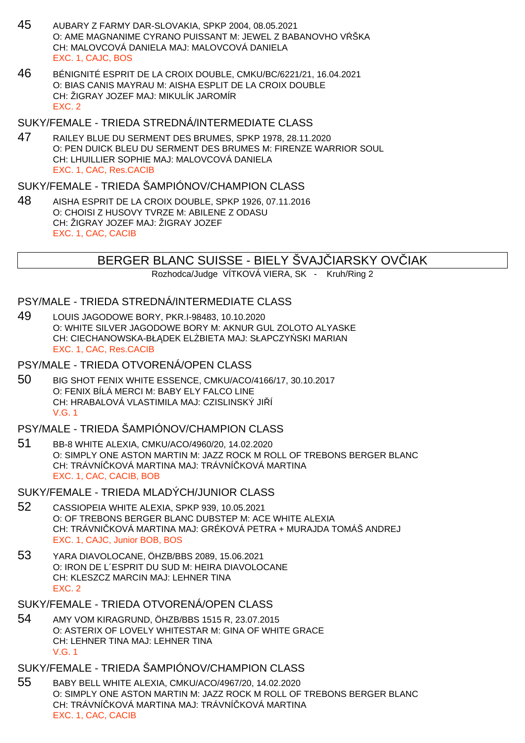45 AUBARY Z FARMY DAR-SLOVAKIA, SPKP 2004, 08.05.2021
O: AME MAGNANIME CYRANO PUISSANT M: JEWEL Z BABANOVHO VŔŠKA
CH: MALOVCOVÁ DANIELA MAJ: MALOVCOVÁ DANIELA
EXC. 1, CAJC, BOS

46 BÉNIGNITÉ ESPRIT DE LA CROIX DOUBLE, CMKU/BC/6221/21, 16.04.2021
O: BIAS CANIS MAYRAU M: AISHA ESPLIT DE LA CROIX DOUBLE
CH: ŽIGRAY JOZEF MAJ: MIKULÍK JAROMÍR
EXC. 2

## SUKY/FEMALE - TRIEDA STREDNÁ/INTERMEDIATE CLASS

47 RAILEY BLUE DU SERMENT DES BRUMES, SPKP 1978, 28.11.2020
O: PEN DUICK BLEU DU SERMENT DES BRUMES M: FIRENZE WARRIOR SOUL
CH: LHUILLIER SOPHIE MAJ: MALOVCOVÁ DANIELA
EXC. 1, CAC, Res.CACIB

## SUKY/FEMALE - TRIEDA ŠAMPIÓNOV/CHAMPION CLASS

48 AISHA ESPRIT DE LA CROIX DOUBLE, SPKP 1926, 07.11.2016
O: CHOISI Z HUSOVY TVRZE M: ABILENE Z ODASU
CH: ŽIGRAY JOZEF MAJ: ŽIGRAY JOZEF
EXC. 1, CAC, CACIB

# BERGER BLANC SUISSE - BIELY ŠVAJČIARSKY OVČIAK

Rozhodca/Judge VÍTKOVÁ VIERA, SK - Kruh/Ring 2

## PSY/MALE - TRIEDA STREDNÁ/INTERMEDIATE CLASS

49 LOUIS JAGODOWE BORY, PKR.I-98483, 10.10.2020
O: WHITE SILVER JAGODOWE BORY M: AKNUR GUL ZOLOTO ALYASKE
CH: CIECHANOWSKA-BŁĄDEK ELŻBIETA MAJ: SŁAPCZYŃSKI MARIAN
EXC. 1, CAC, Res.CACIB

## PSY/MALE - TRIEDA OTVORENÁ/OPEN CLASS

50 BIG SHOT FENIX WHITE ESSENCE, CMKU/ACO/4166/17, 30.10.2017
O: FENIX BÍLÁ MERCI M: BABY ELY FALCO LINE
CH: HRABALOVÁ VLASTIMILA MAJ: CZISLINSKÝ JIŘÍ
V.G. 1

## PSY/MALE - TRIEDA ŠAMPIÓNOV/CHAMPION CLASS

51 BB-8 WHITE ALEXIA, CMKU/ACO/4960/20, 14.02.2020
O: SIMPLY ONE ASTON MARTIN M: JAZZ ROCK M ROLL OF TREBONS BERGER BLANC
CH: TRÁVNÍČKOVÁ MARTINA MAJ: TRÁVNÍČKOVÁ MARTINA
EXC. 1, CAC, CACIB, BOB

## SUKY/FEMALE - TRIEDA MLADÝCH/JUNIOR CLASS

52 CASSIOPEIA WHITE ALEXIA, SPKP 939, 10.05.2021
O: OF TREBONS BERGER BLANC DUBSTEP M: ACE WHITE ALEXIA
CH: TRÁVNIČKOVÁ MARTINA MAJ: GRÉKOVÁ PETRA + MURAJDA TOMÁŠ ANDREJ
EXC. 1, CAJC, Junior BOB, BOS

53 YARA DIAVOLOCANE, ÖHZB/BBS 2089, 15.06.2021
O: IRON DE L´ESPRIT DU SUD M: HEIRA DIAVOLOCANE
CH: KLESZCZ MARCIN MAJ: LEHNER TINA
EXC. 2

## SUKY/FEMALE - TRIEDA OTVORENÁ/OPEN CLASS

54 AMY VOM KIRAGRUND, ÖHZB/BBS 1515 R, 23.07.2015
O: ASTERIX OF LOVELY WHITESTAR M: GINA OF WHITE GRACE
CH: LEHNER TINA MAJ: LEHNER TINA
V.G. 1

## SUKY/FEMALE - TRIEDA ŠAMPIÓNOV/CHAMPION CLASS

55 BABY BELL WHITE ALEXIA, CMKU/ACO/4967/20, 14.02.2020
O: SIMPLY ONE ASTON MARTIN M: JAZZ ROCK M ROLL OF TREBONS BERGER BLANC
CH: TRÁVNÍČKOVÁ MARTINA MAJ: TRÁVNÍČKOVÁ MARTINA
EXC. 1, CAC, CACIB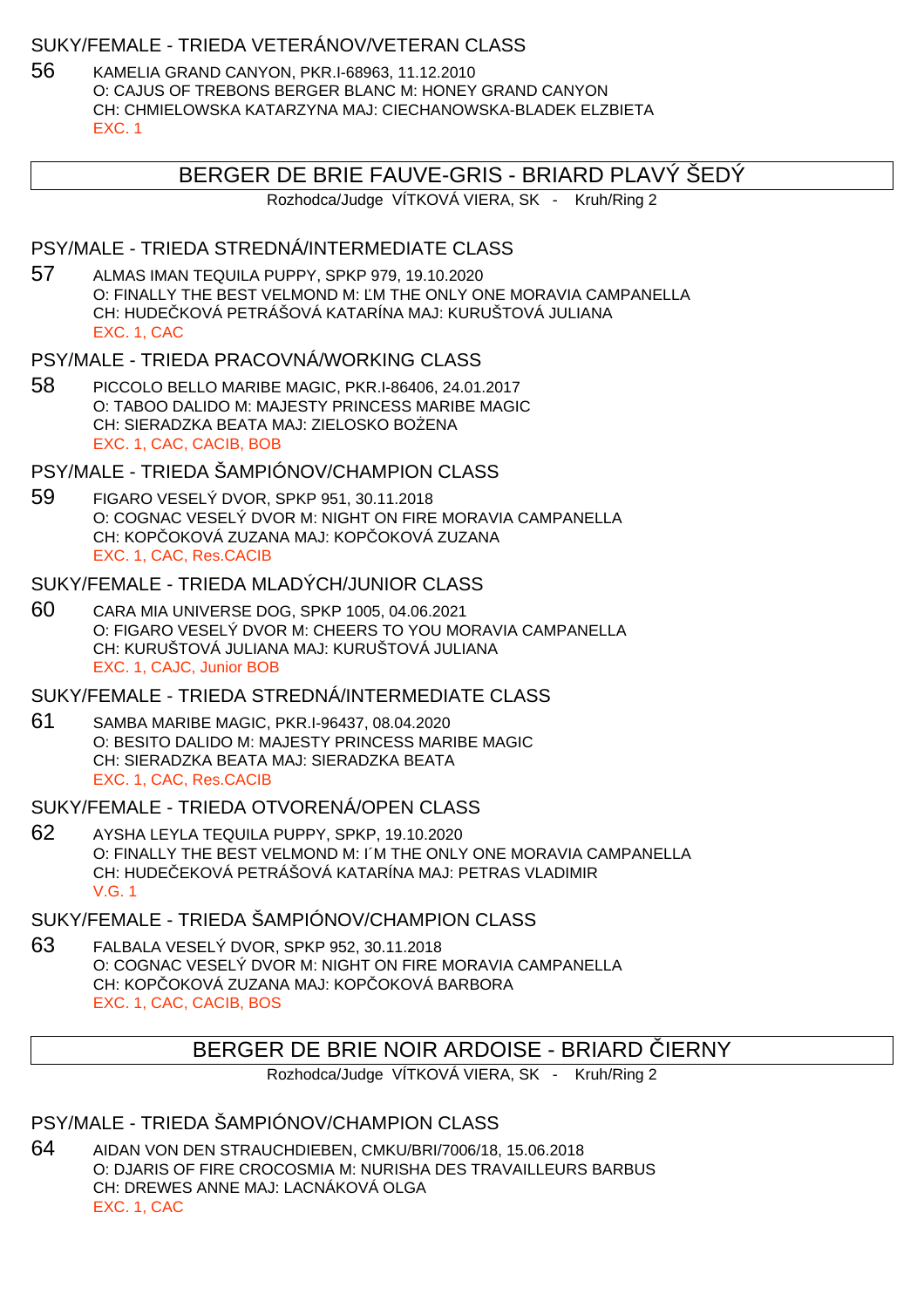SUKY/FEMALE - TRIEDA VETERÁNOV/VETERAN CLASS

56 KAMELIA GRAND CANYON, PKR.I-68963, 11.12.2010
O: CAJUS OF TREBONS BERGER BLANC M: HONEY GRAND CANYON
CH: CHMIELOWSKA KATARZYNA MAJ: CIECHANOWSKA-BLADEK ELZBIETA
EXC. 1

## BERGER DE BRIE FAUVE-GRIS - BRIARD PLAVÝ ŠEDÝ

Rozhodca/Judge VÍTKOVÁ VIERA, SK - Kruh/Ring 2

PSY/MALE - TRIEDA STREDNÁ/INTERMEDIATE CLASS

57 ALMAS IMAN TEQUILA PUPPY, SPKP 979, 19.10.2020
O: FINALLY THE BEST VELMOND M: ĽM THE ONLY ONE MORAVIA CAMPANELLA
CH: HUDEČKOVÁ PETRÁŠOVÁ KATARÍNA MAJ: KURUŠTOVÁ JULIANA
EXC. 1, CAC

PSY/MALE - TRIEDA PRACOVNÁ/WORKING CLASS

58 PICCOLO BELLO MARIBE MAGIC, PKR.I-86406, 24.01.2017
O: TABOO DALIDO M: MAJESTY PRINCESS MARIBE MAGIC
CH: SIERADZKA BEATA MAJ: ZIELOSKO BOŻENA
EXC. 1, CAC, CACIB, BOB

PSY/MALE - TRIEDA ŠAMPIÓNOV/CHAMPION CLASS

59 FIGARO VESELÝ DVOR, SPKP 951, 30.11.2018
O: COGNAC VESELÝ DVOR M: NIGHT ON FIRE MORAVIA CAMPANELLA
CH: KOPČOKOVÁ ZUZANA MAJ: KOPČOKOVÁ ZUZANA
EXC. 1, CAC, Res.CACIB

SUKY/FEMALE - TRIEDA MLADÝCH/JUNIOR CLASS

60 CARA MIA UNIVERSE DOG, SPKP 1005, 04.06.2021
O: FIGARO VESELÝ DVOR M: CHEERS TO YOU MORAVIA CAMPANELLA
CH: KURUŠTOVÁ JULIANA MAJ: KURUŠTOVÁ JULIANA
EXC. 1, CAJC, Junior BOB

SUKY/FEMALE - TRIEDA STREDNÁ/INTERMEDIATE CLASS

61 SAMBA MARIBE MAGIC, PKR.I-96437, 08.04.2020
O: BESITO DALIDO M: MAJESTY PRINCESS MARIBE MAGIC
CH: SIERADZKA BEATA MAJ: SIERADZKA BEATA
EXC. 1, CAC, Res.CACIB

SUKY/FEMALE - TRIEDA OTVORENÁ/OPEN CLASS

62 AYSHA LEYLA TEQUILA PUPPY, SPKP, 19.10.2020
O: FINALLY THE BEST VELMOND M: I´M THE ONLY ONE MORAVIA CAMPANELLA
CH: HUDEČEKOVÁ PETRÁŠOVÁ KATARÍNA MAJ: PETRAS VLADIMIR
V.G. 1

SUKY/FEMALE - TRIEDA ŠAMPIÓNOV/CHAMPION CLASS

63 FALBALA VESELÝ DVOR, SPKP 952, 30.11.2018
O: COGNAC VESELÝ DVOR M: NIGHT ON FIRE MORAVIA CAMPANELLA
CH: KOPČOKOVÁ ZUZANA MAJ: KOPČOKOVÁ BARBORA
EXC. 1, CAC, CACIB, BOS

## BERGER DE BRIE NOIR ARDOISE - BRIARD ČIERNY

Rozhodca/Judge VÍTKOVÁ VIERA, SK - Kruh/Ring 2

PSY/MALE - TRIEDA ŠAMPIÓNOV/CHAMPION CLASS

64 AIDAN VON DEN STRAUCHDIEBEN, CMKU/BRI/7006/18, 15.06.2018
O: DJARIS OF FIRE CROCOSMIA M: NURISHA DES TRAVAILLEURS BARBUS
CH: DREWES ANNE MAJ: LACNÁKOVÁ OLGA
EXC. 1, CAC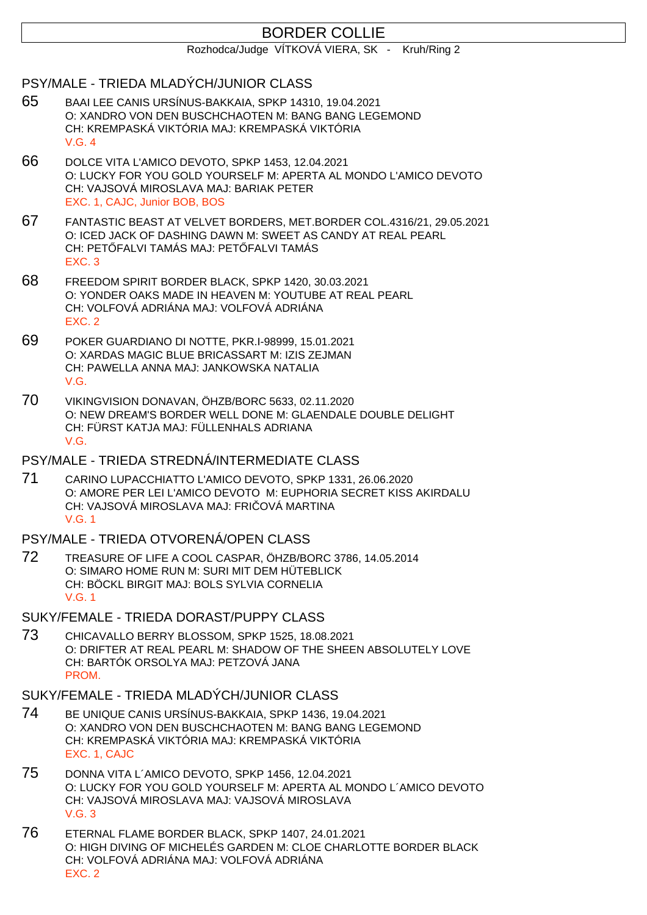# BORDER COLLIE

Rozhodca/Judge VÍTKOVÁ VIERA, SK - Kruh/Ring 2

## PSY/MALE - TRIEDA MLADÝCH/JUNIOR CLASS

65 BAAI LEE CANIS URSÍNUS-BAKKAIA, SPKP 14310, 19.04.2021
O: XANDRO VON DEN BUSCHCHAOTEN M: BANG BANG LEGEMOND
CH: KREMPASKÁ VIKTÓRIA MAJ: KREMPASKÁ VIKTÓRIA
V.G. 4

66 DOLCE VITA L'AMICO DEVOTO, SPKP 1453, 12.04.2021
O: LUCKY FOR YOU GOLD YOURSELF M: APERTA AL MONDO L'AMICO DEVOTO
CH: VAJSOVÁ MIROSLAVA MAJ: BARIAK PETER
EXC. 1, CAJC, Junior BOB, BOS

67 FANTASTIC BEAST AT VELVET BORDERS, MET.BORDER COL.4316/21, 29.05.2021
O: ICED JACK OF DASHING DAWN M: SWEET AS CANDY AT REAL PEARL
CH: PETŐFALVI TAMÁS MAJ: PETŐFALVI TAMÁS
EXC. 3

68 FREEDOM SPIRIT BORDER BLACK, SPKP 1420, 30.03.2021
O: YONDER OAKS MADE IN HEAVEN M: YOUTUBE AT REAL PEARL
CH: VOLFOVÁ ADRIÁNA MAJ: VOLFOVÁ ADRIÁNA
EXC. 2

69 POKER GUARDIANO DI NOTTE, PKR.I-98999, 15.01.2021
O: XARDAS MAGIC BLUE BRICASSART M: IZIS ZEJMAN
CH: PAWELLA ANNA MAJ: JANKOWSKA NATALIA
V.G.

70 VIKINGVISION DONAVAN, ÖHZB/BORC 5633, 02.11.2020
O: NEW DREAM'S BORDER WELL DONE M: GLAENDALE DOUBLE DELIGHT
CH: FÜRST KATJA MAJ: FÜLLENHALS ADRIANA
V.G.

## PSY/MALE - TRIEDA STREDNÁ/INTERMEDIATE CLASS

71 CARINO LUPACCHIATTO L'AMICO DEVOTO, SPKP 1331, 26.06.2020
O: AMORE PER LEI L'AMICO DEVOTO M: EUPHORIA SECRET KISS AKIRDALU
CH: VAJSOVÁ MIROSLAVA MAJ: FRIČOVÁ MARTINA
V.G. 1

## PSY/MALE - TRIEDA OTVORENÁ/OPEN CLASS

72 TREASURE OF LIFE A COOL CASPAR, ÖHZB/BORC 3786, 14.05.2014
O: SIMARO HOME RUN M: SURI MIT DEM HÜTEBLICK
CH: BÖCKL BIRGIT MAJ: BOLS SYLVIA CORNELIA
V.G. 1

## SUKY/FEMALE - TRIEDA DORAST/PUPPY CLASS

73 CHICAVALLO BERRY BLOSSOM, SPKP 1525, 18.08.2021
O: DRIFTER AT REAL PEARL M: SHADOW OF THE SHEEN ABSOLUTELY LOVE
CH: BARTÓK ORSOLYA MAJ: PETZOVÁ JANA
PROM.

## SUKY/FEMALE - TRIEDA MLADÝCH/JUNIOR CLASS

74 BE UNIQUE CANIS URSÍNUS-BAKKAIA, SPKP 1436, 19.04.2021
O: XANDRO VON DEN BUSCHCHAOTEN M: BANG BANG LEGEMOND
CH: KREMPASKÁ VIKTÓRIA MAJ: KREMPASKÁ VIKTÓRIA
EXC. 1, CAJC

75 DONNA VITA L´AMICO DEVOTO, SPKP 1456, 12.04.2021
O: LUCKY FOR YOU GOLD YOURSELF M: APERTA AL MONDO L´AMICO DEVOTO
CH: VAJSOVÁ MIROSLAVA MAJ: VAJSOVÁ MIROSLAVA
V.G. 3

76 ETERNAL FLAME BORDER BLACK, SPKP 1407, 24.01.2021
O: HIGH DIVING OF MICHELÉS GARDEN M: CLOE CHARLOTTE BORDER BLACK
CH: VOLFOVÁ ADRIÁNA MAJ: VOLFOVÁ ADRIÁNA
EXC. 2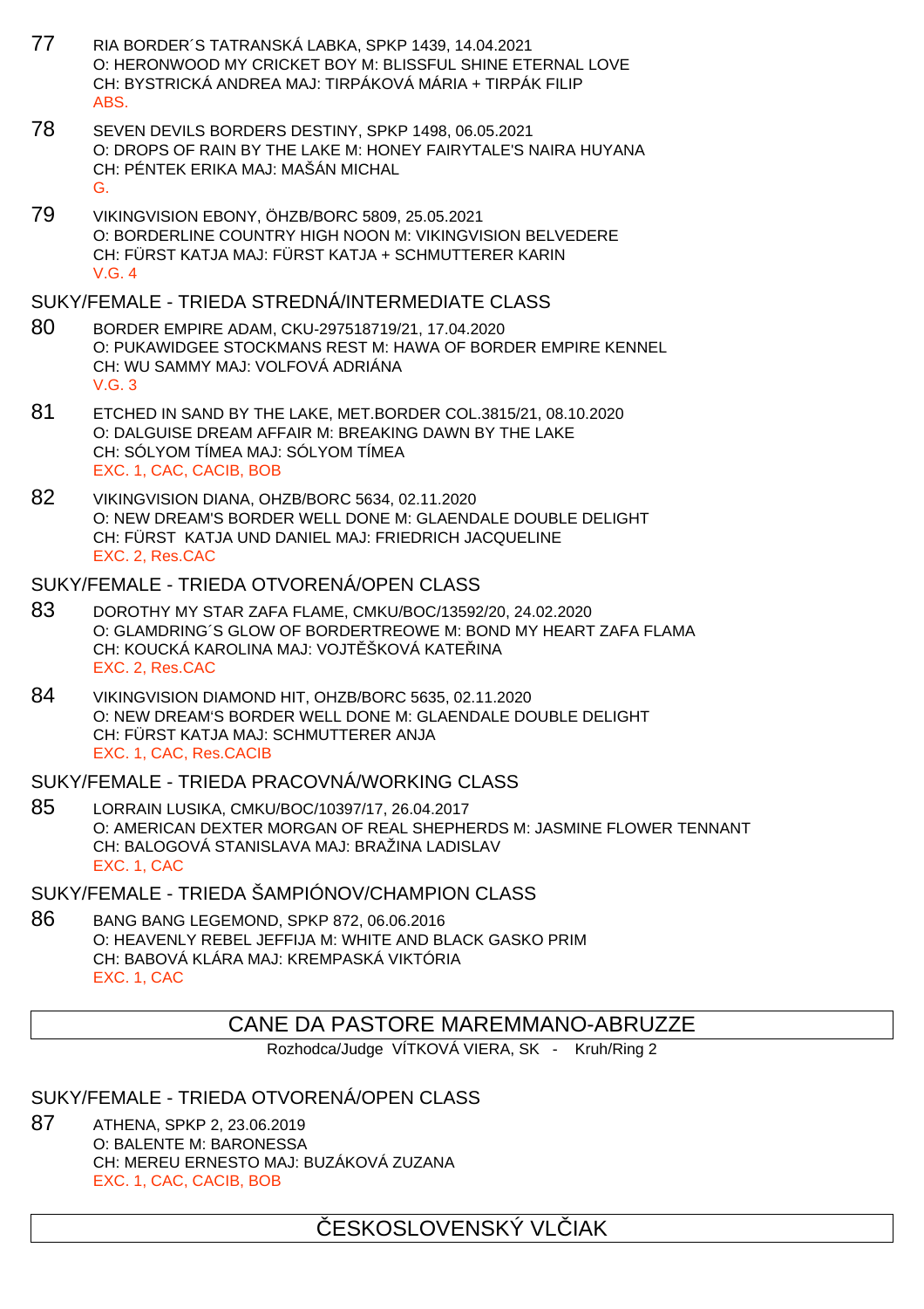77 RIA BORDER´S TATRANSKÁ LABKA, SPKP 1439, 14.04.2021
O: HERONWOOD MY CRICKET BOY M: BLISSFUL SHINE ETERNAL LOVE
CH: BYSTRICKÁ ANDREA MAJ: TIRPÁKOVÁ MÁRIA + TIRPÁK FILIP
ABS.

78 SEVEN DEVILS BORDERS DESTINY, SPKP 1498, 06.05.2021
O: DROPS OF RAIN BY THE LAKE M: HONEY FAIRYTALE'S NAIRA HUYANA
CH: PÉNTEK ERIKA MAJ: MAŠÁN MICHAL
G.

79 VIKINGVISION EBONY, ÖHZB/BORC 5809, 25.05.2021
O: BORDERLINE COUNTRY HIGH NOON M: VIKINGVISION BELVEDERE
CH: FÜRST KATJA MAJ: FÜRST KATJA + SCHMUTTERER KARIN
V.G. 4

## SUKY/FEMALE - TRIEDA STREDNÁ/INTERMEDIATE CLASS

80 BORDER EMPIRE ADAM, CKU-297518719/21, 17.04.2020
O: PUKAWIDGEE STOCKMANS REST M: HAWA OF BORDER EMPIRE KENNEL
CH: WU SAMMY MAJ: VOLFOVÁ ADRIÁNA
V.G. 3

81 ETCHED IN SAND BY THE LAKE, MET.BORDER COL.3815/21, 08.10.2020
O: DALGUISE DREAM AFFAIR M: BREAKING DAWN BY THE LAKE
CH: SÓLYOM TÍMEA MAJ: SÓLYOM TÍMEA
EXC. 1, CAC, CACIB, BOB

82 VIKINGVISION DIANA, OHZB/BORC 5634, 02.11.2020
O: NEW DREAM'S BORDER WELL DONE M: GLAENDALE DOUBLE DELIGHT
CH: FÜRST KATJA UND DANIEL MAJ: FRIEDRICH JACQUELINE
EXC. 2, Res.CAC

## SUKY/FEMALE - TRIEDA OTVORENÁ/OPEN CLASS

83 DOROTHY MY STAR ZAFA FLAME, CMKU/BOC/13592/20, 24.02.2020
O: GLAMDRING´S GLOW OF BORDERTREOWE M: BOND MY HEART ZAFA FLAMA
CH: KOUCKÁ KAROLINA MAJ: VOJTĚŠKOVÁ KATEŘINA
EXC. 2, Res.CAC

84 VIKINGVISION DIAMOND HIT, OHZB/BORC 5635, 02.11.2020
O: NEW DREAM'S BORDER WELL DONE M: GLAENDALE DOUBLE DELIGHT
CH: FÜRST KATJA MAJ: SCHMUTTERER ANJA
EXC. 1, CAC, Res.CACIB

## SUKY/FEMALE - TRIEDA PRACOVNÁ/WORKING CLASS

85 LORRAIN LUSIKA, CMKU/BOC/10397/17, 26.04.2017
O: AMERICAN DEXTER MORGAN OF REAL SHEPHERDS M: JASMINE FLOWER TENNANT
CH: BALOGOVÁ STANISLAVA MAJ: BRAŽINA LADISLAV
EXC. 1, CAC

## SUKY/FEMALE - TRIEDA ŠAMPIÓNOV/CHAMPION CLASS

86 BANG BANG LEGEMOND, SPKP 872, 06.06.2016
O: HEAVENLY REBEL JEFFIJA M: WHITE AND BLACK GASKO PRIM
CH: BABOVÁ KLÁRA MAJ: KREMPASKÁ VIKTÓRIA
EXC. 1, CAC

# CANE DA PASTORE MAREMMANO-ABRUZZE

Rozhodca/Judge VÍTKOVÁ VIERA, SK - Kruh/Ring 2

## SUKY/FEMALE - TRIEDA OTVORENÁ/OPEN CLASS

87 ATHENA, SPKP 2, 23.06.2019
O: BALENTE M: BARONESSA
CH: MEREU ERNESTO MAJ: BUZÁKOVÁ ZUZANA
EXC. 1, CAC, CACIB, BOB

# ČESKOSLOVENSKÝ VLČIAK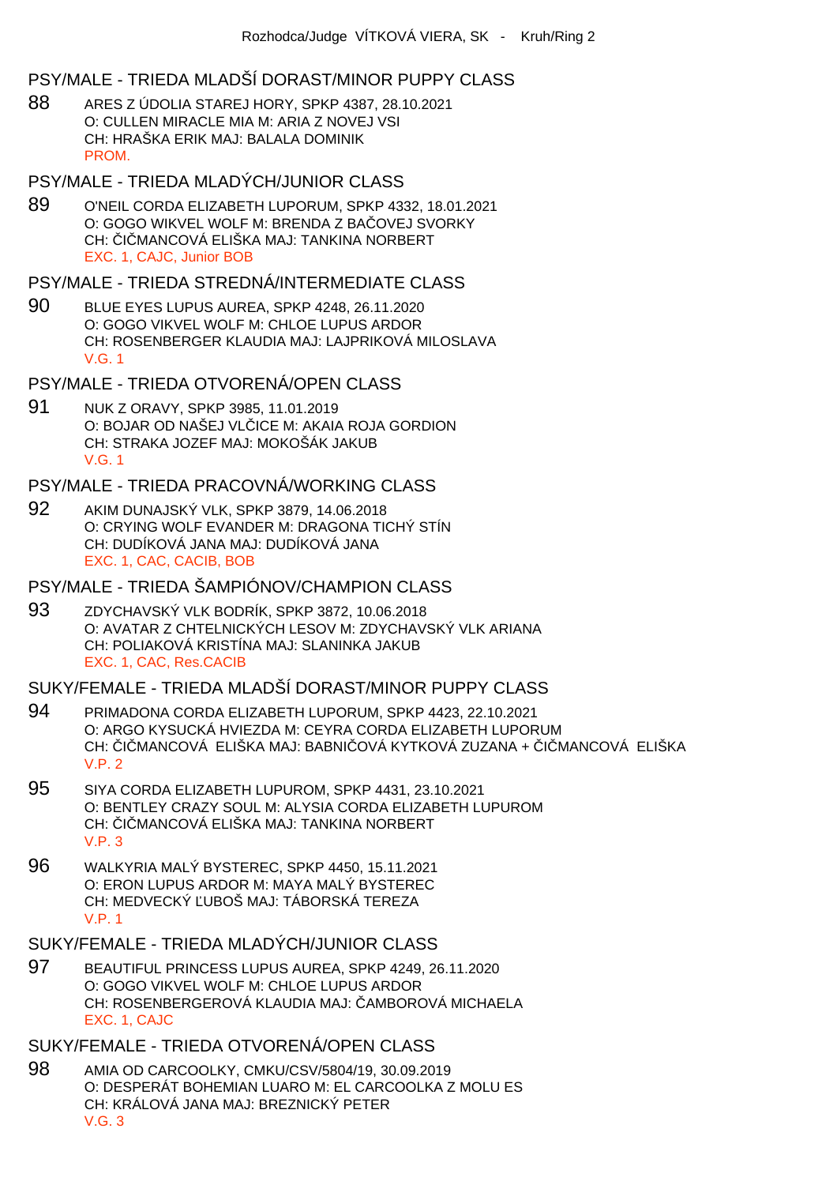## PSY/MALE - TRIEDA MLADŠÍ DORAST/MINOR PUPPY CLASS

88 ARES Z ÚDOLIA STAREJ HORY, SPKP 4387, 28.10.2021
O: CULLEN MIRACLE MIA M: ARIA Z NOVEJ VSI
CH: HRAŠKA ERIK MAJ: BALALA DOMINIK
PROM.

## PSY/MALE - TRIEDA MLADÝCH/JUNIOR CLASS

89 O'NEIL CORDA ELIZABETH LUPORUM, SPKP 4332, 18.01.2021
O: GOGO WIKVEL WOLF M: BRENDA Z BAČOVEJ SVORKY
CH: ČIČMANCOVÁ ELIŠKA MAJ: TANKINA NORBERT
EXC. 1, CAJC, Junior BOB

## PSY/MALE - TRIEDA STREDNÁ/INTERMEDIATE CLASS

90 BLUE EYES LUPUS AUREA, SPKP 4248, 26.11.2020
O: GOGO VIKVEL WOLF M: CHLOE LUPUS ARDOR
CH: ROSENBERGER KLAUDIA MAJ: LAJPRIKOVÁ MILOSLAVA
V.G. 1

## PSY/MALE - TRIEDA OTVORENÁ/OPEN CLASS

91 NUK Z ORAVY, SPKP 3985, 11.01.2019
O: BOJAR OD NAŠEJ VLČICE M: AKAIA ROJA GORDION
CH: STRAKA JOZEF MAJ: MOKOŠÁK JAKUB
V.G. 1

## PSY/MALE - TRIEDA PRACOVNÁ/WORKING CLASS

92 AKIM DUNAJSKÝ VLK, SPKP 3879, 14.06.2018
O: CRYING WOLF EVANDER M: DRAGONA TICHÝ STÍN
CH: DUDÍKOVÁ JANA MAJ: DUDÍKOVÁ JANA
EXC. 1, CAC, CACIB, BOB

## PSY/MALE - TRIEDA ŠAMPIÓNOV/CHAMPION CLASS

93 ZDYCHAVSKÝ VLK BODRÍK, SPKP 3872, 10.06.2018
O: AVATAR Z CHTELNICKÝCH LESOV M: ZDYCHAVSKÝ VLK ARIANA
CH: POLIAKOVÁ KRISTÍNA MAJ: SLANINKA JAKUB
EXC. 1, CAC, Res.CACIB

## SUKY/FEMALE - TRIEDA MLADŠÍ DORAST/MINOR PUPPY CLASS

94 PRIMADONA CORDA ELIZABETH LUPORUM, SPKP 4423, 22.10.2021
O: ARGO KYSUCKÁ HVIEZDA M: CEYRA CORDA ELIZABETH LUPORUM
CH: ČIČMANCOVÁ ELIŠKA MAJ: BABNIČOVÁ KYTKOVÁ ZUZANA + ČIČMANCOVÁ ELIŠKA
V.P. 2

95 SIYA CORDA ELIZABETH LUPUROM, SPKP 4431, 23.10.2021
O: BENTLEY CRAZY SOUL M: ALYSIA CORDA ELIZABETH LUPUROM
CH: ČIČMANCOVÁ ELIŠKA MAJ: TANKINA NORBERT
V.P. 3

96 WALKYRIA MALÝ BYSTEREC, SPKP 4450, 15.11.2021
O: ERON LUPUS ARDOR M: MAYA MALÝ BYSTEREC
CH: MEDVECKÝ ĽUBOŠ MAJ: TÁBORSKÁ TEREZA
V.P. 1

## SUKY/FEMALE - TRIEDA MLADÝCH/JUNIOR CLASS

97 BEAUTIFUL PRINCESS LUPUS AUREA, SPKP 4249, 26.11.2020
O: GOGO VIKVEL WOLF M: CHLOE LUPUS ARDOR
CH: ROSENBERGEROVÁ KLAUDIA MAJ: ČAMBOROVÁ MICHAELA
EXC. 1, CAJC

## SUKY/FEMALE - TRIEDA OTVORENÁ/OPEN CLASS

98 AMIA OD CARCOOLKY, CMKU/CSV/5804/19, 30.09.2019
O: DESPERÁT BOHEMIAN LUARO M: EL CARCOOLKA Z MOLU ES
CH: KRÁLOVÁ JANA MAJ: BREZNICKÝ PETER
V.G. 3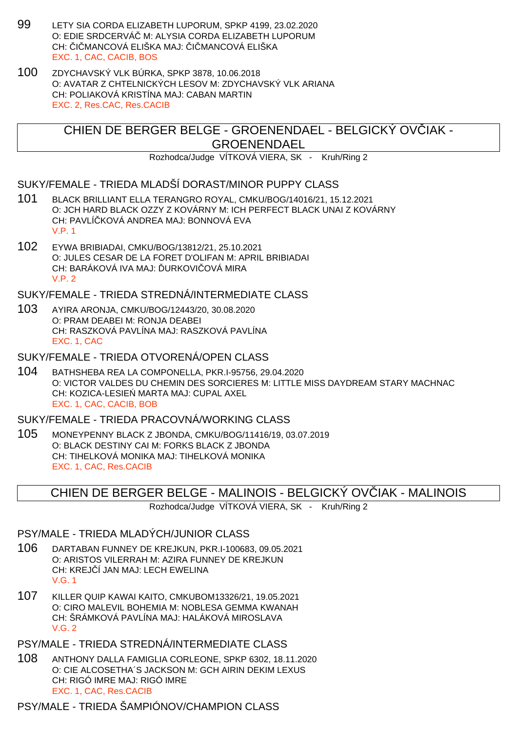99 LETY SIA CORDA ELIZABETH LUPORUM, SPKP 4199, 23.02.2020
O: EDIE SRDCERVÁČ M: ALYSIA CORDA ELIZABETH LUPORUM
CH: ČIČMANCOVÁ ELIŠKA MAJ: ČIČMANCOVÁ ELIŠKA
EXC. 1, CAC, CACIB, BOS

100 ZDYCHAVSKÝ VLK BÚRKA, SPKP 3878, 10.06.2018
O: AVATAR Z CHTELNICKÝCH LESOV M: ZDYCHAVSKÝ VLK ARIANA
CH: POLIAKOVÁ KRISTÍNA MAJ: CABAN MARTIN
EXC. 2, Res.CAC, Res.CACIB

## CHIEN DE BERGER BELGE - GROENENDAEL - BELGICKÝ OVČIAK - GROENENDAEL

Rozhodca/Judge VÍTKOVÁ VIERA, SK - Kruh/Ring 2

### SUKY/FEMALE - TRIEDA MLADŠÍ DORAST/MINOR PUPPY CLASS

101 BLACK BRILLIANT ELLA TERANGRO ROYAL, CMKU/BOG/14016/21, 15.12.2021
O: JCH HARD BLACK OZZY Z KOVÁRNY M: ICH PERFECT BLACK UNAI Z KOVÁRNY
CH: PAVLÍČKOVÁ ANDREA MAJ: BONNOVÁ EVA
V.P. 1

102 EYWA BRIBIADAI, CMKU/BOG/13812/21, 25.10.2021
O: JULES CESAR DE LA FORET D'OLIFAN M: APRIL BRIBIADAI
CH: BARÁKOVÁ IVA MAJ: ĎURKOVIČOVÁ MIRA
V.P. 2

### SUKY/FEMALE - TRIEDA STREDNÁ/INTERMEDIATE CLASS

103 AYIRA ARONJA, CMKU/BOG/12443/20, 30.08.2020
O: PRAM DEABEI M: RONJA DEABEI
CH: RASZKOVÁ PAVLÍNA MAJ: RASZKOVÁ PAVLÍNA
EXC. 1, CAC

### SUKY/FEMALE - TRIEDA OTVORENÁ/OPEN CLASS

104 BATHSHEBA REA LA COMPONELLA, PKR.I-95756, 29.04.2020
O: VICTOR VALDES DU CHEMIN DES SORCIERES M: LITTLE MISS DAYDREAM STARY MACHNAC
CH: KOZICA-LESIEŃ MARTA MAJ: CUPAL AXEL
EXC. 1, CAC, CACIB, BOB

### SUKY/FEMALE - TRIEDA PRACOVNÁ/WORKING CLASS

105 MONEYPENNY BLACK Z JBONDA, CMKU/BOG/11416/19, 03.07.2019
O: BLACK DESTINY CAI M: FORKS BLACK Z JBONDA
CH: TIHELKOVÁ MONIKA MAJ: TIHELKOVÁ MONIKA
EXC. 1, CAC, Res.CACIB

## CHIEN DE BERGER BELGE - MALINOIS - BELGICKÝ OVČIAK - MALINOIS

Rozhodca/Judge VÍTKOVÁ VIERA, SK - Kruh/Ring 2

### PSY/MALE - TRIEDA MLADÝCH/JUNIOR CLASS

106 DARTABAN FUNNEY DE KREJKUN, PKR.I-100683, 09.05.2021
O: ARISTOS VILERRAH M: AZIRA FUNNEY DE KREJKUN
CH: KREJČÍ JAN MAJ: LECH EWELINA
V.G. 1

107 KILLER QUIP KAWAI KAITO, CMKUBOM13326/21, 19.05.2021
O: CIRO MALEVIL BOHEMIA M: NOBLESA GEMMA KWANAH
CH: ŠRÁMKOVÁ PAVLÍNA MAJ: HALÁKOVÁ MIROSLAVA
V.G. 2

### PSY/MALE - TRIEDA STREDNÁ/INTERMEDIATE CLASS

108 ANTHONY DALLA FAMIGLIA CORLEONE, SPKP 6302, 18.11.2020
O: CIE ALCOSETHA´S JACKSON M: GCH AIRIN DEKIM LEXUS
CH: RIGÓ IMRE MAJ: RIGÓ IMRE
EXC. 1, CAC, Res.CACIB

### PSY/MALE - TRIEDA ŠAMPIÓNOV/CHAMPION CLASS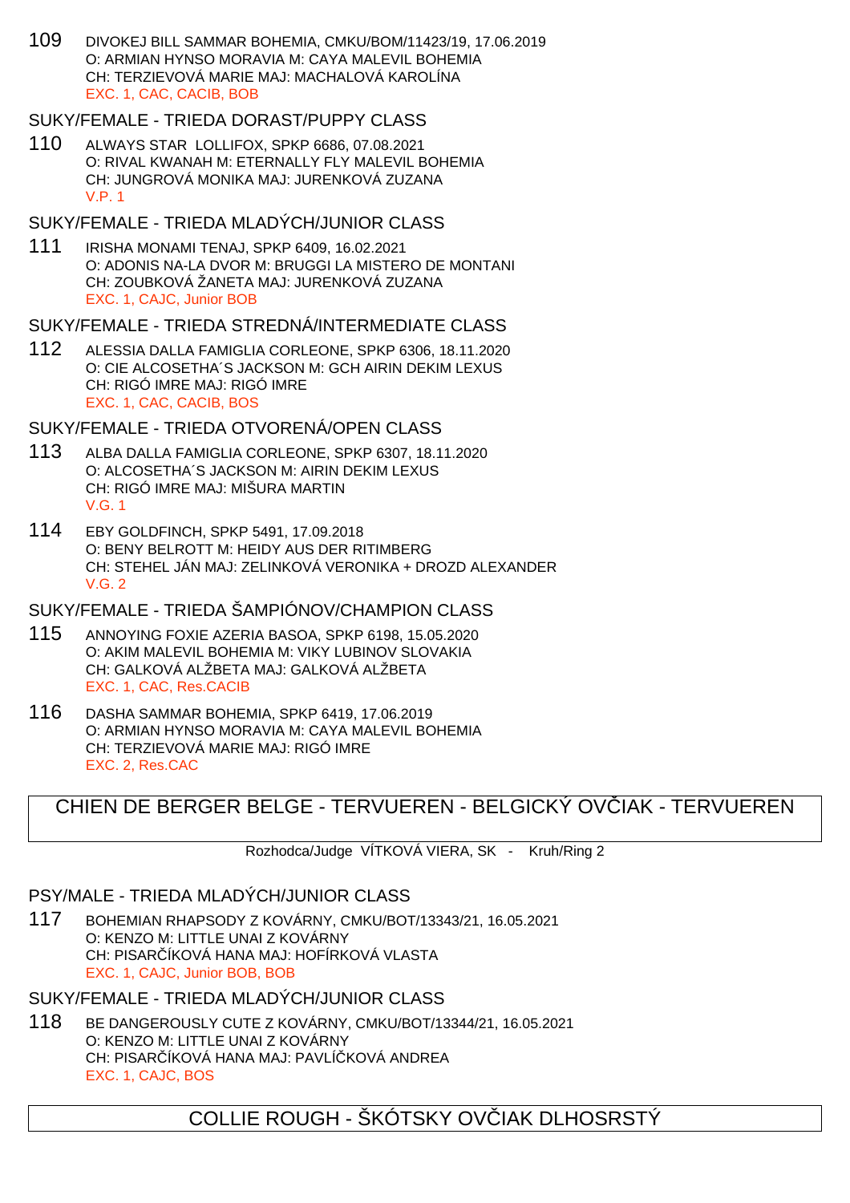109 DIVOKEJ BILL SAMMAR BOHEMIA, CMKU/BOM/11423/19, 17.06.2019
O: ARMIAN HYNSO MORAVIA M: CAYA MALEVIL BOHEMIA
CH: TERZIEVOVÁ MARIE MAJ: MACHALOVÁ KAROLÍNA
EXC. 1, CAC, CACIB, BOB

### SUKY/FEMALE - TRIEDA DORAST/PUPPY CLASS

110 ALWAYS STAR LOLLIFOX, SPKP 6686, 07.08.2021
O: RIVAL KWANAH M: ETERNALLY FLY MALEVIL BOHEMIA
CH: JUNGROVÁ MONIKA MAJ: JURENKOVÁ ZUZANA
V.P. 1

### SUKY/FEMALE - TRIEDA MLADÝCH/JUNIOR CLASS

111 IRISHA MONAMI TENAJ, SPKP 6409, 16.02.2021
O: ADONIS NA-LA DVOR M: BRUGGI LA MISTERO DE MONTANI
CH: ZOUBKOVÁ ŽANETA MAJ: JURENKOVÁ ZUZANA
EXC. 1, CAJC, Junior BOB

### SUKY/FEMALE - TRIEDA STREDNÁ/INTERMEDIATE CLASS

112 ALESSIA DALLA FAMIGLIA CORLEONE, SPKP 6306, 18.11.2020
O: CIE ALCOSETHA´S JACKSON M: GCH AIRIN DEKIM LEXUS
CH: RIGÓ IMRE MAJ: RIGÓ IMRE
EXC. 1, CAC, CACIB, BOS

### SUKY/FEMALE - TRIEDA OTVORENÁ/OPEN CLASS

113 ALBA DALLA FAMIGLIA CORLEONE, SPKP 6307, 18.11.2020
O: ALCOSETHA´S JACKSON M: AIRIN DEKIM LEXUS
CH: RIGÓ IMRE MAJ: MIŠURA MARTIN
V.G. 1

114 EBY GOLDFINCH, SPKP 5491, 17.09.2018
O: BENY BELROTT M: HEIDY AUS DER RITIMBERG
CH: STEHEL JÁN MAJ: ZELINKOVÁ VERONIKA + DROZD ALEXANDER
V.G. 2

### SUKY/FEMALE - TRIEDA ŠAMPIÓNOV/CHAMPION CLASS

115 ANNOYING FOXIE AZERIA BASOA, SPKP 6198, 15.05.2020
O: AKIM MALEVIL BOHEMIA M: VIKY LUBINOV SLOVAKIA
CH: GALKOVÁ ALŽBETA MAJ: GALKOVÁ ALŽBETA
EXC. 1, CAC, Res.CACIB

116 DASHA SAMMAR BOHEMIA, SPKP 6419, 17.06.2019
O: ARMIAN HYNSO MORAVIA M: CAYA MALEVIL BOHEMIA
CH: TERZIEVOVÁ MARIE MAJ: RIGÓ IMRE
EXC. 2, Res.CAC

## CHIEN DE BERGER BELGE - TERVUEREN - BELGICKÝ OVČIAK - TERVUEREN

Rozhodca/Judge VÍTKOVÁ VIERA, SK - Kruh/Ring 2

### PSY/MALE - TRIEDA MLADÝCH/JUNIOR CLASS

117 BOHEMIAN RHAPSODY Z KOVÁRNY, CMKU/BOT/13343/21, 16.05.2021
O: KENZO M: LITTLE UNAI Z KOVÁRNY
CH: PISARČÍKOVÁ HANA MAJ: HOFÍRKOVÁ VLASTA
EXC. 1, CAJC, Junior BOB, BOB

### SUKY/FEMALE - TRIEDA MLADÝCH/JUNIOR CLASS

118 BE DANGEROUSLY CUTE Z KOVÁRNY, CMKU/BOT/13344/21, 16.05.2021
O: KENZO M: LITTLE UNAI Z KOVÁRNY
CH: PISARČÍKOVÁ HANA MAJ: PAVLÍČKOVÁ ANDREA
EXC. 1, CAJC, BOS

## COLLIE ROUGH - ŠKÓTSKY OVČIAK DLHOSRSTÝ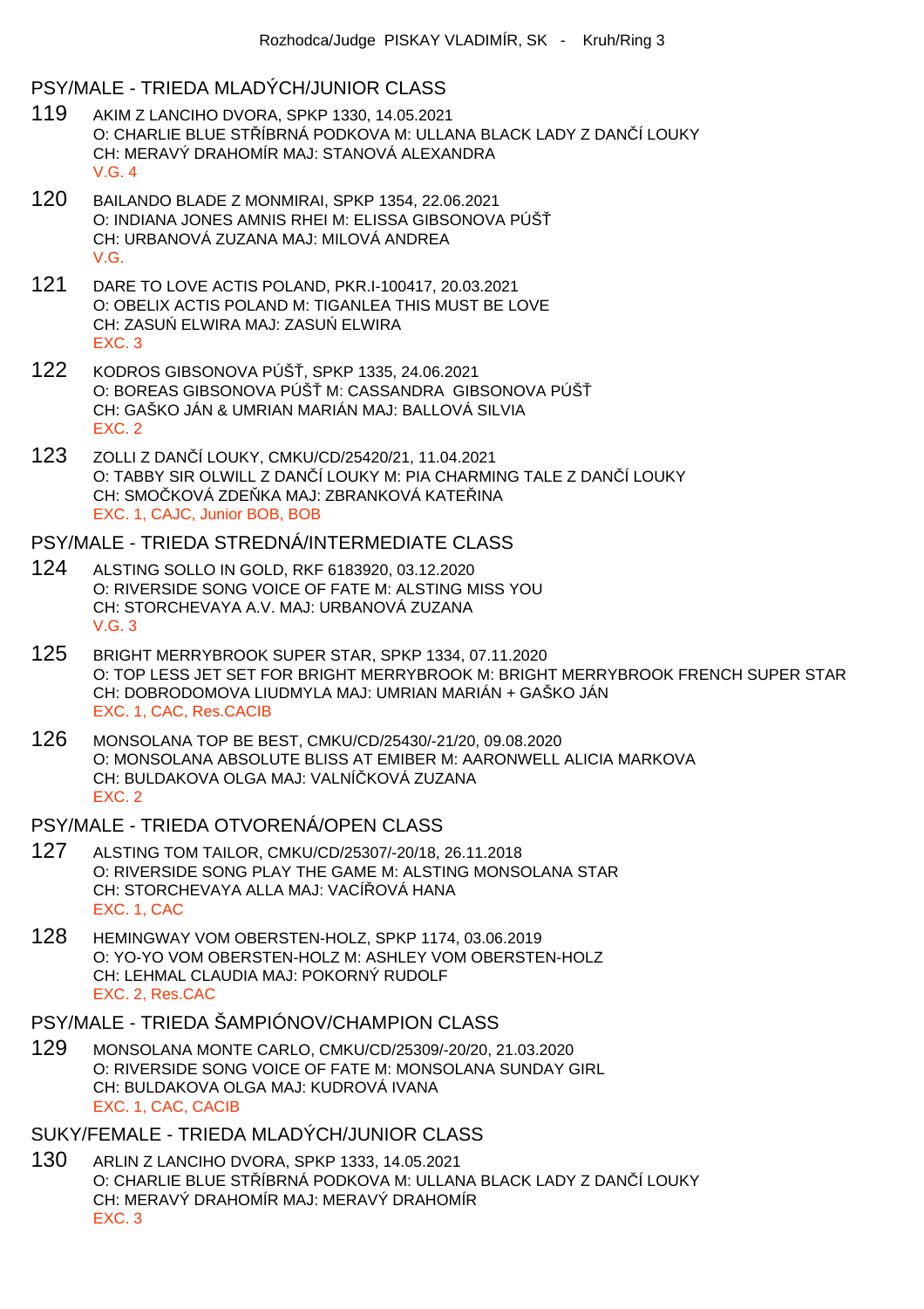Rozhodca/Judge PISKAY VLADIMÍR, SK - Kruh/Ring 3

## PSY/MALE - TRIEDA MLADÝCH/JUNIOR CLASS

119 AKIM Z LANCIHO DVORA, SPKP 1330, 14.05.2021
O: CHARLIE BLUE STŘÍBRNÁ PODKOVA M: ULLANA BLACK LADY Z DANČÍ LOUKY
CH: MERAVÝ DRAHOMÍR MAJ: STANOVÁ ALEXANDRA
V.G. 4

120 BAILANDO BLADE Z MONMIRAI, SPKP 1354, 22.06.2021
O: INDIANA JONES AMNIS RHEI M: ELISSA GIBSONOVA PÚŠŤ
CH: URBANOVÁ ZUZANA MAJ: MILOVÁ ANDREA
V.G.

121 DARE TO LOVE ACTIS POLAND, PKR.I-100417, 20.03.2021
O: OBELIX ACTIS POLAND M: TIGANLEA THIS MUST BE LOVE
CH: ZASUŃ ELWIRA MAJ: ZASUŃ ELWIRA
EXC. 3

122 KODROS GIBSONOVA PÚŠŤ, SPKP 1335, 24.06.2021
O: BOREAS GIBSONOVA PÚŠŤ M: CASSANDRA GIBSONOVA PÚŠŤ
CH: GAŠKO JÁN & UMRIAN MARIÁN MAJ: BALLOVÁ SILVIA
EXC. 2

123 ZOLLI Z DANČÍ LOUKY, CMKU/CD/25420/21, 11.04.2021
O: TABBY SIR OLWILL Z DANČÍ LOUKY M: PIA CHARMING TALE Z DANČÍ LOUKY
CH: SMOČKOVÁ ZDEŇKA MAJ: ZBRANKOVÁ KATEŘINA
EXC. 1, CAJC, Junior BOB, BOB

## PSY/MALE - TRIEDA STREDNÁ/INTERMEDIATE CLASS

124 ALSTING SOLLO IN GOLD, RKF 6183920, 03.12.2020
O: RIVERSIDE SONG VOICE OF FATE M: ALSTING MISS YOU
CH: STORCHEVAYA A.V. MAJ: URBANOVÁ ZUZANA
V.G. 3

125 BRIGHT MERRYBROOK SUPER STAR, SPKP 1334, 07.11.2020
O: TOP LESS JET SET FOR BRIGHT MERRYBROOK M: BRIGHT MERRYBROOK FRENCH SUPER STAR
CH: DOBRODOMOVA LIUDMYLA MAJ: UMRIAN MARIÁN + GAŠKO JÁN
EXC. 1, CAC, Res.CACIB

126 MONSOLANA TOP BE BEST, CMKU/CD/25430/-21/20, 09.08.2020
O: MONSOLANA ABSOLUTE BLISS AT EMIBER M: AARONWELL ALICIA MARKOVA
CH: BULDAKOVA OLGA MAJ: VALNÍČKOVÁ ZUZANA
EXC. 2

## PSY/MALE - TRIEDA OTVORENÁ/OPEN CLASS

127 ALSTING TOM TAILOR, CMKU/CD/25307/-20/18, 26.11.2018
O: RIVERSIDE SONG PLAY THE GAME M: ALSTING MONSOLANA STAR
CH: STORCHEVAYA ALLA MAJ: VACÍŘOVÁ HANA
EXC. 1, CAC

128 HEMINGWAY VOM OBERSTEN-HOLZ, SPKP 1174, 03.06.2019
O: YO-YO VOM OBERSTEN-HOLZ M: ASHLEY VOM OBERSTEN-HOLZ
CH: LEHMAL CLAUDIA MAJ: POKORNÝ RUDOLF
EXC. 2, Res.CAC

## PSY/MALE - TRIEDA ŠAMPIÓNOV/CHAMPION CLASS

129 MONSOLANA MONTE CARLO, CMKU/CD/25309/-20/20, 21.03.2020
O: RIVERSIDE SONG VOICE OF FATE M: MONSOLANA SUNDAY GIRL
CH: BULDAKOVA OLGA MAJ: KUDROVÁ IVANA
EXC. 1, CAC, CACIB

## SUKY/FEMALE - TRIEDA MLADÝCH/JUNIOR CLASS

130 ARLIN Z LANCIHO DVORA, SPKP 1333, 14.05.2021
O: CHARLIE BLUE STŘÍBRNÁ PODKOVA M: ULLANA BLACK LADY Z DANČÍ LOUKY
CH: MERAVÝ DRAHOMÍR MAJ: MERAVÝ DRAHOMÍR
EXC. 3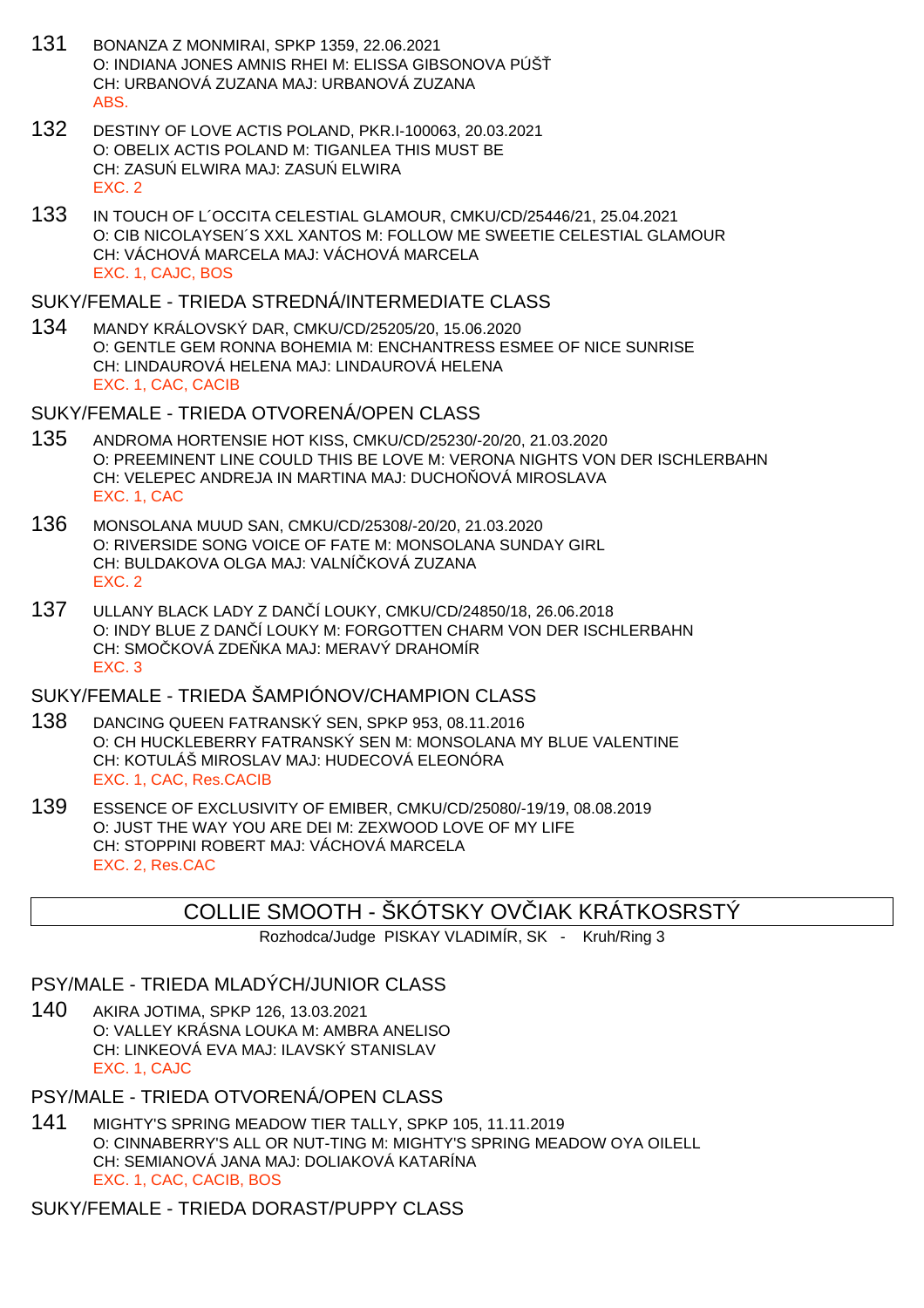131 BONANZA Z MONMIRAI, SPKP 1359, 22.06.2021
O: INDIANA JONES AMNIS RHEI M: ELISSA GIBSONOVA PÚŠŤ
CH: URBANOVÁ ZUZANA MAJ: URBANOVÁ ZUZANA
ABS.

132 DESTINY OF LOVE ACTIS POLAND, PKR.I-100063, 20.03.2021
O: OBELIX ACTIS POLAND M: TIGANLEA THIS MUST BE
CH: ZASUŃ ELWIRA MAJ: ZASUŃ ELWIRA
EXC. 2

133 IN TOUCH OF L´OCCITA CELESTIAL GLAMOUR, CMKU/CD/25446/21, 25.04.2021
O: CIB NICOLAYSEN´S XXL XANTOS M: FOLLOW ME SWEETIE CELESTIAL GLAMOUR
CH: VÁCHOVÁ MARCELA MAJ: VÁCHOVÁ MARCELA
EXC. 1, CAJC, BOS

## SUKY/FEMALE - TRIEDA STREDNÁ/INTERMEDIATE CLASS

134 MANDY KRÁLOVSKÝ DAR, CMKU/CD/25205/20, 15.06.2020
O: GENTLE GEM RONNA BOHEMIA M: ENCHANTRESS ESMEE OF NICE SUNRISE
CH: LINDAUROVÁ HELENA MAJ: LINDAUROVÁ HELENA
EXC. 1, CAC, CACIB

## SUKY/FEMALE - TRIEDA OTVORENÁ/OPEN CLASS

135 ANDROMA HORTENSIE HOT KISS, CMKU/CD/25230/-20/20, 21.03.2020
O: PREEMINENT LINE COULD THIS BE LOVE M: VERONA NIGHTS VON DER ISCHLERBAHN
CH: VELEPEC ANDREJA IN MARTINA MAJ: DUCHOŇOVÁ MIROSLAVA
EXC. 1, CAC

136 MONSOLANA MUUD SAN, CMKU/CD/25308/-20/20, 21.03.2020
O: RIVERSIDE SONG VOICE OF FATE M: MONSOLANA SUNDAY GIRL
CH: BULDAKOVA OLGA MAJ: VALNÍČKOVÁ ZUZANA
EXC. 2

137 ULLANY BLACK LADY Z DANČÍ LOUKY, CMKU/CD/24850/18, 26.06.2018
O: INDY BLUE Z DANČÍ LOUKY M: FORGOTTEN CHARM VON DER ISCHLERBAHN
CH: SMOČKOVÁ ZDEŇKA MAJ: MERAVÝ DRAHOMÍR
EXC. 3

## SUKY/FEMALE - TRIEDA ŠAMPIÓNOV/CHAMPION CLASS

138 DANCING QUEEN FATRANSKÝ SEN, SPKP 953, 08.11.2016
O: CH HUCKLEBERRY FATRANSKÝ SEN M: MONSOLANA MY BLUE VALENTINE
CH: KOTULÁŠ MIROSLAV MAJ: HUDECOVÁ ELEONÓRA
EXC. 1, CAC, Res.CACIB

139 ESSENCE OF EXCLUSIVITY OF EMIBER, CMKU/CD/25080/-19/19, 08.08.2019
O: JUST THE WAY YOU ARE DEI M: ZEXWOOD LOVE OF MY LIFE
CH: STOPPINI ROBERT MAJ: VÁCHOVÁ MARCELA
EXC. 2, Res.CAC

# COLLIE SMOOTH - ŠKÓTSKY OVČIAK KRÁTKOSRSTÝ

Rozhodca/Judge PISKAY VLADIMÍR, SK - Kruh/Ring 3

## PSY/MALE - TRIEDA MLADÝCH/JUNIOR CLASS

140 AKIRA JOTIMA, SPKP 126, 13.03.2021
O: VALLEY KRÁSNA LOUKA M: AMBRA ANELISO
CH: LINKEOVÁ EVA MAJ: ILAVSKÝ STANISLAV
EXC. 1, CAJC

## PSY/MALE - TRIEDA OTVORENÁ/OPEN CLASS

141 MIGHTY'S SPRING MEADOW TIER TALLY, SPKP 105, 11.11.2019
O: CINNABERRY'S ALL OR NUT-TING M: MIGHTY'S SPRING MEADOW OYA OILELL
CH: SEMIANOVÁ JANA MAJ: DOLIAKOVÁ KATARÍNA
EXC. 1, CAC, CACIB, BOS

## SUKY/FEMALE - TRIEDA DORAST/PUPPY CLASS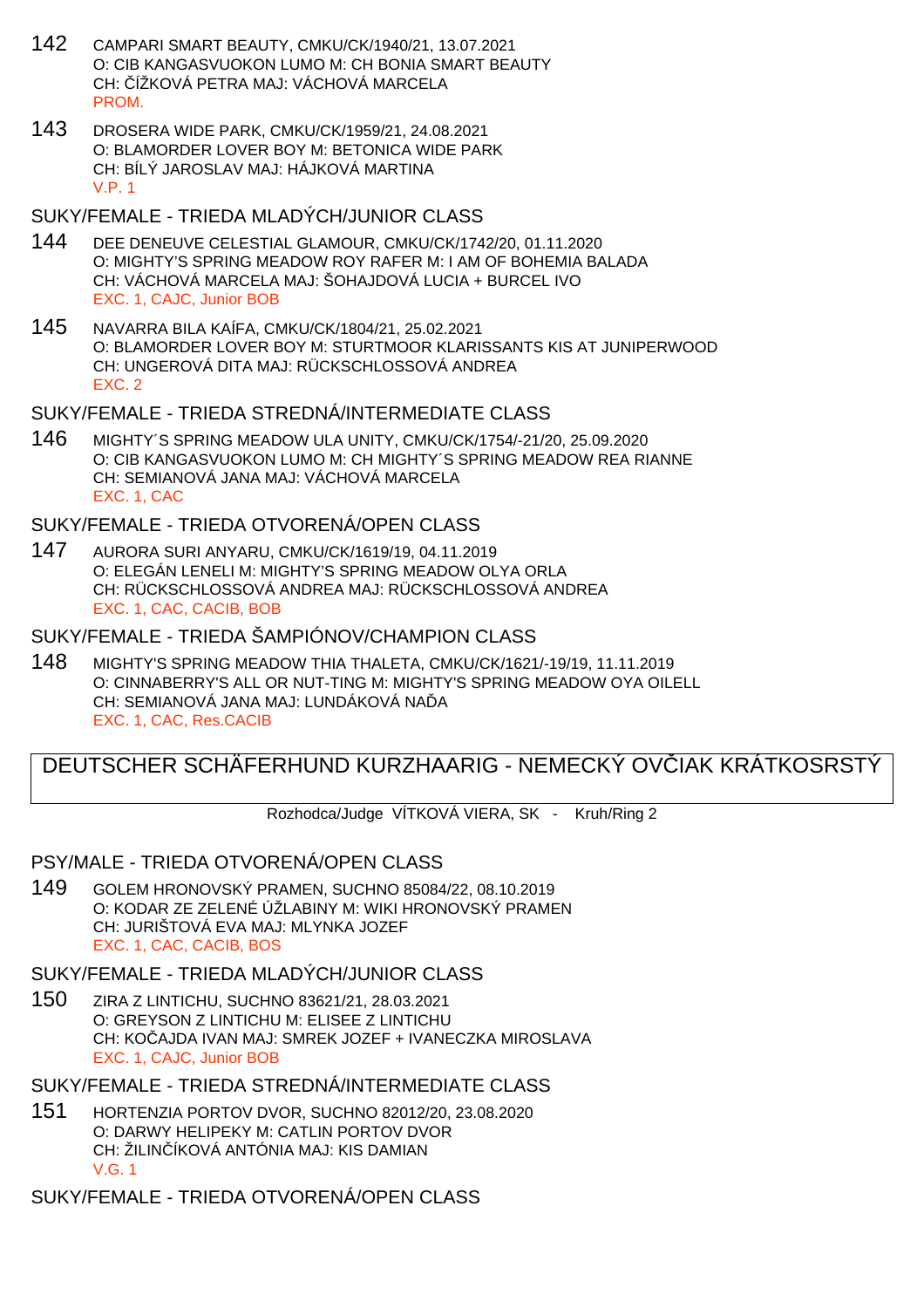142 CAMPARI SMART BEAUTY, CMKU/CK/1940/21, 13.07.2021
O: CIB KANGASVUOKON LUMO M: CH BONIA SMART BEAUTY
CH: ČÍŽKOVÁ PETRA MAJ: VÁCHOVÁ MARCELA
PROM.

143 DROSERA WIDE PARK, CMKU/CK/1959/21, 24.08.2021
O: BLAMORDER LOVER BOY M: BETONICA WIDE PARK
CH: BÍLÝ JAROSLAV MAJ: HÁJKOVÁ MARTINA
V.P. 1

## SUKY/FEMALE - TRIEDA MLADÝCH/JUNIOR CLASS

144 DEE DENEUVE CELESTIAL GLAMOUR, CMKU/CK/1742/20, 01.11.2020
O: MIGHTY'S SPRING MEADOW ROY RAFER M: I AM OF BOHEMIA BALADA
CH: VÁCHOVÁ MARCELA MAJ: ŠOHAJDOVÁ LUCIA + BURCEL IVO
EXC. 1, CAJC, Junior BOB

145 NAVARRA BILA KAÍFA, CMKU/CK/1804/21, 25.02.2021
O: BLAMORDER LOVER BOY M: STURTMOOR KLARISSANTS KIS AT JUNIPERWOOD
CH: UNGEROVÁ DITA MAJ: RÜCKSCHLOSSOVÁ ANDREA
EXC. 2

## SUKY/FEMALE - TRIEDA STREDNÁ/INTERMEDIATE CLASS

146 MIGHTY´S SPRING MEADOW ULA UNITY, CMKU/CK/1754/-21/20, 25.09.2020
O: CIB KANGASVUOKON LUMO M: CH MIGHTY´S SPRING MEADOW REA RIANNE
CH: SEMIANOVÁ JANA MAJ: VÁCHOVÁ MARCELA
EXC. 1, CAC

## SUKY/FEMALE - TRIEDA OTVORENÁ/OPEN CLASS

147 AURORA SURI ANYARU, CMKU/CK/1619/19, 04.11.2019
O: ELEGÁN LENELI M: MIGHTY'S SPRING MEADOW OLYA ORLA
CH: RÜCKSCHLOSSOVÁ ANDREA MAJ: RÜCKSCHLOSSOVÁ ANDREA
EXC. 1, CAC, CACIB, BOB

## SUKY/FEMALE - TRIEDA ŠAMPIÓNOV/CHAMPION CLASS

148 MIGHTY'S SPRING MEADOW THIA THALETA, CMKU/CK/1621/-19/19, 11.11.2019
O: CINNABERRY'S ALL OR NUT-TING M: MIGHTY'S SPRING MEADOW OYA OILELL
CH: SEMIANOVÁ JANA MAJ: LUNDÁKOVÁ NAĎA
EXC. 1, CAC, Res.CACIB

# DEUTSCHER SCHÄFERHUND KURZHAARIG - NEMECKÝ OVČIAK KRÁTKOSRSTÝ

Rozhodca/Judge VÍTKOVÁ VIERA, SK - Kruh/Ring 2

## PSY/MALE - TRIEDA OTVORENÁ/OPEN CLASS

149 GOLEM HRONOVSKÝ PRAMEN, SUCHNO 85084/22, 08.10.2019
O: KODAR ZE ZELENÉ ÚŽLABINY M: WIKI HRONOVSKÝ PRAMEN
CH: JURIŠTOVÁ EVA MAJ: MLYNKA JOZEF
EXC. 1, CAC, CACIB, BOS

## SUKY/FEMALE - TRIEDA MLADÝCH/JUNIOR CLASS

150 ZIRA Z LINTICHU, SUCHNO 83621/21, 28.03.2021
O: GREYSON Z LINTICHU M: ELISEE Z LINTICHU
CH: KOČAJDA IVAN MAJ: SMREK JOZEF + IVANECZKA MIROSLAVA
EXC. 1, CAJC, Junior BOB

## SUKY/FEMALE - TRIEDA STREDNÁ/INTERMEDIATE CLASS

151 HORTENZIA PORTOV DVOR, SUCHNO 82012/20, 23.08.2020
O: DARWY HELIPEKY M: CATLIN PORTOV DVOR
CH: ŽILINČÍKOVÁ ANTÓNIA MAJ: KIS DAMIAN
V.G. 1

## SUKY/FEMALE - TRIEDA OTVORENÁ/OPEN CLASS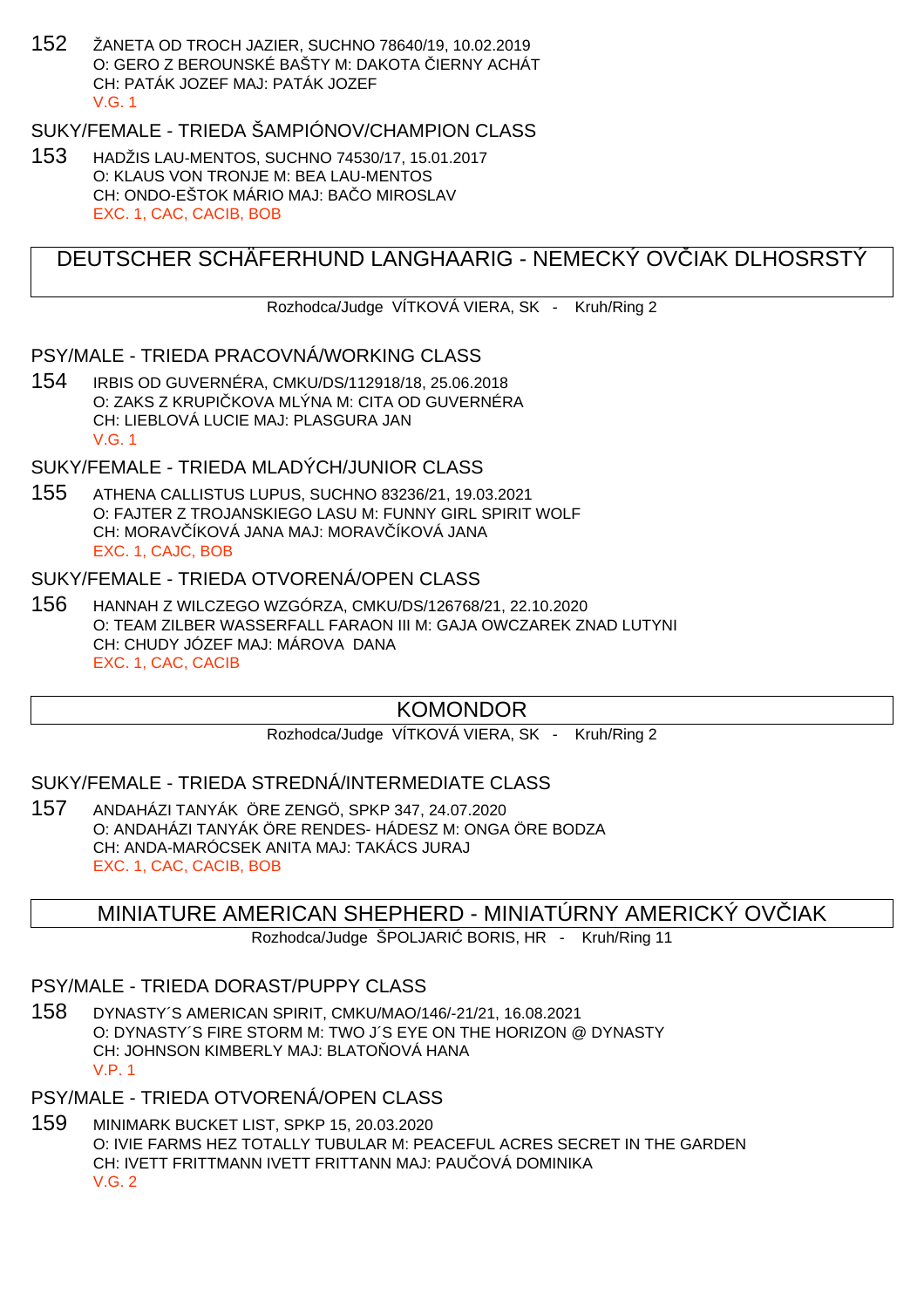152 ŽANETA OD TROCH JAZIER, SUCHNO 78640/19, 10.02.2019
O: GERO Z BEROUNSKÉ BAŠTY M: DAKOTA ČIERNY ACHÁT
CH: PATÁK JOZEF MAJ: PATÁK JOZEF
V.G. 1

### SUKY/FEMALE - TRIEDA ŠAMPIÓNOV/CHAMPION CLASS

153 HADŽIS LAU-MENTOS, SUCHNO 74530/17, 15.01.2017
O: KLAUS VON TRONJE M: BEA LAU-MENTOS
CH: ONDO-EŠTOK MÁRIO MAJ: BAČO MIROSLAV
EXC. 1, CAC, CACIB, BOB

## DEUTSCHER SCHÄFERHUND LANGHAARIG - NEMECKÝ OVČIAK DLHOSRSTÝ

Rozhodca/Judge VÍTKOVÁ VIERA, SK - Kruh/Ring 2

### PSY/MALE - TRIEDA PRACOVNÁ/WORKING CLASS

154 IRBIS OD GUVERNÉRA, CMKU/DS/112918/18, 25.06.2018
O: ZAKS Z KRUPIČKOVA MLÝNA M: CITA OD GUVERNÉRA
CH: LIEBLOVÁ LUCIE MAJ: PLASGURA JAN
V.G. 1

### SUKY/FEMALE - TRIEDA MLADÝCH/JUNIOR CLASS

155 ATHENA CALLISTUS LUPUS, SUCHNO 83236/21, 19.03.2021
O: FAJTER Z TROJANSKIEGO LASU M: FUNNY GIRL SPIRIT WOLF
CH: MORAVČÍKOVÁ JANA MAJ: MORAVČÍKOVÁ JANA
EXC. 1, CAJC, BOB

### SUKY/FEMALE - TRIEDA OTVORENÁ/OPEN CLASS

156 HANNAH Z WILCZEGO WZGÓRZA, CMKU/DS/126768/21, 22.10.2020
O: TEAM ZILBER WASSERFALL FARAON III M: GAJA OWCZAREK ZNAD LUTYNI
CH: CHUDY JÓZEF MAJ: MÁROVA DANA
EXC. 1, CAC, CACIB

## KOMONDOR

Rozhodca/Judge VÍTKOVÁ VIERA, SK - Kruh/Ring 2

### SUKY/FEMALE - TRIEDA STREDNÁ/INTERMEDIATE CLASS

157 ANDAHÁZI TANYÁK ÖRE ZENGÖ, SPKP 347, 24.07.2020
O: ANDAHÁZI TANYÁK ÖRE RENDES- HÁDESZ M: ONGA ÖRE BODZA
CH: ANDA-MARÓCSEK ANITA MAJ: TAKÁCS JURAJ
EXC. 1, CAC, CACIB, BOB

## MINIATURE AMERICAN SHEPHERD - MINIATÚRNY AMERICKÝ OVČIAK

Rozhodca/Judge ŠPOLJARIĆ BORIS, HR - Kruh/Ring 11

### PSY/MALE - TRIEDA DORAST/PUPPY CLASS

158 DYNASTY´S AMERICAN SPIRIT, CMKU/MAO/146/-21/21, 16.08.2021
O: DYNASTY´S FIRE STORM M: TWO J´S EYE ON THE HORIZON @ DYNASTY
CH: JOHNSON KIMBERLY MAJ: BLATOŇOVÁ HANA
V.P. 1

### PSY/MALE - TRIEDA OTVORENÁ/OPEN CLASS

159 MINIMARK BUCKET LIST, SPKP 15, 20.03.2020
O: IVIE FARMS HEZ TOTALLY TUBULAR M: PEACEFUL ACRES SECRET IN THE GARDEN
CH: IVETT FRITTMANN IVETT FRITTANN MAJ: PAUČOVÁ DOMINIKA
V.G. 2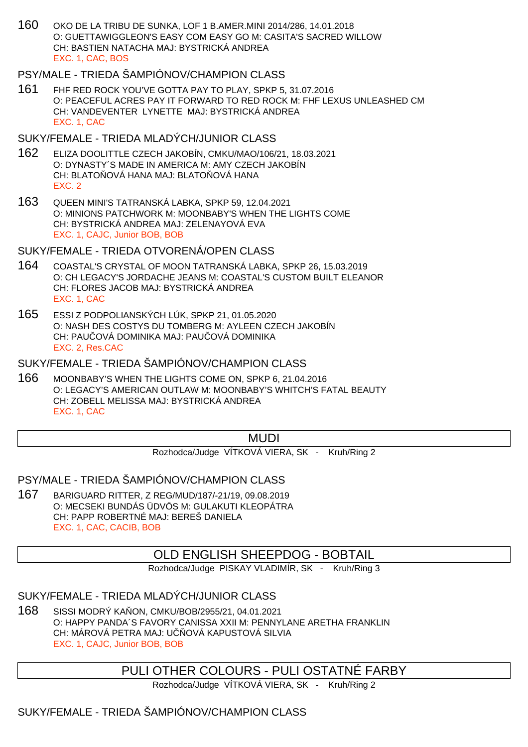160 OKO DE LA TRIBU DE SUNKA, LOF 1 B.AMER.MINI 2014/286, 14.01.2018
O: GUETTAWIGGLEON'S EASY COM EASY GO M: CASITA'S SACRED WILLOW
CH: BASTIEN NATACHA MAJ: BYSTRICKÁ ANDREA
EXC. 1, CAC, BOS

PSY/MALE - TRIEDA ŠAMPIÓNOV/CHAMPION CLASS

161 FHF RED ROCK YOU'VE GOTTA PAY TO PLAY, SPKP 5, 31.07.2016
O: PEACEFUL ACRES PAY IT FORWARD TO RED ROCK M: FHF LEXUS UNLEASHED CM
CH: VANDEVENTER LYNETTE MAJ: BYSTRICKÁ ANDREA
EXC. 1, CAC

SUKY/FEMALE - TRIEDA MLADÝCH/JUNIOR CLASS

162 ELIZA DOOLITTLE CZECH JAKOBÍN, CMKU/MAO/106/21, 18.03.2021
O: DYNASTY´S MADE IN AMERICA M: AMY CZECH JAKOBÍN
CH: BLATOŇOVÁ HANA MAJ: BLATOŇOVÁ HANA
EXC. 2

163 QUEEN MINI'S TATRANSKÁ LABKA, SPKP 59, 12.04.2021
O: MINIONS PATCHWORK M: MOONBABY'S WHEN THE LIGHTS COME
CH: BYSTRICKÁ ANDREA MAJ: ZELENAYOVÁ EVA
EXC. 1, CAJC, Junior BOB, BOB

SUKY/FEMALE - TRIEDA OTVORENÁ/OPEN CLASS

164 COASTAL'S CRYSTAL OF MOON TATRANSKÁ LABKA, SPKP 26, 15.03.2019
O: CH LEGACY'S JORDACHE JEANS M: COASTAL'S CUSTOM BUILT ELEANOR
CH: FLORES JACOB MAJ: BYSTRICKÁ ANDREA
EXC. 1, CAC

165 ESSI Z PODPOLIANSKÝCH LÚK, SPKP 21, 01.05.2020
O: NASH DES COSTYS DU TOMBERG M: AYLEEN CZECH JAKOBÍN
CH: PAUČOVÁ DOMINIKA MAJ: PAUČOVÁ DOMINIKA
EXC. 2, Res.CAC

SUKY/FEMALE - TRIEDA ŠAMPIÓNOV/CHAMPION CLASS

166 MOONBABY'S WHEN THE LIGHTS COME ON, SPKP 6, 21.04.2016
O: LEGACY'S AMERICAN OUTLAW M: MOONBABY'S WHITCH'S FATAL BEAUTY
CH: ZOBELL MELISSA MAJ: BYSTRICKÁ ANDREA
EXC. 1, CAC

## MUDI

Rozhodca/Judge VÍTKOVÁ VIERA, SK - Kruh/Ring 2

PSY/MALE - TRIEDA ŠAMPIÓNOV/CHAMPION CLASS

167 BARIGUARD RITTER, Z REG/MUD/187/-21/19, 09.08.2019
O: MECSEKI BUNDÁS ÜDVÖS M: GULAKUTI KLEOPÁTRA
CH: PAPP ROBERTNÉ MAJ: BEREŠ DANIELA
EXC. 1, CAC, CACIB, BOB

## OLD ENGLISH SHEEPDOG - BOBTAIL

Rozhodca/Judge PISKAY VLADIMÍR, SK - Kruh/Ring 3

SUKY/FEMALE - TRIEDA MLADÝCH/JUNIOR CLASS

168 SISSI MODRÝ KAŇON, CMKU/BOB/2955/21, 04.01.2021
O: HAPPY PANDA´S FAVORY CANISSA XXII M: PENNYLANE ARETHA FRANKLIN
CH: MÁROVÁ PETRA MAJ: UČŇOVÁ KAPUSTOVÁ SILVIA
EXC. 1, CAJC, Junior BOB, BOB

## PULI OTHER COLOURS - PULI OSTATNÉ FARBY

Rozhodca/Judge VÍTKOVÁ VIERA, SK - Kruh/Ring 2

SUKY/FEMALE - TRIEDA ŠAMPIÓNOV/CHAMPION CLASS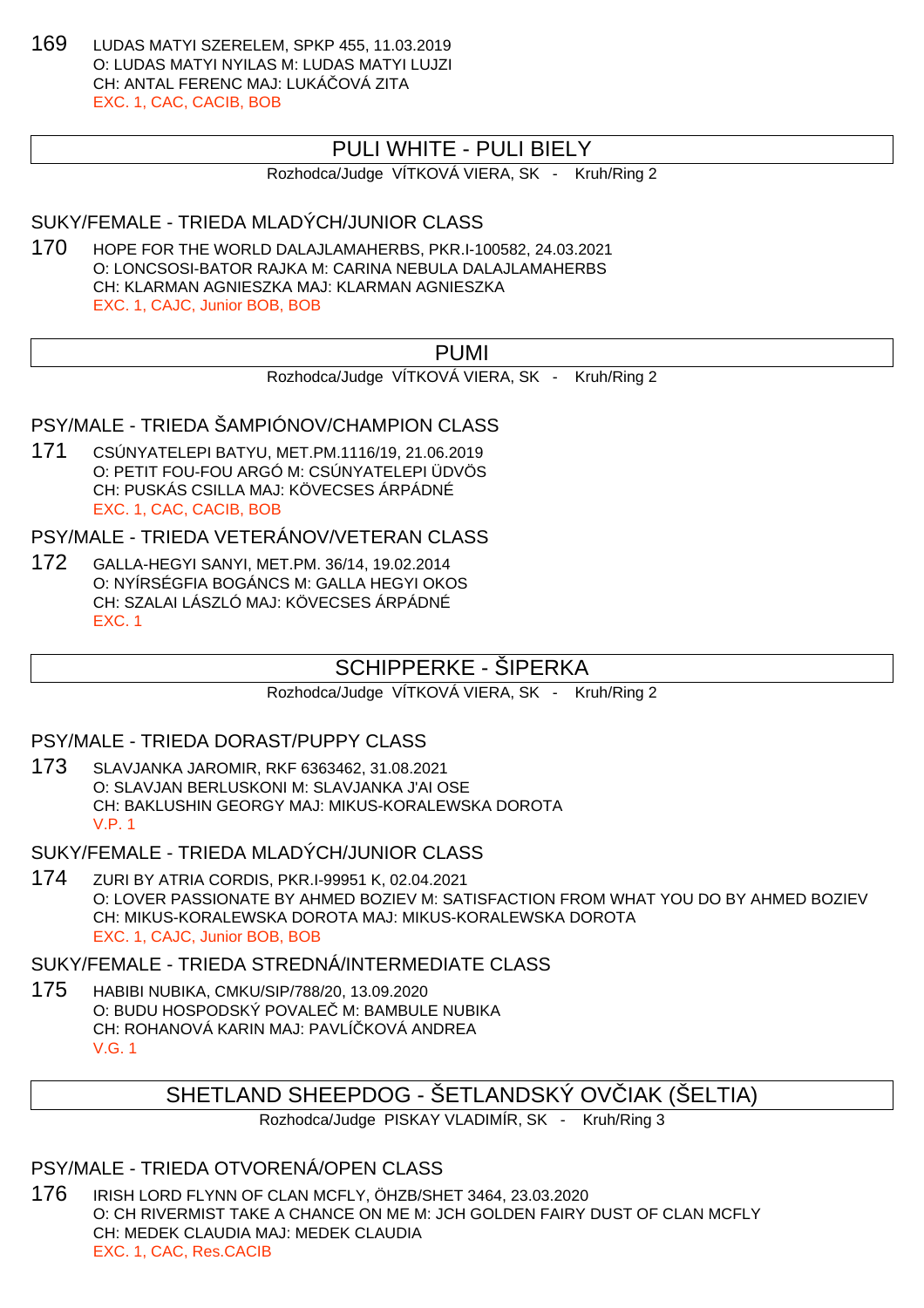169 LUDAS MATYI SZERELEM, SPKP 455, 11.03.2019
O: LUDAS MATYI NYILAS M: LUDAS MATYI LUJZI
CH: ANTAL FERENC MAJ: LUKÁČOVÁ ZITA
EXC. 1, CAC, CACIB, BOB

## PULI WHITE - PULI BIELY

Rozhodca/Judge VÍTKOVÁ VIERA, SK - Kruh/Ring 2

### SUKY/FEMALE - TRIEDA MLADÝCH/JUNIOR CLASS

170 HOPE FOR THE WORLD DALAJLAMAHERBS, PKR.I-100582, 24.03.2021
O: LONCSOSI-BATOR RAJKA M: CARINA NEBULA DALAJLAMAHERBS
CH: KLARMAN AGNIESZKA MAJ: KLARMAN AGNIESZKA
EXC. 1, CAJC, Junior BOB, BOB

## PUMI

Rozhodca/Judge VÍTKOVÁ VIERA, SK - Kruh/Ring 2

### PSY/MALE - TRIEDA ŠAMPIÓNOV/CHAMPION CLASS

171 CSÚNYATELEPI BATYU, MET.PM.1116/19, 21.06.2019
O: PETIT FOU-FOU ARGÓ M: CSÚNYATELEPI ÜDVÖS
CH: PUSKÁS CSILLA MAJ: KÖVECSES ÁRPÁDNÉ
EXC. 1, CAC, CACIB, BOB

### PSY/MALE - TRIEDA VETERÁNOV/VETERAN CLASS

172 GALLA-HEGYI SANYI, MET.PM. 36/14, 19.02.2014
O: NYÍRSÉGFIA BOGÁNCS M: GALLA HEGYI OKOS
CH: SZALAI LÁSZLÓ MAJ: KÖVECSES ÁRPÁDNÉ
EXC. 1

## SCHIPPERKE - ŠIPERKA

Rozhodca/Judge VÍTKOVÁ VIERA, SK - Kruh/Ring 2

### PSY/MALE - TRIEDA DORAST/PUPPY CLASS

173 SLAVJANKA JAROMIR, RKF 6363462, 31.08.2021
O: SLAVJAN BERLUSKONI M: SLAVJANKA J'AI OSE
CH: BAKLUSHIN GEORGY MAJ: MIKUS-KORALEWSKA DOROTA
V.P. 1

### SUKY/FEMALE - TRIEDA MLADÝCH/JUNIOR CLASS

174 ZURI BY ATRIA CORDIS, PKR.I-99951 K, 02.04.2021
O: LOVER PASSIONATE BY AHMED BOZIEV M: SATISFACTION FROM WHAT YOU DO BY AHMED BOZIEV
CH: MIKUS-KORALEWSKA DOROTA MAJ: MIKUS-KORALEWSKA DOROTA
EXC. 1, CAJC, Junior BOB, BOB

### SUKY/FEMALE - TRIEDA STREDNÁ/INTERMEDIATE CLASS

175 HABIBI NUBIKA, CMKU/SIP/788/20, 13.09.2020
O: BUDU HOSPODSKÝ POVALEČ M: BAMBULE NUBIKA
CH: ROHANOVÁ KARIN MAJ: PAVLÍČKOVÁ ANDREA
V.G. 1

## SHETLAND SHEEPDOG - ŠETLANDSKÝ OVČIAK (ŠELTIA)

Rozhodca/Judge PISKAY VLADIMÍR, SK - Kruh/Ring 3

### PSY/MALE - TRIEDA OTVORENÁ/OPEN CLASS

176 IRISH LORD FLYNN OF CLAN MCFLY, ÖHZB/SHET 3464, 23.03.2020
O: CH RIVERMIST TAKE A CHANCE ON ME M: JCH GOLDEN FAIRY DUST OF CLAN MCFLY
CH: MEDEK CLAUDIA MAJ: MEDEK CLAUDIA
EXC. 1, CAC, Res.CACIB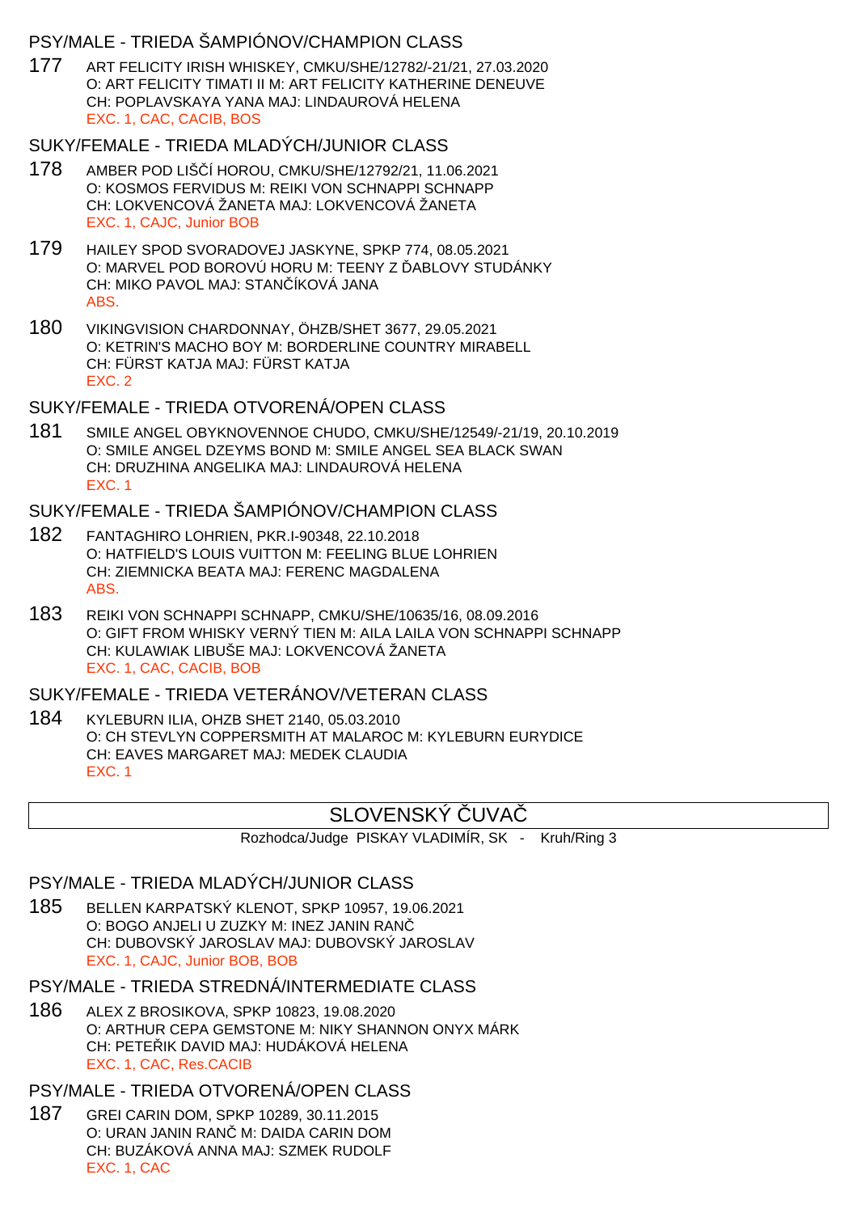### PSY/MALE - TRIEDA ŠAMPIÓNOV/CHAMPION CLASS

177 ART FELICITY IRISH WHISKEY, CMKU/SHE/12782/-21/21, 27.03.2020
O: ART FELICITY TIMATI II M: ART FELICITY KATHERINE DENEUVE
CH: POPLAVSKAYA YANA MAJ: LINDAUROVÁ HELENA
EXC. 1, CAC, CACIB, BOS

### SUKY/FEMALE - TRIEDA MLADÝCH/JUNIOR CLASS

178 AMBER POD LIŠČÍ HOROU, CMKU/SHE/12792/21, 11.06.2021
O: KOSMOS FERVIDUS M: REIKI VON SCHNAPPI SCHNAPP
CH: LOKVENCOVÁ ŽANETA MAJ: LOKVENCOVÁ ŽANETA
EXC. 1, CAJC, Junior BOB

179 HAILEY SPOD SVORADOVEJ JASKYNE, SPKP 774, 08.05.2021
O: MARVEL POD BOROVÚ HORU M: TEENY Z ĎABLOVY STUDÁNKY
CH: MIKO PAVOL MAJ: STANČÍKOVÁ JANA
ABS.

180 VIKINGVISION CHARDONNAY, ÖHZB/SHET 3677, 29.05.2021
O: KETRIN'S MACHO BOY M: BORDERLINE COUNTRY MIRABELL
CH: FÜRST KATJA MAJ: FÜRST KATJA
EXC. 2

### SUKY/FEMALE - TRIEDA OTVORENÁ/OPEN CLASS

181 SMILE ANGEL OBYKNOVENNOE CHUDO, CMKU/SHE/12549/-21/19, 20.10.2019
O: SMILE ANGEL DZEYMS BOND M: SMILE ANGEL SEA BLACK SWAN
CH: DRUZHINA ANGELIKA MAJ: LINDAUROVÁ HELENA
EXC. 1

### SUKY/FEMALE - TRIEDA ŠAMPIÓNOV/CHAMPION CLASS

182 FANTAGHIRO LOHRIEN, PKR.I-90348, 22.10.2018
O: HATFIELD'S LOUIS VUITTON M: FEELING BLUE LOHRIEN
CH: ZIEMNICKA BEATA MAJ: FERENC MAGDALENA
ABS.

183 REIKI VON SCHNAPPI SCHNAPP, CMKU/SHE/10635/16, 08.09.2016
O: GIFT FROM WHISKY VERNÝ TIEN M: AILA LAILA VON SCHNAPPI SCHNAPP
CH: KULAWIAK LIBUŠE MAJ: LOKVENCOVÁ ŽANETA
EXC. 1, CAC, CACIB, BOB

### SUKY/FEMALE - TRIEDA VETERÁNOV/VETERAN CLASS

184 KYLEBURN ILIA, OHZB SHET 2140, 05.03.2010
O: CH STEVLYN COPPERSMITH AT MALAROC M: KYLEBURN EURYDICE
CH: EAVES MARGARET MAJ: MEDEK CLAUDIA
EXC. 1

## SLOVENSKÝ ČUVAČ

Rozhodca/Judge PISKAY VLADIMÍR, SK - Kruh/Ring 3

### PSY/MALE - TRIEDA MLADÝCH/JUNIOR CLASS

185 BELLEN KARPATSKÝ KLENOT, SPKP 10957, 19.06.2021
O: BOGO ANJELI U ZUZKY M: INEZ JANIN RANČ
CH: DUBOVSKÝ JAROSLAV MAJ: DUBOVSKÝ JAROSLAV
EXC. 1, CAJC, Junior BOB, BOB

### PSY/MALE - TRIEDA STREDNÁ/INTERMEDIATE CLASS

186 ALEX Z BROSIKOVA, SPKP 10823, 19.08.2020
O: ARTHUR CEPA GEMSTONE M: NIKY SHANNON ONYX MÁRK
CH: PETEŘIK DAVID MAJ: HUDÁKOVÁ HELENA
EXC. 1, CAC, Res.CACIB

### PSY/MALE - TRIEDA OTVORENÁ/OPEN CLASS

187 GREI CARIN DOM, SPKP 10289, 30.11.2015
O: URAN JANIN RANČ M: DAIDA CARIN DOM
CH: BUZÁKOVÁ ANNA MAJ: SZMEK RUDOLF
EXC. 1, CAC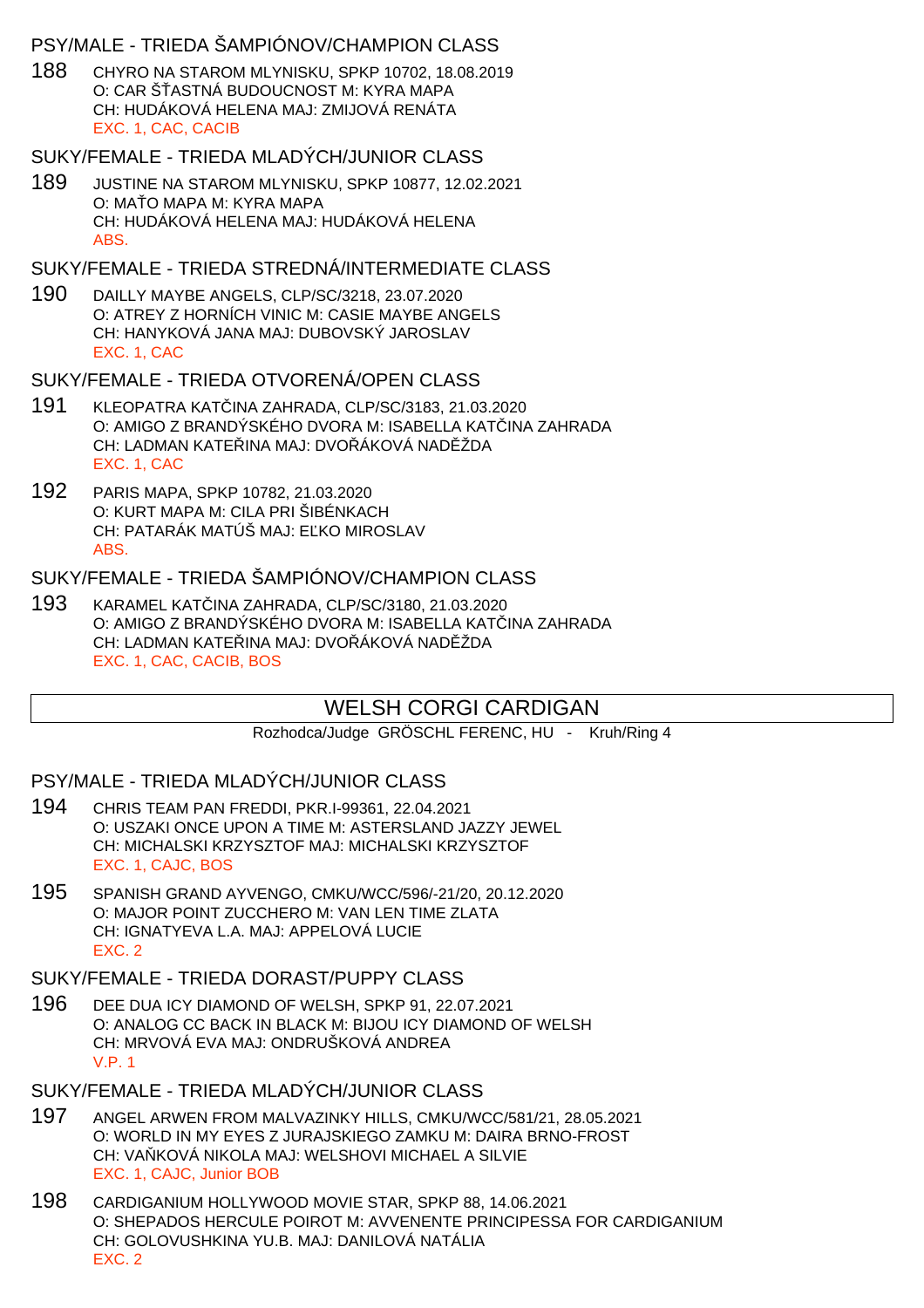### PSY/MALE - TRIEDA ŠAMPIÓNOV/CHAMPION CLASS

188 CHYRO NA STAROM MLYNISKU, SPKP 10702, 18.08.2019
O: CAR ŠŤASTNÁ BUDOUCNOST M: KYRA MAPA
CH: HUDÁKOVÁ HELENA MAJ: ZMIJOVÁ RENÁTA
EXC. 1, CAC, CACIB

### SUKY/FEMALE - TRIEDA MLADÝCH/JUNIOR CLASS

189 JUSTINE NA STAROM MLYNISKU, SPKP 10877, 12.02.2021
O: MAŤO MAPA M: KYRA MAPA
CH: HUDÁKOVÁ HELENA MAJ: HUDÁKOVÁ HELENA
ABS.

### SUKY/FEMALE - TRIEDA STREDNÁ/INTERMEDIATE CLASS

190 DAILLY MAYBE ANGELS, CLP/SC/3218, 23.07.2020
O: ATREY Z HORNÍCH VINIC M: CASIE MAYBE ANGELS
CH: HANYKOVÁ JANA MAJ: DUBOVSKÝ JAROSLAV
EXC. 1, CAC

### SUKY/FEMALE - TRIEDA OTVORENÁ/OPEN CLASS

191 KLEOPATRA KATČINA ZAHRADA, CLP/SC/3183, 21.03.2020
O: AMIGO Z BRANDÝSKÉHO DVORA M: ISABELLA KATČINA ZAHRADA
CH: LADMAN KATEŘINA MAJ: DVOŘÁKOVÁ NADĚŽDA
EXC. 1, CAC

192 PARIS MAPA, SPKP 10782, 21.03.2020
O: KURT MAPA M: CILA PRI ŠIBÉNKACH
CH: PATARÁK MATÚŠ MAJ: EĽKO MIROSLAV
ABS.

### SUKY/FEMALE - TRIEDA ŠAMPIÓNOV/CHAMPION CLASS

193 KARAMEL KATČINA ZAHRADA, CLP/SC/3180, 21.03.2020
O: AMIGO Z BRANDÝSKÉHO DVORA M: ISABELLA KATČINA ZAHRADA
CH: LADMAN KATEŘINA MAJ: DVOŘÁKOVÁ NADĚŽDA
EXC. 1, CAC, CACIB, BOS

## WELSH CORGI CARDIGAN

Rozhodca/Judge GRÖSCHL FERENC, HU - Kruh/Ring 4

### PSY/MALE - TRIEDA MLADÝCH/JUNIOR CLASS

194 CHRIS TEAM PAN FREDDI, PKR.I-99361, 22.04.2021
O: USZAKI ONCE UPON A TIME M: ASTERSLAND JAZZY JEWEL
CH: MICHALSKI KRZYSZTOF MAJ: MICHALSKI KRZYSZTOF
EXC. 1, CAJC, BOS

195 SPANISH GRAND AYVENGO, CMKU/WCC/596/-21/20, 20.12.2020
O: MAJOR POINT ZUCCHERO M: VAN LEN TIME ZLATA
CH: IGNATYEVA L.A. MAJ: APPELOVÁ LUCIE
EXC. 2

### SUKY/FEMALE - TRIEDA DORAST/PUPPY CLASS

196 DEE DUA ICY DIAMOND OF WELSH, SPKP 91, 22.07.2021
O: ANALOG CC BACK IN BLACK M: BIJOU ICY DIAMOND OF WELSH
CH: MRVOVÁ EVA MAJ: ONDRUŠKOVÁ ANDREA
V.P. 1

### SUKY/FEMALE - TRIEDA MLADÝCH/JUNIOR CLASS

197 ANGEL ARWEN FROM MALVAZINKY HILLS, CMKU/WCC/581/21, 28.05.2021
O: WORLD IN MY EYES Z JURAJSKIEGO ZAMKU M: DAIRA BRNO-FROST
CH: VAŇKOVÁ NIKOLA MAJ: WELSHOVI MICHAEL A SILVIE
EXC. 1, CAJC, Junior BOB

198 CARDIGANIUM HOLLYWOOD MOVIE STAR, SPKP 88, 14.06.2021
O: SHEPADOS HERCULE POIROT M: AVVENENTE PRINCIPESSA FOR CARDIGANIUM
CH: GOLOVUSHKINA YU.B. MAJ: DANILOVÁ NATÁLIA
EXC. 2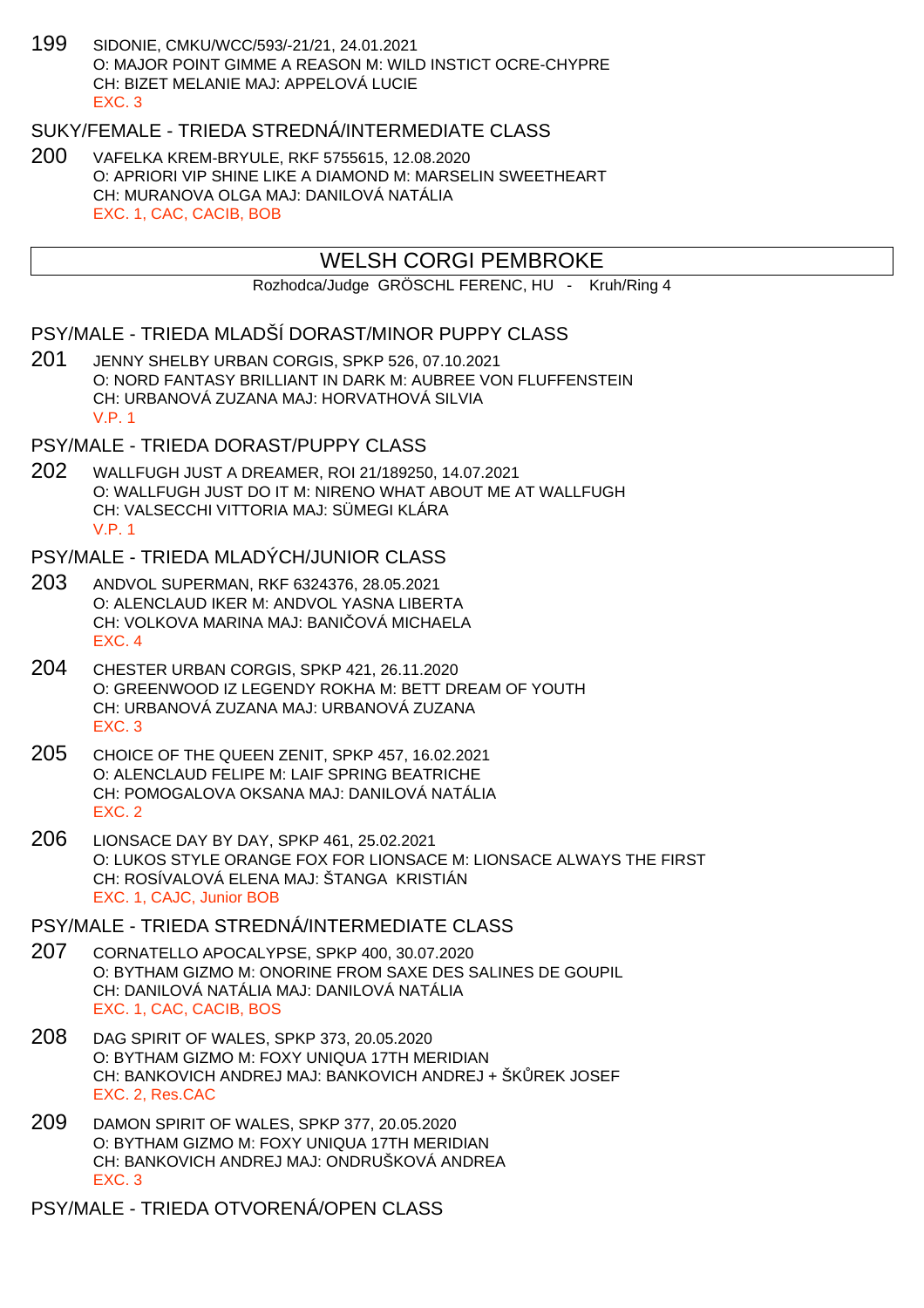199 SIDONIE, CMKU/WCC/593/-21/21, 24.01.2021
O: MAJOR POINT GIMME A REASON M: WILD INSTICT OCRE-CHYPRE
CH: BIZET MELANIE MAJ: APPELOVÁ LUCIE
EXC. 3

### SUKY/FEMALE - TRIEDA STREDNÁ/INTERMEDIATE CLASS

200 VAFELKA KREM-BRYULE, RKF 5755615, 12.08.2020
O: APRIORI VIP SHINE LIKE A DIAMOND M: MARSELIN SWEETHEART
CH: MURANOVA OLGA MAJ: DANILOVÁ NATÁLIA
EXC. 1, CAC, CACIB, BOB

## WELSH CORGI PEMBROKE

Rozhodca/Judge GRÖSCHL FERENC, HU - Kruh/Ring 4

### PSY/MALE - TRIEDA MLADŠÍ DORAST/MINOR PUPPY CLASS

201 JENNY SHELBY URBAN CORGIS, SPKP 526, 07.10.2021
O: NORD FANTASY BRILLIANT IN DARK M: AUBREE VON FLUFFENSTEIN
CH: URBANOVÁ ZUZANA MAJ: HORVATHOVÁ SILVIA
V.P. 1

### PSY/MALE - TRIEDA DORAST/PUPPY CLASS

202 WALLFUGH JUST A DREAMER, ROI 21/189250, 14.07.2021
O: WALLFUGH JUST DO IT M: NIRENO WHAT ABOUT ME AT WALLFUGH
CH: VALSECCHI VITTORIA MAJ: SÜMEGI KLÁRA
V.P. 1

### PSY/MALE - TRIEDA MLADÝCH/JUNIOR CLASS

203 ANDVOL SUPERMAN, RKF 6324376, 28.05.2021
O: ALENCLAUD IKER M: ANDVOL YASNA LIBERTA
CH: VOLKOVA MARINA MAJ: BANIČOVÁ MICHAELA
EXC. 4

204 CHESTER URBAN CORGIS, SPKP 421, 26.11.2020
O: GREENWOOD IZ LEGENDY ROKHA M: BETT DREAM OF YOUTH
CH: URBANOVÁ ZUZANA MAJ: URBANOVÁ ZUZANA
EXC. 3

205 CHOICE OF THE QUEEN ZENIT, SPKP 457, 16.02.2021
O: ALENCLAUD FELIPE M: LAIF SPRING BEATRICHE
CH: POMOGALOVA OKSANA MAJ: DANILOVÁ NATÁLIA
EXC. 2

206 LIONSACE DAY BY DAY, SPKP 461, 25.02.2021
O: LUKOS STYLE ORANGE FOX FOR LIONSACE M: LIONSACE ALWAYS THE FIRST
CH: ROSÍVALOVÁ ELENA MAJ: ŠTANGA KRISTIÁN
EXC. 1, CAJC, Junior BOB

### PSY/MALE - TRIEDA STREDNÁ/INTERMEDIATE CLASS

207 CORNATELLO APOCALYPSE, SPKP 400, 30.07.2020
O: BYTHAM GIZMO M: ONORINE FROM SAXE DES SALINES DE GOUPIL
CH: DANILOVÁ NATÁLIA MAJ: DANILOVÁ NATÁLIA
EXC. 1, CAC, CACIB, BOS

208 DAG SPIRIT OF WALES, SPKP 373, 20.05.2020
O: BYTHAM GIZMO M: FOXY UNIQUA 17TH MERIDIAN
CH: BANKOVICH ANDREJ MAJ: BANKOVICH ANDREJ + ŠKŮREK JOSEF
EXC. 2, Res.CAC

209 DAMON SPIRIT OF WALES, SPKP 377, 20.05.2020
O: BYTHAM GIZMO M: FOXY UNIQUA 17TH MERIDIAN
CH: BANKOVICH ANDREJ MAJ: ONDRUŠKOVÁ ANDREA
EXC. 3

### PSY/MALE - TRIEDA OTVORENÁ/OPEN CLASS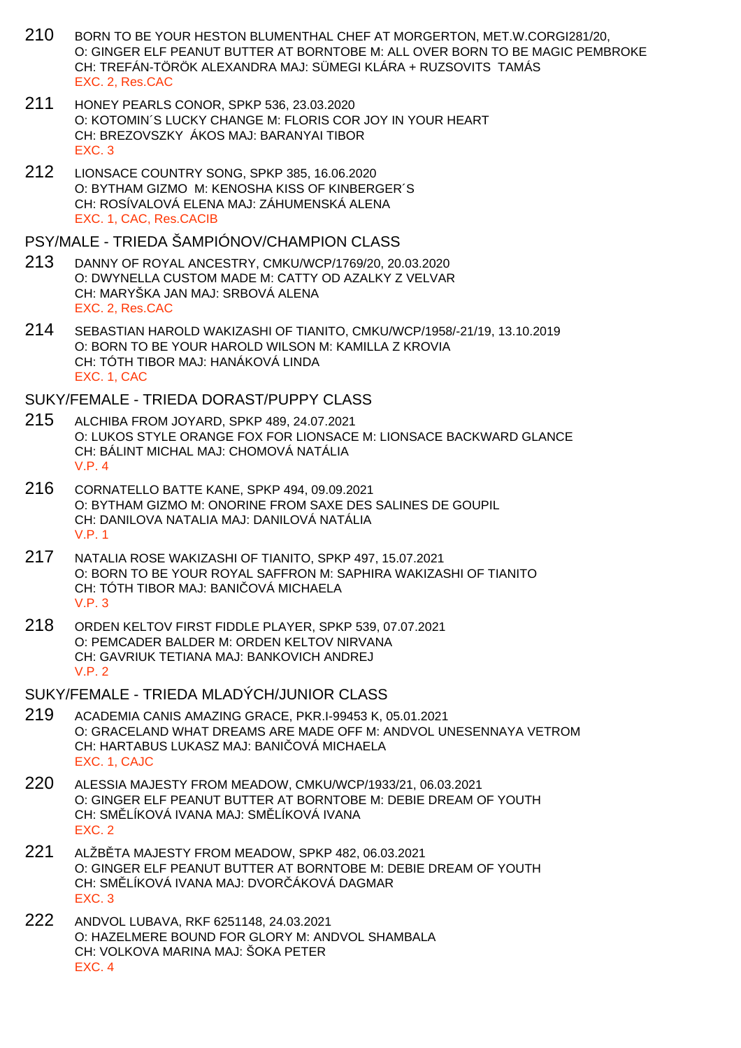210 BORN TO BE YOUR HESTON BLUMENTHAL CHEF AT MORGERTON, MET.W.CORGI281/20,
O: GINGER ELF PEANUT BUTTER AT BORNTOBE M: ALL OVER BORN TO BE MAGIC PEMBROKE
CH: TREFÁN-TÖRÖK ALEXANDRA MAJ: SÜMEGI KLÁRA + RUZSOVITS TAMÁS
EXC. 2, Res.CAC

211 HONEY PEARLS CONOR, SPKP 536, 23.03.2020
O: KOTOMIN´S LUCKY CHANGE M: FLORIS COR JOY IN YOUR HEART
CH: BREZOVSZKY ÁKOS MAJ: BARANYAI TIBOR
EXC. 3

212 LIONSACE COUNTRY SONG, SPKP 385, 16.06.2020
O: BYTHAM GIZMO M: KENOSHA KISS OF KINBERGER´S
CH: ROSÍVALOVÁ ELENA MAJ: ZÁHUMENSKÁ ALENA
EXC. 1, CAC, Res.CACIB

## PSY/MALE - TRIEDA ŠAMPIÓNOV/CHAMPION CLASS

213 DANNY OF ROYAL ANCESTRY, CMKU/WCP/1769/20, 20.03.2020
O: DWYNELLA CUSTOM MADE M: CATTY OD AZALKY Z VELVAR
CH: MARYŠKA JAN MAJ: SRBOVÁ ALENA
EXC. 2, Res.CAC

214 SEBASTIAN HAROLD WAKIZASHI OF TIANITO, CMKU/WCP/1958/-21/19, 13.10.2019
O: BORN TO BE YOUR HAROLD WILSON M: KAMILLA Z KROVIA
CH: TÓTH TIBOR MAJ: HANÁKOVÁ LINDA
EXC. 1, CAC

## SUKY/FEMALE - TRIEDA DORAST/PUPPY CLASS

215 ALCHIBA FROM JOYARD, SPKP 489, 24.07.2021
O: LUKOS STYLE ORANGE FOX FOR LIONSACE M: LIONSACE BACKWARD GLANCE
CH: BÁLINT MICHAL MAJ: CHOMOVÁ NATÁLIA
V.P. 4

216 CORNATELLO BATTE KANE, SPKP 494, 09.09.2021
O: BYTHAM GIZMO M: ONORINE FROM SAXE DES SALINES DE GOUPIL
CH: DANILOVA NATALIA MAJ: DANILOVÁ NATÁLIA
V.P. 1

217 NATALIA ROSE WAKIZASHI OF TIANITO, SPKP 497, 15.07.2021
O: BORN TO BE YOUR ROYAL SAFFRON M: SAPHIRA WAKIZASHI OF TIANITO
CH: TÓTH TIBOR MAJ: BANIČOVÁ MICHAELA
V.P. 3

218 ORDEN KELTOV FIRST FIDDLE PLAYER, SPKP 539, 07.07.2021
O: PEMCADER BALDER M: ORDEN KELTOV NIRVANA
CH: GAVRIUK TETIANA MAJ: BANKOVICH ANDREJ
V.P. 2

## SUKY/FEMALE - TRIEDA MLADÝCH/JUNIOR CLASS

219 ACADEMIA CANIS AMAZING GRACE, PKR.I-99453 K, 05.01.2021
O: GRACELAND WHAT DREAMS ARE MADE OFF M: ANDVOL UNESENNAYA VETROM
CH: HARTABUS LUKASZ MAJ: BANIČOVÁ MICHAELA
EXC. 1, CAJC

220 ALESSIA MAJESTY FROM MEADOW, CMKU/WCP/1933/21, 06.03.2021
O: GINGER ELF PEANUT BUTTER AT BORNTOBE M: DEBIE DREAM OF YOUTH
CH: SMĚLÍKOVÁ IVANA MAJ: SMĚLÍKOVÁ IVANA
EXC. 2

221 ALŽBĚTA MAJESTY FROM MEADOW, SPKP 482, 06.03.2021
O: GINGER ELF PEANUT BUTTER AT BORNTOBE M: DEBIE DREAM OF YOUTH
CH: SMĚLÍKOVÁ IVANA MAJ: DVORČÁKOVÁ DAGMAR
EXC. 3

222 ANDVOL LUBAVA, RKF 6251148, 24.03.2021
O: HAZELMERE BOUND FOR GLORY M: ANDVOL SHAMBALA
CH: VOLKOVA MARINA MAJ: ŠOKA PETER
EXC. 4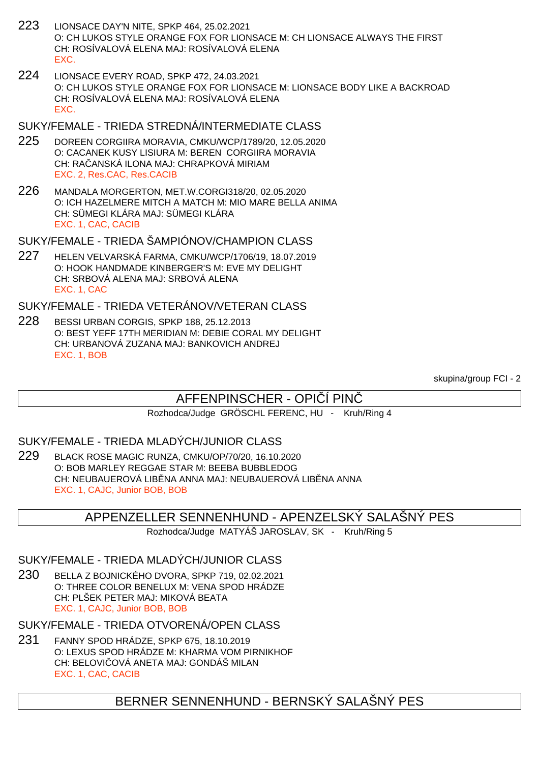223 LIONSACE DAY'N NITE, SPKP 464, 25.02.2021
O: CH LUKOS STYLE ORANGE FOX FOR LIONSACE M: CH LIONSACE ALWAYS THE FIRST
CH: ROSÍVALOVÁ ELENA MAJ: ROSÍVALOVÁ ELENA
EXC.

224 LIONSACE EVERY ROAD, SPKP 472, 24.03.2021
O: CH LUKOS STYLE ORANGE FOX FOR LIONSACE M: LIONSACE BODY LIKE A BACKROAD
CH: ROSÍVALOVÁ ELENA MAJ: ROSÍVALOVÁ ELENA
EXC.

### SUKY/FEMALE - TRIEDA STREDNÁ/INTERMEDIATE CLASS

225 DOREEN CORGIIRA MORAVIA, CMKU/WCP/1789/20, 12.05.2020
O: CACANEK KUSY LISIURA M: BEREN CORGIIRA MORAVIA
CH: RAČANSKÁ ILONA MAJ: CHRAPKOVÁ MIRIAM
EXC. 2, Res.CAC, Res.CACIB

226 MANDALA MORGERTON, MET.W.CORGI318/20, 02.05.2020
O: ICH HAZELMERE MITCH A MATCH M: MIO MARE BELLA ANIMA
CH: SÜMEGI KLÁRA MAJ: SÜMEGI KLÁRA
EXC. 1, CAC, CACIB

### SUKY/FEMALE - TRIEDA ŠAMPIÓNOV/CHAMPION CLASS

227 HELEN VELVARSKÁ FARMA, CMKU/WCP/1706/19, 18.07.2019
O: HOOK HANDMADE KINBERGER'S M: EVE MY DELIGHT
CH: SRBOVÁ ALENA MAJ: SRBOVÁ ALENA
EXC. 1, CAC

### SUKY/FEMALE - TRIEDA VETERÁNOV/VETERAN CLASS

228 BESSI URBAN CORGIS, SPKP 188, 25.12.2013
O: BEST YEFF 17TH MERIDIAN M: DEBIE CORAL MY DELIGHT
CH: URBANOVÁ ZUZANA MAJ: BANKOVICH ANDREJ
EXC. 1, BOB

skupina/group FCI - 2

## AFFENPINSCHER - OPIČÍ PINČ

Rozhodca/Judge GRÖSCHL FERENC, HU - Kruh/Ring 4

### SUKY/FEMALE - TRIEDA MLADÝCH/JUNIOR CLASS

229 BLACK ROSE MAGIC RUNZA, CMKU/OP/70/20, 16.10.2020
O: BOB MARLEY REGGAE STAR M: BEEBA BUBBLEDOG
CH: NEUBAUEROVÁ LIBĚNA ANNA MAJ: NEUBAUEROVÁ LIBĚNA ANNA
EXC. 1, CAJC, Junior BOB, BOB

## APPENZELLER SENNENHUND - APENZELSKÝ SALAŠNÝ PES

Rozhodca/Judge MATYÁŠ JAROSLAV, SK - Kruh/Ring 5

### SUKY/FEMALE - TRIEDA MLADÝCH/JUNIOR CLASS

230 BELLA Z BOJNICKÉHO DVORA, SPKP 719, 02.02.2021
O: THREE COLOR BENELUX M: VENA SPOD HRÁDZE
CH: PLŠEK PETER MAJ: MIKOVÁ BEATA
EXC. 1, CAJC, Junior BOB, BOB

### SUKY/FEMALE - TRIEDA OTVORENÁ/OPEN CLASS

231 FANNY SPOD HRÁDZE, SPKP 675, 18.10.2019
O: LEXUS SPOD HRÁDZE M: KHARMA VOM PIRNIKHOF
CH: BELOVIČOVÁ ANETA MAJ: GONDÁŠ MILAN
EXC. 1, CAC, CACIB

## BERNER SENNENHUND - BERNSKÝ SALAŠNÝ PES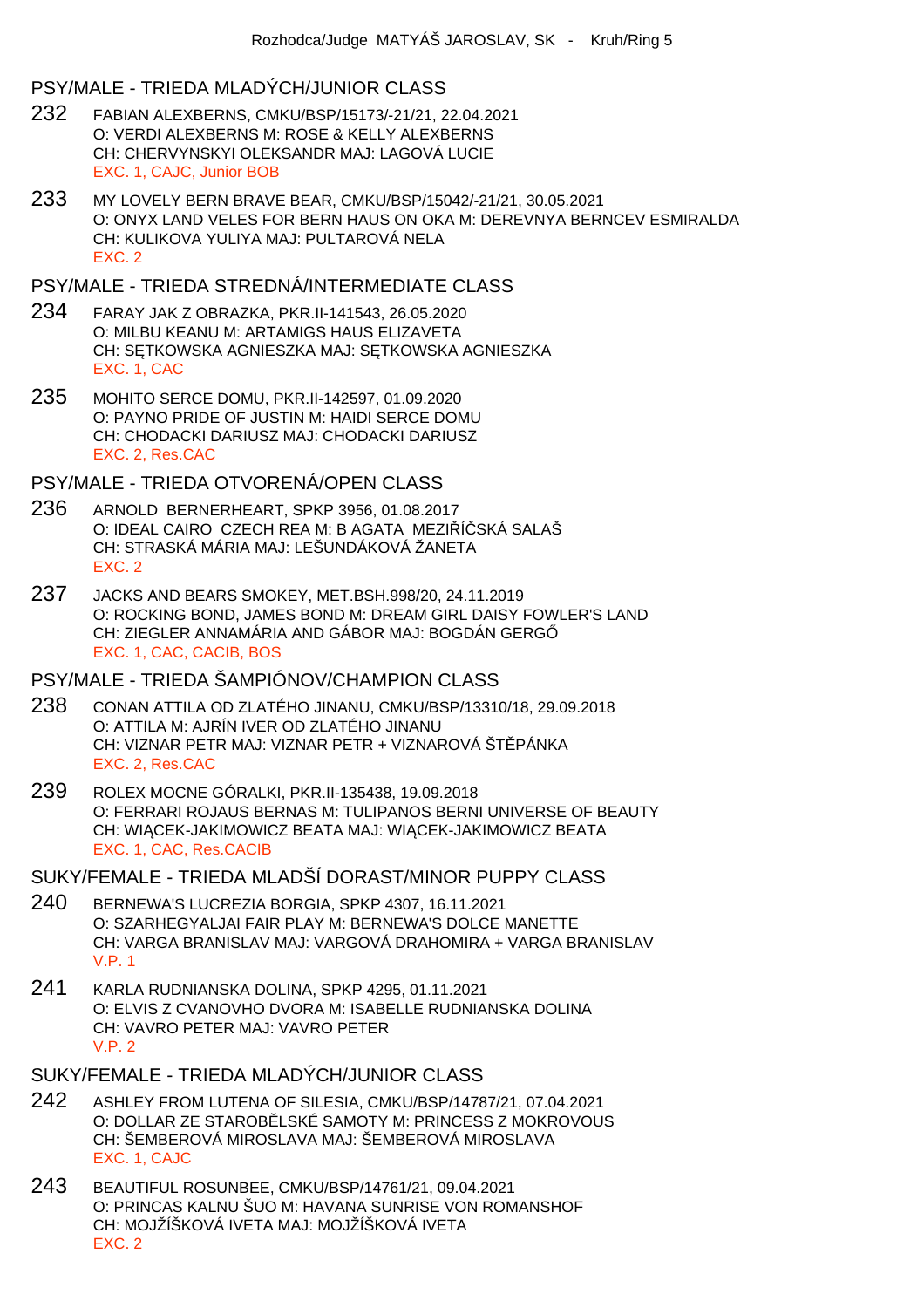Rozhodca/Judge MATYÁŠ JAROSLAV, SK - Kruh/Ring 5

## PSY/MALE - TRIEDA MLADÝCH/JUNIOR CLASS

232 FABIAN ALEXBERNS, CMKU/BSP/15173/-21/21, 22.04.2021
O: VERDI ALEXBERNS M: ROSE & KELLY ALEXBERNS
CH: CHERVYNSKYI OLEKSANDR MAJ: LAGOVÁ LUCIE
EXC. 1, CAJC, Junior BOB

233 MY LOVELY BERN BRAVE BEAR, CMKU/BSP/15042/-21/21, 30.05.2021
O: ONYX LAND VELES FOR BERN HAUS ON OKA M: DEREVNYA BERNCEV ESMIRALDA
CH: KULIKOVA YULIYA MAJ: PULTAROVÁ NELA
EXC. 2

## PSY/MALE - TRIEDA STREDNÁ/INTERMEDIATE CLASS

234 FARAY JAK Z OBRAZKA, PKR.II-141543, 26.05.2020
O: MILBU KEANU M: ARTAMIGS HAUS ELIZAVETA
CH: SĘTKOWSKA AGNIESZKA MAJ: SĘTKOWSKA AGNIESZKA
EXC. 1, CAC

235 MOHITO SERCE DOMU, PKR.II-142597, 01.09.2020
O: PAYNO PRIDE OF JUSTIN M: HAIDI SERCE DOMU
CH: CHODACKI DARIUSZ MAJ: CHODACKI DARIUSZ
EXC. 2, Res.CAC

## PSY/MALE - TRIEDA OTVORENÁ/OPEN CLASS

236 ARNOLD BERNERHEART, SPKP 3956, 01.08.2017
O: IDEAL CAIRO CZECH REA M: B AGATA MEZIŘÍČSKÁ SALAŠ
CH: STRASKÁ MÁRIA MAJ: LEŠUNDÁKOVÁ ŽANETA
EXC. 2

237 JACKS AND BEARS SMOKEY, MET.BSH.998/20, 24.11.2019
O: ROCKING BOND, JAMES BOND M: DREAM GIRL DAISY FOWLER'S LAND
CH: ZIEGLER ANNAMÁRIA AND GÁBOR MAJ: BOGDÁN GERGŐ
EXC. 1, CAC, CACIB, BOS

## PSY/MALE - TRIEDA ŠAMPIÓNOV/CHAMPION CLASS

238 CONAN ATTILA OD ZLATÉHO JINANU, CMKU/BSP/13310/18, 29.09.2018
O: ATTILA M: AJRÍN IVER OD ZLATÉHO JINANU
CH: VIZNAR PETR MAJ: VIZNAR PETR + VIZNAROVÁ ŠTĚPÁNKA
EXC. 2, Res.CAC

239 ROLEX MOCNE GÓRALKI, PKR.II-135438, 19.09.2018
O: FERRARI ROJAUS BERNAS M: TULIPANOS BERNI UNIVERSE OF BEAUTY
CH: WIĄCEK-JAKIMOWICZ BEATA MAJ: WIĄCEK-JAKIMOWICZ BEATA
EXC. 1, CAC, Res.CACIB

## SUKY/FEMALE - TRIEDA MLADŠÍ DORAST/MINOR PUPPY CLASS

240 BERNEWA'S LUCREZIA BORGIA, SPKP 4307, 16.11.2021
O: SZARHEGYALJAI FAIR PLAY M: BERNEWA'S DOLCE MANETTE
CH: VARGA BRANISLAV MAJ: VARGOVÁ DRAHOMIRA + VARGA BRANISLAV
V.P. 1

241 KARLA RUDNIANSKA DOLINA, SPKP 4295, 01.11.2021
O: ELVIS Z CVANOVHO DVORA M: ISABELLE RUDNIANSKA DOLINA
CH: VAVRO PETER MAJ: VAVRO PETER
V.P. 2

## SUKY/FEMALE - TRIEDA MLADÝCH/JUNIOR CLASS

242 ASHLEY FROM LUTENA OF SILESIA, CMKU/BSP/14787/21, 07.04.2021
O: DOLLAR ZE STAROBĚLSKÉ SAMOTY M: PRINCESS Z MOKROVOUS
CH: ŠEMBEROVÁ MIROSLAVA MAJ: ŠEMBEROVÁ MIROSLAVA
EXC. 1, CAJC

243 BEAUTIFUL ROSUNBEE, CMKU/BSP/14761/21, 09.04.2021
O: PRINCAS KALNU ŠUO M: HAVANA SUNRISE VON ROMANSHOF
CH: MOJŽÍŠKOVÁ IVETA MAJ: MOJŽÍŠKOVÁ IVETA
EXC. 2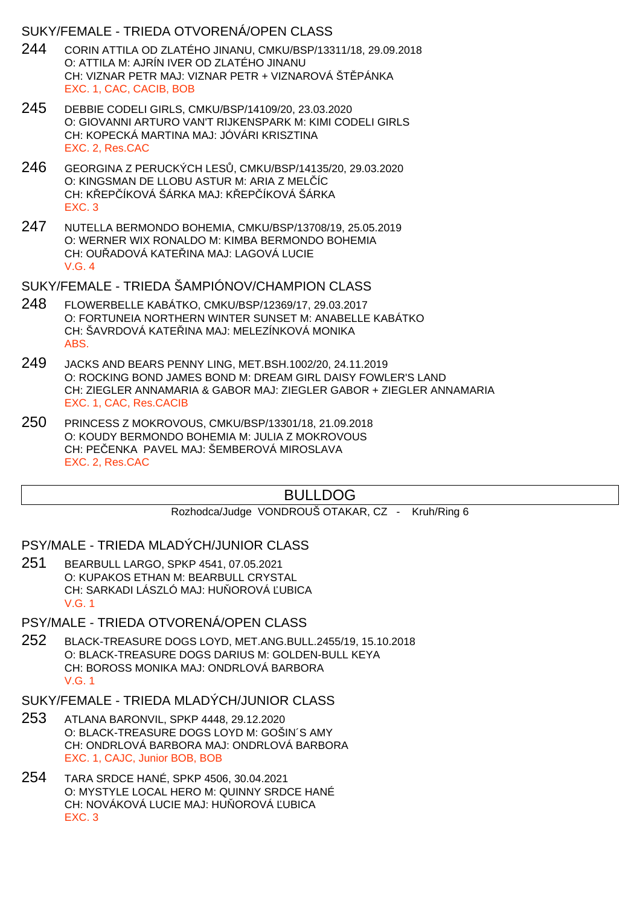### SUKY/FEMALE - TRIEDA OTVORENÁ/OPEN CLASS

244 CORIN ATTILA OD ZLATÉHO JINANU, CMKU/BSP/13311/18, 29.09.2018
O: ATTILA M: AJRÍN IVER OD ZLATÉHO JINANU
CH: VIZNAR PETR MAJ: VIZNAR PETR + VIZNAROVÁ ŠTĚPÁNKA
EXC. 1, CAC, CACIB, BOB

245 DEBBIE CODELI GIRLS, CMKU/BSP/14109/20, 23.03.2020
O: GIOVANNI ARTURO VAN'T RIJKENSPARK M: KIMI CODELI GIRLS
CH: KOPECKÁ MARTINA MAJ: JÓVÁRI KRISZTINA
EXC. 2, Res.CAC

246 GEORGINA Z PERUCKÝCH LESŮ, CMKU/BSP/14135/20, 29.03.2020
O: KINGSMAN DE LLOBU ASTUR M: ARIA Z MELČÍC
CH: KŘEPČÍKOVÁ ŠÁRKA MAJ: KŘEPČÍKOVÁ ŠÁRKA
EXC. 3

247 NUTELLA BERMONDO BOHEMIA, CMKU/BSP/13708/19, 25.05.2019
O: WERNER WIX RONALDO M: KIMBA BERMONDO BOHEMIA
CH: OUŘADOVÁ KATEŘINA MAJ: LAGOVÁ LUCIE
V.G. 4

### SUKY/FEMALE - TRIEDA ŠAMPIÓNOV/CHAMPION CLASS

248 FLOWERBELLE KABÁTKO, CMKU/BSP/12369/17, 29.03.2017
O: FORTUNEIA NORTHERN WINTER SUNSET M: ANABELLE KABÁTKO
CH: ŠAVRDOVÁ KATEŘINA MAJ: MELEZÍNKOVÁ MONIKA
ABS.

249 JACKS AND BEARS PENNY LING, MET.BSH.1002/20, 24.11.2019
O: ROCKING BOND JAMES BOND M: DREAM GIRL DAISY FOWLER'S LAND
CH: ZIEGLER ANNAMARIA & GABOR MAJ: ZIEGLER GABOR + ZIEGLER ANNAMARIA
EXC. 1, CAC, Res.CACIB

250 PRINCESS Z MOKROVOUS, CMKU/BSP/13301/18, 21.09.2018
O: KOUDY BERMONDO BOHEMIA M: JULIA Z MOKROVOUS
CH: PEČENKA PAVEL MAJ: ŠEMBEROVÁ MIROSLAVA
EXC. 2, Res.CAC

## BULLDOG

Rozhodca/Judge VONDROUŠ OTAKAR, CZ - Kruh/Ring 6

### PSY/MALE - TRIEDA MLADÝCH/JUNIOR CLASS

251 BEARBULL LARGO, SPKP 4541, 07.05.2021
O: KUPAKOS ETHAN M: BEARBULL CRYSTAL
CH: SARKADI LÁSZLÓ MAJ: HUŇOROVÁ ĽUBICA
V.G. 1

### PSY/MALE - TRIEDA OTVORENÁ/OPEN CLASS

252 BLACK-TREASURE DOGS LOYD, MET.ANG.BULL.2455/19, 15.10.2018
O: BLACK-TREASURE DOGS DARIUS M: GOLDEN-BULL KEYA
CH: BOROSS MONIKA MAJ: ONDRLOVÁ BARBORA
V.G. 1

### SUKY/FEMALE - TRIEDA MLADÝCH/JUNIOR CLASS

253 ATLANA BARONVIL, SPKP 4448, 29.12.2020
O: BLACK-TREASURE DOGS LOYD M: GOŠIN´S AMY
CH: ONDRLOVÁ BARBORA MAJ: ONDRLOVÁ BARBORA
EXC. 1, CAJC, Junior BOB, BOB

254 TARA SRDCE HANÉ, SPKP 4506, 30.04.2021
O: MYSTYLE LOCAL HERO M: QUINNY SRDCE HANÉ
CH: NOVÁKOVÁ LUCIE MAJ: HUŇOROVÁ ĽUBICA
EXC. 3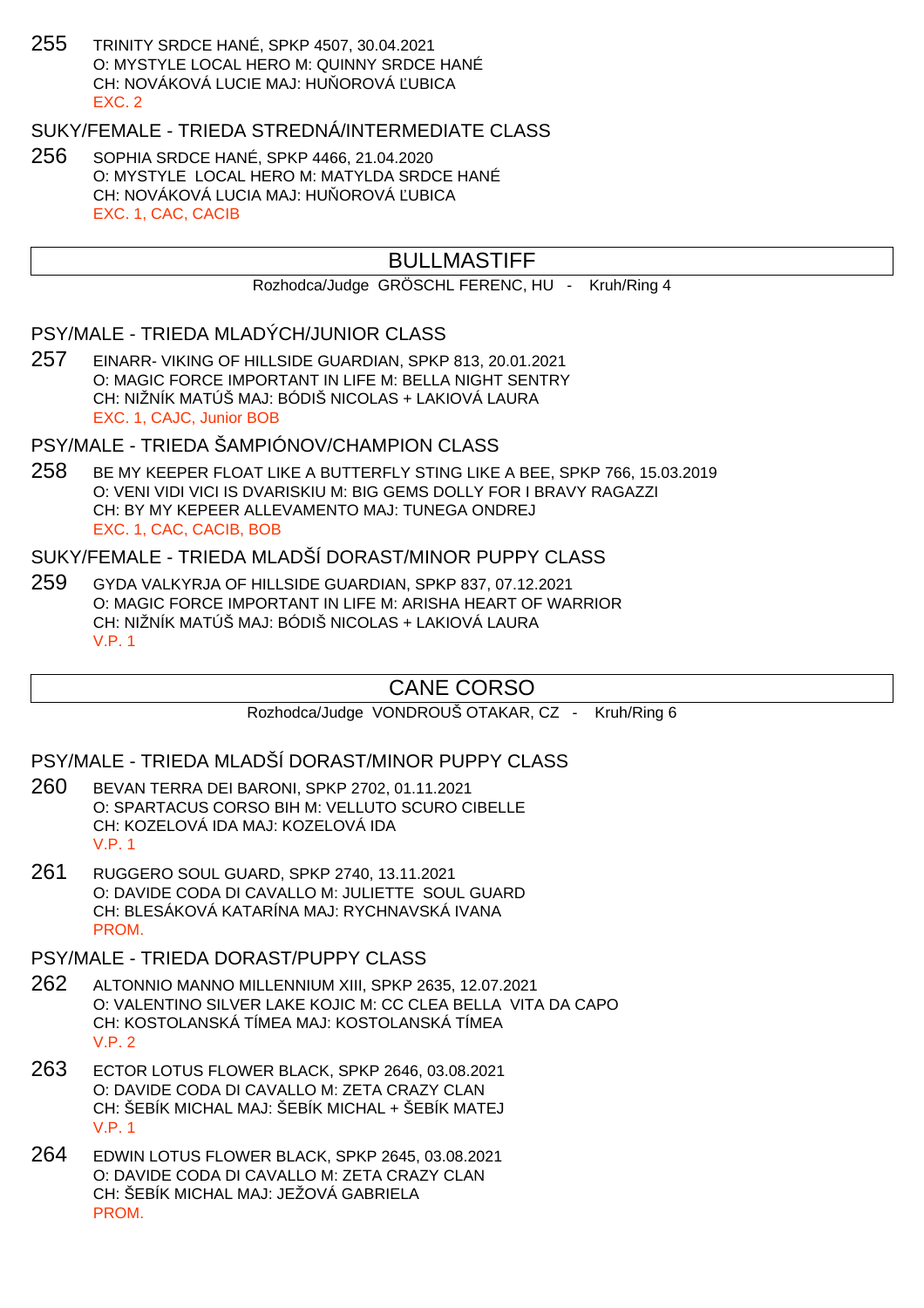255 TRINITY SRDCE HANÉ, SPKP 4507, 30.04.2021
O: MYSTYLE LOCAL HERO M: QUINNY SRDCE HANÉ
CH: NOVÁKOVÁ LUCIE MAJ: HUŇOROVÁ ĽUBICA
EXC. 2

### SUKY/FEMALE - TRIEDA STREDNÁ/INTERMEDIATE CLASS

256 SOPHIA SRDCE HANÉ, SPKP 4466, 21.04.2020
O: MYSTYLE LOCAL HERO M: MATYLDA SRDCE HANÉ
CH: NOVÁKOVÁ LUCIA MAJ: HUŇOROVÁ ĽUBICA
EXC. 1, CAC, CACIB

## BULLMASTIFF

Rozhodca/Judge GRÖSCHL FERENC, HU - Kruh/Ring 4

### PSY/MALE - TRIEDA MLADÝCH/JUNIOR CLASS

257 EINARR- VIKING OF HILLSIDE GUARDIAN, SPKP 813, 20.01.2021
O: MAGIC FORCE IMPORTANT IN LIFE M: BELLA NIGHT SENTRY
CH: NIŽNÍK MATÚŠ MAJ: BÓDIŠ NICOLAS + LAKIOVÁ LAURA
EXC. 1, CAJC, Junior BOB

### PSY/MALE - TRIEDA ŠAMPIÓNOV/CHAMPION CLASS

258 BE MY KEEPER FLOAT LIKE A BUTTERFLY STING LIKE A BEE, SPKP 766, 15.03.2019
O: VENI VIDI VICI IS DVARISKIU M: BIG GEMS DOLLY FOR I BRAVY RAGAZZI
CH: BY MY KEPEER ALLEVAMENTO MAJ: TUNEGA ONDREJ
EXC. 1, CAC, CACIB, BOB

### SUKY/FEMALE - TRIEDA MLADŠÍ DORAST/MINOR PUPPY CLASS

259 GYDA VALKYRJA OF HILLSIDE GUARDIAN, SPKP 837, 07.12.2021
O: MAGIC FORCE IMPORTANT IN LIFE M: ARISHA HEART OF WARRIOR
CH: NIŽNÍK MATÚŠ MAJ: BÓDIŠ NICOLAS + LAKIOVÁ LAURA
V.P. 1

## CANE CORSO

Rozhodca/Judge VONDROUŠ OTAKAR, CZ - Kruh/Ring 6

### PSY/MALE - TRIEDA MLADŠÍ DORAST/MINOR PUPPY CLASS

260 BEVAN TERRA DEI BARONI, SPKP 2702, 01.11.2021
O: SPARTACUS CORSO BIH M: VELLUTO SCURO CIBELLE
CH: KOZELOVÁ IDA MAJ: KOZELOVÁ IDA
V.P. 1

261 RUGGERO SOUL GUARD, SPKP 2740, 13.11.2021
O: DAVIDE CODA DI CAVALLO M: JULIETTE SOUL GUARD
CH: BLESÁKOVÁ KATARÍNA MAJ: RYCHNAVSKÁ IVANA
PROM.

### PSY/MALE - TRIEDA DORAST/PUPPY CLASS

262 ALTONNIO MANNO MILLENNIUM XIII, SPKP 2635, 12.07.2021
O: VALENTINO SILVER LAKE KOJIC M: CC CLEA BELLA VITA DA CAPO
CH: KOSTOLANSKÁ TÍMEA MAJ: KOSTOLANSKÁ TÍMEA
V.P. 2

263 ECTOR LOTUS FLOWER BLACK, SPKP 2646, 03.08.2021
O: DAVIDE CODA DI CAVALLO M: ZETA CRAZY CLAN
CH: ŠEBÍK MICHAL MAJ: ŠEBÍK MICHAL + ŠEBÍK MATEJ
V.P. 1

264 EDWIN LOTUS FLOWER BLACK, SPKP 2645, 03.08.2021
O: DAVIDE CODA DI CAVALLO M: ZETA CRAZY CLAN
CH: ŠEBÍK MICHAL MAJ: JEŽOVÁ GABRIELA
PROM.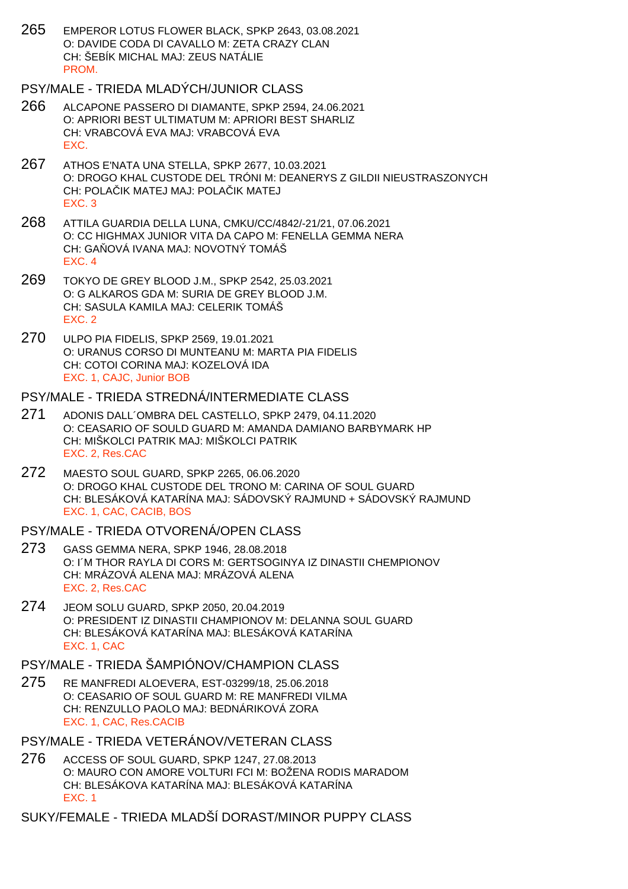265 EMPEROR LOTUS FLOWER BLACK, SPKP 2643, 03.08.2021
O: DAVIDE CODA DI CAVALLO M: ZETA CRAZY CLAN
CH: ŠEBÍK MICHAL MAJ: ZEUS NATÁLIE
PROM.

## PSY/MALE - TRIEDA MLADÝCH/JUNIOR CLASS

266 ALCAPONE PASSERO DI DIAMANTE, SPKP 2594, 24.06.2021
O: APRIORI BEST ULTIMATUM M: APRIORI BEST SHARLIZ
CH: VRABCOVÁ EVA MAJ: VRABCOVÁ EVA
EXC.

267 ATHOS E'NATA UNA STELLA, SPKP 2677, 10.03.2021
O: DROGO KHAL CUSTODE DEL TRÓNI M: DEANERYS Z GILDII NIEUSTRASZONYCH
CH: POLAČIK MATEJ MAJ: POLAČIK MATEJ
EXC. 3

268 ATTILA GUARDIA DELLA LUNA, CMKU/CC/4842/-21/21, 07.06.2021
O: CC HIGHMAX JUNIOR VITA DA CAPO M: FENELLA GEMMA NERA
CH: GAŇOVÁ IVANA MAJ: NOVOTNÝ TOMÁŠ
EXC. 4

269 TOKYO DE GREY BLOOD J.M., SPKP 2542, 25.03.2021
O: G ALKAROS GDA M: SURIA DE GREY BLOOD J.M.
CH: SASULA KAMILA MAJ: CELERIK TOMÁŠ
EXC. 2

270 ULPO PIA FIDELIS, SPKP 2569, 19.01.2021
O: URANUS CORSO DI MUNTEANU M: MARTA PIA FIDELIS
CH: COTOI CORINA MAJ: KOZELOVÁ IDA
EXC. 1, CAJC, Junior BOB

## PSY/MALE - TRIEDA STREDNÁ/INTERMEDIATE CLASS

271 ADONIS DALL´OMBRA DEL CASTELLO, SPKP 2479, 04.11.2020
O: CEASARIO OF SOULD GUARD M: AMANDA DAMIANO BARBYMARK HP
CH: MIŠKOLCI PATRIK MAJ: MIŠKOLCI PATRIK
EXC. 2, Res.CAC

272 MAESTO SOUL GUARD, SPKP 2265, 06.06.2020
O: DROGO KHAL CUSTODE DEL TRONO M: CARINA OF SOUL GUARD
CH: BLESÁKOVÁ KATARÍNA MAJ: SÁDOVSKÝ RAJMUND + SÁDOVSKÝ RAJMUND
EXC. 1, CAC, CACIB, BOS

## PSY/MALE - TRIEDA OTVORENÁ/OPEN CLASS

273 GASS GEMMA NERA, SPKP 1946, 28.08.2018
O: I´M THOR RAYLA DI CORS M: GERTSOGINYA IZ DINASTII CHEMPIONOV
CH: MRÁZOVÁ ALENA MAJ: MRÁZOVÁ ALENA
EXC. 2, Res.CAC

274 JEOM SOLU GUARD, SPKP 2050, 20.04.2019
O: PRESIDENT IZ DINASTII CHAMPIONOV M: DELANNA SOUL GUARD
CH: BLESÁKOVÁ KATARÍNA MAJ: BLESÁKOVÁ KATARÍNA
EXC. 1, CAC

## PSY/MALE - TRIEDA ŠAMPIÓNOV/CHAMPION CLASS

275 RE MANFREDI ALOEVERA, EST-03299/18, 25.06.2018
O: CEASARIO OF SOUL GUARD M: RE MANFREDI VILMA
CH: RENZULLO PAOLO MAJ: BEDNÁRIKOVÁ ZORA
EXC. 1, CAC, Res.CACIB

## PSY/MALE - TRIEDA VETERÁNOV/VETERAN CLASS

276 ACCESS OF SOUL GUARD, SPKP 1247, 27.08.2013
O: MAURO CON AMORE VOLTURI FCI M: BOŽENA RODIS MARADOM
CH: BLESÁKOVA KATARÍNA MAJ: BLESÁKOVÁ KATARÍNA
EXC. 1

## SUKY/FEMALE - TRIEDA MLADŠÍ DORAST/MINOR PUPPY CLASS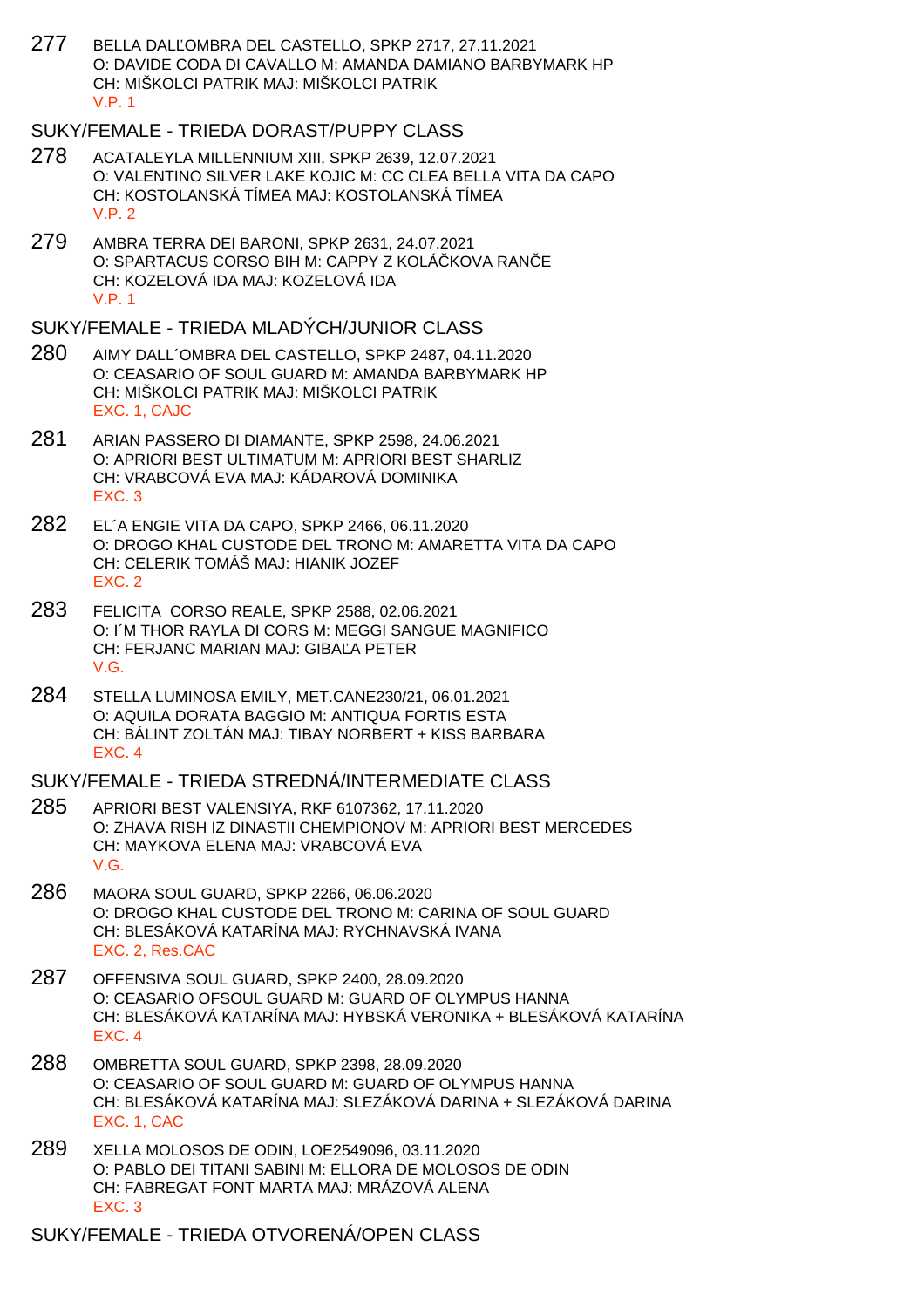277 BELLA DALĽOMBRA DEL CASTELLO, SPKP 2717, 27.11.2021
O: DAVIDE CODA DI CAVALLO M: AMANDA DAMIANO BARBYMARK HP
CH: MIŠKOLCI PATRIK MAJ: MIŠKOLCI PATRIK
V.P. 1

## SUKY/FEMALE - TRIEDA DORAST/PUPPY CLASS

278 ACATALEYLA MILLENNIUM XIII, SPKP 2639, 12.07.2021
O: VALENTINO SILVER LAKE KOJIC M: CC CLEA BELLA VITA DA CAPO
CH: KOSTOLANSKÁ TÍMEA MAJ: KOSTOLANSKÁ TÍMEA
V.P. 2

279 AMBRA TERRA DEI BARONI, SPKP 2631, 24.07.2021
O: SPARTACUS CORSO BIH M: CAPPY Z KOLÁČKOVA RANČE
CH: KOZELOVÁ IDA MAJ: KOZELOVÁ IDA
V.P. 1

## SUKY/FEMALE - TRIEDA MLADÝCH/JUNIOR CLASS

280 AIMY DALL´OMBRA DEL CASTELLO, SPKP 2487, 04.11.2020
O: CEASARIO OF SOUL GUARD M: AMANDA BARBYMARK HP
CH: MIŠKOLCI PATRIK MAJ: MIŠKOLCI PATRIK
EXC. 1, CAJC

281 ARIAN PASSERO DI DIAMANTE, SPKP 2598, 24.06.2021
O: APRIORI BEST ULTIMATUM M: APRIORI BEST SHARLIZ
CH: VRABCOVÁ EVA MAJ: KÁDAROVÁ DOMINIKA
EXC. 3

282 EL´A ENGIE VITA DA CAPO, SPKP 2466, 06.11.2020
O: DROGO KHAL CUSTODE DEL TRONO M: AMARETTA VITA DA CAPO
CH: CELERIK TOMÁŠ MAJ: HIANIK JOZEF
EXC. 2

283 FELICITA CORSO REALE, SPKP 2588, 02.06.2021
O: I´M THOR RAYLA DI CORS M: MEGGI SANGUE MAGNIFICO
CH: FERJANC MARIAN MAJ: GIBAĽA PETER
V.G.

284 STELLA LUMINOSA EMILY, MET.CANE230/21, 06.01.2021
O: AQUILA DORATA BAGGIO M: ANTIQUA FORTIS ESTA
CH: BÁLINT ZOLTÁN MAJ: TIBAY NORBERT + KISS BARBARA
EXC. 4

## SUKY/FEMALE - TRIEDA STREDNÁ/INTERMEDIATE CLASS

285 APRIORI BEST VALENSIYA, RKF 6107362, 17.11.2020
O: ZHAVA RISH IZ DINASTII CHEMPIONOV M: APRIORI BEST MERCEDES
CH: MAYKOVA ELENA MAJ: VRABCOVÁ EVA
V.G.

286 MAORA SOUL GUARD, SPKP 2266, 06.06.2020
O: DROGO KHAL CUSTODE DEL TRONO M: CARINA OF SOUL GUARD
CH: BLESÁKOVÁ KATARÍNA MAJ: RYCHNAVSKÁ IVANA
EXC. 2, Res.CAC

287 OFFENSIVA SOUL GUARD, SPKP 2400, 28.09.2020
O: CEASARIO OFSOUL GUARD M: GUARD OF OLYMPUS HANNA
CH: BLESÁKOVÁ KATARÍNA MAJ: HYBSKÁ VERONIKA + BLESÁKOVÁ KATARÍNA
EXC. 4

288 OMBRETTA SOUL GUARD, SPKP 2398, 28.09.2020
O: CEASARIO OF SOUL GUARD M: GUARD OF OLYMPUS HANNA
CH: BLESÁKOVÁ KATARÍNA MAJ: SLEZÁKOVÁ DARINA + SLEZÁKOVÁ DARINA
EXC. 1, CAC

289 XELLA MOLOSOS DE ODIN, LOE2549096, 03.11.2020
O: PABLO DEI TITANI SABINI M: ELLORA DE MOLOSOS DE ODIN
CH: FABREGAT FONT MARTA MAJ: MRÁZOVÁ ALENA
EXC. 3

## SUKY/FEMALE - TRIEDA OTVORENÁ/OPEN CLASS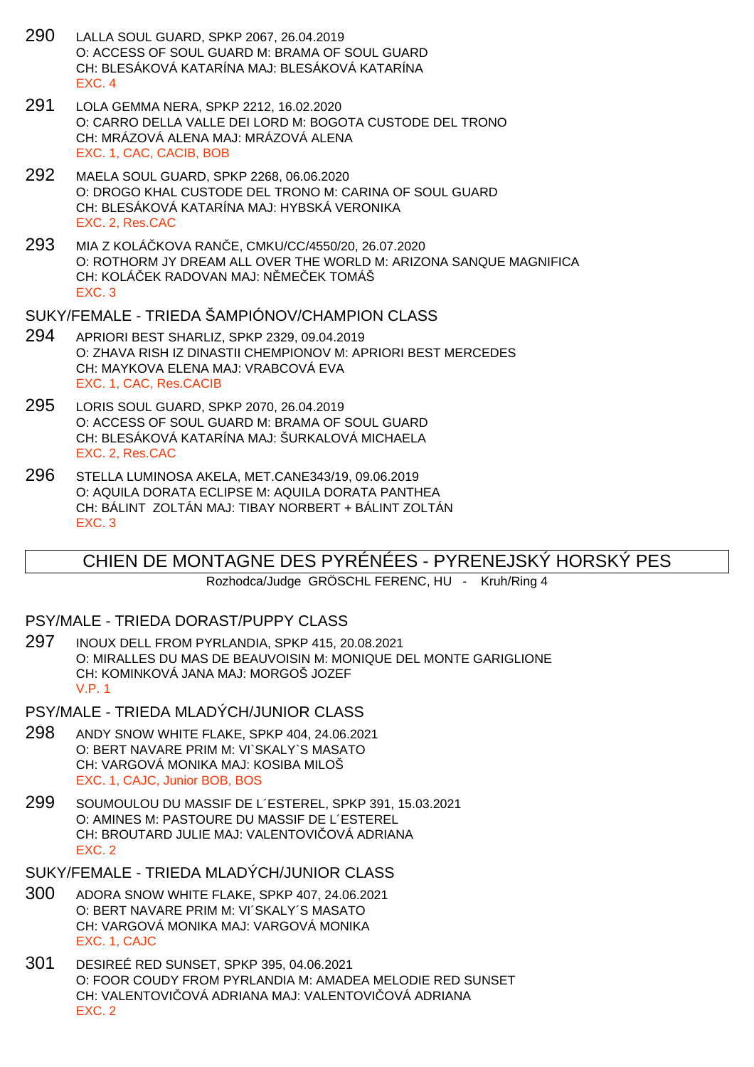290 LALLA SOUL GUARD, SPKP 2067, 26.04.2019
O: ACCESS OF SOUL GUARD M: BRAMA OF SOUL GUARD
CH: BLESÁKOVÁ KATARÍNA MAJ: BLESÁKOVÁ KATARÍNA
EXC. 4

291 LOLA GEMMA NERA, SPKP 2212, 16.02.2020
O: CARRO DELLA VALLE DEI LORD M: BOGOTA CUSTODE DEL TRONO
CH: MRÁZOVÁ ALENA MAJ: MRÁZOVÁ ALENA
EXC. 1, CAC, CACIB, BOB

292 MAELA SOUL GUARD, SPKP 2268, 06.06.2020
O: DROGO KHAL CUSTODE DEL TRONO M: CARINA OF SOUL GUARD
CH: BLESÁKOVÁ KATARÍNA MAJ: HYBSKÁ VERONIKA
EXC. 2, Res.CAC

293 MIA Z KOLÁČKOVA RANČE, CMKU/CC/4550/20, 26.07.2020
O: ROTHORM JY DREAM ALL OVER THE WORLD M: ARIZONA SANQUE MAGNIFICA
CH: KOLÁČEK RADOVAN MAJ: NĚMEČEK TOMÁŠ
EXC. 3

### SUKY/FEMALE - TRIEDA ŠAMPIÓNOV/CHAMPION CLASS

294 APRIORI BEST SHARLIZ, SPKP 2329, 09.04.2019
O: ZHAVA RISH IZ DINASTII CHEMPIONOV M: APRIORI BEST MERCEDES
CH: MAYKOVA ELENA MAJ: VRABCOVÁ EVA
EXC. 1, CAC, Res.CACIB

295 LORIS SOUL GUARD, SPKP 2070, 26.04.2019
O: ACCESS OF SOUL GUARD M: BRAMA OF SOUL GUARD
CH: BLESÁKOVÁ KATARÍNA MAJ: ŠURKALOVÁ MICHAELA
EXC. 2, Res.CAC

296 STELLA LUMINOSA AKELA, MET.CANE343/19, 09.06.2019
O: AQUILA DORATA ECLIPSE M: AQUILA DORATA PANTHEA
CH: BÁLINT ZOLTÁN MAJ: TIBAY NORBERT + BÁLINT ZOLTÁN
EXC. 3

## CHIEN DE MONTAGNE DES PYRÉNÉES - PYRENEJSKÝ HORSKÝ PES

Rozhodca/Judge GRÖSCHL FERENC, HU - Kruh/Ring 4

### PSY/MALE - TRIEDA DORAST/PUPPY CLASS

297 INOUX DELL FROM PYRLANDIA, SPKP 415, 20.08.2021
O: MIRALLES DU MAS DE BEAUVOISIN M: MONIQUE DEL MONTE GARIGLIONE
CH: KOMINKOVÁ JANA MAJ: MORGOŠ JOZEF
V.P. 1

### PSY/MALE - TRIEDA MLADÝCH/JUNIOR CLASS

298 ANDY SNOW WHITE FLAKE, SPKP 404, 24.06.2021
O: BERT NAVARE PRIM M: VI`SKALY`S MASATO
CH: VARGOVÁ MONIKA MAJ: KOSIBA MILOŠ
EXC. 1, CAJC, Junior BOB, BOS

299 SOUMOULOU DU MASSIF DE L´ESTEREL, SPKP 391, 15.03.2021
O: AMINES M: PASTOURE DU MASSIF DE L´ESTEREL
CH: BROUTARD JULIE MAJ: VALENTOVIČOVÁ ADRIANA
EXC. 2

### SUKY/FEMALE - TRIEDA MLADÝCH/JUNIOR CLASS

300 ADORA SNOW WHITE FLAKE, SPKP 407, 24.06.2021
O: BERT NAVARE PRIM M: VI´SKALY´S MASATO
CH: VARGOVÁ MONIKA MAJ: VARGOVÁ MONIKA
EXC. 1, CAJC

301 DESIREÉ RED SUNSET, SPKP 395, 04.06.2021
O: FOOR COUDY FROM PYRLANDIA M: AMADEA MELODIE RED SUNSET
CH: VALENTOVIČOVÁ ADRIANA MAJ: VALENTOVIČOVÁ ADRIANA
EXC. 2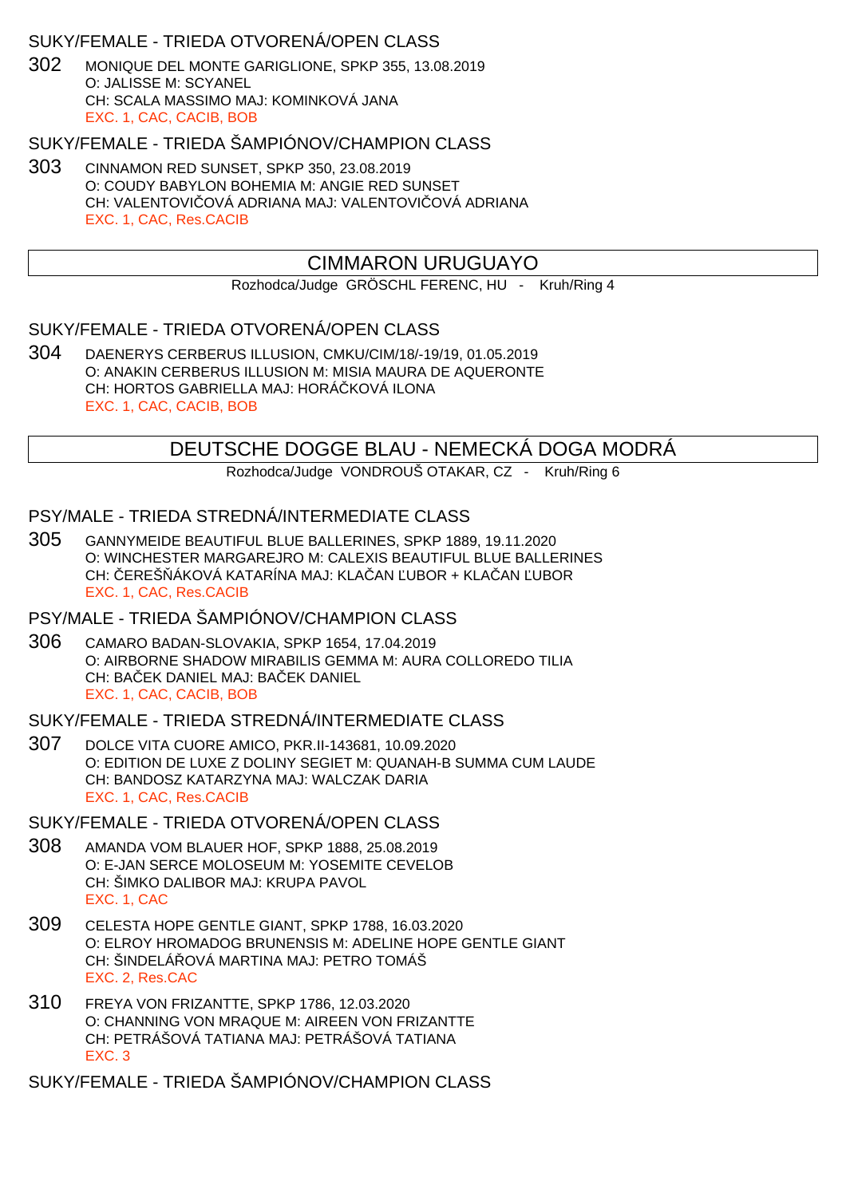### SUKY/FEMALE - TRIEDA OTVORENÁ/OPEN CLASS

302 MONIQUE DEL MONTE GARIGLIONE, SPKP 355, 13.08.2019
O: JALISSE M: SCYANEL
CH: SCALA MASSIMO MAJ: KOMINKOVÁ JANA
EXC. 1, CAC, CACIB, BOB

### SUKY/FEMALE - TRIEDA ŠAMPIÓNOV/CHAMPION CLASS

303 CINNAMON RED SUNSET, SPKP 350, 23.08.2019
O: COUDY BABYLON BOHEMIA M: ANGIE RED SUNSET
CH: VALENTOVIČOVÁ ADRIANA MAJ: VALENTOVIČOVÁ ADRIANA
EXC. 1, CAC, Res.CACIB

## CIMMARON URUGUAYO

Rozhodca/Judge GRÖSCHL FERENC, HU - Kruh/Ring 4

### SUKY/FEMALE - TRIEDA OTVORENÁ/OPEN CLASS

304 DAENERYS CERBERUS ILLUSION, CMKU/CIM/18/-19/19, 01.05.2019
O: ANAKIN CERBERUS ILLUSION M: MISIA MAURA DE AQUERONTE
CH: HORTOS GABRIELLA MAJ: HORÁČKOVÁ ILONA
EXC. 1, CAC, CACIB, BOB

## DEUTSCHE DOGGE BLAU - NEMECKÁ DOGA MODRÁ

Rozhodca/Judge VONDROUŠ OTAKAR, CZ - Kruh/Ring 6

### PSY/MALE - TRIEDA STREDNÁ/INTERMEDIATE CLASS

305 GANNYMEIDE BEAUTIFUL BLUE BALLERINES, SPKP 1889, 19.11.2020
O: WINCHESTER MARGAREJRO M: CALEXIS BEAUTIFUL BLUE BALLERINES
CH: ČEREŠŇÁKOVÁ KATARÍNA MAJ: KLAČAN ĽUBOR + KLAČAN ĽUBOR
EXC. 1, CAC, Res.CACIB

### PSY/MALE - TRIEDA ŠAMPIÓNOV/CHAMPION CLASS

306 CAMARO BADAN-SLOVAKIA, SPKP 1654, 17.04.2019
O: AIRBORNE SHADOW MIRABILIS GEMMA M: AURA COLLOREDO TILIA
CH: BAČEK DANIEL MAJ: BAČEK DANIEL
EXC. 1, CAC, CACIB, BOB

### SUKY/FEMALE - TRIEDA STREDNÁ/INTERMEDIATE CLASS

307 DOLCE VITA CUORE AMICO, PKR.II-143681, 10.09.2020
O: EDITION DE LUXE Z DOLINY SEGIET M: QUANAH-B SUMMA CUM LAUDE
CH: BANDOSZ KATARZYNA MAJ: WALCZAK DARIA
EXC. 1, CAC, Res.CACIB

### SUKY/FEMALE - TRIEDA OTVORENÁ/OPEN CLASS

308 AMANDA VOM BLAUER HOF, SPKP 1888, 25.08.2019
O: E-JAN SERCE MOLOSEUM M: YOSEMITE CEVELOB
CH: ŠIMKO DALIBOR MAJ: KRUPA PAVOL
EXC. 1, CAC

309 CELESTA HOPE GENTLE GIANT, SPKP 1788, 16.03.2020
O: ELROY HROMADOG BRUNENSIS M: ADELINE HOPE GENTLE GIANT
CH: ŠINDELÁŘOVÁ MARTINA MAJ: PETRO TOMÁŠ
EXC. 2, Res.CAC

310 FREYA VON FRIZANTTE, SPKP 1786, 12.03.2020
O: CHANNING VON MRAQUE M: AIREEN VON FRIZANTTE
CH: PETRÁŠOVÁ TATIANA MAJ: PETRÁŠOVÁ TATIANA
EXC. 3

### SUKY/FEMALE - TRIEDA ŠAMPIÓNOV/CHAMPION CLASS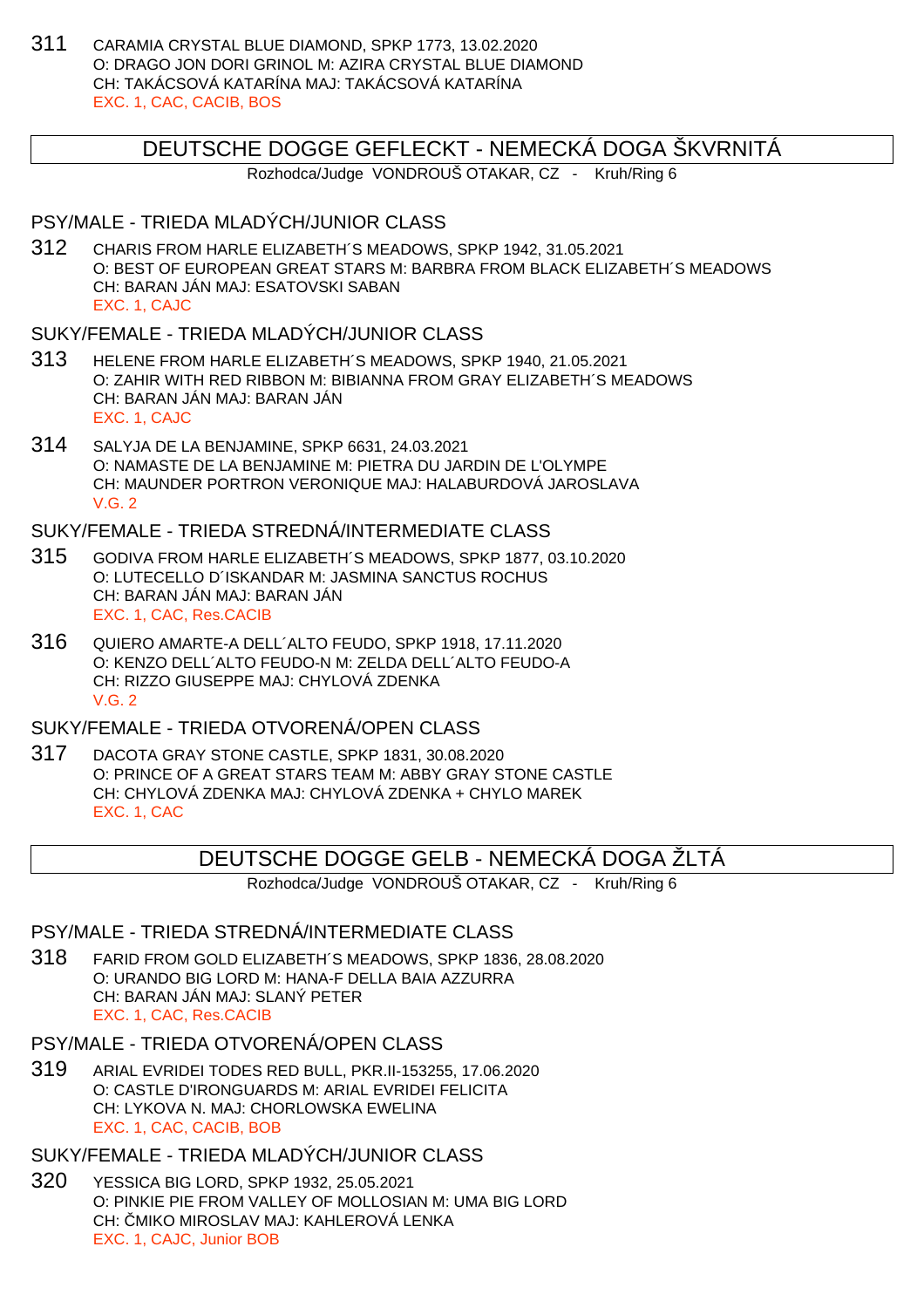311 CARAMIA CRYSTAL BLUE DIAMOND, SPKP 1773, 13.02.2020
O: DRAGO JON DORI GRINOL M: AZIRA CRYSTAL BLUE DIAMOND
CH: TAKÁCSOVÁ KATARÍNA MAJ: TAKÁCSOVÁ KATARÍNA
EXC. 1, CAC, CACIB, BOS

## DEUTSCHE DOGGE GEFLECKT - NEMECKÁ DOGA ŠKVRNITÁ

Rozhodca/Judge VONDROUŠ OTAKAR, CZ - Kruh/Ring 6

### PSY/MALE - TRIEDA MLADÝCH/JUNIOR CLASS

312 CHARIS FROM HARLE ELIZABETH´S MEADOWS, SPKP 1942, 31.05.2021
O: BEST OF EUROPEAN GREAT STARS M: BARBRA FROM BLACK ELIZABETH´S MEADOWS
CH: BARAN JÁN MAJ: ESATOVSKI SABAN
EXC. 1, CAJC

### SUKY/FEMALE - TRIEDA MLADÝCH/JUNIOR CLASS

313 HELENE FROM HARLE ELIZABETH´S MEADOWS, SPKP 1940, 21.05.2021
O: ZAHIR WITH RED RIBBON M: BIBIANNA FROM GRAY ELIZABETH´S MEADOWS
CH: BARAN JÁN MAJ: BARAN JÁN
EXC. 1, CAJC

314 SALYJA DE LA BENJAMINE, SPKP 6631, 24.03.2021
O: NAMASTE DE LA BENJAMINE M: PIETRA DU JARDIN DE L'OLYMPE
CH: MAUNDER PORTRON VERONIQUE MAJ: HALABURDOVÁ JAROSLAVA
V.G. 2

### SUKY/FEMALE - TRIEDA STREDNÁ/INTERMEDIATE CLASS

315 GODIVA FROM HARLE ELIZABETH´S MEADOWS, SPKP 1877, 03.10.2020
O: LUTECELLO D´ISKANDAR M: JASMINA SANCTUS ROCHUS
CH: BARAN JÁN MAJ: BARAN JÁN
EXC. 1, CAC, Res.CACIB

316 QUIERO AMARTE-A DELL´ALTO FEUDO, SPKP 1918, 17.11.2020
O: KENZO DELL´ALTO FEUDO-N M: ZELDA DELL´ALTO FEUDO-A
CH: RIZZO GIUSEPPE MAJ: CHYLOVÁ ZDENKA
V.G. 2

### SUKY/FEMALE - TRIEDA OTVORENÁ/OPEN CLASS

317 DACOTA GRAY STONE CASTLE, SPKP 1831, 30.08.2020
O: PRINCE OF A GREAT STARS TEAM M: ABBY GRAY STONE CASTLE
CH: CHYLOVÁ ZDENKA MAJ: CHYLOVÁ ZDENKA + CHYLO MAREK
EXC. 1, CAC

## DEUTSCHE DOGGE GELB - NEMECKÁ DOGA ŽLTÁ

Rozhodca/Judge VONDROUŠ OTAKAR, CZ - Kruh/Ring 6

### PSY/MALE - TRIEDA STREDNÁ/INTERMEDIATE CLASS

318 FARID FROM GOLD ELIZABETH´S MEADOWS, SPKP 1836, 28.08.2020
O: URANDO BIG LORD M: HANA-F DELLA BAIA AZZURRA
CH: BARAN JÁN MAJ: SLANÝ PETER
EXC. 1, CAC, Res.CACIB

### PSY/MALE - TRIEDA OTVORENÁ/OPEN CLASS

319 ARIAL EVRIDEI TODES RED BULL, PKR.II-153255, 17.06.2020
O: CASTLE D'IRONGUARDS M: ARIAL EVRIDEI FELICITA
CH: LYKOVA N. MAJ: CHORLOWSKA EWELINA
EXC. 1, CAC, CACIB, BOB

### SUKY/FEMALE - TRIEDA MLADÝCH/JUNIOR CLASS

320 YESSICA BIG LORD, SPKP 1932, 25.05.2021
O: PINKIE PIE FROM VALLEY OF MOLLOSIAN M: UMA BIG LORD
CH: ČMIKO MIROSLAV MAJ: KAHLEROVÁ LENKA
EXC. 1, CAJC, Junior BOB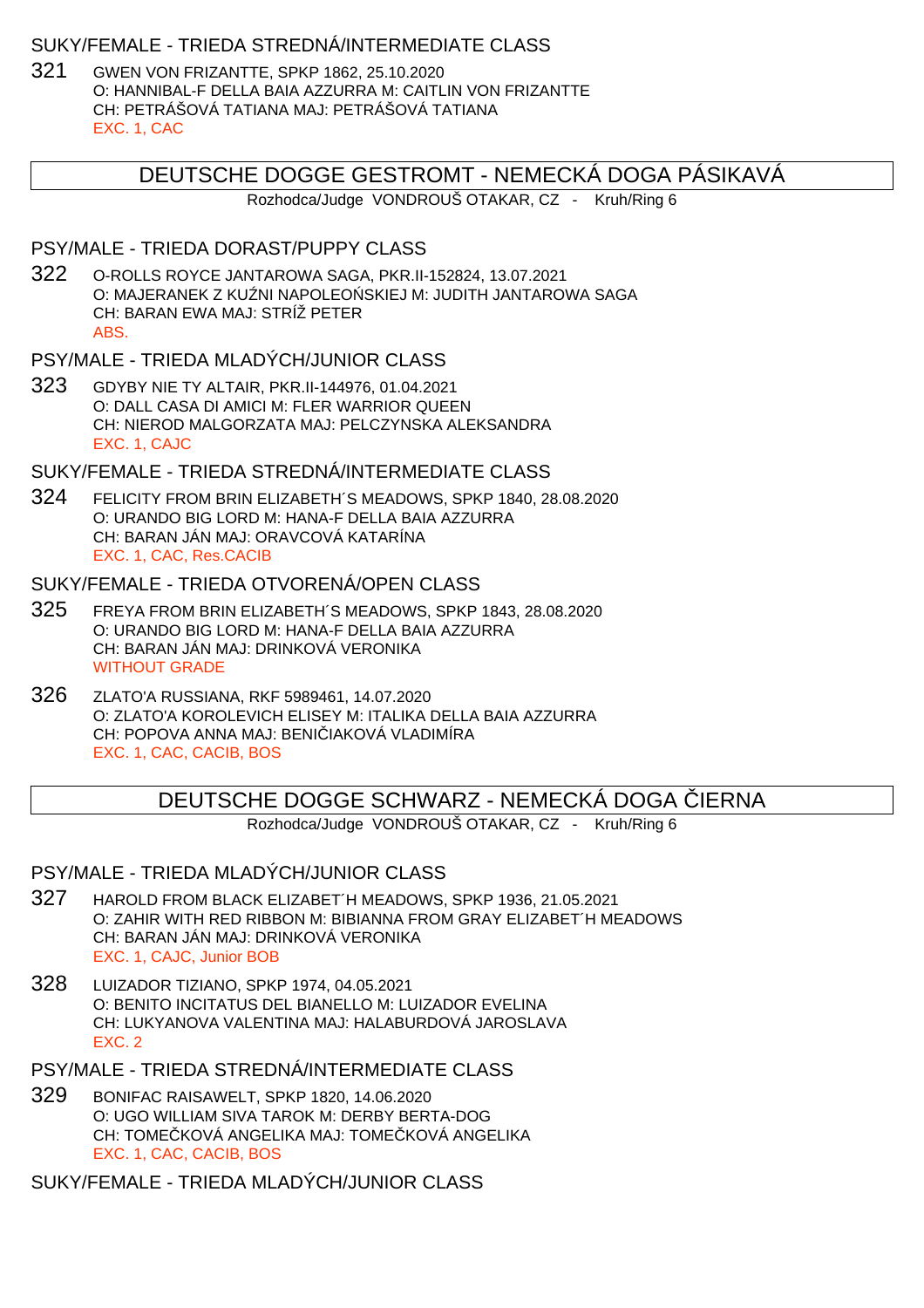SUKY/FEMALE - TRIEDA STREDNÁ/INTERMEDIATE CLASS

321 GWEN VON FRIZANTTE, SPKP 1862, 25.10.2020
O: HANNIBAL-F DELLA BAIA AZZURRA M: CAITLIN VON FRIZANTTE
CH: PETRÁŠOVÁ TATIANA MAJ: PETRÁŠOVÁ TATIANA
EXC. 1, CAC

## DEUTSCHE DOGGE GESTROMT - NEMECKÁ DOGA PÁSIKAVÁ

Rozhodca/Judge VONDROUŠ OTAKAR, CZ - Kruh/Ring 6

PSY/MALE - TRIEDA DORAST/PUPPY CLASS

322 O-ROLLS ROYCE JANTAROWA SAGA, PKR.II-152824, 13.07.2021
O: MAJERANEK Z KUŹNI NAPOLEOŃSKIEJ M: JUDITH JANTAROWA SAGA
CH: BARAN EWA MAJ: STRÍŽ PETER
ABS.

PSY/MALE - TRIEDA MLADÝCH/JUNIOR CLASS

323 GDYBY NIE TY ALTAIR, PKR.II-144976, 01.04.2021
O: DALL CASA DI AMICI M: FLER WARRIOR QUEEN
CH: NIEROD MALGORZATA MAJ: PELCZYNSKA ALEKSANDRA
EXC. 1, CAJC

SUKY/FEMALE - TRIEDA STREDNÁ/INTERMEDIATE CLASS

324 FELICITY FROM BRIN ELIZABETH´S MEADOWS, SPKP 1840, 28.08.2020
O: URANDO BIG LORD M: HANA-F DELLA BAIA AZZURRA
CH: BARAN JÁN MAJ: ORAVCOVÁ KATARÍNA
EXC. 1, CAC, Res.CACIB

SUKY/FEMALE - TRIEDA OTVORENÁ/OPEN CLASS

325 FREYA FROM BRIN ELIZABETH´S MEADOWS, SPKP 1843, 28.08.2020
O: URANDO BIG LORD M: HANA-F DELLA BAIA AZZURRA
CH: BARAN JÁN MAJ: DRINKOVÁ VERONIKA
WITHOUT GRADE

326 ZLATO'A RUSSIANA, RKF 5989461, 14.07.2020
O: ZLATO'A KOROLEVICH ELISEY M: ITALIKA DELLA BAIA AZZURRA
CH: POPOVA ANNA MAJ: BENIČIAKOVÁ VLADIMÍRA
EXC. 1, CAC, CACIB, BOS

## DEUTSCHE DOGGE SCHWARZ - NEMECKÁ DOGA ČIERNA

Rozhodca/Judge VONDROUŠ OTAKAR, CZ - Kruh/Ring 6

PSY/MALE - TRIEDA MLADÝCH/JUNIOR CLASS

327 HAROLD FROM BLACK ELIZABET´H MEADOWS, SPKP 1936, 21.05.2021
O: ZAHIR WITH RED RIBBON M: BIBIANNA FROM GRAY ELIZABET´H MEADOWS
CH: BARAN JÁN MAJ: DRINKOVÁ VERONIKA
EXC. 1, CAJC, Junior BOB

328 LUIZADOR TIZIANO, SPKP 1974, 04.05.2021
O: BENITO INCITATUS DEL BIANELLO M: LUIZADOR EVELINA
CH: LUKYANOVA VALENTINA MAJ: HALABURDOVÁ JAROSLAVA
EXC. 2

PSY/MALE - TRIEDA STREDNÁ/INTERMEDIATE CLASS

329 BONIFAC RAISAWELT, SPKP 1820, 14.06.2020
O: UGO WILLIAM SIVA TAROK M: DERBY BERTA-DOG
CH: TOMEČKOVÁ ANGELIKA MAJ: TOMEČKOVÁ ANGELIKA
EXC. 1, CAC, CACIB, BOS

SUKY/FEMALE - TRIEDA MLADÝCH/JUNIOR CLASS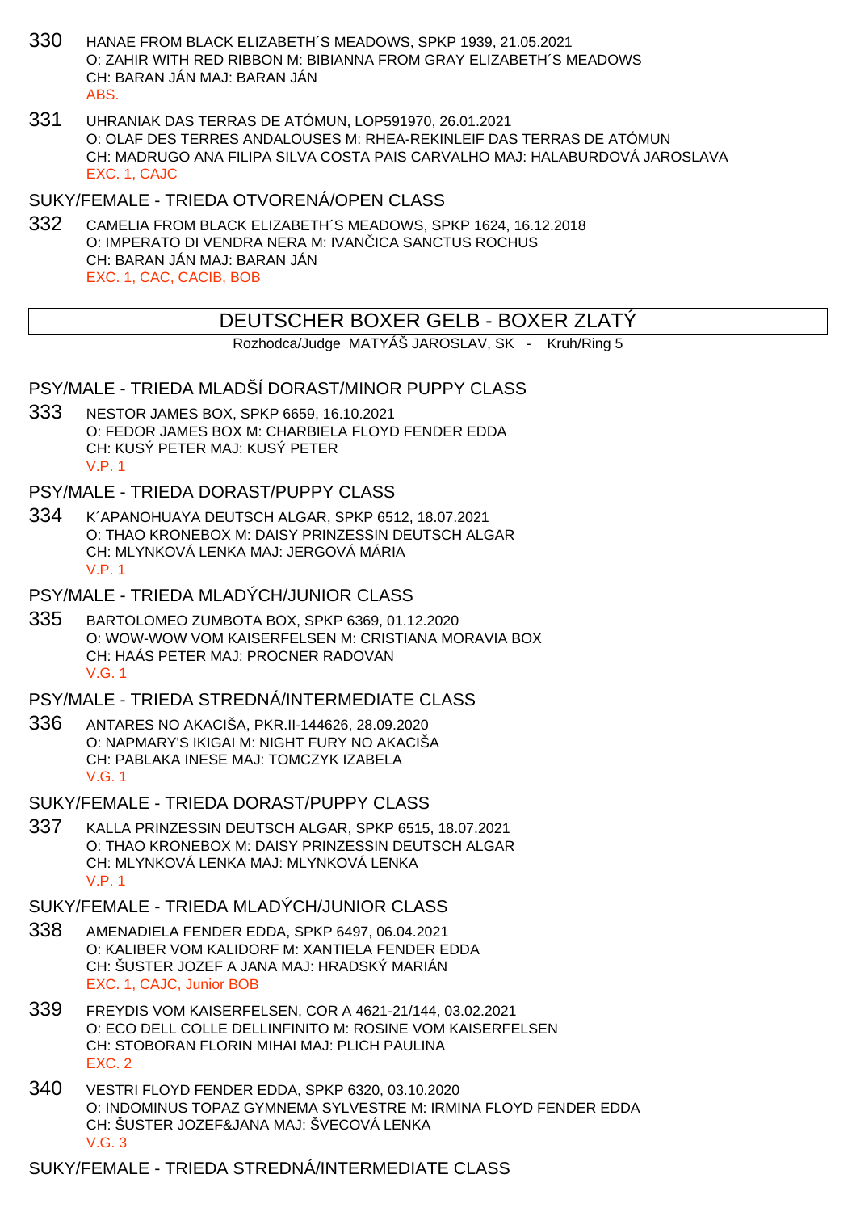330 HANAE FROM BLACK ELIZABETH´S MEADOWS, SPKP 1939, 21.05.2021
O: ZAHIR WITH RED RIBBON M: BIBIANNA FROM GRAY ELIZABETH´S MEADOWS
CH: BARAN JÁN MAJ: BARAN JÁN
ABS.

331 UHRANIAK DAS TERRAS DE ATÓMUN, LOP591970, 26.01.2021
O: OLAF DES TERRES ANDALOUSES M: RHEA-REKINLEIF DAS TERRAS DE ATÓMUN
CH: MADRUGO ANA FILIPA SILVA COSTA PAIS CARVALHO MAJ: HALABURDOVÁ JAROSLAVA
EXC. 1, CAJC

SUKY/FEMALE - TRIEDA OTVORENÁ/OPEN CLASS

332 CAMELIA FROM BLACK ELIZABETH´S MEADOWS, SPKP 1624, 16.12.2018
O: IMPERATO DI VENDRA NERA M: IVANČICA SANCTUS ROCHUS
CH: BARAN JÁN MAJ: BARAN JÁN
EXC. 1, CAC, CACIB, BOB

## DEUTSCHER BOXER GELB - BOXER ZLATÝ

Rozhodca/Judge MATYÁŠ JAROSLAV, SK - Kruh/Ring 5

PSY/MALE - TRIEDA MLADŠÍ DORAST/MINOR PUPPY CLASS

333 NESTOR JAMES BOX, SPKP 6659, 16.10.2021
O: FEDOR JAMES BOX M: CHARBIELA FLOYD FENDER EDDA
CH: KUSÝ PETER MAJ: KUSÝ PETER
V.P. 1

PSY/MALE - TRIEDA DORAST/PUPPY CLASS

334 K´APANOHUAYA DEUTSCH ALGAR, SPKP 6512, 18.07.2021
O: THAO KRONEBOX M: DAISY PRINZESSIN DEUTSCH ALGAR
CH: MLYNKOVÁ LENKA MAJ: JERGOVÁ MÁRIA
V.P. 1

PSY/MALE - TRIEDA MLADÝCH/JUNIOR CLASS

335 BARTOLOMEO ZUMBOTA BOX, SPKP 6369, 01.12.2020
O: WOW-WOW VOM KAISERFELSEN M: CRISTIANA MORAVIA BOX
CH: HAÁS PETER MAJ: PROCNER RADOVAN
V.G. 1

PSY/MALE - TRIEDA STREDNÁ/INTERMEDIATE CLASS

336 ANTARES NO AKACIŠA, PKR.II-144626, 28.09.2020
O: NAPMARY'S IKIGAI M: NIGHT FURY NO AKACIŠA
CH: PABLAKA INESE MAJ: TOMCZYK IZABELA
V.G. 1

SUKY/FEMALE - TRIEDA DORAST/PUPPY CLASS

337 KALLA PRINZESSIN DEUTSCH ALGAR, SPKP 6515, 18.07.2021
O: THAO KRONEBOX M: DAISY PRINZESSIN DEUTSCH ALGAR
CH: MLYNKOVÁ LENKA MAJ: MLYNKOVÁ LENKA
V.P. 1

SUKY/FEMALE - TRIEDA MLADÝCH/JUNIOR CLASS

338 AMENADIELA FENDER EDDA, SPKP 6497, 06.04.2021
O: KALIBER VOM KALIDORF M: XANTIELA FENDER EDDA
CH: ŠUSTER JOZEF A JANA MAJ: HRADSKÝ MARIÁN
EXC. 1, CAJC, Junior BOB

339 FREYDIS VOM KAISERFELSEN, COR A 4621-21/144, 03.02.2021
O: ECO DELL COLLE DELLINFINITO M: ROSINE VOM KAISERFELSEN
CH: STOBORAN FLORIN MIHAI MAJ: PLICH PAULINA
EXC. 2

340 VESTRI FLOYD FENDER EDDA, SPKP 6320, 03.10.2020
O: INDOMINUS TOPAZ GYMNEMA SYLVESTRE M: IRMINA FLOYD FENDER EDDA
CH: ŠUSTER JOZEF&JANA MAJ: ŠVECOVÁ LENKA
V.G. 3

SUKY/FEMALE - TRIEDA STREDNÁ/INTERMEDIATE CLASS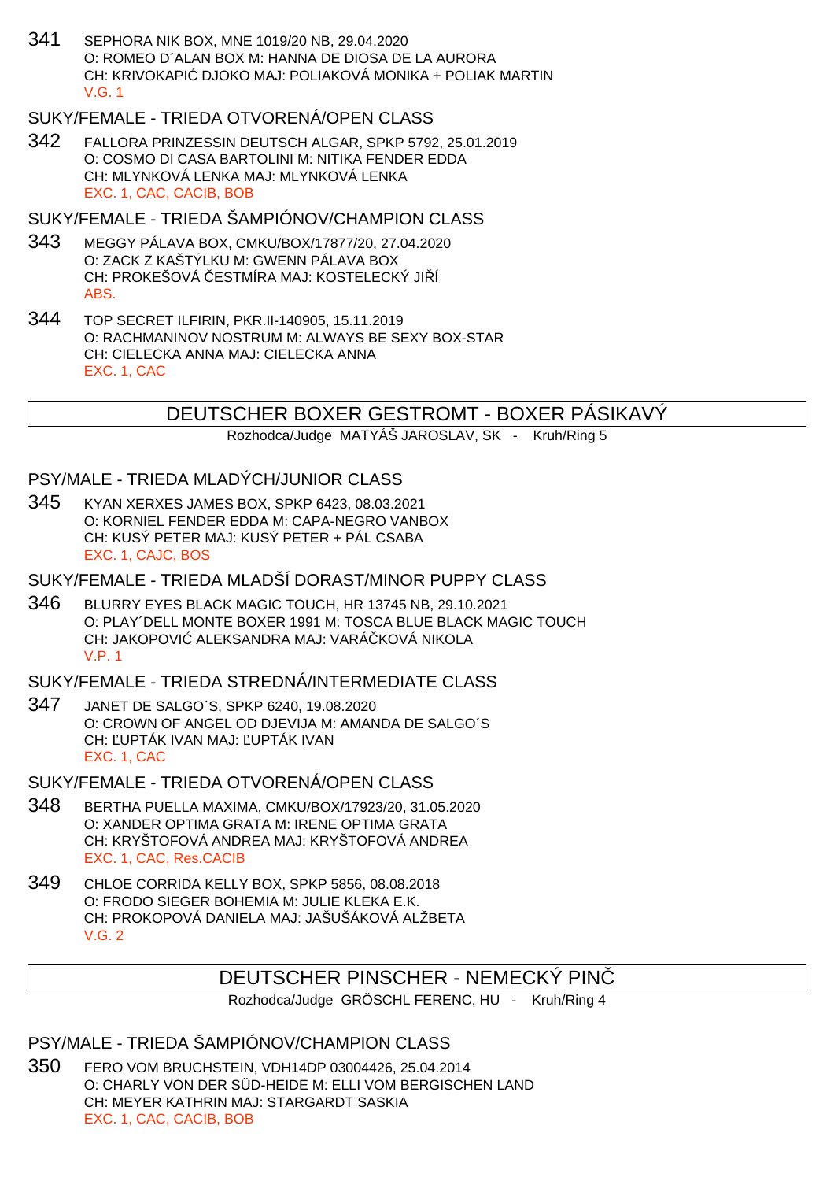341 SEPHORA NIK BOX, MNE 1019/20 NB, 29.04.2020
O: ROMEO D´ALAN BOX M: HANNA DE DIOSA DE LA AURORA
CH: KRIVOKAPIĆ DJOKO MAJ: POLIAKOVÁ MONIKA + POLIAK MARTIN
V.G. 1

### SUKY/FEMALE - TRIEDA OTVORENÁ/OPEN CLASS

342 FALLORA PRINZESSIN DEUTSCH ALGAR, SPKP 5792, 25.01.2019
O: COSMO DI CASA BARTOLINI M: NITIKA FENDER EDDA
CH: MLYNKOVÁ LENKA MAJ: MLYNKOVÁ LENKA
EXC. 1, CAC, CACIB, BOB

### SUKY/FEMALE - TRIEDA ŠAMPIÓNOV/CHAMPION CLASS

343 MEGGY PÁLAVA BOX, CMKU/BOX/17877/20, 27.04.2020
O: ZACK Z KAŠTÝLKU M: GWENN PÁLAVA BOX
CH: PROKEŠOVÁ ČESTMÍRA MAJ: KOSTELECKÝ JIŘÍ
ABS.

344 TOP SECRET ILFIRIN, PKR.II-140905, 15.11.2019
O: RACHMANINOV NOSTRUM M: ALWAYS BE SEXY BOX-STAR
CH: CIELECKA ANNA MAJ: CIELECKA ANNA
EXC. 1, CAC

## DEUTSCHER BOXER GESTROMT - BOXER PÁSIKAVÝ

Rozhodca/Judge MATYÁŠ JAROSLAV, SK - Kruh/Ring 5

### PSY/MALE - TRIEDA MLADÝCH/JUNIOR CLASS

345 KYAN XERXES JAMES BOX, SPKP 6423, 08.03.2021
O: KORNIEL FENDER EDDA M: CAPA-NEGRO VANBOX
CH: KUSÝ PETER MAJ: KUSÝ PETER + PÁL CSABA
EXC. 1, CAJC, BOS

### SUKY/FEMALE - TRIEDA MLADŠÍ DORAST/MINOR PUPPY CLASS

346 BLURRY EYES BLACK MAGIC TOUCH, HR 13745 NB, 29.10.2021
O: PLAY´DELL MONTE BOXER 1991 M: TOSCA BLUE BLACK MAGIC TOUCH
CH: JAKOPOVIĆ ALEKSANDRA MAJ: VARÁČKOVÁ NIKOLA
V.P. 1

### SUKY/FEMALE - TRIEDA STREDNÁ/INTERMEDIATE CLASS

347 JANET DE SALGO´S, SPKP 6240, 19.08.2020
O: CROWN OF ANGEL OD DJEVIJA M: AMANDA DE SALGO´S
CH: ĽUPTÁK IVAN MAJ: ĽUPTÁK IVAN
EXC. 1, CAC

### SUKY/FEMALE - TRIEDA OTVORENÁ/OPEN CLASS

348 BERTHA PUELLA MAXIMA, CMKU/BOX/17923/20, 31.05.2020
O: XANDER OPTIMA GRATA M: IRENE OPTIMA GRATA
CH: KRYŠTOFOVÁ ANDREA MAJ: KRYŠTOFOVÁ ANDREA
EXC. 1, CAC, Res.CACIB

349 CHLOE CORRIDA KELLY BOX, SPKP 5856, 08.08.2018
O: FRODO SIEGER BOHEMIA M: JULIE KLEKA E.K.
CH: PROKOPOVÁ DANIELA MAJ: JAŠUŠÁKOVÁ ALŽBETA
V.G. 2

## DEUTSCHER PINSCHER - NEMECKÝ PINČ

Rozhodca/Judge GRÖSCHL FERENC, HU - Kruh/Ring 4

### PSY/MALE - TRIEDA ŠAMPIÓNOV/CHAMPION CLASS

350 FERO VOM BRUCHSTEIN, VDH14DP 03004426, 25.04.2014
O: CHARLY VON DER SÜD-HEIDE M: ELLI VOM BERGISCHEN LAND
CH: MEYER KATHRIN MAJ: STARGARDT SASKIA
EXC. 1, CAC, CACIB, BOB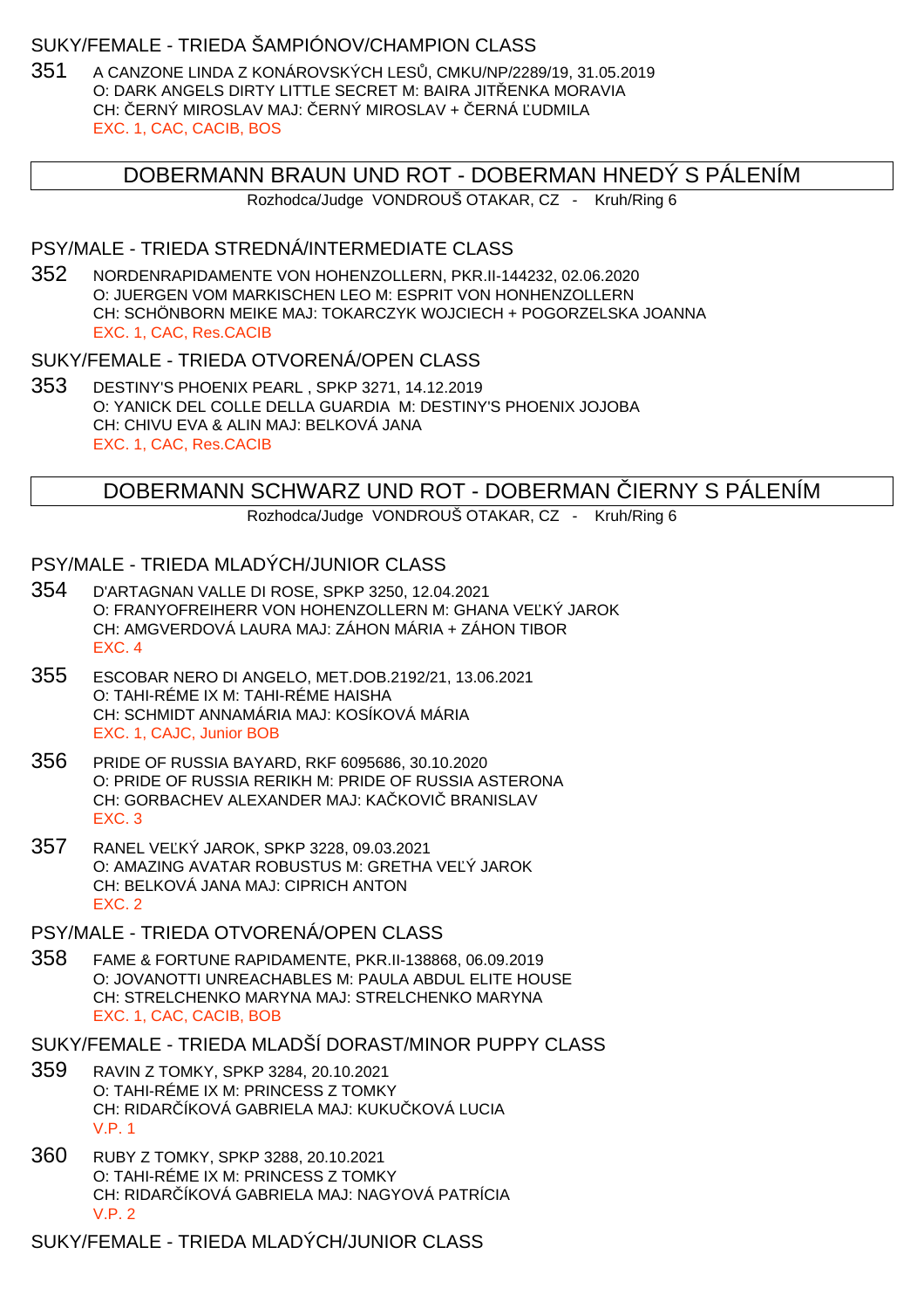## SUKY/FEMALE - TRIEDA ŠAMPIÓNOV/CHAMPION CLASS

351 A CANZONE LINDA Z KONÁROVSKÝCH LESŮ, CMKU/NP/2289/19, 31.05.2019
O: DARK ANGELS DIRTY LITTLE SECRET M: BAIRA JITŘENKA MORAVIA
CH: ČERNÝ MIROSLAV MAJ: ČERNÝ MIROSLAV + ČERNÁ ĽUDMILA
EXC. 1, CAC, CACIB, BOS

# DOBERMANN BRAUN UND ROT - DOBERMAN HNEDÝ S PÁLENÍM

Rozhodca/Judge VONDROUŠ OTAKAR, CZ - Kruh/Ring 6

## PSY/MALE - TRIEDA STREDNÁ/INTERMEDIATE CLASS

352 NORDENRAPIDAMENTE VON HOHENZOLLERN, PKR.II-144232, 02.06.2020
O: JUERGEN VOM MARKISCHEN LEO M: ESPRIT VON HONHENZOLLERN
CH: SCHÖNBORN MEIKE MAJ: TOKARCZYK WOJCIECH + POGORZELSKA JOANNA
EXC. 1, CAC, Res.CACIB

## SUKY/FEMALE - TRIEDA OTVORENÁ/OPEN CLASS

353 DESTINY'S PHOENIX PEARL , SPKP 3271, 14.12.2019
O: YANICK DEL COLLE DELLA GUARDIA M: DESTINY'S PHOENIX JOJOBA
CH: CHIVU EVA & ALIN MAJ: BELKOVÁ JANA
EXC. 1, CAC, Res.CACIB

# DOBERMANN SCHWARZ UND ROT - DOBERMAN ČIERNY S PÁLENÍM

Rozhodca/Judge VONDROUŠ OTAKAR, CZ - Kruh/Ring 6

## PSY/MALE - TRIEDA MLADÝCH/JUNIOR CLASS

354 D'ARTAGNAN VALLE DI ROSE, SPKP 3250, 12.04.2021
O: FRANYOFREIHERR VON HOHENZOLLERN M: GHANA VEĽKÝ JAROK
CH: AMGVERDOVÁ LAURA MAJ: ZÁHON MÁRIA + ZÁHON TIBOR
EXC. 4

355 ESCOBAR NERO DI ANGELO, MET.DOB.2192/21, 13.06.2021
O: TAHI-RÉME IX M: TAHI-RÉME HAISHA
CH: SCHMIDT ANNAMÁRIA MAJ: KOSÍKOVÁ MÁRIA
EXC. 1, CAJC, Junior BOB

356 PRIDE OF RUSSIA BAYARD, RKF 6095686, 30.10.2020
O: PRIDE OF RUSSIA RERIKH M: PRIDE OF RUSSIA ASTERONA
CH: GORBACHEV ALEXANDER MAJ: KAČKOVIČ BRANISLAV
EXC. 3

357 RANEL VEĽKÝ JAROK, SPKP 3228, 09.03.2021
O: AMAZING AVATAR ROBUSTUS M: GRETHA VEĽÝ JAROK
CH: BELKOVÁ JANA MAJ: CIPRICH ANTON
EXC. 2

## PSY/MALE - TRIEDA OTVORENÁ/OPEN CLASS

358 FAME & FORTUNE RAPIDAMENTE, PKR.II-138868, 06.09.2019
O: JOVANOTTI UNREACHABLES M: PAULA ABDUL ELITE HOUSE
CH: STRELCHENKO MARYNA MAJ: STRELCHENKO MARYNA
EXC. 1, CAC, CACIB, BOB

## SUKY/FEMALE - TRIEDA MLADŠÍ DORAST/MINOR PUPPY CLASS

359 RAVIN Z TOMKY, SPKP 3284, 20.10.2021
O: TAHI-RÉME IX M: PRINCESS Z TOMKY
CH: RIDARČÍKOVÁ GABRIELA MAJ: KUKUČKOVÁ LUCIA
V.P. 1

360 RUBY Z TOMKY, SPKP 3288, 20.10.2021
O: TAHI-RÉME IX M: PRINCESS Z TOMKY
CH: RIDARČÍKOVÁ GABRIELA MAJ: NAGYOVÁ PATRÍCIA
V.P. 2

## SUKY/FEMALE - TRIEDA MLADÝCH/JUNIOR CLASS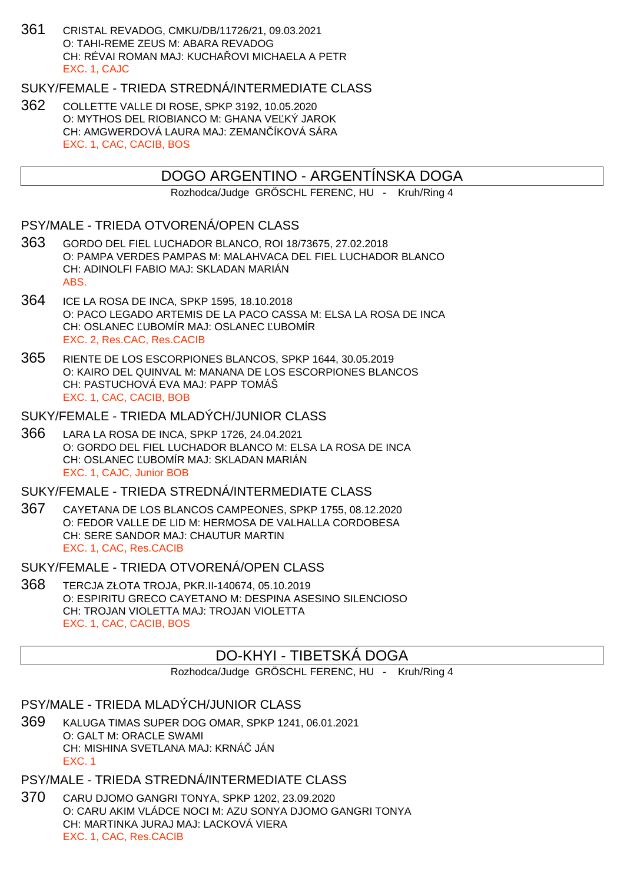361 CRISTAL REVADOG, CMKU/DB/11726/21, 09.03.2021
O: TAHI-REME ZEUS M: ABARA REVADOG
CH: RÉVAI ROMAN MAJ: KUCHAŘOVI MICHAELA A PETR
EXC. 1, CAJC

### SUKY/FEMALE - TRIEDA STREDNÁ/INTERMEDIATE CLASS

362 COLLETTE VALLE DI ROSE, SPKP 3192, 10.05.2020
O: MYTHOS DEL RIOBIANCO M: GHANA VEĽKÝ JAROK
CH: AMGWERDOVÁ LAURA MAJ: ZEMANČÍKOVÁ SÁRA
EXC. 1, CAC, CACIB, BOS

## DOGO ARGENTINO - ARGENTÍNSKA DOGA

Rozhodca/Judge GRÖSCHL FERENC, HU - Kruh/Ring 4

### PSY/MALE - TRIEDA OTVORENÁ/OPEN CLASS

363 GORDO DEL FIEL LUCHADOR BLANCO, ROI 18/73675, 27.02.2018
O: PAMPA VERDES PAMPAS M: MALAHVACA DEL FIEL LUCHADOR BLANCO
CH: ADINOLFI FABIO MAJ: SKLADAN MARIÁN
ABS.

364 ICE LA ROSA DE INCA, SPKP 1595, 18.10.2018
O: PACO LEGADO ARTEMIS DE LA PACO CASSA M: ELSA LA ROSA DE INCA
CH: OSLANEC ĽUBOMÍR MAJ: OSLANEC ĽUBOMÍR
EXC. 2, Res.CAC, Res.CACIB

365 RIENTE DE LOS ESCORPIONES BLANCOS, SPKP 1644, 30.05.2019
O: KAIRO DEL QUINVAL M: MANANA DE LOS ESCORPIONES BLANCOS
CH: PASTUCHOVÁ EVA MAJ: PAPP TOMÁŠ
EXC. 1, CAC, CACIB, BOB

### SUKY/FEMALE - TRIEDA MLADÝCH/JUNIOR CLASS

366 LARA LA ROSA DE INCA, SPKP 1726, 24.04.2021
O: GORDO DEL FIEL LUCHADOR BLANCO M: ELSA LA ROSA DE INCA
CH: OSLANEC ĽUBOMÍR MAJ: SKLADAN MARIÁN
EXC. 1, CAJC, Junior BOB

### SUKY/FEMALE - TRIEDA STREDNÁ/INTERMEDIATE CLASS

367 CAYETANA DE LOS BLANCOS CAMPEONES, SPKP 1755, 08.12.2020
O: FEDOR VALLE DE LID M: HERMOSA DE VALHALLA CORDOBESA
CH: SERE SANDOR MAJ: CHAUTUR MARTIN
EXC. 1, CAC, Res.CACIB

### SUKY/FEMALE - TRIEDA OTVORENÁ/OPEN CLASS

368 TERCJA ZŁOTA TROJA, PKR.II-140674, 05.10.2019
O: ESPIRITU GRECO CAYETANO M: DESPINA ASESINO SILENCIOSO
CH: TROJAN VIOLETTA MAJ: TROJAN VIOLETTA
EXC. 1, CAC, CACIB, BOS

## DO-KHYI - TIBETSKÁ DOGA

Rozhodca/Judge GRÖSCHL FERENC, HU - Kruh/Ring 4

### PSY/MALE - TRIEDA MLADÝCH/JUNIOR CLASS

369 KALUGA TIMAS SUPER DOG OMAR, SPKP 1241, 06.01.2021
O: GALT M: ORACLE SWAMI
CH: MISHINA SVETLANA MAJ: KRNÁČ JÁN
EXC. 1

### PSY/MALE - TRIEDA STREDNÁ/INTERMEDIATE CLASS

370 CARU DJOMO GANGRI TONYA, SPKP 1202, 23.09.2020
O: CARU AKIM VLÁDCE NOCI M: AZU SONYA DJOMO GANGRI TONYA
CH: MARTINKA JURAJ MAJ: LACKOVÁ VIERA
EXC. 1, CAC, Res.CACIB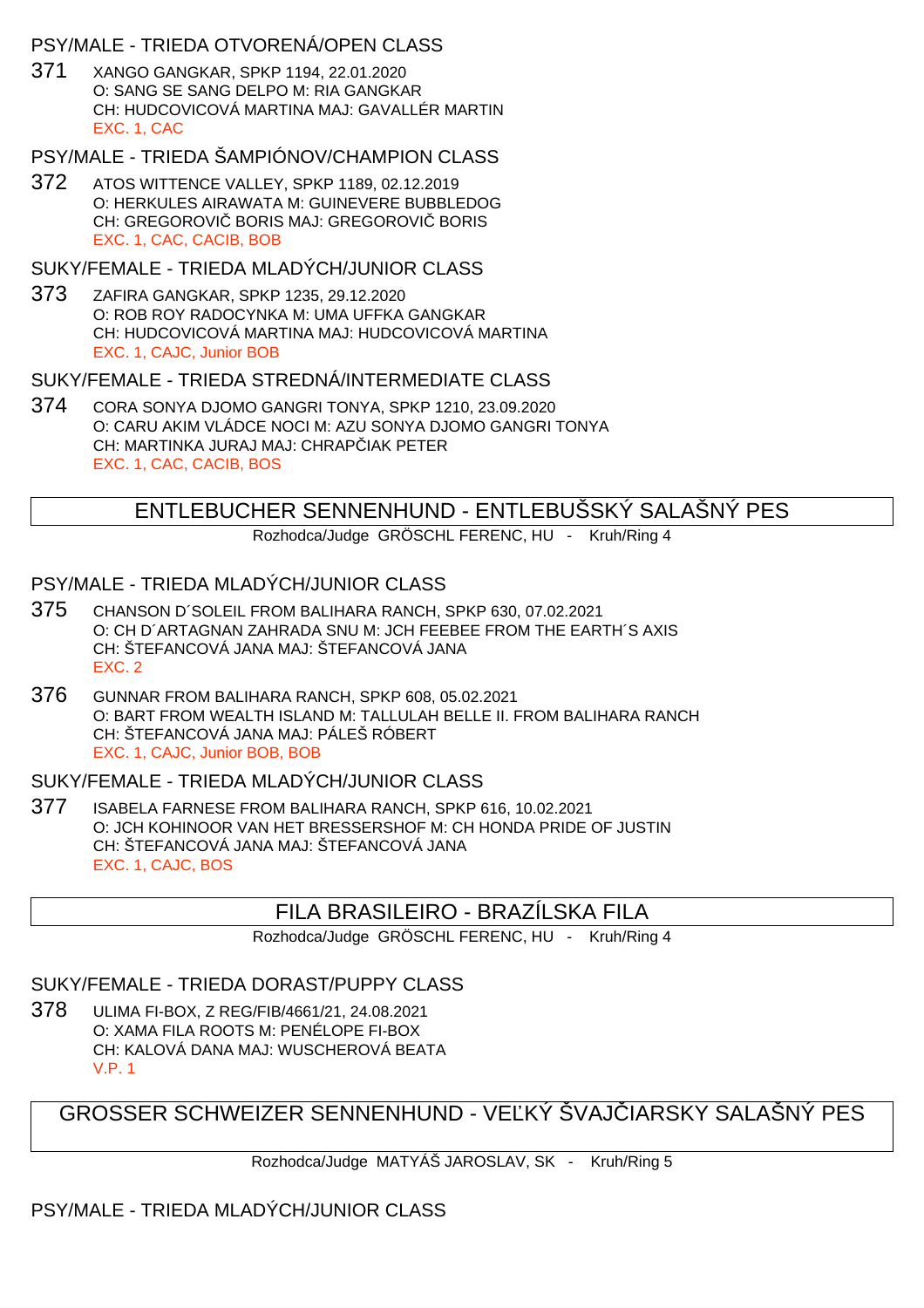### PSY/MALE - TRIEDA OTVORENÁ/OPEN CLASS

371 XANGO GANGKAR, SPKP 1194, 22.01.2020
O: SANG SE SANG DELPO M: RIA GANGKAR
CH: HUDCOVICOVÁ MARTINA MAJ: GAVALLÉR MARTIN
EXC. 1, CAC

### PSY/MALE - TRIEDA ŠAMPIÓNOV/CHAMPION CLASS

372 ATOS WITTENCE VALLEY, SPKP 1189, 02.12.2019
O: HERKULES AIRAWATA M: GUINEVERE BUBBLEDOG
CH: GREGOROVIČ BORIS MAJ: GREGOROVIČ BORIS
EXC. 1, CAC, CACIB, BOB

### SUKY/FEMALE - TRIEDA MLADÝCH/JUNIOR CLASS

373 ZAFIRA GANGKAR, SPKP 1235, 29.12.2020
O: ROB ROY RADOCYNKA M: UMA UFFKA GANGKAR
CH: HUDCOVICOVÁ MARTINA MAJ: HUDCOVICOVÁ MARTINA
EXC. 1, CAJC, Junior BOB

### SUKY/FEMALE - TRIEDA STREDNÁ/INTERMEDIATE CLASS

374 CORA SONYA DJOMO GANGRI TONYA, SPKP 1210, 23.09.2020
O: CARU AKIM VLÁDCE NOCI M: AZU SONYA DJOMO GANGRI TONYA
CH: MARTINKA JURAJ MAJ: CHRAPČIAK PETER
EXC. 1, CAC, CACIB, BOS

## ENTLEBUCHER SENNENHUND - ENTLEBUŠSKÝ SALAŠNÝ PES

Rozhodca/Judge GRÖSCHL FERENC, HU - Kruh/Ring 4

### PSY/MALE - TRIEDA MLADÝCH/JUNIOR CLASS

375 CHANSON D´SOLEIL FROM BALIHARA RANCH, SPKP 630, 07.02.2021
O: CH D´ARTAGNAN ZAHRADA SNU M: JCH FEEBEE FROM THE EARTH´S AXIS
CH: ŠTEFANCOVÁ JANA MAJ: ŠTEFANCOVÁ JANA
EXC. 2

376 GUNNAR FROM BALIHARA RANCH, SPKP 608, 05.02.2021
O: BART FROM WEALTH ISLAND M: TALLULAH BELLE II. FROM BALIHARA RANCH
CH: ŠTEFANCOVÁ JANA MAJ: PÁLEŠ RÓBERT
EXC. 1, CAJC, Junior BOB, BOB

### SUKY/FEMALE - TRIEDA MLADÝCH/JUNIOR CLASS

377 ISABELA FARNESE FROM BALIHARA RANCH, SPKP 616, 10.02.2021
O: JCH KOHINOOR VAN HET BRESSERSHOF M: CH HONDA PRIDE OF JUSTIN
CH: ŠTEFANCOVÁ JANA MAJ: ŠTEFANCOVÁ JANA
EXC. 1, CAJC, BOS

## FILA BRASILEIRO - BRAZÍLSKA FILA

Rozhodca/Judge GRÖSCHL FERENC, HU - Kruh/Ring 4

### SUKY/FEMALE - TRIEDA DORAST/PUPPY CLASS

378 ULIMA FI-BOX, Z REG/FIB/4661/21, 24.08.2021
O: XAMA FILA ROOTS M: PENÉLOPE FI-BOX
CH: KALOVÁ DANA MAJ: WUSCHEROVÁ BEATA
V.P. 1

## GROSSER SCHWEIZER SENNENHUND - VEĽKÝ ŠVAJČIARSKY SALAŠNÝ PES

Rozhodca/Judge MATYÁŠ JAROSLAV, SK - Kruh/Ring 5

### PSY/MALE - TRIEDA MLADÝCH/JUNIOR CLASS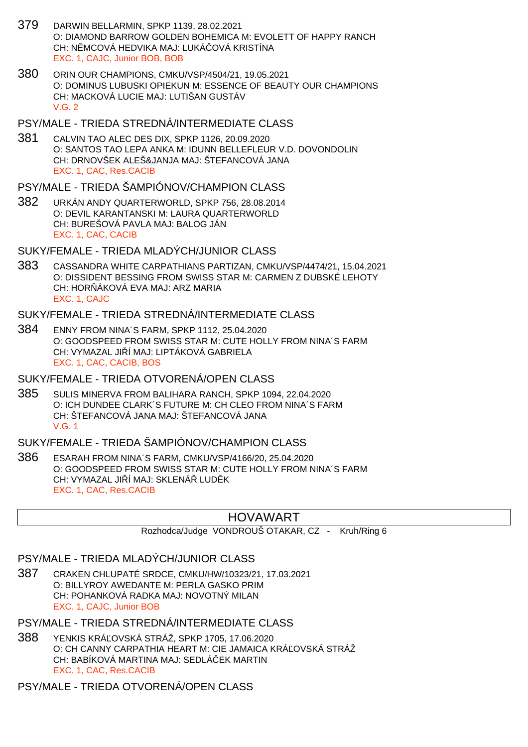379 DARWIN BELLARMIN, SPKP 1139, 28.02.2021
O: DIAMOND BARROW GOLDEN BOHEMICA M: EVOLETT OF HAPPY RANCH
CH: NĚMCOVÁ HEDVIKA MAJ: LUKÁČOVÁ KRISTÍNA
EXC. 1, CAJC, Junior BOB, BOB

380 ORIN OUR CHAMPIONS, CMKU/VSP/4504/21, 19.05.2021
O: DOMINUS LUBUSKI OPIEKUN M: ESSENCE OF BEAUTY OUR CHAMPIONS
CH: MACKOVÁ LUCIE MAJ: LUTIŠAN GUSTÁV
V.G. 2

## PSY/MALE - TRIEDA STREDNÁ/INTERMEDIATE CLASS

381 CALVIN TAO ALEC DES DIX, SPKP 1126, 20.09.2020
O: SANTOS TAO LEPA ANKA M: IDUNN BELLEFLEUR V.D. DOVONDOLIN
CH: DRNOVŠEK ALEŠ&JANJA MAJ: ŠTEFANCOVÁ JANA
EXC. 1, CAC, Res.CACIB

## PSY/MALE - TRIEDA ŠAMPIÓNOV/CHAMPION CLASS

382 URKÁN ANDY QUARTERWORLD, SPKP 756, 28.08.2014
O: DEVIL KARANTANSKI M: LAURA QUARTERWORLD
CH: BUREŠOVÁ PAVLA MAJ: BALOG JÁN
EXC. 1, CAC, CACIB

## SUKY/FEMALE - TRIEDA MLADÝCH/JUNIOR CLASS

383 CASSANDRA WHITE CARPATHIANS PARTIZAN, CMKU/VSP/4474/21, 15.04.2021
O: DISSIDENT BESSING FROM SWISS STAR M: CARMEN Z DUBSKÉ LEHOTY
CH: HORŇÁKOVÁ EVA MAJ: ARZ MARIA
EXC. 1, CAJC

## SUKY/FEMALE - TRIEDA STREDNÁ/INTERMEDIATE CLASS

384 ENNY FROM NINA´S FARM, SPKP 1112, 25.04.2020
O: GOODSPEED FROM SWISS STAR M: CUTE HOLLY FROM NINA´S FARM
CH: VYMAZAL JIŘÍ MAJ: LIPTÁKOVÁ GABRIELA
EXC. 1, CAC, CACIB, BOS

## SUKY/FEMALE - TRIEDA OTVORENÁ/OPEN CLASS

385 SULIS MINERVA FROM BALIHARA RANCH, SPKP 1094, 22.04.2020
O: ICH DUNDEE CLARK´S FUTURE M: CH CLEO FROM NINA´S FARM
CH: ŠTEFANCOVÁ JANA MAJ: ŠTEFANCOVÁ JANA
V.G. 1

## SUKY/FEMALE - TRIEDA ŠAMPIÓNOV/CHAMPION CLASS

386 ESARAH FROM NINA´S FARM, CMKU/VSP/4166/20, 25.04.2020
O: GOODSPEED FROM SWISS STAR M: CUTE HOLLY FROM NINA´S FARM
CH: VYMAZAL JIŘÍ MAJ: SKLENÁŘ LUDĚK
EXC. 1, CAC, Res.CACIB

# HOVAWART

Rozhodca/Judge VONDROUŠ OTAKAR, CZ - Kruh/Ring 6

## PSY/MALE - TRIEDA MLADÝCH/JUNIOR CLASS

387 CRAKEN CHLUPATÉ SRDCE, CMKU/HW/10323/21, 17.03.2021
O: BILLYROY AWEDANTE M: PERLA GASKO PRIM
CH: POHANKOVÁ RADKA MAJ: NOVOTNÝ MILAN
EXC. 1, CAJC, Junior BOB

## PSY/MALE - TRIEDA STREDNÁ/INTERMEDIATE CLASS

388 YENKIS KRÁĽOVSKÁ STRÁŽ, SPKP 1705, 17.06.2020
O: CH CANNY CARPATHIA HEART M: CIE JAMAICA KRÁĽOVSKÁ STRÁŽ
CH: BABÍKOVÁ MARTINA MAJ: SEDLÁČEK MARTIN
EXC. 1, CAC, Res.CACIB

## PSY/MALE - TRIEDA OTVORENÁ/OPEN CLASS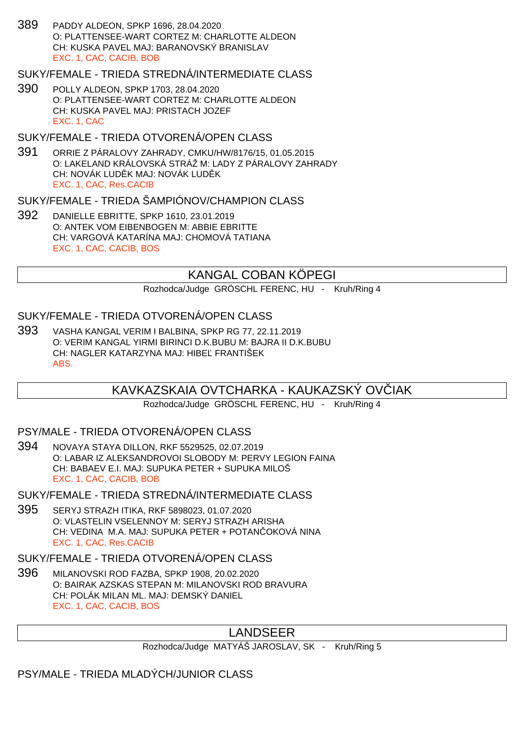389 PADDY ALDEON, SPKP 1696, 28.04.2020
O: PLATTENSEE-WART CORTEZ M: CHARLOTTE ALDEON
CH: KUSKA PAVEL MAJ: BARANOVSKÝ BRANISLAV
EXC. 1, CAC, CACIB, BOB

### SUKY/FEMALE - TRIEDA STREDNÁ/INTERMEDIATE CLASS

390 POLLY ALDEON, SPKP 1703, 28.04.2020
O: PLATTENSEE-WART CORTEZ M: CHARLOTTE ALDEON
CH: KUSKA PAVEL MAJ: PRISTACH JOZEF
EXC. 1, CAC

### SUKY/FEMALE - TRIEDA OTVORENÁ/OPEN CLASS

391 ORRIE Z PÁRALOVY ZAHRADY, CMKU/HW/8176/15, 01.05.2015
O: LAKELAND KRÁLOVSKÁ STRÁŽ M: LADY Z PÁRALOVY ZAHRADY
CH: NOVÁK LUDĚK MAJ: NOVÁK LUDĚK
EXC. 1, CAC, Res.CACIB

### SUKY/FEMALE - TRIEDA ŠAMPIÓNOV/CHAMPION CLASS

392 DANIELLE EBRITTE, SPKP 1610, 23.01.2019
O: ANTEK VOM EIBENBOGEN M: ABBIE EBRITTE
CH: VARGOVÁ KATARÍNA MAJ: CHOMOVÁ TATIANA
EXC. 1, CAC, CACIB, BOS

## KANGAL COBAN KÖPEGI

Rozhodca/Judge GRÖSCHL FERENC, HU - Kruh/Ring 4

### SUKY/FEMALE - TRIEDA OTVORENÁ/OPEN CLASS

393 VASHA KANGAL VERIM I BALBINA, SPKP RG 77, 22.11.2019
O: VERIM KANGAL YIRMI BIRINCI D.K.BUBU M: BAJRA II D.K.BUBU
CH: NAGLER KATARZYNA MAJ: HIBEĽ FRANTIŠEK
ABS.

## KAVKAZSKAIA OVTCHARKA - KAUKAZSKÝ OVČIAK

Rozhodca/Judge GRÖSCHL FERENC, HU - Kruh/Ring 4

### PSY/MALE - TRIEDA OTVORENÁ/OPEN CLASS

394 NOVAYA STAYA DILLON, RKF 5529525, 02.07.2019
O: LABAR IZ ALEKSANDROVOI SLOBODY M: PERVY LEGION FAINA
CH: BABAEV E.I. MAJ: SUPUKA PETER + SUPUKA MILOŠ
EXC. 1, CAC, CACIB, BOB

### SUKY/FEMALE - TRIEDA STREDNÁ/INTERMEDIATE CLASS

395 SERYJ STRAZH ITIKA, RKF 5898023, 01.07.2020
O: VLASTELIN VSELENNOY M: SERYJ STRAZH ARISHA
CH: VEDINA M.A. MAJ: SUPUKA PETER + POTANČOKOVÁ NINA
EXC. 1, CAC, Res.CACIB

### SUKY/FEMALE - TRIEDA OTVORENÁ/OPEN CLASS

396 MILANOVSKI ROD FAZBA, SPKP 1908, 20.02.2020
O: BAIRAK AZSKAS STEPAN M: MILANOVSKI ROD BRAVURA
CH: POLÁK MILAN ML. MAJ: DEMSKÝ DANIEL
EXC. 1, CAC, CACIB, BOS

## LANDSEER

Rozhodca/Judge MATYÁŠ JAROSLAV, SK - Kruh/Ring 5

### PSY/MALE - TRIEDA MLADÝCH/JUNIOR CLASS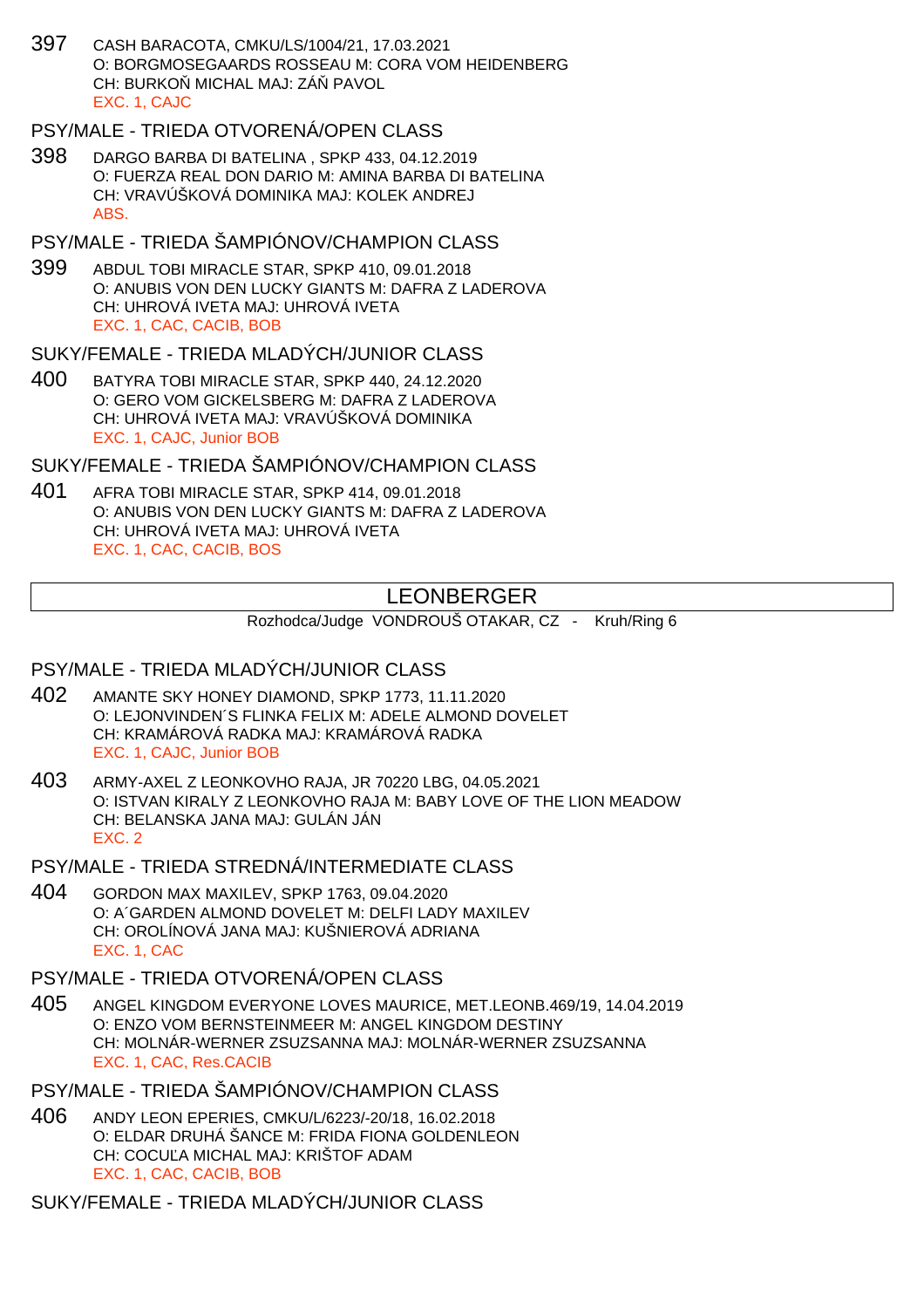397 CASH BARACOTA, CMKU/LS/1004/21, 17.03.2021
O: BORGMOSEGAARDS ROSSEAU M: CORA VOM HEIDENBERG
CH: BURKOŇ MICHAL MAJ: ZÁŇ PAVOL
EXC. 1, CAJC

### PSY/MALE - TRIEDA OTVORENÁ/OPEN CLASS

398 DARGO BARBA DI BATELINA , SPKP 433, 04.12.2019
O: FUERZA REAL DON DARIO M: AMINA BARBA DI BATELINA
CH: VRAVÚŠKOVÁ DOMINIKA MAJ: KOLEK ANDREJ
ABS.

### PSY/MALE - TRIEDA ŠAMPIÓNOV/CHAMPION CLASS

399 ABDUL TOBI MIRACLE STAR, SPKP 410, 09.01.2018
O: ANUBIS VON DEN LUCKY GIANTS M: DAFRA Z LADEROVA
CH: UHROVÁ IVETA MAJ: UHROVÁ IVETA
EXC. 1, CAC, CACIB, BOB

### SUKY/FEMALE - TRIEDA MLADÝCH/JUNIOR CLASS

400 BATYRA TOBI MIRACLE STAR, SPKP 440, 24.12.2020
O: GERO VOM GICKELSBERG M: DAFRA Z LADEROVA
CH: UHROVÁ IVETA MAJ: VRAVÚŠKOVÁ DOMINIKA
EXC. 1, CAJC, Junior BOB

### SUKY/FEMALE - TRIEDA ŠAMPIÓNOV/CHAMPION CLASS

401 AFRA TOBI MIRACLE STAR, SPKP 414, 09.01.2018
O: ANUBIS VON DEN LUCKY GIANTS M: DAFRA Z LADEROVA
CH: UHROVÁ IVETA MAJ: UHROVÁ IVETA
EXC. 1, CAC, CACIB, BOS

## LEONBERGER

Rozhodca/Judge VONDROUŠ OTAKAR, CZ - Kruh/Ring 6

### PSY/MALE - TRIEDA MLADÝCH/JUNIOR CLASS

402 AMANTE SKY HONEY DIAMOND, SPKP 1773, 11.11.2020
O: LEJONVINDEN´S FLINKA FELIX M: ADELE ALMOND DOVELET
CH: KRAMÁROVÁ RADKA MAJ: KRAMÁROVÁ RADKA
EXC. 1, CAJC, Junior BOB

403 ARMY-AXEL Z LEONKOVHO RAJA, JR 70220 LBG, 04.05.2021
O: ISTVAN KIRALY Z LEONKOVHO RAJA M: BABY LOVE OF THE LION MEADOW
CH: BELANSKA JANA MAJ: GULÁN JÁN
EXC. 2

### PSY/MALE - TRIEDA STREDNÁ/INTERMEDIATE CLASS

404 GORDON MAX MAXILEV, SPKP 1763, 09.04.2020
O: A´GARDEN ALMOND DOVELET M: DELFI LADY MAXILEV
CH: OROLÍNOVÁ JANA MAJ: KUŠNIEROVÁ ADRIANA
EXC. 1, CAC

### PSY/MALE - TRIEDA OTVORENÁ/OPEN CLASS

405 ANGEL KINGDOM EVERYONE LOVES MAURICE, MET.LEONB.469/19, 14.04.2019
O: ENZO VOM BERNSTEINMEER M: ANGEL KINGDOM DESTINY
CH: MOLNÁR-WERNER ZSUZSANNA MAJ: MOLNÁR-WERNER ZSUZSANNA
EXC. 1, CAC, Res.CACIB

### PSY/MALE - TRIEDA ŠAMPIÓNOV/CHAMPION CLASS

406 ANDY LEON EPERIES, CMKU/L/6223/-20/18, 16.02.2018
O: ELDAR DRUHÁ ŠANCE M: FRIDA FIONA GOLDENLEON
CH: COCUĽA MICHAL MAJ: KRIŠTOF ADAM
EXC. 1, CAC, CACIB, BOB

### SUKY/FEMALE - TRIEDA MLADÝCH/JUNIOR CLASS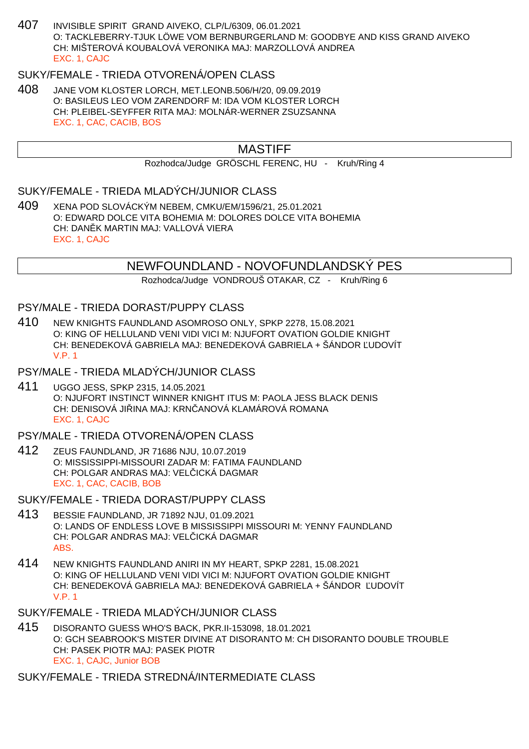407 INVISIBLE SPIRIT GRAND AIVEKO, CLP/L/6309, 06.01.2021
O: TACKLEBERRY-TJUK LÖWE VOM BERNBURGERLAND M: GOODBYE AND KISS GRAND AIVEKO
CH: MIŠTEROVÁ KOUBALOVÁ VERONIKA MAJ: MARZOLLOVÁ ANDREA
EXC. 1, CAJC

### SUKY/FEMALE - TRIEDA OTVORENÁ/OPEN CLASS

408 JANE VOM KLOSTER LORCH, MET.LEONB.506/H/20, 09.09.2019
O: BASILEUS LEO VOM ZARENDORF M: IDA VOM KLOSTER LORCH
CH: PLEIBEL-SEYFFER RITA MAJ: MOLNÁR-WERNER ZSUZSANNA
EXC. 1, CAC, CACIB, BOS

## MASTIFF

Rozhodca/Judge GRÖSCHL FERENC, HU - Kruh/Ring 4

### SUKY/FEMALE - TRIEDA MLADÝCH/JUNIOR CLASS

409 XENA POD SLOVÁCKÝM NEBEM, CMKU/EM/1596/21, 25.01.2021
O: EDWARD DOLCE VITA BOHEMIA M: DOLORES DOLCE VITA BOHEMIA
CH: DANĚK MARTIN MAJ: VALLOVÁ VIERA
EXC. 1, CAJC

## NEWFOUNDLAND - NOVOFUNDLANDSKÝ PES

Rozhodca/Judge VONDROUŠ OTAKAR, CZ - Kruh/Ring 6

### PSY/MALE - TRIEDA DORAST/PUPPY CLASS

410 NEW KNIGHTS FAUNDLAND ASOMROSO ONLY, SPKP 2278, 15.08.2021
O: KING OF HELLULAND VENI VIDI VICI M: NJUFORT OVATION GOLDIE KNIGHT
CH: BENEDEKOVÁ GABRIELA MAJ: BENEDEKOVÁ GABRIELA + ŠÁNDOR ĽUDOVÍT
V.P. 1

### PSY/MALE - TRIEDA MLADÝCH/JUNIOR CLASS

411 UGGO JESS, SPKP 2315, 14.05.2021
O: NJUFORT INSTINCT WINNER KNIGHT ITUS M: PAOLA JESS BLACK DENIS
CH: DENISOVÁ JIŘINA MAJ: KRNČANOVÁ KLAMÁROVÁ ROMANA
EXC. 1, CAJC

### PSY/MALE - TRIEDA OTVORENÁ/OPEN CLASS

412 ZEUS FAUNDLAND, JR 71686 NJU, 10.07.2019
O: MISSISSIPPI-MISSOURI ZADAR M: FATIMA FAUNDLAND
CH: POLGAR ANDRAS MAJ: VELČICKÁ DAGMAR
EXC. 1, CAC, CACIB, BOB

### SUKY/FEMALE - TRIEDA DORAST/PUPPY CLASS

413 BESSIE FAUNDLAND, JR 71892 NJU, 01.09.2021
O: LANDS OF ENDLESS LOVE B MISSISSIPPI MISSOURI M: YENNY FAUNDLAND
CH: POLGAR ANDRAS MAJ: VELČICKÁ DAGMAR
ABS.

414 NEW KNIGHTS FAUNDLAND ANIRI IN MY HEART, SPKP 2281, 15.08.2021
O: KING OF HELLULAND VENI VIDI VICI M: NJUFORT OVATION GOLDIE KNIGHT
CH: BENEDEKOVÁ GABRIELA MAJ: BENEDEKOVÁ GABRIELA + ŠÁNDOR ĽUDOVÍT
V.P. 1

### SUKY/FEMALE - TRIEDA MLADÝCH/JUNIOR CLASS

415 DISORANTO GUESS WHO'S BACK, PKR.II-153098, 18.01.2021
O: GCH SEABROOK'S MISTER DIVINE AT DISORANTO M: CH DISORANTO DOUBLE TROUBLE
CH: PASEK PIOTR MAJ: PASEK PIOTR
EXC. 1, CAJC, Junior BOB

### SUKY/FEMALE - TRIEDA STREDNÁ/INTERMEDIATE CLASS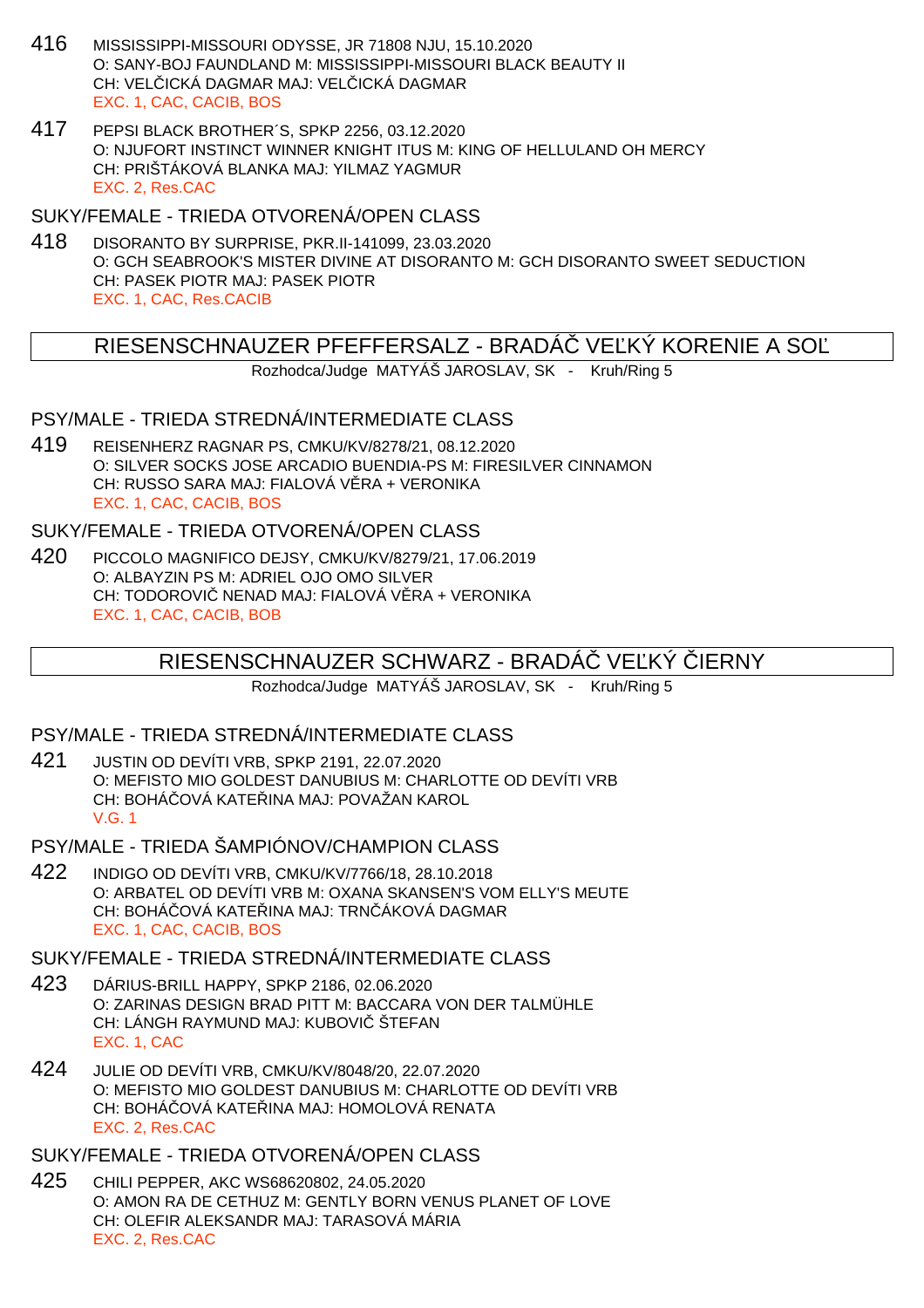416 MISSISSIPPI-MISSOURI ODYSSE, JR 71808 NJU, 15.10.2020
O: SANY-BOJ FAUNDLAND M: MISSISSIPPI-MISSOURI BLACK BEAUTY II
CH: VELČICKÁ DAGMAR MAJ: VELČICKÁ DAGMAR
EXC. 1, CAC, CACIB, BOS

417 PEPSI BLACK BROTHER´S, SPKP 2256, 03.12.2020
O: NJUFORT INSTINCT WINNER KNIGHT ITUS M: KING OF HELLULAND OH MERCY
CH: PRIŠTÁKOVÁ BLANKA MAJ: YILMAZ YAGMUR
EXC. 2, Res.CAC

### SUKY/FEMALE - TRIEDA OTVORENÁ/OPEN CLASS

418 DISORANTO BY SURPRISE, PKR.II-141099, 23.03.2020
O: GCH SEABROOK'S MISTER DIVINE AT DISORANTO M: GCH DISORANTO SWEET SEDUCTION
CH: PASEK PIOTR MAJ: PASEK PIOTR
EXC. 1, CAC, Res.CACIB

## RIESENSCHNAUZER PFEFFERSALZ - BRADÁČ VEĽKÝ KORENIE A SOĽ

Rozhodca/Judge MATYÁŠ JAROSLAV, SK - Kruh/Ring 5

### PSY/MALE - TRIEDA STREDNÁ/INTERMEDIATE CLASS

419 REISENHERZ RAGNAR PS, CMKU/KV/8278/21, 08.12.2020
O: SILVER SOCKS JOSE ARCADIO BUENDIA-PS M: FIRESILVER CINNAMON
CH: RUSSO SARA MAJ: FIALOVÁ VĚRA + VERONIKA
EXC. 1, CAC, CACIB, BOS

### SUKY/FEMALE - TRIEDA OTVORENÁ/OPEN CLASS

420 PICCOLO MAGNIFICO DEJSY, CMKU/KV/8279/21, 17.06.2019
O: ALBAYZIN PS M: ADRIEL OJO OMO SILVER
CH: TODOROVIČ NENAD MAJ: FIALOVÁ VĚRA + VERONIKA
EXC. 1, CAC, CACIB, BOB

## RIESENSCHNAUZER SCHWARZ - BRADÁČ VEĽKÝ ČIERNY

Rozhodca/Judge MATYÁŠ JAROSLAV, SK - Kruh/Ring 5

### PSY/MALE - TRIEDA STREDNÁ/INTERMEDIATE CLASS

421 JUSTIN OD DEVÍTI VRB, SPKP 2191, 22.07.2020
O: MEFISTO MIO GOLDEST DANUBIUS M: CHARLOTTE OD DEVÍTI VRB
CH: BOHÁČOVÁ KATEŘINA MAJ: POVAŽAN KAROL
V.G. 1

### PSY/MALE - TRIEDA ŠAMPIÓNOV/CHAMPION CLASS

422 INDIGO OD DEVÍTI VRB, CMKU/KV/7766/18, 28.10.2018
O: ARBATEL OD DEVÍTI VRB M: OXANA SKANSEN'S VOM ELLY'S MEUTE
CH: BOHÁČOVÁ KATEŘINA MAJ: TRNČÁKOVÁ DAGMAR
EXC. 1, CAC, CACIB, BOS

### SUKY/FEMALE - TRIEDA STREDNÁ/INTERMEDIATE CLASS

423 DÁRIUS-BRILL HAPPY, SPKP 2186, 02.06.2020
O: ZARINAS DESIGN BRAD PITT M: BACCARA VON DER TALMÜHLE
CH: LÁNGH RAYMUND MAJ: KUBOVIČ ŠTEFAN
EXC. 1, CAC

424 JULIE OD DEVÍTI VRB, CMKU/KV/8048/20, 22.07.2020
O: MEFISTO MIO GOLDEST DANUBIUS M: CHARLOTTE OD DEVÍTI VRB
CH: BOHÁČOVÁ KATEŘINA MAJ: HOMOLOVÁ RENATA
EXC. 2, Res.CAC

### SUKY/FEMALE - TRIEDA OTVORENÁ/OPEN CLASS

425 CHILI PEPPER, AKC WS68620802, 24.05.2020
O: AMON RA DE CETHUZ M: GENTLY BORN VENUS PLANET OF LOVE
CH: OLEFIR ALEKSANDR MAJ: TARASOVÁ MÁRIA
EXC. 2, Res.CAC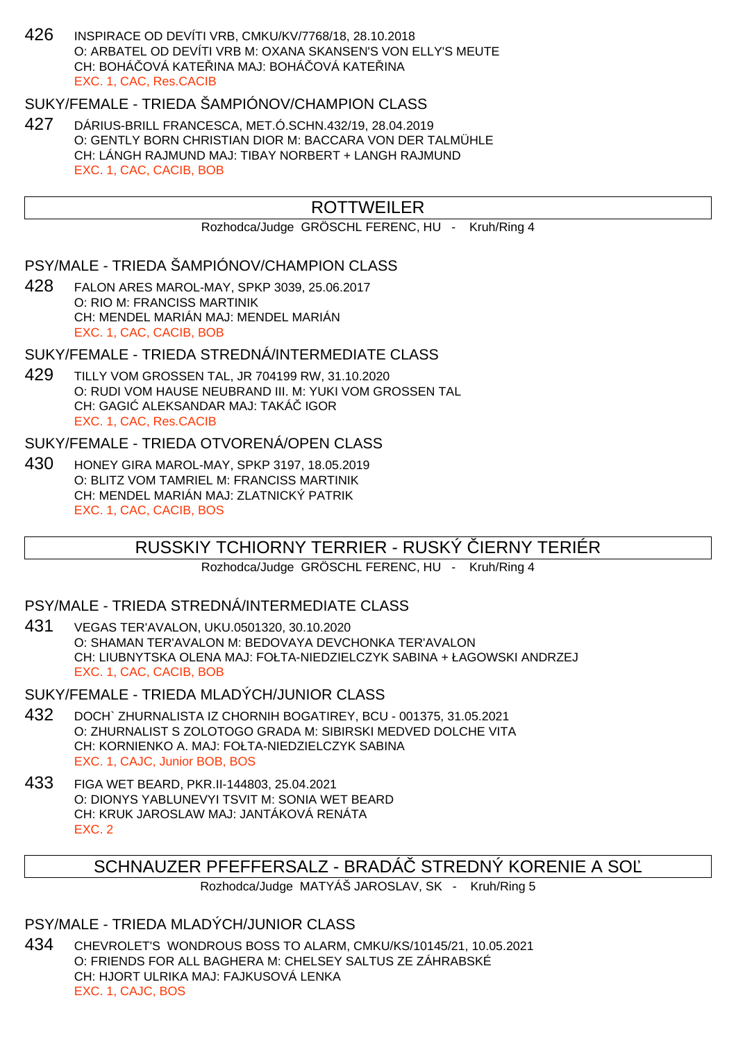426 INSPIRACE OD DEVÍTI VRB, CMKU/KV/7768/18, 28.10.2018
O: ARBATEL OD DEVÍTI VRB M: OXANA SKANSEN'S VON ELLY'S MEUTE
CH: BOHÁČOVÁ KATEŘINA MAJ: BOHÁČOVÁ KATEŘINA
EXC. 1, CAC, Res.CACIB

SUKY/FEMALE - TRIEDA ŠAMPIÓNOV/CHAMPION CLASS

427 DÁRIUS-BRILL FRANCESCA, MET.Ó.SCHN.432/19, 28.04.2019
O: GENTLY BORN CHRISTIAN DIOR M: BACCARA VON DER TALMÜHLE
CH: LÁNGH RAJMUND MAJ: TIBAY NORBERT + LANGH RAJMUND
EXC. 1, CAC, CACIB, BOB

## ROTTWEILER

Rozhodca/Judge GRÖSCHL FERENC, HU - Kruh/Ring 4

PSY/MALE - TRIEDA ŠAMPIÓNOV/CHAMPION CLASS

428 FALON ARES MAROL-MAY, SPKP 3039, 25.06.2017
O: RIO M: FRANCISS MARTINIK
CH: MENDEL MARIÁN MAJ: MENDEL MARIÁN
EXC. 1, CAC, CACIB, BOB

SUKY/FEMALE - TRIEDA STREDNÁ/INTERMEDIATE CLASS

429 TILLY VOM GROSSEN TAL, JR 704199 RW, 31.10.2020
O: RUDI VOM HAUSE NEUBRAND III. M: YUKI VOM GROSSEN TAL
CH: GAGIĆ ALEKSANDAR MAJ: TAKÁČ IGOR
EXC. 1, CAC, Res.CACIB

SUKY/FEMALE - TRIEDA OTVORENÁ/OPEN CLASS

430 HONEY GIRA MAROL-MAY, SPKP 3197, 18.05.2019
O: BLITZ VOM TAMRIEL M: FRANCISS MARTINIK
CH: MENDEL MARIÁN MAJ: ZLATNICKÝ PATRIK
EXC. 1, CAC, CACIB, BOS

## RUSSKIY TCHIORNY TERRIER - RUSKÝ ČIERNY TERIÉR

Rozhodca/Judge GRÖSCHL FERENC, HU - Kruh/Ring 4

PSY/MALE - TRIEDA STREDNÁ/INTERMEDIATE CLASS

431 VEGAS TER'AVALON, UKU.0501320, 30.10.2020
O: SHAMAN TER'AVALON M: BEDOVAYA DEVCHONKA TER'AVALON
CH: LIUBNYTSKA OLENA MAJ: FOŁTA-NIEDZIELCZYK SABINA + ŁAGOWSKI ANDRZEJ
EXC. 1, CAC, CACIB, BOB

SUKY/FEMALE - TRIEDA MLADÝCH/JUNIOR CLASS

432 DOCH` ZHURNALISTA IZ CHORNIH BOGATIREY, BCU - 001375, 31.05.2021
O: ZHURNALIST S ZOLOTOGO GRADA M: SIBIRSKI MEDVED DOLCHE VITA
CH: KORNIENKO A. MAJ: FOŁTA-NIEDZIELCZYK SABINA
EXC. 1, CAJC, Junior BOB, BOS

433 FIGA WET BEARD, PKR.II-144803, 25.04.2021
O: DIONYS YABLUNEVYI TSVIT M: SONIA WET BEARD
CH: KRUK JAROSLAW MAJ: JANTÁKOVÁ RENÁTA
EXC. 2

## SCHNAUZER PFEFFERSALZ - BRADÁČ STREDNÝ KORENIE A SOĽ

Rozhodca/Judge MATYÁŠ JAROSLAV, SK - Kruh/Ring 5

PSY/MALE - TRIEDA MLADÝCH/JUNIOR CLASS

434 CHEVROLET'S WONDROUS BOSS TO ALARM, CMKU/KS/10145/21, 10.05.2021
O: FRIENDS FOR ALL BAGHERA M: CHELSEY SALTUS ZE ZÁHRABSKÉ
CH: HJORT ULRIKA MAJ: FAJKUSOVÁ LENKA
EXC. 1, CAJC, BOS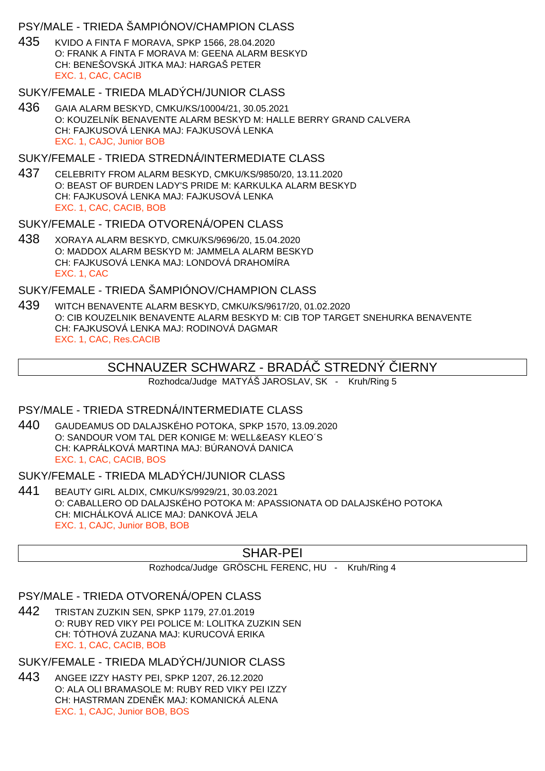### PSY/MALE - TRIEDA ŠAMPIÓNOV/CHAMPION CLASS

435 KVIDO A FINTA F MORAVA, SPKP 1566, 28.04.2020
O: FRANK A FINTA F MORAVA M: GEENA ALARM BESKYD
CH: BENEŠOVSKÁ JITKA MAJ: HARGAŠ PETER
EXC. 1, CAC, CACIB

### SUKY/FEMALE - TRIEDA MLADÝCH/JUNIOR CLASS

436 GAIA ALARM BESKYD, CMKU/KS/10004/21, 30.05.2021
O: KOUZELNÍK BENAVENTE ALARM BESKYD M: HALLE BERRY GRAND CALVERA
CH: FAJKUSOVÁ LENKA MAJ: FAJKUSOVÁ LENKA
EXC. 1, CAJC, Junior BOB

### SUKY/FEMALE - TRIEDA STREDNÁ/INTERMEDIATE CLASS

437 CELEBRITY FROM ALARM BESKYD, CMKU/KS/9850/20, 13.11.2020
O: BEAST OF BURDEN LADY'S PRIDE M: KARKULKA ALARM BESKYD
CH: FAJKUSOVÁ LENKA MAJ: FAJKUSOVÁ LENKA
EXC. 1, CAC, CACIB, BOB

### SUKY/FEMALE - TRIEDA OTVORENÁ/OPEN CLASS

438 XORAYA ALARM BESKYD, CMKU/KS/9696/20, 15.04.2020
O: MADDOX ALARM BESKYD M: JAMMELA ALARM BESKYD
CH: FAJKUSOVÁ LENKA MAJ: LONDOVÁ DRAHOMÍRA
EXC. 1, CAC

### SUKY/FEMALE - TRIEDA ŠAMPIÓNOV/CHAMPION CLASS

439 WITCH BENAVENTE ALARM BESKYD, CMKU/KS/9617/20, 01.02.2020
O: CIB KOUZELNIK BENAVENTE ALARM BESKYD M: CIB TOP TARGET SNEHURKA BENAVENTE
CH: FAJKUSOVÁ LENKA MAJ: RODINOVÁ DAGMAR
EXC. 1, CAC, Res.CACIB

## SCHNAUZER SCHWARZ - BRADÁČ STREDNÝ ČIERNY

Rozhodca/Judge MATYÁŠ JAROSLAV, SK - Kruh/Ring 5

### PSY/MALE - TRIEDA STREDNÁ/INTERMEDIATE CLASS

440 GAUDEAMUS OD DALAJSKÉHO POTOKA, SPKP 1570, 13.09.2020
O: SANDOUR VOM TAL DER KONIGE M: WELL&EASY KLEO´S
CH: KAPRÁLKOVÁ MARTINA MAJ: BÚRANOVÁ DANICA
EXC. 1, CAC, CACIB, BOS

### SUKY/FEMALE - TRIEDA MLADÝCH/JUNIOR CLASS

441 BEAUTY GIRL ALDIX, CMKU/KS/9929/21, 30.03.2021
O: CABALLERO OD DALAJSKÉHO POTOKA M: APASSIONATA OD DALAJSKÉHO POTOKA
CH: MICHÁLKOVÁ ALICE MAJ: DANKOVÁ JELA
EXC. 1, CAJC, Junior BOB, BOB

## SHAR-PEI

Rozhodca/Judge GRÖSCHL FERENC, HU - Kruh/Ring 4

### PSY/MALE - TRIEDA OTVORENÁ/OPEN CLASS

442 TRISTAN ZUZKIN SEN, SPKP 1179, 27.01.2019
O: RUBY RED VIKY PEI POLICE M: LOLITKA ZUZKIN SEN
CH: TÓTHOVÁ ZUZANA MAJ: KURUCOVÁ ERIKA
EXC. 1, CAC, CACIB, BOB

### SUKY/FEMALE - TRIEDA MLADÝCH/JUNIOR CLASS

443 ANGEE IZZY HASTY PEI, SPKP 1207, 26.12.2020
O: ALA OLI BRAMASOLE M: RUBY RED VIKY PEI IZZY
CH: HASTRMAN ZDENĚK MAJ: KOMANICKÁ ALENA
EXC. 1, CAJC, Junior BOB, BOS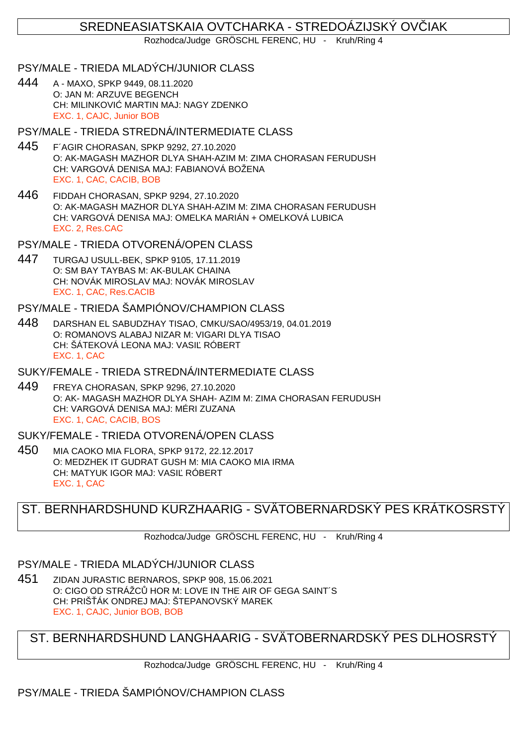# SREDNEASIATSKAIA OVTCHARKA - STREDOÁZIJSKÝ OVČIAK

Rozhodca/Judge GRÖSCHL FERENC, HU - Kruh/Ring 4

## PSY/MALE - TRIEDA MLADÝCH/JUNIOR CLASS

444 A - MAXO, SPKP 9449, 08.11.2020
O: JAN M: ARZUVE BEGENCH
CH: MILINKOVIĆ MARTIN MAJ: NAGY ZDENKO
EXC. 1, CAJC, Junior BOB

## PSY/MALE - TRIEDA STREDNÁ/INTERMEDIATE CLASS

445 F´AGIR CHORASAN, SPKP 9292, 27.10.2020
O: AK-MAGASH MAZHOR DLYA SHAH-AZIM M: ZIMA CHORASAN FERUDUSH
CH: VARGOVÁ DENISA MAJ: FABIANOVÁ BOŽENA
EXC. 1, CAC, CACIB, BOB

446 FIDDAH CHORASAN, SPKP 9294, 27.10.2020
O: AK-MAGASH MAZHOR DLYA SHAH-AZIM M: ZIMA CHORASAN FERUDUSH
CH: VARGOVÁ DENISA MAJ: OMELKA MARIÁN + OMELKOVÁ LUBICA
EXC. 2, Res.CAC

## PSY/MALE - TRIEDA OTVORENÁ/OPEN CLASS

447 TURGAJ USULL-BEK, SPKP 9105, 17.11.2019
O: SM BAY TAYBAS M: AK-BULAK CHAINA
CH: NOVÁK MIROSLAV MAJ: NOVÁK MIROSLAV
EXC. 1, CAC, Res.CACIB

## PSY/MALE - TRIEDA ŠAMPIÓNOV/CHAMPION CLASS

448 DARSHAN EL SABUDZHAY TISAO, CMKU/SAO/4953/19, 04.01.2019
O: ROMANOVS ALABAJ NIZAR M: VIGARI DLYA TISAO
CH: ŠÁTEKOVÁ LEONA MAJ: VASIĽ RÓBERT
EXC. 1, CAC

## SUKY/FEMALE - TRIEDA STREDNÁ/INTERMEDIATE CLASS

449 FREYA CHORASAN, SPKP 9296, 27.10.2020
O: AK- MAGASH MAZHOR DLYA SHAH- AZIM M: ZIMA CHORASAN FERUDUSH
CH: VARGOVÁ DENISA MAJ: MÉRI ZUZANA
EXC. 1, CAC, CACIB, BOS

## SUKY/FEMALE - TRIEDA OTVORENÁ/OPEN CLASS

450 MIA CAOKO MIA FLORA, SPKP 9172, 22.12.2017
O: MEDZHEK IT GUDRAT GUSH M: MIA CAOKO MIA IRMA
CH: MATYUK IGOR MAJ: VASIĽ RÓBERT
EXC. 1, CAC

# ST. BERNHARDSHUND KURZHAARIG - SVÄTOBERNARDSKÝ PES KRÁTKOSRSTÝ

Rozhodca/Judge GRÖSCHL FERENC, HU - Kruh/Ring 4

## PSY/MALE - TRIEDA MLADÝCH/JUNIOR CLASS

451 ZIDAN JURASTIC BERNAROS, SPKP 908, 15.06.2021
O: CIGO OD STRÁŽCŮ HOR M: LOVE IN THE AIR OF GEGA SAINT´S
CH: PRIŠŤÁK ONDREJ MAJ: ŠTEPANOVSKÝ MAREK
EXC. 1, CAJC, Junior BOB, BOB

# ST. BERNHARDSHUND LANGHAARIG - SVÄTOBERNARDSKÝ PES DLHOSRSTÝ

Rozhodca/Judge GRÖSCHL FERENC, HU - Kruh/Ring 4

## PSY/MALE - TRIEDA ŠAMPIÓNOV/CHAMPION CLASS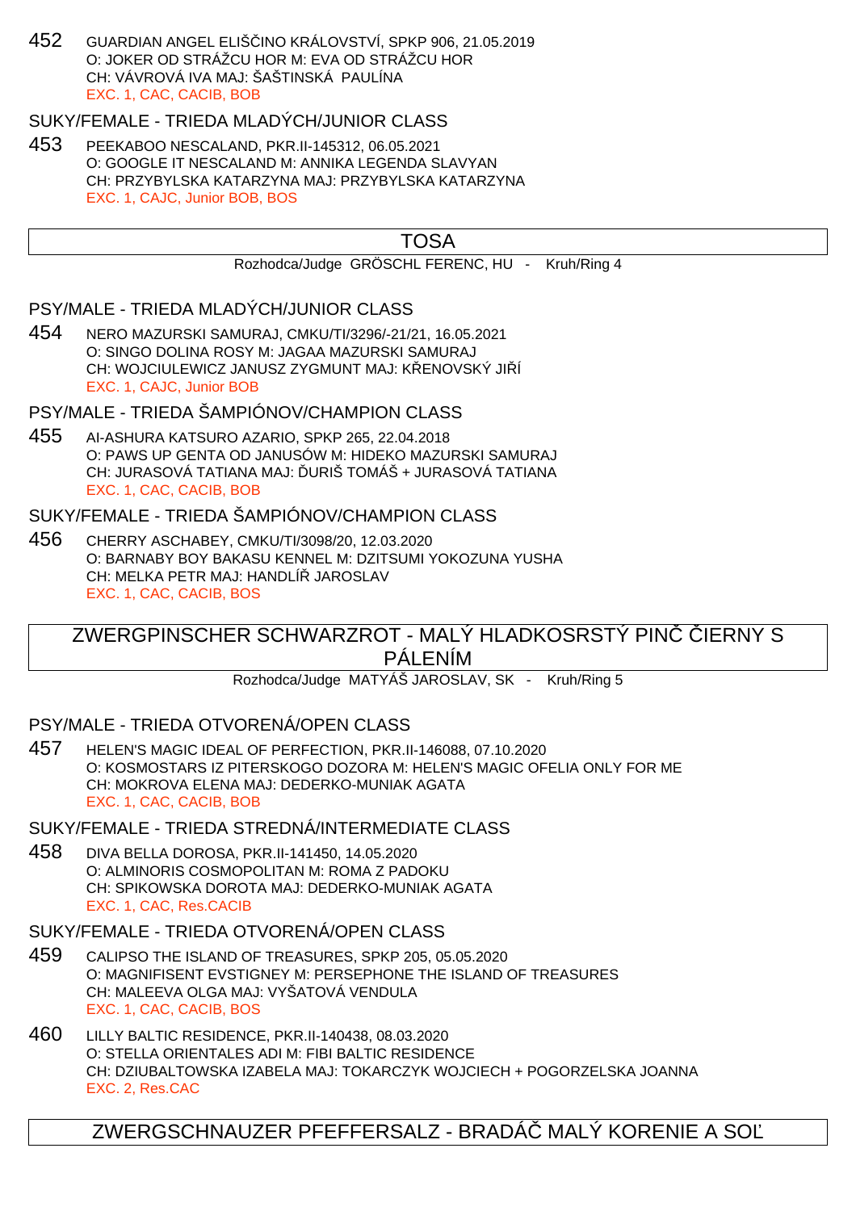452 GUARDIAN ANGEL ELIŠČINO KRÁLOVSTVÍ, SPKP 906, 21.05.2019
O: JOKER OD STRÁŽCU HOR M: EVA OD STRÁŽCU HOR
CH: VÁVROVÁ IVA MAJ: ŠAŠTINSKÁ PAULÍNA
EXC. 1, CAC, CACIB, BOB

### SUKY/FEMALE - TRIEDA MLADÝCH/JUNIOR CLASS

453 PEEKABOO NESCALAND, PKR.II-145312, 06.05.2021
O: GOOGLE IT NESCALAND M: ANNIKA LEGENDA SLAVYAN
CH: PRZYBYLSKA KATARZYNA MAJ: PRZYBYLSKA KATARZYNA
EXC. 1, CAJC, Junior BOB, BOS

## TOSA

Rozhodca/Judge GRÖSCHL FERENC, HU - Kruh/Ring 4

### PSY/MALE - TRIEDA MLADÝCH/JUNIOR CLASS

454 NERO MAZURSKI SAMURAJ, CMKU/TI/3296/-21/21, 16.05.2021
O: SINGO DOLINA ROSY M: JAGAA MAZURSKI SAMURAJ
CH: WOJCIULEWICZ JANUSZ ZYGMUNT MAJ: KŘENOVSKÝ JIŘÍ
EXC. 1, CAJC, Junior BOB

### PSY/MALE - TRIEDA ŠAMPIÓNOV/CHAMPION CLASS

455 AI-ASHURA KATSURO AZARIO, SPKP 265, 22.04.2018
O: PAWS UP GENTA OD JANUSÓW M: HIDEKO MAZURSKI SAMURAJ
CH: JURASOVÁ TATIANA MAJ: ĎURIŠ TOMÁŠ + JURASOVÁ TATIANA
EXC. 1, CAC, CACIB, BOB

### SUKY/FEMALE - TRIEDA ŠAMPIÓNOV/CHAMPION CLASS

456 CHERRY ASCHABEY, CMKU/TI/3098/20, 12.03.2020
O: BARNABY BOY BAKASU KENNEL M: DZITSUMI YOKOZUNA YUSHA
CH: MELKA PETR MAJ: HANDLÍŘ JAROSLAV
EXC. 1, CAC, CACIB, BOS

## ZWERGPINSCHER SCHWARZROT - MALÝ HLADKOSRSTÝ PINČ ČIERNY S PÁLENÍM

Rozhodca/Judge MATYÁŠ JAROSLAV, SK - Kruh/Ring 5

### PSY/MALE - TRIEDA OTVORENÁ/OPEN CLASS

457 HELEN'S MAGIC IDEAL OF PERFECTION, PKR.II-146088, 07.10.2020
O: KOSMOSTARS IZ PITERSKOGO DOZORA M: HELEN'S MAGIC OFELIA ONLY FOR ME
CH: MOKROVA ELENA MAJ: DEDERKO-MUNIAK AGATA
EXC. 1, CAC, CACIB, BOB

### SUKY/FEMALE - TRIEDA STREDNÁ/INTERMEDIATE CLASS

458 DIVA BELLA DOROSA, PKR.II-141450, 14.05.2020
O: ALMINORIS COSMOPOLITAN M: ROMA Z PADOKU
CH: SPIKOWSKA DOROTA MAJ: DEDERKO-MUNIAK AGATA
EXC. 1, CAC, Res.CACIB

### SUKY/FEMALE - TRIEDA OTVORENÁ/OPEN CLASS

459 CALIPSO THE ISLAND OF TREASURES, SPKP 205, 05.05.2020
O: MAGNIFISENT EVSTIGNEY M: PERSEPHONE THE ISLAND OF TREASURES
CH: MALEEVA OLGA MAJ: VYŠATOVÁ VENDULA
EXC. 1, CAC, CACIB, BOS

460 LILLY BALTIC RESIDENCE, PKR.II-140438, 08.03.2020
O: STELLA ORIENTALES ADI M: FIBI BALTIC RESIDENCE
CH: DZIUBALTOWSKA IZABELA MAJ: TOKARCZYK WOJCIECH + POGORZELSKA JOANNA
EXC. 2, Res.CAC

## ZWERGSCHNAUZER PFEFFERSALZ - BRADÁČ MALÝ KORENIE A SOĽ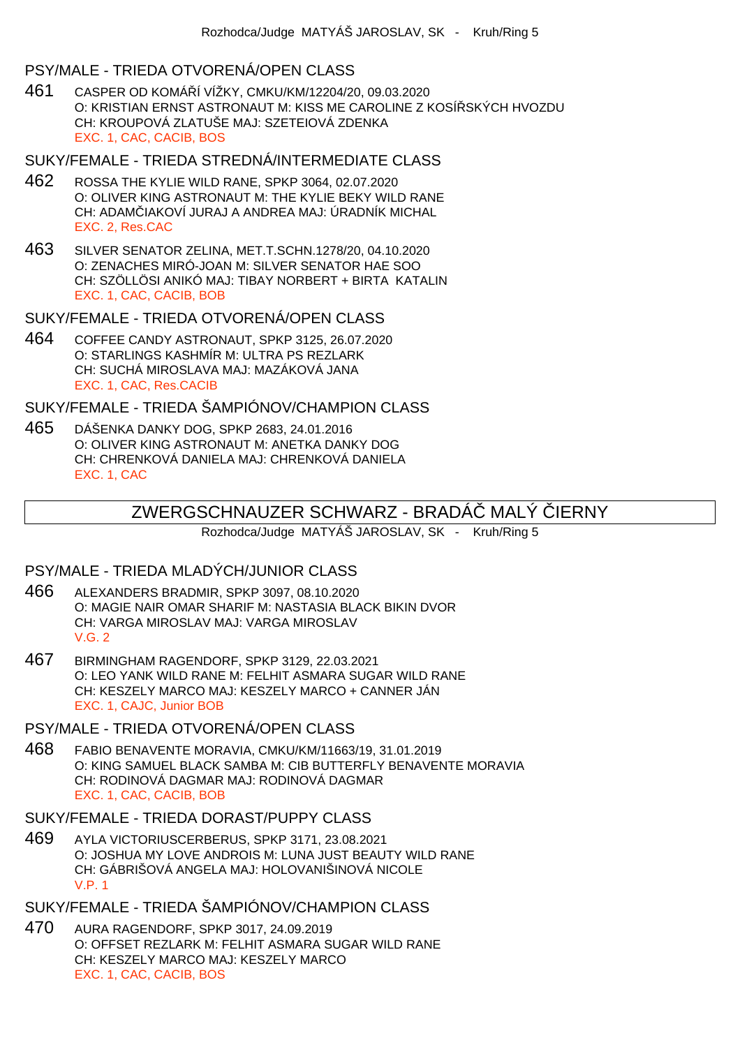## PSY/MALE - TRIEDA OTVORENÁ/OPEN CLASS

461 CASPER OD KOMÁŘÍ VÍŽKY, CMKU/KM/12204/20, 09.03.2020
O: KRISTIAN ERNST ASTRONAUT M: KISS ME CAROLINE Z KOSÍŘSKÝCH HVOZDU
CH: KROUPOVÁ ZLATUŠE MAJ: SZETEIOVÁ ZDENKA
EXC. 1, CAC, CACIB, BOS

## SUKY/FEMALE - TRIEDA STREDNÁ/INTERMEDIATE CLASS

462 ROSSA THE KYLIE WILD RANE, SPKP 3064, 02.07.2020
O: OLIVER KING ASTRONAUT M: THE KYLIE BEKY WILD RANE
CH: ADAMČIAKOVÍ JURAJ A ANDREA MAJ: ÚRADNÍK MICHAL
EXC. 2, Res.CAC

463 SILVER SENATOR ZELINA, MET.T.SCHN.1278/20, 04.10.2020
O: ZENACHES MIRÓ-JOAN M: SILVER SENATOR HAE SOO
CH: SZÖLLÖSI ANIKÓ MAJ: TIBAY NORBERT + BIRTA KATALIN
EXC. 1, CAC, CACIB, BOB

## SUKY/FEMALE - TRIEDA OTVORENÁ/OPEN CLASS

464 COFFEE CANDY ASTRONAUT, SPKP 3125, 26.07.2020
O: STARLINGS KASHMÍR M: ULTRA PS REZLARK
CH: SUCHÁ MIROSLAVA MAJ: MAZÁKOVÁ JANA
EXC. 1, CAC, Res.CACIB

## SUKY/FEMALE - TRIEDA ŠAMPIÓNOV/CHAMPION CLASS

465 DÁŠENKA DANKY DOG, SPKP 2683, 24.01.2016
O: OLIVER KING ASTRONAUT M: ANETKA DANKY DOG
CH: CHRENKOVÁ DANIELA MAJ: CHRENKOVÁ DANIELA
EXC. 1, CAC

# ZWERGSCHNAUZER SCHWARZ - BRADÁČ MALÝ ČIERNY

Rozhodca/Judge MATYÁŠ JAROSLAV, SK - Kruh/Ring 5

## PSY/MALE - TRIEDA MLADÝCH/JUNIOR CLASS

466 ALEXANDERS BRADMIR, SPKP 3097, 08.10.2020
O: MAGIE NAIR OMAR SHARIF M: NASTASIA BLACK BIKIN DVOR
CH: VARGA MIROSLAV MAJ: VARGA MIROSLAV
V.G. 2

467 BIRMINGHAM RAGENDORF, SPKP 3129, 22.03.2021
O: LEO YANK WILD RANE M: FELHIT ASMARA SUGAR WILD RANE
CH: KESZELY MARCO MAJ: KESZELY MARCO + CANNER JÁN
EXC. 1, CAJC, Junior BOB

## PSY/MALE - TRIEDA OTVORENÁ/OPEN CLASS

468 FABIO BENAVENTE MORAVIA, CMKU/KM/11663/19, 31.01.2019
O: KING SAMUEL BLACK SAMBA M: CIB BUTTERFLY BENAVENTE MORAVIA
CH: RODINOVÁ DAGMAR MAJ: RODINOVÁ DAGMAR
EXC. 1, CAC, CACIB, BOB

## SUKY/FEMALE - TRIEDA DORAST/PUPPY CLASS

469 AYLA VICTORIUSCERBERUS, SPKP 3171, 23.08.2021
O: JOSHUA MY LOVE ANDROIS M: LUNA JUST BEAUTY WILD RANE
CH: GÁBRIŠOVÁ ANGELA MAJ: HOLOVANIŠINOVÁ NICOLE
V.P. 1

## SUKY/FEMALE - TRIEDA ŠAMPIÓNOV/CHAMPION CLASS

470 AURA RAGENDORF, SPKP 3017, 24.09.2019
O: OFFSET REZLARK M: FELHIT ASMARA SUGAR WILD RANE
CH: KESZELY MARCO MAJ: KESZELY MARCO
EXC. 1, CAC, CACIB, BOS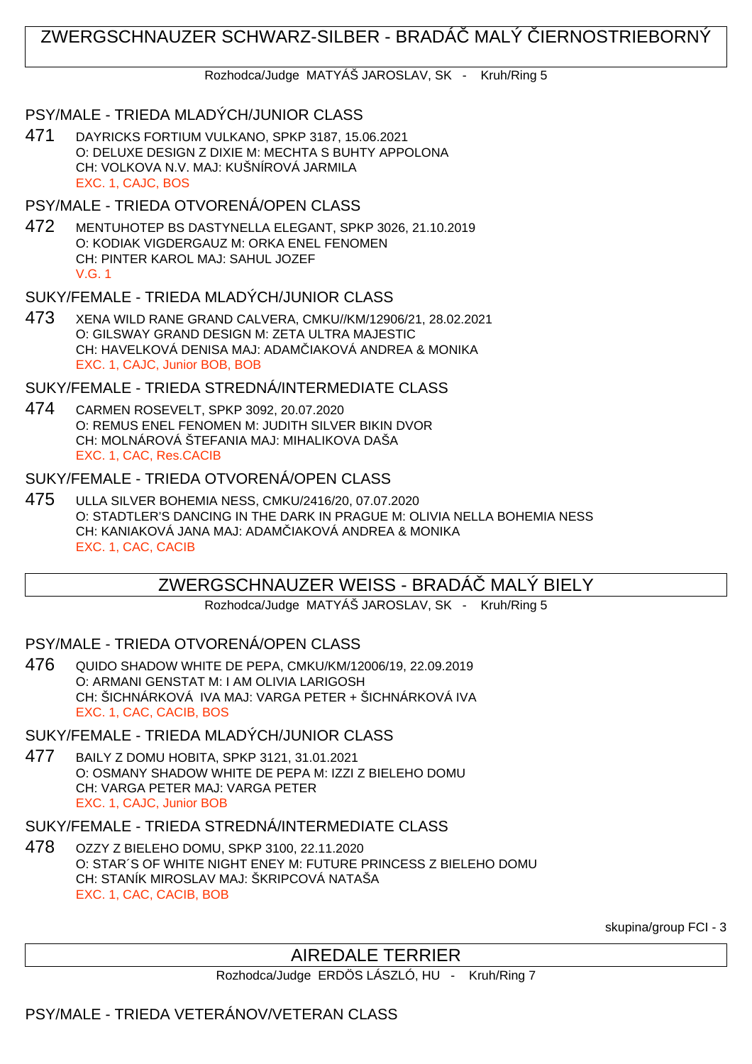## ZWERGSCHNAUZER SCHWARZ-SILBER - BRADÁČ MALÝ ČIERNOSTRIEBORNÝ

Rozhodca/Judge MATYÁŠ JAROSLAV, SK - Kruh/Ring 5

### PSY/MALE - TRIEDA MLADÝCH/JUNIOR CLASS

471 DAYRICKS FORTIUM VULKANO, SPKP 3187, 15.06.2021
O: DELUXE DESIGN Z DIXIE M: MECHTA S BUHTY APPOLONA
CH: VOLKOVA N.V. MAJ: KUŠNÍROVÁ JARMILA
EXC. 1, CAJC, BOS

### PSY/MALE - TRIEDA OTVORENÁ/OPEN CLASS

472 MENTUHOTEP BS DASTYNELLA ELEGANT, SPKP 3026, 21.10.2019
O: KODIAK VIGDERGAUZ M: ORKA ENEL FENOMEN
CH: PINTER KAROL MAJ: SAHUL JOZEF
V.G. 1

### SUKY/FEMALE - TRIEDA MLADÝCH/JUNIOR CLASS

473 XENA WILD RANE GRAND CALVERA, CMKU//KM/12906/21, 28.02.2021
O: GILSWAY GRAND DESIGN M: ZETA ULTRA MAJESTIC
CH: HAVELKOVÁ DENISA MAJ: ADAMČIAKOVÁ ANDREA & MONIKA
EXC. 1, CAJC, Junior BOB, BOB

### SUKY/FEMALE - TRIEDA STREDNÁ/INTERMEDIATE CLASS

474 CARMEN ROSEVELT, SPKP 3092, 20.07.2020
O: REMUS ENEL FENOMEN M: JUDITH SILVER BIKIN DVOR
CH: MOLNÁROVÁ ŠTEFANIA MAJ: MIHALIKOVA DAŠA
EXC. 1, CAC, Res.CACIB

### SUKY/FEMALE - TRIEDA OTVORENÁ/OPEN CLASS

475 ULLA SILVER BOHEMIA NESS, CMKU/2416/20, 07.07.2020
O: STADTLER'S DANCING IN THE DARK IN PRAGUE M: OLIVIA NELLA BOHEMIA NESS
CH: KANIAKOVÁ JANA MAJ: ADAMČIAKOVÁ ANDREA & MONIKA
EXC. 1, CAC, CACIB

## ZWERGSCHNAUZER WEISS - BRADÁČ MALÝ BIELY

Rozhodca/Judge MATYÁŠ JAROSLAV, SK - Kruh/Ring 5

### PSY/MALE - TRIEDA OTVORENÁ/OPEN CLASS

476 QUIDO SHADOW WHITE DE PEPA, CMKU/KM/12006/19, 22.09.2019
O: ARMANI GENSTAT M: I AM OLIVIA LARIGOSH
CH: ŠICHNÁRKOVÁ IVA MAJ: VARGA PETER + ŠICHNÁRKOVÁ IVA
EXC. 1, CAC, CACIB, BOS

### SUKY/FEMALE - TRIEDA MLADÝCH/JUNIOR CLASS

477 BAILY Z DOMU HOBITA, SPKP 3121, 31.01.2021
O: OSMANY SHADOW WHITE DE PEPA M: IZZI Z BIELEHO DOMU
CH: VARGA PETER MAJ: VARGA PETER
EXC. 1, CAJC, Junior BOB

### SUKY/FEMALE - TRIEDA STREDNÁ/INTERMEDIATE CLASS

478 OZZY Z BIELEHO DOMU, SPKP 3100, 22.11.2020
O: STAR´S OF WHITE NIGHT ENEY M: FUTURE PRINCESS Z BIELEHO DOMU
CH: STANÍK MIROSLAV MAJ: ŠKRIPCOVÁ NATAŠA
EXC. 1, CAC, CACIB, BOB

skupina/group FCI - 3

## AIREDALE TERRIER

Rozhodca/Judge ERDÖS LÁSZLÓ, HU - Kruh/Ring 7

### PSY/MALE - TRIEDA VETERÁNOV/VETERAN CLASS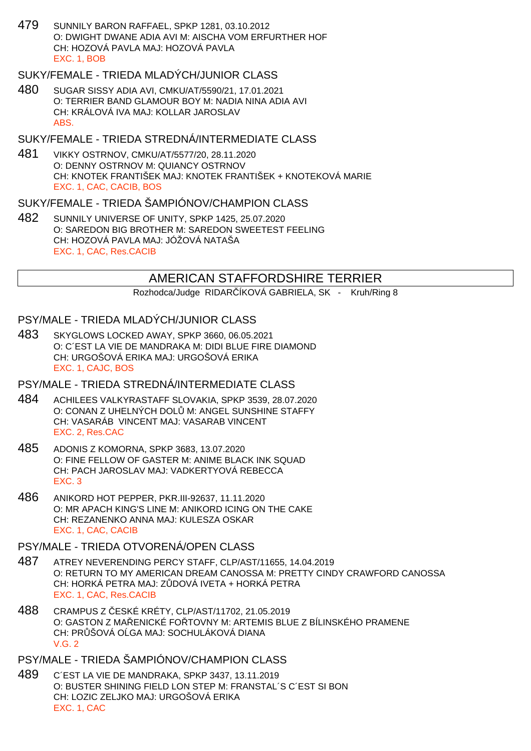479 SUNNILY BARON RAFFAEL, SPKP 1281, 03.10.2012
O: DWIGHT DWANE ADIA AVI M: AISCHA VOM ERFURTHER HOF
CH: HOZOVÁ PAVLA MAJ: HOZOVÁ PAVLA
EXC. 1, BOB

## SUKY/FEMALE - TRIEDA MLADÝCH/JUNIOR CLASS

480 SUGAR SISSY ADIA AVI, CMKU/AT/5590/21, 17.01.2021
O: TERRIER BAND GLAMOUR BOY M: NADIA NINA ADIA AVI
CH: KRÁLOVÁ IVA MAJ: KOLLAR JAROSLAV
ABS.

## SUKY/FEMALE - TRIEDA STREDNÁ/INTERMEDIATE CLASS

481 VIKKY OSTRNOV, CMKU/AT/5577/20, 28.11.2020
O: DENNY OSTRNOV M: QUIANCY OSTRNOV
CH: KNOTEK FRANTIŠEK MAJ: KNOTEK FRANTIŠEK + KNOTEKOVÁ MARIE
EXC. 1, CAC, CACIB, BOS

## SUKY/FEMALE - TRIEDA ŠAMPIÓNOV/CHAMPION CLASS

482 SUNNILY UNIVERSE OF UNITY, SPKP 1425, 25.07.2020
O: SAREDON BIG BROTHER M: SAREDON SWEETEST FEELING
CH: HOZOVÁ PAVLA MAJ: JÓŽOVÁ NATAŠA
EXC. 1, CAC, Res.CACIB

# AMERICAN STAFFORDSHIRE TERRIER

Rozhodca/Judge RIDARČÍKOVÁ GABRIELA, SK - Kruh/Ring 8

## PSY/MALE - TRIEDA MLADÝCH/JUNIOR CLASS

483 SKYGLOWS LOCKED AWAY, SPKP 3660, 06.05.2021
O: C´EST LA VIE DE MANDRAKA M: DIDI BLUE FIRE DIAMOND
CH: URGOŠOVÁ ERIKA MAJ: URGOŠOVÁ ERIKA
EXC. 1, CAJC, BOS

## PSY/MALE - TRIEDA STREDNÁ/INTERMEDIATE CLASS

484 ACHILEES VALKYRASTAFF SLOVAKIA, SPKP 3539, 28.07.2020
O: CONAN Z UHELNÝCH DOLŮ M: ANGEL SUNSHINE STAFFY
CH: VASARÁB VINCENT MAJ: VASARAB VINCENT
EXC. 2, Res.CAC

485 ADONIS Z KOMORNA, SPKP 3683, 13.07.2020
O: FINE FELLOW OF GASTER M: ANIME BLACK INK SQUAD
CH: PACH JAROSLAV MAJ: VADKERTYOVÁ REBECCA
EXC. 3

486 ANIKORD HOT PEPPER, PKR.III-92637, 11.11.2020
O: MR APACH KING'S LINE M: ANIKORD ICING ON THE CAKE
CH: REZANENKO ANNA MAJ: KULESZA OSKAR
EXC. 1, CAC, CACIB

## PSY/MALE - TRIEDA OTVORENÁ/OPEN CLASS

487 ATREY NEVERENDING PERCY STAFF, CLP/AST/11655, 14.04.2019
O: RETURN TO MY AMERICAN DREAM CANOSSA M: PRETTY CINDY CRAWFORD CANOSSA
CH: HORKÁ PETRA MAJ: ZŮDOVÁ IVETA + HORKÁ PETRA
EXC. 1, CAC, Res.CACIB

488 CRAMPUS Z ČESKÉ KRÉTY, CLP/AST/11702, 21.05.2019
O: GASTON Z MAŘENICKÉ FOŘTOVNY M: ARTEMIS BLUE Z BÍLINSKÉHO PRAMENE
CH: PRŮŠOVÁ OĹGA MAJ: SOCHULÁKOVÁ DIANA
V.G. 2

## PSY/MALE - TRIEDA ŠAMPIÓNOV/CHAMPION CLASS

489 C´EST LA VIE DE MANDRAKA, SPKP 3437, 13.11.2019
O: BUSTER SHINING FIELD LON STEP M: FRANSTAL´S C´EST SI BON
CH: LOZIC ZELJKO MAJ: URGOŠOVÁ ERIKA
EXC. 1, CAC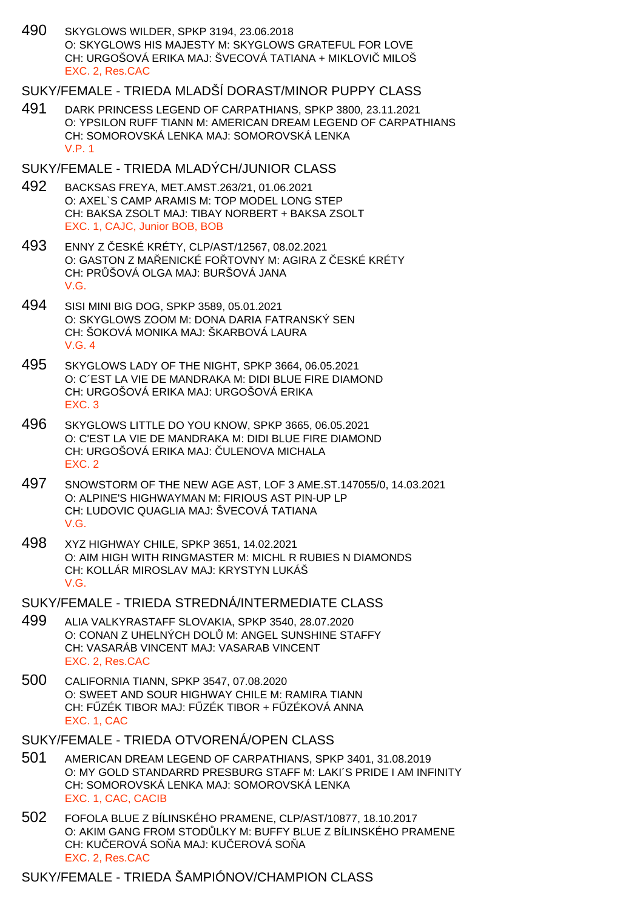490 SKYGLOWS WILDER, SPKP 3194, 23.06.2018
O: SKYGLOWS HIS MAJESTY M: SKYGLOWS GRATEFUL FOR LOVE
CH: URGOŠOVÁ ERIKA MAJ: ŠVECOVÁ TATIANA + MIKLOVIČ MILOŠ
EXC. 2, Res.CAC

## SUKY/FEMALE - TRIEDA MLADŠÍ DORAST/MINOR PUPPY CLASS

491 DARK PRINCESS LEGEND OF CARPATHIANS, SPKP 3800, 23.11.2021
O: YPSILON RUFF TIANN M: AMERICAN DREAM LEGEND OF CARPATHIANS
CH: SOMOROVSKÁ LENKA MAJ: SOMOROVSKÁ LENKA
V.P. 1

## SUKY/FEMALE - TRIEDA MLADÝCH/JUNIOR CLASS

492 BACKSAS FREYA, MET.AMST.263/21, 01.06.2021
O: AXEL`S CAMP ARAMIS M: TOP MODEL LONG STEP
CH: BAKSA ZSOLT MAJ: TIBAY NORBERT + BAKSA ZSOLT
EXC. 1, CAJC, Junior BOB, BOB

493 ENNY Z ČESKÉ KRÉTY, CLP/AST/12567, 08.02.2021
O: GASTON Z MAŘENICKÉ FOŘTOVNY M: AGIRA Z ČESKÉ KRÉTY
CH: PRŮŠOVÁ OLGA MAJ: BURŠOVÁ JANA
V.G.

494 SISI MINI BIG DOG, SPKP 3589, 05.01.2021
O: SKYGLOWS ZOOM M: DONA DARIA FATRANSKÝ SEN
CH: ŠOKOVÁ MONIKA MAJ: ŠKARBOVÁ LAURA
V.G. 4

495 SKYGLOWS LADY OF THE NIGHT, SPKP 3664, 06.05.2021
O: C´EST LA VIE DE MANDRAKA M: DIDI BLUE FIRE DIAMOND
CH: URGOŠOVÁ ERIKA MAJ: URGOŠOVÁ ERIKA
EXC. 3

496 SKYGLOWS LITTLE DO YOU KNOW, SPKP 3665, 06.05.2021
O: C'EST LA VIE DE MANDRAKA M: DIDI BLUE FIRE DIAMOND
CH: URGOŠOVÁ ERIKA MAJ: ČULENOVA MICHALA
EXC. 2

497 SNOWSTORM OF THE NEW AGE AST, LOF 3 AME.ST.147055/0, 14.03.2021
O: ALPINE'S HIGHWAYMAN M: FIRIOUS AST PIN-UP LP
CH: LUDOVIC QUAGLIA MAJ: ŠVECOVÁ TATIANA
V.G.

498 XYZ HIGHWAY CHILE, SPKP 3651, 14.02.2021
O: AIM HIGH WITH RINGMASTER M: MICHL R RUBIES N DIAMONDS
CH: KOLLÁR MIROSLAV MAJ: KRYSTYN LUKÁŠ
V.G.

## SUKY/FEMALE - TRIEDA STREDNÁ/INTERMEDIATE CLASS

499 ALIA VALKYRASTAFF SLOVAKIA, SPKP 3540, 28.07.2020
O: CONAN Z UHELNÝCH DOLŮ M: ANGEL SUNSHINE STAFFY
CH: VASARÁB VINCENT MAJ: VASARAB VINCENT
EXC. 2, Res.CAC

500 CALIFORNIA TIANN, SPKP 3547, 07.08.2020
O: SWEET AND SOUR HIGHWAY CHILE M: RAMIRA TIANN
CH: FŰZÉK TIBOR MAJ: FŰZÉK TIBOR + FŰZÉKOVÁ ANNA
EXC. 1, CAC

## SUKY/FEMALE - TRIEDA OTVORENÁ/OPEN CLASS

501 AMERICAN DREAM LEGEND OF CARPATHIANS, SPKP 3401, 31.08.2019
O: MY GOLD STANDARRD PRESBURG STAFF M: LAKI´S PRIDE I AM INFINITY
CH: SOMOROVSKÁ LENKA MAJ: SOMOROVSKÁ LENKA
EXC. 1, CAC, CACIB

502 FOFOLA BLUE Z BÍLINSKÉHO PRAMENE, CLP/AST/10877, 18.10.2017
O: AKIM GANG FROM STODŮLKY M: BUFFY BLUE Z BÍLINSKÉHO PRAMENE
CH: KUČEROVÁ SOŇA MAJ: KUČEROVÁ SOŇA
EXC. 2, Res.CAC

## SUKY/FEMALE - TRIEDA ŠAMPIÓNOV/CHAMPION CLASS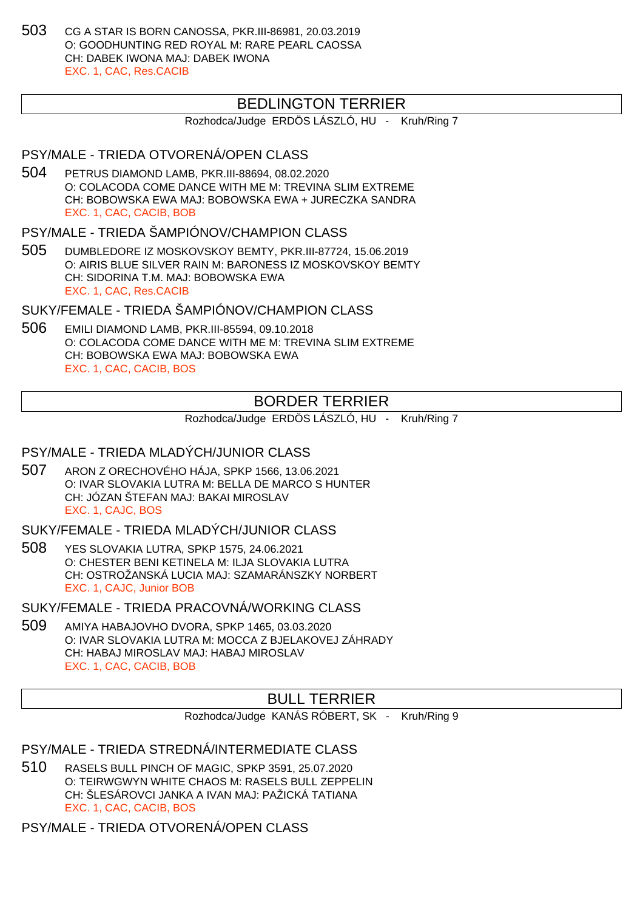503 CG A STAR IS BORN CANOSSA, PKR.III-86981, 20.03.2019
O: GOODHUNTING RED ROYAL M: RARE PEARL CAOSSA
CH: DABEK IWONA MAJ: DABEK IWONA
EXC. 1, CAC, Res.CACIB

## BEDLINGTON TERRIER

Rozhodca/Judge ERDÖS LÁSZLÓ, HU - Kruh/Ring 7

### PSY/MALE - TRIEDA OTVORENÁ/OPEN CLASS

504 PETRUS DIAMOND LAMB, PKR.III-88694, 08.02.2020
O: COLACODA COME DANCE WITH ME M: TREVINA SLIM EXTREME
CH: BOBOWSKA EWA MAJ: BOBOWSKA EWA + JURECZKA SANDRA
EXC. 1, CAC, CACIB, BOB

### PSY/MALE - TRIEDA ŠAMPIÓNOV/CHAMPION CLASS

505 DUMBLEDORE IZ MOSKOVSKOY BEMTY, PKR.III-87724, 15.06.2019
O: AIRIS BLUE SILVER RAIN M: BARONESS IZ MOSKOVSKOY BEMTY
CH: SIDORINA T.M. MAJ: BOBOWSKA EWA
EXC. 1, CAC, Res.CACIB

### SUKY/FEMALE - TRIEDA ŠAMPIÓNOV/CHAMPION CLASS

506 EMILI DIAMOND LAMB, PKR.III-85594, 09.10.2018
O: COLACODA COME DANCE WITH ME M: TREVINA SLIM EXTREME
CH: BOBOWSKA EWA MAJ: BOBOWSKA EWA
EXC. 1, CAC, CACIB, BOS

## BORDER TERRIER

Rozhodca/Judge ERDÖS LÁSZLÓ, HU - Kruh/Ring 7

### PSY/MALE - TRIEDA MLADÝCH/JUNIOR CLASS

507 ARON Z ORECHOVÉHO HÁJA, SPKP 1566, 13.06.2021
O: IVAR SLOVAKIA LUTRA M: BELLA DE MARCO S HUNTER
CH: JÓZAN ŠTEFAN MAJ: BAKAI MIROSLAV
EXC. 1, CAJC, BOS

### SUKY/FEMALE - TRIEDA MLADÝCH/JUNIOR CLASS

508 YES SLOVAKIA LUTRA, SPKP 1575, 24.06.2021
O: CHESTER BENI KETINELA M: ILJA SLOVAKIA LUTRA
CH: OSTROŽANSKÁ LUCIA MAJ: SZAMARÁNSZKY NORBERT
EXC. 1, CAJC, Junior BOB

### SUKY/FEMALE - TRIEDA PRACOVNÁ/WORKING CLASS

509 AMIYA HABAJOVHO DVORA, SPKP 1465, 03.03.2020
O: IVAR SLOVAKIA LUTRA M: MOCCA Z BJELAKOVEJ ZÁHRADY
CH: HABAJ MIROSLAV MAJ: HABAJ MIROSLAV
EXC. 1, CAC, CACIB, BOB

## BULL TERRIER

Rozhodca/Judge KANÁS RÓBERT, SK - Kruh/Ring 9

### PSY/MALE - TRIEDA STREDNÁ/INTERMEDIATE CLASS

510 RASELS BULL PINCH OF MAGIC, SPKP 3591, 25.07.2020
O: TEIRWGWYN WHITE CHAOS M: RASELS BULL ZEPPELIN
CH: ŠLESÁROVCI JANKA A IVAN MAJ: PAŽICKÁ TATIANA
EXC. 1, CAC, CACIB, BOS

### PSY/MALE - TRIEDA OTVORENÁ/OPEN CLASS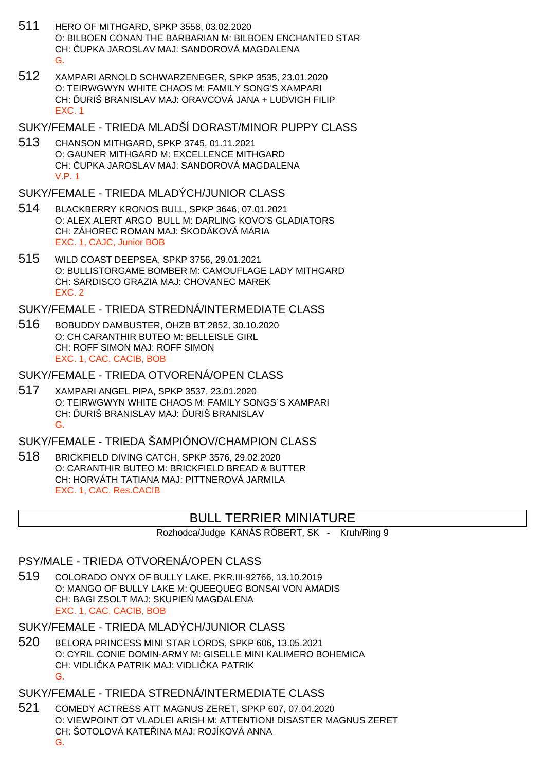511 HERO OF MITHGARD, SPKP 3558, 03.02.2020
O: BILBOEN CONAN THE BARBARIAN M: BILBOEN ENCHANTED STAR
CH: ČUPKA JAROSLAV MAJ: SANDOROVÁ MAGDALENA
G.

512 XAMPARI ARNOLD SCHWARZENEGER, SPKP 3535, 23.01.2020
O: TEIRWGWYN WHITE CHAOS M: FAMILY SONG'S XAMPARI
CH: ĎURIŠ BRANISLAV MAJ: ORAVCOVÁ JANA + LUDVIGH FILIP
EXC. 1

## SUKY/FEMALE - TRIEDA MLADŠÍ DORAST/MINOR PUPPY CLASS

513 CHANSON MITHGARD, SPKP 3745, 01.11.2021
O: GAUNER MITHGARD M: EXCELLENCE MITHGARD
CH: ČUPKA JAROSLAV MAJ: SANDOROVÁ MAGDALENA
V.P. 1

## SUKY/FEMALE - TRIEDA MLADÝCH/JUNIOR CLASS

514 BLACKBERRY KRONOS BULL, SPKP 3646, 07.01.2021
O: ALEX ALERT ARGO BULL M: DARLING KOVO'S GLADIATORS
CH: ZÁHOREC ROMAN MAJ: ŠKODÁKOVÁ MÁRIA
EXC. 1, CAJC, Junior BOB

515 WILD COAST DEEPSEA, SPKP 3756, 29.01.2021
O: BULLISTORGAME BOMBER M: CAMOUFLAGE LADY MITHGARD
CH: SARDISCO GRAZIA MAJ: CHOVANEC MAREK
EXC. 2

## SUKY/FEMALE - TRIEDA STREDNÁ/INTERMEDIATE CLASS

516 BOBUDDY DAMBUSTER, ÖHZB BT 2852, 30.10.2020
O: CH CARANTHIR BUTEO M: BELLEISLE GIRL
CH: ROFF SIMON MAJ: ROFF SIMON
EXC. 1, CAC, CACIB, BOB

## SUKY/FEMALE - TRIEDA OTVORENÁ/OPEN CLASS

517 XAMPARI ANGEL PIPA, SPKP 3537, 23.01.2020
O: TEIRWGWYN WHITE CHAOS M: FAMILY SONGS´S XAMPARI
CH: ĎURIŠ BRANISLAV MAJ: ĎURIŠ BRANISLAV
G.

## SUKY/FEMALE - TRIEDA ŠAMPIÓNOV/CHAMPION CLASS

518 BRICKFIELD DIVING CATCH, SPKP 3576, 29.02.2020
O: CARANTHIR BUTEO M: BRICKFIELD BREAD & BUTTER
CH: HORVÁTH TATIANA MAJ: PITTNEROVÁ JARMILA
EXC. 1, CAC, Res.CACIB

# BULL TERRIER MINIATURE

Rozhodca/Judge KANÁS RÓBERT, SK - Kruh/Ring 9

## PSY/MALE - TRIEDA OTVORENÁ/OPEN CLASS

519 COLORADO ONYX OF BULLY LAKE, PKR.III-92766, 13.10.2019
O: MANGO OF BULLY LAKE M: QUEEQUEG BONSAI VON AMADIS
CH: BAGI ZSOLT MAJ: SKUPIEŃ MAGDALENA
EXC. 1, CAC, CACIB, BOB

## SUKY/FEMALE - TRIEDA MLADÝCH/JUNIOR CLASS

520 BELORA PRINCESS MINI STAR LORDS, SPKP 606, 13.05.2021
O: CYRIL CONIE DOMIN-ARMY M: GISELLE MINI KALIMERO BOHEMICA
CH: VIDLIČKA PATRIK MAJ: VIDLIČKA PATRIK
G.

## SUKY/FEMALE - TRIEDA STREDNÁ/INTERMEDIATE CLASS

521 COMEDY ACTRESS ATT MAGNUS ZERET, SPKP 607, 07.04.2020
O: VIEWPOINT OT VLADLEI ARISH M: ATTENTION! DISASTER MAGNUS ZERET
CH: ŠOTOLOVÁ KATEŘINA MAJ: ROJÍKOVÁ ANNA
G.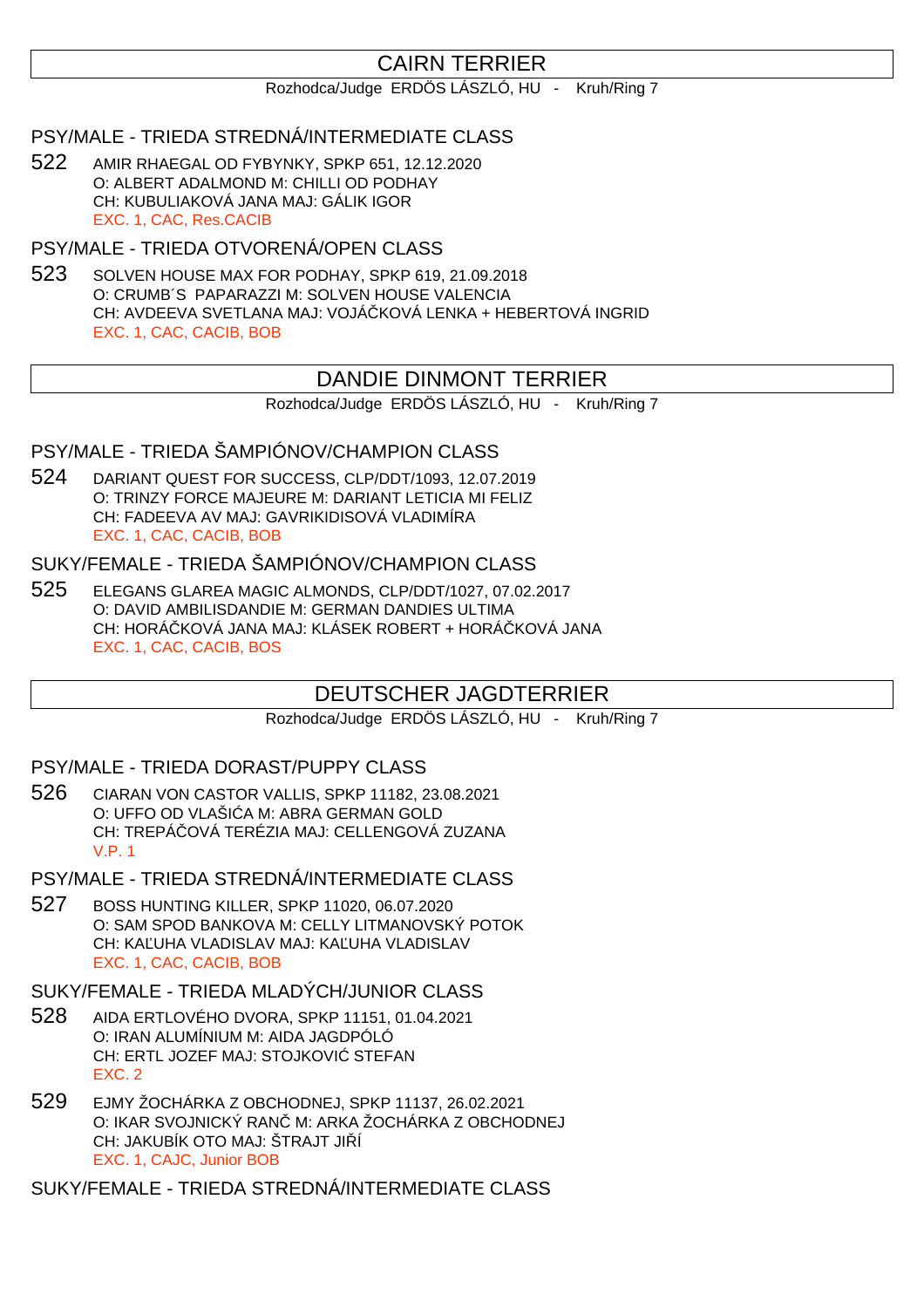## CAIRN TERRIER

Rozhodca/Judge ERDÖS LÁSZLÓ, HU - Kruh/Ring 7

### PSY/MALE - TRIEDA STREDNÁ/INTERMEDIATE CLASS

522 AMIR RHAEGAL OD FYBYNKY, SPKP 651, 12.12.2020
O: ALBERT ADALMOND M: CHILLI OD PODHAY
CH: KUBULIAKOVÁ JANA MAJ: GÁLIK IGOR
EXC. 1, CAC, Res.CACIB

### PSY/MALE - TRIEDA OTVORENÁ/OPEN CLASS

523 SOLVEN HOUSE MAX FOR PODHAY, SPKP 619, 21.09.2018
O: CRUMB´S PAPARAZZI M: SOLVEN HOUSE VALENCIA
CH: AVDEEVA SVETLANA MAJ: VOJÁČKOVÁ LENKA + HEBERTOVÁ INGRID
EXC. 1, CAC, CACIB, BOB

## DANDIE DINMONT TERRIER

Rozhodca/Judge ERDÖS LÁSZLÓ, HU - Kruh/Ring 7

### PSY/MALE - TRIEDA ŠAMPIÓNOV/CHAMPION CLASS

524 DARIANT QUEST FOR SUCCESS, CLP/DDT/1093, 12.07.2019
O: TRINZY FORCE MAJEURE M: DARIANT LETICIA MI FELIZ
CH: FADEEVA AV MAJ: GAVRIKIDISOVÁ VLADIMÍRA
EXC. 1, CAC, CACIB, BOB

### SUKY/FEMALE - TRIEDA ŠAMPIÓNOV/CHAMPION CLASS

525 ELEGANS GLAREA MAGIC ALMONDS, CLP/DDT/1027, 07.02.2017
O: DAVID AMBILISDANDIE M: GERMAN DANDIES ULTIMA
CH: HORÁČKOVÁ JANA MAJ: KLÁSEK ROBERT + HORÁČKOVÁ JANA
EXC. 1, CAC, CACIB, BOS

## DEUTSCHER JAGDTERRIER

Rozhodca/Judge ERDÖS LÁSZLÓ, HU - Kruh/Ring 7

### PSY/MALE - TRIEDA DORAST/PUPPY CLASS

526 CIARAN VON CASTOR VALLIS, SPKP 11182, 23.08.2021
O: UFFO OD VLAŠIĆA M: ABRA GERMAN GOLD
CH: TREPÁČOVÁ TERÉZIA MAJ: CELLENGOVÁ ZUZANA
V.P. 1

### PSY/MALE - TRIEDA STREDNÁ/INTERMEDIATE CLASS

527 BOSS HUNTING KILLER, SPKP 11020, 06.07.2020
O: SAM SPOD BANKOVA M: CELLY LITMANOVSKÝ POTOK
CH: KAĽUHA VLADISLAV MAJ: KAĽUHA VLADISLAV
EXC. 1, CAC, CACIB, BOB

### SUKY/FEMALE - TRIEDA MLADÝCH/JUNIOR CLASS

528 AIDA ERTLOVÉHO DVORA, SPKP 11151, 01.04.2021
O: IRAN ALUMÍNIUM M: AIDA JAGDPÓLÓ
CH: ERTL JOZEF MAJ: STOJKOVIĆ STEFAN
EXC. 2

529 EJMY ŽOCHÁRKA Z OBCHODNEJ, SPKP 11137, 26.02.2021
O: IKAR SVOJNICKÝ RANČ M: ARKA ŽOCHÁRKA Z OBCHODNEJ
CH: JAKUBÍK OTO MAJ: ŠTRAJT JIŘÍ
EXC. 1, CAJC, Junior BOB

### SUKY/FEMALE - TRIEDA STREDNÁ/INTERMEDIATE CLASS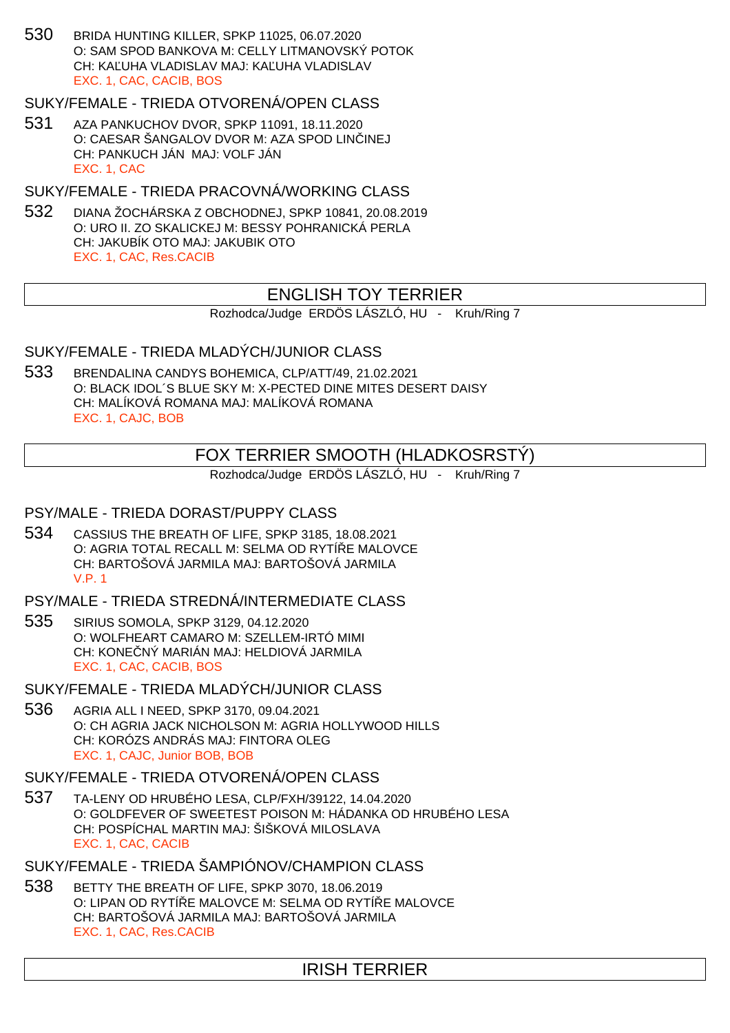530 BRIDA HUNTING KILLER, SPKP 11025, 06.07.2020
O: SAM SPOD BANKOVA M: CELLY LITMANOVSKÝ POTOK
CH: KAĽUHA VLADISLAV MAJ: KAĽUHA VLADISLAV
EXC. 1, CAC, CACIB, BOS

### SUKY/FEMALE - TRIEDA OTVORENÁ/OPEN CLASS

531 AZA PANKUCHOV DVOR, SPKP 11091, 18.11.2020
O: CAESAR ŠANGALOV DVOR M: AZA SPOD LINČINEJ
CH: PANKUCH JÁN MAJ: VOLF JÁN
EXC. 1, CAC

### SUKY/FEMALE - TRIEDA PRACOVNÁ/WORKING CLASS

532 DIANA ŽOCHÁRSKA Z OBCHODNEJ, SPKP 10841, 20.08.2019
O: URO II. ZO SKALICKEJ M: BESSY POHRANICKÁ PERLA
CH: JAKUBÍK OTO MAJ: JAKUBIK OTO
EXC. 1, CAC, Res.CACIB

## ENGLISH TOY TERRIER

Rozhodca/Judge ERDÖS LÁSZLÓ, HU - Kruh/Ring 7

### SUKY/FEMALE - TRIEDA MLADÝCH/JUNIOR CLASS

533 BRENDALINA CANDYS BOHEMICA, CLP/ATT/49, 21.02.2021
O: BLACK IDOL´S BLUE SKY M: X-PECTED DINE MITES DESERT DAISY
CH: MALÍKOVÁ ROMANA MAJ: MALÍKOVÁ ROMANA
EXC. 1, CAJC, BOB

## FOX TERRIER SMOOTH (HLADKOSRSTÝ)

Rozhodca/Judge ERDÖS LÁSZLÓ, HU - Kruh/Ring 7

### PSY/MALE - TRIEDA DORAST/PUPPY CLASS

534 CASSIUS THE BREATH OF LIFE, SPKP 3185, 18.08.2021
O: AGRIA TOTAL RECALL M: SELMA OD RYTÍŘE MALOVCE
CH: BARTOŠOVÁ JARMILA MAJ: BARTOŠOVÁ JARMILA
V.P. 1

### PSY/MALE - TRIEDA STREDNÁ/INTERMEDIATE CLASS

535 SIRIUS SOMOLA, SPKP 3129, 04.12.2020
O: WOLFHEART CAMARO M: SZELLEM-IRTÓ MIMI
CH: KONEČNÝ MARIÁN MAJ: HELDIOVÁ JARMILA
EXC. 1, CAC, CACIB, BOS

### SUKY/FEMALE - TRIEDA MLADÝCH/JUNIOR CLASS

536 AGRIA ALL I NEED, SPKP 3170, 09.04.2021
O: CH AGRIA JACK NICHOLSON M: AGRIA HOLLYWOOD HILLS
CH: KORÓZS ANDRÁS MAJ: FINTORA OLEG
EXC. 1, CAJC, Junior BOB, BOB

### SUKY/FEMALE - TRIEDA OTVORENÁ/OPEN CLASS

537 TA-LENY OD HRUBÉHO LESA, CLP/FXH/39122, 14.04.2020
O: GOLDFEVER OF SWEETEST POISON M: HÁDANKA OD HRUBÉHO LESA
CH: POSPÍCHAL MARTIN MAJ: ŠIŠKOVÁ MILOSLAVA
EXC. 1, CAC, CACIB

### SUKY/FEMALE - TRIEDA ŠAMPIÓNOV/CHAMPION CLASS

538 BETTY THE BREATH OF LIFE, SPKP 3070, 18.06.2019
O: LIPAN OD RYTÍŘE MALOVCE M: SELMA OD RYTÍŘE MALOVCE
CH: BARTOŠOVÁ JARMILA MAJ: BARTOŠOVÁ JARMILA
EXC. 1, CAC, Res.CACIB

## IRISH TERRIER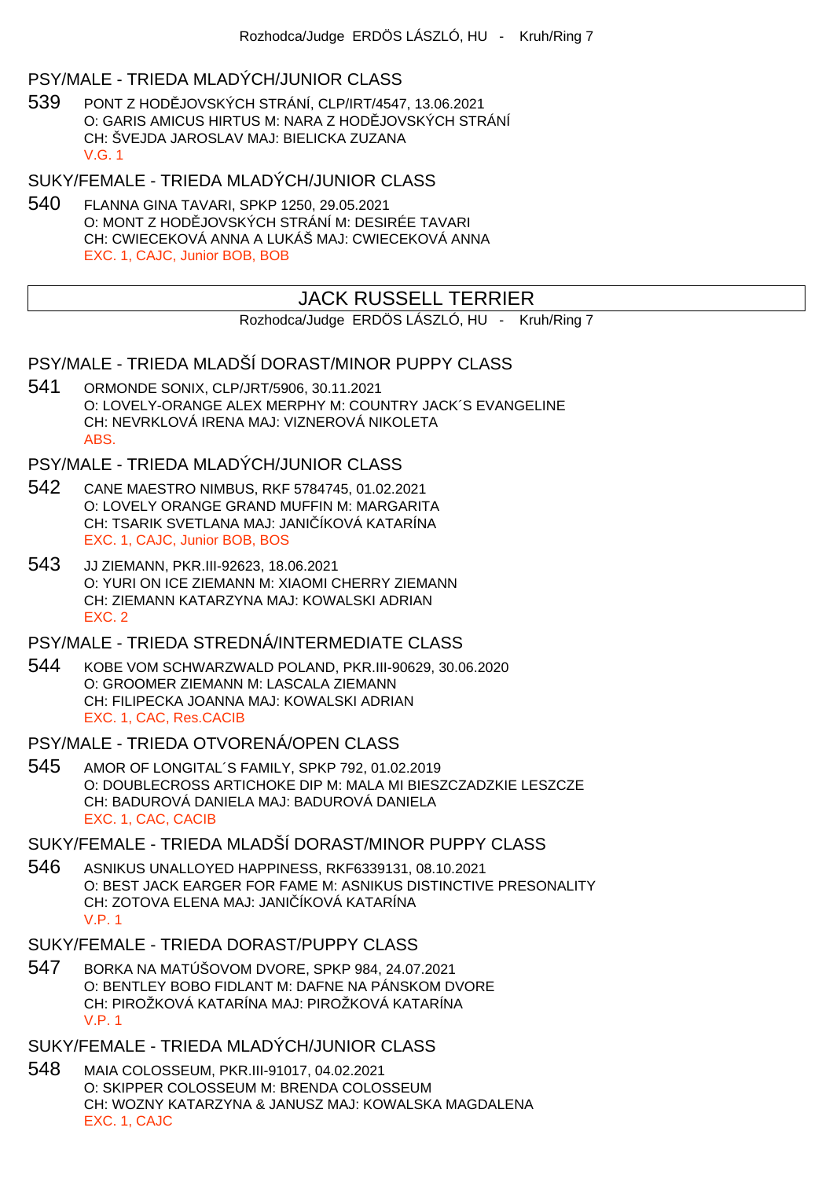Rozhodca/Judge ERDÖS LÁSZLÓ, HU - Kruh/Ring 7

### PSY/MALE - TRIEDA MLADÝCH/JUNIOR CLASS

539 PONT Z HODĚJOVSKÝCH STRÁNÍ, CLP/IRT/4547, 13.06.2021
O: GARIS AMICUS HIRTUS M: NARA Z HODĚJOVSKÝCH STRÁNÍ
CH: ŠVEJDA JAROSLAV MAJ: BIELICKA ZUZANA
V.G. 1

### SUKY/FEMALE - TRIEDA MLADÝCH/JUNIOR CLASS

540 FLANNA GINA TAVARI, SPKP 1250, 29.05.2021
O: MONT Z HODĚJOVSKÝCH STRÁNÍ M: DESIRÉE TAVARI
CH: CWIECEKOVÁ ANNA A LUKÁŠ MAJ: CWIECEKOVÁ ANNA
EXC. 1, CAJC, Junior BOB, BOB

## JACK RUSSELL TERRIER

Rozhodca/Judge ERDÖS LÁSZLÓ, HU - Kruh/Ring 7

### PSY/MALE - TRIEDA MLADŠÍ DORAST/MINOR PUPPY CLASS

541 ORMONDE SONIX, CLP/JRT/5906, 30.11.2021
O: LOVELY-ORANGE ALEX MERPHY M: COUNTRY JACK´S EVANGELINE
CH: NEVRKLOVÁ IRENA MAJ: VIZNEROVÁ NIKOLETA
ABS.

### PSY/MALE - TRIEDA MLADÝCH/JUNIOR CLASS

542 CANE MAESTRO NIMBUS, RKF 5784745, 01.02.2021
O: LOVELY ORANGE GRAND MUFFIN M: MARGARITA
CH: TSARIK SVETLANA MAJ: JANIČÍKOVÁ KATARÍNA
EXC. 1, CAJC, Junior BOB, BOS

543 JJ ZIEMANN, PKR.III-92623, 18.06.2021
O: YURI ON ICE ZIEMANN M: XIAOMI CHERRY ZIEMANN
CH: ZIEMANN KATARZYNA MAJ: KOWALSKI ADRIAN
EXC. 2

### PSY/MALE - TRIEDA STREDNÁ/INTERMEDIATE CLASS

544 KOBE VOM SCHWARZWALD POLAND, PKR.III-90629, 30.06.2020
O: GROOMER ZIEMANN M: LASCALA ZIEMANN
CH: FILIPECKA JOANNA MAJ: KOWALSKI ADRIAN
EXC. 1, CAC, Res.CACIB

### PSY/MALE - TRIEDA OTVORENÁ/OPEN CLASS

545 AMOR OF LONGITAL´S FAMILY, SPKP 792, 01.02.2019
O: DOUBLECROSS ARTICHOKE DIP M: MALA MI BIESZCZADZKIE LESZCZE
CH: BADUROVÁ DANIELA MAJ: BADUROVÁ DANIELA
EXC. 1, CAC, CACIB

### SUKY/FEMALE - TRIEDA MLADŠÍ DORAST/MINOR PUPPY CLASS

546 ASNIKUS UNALLOYED HAPPINESS, RKF6339131, 08.10.2021
O: BEST JACK EARGER FOR FAME M: ASNIKUS DISTINCTIVE PRESONALITY
CH: ZOTOVA ELENA MAJ: JANIČÍKOVÁ KATARÍNA
V.P. 1

### SUKY/FEMALE - TRIEDA DORAST/PUPPY CLASS

547 BORKA NA MATÚŠOVOM DVORE, SPKP 984, 24.07.2021
O: BENTLEY BOBO FIDLANT M: DAFNE NA PÁNSKOM DVORE
CH: PIROŽKOVÁ KATARÍNA MAJ: PIROŽKOVÁ KATARÍNA
V.P. 1

### SUKY/FEMALE - TRIEDA MLADÝCH/JUNIOR CLASS

548 MAIA COLOSSEUM, PKR.III-91017, 04.02.2021
O: SKIPPER COLOSSEUM M: BRENDA COLOSSEUM
CH: WOZNY KATARZYNA & JANUSZ MAJ: KOWALSKA MAGDALENA
EXC. 1, CAJC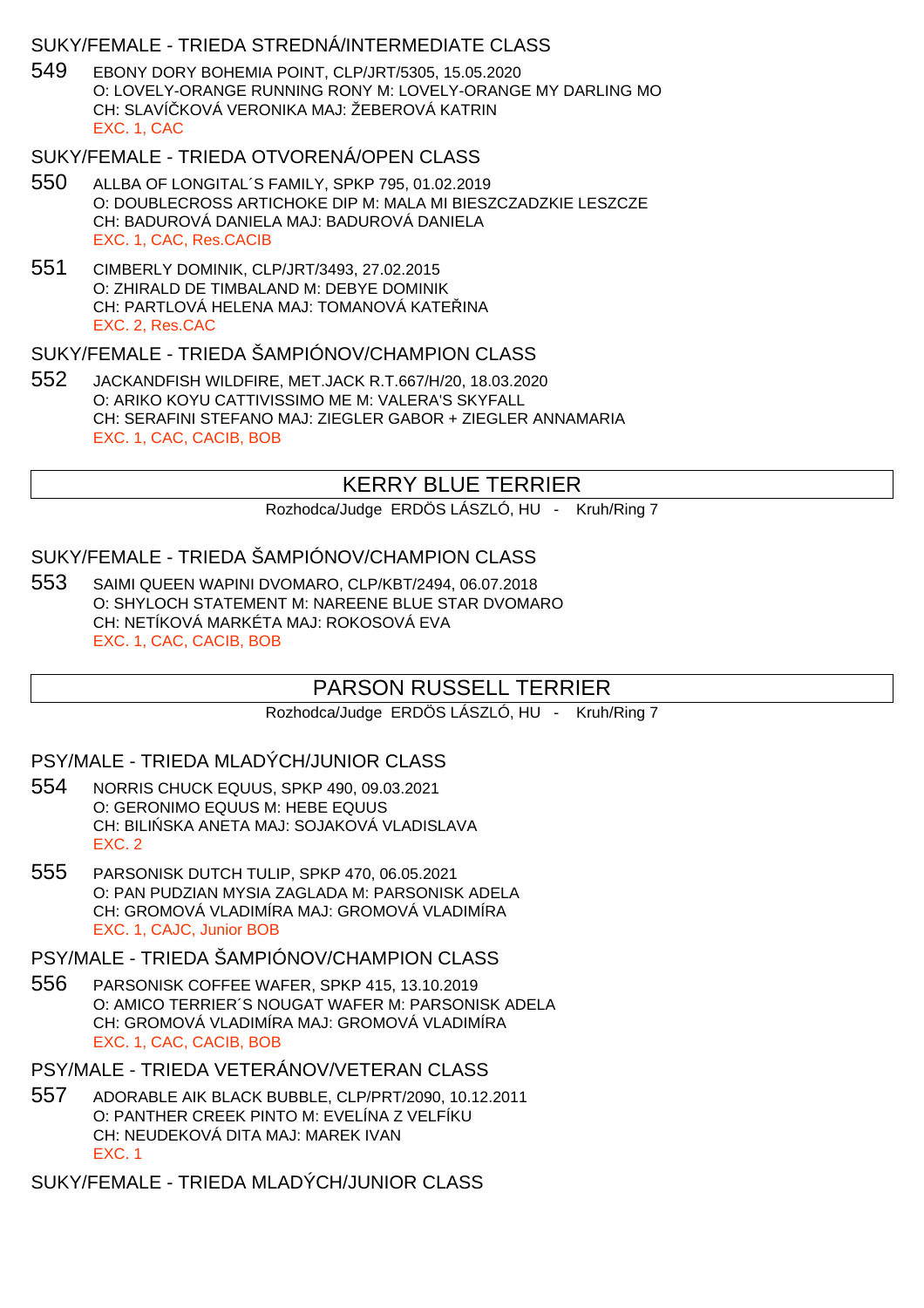### SUKY/FEMALE - TRIEDA STREDNÁ/INTERMEDIATE CLASS

549 EBONY DORY BOHEMIA POINT, CLP/JRT/5305, 15.05.2020
O: LOVELY-ORANGE RUNNING RONY M: LOVELY-ORANGE MY DARLING MO
CH: SLAVÍČKOVÁ VERONIKA MAJ: ŽEBEROVÁ KATRIN
EXC. 1, CAC

### SUKY/FEMALE - TRIEDA OTVORENÁ/OPEN CLASS

550 ALLBA OF LONGITAL´S FAMILY, SPKP 795, 01.02.2019
O: DOUBLECROSS ARTICHOKE DIP M: MALA MI BIESZCZADZKIE LESZCZE
CH: BADUROVÁ DANIELA MAJ: BADUROVÁ DANIELA
EXC. 1, CAC, Res.CACIB

551 CIMBERLY DOMINIK, CLP/JRT/3493, 27.02.2015
O: ZHIRALD DE TIMBALAND M: DEBYE DOMINIK
CH: PARTLOVÁ HELENA MAJ: TOMANOVÁ KATEŘINA
EXC. 2, Res.CAC

### SUKY/FEMALE - TRIEDA ŠAMPIÓNOV/CHAMPION CLASS

552 JACKANDFISH WILDFIRE, MET.JACK R.T.667/H/20, 18.03.2020
O: ARIKO KOYU CATTIVISSIMO ME M: VALERA'S SKYFALL
CH: SERAFINI STEFANO MAJ: ZIEGLER GABOR + ZIEGLER ANNAMARIA
EXC. 1, CAC, CACIB, BOB

## KERRY BLUE TERRIER

Rozhodca/Judge ERDÖS LÁSZLÓ, HU - Kruh/Ring 7

### SUKY/FEMALE - TRIEDA ŠAMPIÓNOV/CHAMPION CLASS

553 SAIMI QUEEN WAPINI DVOMARO, CLP/KBT/2494, 06.07.2018
O: SHYLOCH STATEMENT M: NAREENE BLUE STAR DVOMARO
CH: NETÍKOVÁ MARKÉTA MAJ: ROKOSOVÁ EVA
EXC. 1, CAC, CACIB, BOB

## PARSON RUSSELL TERRIER

Rozhodca/Judge ERDÖS LÁSZLÓ, HU - Kruh/Ring 7

### PSY/MALE - TRIEDA MLADÝCH/JUNIOR CLASS

554 NORRIS CHUCK EQUUS, SPKP 490, 09.03.2021
O: GERONIMO EQUUS M: HEBE EQUUS
CH: BILIŃSKA ANETA MAJ: SOJAKOVÁ VLADISLAVA
EXC. 2

555 PARSONISK DUTCH TULIP, SPKP 470, 06.05.2021
O: PAN PUDZIAN MYSIA ZAGLADA M: PARSONISK ADELA
CH: GROMOVÁ VLADIMÍRA MAJ: GROMOVÁ VLADIMÍRA
EXC. 1, CAJC, Junior BOB

### PSY/MALE - TRIEDA ŠAMPIÓNOV/CHAMPION CLASS

556 PARSONISK COFFEE WAFER, SPKP 415, 13.10.2019
O: AMICO TERRIER´S NOUGAT WAFER M: PARSONISK ADELA
CH: GROMOVÁ VLADIMÍRA MAJ: GROMOVÁ VLADIMÍRA
EXC. 1, CAC, CACIB, BOB

### PSY/MALE - TRIEDA VETERÁNOV/VETERAN CLASS

557 ADORABLE AIK BLACK BUBBLE, CLP/PRT/2090, 10.12.2011
O: PANTHER CREEK PINTO M: EVELÍNA Z VELFÍKU
CH: NEUDEKOVÁ DITA MAJ: MAREK IVAN
EXC. 1

### SUKY/FEMALE - TRIEDA MLADÝCH/JUNIOR CLASS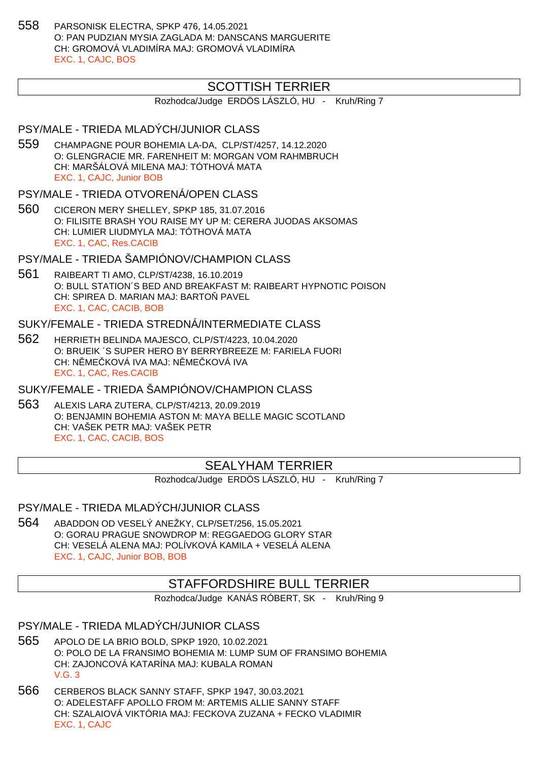558 PARSONISK ELECTRA, SPKP 476, 14.05.2021
O: PAN PUDZIAN MYSIA ZAGLADA M: DANSCANS MARGUERITE
CH: GROMOVÁ VLADIMÍRA MAJ: GROMOVÁ VLADIMÍRA
EXC. 1, CAJC, BOS

## SCOTTISH TERRIER

Rozhodca/Judge ERDÖS LÁSZLÓ, HU - Kruh/Ring 7

### PSY/MALE - TRIEDA MLADÝCH/JUNIOR CLASS

559 CHAMPAGNE POUR BOHEMIA LA-DA, CLP/ST/4257, 14.12.2020
O: GLENGRACIE MR. FARENHEIT M: MORGAN VOM RAHMBRUCH
CH: MARŠÁLOVÁ MILENA MAJ: TÓTHOVÁ MATA
EXC. 1, CAJC, Junior BOB

### PSY/MALE - TRIEDA OTVORENÁ/OPEN CLASS

560 CICERON MERY SHELLEY, SPKP 185, 31.07.2016
O: FILISITE BRASH YOU RAISE MY UP M: CERERA JUODAS AKSOMAS
CH: LUMIER LIUDMYLA MAJ: TÓTHOVÁ MATA
EXC. 1, CAC, Res.CACIB

### PSY/MALE - TRIEDA ŠAMPIÓNOV/CHAMPION CLASS

561 RAIBEART TI AMO, CLP/ST/4238, 16.10.2019
O: BULL STATION´S BED AND BREAKFAST M: RAIBEART HYPNOTIC POISON
CH: SPIREA D. MARIAN MAJ: BARTOŇ PAVEL
EXC. 1, CAC, CACIB, BOB

### SUKY/FEMALE - TRIEDA STREDNÁ/INTERMEDIATE CLASS

562 HERRIETH BELINDA MAJESCO, CLP/ST/4223, 10.04.2020
O: BRUEIK ´S SUPER HERO BY BERRYBREEZE M: FARIELA FUORI
CH: NĚMEČKOVÁ IVA MAJ: NĚMEČKOVÁ IVA
EXC. 1, CAC, Res.CACIB

### SUKY/FEMALE - TRIEDA ŠAMPIÓNOV/CHAMPION CLASS

563 ALEXIS LARA ZUTERA, CLP/ST/4213, 20.09.2019
O: BENJAMIN BOHEMIA ASTON M: MAYA BELLE MAGIC SCOTLAND
CH: VAŠEK PETR MAJ: VAŠEK PETR
EXC. 1, CAC, CACIB, BOS

## SEALYHAM TERRIER

Rozhodca/Judge ERDÖS LÁSZLÓ, HU - Kruh/Ring 7

### PSY/MALE - TRIEDA MLADÝCH/JUNIOR CLASS

564 ABADDON OD VESELÝ ANEŽKY, CLP/SET/256, 15.05.2021
O: GORAU PRAGUE SNOWDROP M: REGGAEDOG GLORY STAR
CH: VESELÁ ALENA MAJ: POLÍVKOVÁ KAMILA + VESELÁ ALENA
EXC. 1, CAJC, Junior BOB, BOB

## STAFFORDSHIRE BULL TERRIER

Rozhodca/Judge KANÁS RÓBERT, SK - Kruh/Ring 9

### PSY/MALE - TRIEDA MLADÝCH/JUNIOR CLASS

565 APOLO DE LA BRIO BOLD, SPKP 1920, 10.02.2021
O: POLO DE LA FRANSIMO BOHEMIA M: LUMP SUM OF FRANSIMO BOHEMIA
CH: ZAJONCOVÁ KATARÍNA MAJ: KUBALA ROMAN
V.G. 3

566 CERBEROS BLACK SANNY STAFF, SPKP 1947, 30.03.2021
O: ADELESTAFF APOLLO FROM M: ARTEMIS ALLIE SANNY STAFF
CH: SZALAIOVÁ VIKTÓRIA MAJ: FECKOVA ZUZANA + FECKO VLADIMIR
EXC. 1, CAJC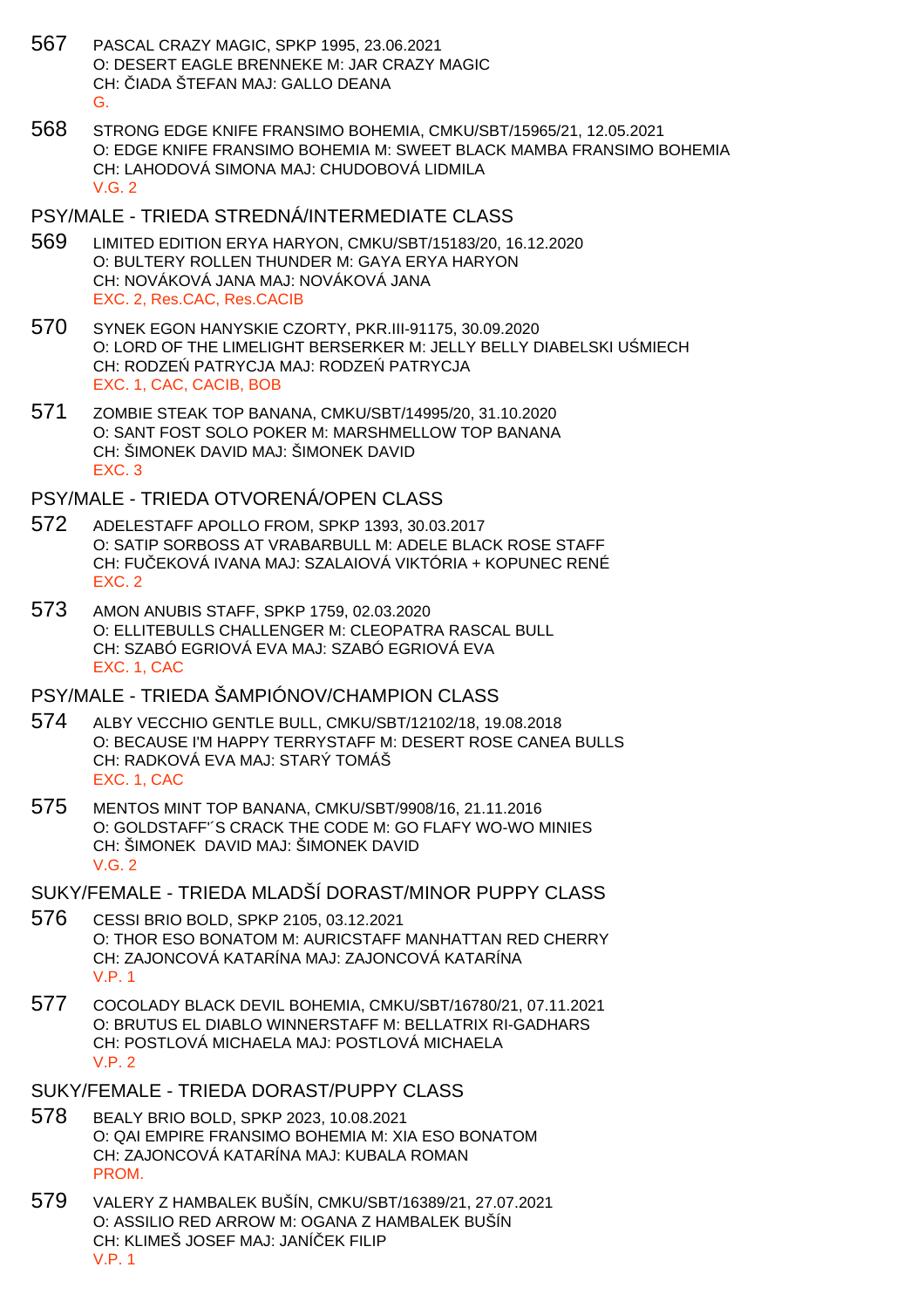567 PASCAL CRAZY MAGIC, SPKP 1995, 23.06.2021
O: DESERT EAGLE BRENNEKE M: JAR CRAZY MAGIC
CH: ČIADA ŠTEFAN MAJ: GALLO DEANA
G.

568 STRONG EDGE KNIFE FRANSIMO BOHEMIA, CMKU/SBT/15965/21, 12.05.2021
O: EDGE KNIFE FRANSIMO BOHEMIA M: SWEET BLACK MAMBA FRANSIMO BOHEMIA
CH: LAHODOVÁ SIMONA MAJ: CHUDOBOVÁ LIDMILA
V.G. 2

## PSY/MALE - TRIEDA STREDNÁ/INTERMEDIATE CLASS

569 LIMITED EDITION ERYA HARYON, CMKU/SBT/15183/20, 16.12.2020
O: BULTERY ROLLEN THUNDER M: GAYA ERYA HARYON
CH: NOVÁKOVÁ JANA MAJ: NOVÁKOVÁ JANA
EXC. 2, Res.CAC, Res.CACIB

570 SYNEK EGON HANYSKIE CZORTY, PKR.III-91175, 30.09.2020
O: LORD OF THE LIMELIGHT BERSERKER M: JELLY BELLY DIABELSKI UŚMIECH
CH: RODZEŃ PATRYCJA MAJ: RODZEŃ PATRYCJA
EXC. 1, CAC, CACIB, BOB

571 ZOMBIE STEAK TOP BANANA, CMKU/SBT/14995/20, 31.10.2020
O: SANT FOST SOLO POKER M: MARSHMELLOW TOP BANANA
CH: ŠIMONEK DAVID MAJ: ŠIMONEK DAVID
EXC. 3

## PSY/MALE - TRIEDA OTVORENÁ/OPEN CLASS

572 ADELESTAFF APOLLO FROM, SPKP 1393, 30.03.2017
O: SATIP SORBOSS AT VRABARBULL M: ADELE BLACK ROSE STAFF
CH: FUČEKOVÁ IVANA MAJ: SZALAIOVÁ VIKTÓRIA + KOPUNEC RENÉ
EXC. 2

573 AMON ANUBIS STAFF, SPKP 1759, 02.03.2020
O: ELLITEBULLS CHALLENGER M: CLEOPATRA RASCAL BULL
CH: SZABÓ EGRIOVÁ EVA MAJ: SZABÓ EGRIOVÁ EVA
EXC. 1, CAC

## PSY/MALE - TRIEDA ŠAMPIÓNOV/CHAMPION CLASS

574 ALBY VECCHIO GENTLE BULL, CMKU/SBT/12102/18, 19.08.2018
O: BECAUSE I'M HAPPY TERRYSTAFF M: DESERT ROSE CANEA BULLS
CH: RADKOVÁ EVA MAJ: STARÝ TOMÁŠ
EXC. 1, CAC

575 MENTOS MINT TOP BANANA, CMKU/SBT/9908/16, 21.11.2016
O: GOLDSTAFF'´S CRACK THE CODE M: GO FLAFY WO-WO MINIES
CH: ŠIMONEK DAVID MAJ: ŠIMONEK DAVID
V.G. 2

## SUKY/FEMALE - TRIEDA MLADŠÍ DORAST/MINOR PUPPY CLASS

576 CESSI BRIO BOLD, SPKP 2105, 03.12.2021
O: THOR ESO BONATOM M: AURICSTAFF MANHATTAN RED CHERRY
CH: ZAJONCOVÁ KATARÍNA MAJ: ZAJONCOVÁ KATARÍNA
V.P. 1

577 COCOLADY BLACK DEVIL BOHEMIA, CMKU/SBT/16780/21, 07.11.2021
O: BRUTUS EL DIABLO WINNERSTAFF M: BELLATRIX RI-GADHARS
CH: POSTLOVÁ MICHAELA MAJ: POSTLOVÁ MICHAELA
V.P. 2

## SUKY/FEMALE - TRIEDA DORAST/PUPPY CLASS

578 BEALY BRIO BOLD, SPKP 2023, 10.08.2021
O: QAI EMPIRE FRANSIMO BOHEMIA M: XIA ESO BONATOM
CH: ZAJONCOVÁ KATARÍNA MAJ: KUBALA ROMAN
PROM.

579 VALERY Z HAMBALEK BUŠÍN, CMKU/SBT/16389/21, 27.07.2021
O: ASSILIO RED ARROW M: OGANA Z HAMBALEK BUŠÍN
CH: KLIMEŠ JOSEF MAJ: JANÍČEK FILIP
V.P. 1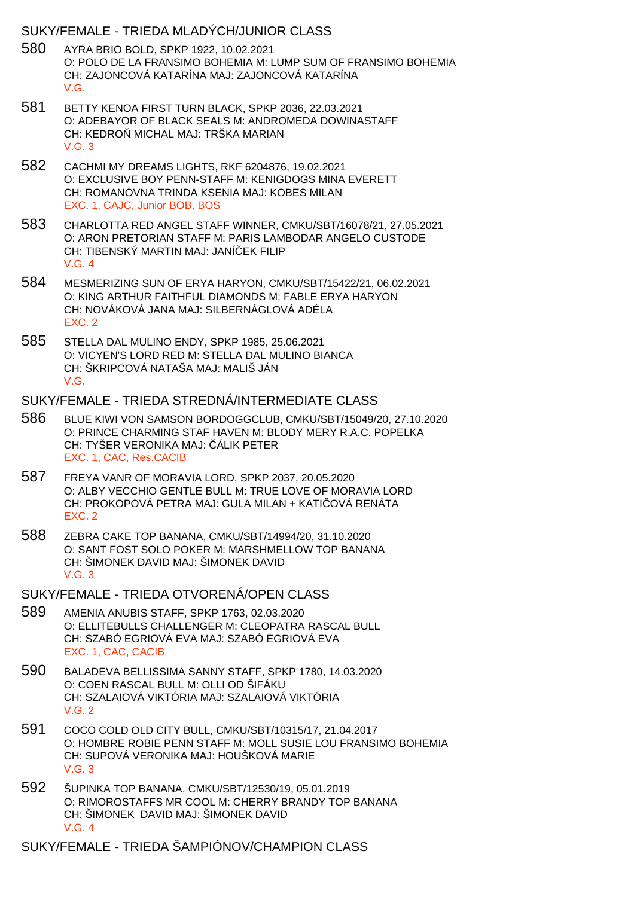## SUKY/FEMALE - TRIEDA MLADÝCH/JUNIOR CLASS

580 AYRA BRIO BOLD, SPKP 1922, 10.02.2021
O: POLO DE LA FRANSIMO BOHEMIA M: LUMP SUM OF FRANSIMO BOHEMIA
CH: ZAJONCOVÁ KATARÍNA MAJ: ZAJONCOVÁ KATARÍNA
V.G.

581 BETTY KENOA FIRST TURN BLACK, SPKP 2036, 22.03.2021
O: ADEBAYOR OF BLACK SEALS M: ANDROMEDA DOWINASTAFF
CH: KEDROŇ MICHAL MAJ: TRŠKA MARIAN
V.G. 3

582 CACHMI MY DREAMS LIGHTS, RKF 6204876, 19.02.2021
O: EXCLUSIVE BOY PENN-STAFF M: KENIGDOGS MINA EVERETT
CH: ROMANOVNA TRINDA KSENIA MAJ: KOBES MILAN
EXC. 1, CAJC, Junior BOB, BOS

583 CHARLOTTA RED ANGEL STAFF WINNER, CMKU/SBT/16078/21, 27.05.2021
O: ARON PRETORIAN STAFF M: PARIS LAMBODAR ANGELO CUSTODE
CH: TIBENSKÝ MARTIN MAJ: JANÍČEK FILIP
V.G. 4

584 MESMERIZING SUN OF ERYA HARYON, CMKU/SBT/15422/21, 06.02.2021
O: KING ARTHUR FAITHFUL DIAMONDS M: FABLE ERYA HARYON
CH: NOVÁKOVÁ JANA MAJ: SILBERNÁGLOVÁ ADÉLA
EXC. 2

585 STELLA DAL MULINO ENDY, SPKP 1985, 25.06.2021
O: VICYEN'S LORD RED M: STELLA DAL MULINO BIANCA
CH: ŠKRIPCOVÁ NATAŠA MAJ: MALIŠ JÁN
V.G.

## SUKY/FEMALE - TRIEDA STREDNÁ/INTERMEDIATE CLASS

586 BLUE KIWI VON SAMSON BORDOGGCLUB, CMKU/SBT/15049/20, 27.10.2020
O: PRINCE CHARMING STAF HAVEN M: BLODY MERY R.A.C. POPELKA
CH: TYŠER VERONIKA MAJ: ČÁLIK PETER
EXC. 1, CAC, Res.CACIB

587 FREYA VANR OF MORAVIA LORD, SPKP 2037, 20.05.2020
O: ALBY VECCHIO GENTLE BULL M: TRUE LOVE OF MORAVIA LORD
CH: PROKOPOVÁ PETRA MAJ: GULA MILAN + KATIČOVÁ RENÁTA
EXC. 2

588 ZEBRA CAKE TOP BANANA, CMKU/SBT/14994/20, 31.10.2020
O: SANT FOST SOLO POKER M: MARSHMELLOW TOP BANANA
CH: ŠIMONEK DAVID MAJ: ŠIMONEK DAVID
V.G. 3

## SUKY/FEMALE - TRIEDA OTVORENÁ/OPEN CLASS

589 AMENIA ANUBIS STAFF, SPKP 1763, 02.03.2020
O: ELLITEBULLS CHALLENGER M: CLEOPATRA RASCAL BULL
CH: SZABÓ EGRIOVÁ EVA MAJ: SZABÓ EGRIOVÁ EVA
EXC. 1, CAC, CACIB

590 BALADEVA BELLISSIMA SANNY STAFF, SPKP 1780, 14.03.2020
O: COEN RASCAL BULL M: OLLI OD ŠIFÁKU
CH: SZALAIOVÁ VIKTÓRIA MAJ: SZALAIOVÁ VIKTÓRIA
V.G. 2

591 COCO COLD OLD CITY BULL, CMKU/SBT/10315/17, 21.04.2017
O: HOMBRE ROBIE PENN STAFF M: MOLL SUSIE LOU FRANSIMO BOHEMIA
CH: SUPOVÁ VERONIKA MAJ: HOUŠKOVÁ MARIE
V.G. 3

592 ŠUPINKA TOP BANANA, CMKU/SBT/12530/19, 05.01.2019
O: RIMOROSTAFFS MR COOL M: CHERRY BRANDY TOP BANANA
CH: ŠIMONEK DAVID MAJ: ŠIMONEK DAVID
V.G. 4

## SUKY/FEMALE - TRIEDA ŠAMPIÓNOV/CHAMPION CLASS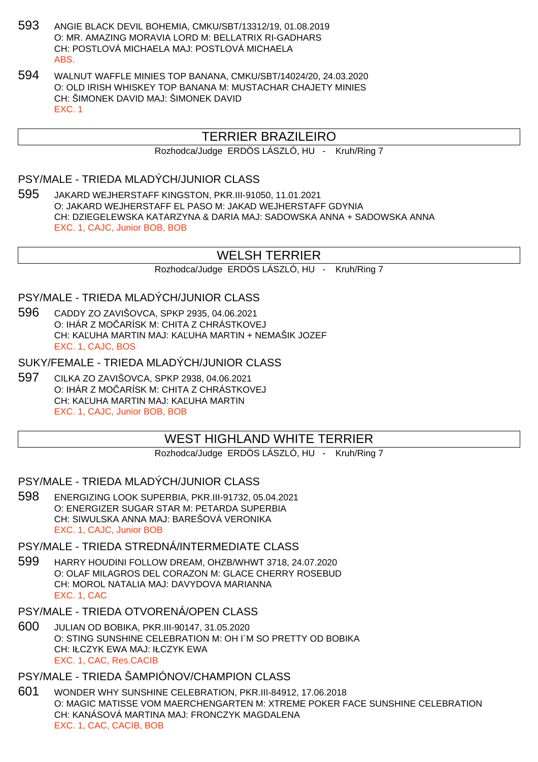593 ANGIE BLACK DEVIL BOHEMIA, CMKU/SBT/13312/19, 01.08.2019
O: MR. AMAZING MORAVIA LORD M: BELLATRIX RI-GADHARS
CH: POSTLOVÁ MICHAELA MAJ: POSTLOVÁ MICHAELA
ABS.

594 WALNUT WAFFLE MINIES TOP BANANA, CMKU/SBT/14024/20, 24.03.2020
O: OLD IRISH WHISKEY TOP BANANA M: MUSTACHAR CHAJETY MINIES
CH: ŠIMONEK DAVID MAJ: ŠIMONEK DAVID
EXC. 1

## TERRIER BRAZILEIRO

Rozhodca/Judge ERDÖS LÁSZLÓ, HU - Kruh/Ring 7

### PSY/MALE - TRIEDA MLADÝCH/JUNIOR CLASS

595 JAKARD WEJHERSTAFF KINGSTON, PKR.III-91050, 11.01.2021
O: JAKARD WEJHERSTAFF EL PASO M: JAKAD WEJHERSTAFF GDYNIA
CH: DZIEGELEWSKA KATARZYNA & DARIA MAJ: SADOWSKA ANNA + SADOWSKA ANNA
EXC. 1, CAJC, Junior BOB, BOB

## WELSH TERRIER

Rozhodca/Judge ERDÖS LÁSZLÓ, HU - Kruh/Ring 7

### PSY/MALE - TRIEDA MLADÝCH/JUNIOR CLASS

596 CADDY ZO ZAVIŠOVCA, SPKP 2935, 04.06.2021
O: IHÁR Z MOČARÍSK M: CHITA Z CHRÁSTKOVEJ
CH: KAĽUHA MARTIN MAJ: KAĽUHA MARTIN + NEMAŠIK JOZEF
EXC. 1, CAJC, BOS

### SUKY/FEMALE - TRIEDA MLADÝCH/JUNIOR CLASS

597 CILKA ZO ZAVIŠOVCA, SPKP 2938, 04.06.2021
O: IHÁR Z MOČARÍSK M: CHITA Z CHRÁSTKOVEJ
CH: KAĽUHA MARTIN MAJ: KAĽUHA MARTIN
EXC. 1, CAJC, Junior BOB, BOB

## WEST HIGHLAND WHITE TERRIER

Rozhodca/Judge ERDÖS LÁSZLÓ, HU - Kruh/Ring 7

### PSY/MALE - TRIEDA MLADÝCH/JUNIOR CLASS

598 ENERGIZING LOOK SUPERBIA, PKR.III-91732, 05.04.2021
O: ENERGIZER SUGAR STAR M: PETARDA SUPERBIA
CH: SIWULSKA ANNA MAJ: BAREŠOVÁ VERONIKA
EXC. 1, CAJC, Junior BOB

### PSY/MALE - TRIEDA STREDNÁ/INTERMEDIATE CLASS

599 HARRY HOUDINI FOLLOW DREAM, OHZB/WHWT 3718, 24.07.2020
O: OLAF MILAGROS DEL CORAZON M: GLACE CHERRY ROSEBUD
CH: MOROL NATALIA MAJ: DAVYDOVA MARIANNA
EXC. 1, CAC

### PSY/MALE - TRIEDA OTVORENÁ/OPEN CLASS

600 JULIAN OD BOBIKA, PKR.III-90147, 31.05.2020
O: STING SUNSHINE CELEBRATION M: OH I´M SO PRETTY OD BOBIKA
CH: IŁCZYK EWA MAJ: IŁCZYK EWA
EXC. 1, CAC, Res.CACIB

### PSY/MALE - TRIEDA ŠAMPIÓNOV/CHAMPION CLASS

601 WONDER WHY SUNSHINE CELEBRATION, PKR.III-84912, 17.06.2018
O: MAGIC MATISSE VOM MAERCHENGARTEN M: XTREME POKER FACE SUNSHINE CELEBRATION
CH: KANÁSOVÁ MARTINA MAJ: FRONCZYK MAGDALENA
EXC. 1, CAC, CACIB, BOB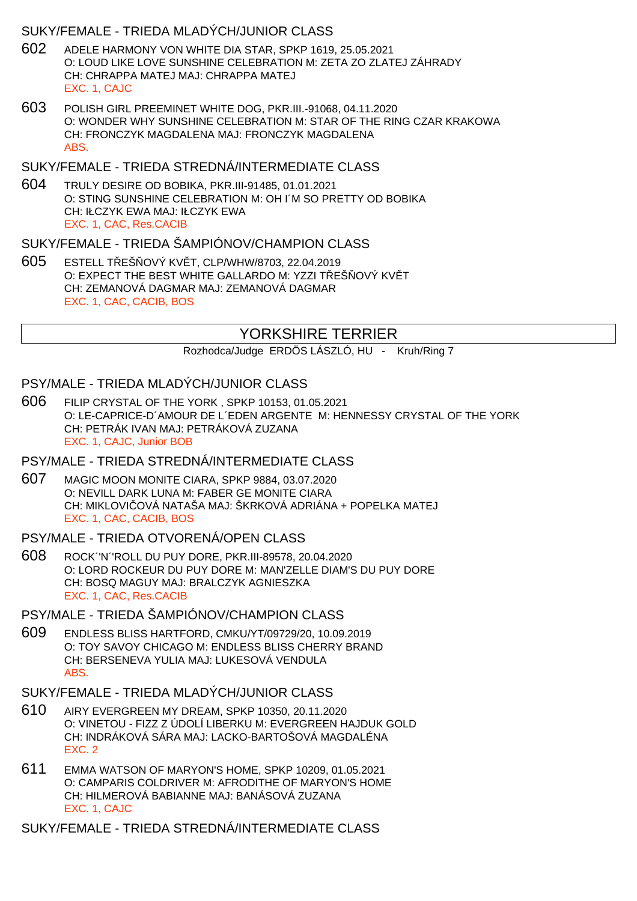## SUKY/FEMALE - TRIEDA MLADÝCH/JUNIOR CLASS

602 ADELE HARMONY VON WHITE DIA STAR, SPKP 1619, 25.05.2021
O: LOUD LIKE LOVE SUNSHINE CELEBRATION M: ZETA ZO ZLATEJ ZÁHRADY
CH: CHRAPPA MATEJ MAJ: CHRAPPA MATEJ
EXC. 1, CAJC

603 POLISH GIRL PREEMINET WHITE DOG, PKR.III.-91068, 04.11.2020
O: WONDER WHY SUNSHINE CELEBRATION M: STAR OF THE RING CZAR KRAKOWA
CH: FRONCZYK MAGDALENA MAJ: FRONCZYK MAGDALENA
ABS.

## SUKY/FEMALE - TRIEDA STREDNÁ/INTERMEDIATE CLASS

604 TRULY DESIRE OD BOBIKA, PKR.III-91485, 01.01.2021
O: STING SUNSHINE CELEBRATION M: OH I´M SO PRETTY OD BOBIKA
CH: IŁCZYK EWA MAJ: IŁCZYK EWA
EXC. 1, CAC, Res.CACIB

## SUKY/FEMALE - TRIEDA ŠAMPIÓNOV/CHAMPION CLASS

605 ESTELL TŘEŠŇOVÝ KVĚT, CLP/WHW/8703, 22.04.2019
O: EXPECT THE BEST WHITE GALLARDO M: YZZI TŘEŠŇOVÝ KVĚT
CH: ZEMANOVÁ DAGMAR MAJ: ZEMANOVÁ DAGMAR
EXC. 1, CAC, CACIB, BOS

# YORKSHIRE TERRIER

Rozhodca/Judge ERDÖS LÁSZLÓ, HU - Kruh/Ring 7

## PSY/MALE - TRIEDA MLADÝCH/JUNIOR CLASS

606 FILIP CRYSTAL OF THE YORK , SPKP 10153, 01.05.2021
O: LE-CAPRICE-D´AMOUR DE L´EDEN ARGENTE M: HENNESSY CRYSTAL OF THE YORK
CH: PETRÁK IVAN MAJ: PETRÁKOVÁ ZUZANA
EXC. 1, CAJC, Junior BOB

## PSY/MALE - TRIEDA STREDNÁ/INTERMEDIATE CLASS

607 MAGIC MOON MONITE CIARA, SPKP 9884, 03.07.2020
O: NEVILL DARK LUNA M: FABER GE MONITE CIARA
CH: MIKLOVIČOVÁ NATAŠA MAJ: ŠKRKOVÁ ADRIÁNA + POPELKA MATEJ
EXC. 1, CAC, CACIB, BOS

## PSY/MALE - TRIEDA OTVORENÁ/OPEN CLASS

608 ROCK´'N´'ROLL DU PUY DORE, PKR.III-89578, 20.04.2020
O: LORD ROCKEUR DU PUY DORE M: MAN'ZELLE DIAM'S DU PUY DORE
CH: BOSQ MAGUY MAJ: BRALCZYK AGNIESZKA
EXC. 1, CAC, Res.CACIB

## PSY/MALE - TRIEDA ŠAMPIÓNOV/CHAMPION CLASS

609 ENDLESS BLISS HARTFORD, CMKU/YT/09729/20, 10.09.2019
O: TOY SAVOY CHICAGO M: ENDLESS BLISS CHERRY BRAND
CH: BERSENEVA YULIA MAJ: LUKESOVÁ VENDULA
ABS.

## SUKY/FEMALE - TRIEDA MLADÝCH/JUNIOR CLASS

610 AIRY EVERGREEN MY DREAM, SPKP 10350, 20.11.2020
O: VINETOU - FIZZ Z ÚDOLÍ LIBERKU M: EVERGREEN HAJDUK GOLD
CH: INDRÁKOVÁ SÁRA MAJ: LACKO-BARTOŠOVÁ MAGDALÉNA
EXC. 2

611 EMMA WATSON OF MARYON'S HOME, SPKP 10209, 01.05.2021
O: CAMPARIS COLDRIVER M: AFRODITHE OF MARYON'S HOME
CH: HILMEROVÁ BABIANNE MAJ: BANÁSOVÁ ZUZANA
EXC. 1, CAJC

## SUKY/FEMALE - TRIEDA STREDNÁ/INTERMEDIATE CLASS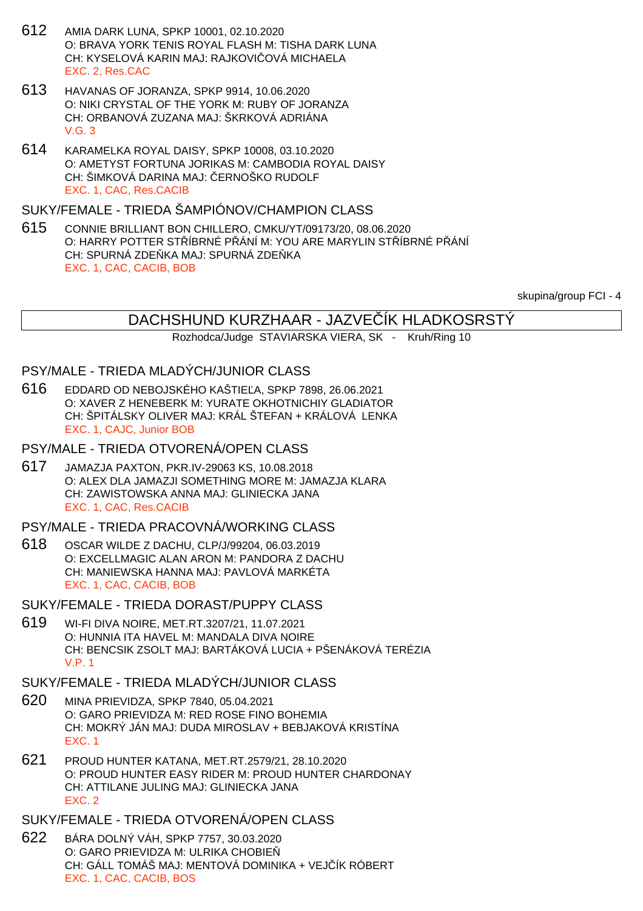612 AMIA DARK LUNA, SPKP 10001, 02.10.2020
O: BRAVA YORK TENIS ROYAL FLASH M: TISHA DARK LUNA
CH: KYSELOVÁ KARIN MAJ: RAJKOVIČOVÁ MICHAELA
EXC. 2, Res.CAC

613 HAVANAS OF JORANZA, SPKP 9914, 10.06.2020
O: NIKI CRYSTAL OF THE YORK M: RUBY OF JORANZA
CH: ORBANOVÁ ZUZANA MAJ: ŠKRKOVÁ ADRIÁNA
V.G. 3

614 KARAMELKA ROYAL DAISY, SPKP 10008, 03.10.2020
O: AMETYST FORTUNA JORIKAS M: CAMBODIA ROYAL DAISY
CH: ŠIMKOVÁ DARINA MAJ: ČERNOŠKO RUDOLF
EXC. 1, CAC, Res.CACIB

### SUKY/FEMALE - TRIEDA ŠAMPIÓNOV/CHAMPION CLASS

615 CONNIE BRILLIANT BON CHILLERO, CMKU/YT/09173/20, 08.06.2020
O: HARRY POTTER STŘÍBRNÉ PŘÁNÍ M: YOU ARE MARYLIN STŘÍBRNÉ PŘÁNÍ
CH: SPURNÁ ZDEŇKA MAJ: SPURNÁ ZDEŇKA
EXC. 1, CAC, CACIB, BOB

skupina/group FCI - 4

## DACHSHUND KURZHAAR - JAZVEČÍK HLADKOSRSTÝ

Rozhodca/Judge STAVIARSKA VIERA, SK - Kruh/Ring 10

### PSY/MALE - TRIEDA MLADÝCH/JUNIOR CLASS

616 EDDARD OD NEBOJSKÉHO KAŠTIEĽA, SPKP 7898, 26.06.2021
O: XAVER Z HENEBERK M: YURATE OKHOTNICHIY GLADIATOR
CH: ŠPITÁLSKY OLIVER MAJ: KRÁL ŠTEFAN + KRÁLOVÁ LENKA
EXC. 1, CAJC, Junior BOB

### PSY/MALE - TRIEDA OTVORENÁ/OPEN CLASS

617 JAMAZJA PAXTON, PKR.IV-29063 KS, 10.08.2018
O: ALEX DLA JAMAZJI SOMETHING MORE M: JAMAZJA KLARA
CH: ZAWISTOWSKA ANNA MAJ: GLINIECKA JANA
EXC. 1, CAC, Res.CACIB

### PSY/MALE - TRIEDA PRACOVNÁ/WORKING CLASS

618 OSCAR WILDE Z DACHU, CLP/J/99204, 06.03.2019
O: EXCELLMAGIC ALAN ARON M: PANDORA Z DACHU
CH: MANIEWSKA HANNA MAJ: PAVLOVÁ MARKÉTA
EXC. 1, CAC, CACIB, BOB

### SUKY/FEMALE - TRIEDA DORAST/PUPPY CLASS

619 WI-FI DIVA NOIRE, MET.RT.3207/21, 11.07.2021
O: HUNNIA ITA HAVEL M: MANDALA DIVA NOIRE
CH: BENCSIK ZSOLT MAJ: BARTÁKOVÁ LUCIA + PŠENÁKOVÁ TERÉZIA
V.P. 1

### SUKY/FEMALE - TRIEDA MLADÝCH/JUNIOR CLASS

620 MINA PRIEVIDZA, SPKP 7840, 05.04.2021
O: GARO PRIEVIDZA M: RED ROSE FINO BOHEMIA
CH: MOKRÝ JÁN MAJ: DUDA MIROSLAV + BEBJAKOVÁ KRISTÍNA
EXC. 1

621 PROUD HUNTER KATANA, MET.RT.2579/21, 28.10.2020
O: PROUD HUNTER EASY RIDER M: PROUD HUNTER CHARDONAY
CH: ATTILANE JULING MAJ: GLINIECKA JANA
EXC. 2

### SUKY/FEMALE - TRIEDA OTVORENÁ/OPEN CLASS

622 BÁRA DOLNÝ VÁH, SPKP 7757, 30.03.2020
O: GARO PRIEVIDZA M: ULRIKA CHOBIEŇ
CH: GÁLL TOMÁŠ MAJ: MENTOVÁ DOMINIKA + VEJČÍK RÓBERT
EXC. 1, CAC, CACIB, BOS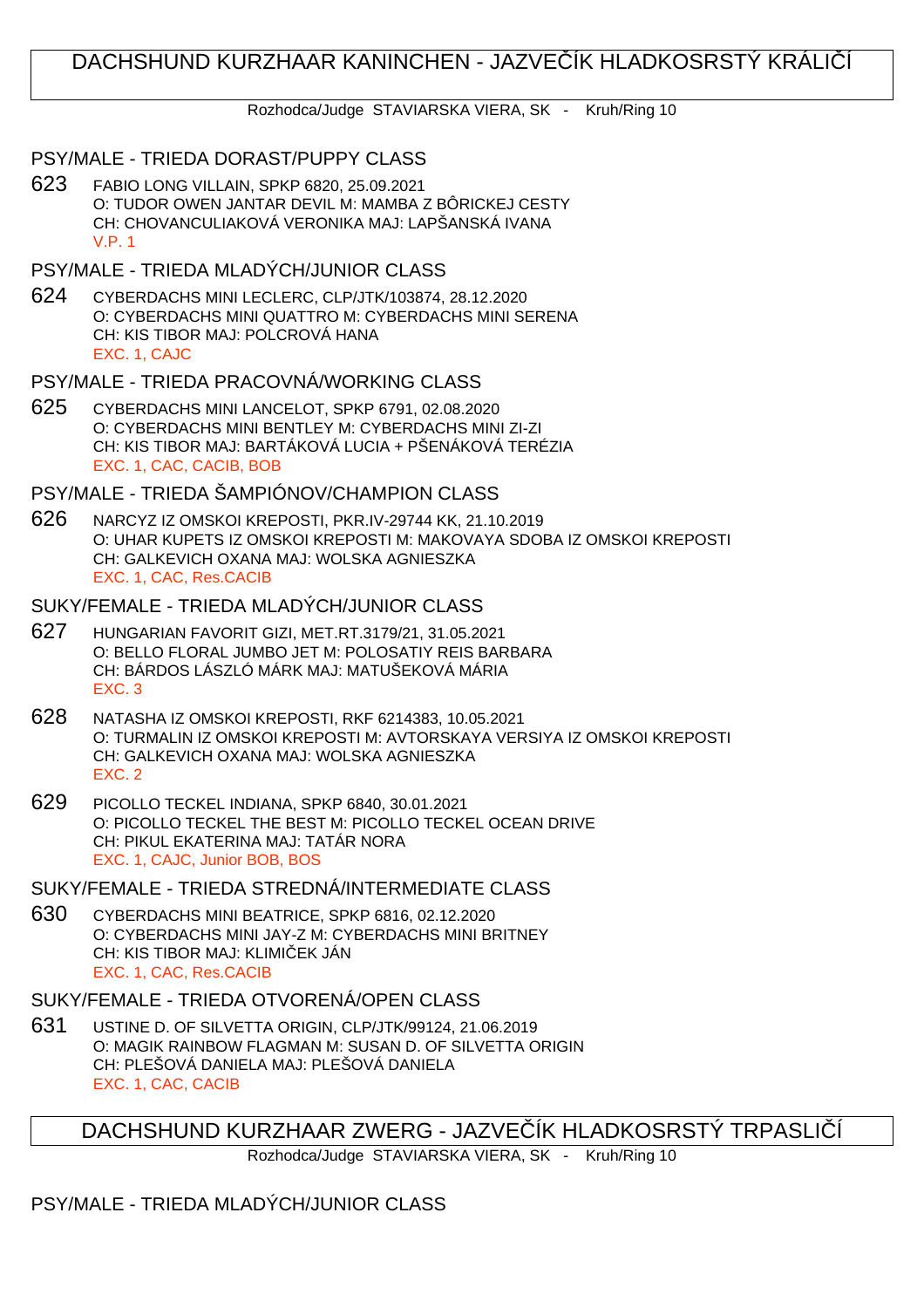# DACHSHUND KURZHAAR KANINCHEN - JAZVEČÍK HLADKOSRSTÝ KRÁLIČÍ

Rozhodca/Judge STAVIARSKA VIERA, SK - Kruh/Ring 10

## PSY/MALE - TRIEDA DORAST/PUPPY CLASS

623 FABIO LONG VILLAIN, SPKP 6820, 25.09.2021
O: TUDOR OWEN JANTAR DEVIL M: MAMBA Z BÔRICKEJ CESTY
CH: CHOVANCULIAKOVÁ VERONIKA MAJ: LAPŠANSKÁ IVANA
V.P. 1

## PSY/MALE - TRIEDA MLADÝCH/JUNIOR CLASS

624 CYBERDACHS MINI LECLERC, CLP/JTK/103874, 28.12.2020
O: CYBERDACHS MINI QUATTRO M: CYBERDACHS MINI SERENA
CH: KIS TIBOR MAJ: POLCROVÁ HANA
EXC. 1, CAJC

## PSY/MALE - TRIEDA PRACOVNÁ/WORKING CLASS

625 CYBERDACHS MINI LANCELOT, SPKP 6791, 02.08.2020
O: CYBERDACHS MINI BENTLEY M: CYBERDACHS MINI ZI-ZI
CH: KIS TIBOR MAJ: BARTÁKOVÁ LUCIA + PŠENÁKOVÁ TERÉZIA
EXC. 1, CAC, CACIB, BOB

## PSY/MALE - TRIEDA ŠAMPIÓNOV/CHAMPION CLASS

626 NARCYZ IZ OMSKOI KREPOSTI, PKR.IV-29744 KK, 21.10.2019
O: UHAR KUPETS IZ OMSKOI KREPOSTI M: MAKOVAYA SDOBA IZ OMSKOI KREPOSTI
CH: GALKEVICH OXANA MAJ: WOLSKA AGNIESZKA
EXC. 1, CAC, Res.CACIB

## SUKY/FEMALE - TRIEDA MLADÝCH/JUNIOR CLASS

627 HUNGARIAN FAVORIT GIZI, MET.RT.3179/21, 31.05.2021
O: BELLO FLORAL JUMBO JET M: POLOSATIY REIS BARBARA
CH: BÁRDOS LÁSZLÓ MÁRK MAJ: MATUŠEKOVÁ MÁRIA
EXC. 3

628 NATASHA IZ OMSKOI KREPOSTI, RKF 6214383, 10.05.2021
O: TURMALIN IZ OMSKOI KREPOSTI M: AVTORSKAYA VERSIYA IZ OMSKOI KREPOSTI
CH: GALKEVICH OXANA MAJ: WOLSKA AGNIESZKA
EXC. 2

629 PICOLLO TECKEL INDIANA, SPKP 6840, 30.01.2021
O: PICOLLO TECKEL THE BEST M: PICOLLO TECKEL OCEAN DRIVE
CH: PIKUL EKATERINA MAJ: TATÁR NORA
EXC. 1, CAJC, Junior BOB, BOS

## SUKY/FEMALE - TRIEDA STREDNÁ/INTERMEDIATE CLASS

630 CYBERDACHS MINI BEATRICE, SPKP 6816, 02.12.2020
O: CYBERDACHS MINI JAY-Z M: CYBERDACHS MINI BRITNEY
CH: KIS TIBOR MAJ: KLIMIČEK JÁN
EXC. 1, CAC, Res.CACIB

## SUKY/FEMALE - TRIEDA OTVORENÁ/OPEN CLASS

631 USTINE D. OF SILVETTA ORIGIN, CLP/JTK/99124, 21.06.2019
O: MAGIK RAINBOW FLAGMAN M: SUSAN D. OF SILVETTA ORIGIN
CH: PLEŠOVÁ DANIELA MAJ: PLEŠOVÁ DANIELA
EXC. 1, CAC, CACIB

# DACHSHUND KURZHAAR ZWERG - JAZVEČÍK HLADKOSRSTÝ TRPASLIČÍ

Rozhodca/Judge STAVIARSKA VIERA, SK - Kruh/Ring 10

## PSY/MALE - TRIEDA MLADÝCH/JUNIOR CLASS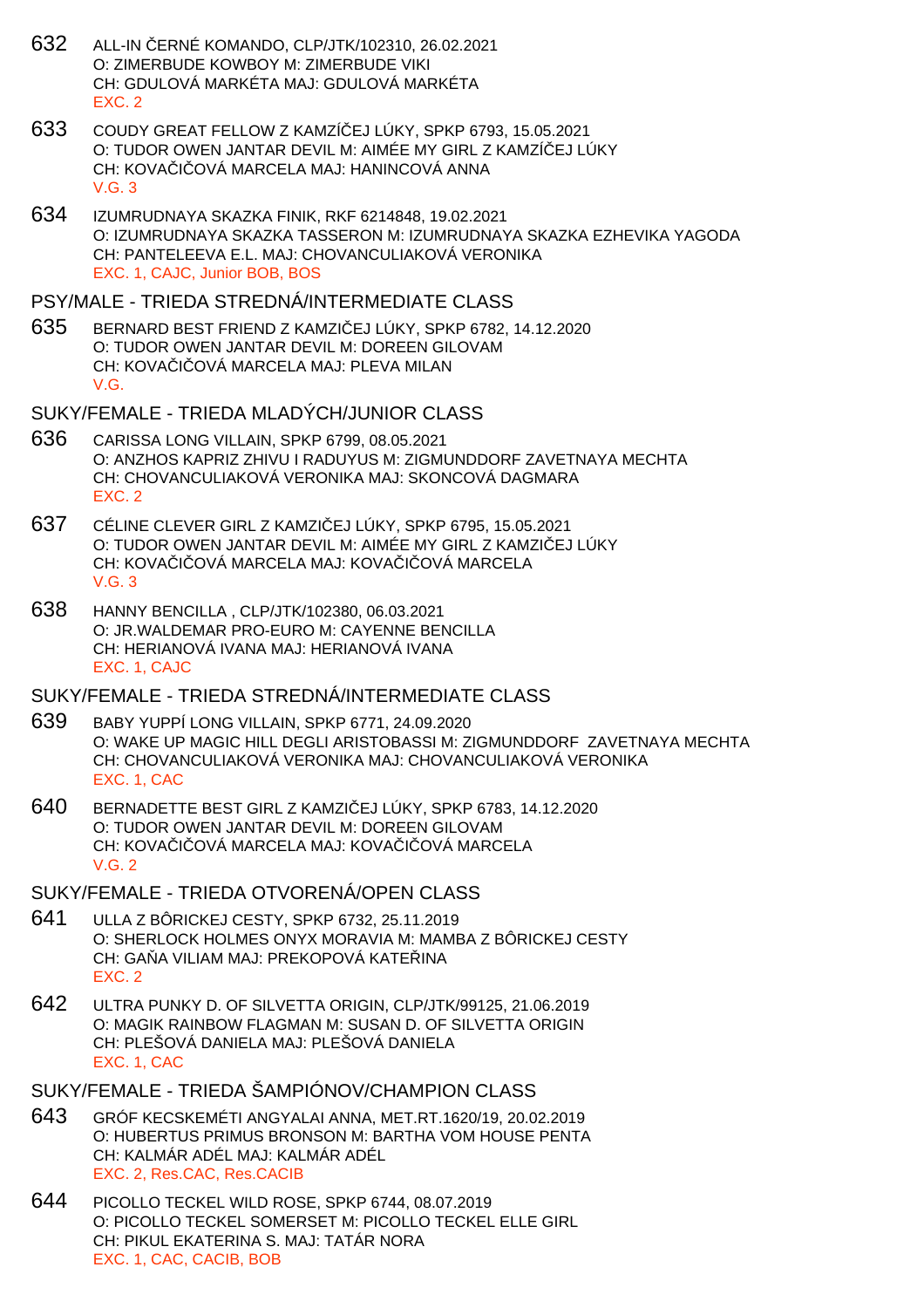632 ALL-IN ČERNÉ KOMANDO, CLP/JTK/102310, 26.02.2021
O: ZIMERBUDE KOWBOY M: ZIMERBUDE VIKI
CH: GDULOVÁ MARKÉTA MAJ: GDULOVÁ MARKÉTA
EXC. 2

633 COUDY GREAT FELLOW Z KAMZÍČEJ LÚKY, SPKP 6793, 15.05.2021
O: TUDOR OWEN JANTAR DEVIL M: AIMÉE MY GIRL Z KAMZÍČEJ LÚKY
CH: KOVAČIČOVÁ MARCELA MAJ: HANINCOVÁ ANNA
V.G. 3

634 IZUMRUDNAYA SKAZKA FINIK, RKF 6214848, 19.02.2021
O: IZUMRUDNAYA SKAZKA TASSERON M: IZUMRUDNAYA SKAZKA EZHEVIKA YAGODA
CH: PANTELEEVA E.L. MAJ: CHOVANCULIAKOVÁ VERONIKA
EXC. 1, CAJC, Junior BOB, BOS

## PSY/MALE - TRIEDA STREDNÁ/INTERMEDIATE CLASS

635 BERNARD BEST FRIEND Z KAMZIČEJ LÚKY, SPKP 6782, 14.12.2020
O: TUDOR OWEN JANTAR DEVIL M: DOREEN GILOVAM
CH: KOVAČIČOVÁ MARCELA MAJ: PLEVA MILAN
V.G.

## SUKY/FEMALE - TRIEDA MLADÝCH/JUNIOR CLASS

636 CARISSA LONG VILLAIN, SPKP 6799, 08.05.2021
O: ANZHOS KAPRIZ ZHIVU I RADUYUS M: ZIGMUNDDORF ZAVETNAYA MECHTA
CH: CHOVANCULIAKOVÁ VERONIKA MAJ: SKONCOVÁ DAGMARA
EXC. 2

637 CÉLINE CLEVER GIRL Z KAMZIČEJ LÚKY, SPKP 6795, 15.05.2021
O: TUDOR OWEN JANTAR DEVIL M: AIMÉE MY GIRL Z KAMZIČEJ LÚKY
CH: KOVAČIČOVÁ MARCELA MAJ: KOVAČIČOVÁ MARCELA
V.G. 3

638 HANNY BENCILLA , CLP/JTK/102380, 06.03.2021
O: JR.WALDEMAR PRO-EURO M: CAYENNE BENCILLA
CH: HERIANOVÁ IVANA MAJ: HERIANOVÁ IVANA
EXC. 1, CAJC

## SUKY/FEMALE - TRIEDA STREDNÁ/INTERMEDIATE CLASS

639 BABY YUPPÍ LONG VILLAIN, SPKP 6771, 24.09.2020
O: WAKE UP MAGIC HILL DEGLI ARISTOBASSI M: ZIGMUNDDORF ZAVETNAYA MECHTA
CH: CHOVANCULIAKOVÁ VERONIKA MAJ: CHOVANCULIAKOVÁ VERONIKA
EXC. 1, CAC

640 BERNADETTE BEST GIRL Z KAMZIČEJ LÚKY, SPKP 6783, 14.12.2020
O: TUDOR OWEN JANTAR DEVIL M: DOREEN GILOVAM
CH: KOVAČIČOVÁ MARCELA MAJ: KOVAČIČOVÁ MARCELA
V.G. 2

## SUKY/FEMALE - TRIEDA OTVORENÁ/OPEN CLASS

641 ULLA Z BÔRICKEJ CESTY, SPKP 6732, 25.11.2019
O: SHERLOCK HOLMES ONYX MORAVIA M: MAMBA Z BÔRICKEJ CESTY
CH: GAŇA VILIAM MAJ: PREKOPOVÁ KATEŘINA
EXC. 2

642 ULTRA PUNKY D. OF SILVETTA ORIGIN, CLP/JTK/99125, 21.06.2019
O: MAGIK RAINBOW FLAGMAN M: SUSAN D. OF SILVETTA ORIGIN
CH: PLEŠOVÁ DANIELA MAJ: PLEŠOVÁ DANIELA
EXC. 1, CAC

## SUKY/FEMALE - TRIEDA ŠAMPIÓNOV/CHAMPION CLASS

643 GRÓF KECSKEMÉTI ANGYALAI ANNA, MET.RT.1620/19, 20.02.2019
O: HUBERTUS PRIMUS BRONSON M: BARTHA VOM HOUSE PENTA
CH: KALMÁR ADÉL MAJ: KALMÁR ADÉL
EXC. 2, Res.CAC, Res.CACIB

644 PICOLLO TECKEL WILD ROSE, SPKP 6744, 08.07.2019
O: PICOLLO TECKEL SOMERSET M: PICOLLO TECKEL ELLE GIRL
CH: PIKUL EKATERINA S. MAJ: TATÁR NORA
EXC. 1, CAC, CACIB, BOB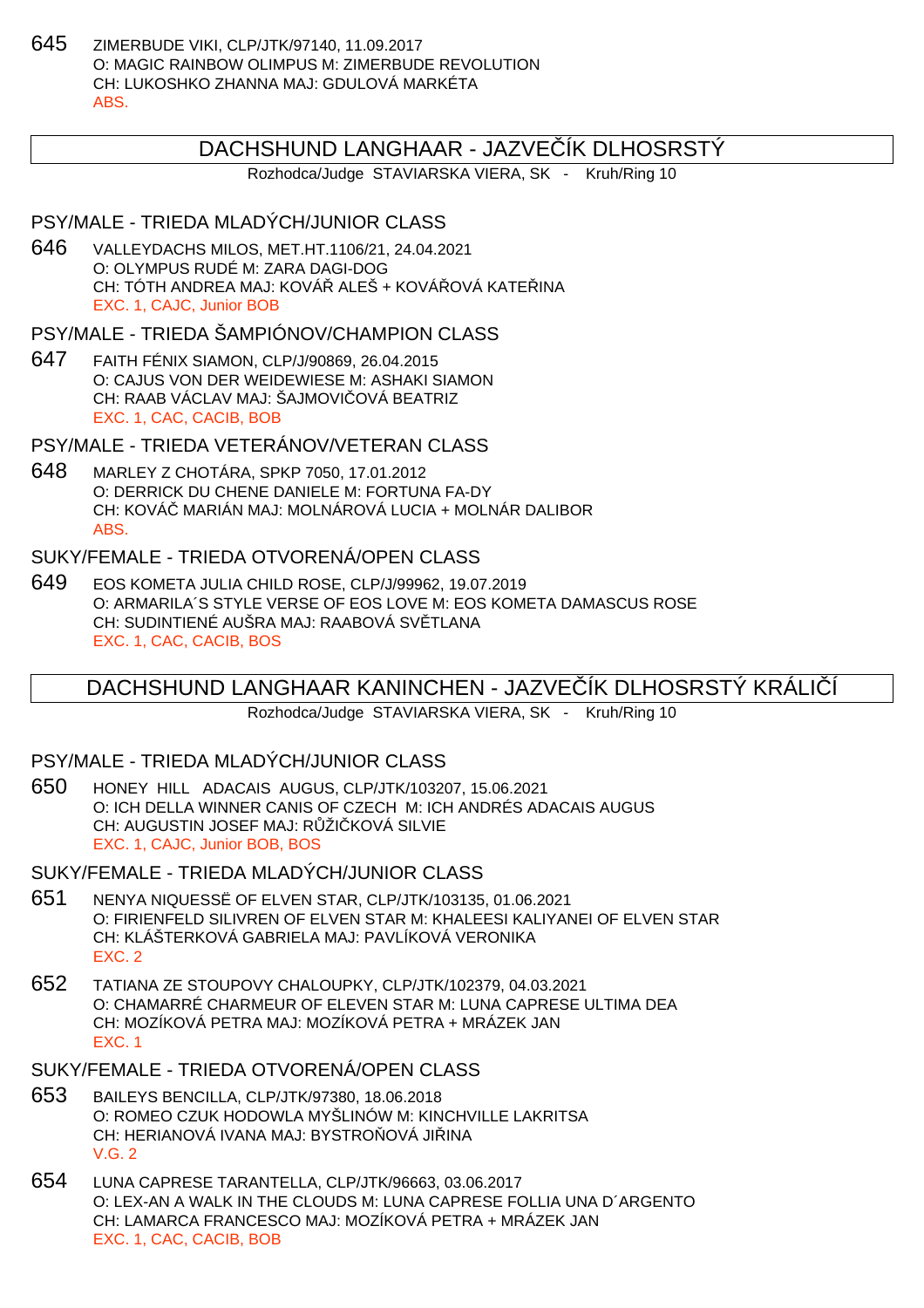645 ZIMERBUDE VIKI, CLP/JTK/97140, 11.09.2017
O: MAGIC RAINBOW OLIMPUS M: ZIMERBUDE REVOLUTION
CH: LUKOSHKO ZHANNA MAJ: GDULOVÁ MARKÉTA
ABS.

## DACHSHUND LANGHAAR - JAZVEČÍK DLHOSRSTÝ

Rozhodca/Judge STAVIARSKA VIERA, SK - Kruh/Ring 10

### PSY/MALE - TRIEDA MLADÝCH/JUNIOR CLASS

646 VALLEYDACHS MILOS, MET.HT.1106/21, 24.04.2021
O: OLYMPUS RUDÉ M: ZARA DAGI-DOG
CH: TÓTH ANDREA MAJ: KOVÁŘ ALEŠ + KOVÁŘOVÁ KATEŘINA
EXC. 1, CAJC, Junior BOB

### PSY/MALE - TRIEDA ŠAMPIÓNOV/CHAMPION CLASS

647 FAITH FÉNIX SIAMON, CLP/J/90869, 26.04.2015
O: CAJUS VON DER WEIDEWIESE M: ASHAKI SIAMON
CH: RAAB VÁCLAV MAJ: ŠAJMOVIČOVÁ BEATRIZ
EXC. 1, CAC, CACIB, BOB

### PSY/MALE - TRIEDA VETERÁNOV/VETERAN CLASS

648 MARLEY Z CHOTÁRA, SPKP 7050, 17.01.2012
O: DERRICK DU CHENE DANIELE M: FORTUNA FA-DY
CH: KOVÁČ MARIÁN MAJ: MOLNÁROVÁ LUCIA + MOLNÁR DALIBOR
ABS.

### SUKY/FEMALE - TRIEDA OTVORENÁ/OPEN CLASS

649 EOS KOMETA JULIA CHILD ROSE, CLP/J/99962, 19.07.2019
O: ARMARILA´S STYLE VERSE OF EOS LOVE M: EOS KOMETA DAMASCUS ROSE
CH: SUDINTIENÉ AUŠRA MAJ: RAABOVÁ SVĚTLANA
EXC. 1, CAC, CACIB, BOS

## DACHSHUND LANGHAAR KANINCHEN - JAZVEČÍK DLHOSRSTÝ KRÁLIČÍ

Rozhodca/Judge STAVIARSKA VIERA, SK - Kruh/Ring 10

### PSY/MALE - TRIEDA MLADÝCH/JUNIOR CLASS

650 HONEY HILL ADACAIS AUGUS, CLP/JTK/103207, 15.06.2021
O: ICH DELLA WINNER CANIS OF CZECH M: ICH ANDRÉS ADACAIS AUGUS
CH: AUGUSTIN JOSEF MAJ: RŮŽIČKOVÁ SILVIE
EXC. 1, CAJC, Junior BOB, BOS

### SUKY/FEMALE - TRIEDA MLADÝCH/JUNIOR CLASS

651 NENYA NIQUESSË OF ELVEN STAR, CLP/JTK/103135, 01.06.2021
O: FIRIENFELD SILIVREN OF ELVEN STAR M: KHALEESI KALIYANEI OF ELVEN STAR
CH: KLÁŠTERKOVÁ GABRIELA MAJ: PAVLÍKOVÁ VERONIKA
EXC. 2

652 TATIANA ZE STOUPOVY CHALOUPKY, CLP/JTK/102379, 04.03.2021
O: CHAMARRÉ CHARMEUR OF ELEVEN STAR M: LUNA CAPRESE ULTIMA DEA
CH: MOZÍKOVÁ PETRA MAJ: MOZÍKOVÁ PETRA + MRÁZEK JAN
EXC. 1

### SUKY/FEMALE - TRIEDA OTVORENÁ/OPEN CLASS

653 BAILEYS BENCILLA, CLP/JTK/97380, 18.06.2018
O: ROMEO CZUK HODOWLA MYŠLINÓW M: KINCHVILLE LAKRITSA
CH: HERIANOVÁ IVANA MAJ: BYSTROŇOVÁ JIŘINA
V.G. 2

654 LUNA CAPRESE TARANTELLA, CLP/JTK/96663, 03.06.2017
O: LEX-AN A WALK IN THE CLOUDS M: LUNA CAPRESE FOLLIA UNA D´ARGENTO
CH: LAMARCA FRANCESCO MAJ: MOZÍKOVÁ PETRA + MRÁZEK JAN
EXC. 1, CAC, CACIB, BOB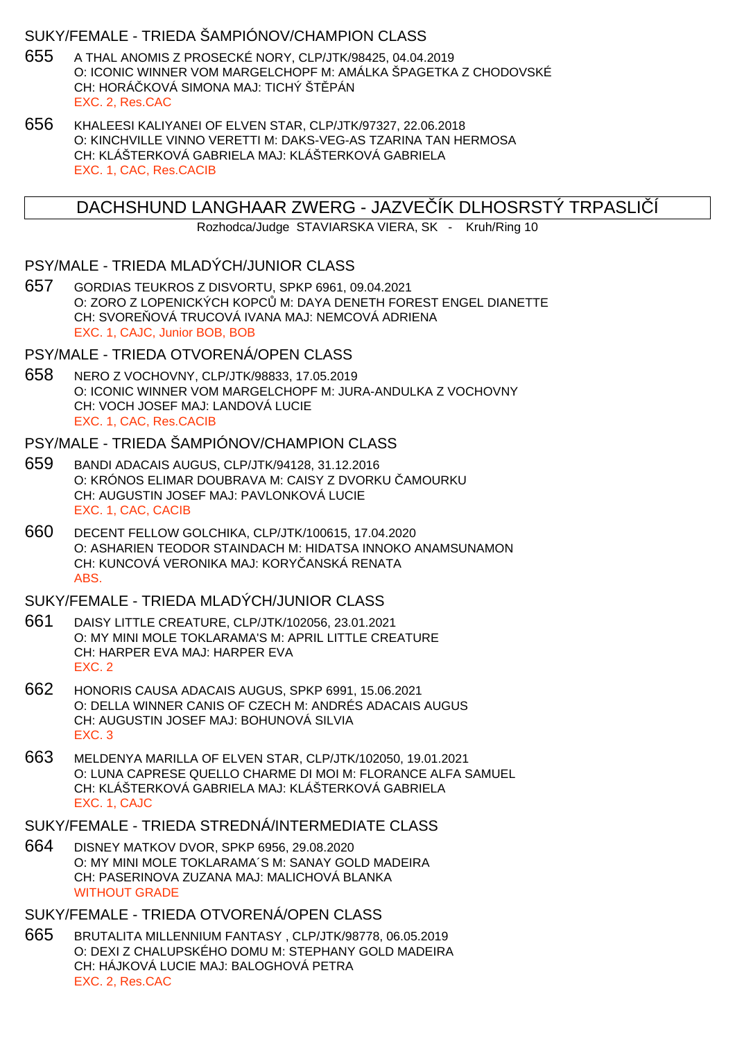### SUKY/FEMALE - TRIEDA ŠAMPIÓNOV/CHAMPION CLASS

655 A THAL ANOMIS Z PROSECKÉ NORY, CLP/JTK/98425, 04.04.2019
O: ICONIC WINNER VOM MARGELCHOPF M: AMÁLKA ŠPAGETKA Z CHODOVSKÉ
CH: HORÁČKOVÁ SIMONA MAJ: TICHÝ ŠTĚPÁN
EXC. 2, Res.CAC

656 KHALEESI KALIYANEI OF ELVEN STAR, CLP/JTK/97327, 22.06.2018
O: KINCHVILLE VINNO VERETTI M: DAKS-VEG-AS TZARINA TAN HERMOSA
CH: KLÁŠTERKOVÁ GABRIELA MAJ: KLÁŠTERKOVÁ GABRIELA
EXC. 1, CAC, Res.CACIB

## DACHSHUND LANGHAAR ZWERG - JAZVEČÍK DLHOSRSTÝ TRPASLIČÍ

Rozhodca/Judge STAVIARSKA VIERA, SK - Kruh/Ring 10

### PSY/MALE - TRIEDA MLADÝCH/JUNIOR CLASS

657 GORDIAS TEUKROS Z DISVORTU, SPKP 6961, 09.04.2021
O: ZORO Z LOPENICKÝCH KOPCŮ M: DAYA DENETH FOREST ENGEL DIANETTE
CH: SVOREŇOVÁ TRUCOVÁ IVANA MAJ: NEMCOVÁ ADRIENA
EXC. 1, CAJC, Junior BOB, BOB

### PSY/MALE - TRIEDA OTVORENÁ/OPEN CLASS

658 NERO Z VOCHOVNY, CLP/JTK/98833, 17.05.2019
O: ICONIC WINNER VOM MARGELCHOPF M: JURA-ANDULKA Z VOCHOVNY
CH: VOCH JOSEF MAJ: LANDOVÁ LUCIE
EXC. 1, CAC, Res.CACIB

### PSY/MALE - TRIEDA ŠAMPIÓNOV/CHAMPION CLASS

659 BANDI ADACAIS AUGUS, CLP/JTK/94128, 31.12.2016
O: KRÓNOS ELIMAR DOUBRAVA M: CAISY Z DVORKU ČAMOURKU
CH: AUGUSTIN JOSEF MAJ: PAVLONKOVÁ LUCIE
EXC. 1, CAC, CACIB

660 DECENT FELLOW GOLCHIKA, CLP/JTK/100615, 17.04.2020
O: ASHARIEN TEODOR STAINDACH M: HIDATSA INNOKO ANAMSUNAMON
CH: KUNCOVÁ VERONIKA MAJ: KORYČANSKÁ RENATA
ABS.

### SUKY/FEMALE - TRIEDA MLADÝCH/JUNIOR CLASS

661 DAISY LITTLE CREATURE, CLP/JTK/102056, 23.01.2021
O: MY MINI MOLE TOKLARAMA'S M: APRIL LITTLE CREATURE
CH: HARPER EVA MAJ: HARPER EVA
EXC. 2

662 HONORIS CAUSA ADACAIS AUGUS, SPKP 6991, 15.06.2021
O: DELLA WINNER CANIS OF CZECH M: ANDRÉS ADACAIS AUGUS
CH: AUGUSTIN JOSEF MAJ: BOHUNOVÁ SILVIA
EXC. 3

663 MELDENYA MARILLA OF ELVEN STAR, CLP/JTK/102050, 19.01.2021
O: LUNA CAPRESE QUELLO CHARME DI MOI M: FLORANCE ALFA SAMUEL
CH: KLÁŠTERKOVÁ GABRIELA MAJ: KLÁŠTERKOVÁ GABRIELA
EXC. 1, CAJC

### SUKY/FEMALE - TRIEDA STREDNÁ/INTERMEDIATE CLASS

664 DISNEY MATKOV DVOR, SPKP 6956, 29.08.2020
O: MY MINI MOLE TOKLARAMA´S M: SANAY GOLD MADEIRA
CH: PASERINOVA ZUZANA MAJ: MALICHOVÁ BLANKA
WITHOUT GRADE

### SUKY/FEMALE - TRIEDA OTVORENÁ/OPEN CLASS

665 BRUTALITA MILLENNIUM FANTASY , CLP/JTK/98778, 06.05.2019
O: DEXI Z CHALUPSKÉHO DOMU M: STEPHANY GOLD MADEIRA
CH: HÁJKOVÁ LUCIE MAJ: BALOGHOVÁ PETRA
EXC. 2, Res.CAC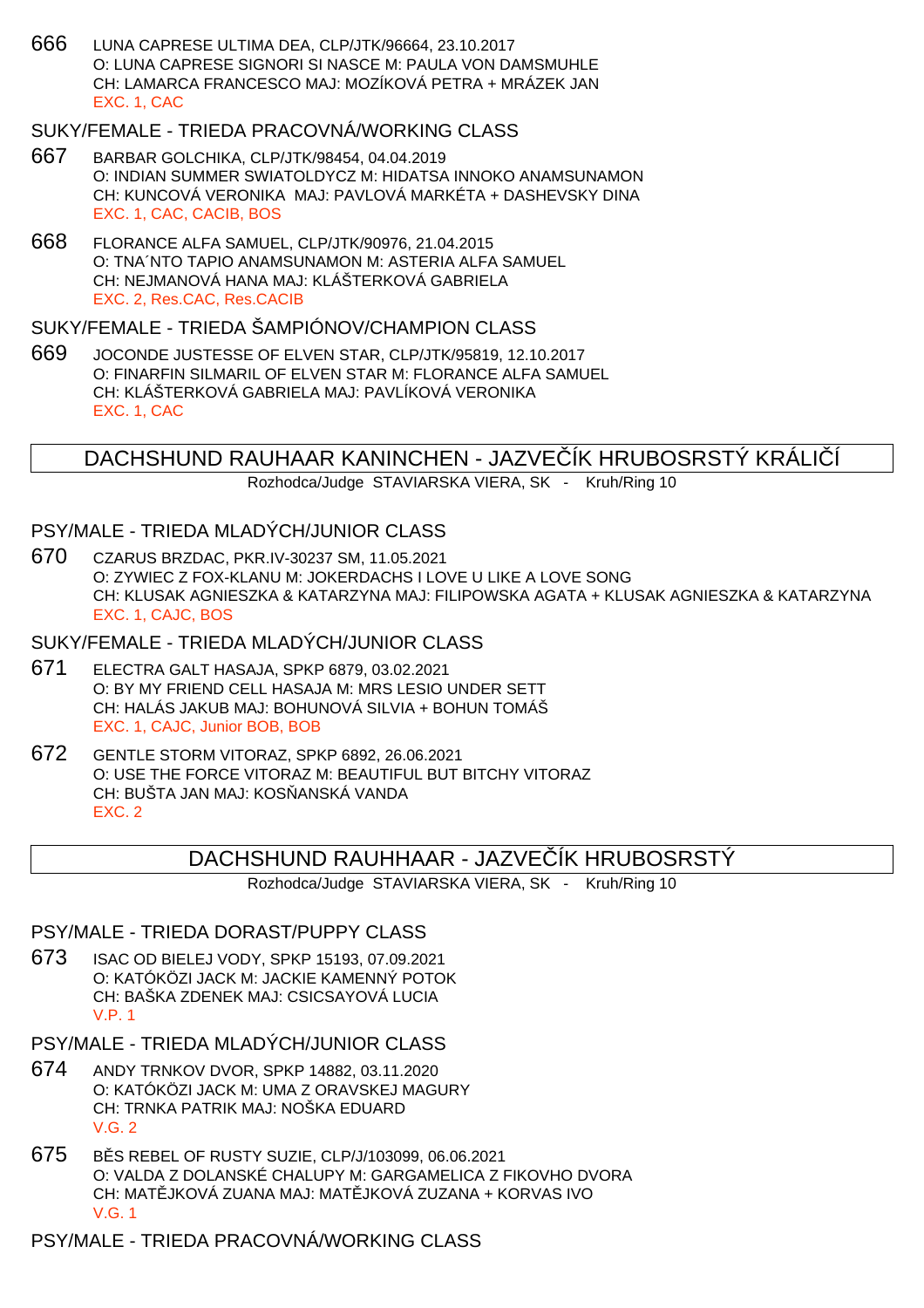666 LUNA CAPRESE ULTIMA DEA, CLP/JTK/96664, 23.10.2017
O: LUNA CAPRESE SIGNORI SI NASCE M: PAULA VON DAMSMUHLE
CH: LAMARCA FRANCESCO MAJ: MOZÍKOVÁ PETRA + MRÁZEK JAN
EXC. 1, CAC

### SUKY/FEMALE - TRIEDA PRACOVNÁ/WORKING CLASS

667 BARBAR GOLCHIKA, CLP/JTK/98454, 04.04.2019
O: INDIAN SUMMER SWIATOLDYCZ M: HIDATSA INNOKO ANAMSUNAMON
CH: KUNCOVÁ VERONIKA MAJ: PAVLOVÁ MARKÉTA + DASHEVSKY DINA
EXC. 1, CAC, CACIB, BOS

668 FLORANCE ALFA SAMUEL, CLP/JTK/90976, 21.04.2015
O: TNA´NTO TAPIO ANAMSUNAMON M: ASTERIA ALFA SAMUEL
CH: NEJMANOVÁ HANA MAJ: KLÁŠTERKOVÁ GABRIELA
EXC. 2, Res.CAC, Res.CACIB

### SUKY/FEMALE - TRIEDA ŠAMPIÓNOV/CHAMPION CLASS

669 JOCONDE JUSTESSE OF ELVEN STAR, CLP/JTK/95819, 12.10.2017
O: FINARFIN SILMARIL OF ELVEN STAR M: FLORANCE ALFA SAMUEL
CH: KLÁŠTERKOVÁ GABRIELA MAJ: PAVLÍKOVÁ VERONIKA
EXC. 1, CAC

## DACHSHUND RAUHAAR KANINCHEN - JAZVEČÍK HRUBOSRSTÝ KRÁLIČÍ

Rozhodca/Judge STAVIARSKA VIERA, SK - Kruh/Ring 10

### PSY/MALE - TRIEDA MLADÝCH/JUNIOR CLASS

670 CZARUS BRZDAC, PKR.IV-30237 SM, 11.05.2021
O: ZYWIEC Z FOX-KLANU M: JOKERDACHS I LOVE U LIKE A LOVE SONG
CH: KLUSAK AGNIESZKA & KATARZYNA MAJ: FILIPOWSKA AGATA + KLUSAK AGNIESZKA & KATARZYNA
EXC. 1, CAJC, BOS

### SUKY/FEMALE - TRIEDA MLADÝCH/JUNIOR CLASS

671 ELECTRA GALT HASAJA, SPKP 6879, 03.02.2021
O: BY MY FRIEND CELL HASAJA M: MRS LESIO UNDER SETT
CH: HALÁS JAKUB MAJ: BOHUNOVÁ SILVIA + BOHUN TOMÁŠ
EXC. 1, CAJC, Junior BOB, BOB

672 GENTLE STORM VITORAZ, SPKP 6892, 26.06.2021
O: USE THE FORCE VITORAZ M: BEAUTIFUL BUT BITCHY VITORAZ
CH: BUŠTA JAN MAJ: KOSŇANSKÁ VANDA
EXC. 2

## DACHSHUND RAUHHAAR - JAZVEČÍK HRUBOSRSTÝ

Rozhodca/Judge STAVIARSKA VIERA, SK - Kruh/Ring 10

### PSY/MALE - TRIEDA DORAST/PUPPY CLASS

673 ISAC OD BIELEJ VODY, SPKP 15193, 07.09.2021
O: KATÓKÖZI JACK M: JACKIE KAMENNÝ POTOK
CH: BAŠKA ZDENEK MAJ: CSICSAYOVÁ LUCIA
V.P. 1

### PSY/MALE - TRIEDA MLADÝCH/JUNIOR CLASS

674 ANDY TRNKOV DVOR, SPKP 14882, 03.11.2020
O: KATÓKÖZI JACK M: UMA Z ORAVSKEJ MAGURY
CH: TRNKA PATRIK MAJ: NOŠKA EDUARD
V.G. 2

675 BĚS REBEL OF RUSTY SUZIE, CLP/J/103099, 06.06.2021
O: VALDA Z DOLANSKÉ CHALUPY M: GARGAMELICA Z FIKOVHO DVORA
CH: MATĚJKOVÁ ZUANA MAJ: MATĚJKOVÁ ZUZANA + KORVAS IVO
V.G. 1

### PSY/MALE - TRIEDA PRACOVNÁ/WORKING CLASS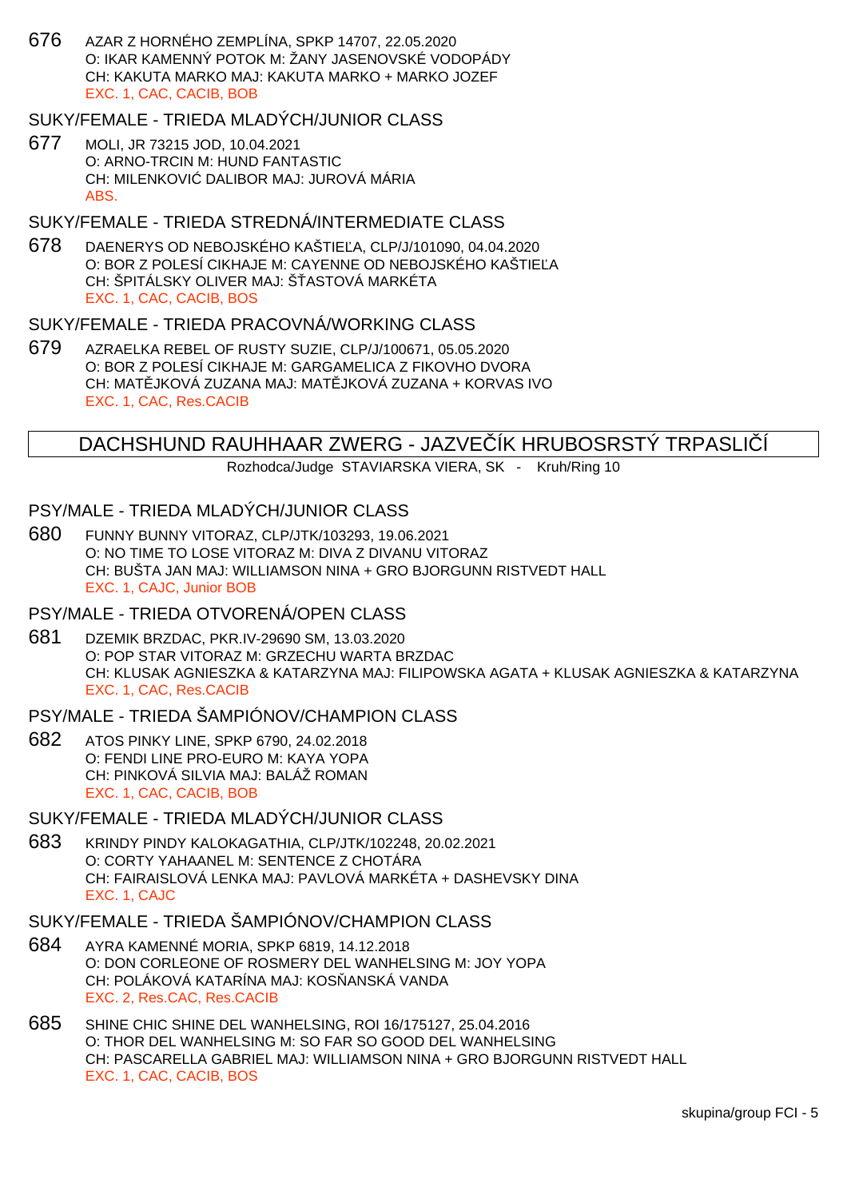676 AZAR Z HORNÉHO ZEMPLÍNA, SPKP 14707, 22.05.2020
O: IKAR KAMENNÝ POTOK M: ŽANY JASENOVSKÉ VODOPÁDY
CH: KAKUTA MARKO MAJ: KAKUTA MARKO + MARKO JOZEF
EXC. 1, CAC, CACIB, BOB

## SUKY/FEMALE - TRIEDA MLADÝCH/JUNIOR CLASS

677 MOLI, JR 73215 JOD, 10.04.2021
O: ARNO-TRCIN M: HUND FANTASTIC
CH: MILENKOVIĆ DALIBOR MAJ: JUROVÁ MÁRIA
ABS.

## SUKY/FEMALE - TRIEDA STREDNÁ/INTERMEDIATE CLASS

678 DAENERYS OD NEBOJSKÉHO KAŠTIEĽA, CLP/J/101090, 04.04.2020
O: BOR Z POLESÍ CIKHAJE M: CAYENNE OD NEBOJSKÉHO KAŠTIEĽA
CH: ŠPITÁLSKY OLIVER MAJ: ŠŤASTOVÁ MARKÉTA
EXC. 1, CAC, CACIB, BOS

## SUKY/FEMALE - TRIEDA PRACOVNÁ/WORKING CLASS

679 AZRAELKA REBEL OF RUSTY SUZIE, CLP/J/100671, 05.05.2020
O: BOR Z POLESÍ CIKHAJE M: GARGAMELICA Z FIKOVHO DVORA
CH: MATĚJKOVÁ ZUZANA MAJ: MATĚJKOVÁ ZUZANA + KORVAS IVO
EXC. 1, CAC, Res.CACIB

# DACHSHUND RAUHHAAR ZWERG - JAZVEČÍK HRUBOSRSTÝ TRPASLIČÍ

Rozhodca/Judge STAVIARSKA VIERA, SK - Kruh/Ring 10

## PSY/MALE - TRIEDA MLADÝCH/JUNIOR CLASS

680 FUNNY BUNNY VITORAZ, CLP/JTK/103293, 19.06.2021
O: NO TIME TO LOSE VITORAZ M: DIVA Z DIVANU VITORAZ
CH: BUŠTA JAN MAJ: WILLIAMSON NINA + GRO BJORGUNN RISTVEDT HALL
EXC. 1, CAJC, Junior BOB

## PSY/MALE - TRIEDA OTVORENÁ/OPEN CLASS

681 DZEMIK BRZDAC, PKR.IV-29690 SM, 13.03.2020
O: POP STAR VITORAZ M: GRZECHU WARTA BRZDAC
CH: KLUSAK AGNIESZKA & KATARZYNA MAJ: FILIPOWSKA AGATA + KLUSAK AGNIESZKA & KATARZYNA
EXC. 1, CAC, Res.CACIB

## PSY/MALE - TRIEDA ŠAMPIÓNOV/CHAMPION CLASS

682 ATOS PINKY LINE, SPKP 6790, 24.02.2018
O: FENDI LINE PRO-EURO M: KAYA YOPA
CH: PINKOVÁ SILVIA MAJ: BALÁŽ ROMAN
EXC. 1, CAC, CACIB, BOB

## SUKY/FEMALE - TRIEDA MLADÝCH/JUNIOR CLASS

683 KRINDY PINDY KALOKAGATHIA, CLP/JTK/102248, 20.02.2021
O: CORTY YAHAANEL M: SENTENCE Z CHOTÁRA
CH: FAIRAISLOVÁ LENKA MAJ: PAVLOVÁ MARKÉTA + DASHEVSKY DINA
EXC. 1, CAJC

## SUKY/FEMALE - TRIEDA ŠAMPIÓNOV/CHAMPION CLASS

684 AYRA KAMENNÉ MORIA, SPKP 6819, 14.12.2018
O: DON CORLEONE OF ROSMERY DEL WANHELSING M: JOY YOPA
CH: POLÁKOVÁ KATARÍNA MAJ: KOSŇANSKÁ VANDA
EXC. 2, Res.CAC, Res.CACIB

685 SHINE CHIC SHINE DEL WANHELSING, ROI 16/175127, 25.04.2016
O: THOR DEL WANHELSING M: SO FAR SO GOOD DEL WANHELSING
CH: PASCARELLA GABRIEL MAJ: WILLIAMSON NINA + GRO BJORGUNN RISTVEDT HALL
EXC. 1, CAC, CACIB, BOS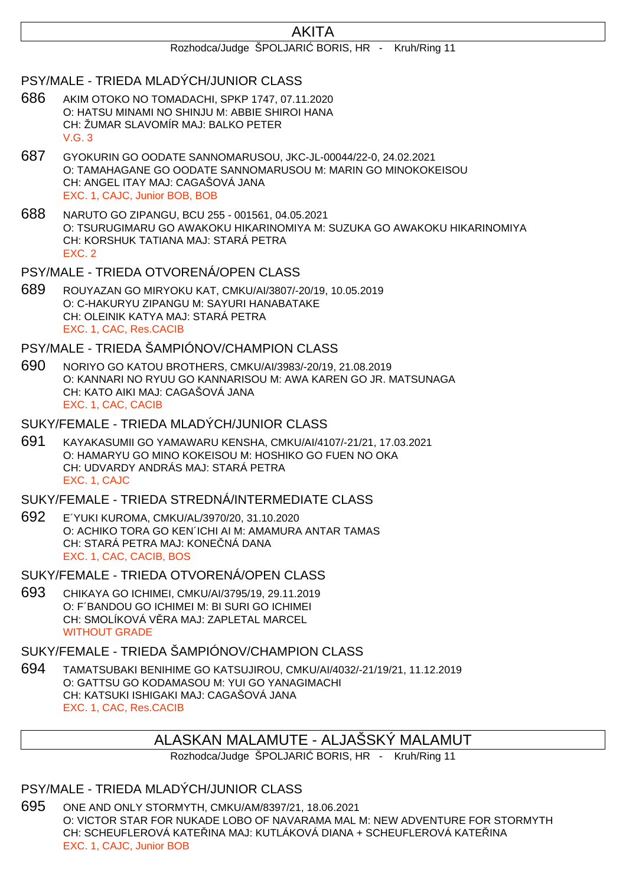# AKITA

Rozhodca/Judge ŠPOLJARIĆ BORIS, HR - Kruh/Ring 11

## PSY/MALE - TRIEDA MLADÝCH/JUNIOR CLASS

686 AKIM OTOKO NO TOMADACHI, SPKP 1747, 07.11.2020
O: HATSU MINAMI NO SHINJU M: ABBIE SHIROI HANA
CH: ŽUMAR SLAVOMÍR MAJ: BALKO PETER
V.G. 3

687 GYOKURIN GO OODATE SANNOMARUSOU, JKC-JL-00044/22-0, 24.02.2021
O: TAMAHAGANE GO OODATE SANNOMARUSOU M: MARIN GO MINOKOKEISOU
CH: ANGEL ITAY MAJ: CAGAŠOVÁ JANA
EXC. 1, CAJC, Junior BOB, BOB

688 NARUTO GO ZIPANGU, BCU 255 - 001561, 04.05.2021
O: TSURUGIMARU GO AWAKOKU HIKARINOMIYA M: SUZUKA GO AWAKOKU HIKARINOMIYA
CH: KORSHUK TATIANA MAJ: STARÁ PETRA
EXC. 2

## PSY/MALE - TRIEDA OTVORENÁ/OPEN CLASS

689 ROUYAZAN GO MIRYOKU KAT, CMKU/AI/3807/-20/19, 10.05.2019
O: C-HAKURYU ZIPANGU M: SAYURI HANABATAKE
CH: OLEINIK KATYA MAJ: STARÁ PETRA
EXC. 1, CAC, Res.CACIB

## PSY/MALE - TRIEDA ŠAMPIÓNOV/CHAMPION CLASS

690 NORIYO GO KATOU BROTHERS, CMKU/AI/3983/-20/19, 21.08.2019
O: KANNARI NO RYUU GO KANNARISOU M: AWA KAREN GO JR. MATSUNAGA
CH: KATO AIKI MAJ: CAGAŠOVÁ JANA
EXC. 1, CAC, CACIB

## SUKY/FEMALE - TRIEDA MLADÝCH/JUNIOR CLASS

691 KAYAKASUMII GO YAMAWARU KENSHA, CMKU/AI/4107/-21/21, 17.03.2021
O: HAMARYU GO MINO KOKEISOU M: HOSHIKO GO FUEN NO OKA
CH: UDVARDY ANDRÁS MAJ: STARÁ PETRA
EXC. 1, CAJC

## SUKY/FEMALE - TRIEDA STREDNÁ/INTERMEDIATE CLASS

692 E´YUKI KUROMA, CMKU/AL/3970/20, 31.10.2020
O: ACHIKO TORA GO KEN´ICHI AI M: AMAMURA ANTAR TAMAS
CH: STARÁ PETRA MAJ: KONEČNÁ DANA
EXC. 1, CAC, CACIB, BOS

## SUKY/FEMALE - TRIEDA OTVORENÁ/OPEN CLASS

693 CHIKAYA GO ICHIMEI, CMKU/AI/3795/19, 29.11.2019
O: F´BANDOU GO ICHIMEI M: BI SURI GO ICHIMEI
CH: SMOLÍKOVÁ VĚRA MAJ: ZAPLETAL MARCEL
WITHOUT GRADE

## SUKY/FEMALE - TRIEDA ŠAMPIÓNOV/CHAMPION CLASS

694 TAMATSUBAKI BENIHIME GO KATSUJIROU, CMKU/AI/4032/-21/19/21, 11.12.2019
O: GATTSU GO KODAMASOU M: YUI GO YANAGIMACHI
CH: KATSUKI ISHIGAKI MAJ: CAGAŠOVÁ JANA
EXC. 1, CAC, Res.CACIB

# ALASKAN MALAMUTE - ALJAŠSKÝ MALAMUT

Rozhodca/Judge ŠPOLJARIĆ BORIS, HR - Kruh/Ring 11

## PSY/MALE - TRIEDA MLADÝCH/JUNIOR CLASS

695 ONE AND ONLY STORMYTH, CMKU/AM/8397/21, 18.06.2021
O: VICTOR STAR FOR NUKADE LOBO OF NAVARAMA MAL M: NEW ADVENTURE FOR STORMYTH
CH: SCHEUFLEROVÁ KATEŘINA MAJ: KUTLÁKOVÁ DIANA + SCHEUFLEROVÁ KATEŘINA
EXC. 1, CAJC, Junior BOB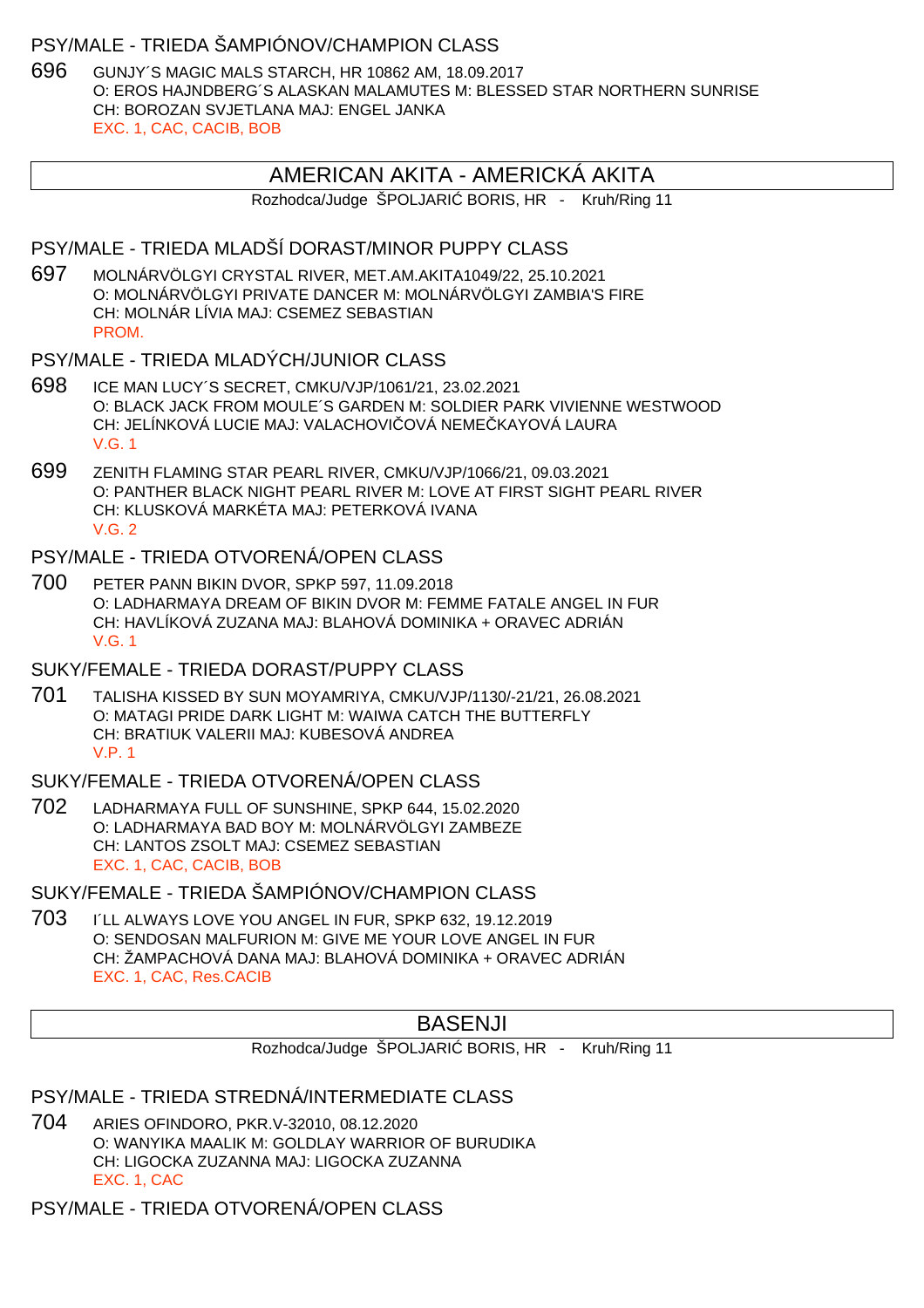### PSY/MALE - TRIEDA ŠAMPIÓNOV/CHAMPION CLASS

696 GUNJY´S MAGIC MALS STARCH, HR 10862 AM, 18.09.2017
O: EROS HAJNDBERG´S ALASKAN MALAMUTES M: BLESSED STAR NORTHERN SUNRISE
CH: BOROZAN SVJETLANA MAJ: ENGEL JANKA
EXC. 1, CAC, CACIB, BOB

## AMERICAN AKITA - AMERICKÁ AKITA

Rozhodca/Judge ŠPOLJARIĆ BORIS, HR - Kruh/Ring 11

### PSY/MALE - TRIEDA MLADŠÍ DORAST/MINOR PUPPY CLASS

697 MOLNÁRVÖLGYI CRYSTAL RIVER, MET.AM.AKITA1049/22, 25.10.2021
O: MOLNÁRVÖLGYI PRIVATE DANCER M: MOLNÁRVÖLGYI ZAMBIA'S FIRE
CH: MOLNÁR LÍVIA MAJ: CSEMEZ SEBASTIAN
PROM.

### PSY/MALE - TRIEDA MLADÝCH/JUNIOR CLASS

698 ICE MAN LUCY´S SECRET, CMKU/VJP/1061/21, 23.02.2021
O: BLACK JACK FROM MOULE´S GARDEN M: SOLDIER PARK VIVIENNE WESTWOOD
CH: JELÍNKOVÁ LUCIE MAJ: VALACHOVIČOVÁ NEMEČKAYOVÁ LAURA
V.G. 1

699 ZENITH FLAMING STAR PEARL RIVER, CMKU/VJP/1066/21, 09.03.2021
O: PANTHER BLACK NIGHT PEARL RIVER M: LOVE AT FIRST SIGHT PEARL RIVER
CH: KLUSKOVÁ MARKÉTA MAJ: PETERKOVÁ IVANA
V.G. 2

### PSY/MALE - TRIEDA OTVORENÁ/OPEN CLASS

700 PETER PANN BIKIN DVOR, SPKP 597, 11.09.2018
O: LADHARMAYA DREAM OF BIKIN DVOR M: FEMME FATALE ANGEL IN FUR
CH: HAVLÍKOVÁ ZUZANA MAJ: BLAHOVÁ DOMINIKA + ORAVEC ADRIÁN
V.G. 1

### SUKY/FEMALE - TRIEDA DORAST/PUPPY CLASS

701 TALISHA KISSED BY SUN MOYAMRIYA, CMKU/VJP/1130/-21/21, 26.08.2021
O: MATAGI PRIDE DARK LIGHT M: WAIWA CATCH THE BUTTERFLY
CH: BRATIUK VALERII MAJ: KUBESOVÁ ANDREA
V.P. 1

### SUKY/FEMALE - TRIEDA OTVORENÁ/OPEN CLASS

702 LADHARMAYA FULL OF SUNSHINE, SPKP 644, 15.02.2020
O: LADHARMAYA BAD BOY M: MOLNÁRVÖLGYI ZAMBEZE
CH: LANTOS ZSOLT MAJ: CSEMEZ SEBASTIAN
EXC. 1, CAC, CACIB, BOB

### SUKY/FEMALE - TRIEDA ŠAMPIÓNOV/CHAMPION CLASS

703 I´LL ALWAYS LOVE YOU ANGEL IN FUR, SPKP 632, 19.12.2019
O: SENDOSAN MALFURION M: GIVE ME YOUR LOVE ANGEL IN FUR
CH: ŽAMPACHOVÁ DANA MAJ: BLAHOVÁ DOMINIKA + ORAVEC ADRIÁN
EXC. 1, CAC, Res.CACIB

## BASENJI

Rozhodca/Judge ŠPOLJARIĆ BORIS, HR - Kruh/Ring 11

### PSY/MALE - TRIEDA STREDNÁ/INTERMEDIATE CLASS

704 ARIES OFINDORO, PKR.V-32010, 08.12.2020
O: WANYIKA MAALIK M: GOLDLAY WARRIOR OF BURUDIKA
CH: LIGOCKA ZUZANNA MAJ: LIGOCKA ZUZANNA
EXC. 1, CAC

### PSY/MALE - TRIEDA OTVORENÁ/OPEN CLASS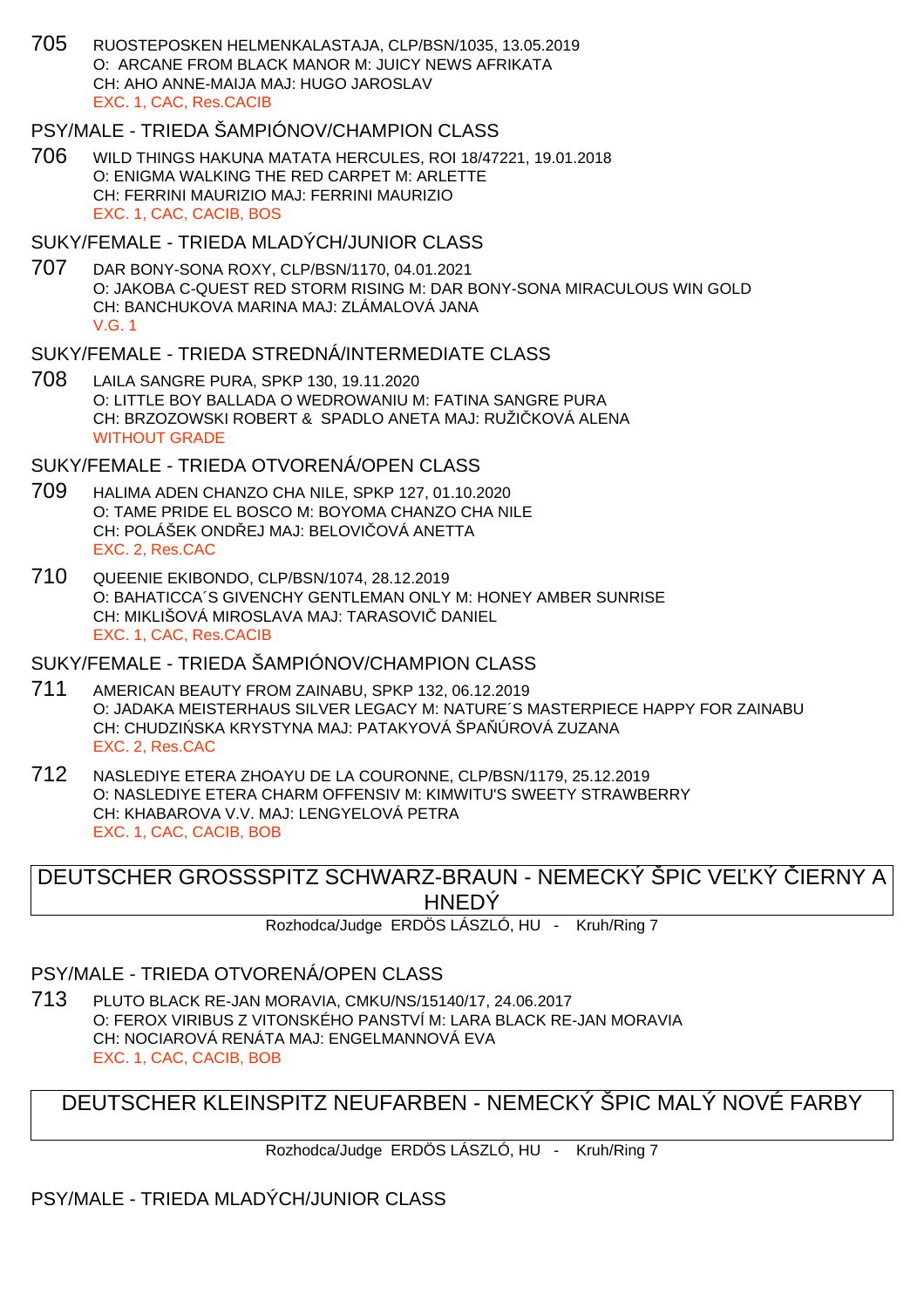705 RUOSTEPOSKEN HELMENKALASTAJA, CLP/BSN/1035, 13.05.2019
O: ARCANE FROM BLACK MANOR M: JUICY NEWS AFRIKATA
CH: AHO ANNE-MAIJA MAJ: HUGO JAROSLAV
EXC. 1, CAC, Res.CACIB

### PSY/MALE - TRIEDA ŠAMPIÓNOV/CHAMPION CLASS

706 WILD THINGS HAKUNA MATATA HERCULES, ROI 18/47221, 19.01.2018
O: ENIGMA WALKING THE RED CARPET M: ARLETTE
CH: FERRINI MAURIZIO MAJ: FERRINI MAURIZIO
EXC. 1, CAC, CACIB, BOS

### SUKY/FEMALE - TRIEDA MLADÝCH/JUNIOR CLASS

707 DAR BONY-SONA ROXY, CLP/BSN/1170, 04.01.2021
O: JAKOBA C-QUEST RED STORM RISING M: DAR BONY-SONA MIRACULOUS WIN GOLD
CH: BANCHUKOVA MARINA MAJ: ZLÁMALOVÁ JANA
V.G. 1

### SUKY/FEMALE - TRIEDA STREDNÁ/INTERMEDIATE CLASS

708 LAILA SANGRE PURA, SPKP 130, 19.11.2020
O: LITTLE BOY BALLADA O WEDROWANIU M: FATINA SANGRE PURA
CH: BRZOZOWSKI ROBERT & SPADLO ANETA MAJ: RUŽIČKOVÁ ALENA
WITHOUT GRADE

### SUKY/FEMALE - TRIEDA OTVORENÁ/OPEN CLASS

709 HALIMA ADEN CHANZO CHA NILE, SPKP 127, 01.10.2020
O: TAME PRIDE EL BOSCO M: BOYOMA CHANZO CHA NILE
CH: POLÁŠEK ONDŘEJ MAJ: BELOVIČOVÁ ANETTA
EXC. 2, Res.CAC

710 QUEENIE EKIBONDO, CLP/BSN/1074, 28.12.2019
O: BAHATICCA´S GIVENCHY GENTLEMAN ONLY M: HONEY AMBER SUNRISE
CH: MIKLIŠOVÁ MIROSLAVA MAJ: TARASOVIČ DANIEL
EXC. 1, CAC, Res.CACIB

### SUKY/FEMALE - TRIEDA ŠAMPIÓNOV/CHAMPION CLASS

711 AMERICAN BEAUTY FROM ZAINABU, SPKP 132, 06.12.2019
O: JADAKA MEISTERHAUS SILVER LEGACY M: NATURE´S MASTERPIECE HAPPY FOR ZAINABU
CH: CHUDZIŃSKA KRYSTYNA MAJ: PATAKYOVÁ ŠPAŇÚROVÁ ZUZANA
EXC. 2, Res.CAC

712 NASLEDIYE ETERA ZHOAYU DE LA COURONNE, CLP/BSN/1179, 25.12.2019
O: NASLEDIYE ETERA CHARM OFFENSIV M: KIMWITU'S SWEETY STRAWBERRY
CH: KHABAROVA V.V. MAJ: LENGYELOVÁ PETRA
EXC. 1, CAC, CACIB, BOB

## DEUTSCHER GROSSSPITZ SCHWARZ-BRAUN - NEMECKÝ ŠPIC VEĽKÝ ČIERNY A HNEDÝ

Rozhodca/Judge ERDÖS LÁSZLÓ, HU - Kruh/Ring 7

### PSY/MALE - TRIEDA OTVORENÁ/OPEN CLASS

713 PLUTO BLACK RE-JAN MORAVIA, CMKU/NS/15140/17, 24.06.2017
O: FEROX VIRIBUS Z VITONSKÉHO PANSTVÍ M: LARA BLACK RE-JAN MORAVIA
CH: NOCIAROVÁ RENÁTA MAJ: ENGELMANNOVÁ EVA
EXC. 1, CAC, CACIB, BOB

## DEUTSCHER KLEINSPITZ NEUFARBEN - NEMECKÝ ŠPIC MALÝ NOVÉ FARBY

Rozhodca/Judge ERDÖS LÁSZLÓ, HU - Kruh/Ring 7

### PSY/MALE - TRIEDA MLADÝCH/JUNIOR CLASS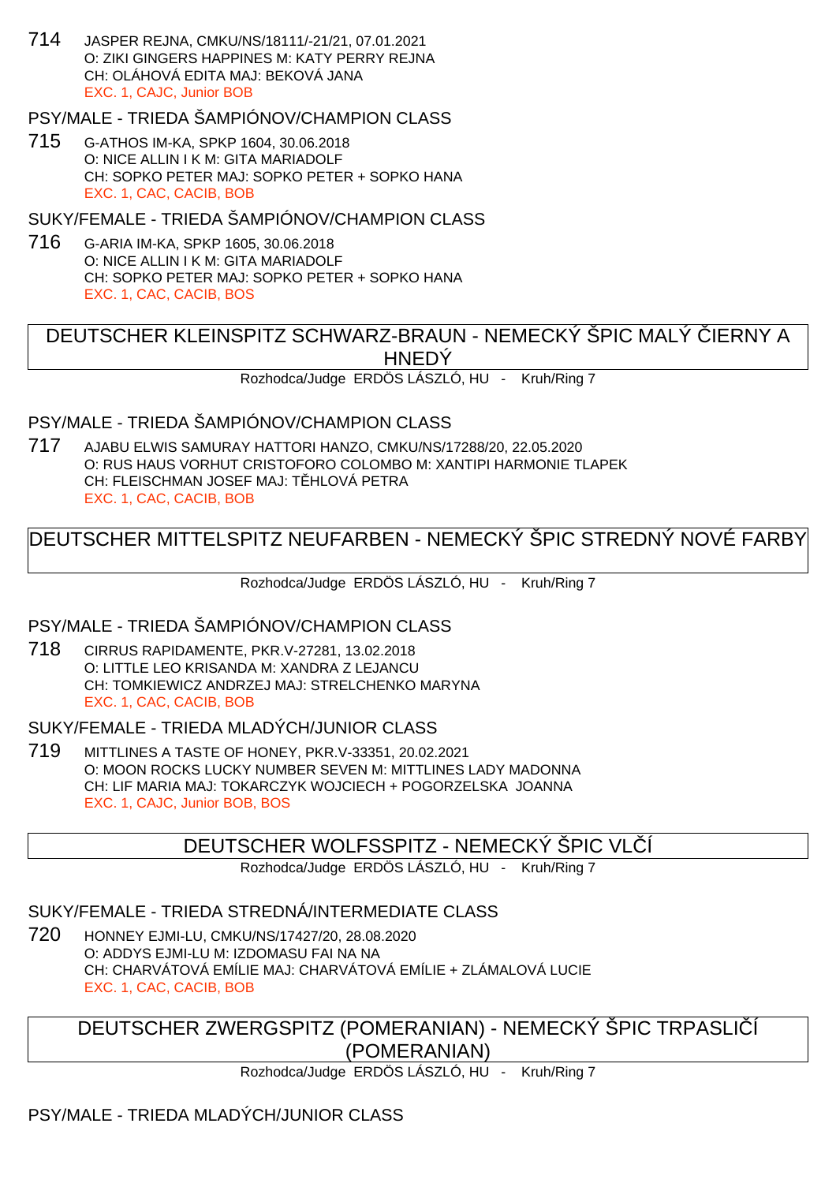714 JASPER REJNA, CMKU/NS/18111/-21/21, 07.01.2021
O: ZIKI GINGERS HAPPINES M: KATY PERRY REJNA
CH: OLÁHOVÁ EDITA MAJ: BEKOVÁ JANA
EXC. 1, CAJC, Junior BOB

### PSY/MALE - TRIEDA ŠAMPIÓNOV/CHAMPION CLASS

715 G-ATHOS IM-KA, SPKP 1604, 30.06.2018
O: NICE ALLIN I K M: GITA MARIADOLF
CH: SOPKO PETER MAJ: SOPKO PETER + SOPKO HANA
EXC. 1, CAC, CACIB, BOB

### SUKY/FEMALE - TRIEDA ŠAMPIÓNOV/CHAMPION CLASS

716 G-ARIA IM-KA, SPKP 1605, 30.06.2018
O: NICE ALLIN I K M: GITA MARIADOLF
CH: SOPKO PETER MAJ: SOPKO PETER + SOPKO HANA
EXC. 1, CAC, CACIB, BOS

## DEUTSCHER KLEINSPITZ SCHWARZ-BRAUN - NEMECKÝ ŠPIC MALÝ ČIERNY A HNEDÝ

Rozhodca/Judge ERDÖS LÁSZLÓ, HU - Kruh/Ring 7

### PSY/MALE - TRIEDA ŠAMPIÓNOV/CHAMPION CLASS

717 AJABU ELWIS SAMURAY HATTORI HANZO, CMKU/NS/17288/20, 22.05.2020
O: RUS HAUS VORHUT CRISTOFORO COLOMBO M: XANTIPI HARMONIE TLAPEK
CH: FLEISCHMAN JOSEF MAJ: TĚHLOVÁ PETRA
EXC. 1, CAC, CACIB, BOB

## DEUTSCHER MITTELSPITZ NEUFARBEN - NEMECKÝ ŠPIC STREDNÝ NOVÉ FARBY

Rozhodca/Judge ERDÖS LÁSZLÓ, HU - Kruh/Ring 7

### PSY/MALE - TRIEDA ŠAMPIÓNOV/CHAMPION CLASS

718 CIRRUS RAPIDAMENTE, PKR.V-27281, 13.02.2018
O: LITTLE LEO KRISANDA M: XANDRA Z LEJANCU
CH: TOMKIEWICZ ANDRZEJ MAJ: STRELCHENKO MARYNA
EXC. 1, CAC, CACIB, BOB

### SUKY/FEMALE - TRIEDA MLADÝCH/JUNIOR CLASS

719 MITTLINES A TASTE OF HONEY, PKR.V-33351, 20.02.2021
O: MOON ROCKS LUCKY NUMBER SEVEN M: MITTLINES LADY MADONNA
CH: LIF MARIA MAJ: TOKARCZYK WOJCIECH + POGORZELSKA JOANNA
EXC. 1, CAJC, Junior BOB, BOS

## DEUTSCHER WOLFSSPITZ - NEMECKÝ ŠPIC VLČÍ

Rozhodca/Judge ERDÖS LÁSZLÓ, HU - Kruh/Ring 7

### SUKY/FEMALE - TRIEDA STREDNÁ/INTERMEDIATE CLASS

720 HONNEY EJMI-LU, CMKU/NS/17427/20, 28.08.2020
O: ADDYS EJMI-LU M: IZDOMASU FAI NA NA
CH: CHARVÁTOVÁ EMÍLIE MAJ: CHARVÁTOVÁ EMÍLIE + ZLÁMALOVÁ LUCIE
EXC. 1, CAC, CACIB, BOB

## DEUTSCHER ZWERGSPITZ (POMERANIAN) - NEMECKÝ ŠPIC TRPASLIČÍ (POMERANIAN)

Rozhodca/Judge ERDÖS LÁSZLÓ, HU - Kruh/Ring 7

### PSY/MALE - TRIEDA MLADÝCH/JUNIOR CLASS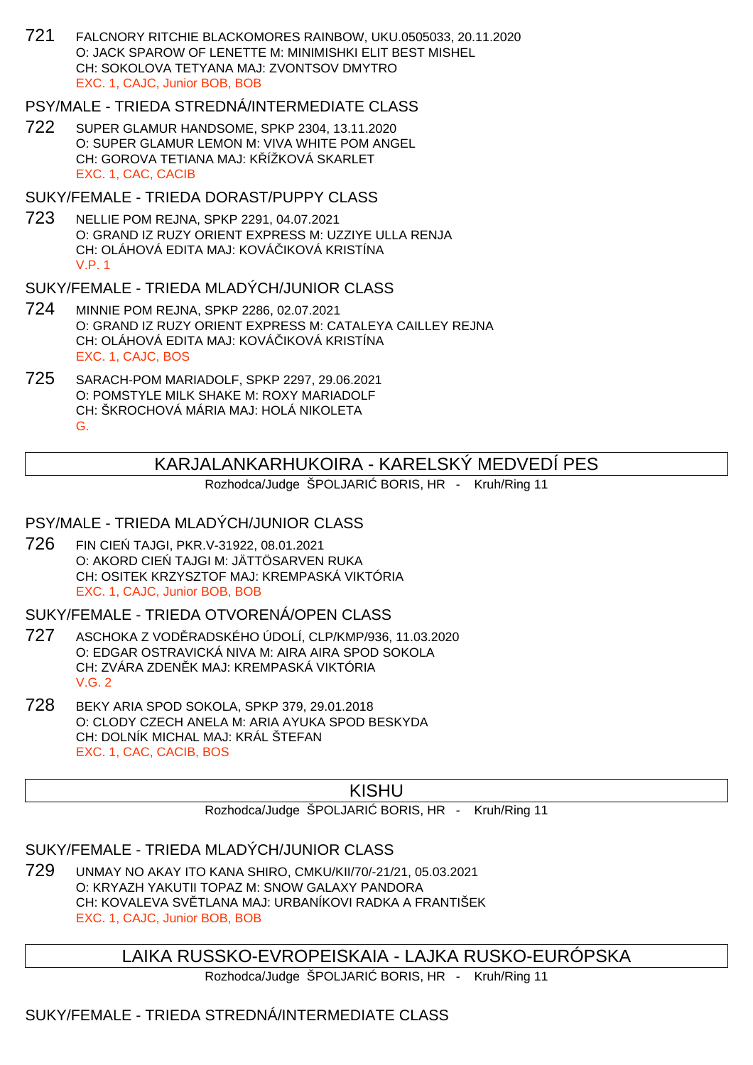721 FALCNORY RITCHIE BLACKOMORES RAINBOW, UKU.0505033, 20.11.2020
O: JACK SPAROW OF LENETTE M: MINIMISHKI ELIT BEST MISHEL
CH: SOKOLOVA TETYANA MAJ: ZVONTSOV DMYTRO
EXC. 1, CAJC, Junior BOB, BOB

### PSY/MALE - TRIEDA STREDNÁ/INTERMEDIATE CLASS

722 SUPER GLAMUR HANDSOME, SPKP 2304, 13.11.2020
O: SUPER GLAMUR LEMON M: VIVA WHITE POM ANGEL
CH: GOROVA TETIANA MAJ: KŘÍŽKOVÁ SKARLET
EXC. 1, CAC, CACIB

### SUKY/FEMALE - TRIEDA DORAST/PUPPY CLASS

723 NELLIE POM REJNA, SPKP 2291, 04.07.2021
O: GRAND IZ RUZY ORIENT EXPRESS M: UZZIYE ULLA RENJA
CH: OLÁHOVÁ EDITA MAJ: KOVÁČIKOVÁ KRISTÍNA
V.P. 1

### SUKY/FEMALE - TRIEDA MLADÝCH/JUNIOR CLASS

724 MINNIE POM REJNA, SPKP 2286, 02.07.2021
O: GRAND IZ RUZY ORIENT EXPRESS M: CATALEYA CAILLEY REJNA
CH: OLÁHOVÁ EDITA MAJ: KOVÁČIKOVÁ KRISTÍNA
EXC. 1, CAJC, BOS

725 SARACH-POM MARIADOLF, SPKP 2297, 29.06.2021
O: POMSTYLE MILK SHAKE M: ROXY MARIADOLF
CH: ŠKROCHOVÁ MÁRIA MAJ: HOLÁ NIKOLETA
G.

## KARJALANKARHUKOIRA - KARELSKÝ MEDVEDÍ PES

Rozhodca/Judge ŠPOLJARIĆ BORIS, HR - Kruh/Ring 11

### PSY/MALE - TRIEDA MLADÝCH/JUNIOR CLASS

726 FIN CIEŃ TAJGI, PKR.V-31922, 08.01.2021
O: AKORD CIEŃ TAJGI M: JÄTTÖSARVEN RUKA
CH: OSITEK KRZYSZTOF MAJ: KREMPASKÁ VIKTÓRIA
EXC. 1, CAJC, Junior BOB, BOB

### SUKY/FEMALE - TRIEDA OTVORENÁ/OPEN CLASS

727 ASCHOKA Z VODĚRADSKÉHO ÚDOLÍ, CLP/KMP/936, 11.03.2020
O: EDGAR OSTRAVICKÁ NIVA M: AIRA AIRA SPOD SOKOLA
CH: ZVÁRA ZDENĚK MAJ: KREMPASKÁ VIKTÓRIA
V.G. 2

728 BEKY ARIA SPOD SOKOLA, SPKP 379, 29.01.2018
O: CLODY CZECH ANELA M: ARIA AYUKA SPOD BESKYDA
CH: DOLNÍK MICHAL MAJ: KRÁL ŠTEFAN
EXC. 1, CAC, CACIB, BOS

## KISHU

Rozhodca/Judge ŠPOLJARIĆ BORIS, HR - Kruh/Ring 11

### SUKY/FEMALE - TRIEDA MLADÝCH/JUNIOR CLASS

729 UNMAY NO AKAY ITO KANA SHIRO, CMKU/KII/70/-21/21, 05.03.2021
O: KRYAZH YAKUTII TOPAZ M: SNOW GALAXY PANDORA
CH: KOVALEVA SVĚTLANA MAJ: URBANÍKOVI RADKA A FRANTIŠEK
EXC. 1, CAJC, Junior BOB, BOB

## LAIKA RUSSKO-EVROPEISKAIA - LAJKA RUSKO-EURÓPSKA

Rozhodca/Judge ŠPOLJARIĆ BORIS, HR - Kruh/Ring 11

### SUKY/FEMALE - TRIEDA STREDNÁ/INTERMEDIATE CLASS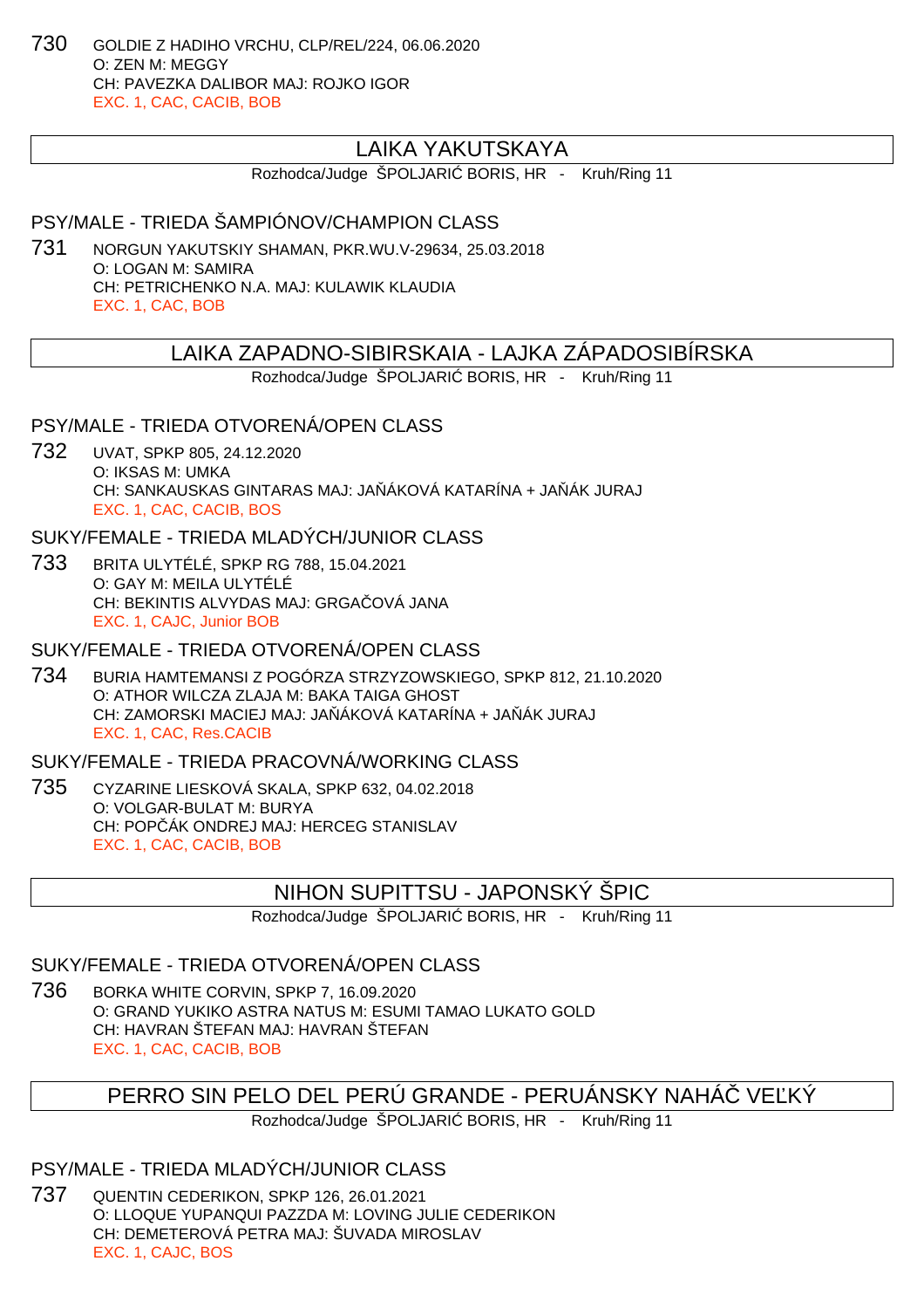730 GOLDIE Z HADIHO VRCHU, CLP/REL/224, 06.06.2020
O: ZEN M: MEGGY
CH: PAVEZKA DALIBOR MAJ: ROJKO IGOR
EXC. 1, CAC, CACIB, BOB

## LAIKA YAKUTSKAYA

Rozhodca/Judge ŠPOLJARIĆ BORIS, HR - Kruh/Ring 11

### PSY/MALE - TRIEDA ŠAMPIÓNOV/CHAMPION CLASS

731 NORGUN YAKUTSKIY SHAMAN, PKR.WU.V-29634, 25.03.2018
O: LOGAN M: SAMIRA
CH: PETRICHENKO N.A. MAJ: KULAWIK KLAUDIA
EXC. 1, CAC, BOB

## LAIKA ZAPADNO-SIBIRSKAIA - LAJKA ZÁPADOSIBÍRSKA

Rozhodca/Judge ŠPOLJARIĆ BORIS, HR - Kruh/Ring 11

### PSY/MALE - TRIEDA OTVORENÁ/OPEN CLASS

732 UVAT, SPKP 805, 24.12.2020
O: IKSAS M: UMKA
CH: SANKAUSKAS GINTARAS MAJ: JAŇÁKOVÁ KATARÍNA + JAŇÁK JURAJ
EXC. 1, CAC, CACIB, BOS

### SUKY/FEMALE - TRIEDA MLADÝCH/JUNIOR CLASS

733 BRITA ULYTÉLÉ, SPKP RG 788, 15.04.2021
O: GAY M: MEILA ULYTÉLÉ
CH: BEKINTIS ALVYDAS MAJ: GRGAČOVÁ JANA
EXC. 1, CAJC, Junior BOB

### SUKY/FEMALE - TRIEDA OTVORENÁ/OPEN CLASS

734 BURIA HAMTEMANSI Z POGÓRZA STRZYZOWSKIEGO, SPKP 812, 21.10.2020
O: ATHOR WILCZA ZLAJA M: BAKA TAIGA GHOST
CH: ZAMORSKI MACIEJ MAJ: JAŇÁKOVÁ KATARÍNA + JAŇÁK JURAJ
EXC. 1, CAC, Res.CACIB

### SUKY/FEMALE - TRIEDA PRACOVNÁ/WORKING CLASS

735 CYZARINE LIESKOVÁ SKALA, SPKP 632, 04.02.2018
O: VOLGAR-BULAT M: BURYA
CH: POPČÁK ONDREJ MAJ: HERCEG STANISLAV
EXC. 1, CAC, CACIB, BOB

## NIHON SUPITTSU - JAPONSKÝ ŠPIC

Rozhodca/Judge ŠPOLJARIĆ BORIS, HR - Kruh/Ring 11

### SUKY/FEMALE - TRIEDA OTVORENÁ/OPEN CLASS

736 BORKA WHITE CORVIN, SPKP 7, 16.09.2020
O: GRAND YUKIKO ASTRA NATUS M: ESUMI TAMAO LUKATO GOLD
CH: HAVRAN ŠTEFAN MAJ: HAVRAN ŠTEFAN
EXC. 1, CAC, CACIB, BOB

## PERRO SIN PELO DEL PERÚ GRANDE - PERUÁNSKY NAHÁČ VEĽKÝ

Rozhodca/Judge ŠPOLJARIĆ BORIS, HR - Kruh/Ring 11

### PSY/MALE - TRIEDA MLADÝCH/JUNIOR CLASS

737 QUENTIN CEDERIKON, SPKP 126, 26.01.2021
O: LLOQUE YUPANQUI PAZZDA M: LOVING JULIE CEDERIKON
CH: DEMETEROVÁ PETRA MAJ: ŠUVADA MIROSLAV
EXC. 1, CAJC, BOS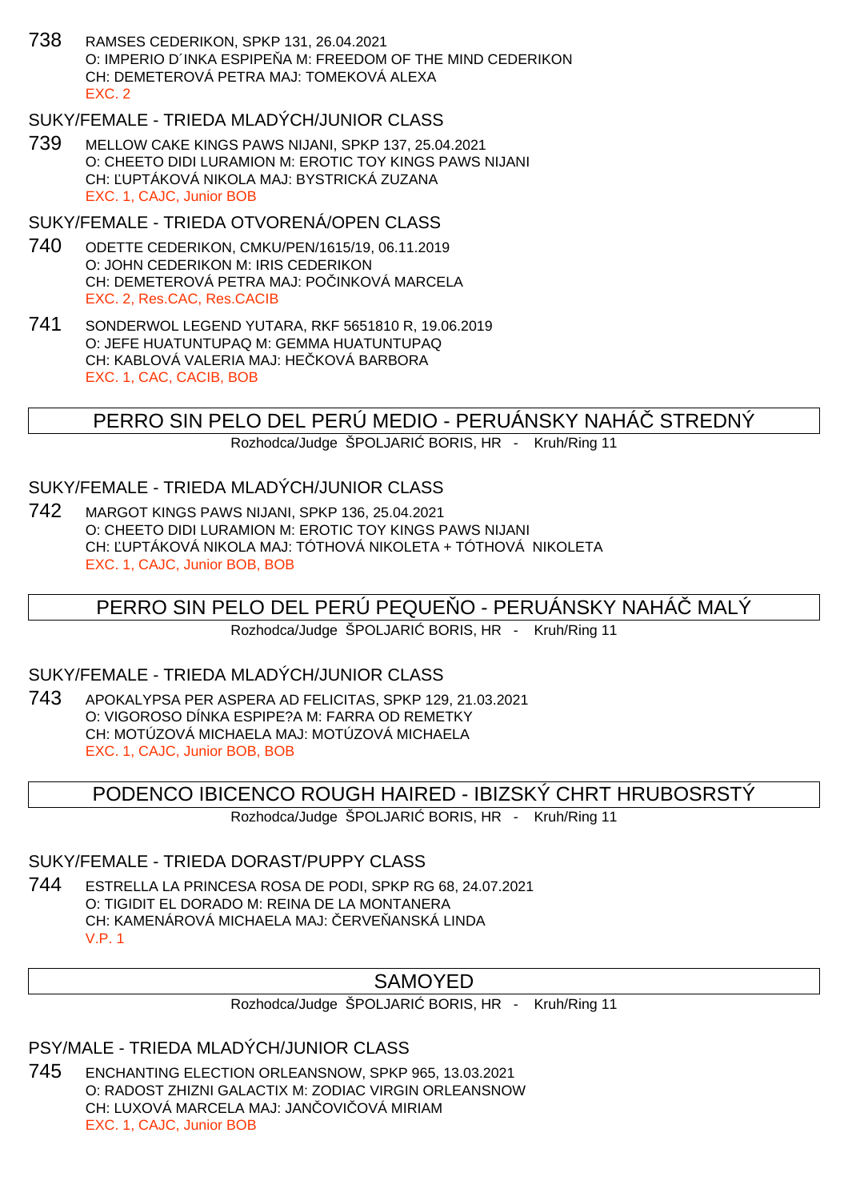738 RAMSES CEDERIKON, SPKP 131, 26.04.2021
O: IMPERIO D´INKA ESPIPEÑA M: FREEDOM OF THE MIND CEDERIKON
CH: DEMETEROVÁ PETRA MAJ: TOMEKOVÁ ALEXA
EXC. 2

SUKY/FEMALE - TRIEDA MLADÝCH/JUNIOR CLASS

739 MELLOW CAKE KINGS PAWS NIJANI, SPKP 137, 25.04.2021
O: CHEETO DIDI LURAMION M: EROTIC TOY KINGS PAWS NIJANI
CH: ĽUPTÁKOVÁ NIKOLA MAJ: BYSTRICKÁ ZUZANA
EXC. 1, CAJC, Junior BOB

SUKY/FEMALE - TRIEDA OTVORENÁ/OPEN CLASS

740 ODETTE CEDERIKON, CMKU/PEN/1615/19, 06.11.2019
O: JOHN CEDERIKON M: IRIS CEDERIKON
CH: DEMETEROVÁ PETRA MAJ: POČINKOVÁ MARCELA
EXC. 2, Res.CAC, Res.CACIB

741 SONDERWOL LEGEND YUTARA, RKF 5651810 R, 19.06.2019
O: JEFE HUATUNTUPAQ M: GEMMA HUATUNTUPAQ
CH: KABLOVÁ VALERIA MAJ: HEČKOVÁ BARBORA
EXC. 1, CAC, CACIB, BOB

## PERRO SIN PELO DEL PERÚ MEDIO - PERUÁNSKY NAHÁČ STREDNÝ

Rozhodca/Judge ŠPOLJARIĆ BORIS, HR - Kruh/Ring 11

SUKY/FEMALE - TRIEDA MLADÝCH/JUNIOR CLASS

742 MARGOT KINGS PAWS NIJANI, SPKP 136, 25.04.2021
O: CHEETO DIDI LURAMION M: EROTIC TOY KINGS PAWS NIJANI
CH: ĽUPTÁKOVÁ NIKOLA MAJ: TÓTHOVÁ NIKOLETA + TÓTHOVÁ NIKOLETA
EXC. 1, CAJC, Junior BOB, BOB

## PERRO SIN PELO DEL PERÚ PEQUEÑO - PERUÁNSKY NAHÁČ MALÝ

Rozhodca/Judge ŠPOLJARIĆ BORIS, HR - Kruh/Ring 11

SUKY/FEMALE - TRIEDA MLADÝCH/JUNIOR CLASS

743 APOKALYPSA PER ASPERA AD FELICITAS, SPKP 129, 21.03.2021
O: VIGOROSO DÍNKA ESPIPE?A M: FARRA OD REMETKY
CH: MOTÚZOVÁ MICHAELA MAJ: MOTÚZOVÁ MICHAELA
EXC. 1, CAJC, Junior BOB, BOB

## PODENCO IBICENCO ROUGH HAIRED - IBIZSKÝ CHRT HRUBOSRSTÝ

Rozhodca/Judge ŠPOLJARIĆ BORIS, HR - Kruh/Ring 11

SUKY/FEMALE - TRIEDA DORAST/PUPPY CLASS

744 ESTRELLA LA PRINCESA ROSA DE PODI, SPKP RG 68, 24.07.2021
O: TIGIDIT EL DORADO M: REINA DE LA MONTANERA
CH: KAMENÁROVÁ MICHAELA MAJ: ČERVEŇANSKÁ LINDA
V.P. 1

## SAMOYED

Rozhodca/Judge ŠPOLJARIĆ BORIS, HR - Kruh/Ring 11

PSY/MALE - TRIEDA MLADÝCH/JUNIOR CLASS

745 ENCHANTING ELECTION ORLEANSNOW, SPKP 965, 13.03.2021
O: RADOST ZHIZNI GALACTIX M: ZODIAC VIRGIN ORLEANSNOW
CH: LUXOVÁ MARCELA MAJ: JANČOVIČOVÁ MIRIAM
EXC. 1, CAJC, Junior BOB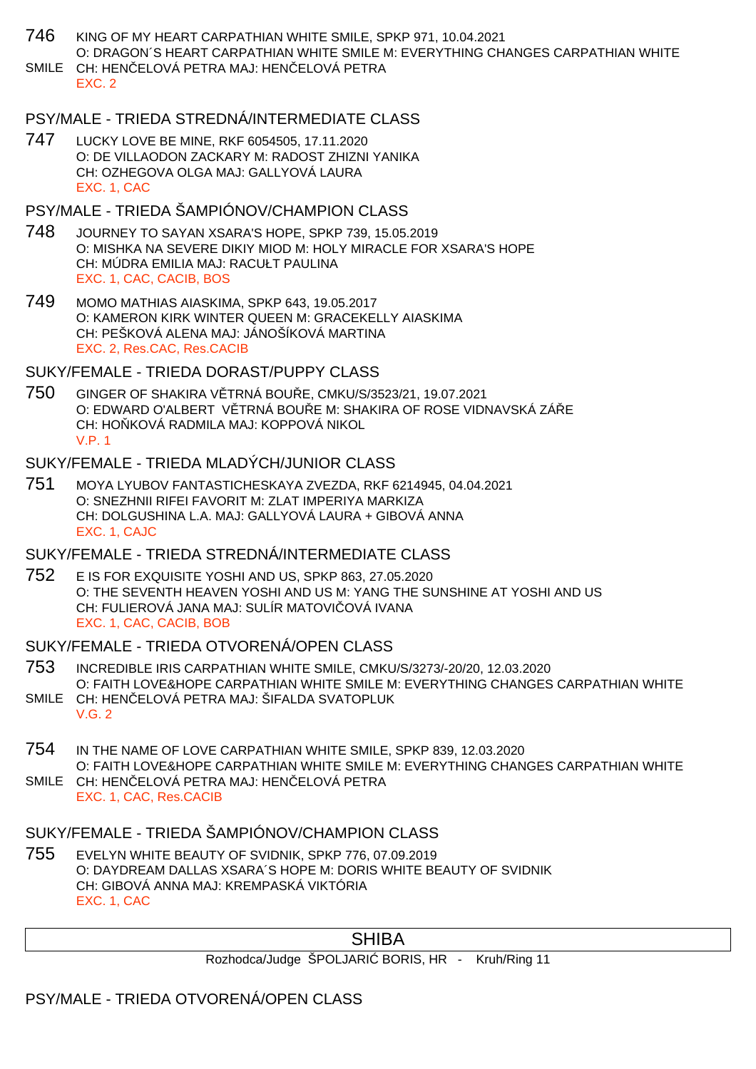746 KING OF MY HEART CARPATHIAN WHITE SMILE, SPKP 971, 10.04.2021
O: DRAGON´S HEART CARPATHIAN WHITE SMILE M: EVERYTHING CHANGES CARPATHIAN WHITE SMILE CH: HENČELOVÁ PETRA MAJ: HENČELOVÁ PETRA
EXC. 2

## PSY/MALE - TRIEDA STREDNÁ/INTERMEDIATE CLASS

747 LUCKY LOVE BE MINE, RKF 6054505, 17.11.2020
O: DE VILLAODON ZACKARY M: RADOST ZHIZNI YANIKA
CH: OZHEGOVA OLGA MAJ: GALLYOVÁ LAURA
EXC. 1, CAC

## PSY/MALE - TRIEDA ŠAMPIÓNOV/CHAMPION CLASS

748 JOURNEY TO SAYAN XSARA'S HOPE, SPKP 739, 15.05.2019
O: MISHKA NA SEVERE DIKIY MIOD M: HOLY MIRACLE FOR XSARA'S HOPE
CH: MÚDRA EMILIA MAJ: RACUŁT PAULINA
EXC. 1, CAC, CACIB, BOS

749 MOMO MATHIAS AIASKIMA, SPKP 643, 19.05.2017
O: KAMERON KIRK WINTER QUEEN M: GRACEKELLY AIASKIMA
CH: PEŠKOVÁ ALENA MAJ: JÁNOŠÍKOVÁ MARTINA
EXC. 2, Res.CAC, Res.CACIB

## SUKY/FEMALE - TRIEDA DORAST/PUPPY CLASS

750 GINGER OF SHAKIRA VĚTRNÁ BOUŘE, CMKU/S/3523/21, 19.07.2021
O: EDWARD O'ALBERT VĚTRNÁ BOUŘE M: SHAKIRA OF ROSE VIDNAVSKÁ ZÁŘE
CH: HOŇKOVÁ RADMILA MAJ: KOPPOVÁ NIKOL
V.P. 1

## SUKY/FEMALE - TRIEDA MLADÝCH/JUNIOR CLASS

751 MOYA LYUBOV FANTASTICHESKAYA ZVEZDA, RKF 6214945, 04.04.2021
O: SNEZHNII RIFEI FAVORIT M: ZLAT IMPERIYA MARKIZA
CH: DOLGUSHINA L.A. MAJ: GALLYOVÁ LAURA + GIBOVÁ ANNA
EXC. 1, CAJC

## SUKY/FEMALE - TRIEDA STREDNÁ/INTERMEDIATE CLASS

752 E IS FOR EXQUISITE YOSHI AND US, SPKP 863, 27.05.2020
O: THE SEVENTH HEAVEN YOSHI AND US M: YANG THE SUNSHINE AT YOSHI AND US
CH: FULIEROVÁ JANA MAJ: SULÍR MATOVIČOVÁ IVANA
EXC. 1, CAC, CACIB, BOB

## SUKY/FEMALE - TRIEDA OTVORENÁ/OPEN CLASS

753 INCREDIBLE IRIS CARPATHIAN WHITE SMILE, CMKU/S/3273/-20/20, 12.03.2020
O: FAITH LOVE&HOPE CARPATHIAN WHITE SMILE M: EVERYTHING CHANGES CARPATHIAN WHITE SMILE CH: HENČELOVÁ PETRA MAJ: ŠIFALDA SVATOPLUK
V.G. 2

754 IN THE NAME OF LOVE CARPATHIAN WHITE SMILE, SPKP 839, 12.03.2020
O: FAITH LOVE&HOPE CARPATHIAN WHITE SMILE M: EVERYTHING CHANGES CARPATHIAN WHITE SMILE CH: HENČELOVÁ PETRA MAJ: HENČELOVÁ PETRA
EXC. 1, CAC, Res.CACIB

## SUKY/FEMALE - TRIEDA ŠAMPIÓNOV/CHAMPION CLASS

755 EVELYN WHITE BEAUTY OF SVIDNIK, SPKP 776, 07.09.2019
O: DAYDREAM DALLAS XSARA´S HOPE M: DORIS WHITE BEAUTY OF SVIDNIK
CH: GIBOVÁ ANNA MAJ: KREMPASKÁ VIKTÓRIA
EXC. 1, CAC

# SHIBA

Rozhodca/Judge ŠPOLJARIĆ BORIS, HR - Kruh/Ring 11

## PSY/MALE - TRIEDA OTVORENÁ/OPEN CLASS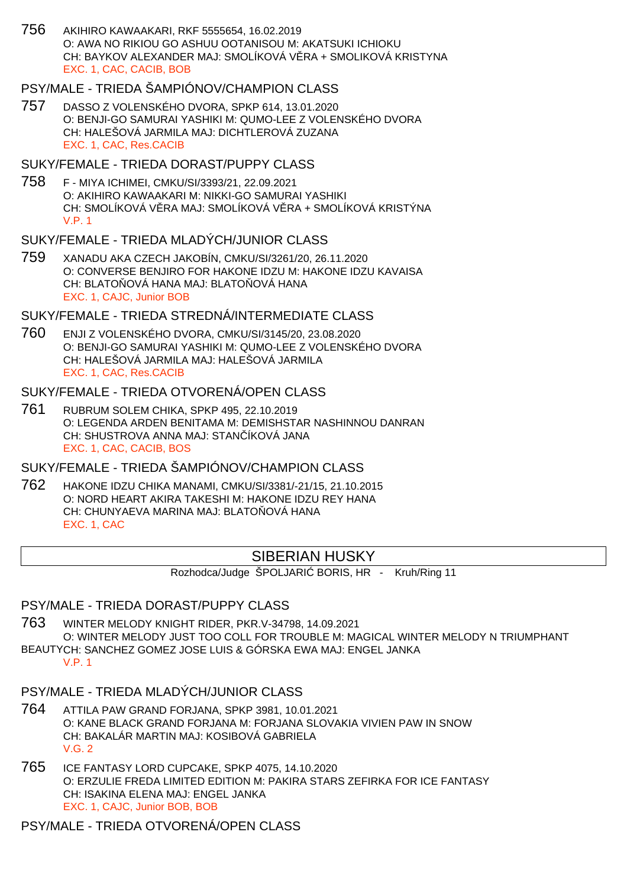756 AKIHIRO KAWAAKARI, RKF 5555654, 16.02.2019
O: AWA NO RIKIOU GO ASHUU OOTANISOU M: AKATSUKI ICHIOKU
CH: BAYKOV ALEXANDER MAJ: SMOLÍKOVÁ VĚRA + SMOLIKOVÁ KRISTYNA
EXC. 1, CAC, CACIB, BOB

## PSY/MALE - TRIEDA ŠAMPIÓNOV/CHAMPION CLASS

757 DASSO Z VOLENSKÉHO DVORA, SPKP 614, 13.01.2020
O: BENJI-GO SAMURAI YASHIKI M: QUMO-LEE Z VOLENSKÉHO DVORA
CH: HALEŠOVÁ JARMILA MAJ: DICHTLEROVÁ ZUZANA
EXC. 1, CAC, Res.CACIB

## SUKY/FEMALE - TRIEDA DORAST/PUPPY CLASS

758 F - MIYA ICHIMEI, CMKU/SI/3393/21, 22.09.2021
O: AKIHIRO KAWAAKARI M: NIKKI-GO SAMURAI YASHIKI
CH: SMOLÍKOVÁ VĚRA MAJ: SMOLÍKOVÁ VĚRA + SMOLÍKOVÁ KRISTÝNA
V.P. 1

## SUKY/FEMALE - TRIEDA MLADÝCH/JUNIOR CLASS

759 XANADU AKA CZECH JAKOBÍN, CMKU/SI/3261/20, 26.11.2020
O: CONVERSE BENJIRO FOR HAKONE IDZU M: HAKONE IDZU KAVAISA
CH: BLATOŇOVÁ HANA MAJ: BLATOŇOVÁ HANA
EXC. 1, CAJC, Junior BOB

## SUKY/FEMALE - TRIEDA STREDNÁ/INTERMEDIATE CLASS

760 ENJI Z VOLENSKÉHO DVORA, CMKU/SI/3145/20, 23.08.2020
O: BENJI-GO SAMURAI YASHIKI M: QUMO-LEE Z VOLENSKÉHO DVORA
CH: HALEŠOVÁ JARMILA MAJ: HALEŠOVÁ JARMILA
EXC. 1, CAC, Res.CACIB

## SUKY/FEMALE - TRIEDA OTVORENÁ/OPEN CLASS

761 RUBRUM SOLEM CHIKA, SPKP 495, 22.10.2019
O: LEGENDA ARDEN BENITAMA M: DEMISHSTAR NASHINNOU DANRAN
CH: SHUSTROVA ANNA MAJ: STANČÍKOVÁ JANA
EXC. 1, CAC, CACIB, BOS

## SUKY/FEMALE - TRIEDA ŠAMPIÓNOV/CHAMPION CLASS

762 HAKONE IDZU CHIKA MANAMI, CMKU/SI/3381/-21/15, 21.10.2015
O: NORD HEART AKIRA TAKESHI M: HAKONE IDZU REY HANA
CH: CHUNYAEVA MARINA MAJ: BLATOŇOVÁ HANA
EXC. 1, CAC

# SIBERIAN HUSKY

Rozhodca/Judge ŠPOLJARIĆ BORIS, HR - Kruh/Ring 11

## PSY/MALE - TRIEDA DORAST/PUPPY CLASS

763 WINTER MELODY KNIGHT RIDER, PKR.V-34798, 14.09.2021
O: WINTER MELODY JUST TOO COLL FOR TROUBLE M: MAGICAL WINTER MELODY N TRIUMPHANT BEAUTY CH: SANCHEZ GOMEZ JOSE LUIS & GÓRSKA EWA MAJ: ENGEL JANKA
V.P. 1

## PSY/MALE - TRIEDA MLADÝCH/JUNIOR CLASS

764 ATTILA PAW GRAND FORJANA, SPKP 3981, 10.01.2021
O: KANE BLACK GRAND FORJANA M: FORJANA SLOVAKIA VIVIEN PAW IN SNOW
CH: BAKALÁR MARTIN MAJ: KOSIBOVÁ GABRIELA
V.G. 2

765 ICE FANTASY LORD CUPCAKE, SPKP 4075, 14.10.2020
O: ERZULIE FREDA LIMITED EDITION M: PAKIRA STARS ZEFIRKA FOR ICE FANTASY
CH: ISAKINA ELENA MAJ: ENGEL JANKA
EXC. 1, CAJC, Junior BOB, BOB

## PSY/MALE - TRIEDA OTVORENÁ/OPEN CLASS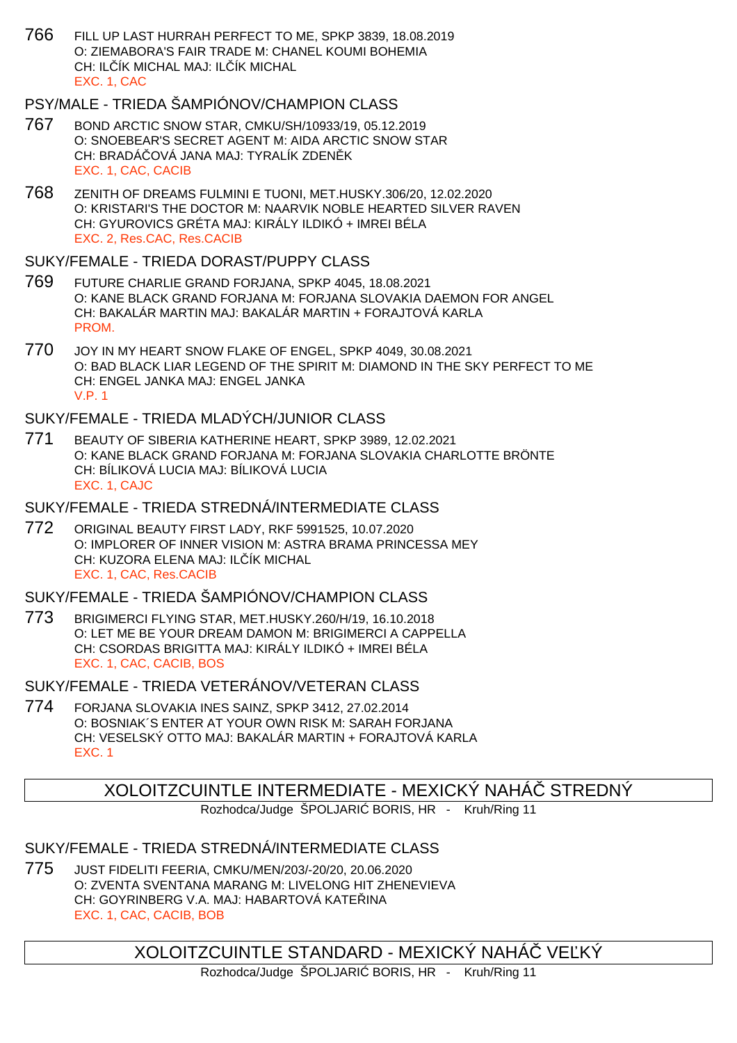766 FILL UP LAST HURRAH PERFECT TO ME, SPKP 3839, 18.08.2019
O: ZIEMABORA'S FAIR TRADE M: CHANEL KOUMI BOHEMIA
CH: ILČÍK MICHAL MAJ: ILČÍK MICHAL
EXC. 1, CAC

### PSY/MALE - TRIEDA ŠAMPIÓNOV/CHAMPION CLASS

767 BOND ARCTIC SNOW STAR, CMKU/SH/10933/19, 05.12.2019
O: SNOEBEAR'S SECRET AGENT M: AIDA ARCTIC SNOW STAR
CH: BRADÁČOVÁ JANA MAJ: TYRALÍK ZDENĚK
EXC. 1, CAC, CACIB

768 ZENITH OF DREAMS FULMINI E TUONI, MET.HUSKY.306/20, 12.02.2020
O: KRISTARI'S THE DOCTOR M: NAARVIK NOBLE HEARTED SILVER RAVEN
CH: GYUROVICS GRÉTA MAJ: KIRÁLY ILDIKÓ + IMREI BÉLA
EXC. 2, Res.CAC, Res.CACIB

### SUKY/FEMALE - TRIEDA DORAST/PUPPY CLASS

769 FUTURE CHARLIE GRAND FORJANA, SPKP 4045, 18.08.2021
O: KANE BLACK GRAND FORJANA M: FORJANA SLOVAKIA DAEMON FOR ANGEL
CH: BAKALÁR MARTIN MAJ: BAKALÁR MARTIN + FORAJTOVÁ KARLA
PROM.

770 JOY IN MY HEART SNOW FLAKE OF ENGEL, SPKP 4049, 30.08.2021
O: BAD BLACK LIAR LEGEND OF THE SPIRIT M: DIAMOND IN THE SKY PERFECT TO ME
CH: ENGEL JANKA MAJ: ENGEL JANKA
V.P. 1

### SUKY/FEMALE - TRIEDA MLADÝCH/JUNIOR CLASS

771 BEAUTY OF SIBERIA KATHERINE HEART, SPKP 3989, 12.02.2021
O: KANE BLACK GRAND FORJANA M: FORJANA SLOVAKIA CHARLOTTE BRÖNTE
CH: BÍLIKOVÁ LUCIA MAJ: BÍLIKOVÁ LUCIA
EXC. 1, CAJC

### SUKY/FEMALE - TRIEDA STREDNÁ/INTERMEDIATE CLASS

772 ORIGINAL BEAUTY FIRST LADY, RKF 5991525, 10.07.2020
O: IMPLORER OF INNER VISION M: ASTRA BRAMA PRINCESSA MEY
CH: KUZORA ELENA MAJ: ILČÍK MICHAL
EXC. 1, CAC, Res.CACIB

### SUKY/FEMALE - TRIEDA ŠAMPIÓNOV/CHAMPION CLASS

773 BRIGIMERCI FLYING STAR, MET.HUSKY.260/H/19, 16.10.2018
O: LET ME BE YOUR DREAM DAMON M: BRIGIMERCI A CAPPELLA
CH: CSORDAS BRIGITTA MAJ: KIRÁLY ILDIKÓ + IMREI BÉLA
EXC. 1, CAC, CACIB, BOS

### SUKY/FEMALE - TRIEDA VETERÁNOV/VETERAN CLASS

774 FORJANA SLOVAKIA INES SAINZ, SPKP 3412, 27.02.2014
O: BOSNIAK´S ENTER AT YOUR OWN RISK M: SARAH FORJANA
CH: VESELSKÝ OTTO MAJ: BAKALÁR MARTIN + FORAJTOVÁ KARLA
EXC. 1

## XOLOITZCUINTLE INTERMEDIATE - MEXICKÝ NAHÁČ STREDNÝ

Rozhodca/Judge ŠPOLJARIĆ BORIS, HR - Kruh/Ring 11

### SUKY/FEMALE - TRIEDA STREDNÁ/INTERMEDIATE CLASS

775 JUST FIDELITI FEERIA, CMKU/MEN/203/-20/20, 20.06.2020
O: ZVENTA SVENTANA MARANG M: LIVELONG HIT ZHENEVIEVA
CH: GOYRINBERG V.A. MAJ: HABARTOVÁ KATEŘINA
EXC. 1, CAC, CACIB, BOB

## XOLOITZCUINTLE STANDARD - MEXICKÝ NAHÁČ VEĽKÝ

Rozhodca/Judge ŠPOLJARIĆ BORIS, HR - Kruh/Ring 11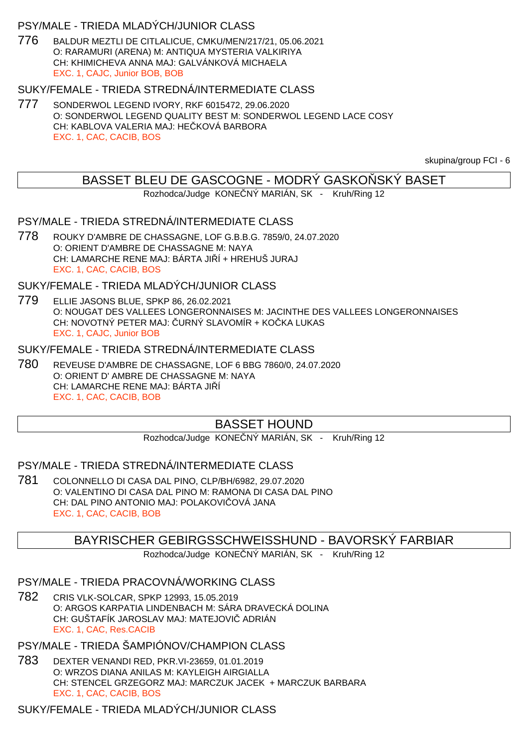### PSY/MALE - TRIEDA MLADÝCH/JUNIOR CLASS

776 BALDUR MEZTLI DE CITLALICUE, CMKU/MEN/217/21, 05.06.2021
O: RARAMURI (ARENA) M: ANTIQUA MYSTERIA VALKIRIYA
CH: KHIMICHEVA ANNA MAJ: GALVÁNKOVÁ MICHAELA
EXC. 1, CAJC, Junior BOB, BOB

### SUKY/FEMALE - TRIEDA STREDNÁ/INTERMEDIATE CLASS

777 SONDERWOL LEGEND IVORY, RKF 6015472, 29.06.2020
O: SONDERWOL LEGEND QUALITY BEST M: SONDERWOL LEGEND LACE COSY
CH: KABLOVA VALERIA MAJ: HEČKOVÁ BARBORA
EXC. 1, CAC, CACIB, BOS

skupina/group FCI - 6

## BASSET BLEU DE GASCOGNE - MODRÝ GASKOŇSKÝ BASET

Rozhodca/Judge KONEČNÝ MARIÁN, SK - Kruh/Ring 12

### PSY/MALE - TRIEDA STREDNÁ/INTERMEDIATE CLASS

778 ROUKY D'AMBRE DE CHASSAGNE, LOF G.B.B.G. 7859/0, 24.07.2020
O: ORIENT D'AMBRE DE CHASSAGNE M: NAYA
CH: LAMARCHE RENE MAJ: BÁRTA JIŘÍ + HREHUŠ JURAJ
EXC. 1, CAC, CACIB, BOS

### SUKY/FEMALE - TRIEDA MLADÝCH/JUNIOR CLASS

779 ELLIE JASONS BLUE, SPKP 86, 26.02.2021
O: NOUGAT DES VALLEES LONGERONNAISES M: JACINTHE DES VALLEES LONGERONNAISES
CH: NOVOTNÝ PETER MAJ: ČURNÝ SLAVOMÍR + KOČKA LUKAS
EXC. 1, CAJC, Junior BOB

### SUKY/FEMALE - TRIEDA STREDNÁ/INTERMEDIATE CLASS

780 REVEUSE D'AMBRE DE CHASSAGNE, LOF 6 BBG 7860/0, 24.07.2020
O: ORIENT D' AMBRE DE CHASSAGNE M: NAYA
CH: LAMARCHE RENE MAJ: BÁRTA JIŘÍ
EXC. 1, CAC, CACIB, BOB

## BASSET HOUND

Rozhodca/Judge KONEČNÝ MARIÁN, SK - Kruh/Ring 12

### PSY/MALE - TRIEDA STREDNÁ/INTERMEDIATE CLASS

781 COLONNELLO DI CASA DAL PINO, CLP/BH/6982, 29.07.2020
O: VALENTINO DI CASA DAL PINO M: RAMONA DI CASA DAL PINO
CH: DAL PINO ANTONIO MAJ: POLAKOVIČOVÁ JANA
EXC. 1, CAC, CACIB, BOB

## BAYRISCHER GEBIRGSSCHWEISSHUND - BAVORSKÝ FARBIAR

Rozhodca/Judge KONEČNÝ MARIÁN, SK - Kruh/Ring 12

### PSY/MALE - TRIEDA PRACOVNÁ/WORKING CLASS

782 CRIS VLK-SOLCAR, SPKP 12993, 15.05.2019
O: ARGOS KARPATIA LINDENBACH M: SÁRA DRAVECKÁ DOLINA
CH: GUŠTAFÍK JAROSLAV MAJ: MATEJOVIČ ADRIÁN
EXC. 1, CAC, Res.CACIB

### PSY/MALE - TRIEDA ŠAMPIÓNOV/CHAMPION CLASS

783 DEXTER VENANDI RED, PKR.VI-23659, 01.01.2019
O: WRZOS DIANA ANILAS M: KAYLEIGH AIRGIALLA
CH: STENCEL GRZEGORZ MAJ: MARCZUK JACEK + MARCZUK BARBARA
EXC. 1, CAC, CACIB, BOS

### SUKY/FEMALE - TRIEDA MLADÝCH/JUNIOR CLASS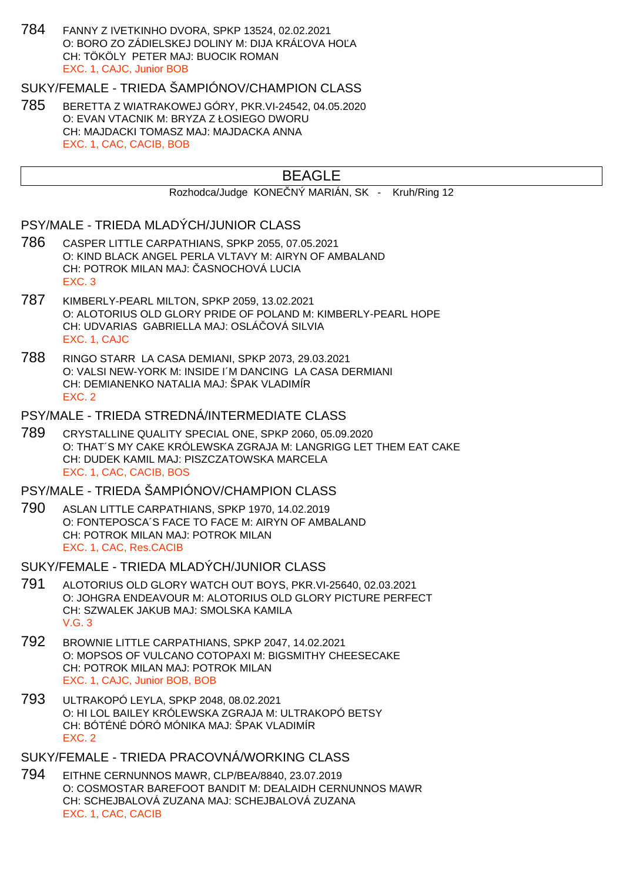784 FANNY Z IVETKINHO DVORA, SPKP 13524, 02.02.2021
O: BORO ZO ZÁDIELSKEJ DOLINY M: DIJA KRÁĽOVA HOĽA
CH: TÖKÖLY PETER MAJ: BUOCIK ROMAN
EXC. 1, CAJC, Junior BOB

### SUKY/FEMALE - TRIEDA ŠAMPIÓNOV/CHAMPION CLASS

785 BERETTA Z WIATRAKOWEJ GÓRY, PKR.VI-24542, 04.05.2020
O: EVAN VTACNIK M: BRYZA Z ŁOSIEGO DWORU
CH: MAJDACKI TOMASZ MAJ: MAJDACKA ANNA
EXC. 1, CAC, CACIB, BOB

## BEAGLE

Rozhodca/Judge KONEČNÝ MARIÁN, SK - Kruh/Ring 12

### PSY/MALE - TRIEDA MLADÝCH/JUNIOR CLASS

786 CASPER LITTLE CARPATHIANS, SPKP 2055, 07.05.2021
O: KIND BLACK ANGEL PERLA VLTAVY M: AIRYN OF AMBALAND
CH: POTROK MILAN MAJ: ČASNOCHOVÁ LUCIA
EXC. 3

787 KIMBERLY-PEARL MILTON, SPKP 2059, 13.02.2021
O: ALOTORIUS OLD GLORY PRIDE OF POLAND M: KIMBERLY-PEARL HOPE
CH: UDVARIAS GABRIELLA MAJ: OSLÁČOVÁ SILVIA
EXC. 1, CAJC

788 RINGO STARR LA CASA DEMIANI, SPKP 2073, 29.03.2021
O: VALSI NEW-YORK M: INSIDE I´M DANCING LA CASA DERMIANI
CH: DEMIANENKO NATALIA MAJ: ŠPAK VLADIMÍR
EXC. 2

### PSY/MALE - TRIEDA STREDNÁ/INTERMEDIATE CLASS

789 CRYSTALLINE QUALITY SPECIAL ONE, SPKP 2060, 05.09.2020
O: THAT´S MY CAKE KRÓLEWSKA ZGRAJA M: LANGRIGG LET THEM EAT CAKE
CH: DUDEK KAMIL MAJ: PISZCZATOWSKA MARCELA
EXC. 1, CAC, CACIB, BOS

### PSY/MALE - TRIEDA ŠAMPIÓNOV/CHAMPION CLASS

790 ASLAN LITTLE CARPATHIANS, SPKP 1970, 14.02.2019
O: FONTEPOSCA´S FACE TO FACE M: AIRYN OF AMBALAND
CH: POTROK MILAN MAJ: POTROK MILAN
EXC. 1, CAC, Res.CACIB

### SUKY/FEMALE - TRIEDA MLADÝCH/JUNIOR CLASS

791 ALOTORIUS OLD GLORY WATCH OUT BOYS, PKR.VI-25640, 02.03.2021
O: JOHGRA ENDEAVOUR M: ALOTORIUS OLD GLORY PICTURE PERFECT
CH: SZWALEK JAKUB MAJ: SMOLSKA KAMILA
V.G. 3

792 BROWNIE LITTLE CARPATHIANS, SPKP 2047, 14.02.2021
O: MOPSOS OF VULCANO COTOPAXI M: BIGSMITHY CHEESECAKE
CH: POTROK MILAN MAJ: POTROK MILAN
EXC. 1, CAJC, Junior BOB, BOB

793 ULTRAKOPÓ LEYLA, SPKP 2048, 08.02.2021
O: HI LOL BAILEY KRÓLEWSKA ZGRAJA M: ULTRAKOPÓ BETSY
CH: BÓTÉNÉ DÓRÓ MÓNIKA MAJ: ŠPAK VLADIMÍR
EXC. 2

### SUKY/FEMALE - TRIEDA PRACOVNÁ/WORKING CLASS

794 EITHNE CERNUNNOS MAWR, CLP/BEA/8840, 23.07.2019
O: COSMOSTAR BAREFOOT BANDIT M: DEALAIDH CERNUNNOS MAWR
CH: SCHEJBALOVÁ ZUZANA MAJ: SCHEJBALOVÁ ZUZANA
EXC. 1, CAC, CACIB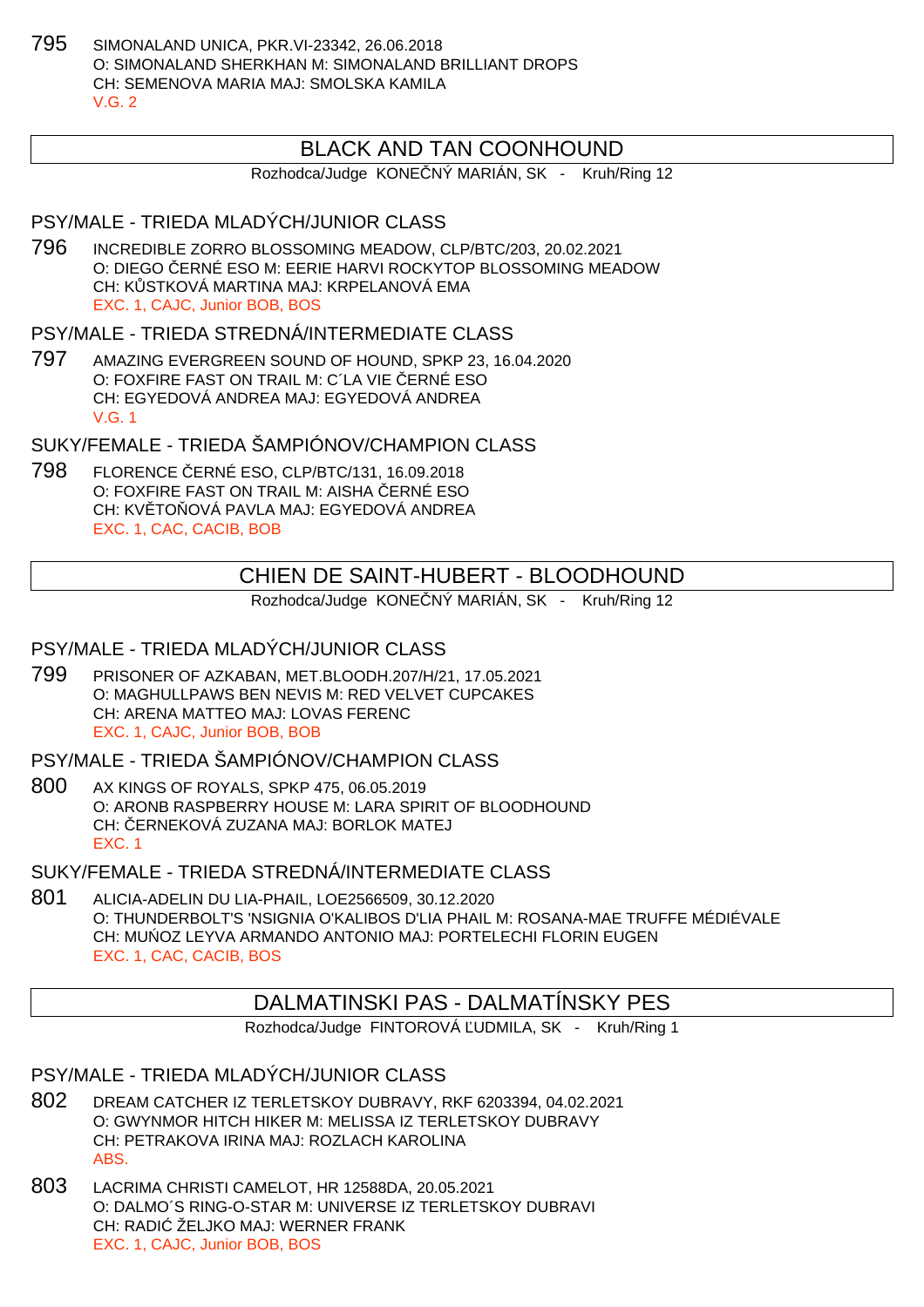795 SIMONALAND UNICA, PKR.VI-23342, 26.06.2018
O: SIMONALAND SHERKHAN M: SIMONALAND BRILLIANT DROPS
CH: SEMENOVA MARIA MAJ: SMOLSKA KAMILA
V.G. 2

## BLACK AND TAN COONHOUND

Rozhodca/Judge KONEČNÝ MARIÁN, SK - Kruh/Ring 12

### PSY/MALE - TRIEDA MLADÝCH/JUNIOR CLASS

796 INCREDIBLE ZORRO BLOSSOMING MEADOW, CLP/BTC/203, 20.02.2021
O: DIEGO ČERNÉ ESO M: EERIE HARVI ROCKYTOP BLOSSOMING MEADOW
CH: KŮSTKOVÁ MARTINA MAJ: KRPELANOVÁ EMA
EXC. 1, CAJC, Junior BOB, BOS

### PSY/MALE - TRIEDA STREDNÁ/INTERMEDIATE CLASS

797 AMAZING EVERGREEN SOUND OF HOUND, SPKP 23, 16.04.2020
O: FOXFIRE FAST ON TRAIL M: C´LA VIE ČERNÉ ESO
CH: EGYEDOVÁ ANDREA MAJ: EGYEDOVÁ ANDREA
V.G. 1

### SUKY/FEMALE - TRIEDA ŠAMPIÓNOV/CHAMPION CLASS

798 FLORENCE ČERNÉ ESO, CLP/BTC/131, 16.09.2018
O: FOXFIRE FAST ON TRAIL M: AISHA ČERNÉ ESO
CH: KVĚTOŇOVÁ PAVLA MAJ: EGYEDOVÁ ANDREA
EXC. 1, CAC, CACIB, BOB

## CHIEN DE SAINT-HUBERT - BLOODHOUND

Rozhodca/Judge KONEČNÝ MARIÁN, SK - Kruh/Ring 12

### PSY/MALE - TRIEDA MLADÝCH/JUNIOR CLASS

799 PRISONER OF AZKABAN, MET.BLOODH.207/H/21, 17.05.2021
O: MAGHULLPAWS BEN NEVIS M: RED VELVET CUPCAKES
CH: ARENA MATTEO MAJ: LOVAS FERENC
EXC. 1, CAJC, Junior BOB, BOB

### PSY/MALE - TRIEDA ŠAMPIÓNOV/CHAMPION CLASS

800 AX KINGS OF ROYALS, SPKP 475, 06.05.2019
O: ARONB RASPBERRY HOUSE M: LARA SPIRIT OF BLOODHOUND
CH: ČERNEKOVÁ ZUZANA MAJ: BORLOK MATEJ
EXC. 1

### SUKY/FEMALE - TRIEDA STREDNÁ/INTERMEDIATE CLASS

801 ALICIA-ADELIN DU LIA-PHAIL, LOE2566509, 30.12.2020
O: THUNDERBOLT'S 'NSIGNIA O'KALIBOS D'LIA PHAIL M: ROSANA-MAE TRUFFE MÉDIÉVALE
CH: MUŃOZ LEYVA ARMANDO ANTONIO MAJ: PORTELECHI FLORIN EUGEN
EXC. 1, CAC, CACIB, BOS

## DALMATINSKI PAS - DALMATÍNSKY PES

Rozhodca/Judge FINTOROVÁ ĽUDMILA, SK - Kruh/Ring 1

### PSY/MALE - TRIEDA MLADÝCH/JUNIOR CLASS

802 DREAM CATCHER IZ TERLETSKOY DUBRAVY, RKF 6203394, 04.02.2021
O: GWYNMOR HITCH HIKER M: MELISSA IZ TERLETSKOY DUBRAVY
CH: PETRAKOVA IRINA MAJ: ROZLACH KAROLINA
ABS.

803 LACRIMA CHRISTI CAMELOT, HR 12588DA, 20.05.2021
O: DALMO´S RING-O-STAR M: UNIVERSE IZ TERLETSKOY DUBRAVI
CH: RADIĆ ŽELJKO MAJ: WERNER FRANK
EXC. 1, CAJC, Junior BOB, BOS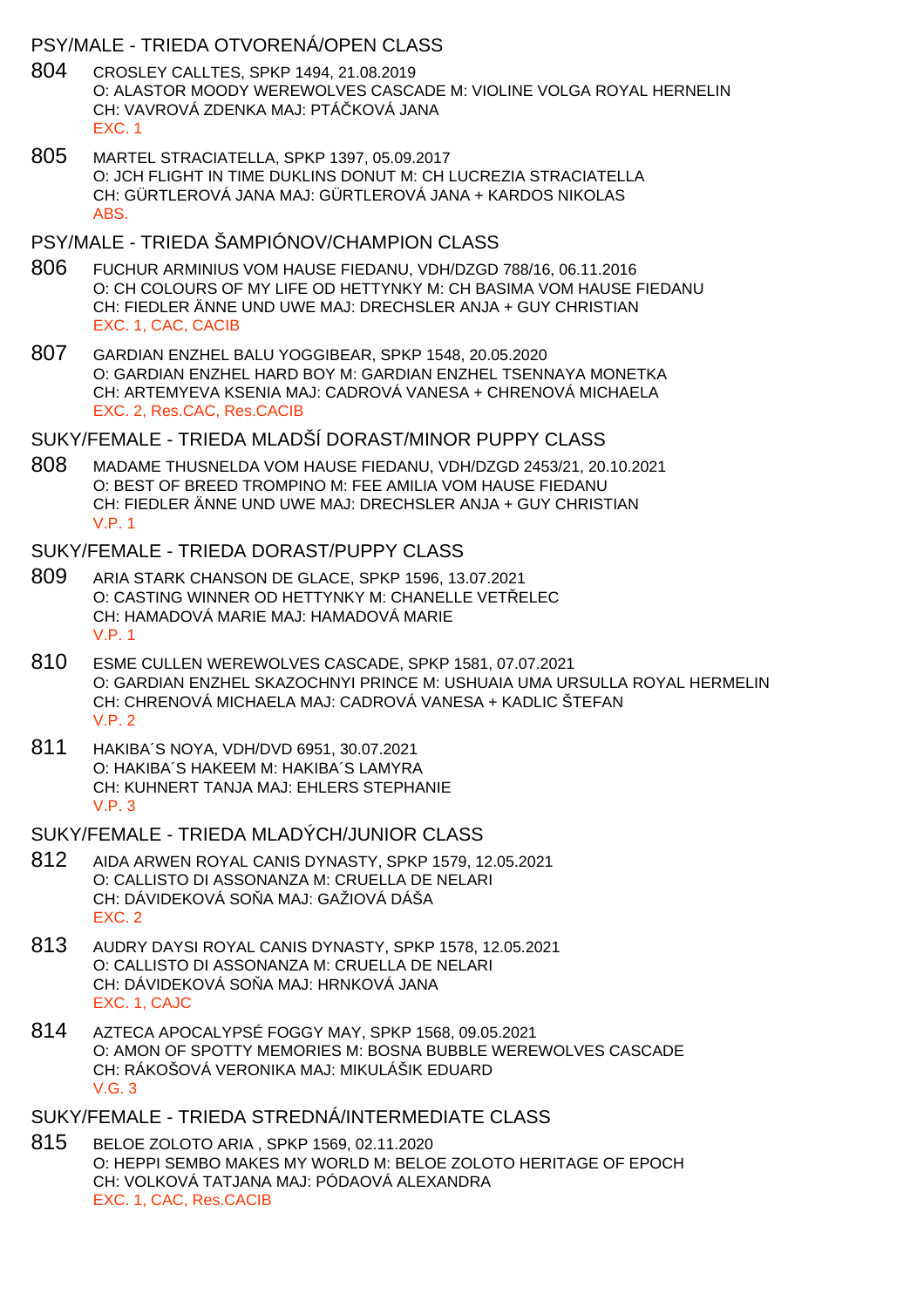## PSY/MALE - TRIEDA OTVORENÁ/OPEN CLASS

804 CROSLEY CALLTES, SPKP 1494, 21.08.2019
O: ALASTOR MOODY WEREWOLVES CASCADE M: VIOLINE VOLGA ROYAL HERNELIN
CH: VAVROVÁ ZDENKA MAJ: PTÁČKOVÁ JANA
EXC. 1

805 MARTEL STRACIATELLA, SPKP 1397, 05.09.2017
O: JCH FLIGHT IN TIME DUKLINS DONUT M: CH LUCREZIA STRACIATELLA
CH: GÜRTLEROVÁ JANA MAJ: GÜRTLEROVÁ JANA + KARDOS NIKOLAS
ABS.

## PSY/MALE - TRIEDA ŠAMPIÓNOV/CHAMPION CLASS

806 FUCHUR ARMINIUS VOM HAUSE FIEDANU, VDH/DZGD 788/16, 06.11.2016
O: CH COLOURS OF MY LIFE OD HETTYNKY M: CH BASIMA VOM HAUSE FIEDANU
CH: FIEDLER ÄNNE UND UWE MAJ: DRECHSLER ANJA + GUY CHRISTIAN
EXC. 1, CAC, CACIB

807 GARDIAN ENZHEL BALU YOGGIBEAR, SPKP 1548, 20.05.2020
O: GARDIAN ENZHEL HARD BOY M: GARDIAN ENZHEL TSENNAYA MONETKA
CH: ARTEMYEVA KSENIA MAJ: CADROVÁ VANESA + CHRENOVÁ MICHAELA
EXC. 2, Res.CAC, Res.CACIB

## SUKY/FEMALE - TRIEDA MLADŠÍ DORAST/MINOR PUPPY CLASS

808 MADAME THUSNELDA VOM HAUSE FIEDANU, VDH/DZGD 2453/21, 20.10.2021
O: BEST OF BREED TROMPINO M: FEE AMILIA VOM HAUSE FIEDANU
CH: FIEDLER ÄNNE UND UWE MAJ: DRECHSLER ANJA + GUY CHRISTIAN
V.P. 1

## SUKY/FEMALE - TRIEDA DORAST/PUPPY CLASS

809 ARIA STARK CHANSON DE GLACE, SPKP 1596, 13.07.2021
O: CASTING WINNER OD HETTYNKY M: CHANELLE VETŘELEC
CH: HAMADOVÁ MARIE MAJ: HAMADOVÁ MARIE
V.P. 1

810 ESME CULLEN WEREWOLVES CASCADE, SPKP 1581, 07.07.2021
O: GARDIAN ENZHEL SKAZOCHNYI PRINCE M: USHUAIA UMA URSULLA ROYAL HERMELIN
CH: CHRENOVÁ MICHAELA MAJ: CADROVÁ VANESA + KADLIC ŠTEFAN
V.P. 2

811 HAKIBA´S NOYA, VDH/DVD 6951, 30.07.2021
O: HAKIBA´S HAKEEM M: HAKIBA´S LAMYRA
CH: KUHNERT TANJA MAJ: EHLERS STEPHANIE
V.P. 3

## SUKY/FEMALE - TRIEDA MLADÝCH/JUNIOR CLASS

812 AIDA ARWEN ROYAL CANIS DYNASTY, SPKP 1579, 12.05.2021
O: CALLISTO DI ASSONANZA M: CRUELLA DE NELARI
CH: DÁVIDEKOVÁ SOŇA MAJ: GAŽIOVÁ DÁŠA
EXC. 2

813 AUDRY DAYSI ROYAL CANIS DYNASTY, SPKP 1578, 12.05.2021
O: CALLISTO DI ASSONANZA M: CRUELLA DE NELARI
CH: DÁVIDEKOVÁ SOŇA MAJ: HRNKOVÁ JANA
EXC. 1, CAJC

814 AZTECA APOCALYPSÉ FOGGY MAY, SPKP 1568, 09.05.2021
O: AMON OF SPOTTY MEMORIES M: BOSNA BUBBLE WEREWOLVES CASCADE
CH: RÁKOŠOVÁ VERONIKA MAJ: MIKULÁŠIK EDUARD
V.G. 3

## SUKY/FEMALE - TRIEDA STREDNÁ/INTERMEDIATE CLASS

815 BELOE ZOLOTO ARIA , SPKP 1569, 02.11.2020
O: HEPPI SEMBO MAKES MY WORLD M: BELOE ZOLOTO HERITAGE OF EPOCH
CH: VOLKOVÁ TATJANA MAJ: PÓDAOVÁ ALEXANDRA
EXC. 1, CAC, Res.CACIB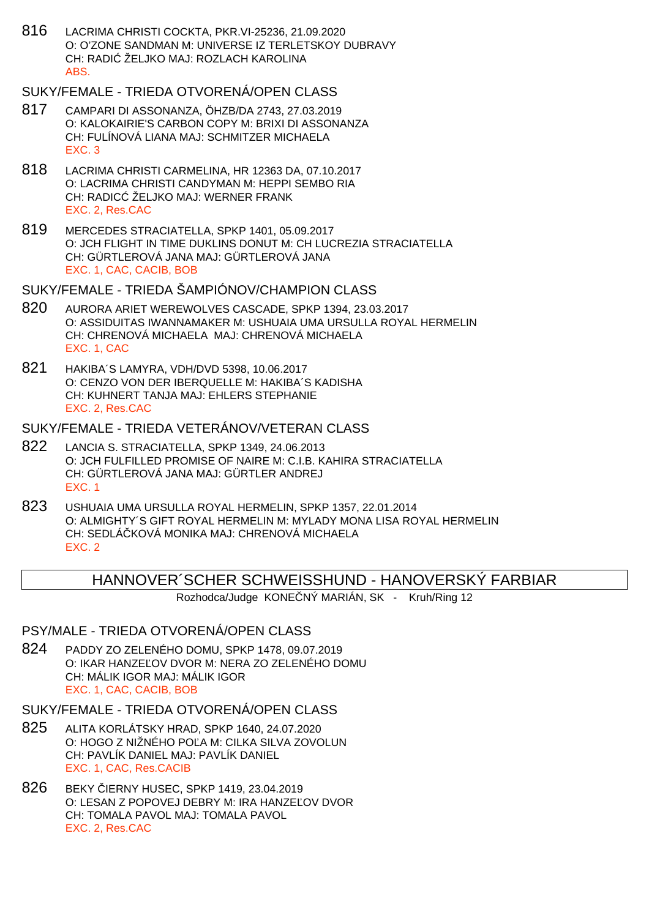816 LACRIMA CHRISTI COCKTA, PKR.VI-25236, 21.09.2020
O: O'ZONE SANDMAN M: UNIVERSE IZ TERLETSKOY DUBRAVY
CH: RADIĆ ŽELJKO MAJ: ROZLACH KAROLINA
ABS.

## SUKY/FEMALE - TRIEDA OTVORENÁ/OPEN CLASS

817 CAMPARI DI ASSONANZA, ÖHZB/DA 2743, 27.03.2019
O: KALOKAIRIE'S CARBON COPY M: BRIXI DI ASSONANZA
CH: FULÍNOVÁ LIANA MAJ: SCHMITZER MICHAELA
EXC. 3

818 LACRIMA CHRISTI CARMELINA, HR 12363 DA, 07.10.2017
O: LACRIMA CHRISTI CANDYMAN M: HEPPI SEMBO RIA
CH: RADICĆ ŽELJKO MAJ: WERNER FRANK
EXC. 2, Res.CAC

819 MERCEDES STRACIATELLA, SPKP 1401, 05.09.2017
O: JCH FLIGHT IN TIME DUKLINS DONUT M: CH LUCREZIA STRACIATELLA
CH: GÜRTLEROVÁ JANA MAJ: GÜRTLEROVÁ JANA
EXC. 1, CAC, CACIB, BOB

## SUKY/FEMALE - TRIEDA ŠAMPIÓNOV/CHAMPION CLASS

820 AURORA ARIET WEREWOLVES CASCADE, SPKP 1394, 23.03.2017
O: ASSIDUITAS IWANNAMAKER M: USHUAIA UMA URSULLA ROYAL HERMELIN
CH: CHRENOVÁ MICHAELA MAJ: CHRENOVÁ MICHAELA
EXC. 1, CAC

821 HAKIBA´S LAMYRA, VDH/DVD 5398, 10.06.2017
O: CENZO VON DER IBERQUELLE M: HAKIBA´S KADISHA
CH: KUHNERT TANJA MAJ: EHLERS STEPHANIE
EXC. 2, Res.CAC

## SUKY/FEMALE - TRIEDA VETERÁNOV/VETERAN CLASS

822 LANCIA S. STRACIATELLA, SPKP 1349, 24.06.2013
O: JCH FULFILLED PROMISE OF NAIRE M: C.I.B. KAHIRA STRACIATELLA
CH: GÜRTLEROVÁ JANA MAJ: GÜRTLER ANDREJ
EXC. 1

823 USHUAIA UMA URSULLA ROYAL HERMELIN, SPKP 1357, 22.01.2014
O: ALMIGHTY´S GIFT ROYAL HERMELIN M: MYLADY MONA LISA ROYAL HERMELIN
CH: SEDLÁČKOVÁ MONIKA MAJ: CHRENOVÁ MICHAELA
EXC. 2

# HANNOVER´SCHER SCHWEISSHUND - HANOVERSKÝ FARBIAR

Rozhodca/Judge KONEČNÝ MARIÁN, SK - Kruh/Ring 12

## PSY/MALE - TRIEDA OTVORENÁ/OPEN CLASS

824 PADDY ZO ZELENÉHO DOMU, SPKP 1478, 09.07.2019
O: IKAR HANZEĽOV DVOR M: NERA ZO ZELENÉHO DOMU
CH: MÁLIK IGOR MAJ: MÁLIK IGOR
EXC. 1, CAC, CACIB, BOB

## SUKY/FEMALE - TRIEDA OTVORENÁ/OPEN CLASS

825 ALITA KORLÁTSKY HRAD, SPKP 1640, 24.07.2020
O: HOGO Z NIŽNÉHO POĽA M: CILKA SILVA ZOVOLUN
CH: PAVLÍK DANIEL MAJ: PAVLÍK DANIEL
EXC. 1, CAC, Res.CACIB

826 BEKY ČIERNY HUSEC, SPKP 1419, 23.04.2019
O: LESAN Z POPOVEJ DEBRY M: IRA HANZEĽOV DVOR
CH: TOMALA PAVOL MAJ: TOMALA PAVOL
EXC. 2, Res.CAC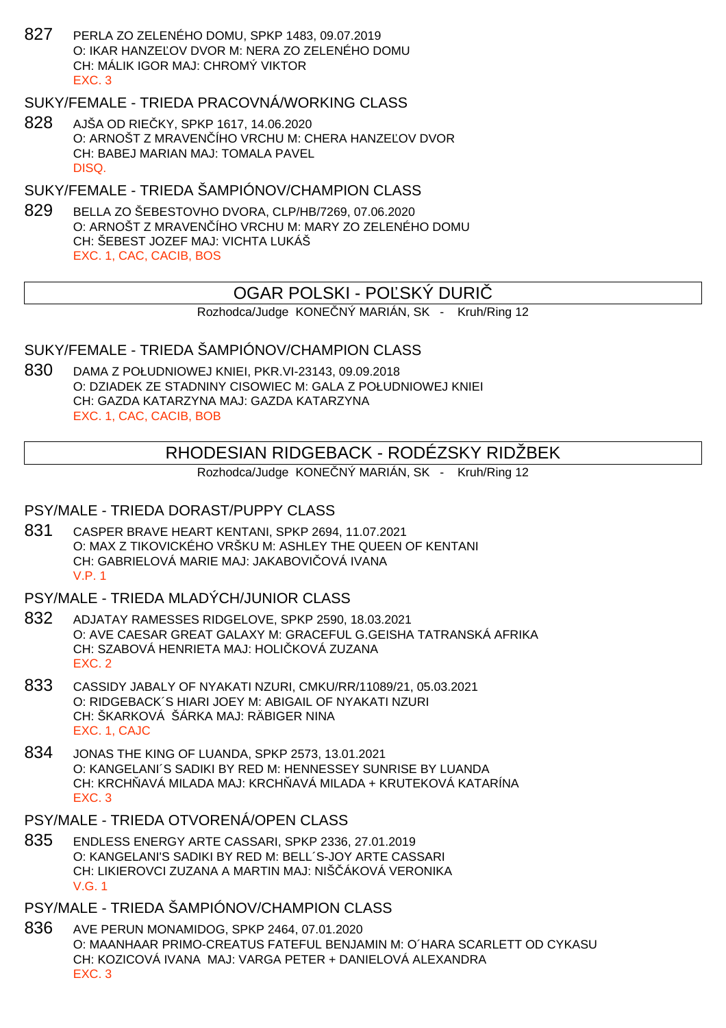827 PERLA ZO ZELENÉHO DOMU, SPKP 1483, 09.07.2019
O: IKAR HANZEĽOV DVOR M: NERA ZO ZELENÉHO DOMU
CH: MÁLIK IGOR MAJ: CHROMÝ VIKTOR
EXC. 3

### SUKY/FEMALE - TRIEDA PRACOVNÁ/WORKING CLASS

828 AJŠA OD RIEČKY, SPKP 1617, 14.06.2020
O: ARNOŠT Z MRAVENČÍHO VRCHU M: CHERA HANZEĽOV DVOR
CH: BABEJ MARIAN MAJ: TOMALA PAVEL
DISQ.

### SUKY/FEMALE - TRIEDA ŠAMPIÓNOV/CHAMPION CLASS

829 BELLA ZO ŠEBESTOVHO DVORA, CLP/HB/7269, 07.06.2020
O: ARNOŠT Z MRAVENČÍHO VRCHU M: MARY ZO ZELENÉHO DOMU
CH: ŠEBEST JOZEF MAJ: VICHTA LUKÁŠ
EXC. 1, CAC, CACIB, BOS

## OGAR POLSKI - POĽSKÝ DURIČ

Rozhodca/Judge KONEČNÝ MARIÁN, SK - Kruh/Ring 12

### SUKY/FEMALE - TRIEDA ŠAMPIÓNOV/CHAMPION CLASS

830 DAMA Z POŁUDNIOWEJ KNIEI, PKR.VI-23143, 09.09.2018
O: DZIADEK ZE STADNINY CISOWIEC M: GALA Z POŁUDNIOWEJ KNIEI
CH: GAZDA KATARZYNA MAJ: GAZDA KATARZYNA
EXC. 1, CAC, CACIB, BOB

## RHODESIAN RIDGEBACK - RODÉZSKY RIDŽBEK

Rozhodca/Judge KONEČNÝ MARIÁN, SK - Kruh/Ring 12

### PSY/MALE - TRIEDA DORAST/PUPPY CLASS

831 CASPER BRAVE HEART KENTANI, SPKP 2694, 11.07.2021
O: MAX Z TIKOVICKÉHO VRŠKU M: ASHLEY THE QUEEN OF KENTANI
CH: GABRIELOVÁ MARIE MAJ: JAKABOVIČOVÁ IVANA
V.P. 1

### PSY/MALE - TRIEDA MLADÝCH/JUNIOR CLASS

832 ADJATAY RAMESSES RIDGELOVE, SPKP 2590, 18.03.2021
O: AVE CAESAR GREAT GALAXY M: GRACEFUL G.GEISHA TATRANSKÁ AFRIKA
CH: SZABOVÁ HENRIETA MAJ: HOLIČKOVÁ ZUZANA
EXC. 2

833 CASSIDY JABALY OF NYAKATI NZURI, CMKU/RR/11089/21, 05.03.2021
O: RIDGEBACK´S HIARI JOEY M: ABIGAIL OF NYAKATI NZURI
CH: ŠKARKOVÁ ŠÁRKA MAJ: RÄBIGER NINA
EXC. 1, CAJC

834 JONAS THE KING OF LUANDA, SPKP 2573, 13.01.2021
O: KANGELANI´S SADIKI BY RED M: HENNESSEY SUNRISE BY LUANDA
CH: KRCHŇAVÁ MILADA MAJ: KRCHŇAVÁ MILADA + KRUTEKOVÁ KATARÍNA
EXC. 3

### PSY/MALE - TRIEDA OTVORENÁ/OPEN CLASS

835 ENDLESS ENERGY ARTE CASSARI, SPKP 2336, 27.01.2019
O: KANGELANI'S SADIKI BY RED M: BELL´S-JOY ARTE CASSARI
CH: LIKIEROVCI ZUZANA A MARTIN MAJ: NIŠČÁKOVÁ VERONIKA
V.G. 1

### PSY/MALE - TRIEDA ŠAMPIÓNOV/CHAMPION CLASS

836 AVE PERUN MONAMIDOG, SPKP 2464, 07.01.2020
O: MAANHAAR PRIMO-CREATUS FATEFUL BENJAMIN M: O´HARA SCARLETT OD CYKASU
CH: KOZICOVÁ IVANA MAJ: VARGA PETER + DANIELOVÁ ALEXANDRA
EXC. 3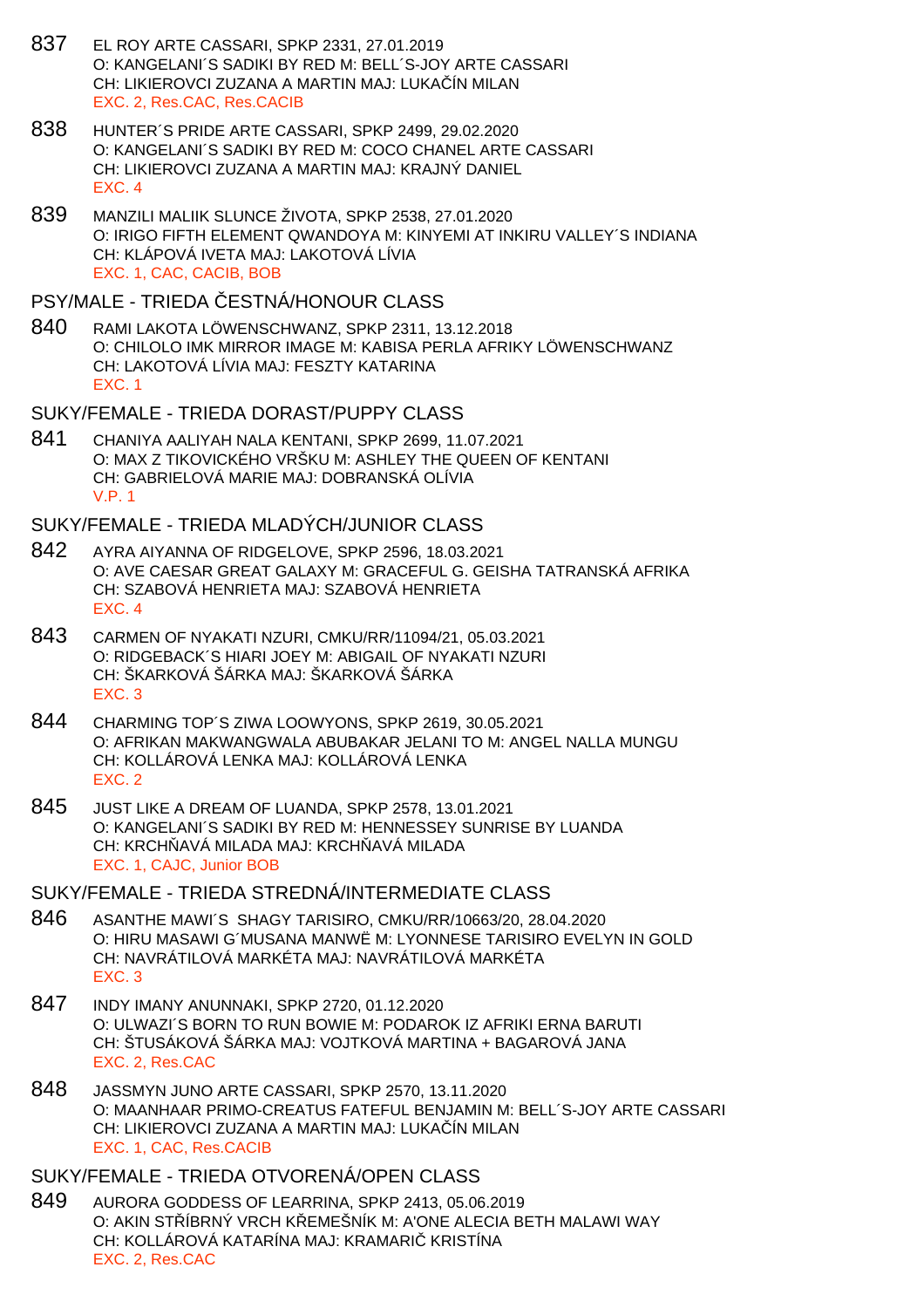837 EL ROY ARTE CASSARI, SPKP 2331, 27.01.2019
O: KANGELANI´S SADIKI BY RED M: BELL´S-JOY ARTE CASSARI
CH: LIKIEROVCI ZUZANA A MARTIN MAJ: LUKAČÍN MILAN
EXC. 2, Res.CAC, Res.CACIB

838 HUNTER´S PRIDE ARTE CASSARI, SPKP 2499, 29.02.2020
O: KANGELANI´S SADIKI BY RED M: COCO CHANEL ARTE CASSARI
CH: LIKIEROVCI ZUZANA A MARTIN MAJ: KRAJNÝ DANIEL
EXC. 4

839 MANZILI MALIIK SLUNCE ŽIVOTA, SPKP 2538, 27.01.2020
O: IRIGO FIFTH ELEMENT QWANDOYA M: KINYEMI AT INKIRU VALLEY´S INDIANA
CH: KLÁPOVÁ IVETA MAJ: LAKOTOVÁ LÍVIA
EXC. 1, CAC, CACIB, BOB

## PSY/MALE - TRIEDA ČESTNÁ/HONOUR CLASS

840 RAMI LAKOTA LÖWENSCHWANZ, SPKP 2311, 13.12.2018
O: CHILOLO IMK MIRROR IMAGE M: KABISA PERLA AFRIKY LÖWENSCHWANZ
CH: LAKOTOVÁ LÍVIA MAJ: FESZTY KATARINA
EXC. 1

## SUKY/FEMALE - TRIEDA DORAST/PUPPY CLASS

841 CHANIYA AALIYAH NALA KENTANI, SPKP 2699, 11.07.2021
O: MAX Z TIKOVICKÉHO VRŠKU M: ASHLEY THE QUEEN OF KENTANI
CH: GABRIELOVÁ MARIE MAJ: DOBRANSKÁ OLÍVIA
V.P. 1

## SUKY/FEMALE - TRIEDA MLADÝCH/JUNIOR CLASS

842 AYRA AIYANNA OF RIDGELOVE, SPKP 2596, 18.03.2021
O: AVE CAESAR GREAT GALAXY M: GRACEFUL G. GEISHA TATRANSKÁ AFRIKA
CH: SZABOVÁ HENRIETA MAJ: SZABOVÁ HENRIETA
EXC. 4

843 CARMEN OF NYAKATI NZURI, CMKU/RR/11094/21, 05.03.2021
O: RIDGEBACK´S HIARI JOEY M: ABIGAIL OF NYAKATI NZURI
CH: ŠKARKOVÁ ŠÁRKA MAJ: ŠKARKOVÁ ŠÁRKA
EXC. 3

844 CHARMING TOP´S ZIWA LOOWYONS, SPKP 2619, 30.05.2021
O: AFRIKAN MAKWANGWALA ABUBAKAR JELANI TO M: ANGEL NALLA MUNGU
CH: KOLLÁROVÁ LENKA MAJ: KOLLÁROVÁ LENKA
EXC. 2

845 JUST LIKE A DREAM OF LUANDA, SPKP 2578, 13.01.2021
O: KANGELANI´S SADIKI BY RED M: HENNESSEY SUNRISE BY LUANDA
CH: KRCHŇAVÁ MILADA MAJ: KRCHŇAVÁ MILADA
EXC. 1, CAJC, Junior BOB

## SUKY/FEMALE - TRIEDA STREDNÁ/INTERMEDIATE CLASS

846 ASANTHE MAWI´S SHAGY TARISIRO, CMKU/RR/10663/20, 28.04.2020
O: HIRU MASAWI G´MUSANA MANWË M: LYONNESE TARISIRO EVELYN IN GOLD
CH: NAVRÁTILOVÁ MARKÉTA MAJ: NAVRÁTILOVÁ MARKÉTA
EXC. 3

847 INDY IMANY ANUNNAKI, SPKP 2720, 01.12.2020
O: ULWAZI´S BORN TO RUN BOWIE M: PODAROK IZ AFRIKI ERNA BARUTI
CH: ŠTUSÁKOVÁ ŠÁRKA MAJ: VOJTKOVÁ MARTINA + BAGAROVÁ JANA
EXC. 2, Res.CAC

848 JASSMYN JUNO ARTE CASSARI, SPKP 2570, 13.11.2020
O: MAANHAAR PRIMO-CREATUS FATEFUL BENJAMIN M: BELL´S-JOY ARTE CASSARI
CH: LIKIEROVCI ZUZANA A MARTIN MAJ: LUKAČÍN MILAN
EXC. 1, CAC, Res.CACIB

## SUKY/FEMALE - TRIEDA OTVORENÁ/OPEN CLASS

849 AURORA GODDESS OF LEARRINA, SPKP 2413, 05.06.2019
O: AKIN STŘÍBRNÝ VRCH KŘEMEŠNÍK M: A'ONE ALECIA BETH MALAWI WAY
CH: KOLLÁROVÁ KATARÍNA MAJ: KRAMARIČ KRISTÍNA
EXC. 2, Res.CAC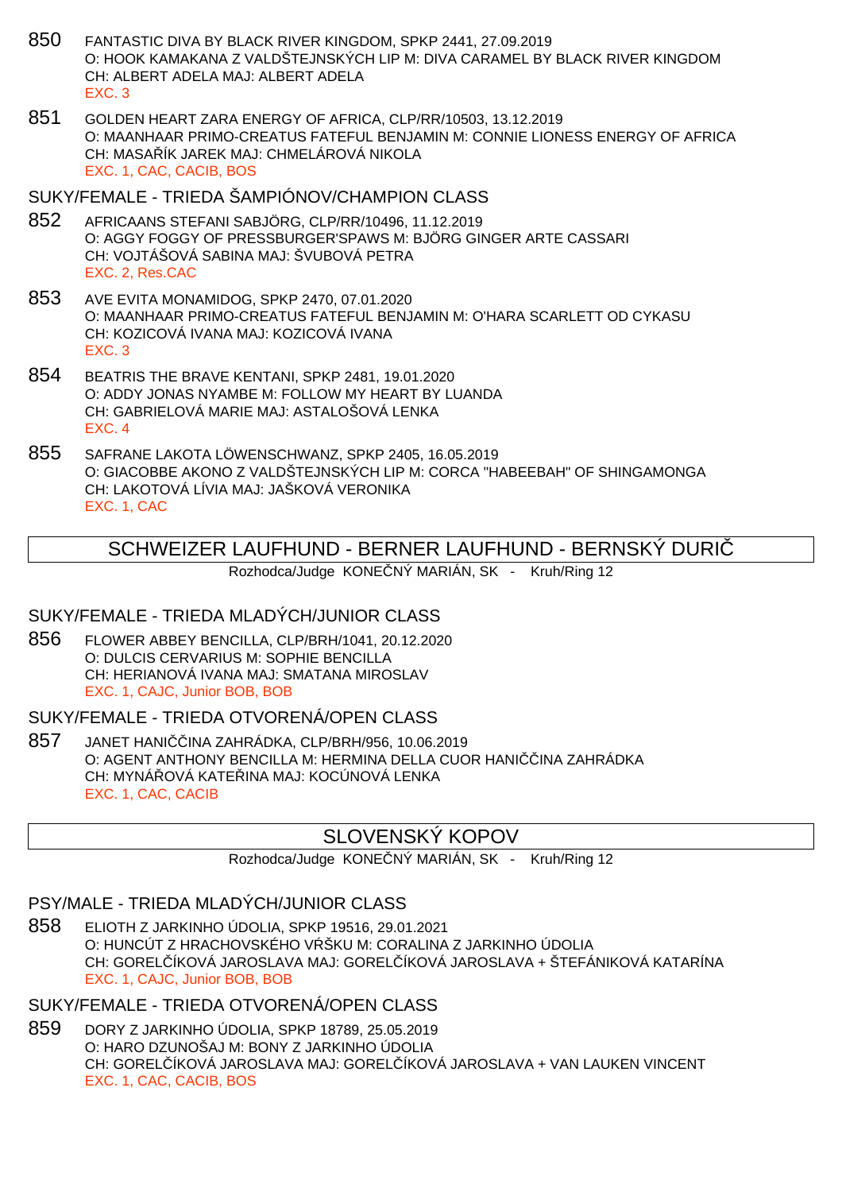850 FANTASTIC DIVA BY BLACK RIVER KINGDOM, SPKP 2441, 27.09.2019
O: HOOK KAMAKANA Z VALDŠTEJNSKÝCH LIP M: DIVA CARAMEL BY BLACK RIVER KINGDOM
CH: ALBERT ADELA MAJ: ALBERT ADELA
EXC. 3

851 GOLDEN HEART ZARA ENERGY OF AFRICA, CLP/RR/10503, 13.12.2019
O: MAANHAAR PRIMO-CREATUS FATEFUL BENJAMIN M: CONNIE LIONESS ENERGY OF AFRICA
CH: MASAŘÍK JAREK MAJ: CHMELÁROVÁ NIKOLA
EXC. 1, CAC, CACIB, BOS

### SUKY/FEMALE - TRIEDA ŠAMPIÓNOV/CHAMPION CLASS

852 AFRICAANS STEFANI SABJÖRG, CLP/RR/10496, 11.12.2019
O: AGGY FOGGY OF PRESSBURGER'SPAWS M: BJÖRG GINGER ARTE CASSARI
CH: VOJTÁŠOVÁ SABINA MAJ: ŠVUBOVÁ PETRA
EXC. 2, Res.CAC

853 AVE EVITA MONAMIDOG, SPKP 2470, 07.01.2020
O: MAANHAAR PRIMO-CREATUS FATEFUL BENJAMIN M: O'HARA SCARLETT OD CYKASU
CH: KOZICOVÁ IVANA MAJ: KOZICOVÁ IVANA
EXC. 3

854 BEATRIS THE BRAVE KENTANI, SPKP 2481, 19.01.2020
O: ADDY JONAS NYAMBE M: FOLLOW MY HEART BY LUANDA
CH: GABRIELOVÁ MARIE MAJ: ASTALOŠOVÁ LENKA
EXC. 4

855 SAFRANE LAKOTA LÖWENSCHWANZ, SPKP 2405, 16.05.2019
O: GIACOBBE AKONO Z VALDŠTEJNSKÝCH LIP M: CORCA "HABEEBAH" OF SHINGAMONGA
CH: LAKOTOVÁ LÍVIA MAJ: JAŠKOVÁ VERONIKA
EXC. 1, CAC

## SCHWEIZER LAUFHUND - BERNER LAUFHUND - BERNSKÝ DURIČ

Rozhodca/Judge KONEČNÝ MARIÁN, SK - Kruh/Ring 12

### SUKY/FEMALE - TRIEDA MLADÝCH/JUNIOR CLASS

856 FLOWER ABBEY BENCILLA, CLP/BRH/1041, 20.12.2020
O: DULCIS CERVARIUS M: SOPHIE BENCILLA
CH: HERIANOVÁ IVANA MAJ: SMATANA MIROSLAV
EXC. 1, CAJC, Junior BOB, BOB

### SUKY/FEMALE - TRIEDA OTVORENÁ/OPEN CLASS

857 JANET HANIČČINA ZAHRÁDKA, CLP/BRH/956, 10.06.2019
O: AGENT ANTHONY BENCILLA M: HERMINA DELLA CUOR HANIČČINA ZAHRÁDKA
CH: MYNÁŘOVÁ KATEŘINA MAJ: KOCÚNOVÁ LENKA
EXC. 1, CAC, CACIB

## SLOVENSKÝ KOPOV

Rozhodca/Judge KONEČNÝ MARIÁN, SK - Kruh/Ring 12

### PSY/MALE - TRIEDA MLADÝCH/JUNIOR CLASS

858 ELIOTH Z JARKINHO ÚDOLIA, SPKP 19516, 29.01.2021
O: HUNCÚT Z HRACHOVSKÉHO VŔŠKU M: CORALINA Z JARKINHO ÚDOLIA
CH: GORELČÍKOVÁ JAROSLAVA MAJ: GORELČÍKOVÁ JAROSLAVA + ŠTEFÁNIKOVÁ KATARÍNA
EXC. 1, CAJC, Junior BOB, BOB

### SUKY/FEMALE - TRIEDA OTVORENÁ/OPEN CLASS

859 DORY Z JARKINHO ÚDOLIA, SPKP 18789, 25.05.2019
O: HARO DZUNOŠAJ M: BONY Z JARKINHO ÚDOLIA
CH: GORELČÍKOVÁ JAROSLAVA MAJ: GORELČÍKOVÁ JAROSLAVA + VAN LAUKEN VINCENT
EXC. 1, CAC, CACIB, BOS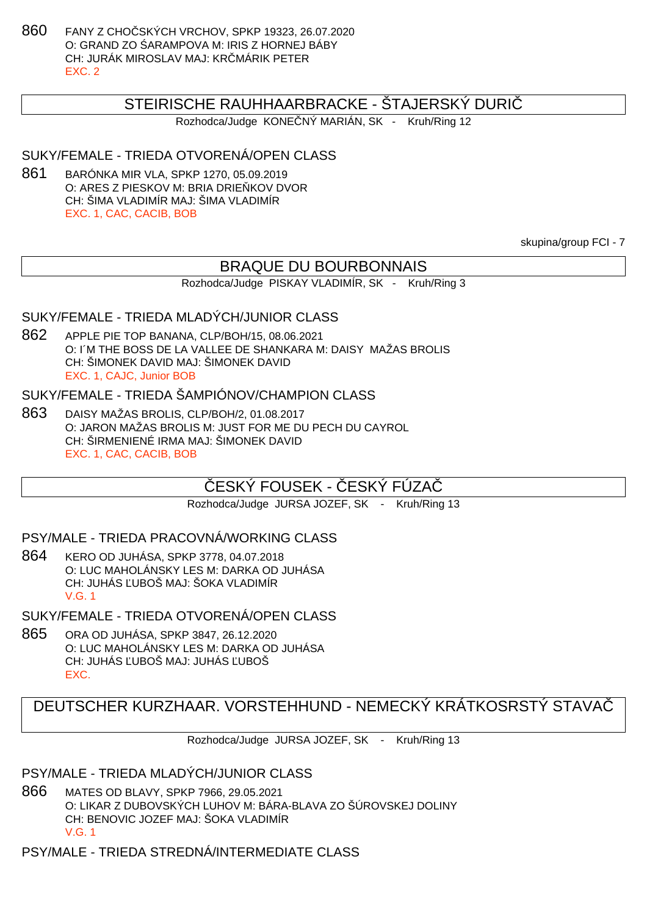860 FANY Z CHOČSKÝCH VRCHOV, SPKP 19323, 26.07.2020
O: GRAND ZO ŠARAMPOVA M: IRIS Z HORNEJ BÁBY
CH: JURÁK MIROSLAV MAJ: KRČMÁRIK PETER
EXC. 2

## STEIRISCHE RAUHHAARBRACKE - ŠTAJERSKÝ DURIČ

Rozhodca/Judge KONEČNÝ MARIÁN, SK - Kruh/Ring 12

### SUKY/FEMALE - TRIEDA OTVORENÁ/OPEN CLASS

861 BARÓNKA MIR VLA, SPKP 1270, 05.09.2019
O: ARES Z PIESKOV M: BRIA DRIEŇKOV DVOR
CH: ŠIMA VLADIMÍR MAJ: ŠIMA VLADIMÍR
EXC. 1, CAC, CACIB, BOB

skupina/group FCI - 7

## BRAQUE DU BOURBONNAIS

Rozhodca/Judge PISKAY VLADIMÍR, SK - Kruh/Ring 3

### SUKY/FEMALE - TRIEDA MLADÝCH/JUNIOR CLASS

862 APPLE PIE TOP BANANA, CLP/BOH/15, 08.06.2021
O: I´M THE BOSS DE LA VALLEE DE SHANKARA M: DAISY MAŽAS BROLIS
CH: ŠIMONEK DAVID MAJ: ŠIMONEK DAVID
EXC. 1, CAJC, Junior BOB

### SUKY/FEMALE - TRIEDA ŠAMPIÓNOV/CHAMPION CLASS

863 DAISY MAŽAS BROLIS, CLP/BOH/2, 01.08.2017
O: JARON MAŽAS BROLIS M: JUST FOR ME DU PECH DU CAYROL
CH: ŠIRMENIENÉ IRMA MAJ: ŠIMONEK DAVID
EXC. 1, CAC, CACIB, BOB

## ČESKÝ FOUSEK - ČESKÝ FÚZAČ

Rozhodca/Judge JURSA JOZEF, SK - Kruh/Ring 13

### PSY/MALE - TRIEDA PRACOVNÁ/WORKING CLASS

864 KERO OD JUHÁSA, SPKP 3778, 04.07.2018
O: LUC MAHOLÁNSKY LES M: DARKA OD JUHÁSA
CH: JUHÁS ĽUBOŠ MAJ: ŠOKA VLADIMÍR
V.G. 1

### SUKY/FEMALE - TRIEDA OTVORENÁ/OPEN CLASS

865 ORA OD JUHÁSA, SPKP 3847, 26.12.2020
O: LUC MAHOLÁNSKY LES M: DARKA OD JUHÁSA
CH: JUHÁS ĽUBOŠ MAJ: JUHÁS ĽUBOŠ
EXC.

## DEUTSCHER KURZHAAR. VORSTEHHUND - NEMECKÝ KRÁTKOSRSTÝ STAVAČ

Rozhodca/Judge JURSA JOZEF, SK - Kruh/Ring 13

### PSY/MALE - TRIEDA MLADÝCH/JUNIOR CLASS

866 MATES OD BLAVY, SPKP 7966, 29.05.2021
O: LIKAR Z DUBOVSKÝCH LUHOV M: BÁRA-BLAVA ZO ŠÚROVSKEJ DOLINY
CH: BENOVIC JOZEF MAJ: ŠOKA VLADIMÍR
V.G. 1

### PSY/MALE - TRIEDA STREDNÁ/INTERMEDIATE CLASS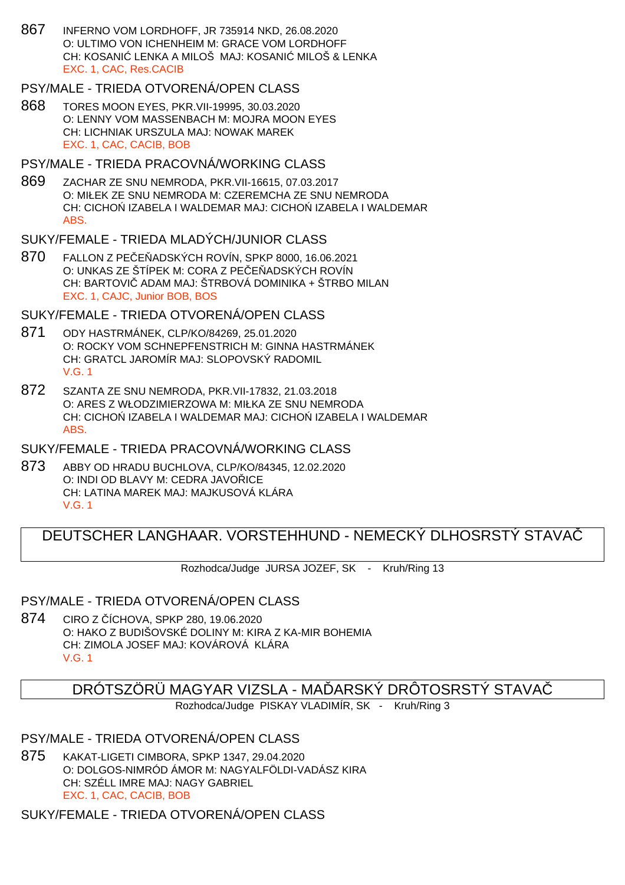867 INFERNO VOM LORDHOFF, JR 735914 NKD, 26.08.2020
O: ULTIMO VON ICHENHEIM M: GRACE VOM LORDHOFF
CH: KOSANIĆ LENKA A MILOŠ MAJ: KOSANIĆ MILOŠ & LENKA
EXC. 1, CAC, Res.CACIB

### PSY/MALE - TRIEDA OTVORENÁ/OPEN CLASS

868 TORES MOON EYES, PKR.VII-19995, 30.03.2020
O: LENNY VOM MASSENBACH M: MOJRA MOON EYES
CH: LICHNIAK URSZULA MAJ: NOWAK MAREK
EXC. 1, CAC, CACIB, BOB

### PSY/MALE - TRIEDA PRACOVNÁ/WORKING CLASS

869 ZACHAR ZE SNU NEMRODA, PKR.VII-16615, 07.03.2017
O: MIŁEK ZE SNU NEMRODA M: CZEREMCHA ZE SNU NEMRODA
CH: CICHOŃ IZABELA I WALDEMAR MAJ: CICHOŃ IZABELA I WALDEMAR
ABS.

### SUKY/FEMALE - TRIEDA MLADÝCH/JUNIOR CLASS

870 FALLON Z PEČEŇADSKÝCH ROVÍN, SPKP 8000, 16.06.2021
O: UNKAS ZE ŠTÍPEK M: CORA Z PEČEŇADSKÝCH ROVÍN
CH: BARTOVIČ ADAM MAJ: ŠTRBOVÁ DOMINIKA + ŠTRBO MILAN
EXC. 1, CAJC, Junior BOB, BOS

### SUKY/FEMALE - TRIEDA OTVORENÁ/OPEN CLASS

871 ODY HASTRMÁNEK, CLP/KO/84269, 25.01.2020
O: ROCKY VOM SCHNEPFENSTRICH M: GINNA HASTRMÁNEK
CH: GRATCL JAROMÍR MAJ: SLOPOVSKÝ RADOMIL
V.G. 1

872 SZANTA ZE SNU NEMRODA, PKR.VII-17832, 21.03.2018
O: ARES Z WŁODZIMIERZOWA M: MIŁKA ZE SNU NEMRODA
CH: CICHOŃ IZABELA I WALDEMAR MAJ: CICHOŃ IZABELA I WALDEMAR
ABS.

### SUKY/FEMALE - TRIEDA PRACOVNÁ/WORKING CLASS

873 ABBY OD HRADU BUCHLOVA, CLP/KO/84345, 12.02.2020
O: INDI OD BLAVY M: CEDRA JAVOŘICE
CH: LATINA MAREK MAJ: MAJKUSOVÁ KLÁRA
V.G. 1

## DEUTSCHER LANGHAAR. VORSTEHHUND - NEMECKÝ DLHOSRSTÝ STAVAČ

Rozhodca/Judge JURSA JOZEF, SK - Kruh/Ring 13

### PSY/MALE - TRIEDA OTVORENÁ/OPEN CLASS

874 CIRO Z ČÍCHOVA, SPKP 280, 19.06.2020
O: HAKO Z BUDIŠOVSKÉ DOLINY M: KIRA Z KA-MIR BOHEMIA
CH: ZIMOLA JOSEF MAJ: KOVÁROVÁ KLÁRA
V.G. 1

## DRÓTSZÖRÜ MAGYAR VIZSLA - MAĎARSKÝ DRÔTOSRSTÝ STAVAČ

Rozhodca/Judge PISKAY VLADIMÍR, SK - Kruh/Ring 3

### PSY/MALE - TRIEDA OTVORENÁ/OPEN CLASS

875 KAKAT-LIGETI CIMBORA, SPKP 1347, 29.04.2020
O: DOLGOS-NIMRÓD ÁMOR M: NAGYALFÖLDI-VADÁSZ KIRA
CH: SZÉLL IMRE MAJ: NAGY GABRIEL
EXC. 1, CAC, CACIB, BOB

### SUKY/FEMALE - TRIEDA OTVORENÁ/OPEN CLASS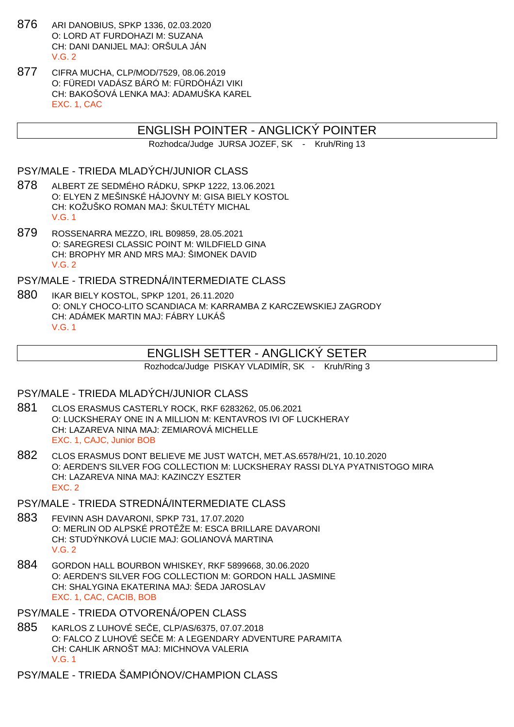876 ARI DANOBIUS, SPKP 1336, 02.03.2020
O: LORD AT FURDOHAZI M: SUZANA
CH: DANI DANIJEL MAJ: ORŠULA JÁN
V.G. 2

877 CIFRA MUCHA, CLP/MOD/7529, 08.06.2019
O: FÜREDI VADÁSZ BÁRÓ M: FÜRDÖHÁZI VIKI
CH: BAKOŠOVÁ LENKA MAJ: ADAMUŠKA KAREL
EXC. 1, CAC

## ENGLISH POINTER - ANGLICKÝ POINTER

Rozhodca/Judge JURSA JOZEF, SK - Kruh/Ring 13

### PSY/MALE - TRIEDA MLADÝCH/JUNIOR CLASS

878 ALBERT ZE SEDMÉHO RÁDKU, SPKP 1222, 13.06.2021
O: ELYEN Z MEŠINSKÉ HÁJOVNY M: GISA BIELY KOSTOL
CH: KOŽUŠKO ROMAN MAJ: ŠKULTÉTY MICHAL
V.G. 1

879 ROSSENARRA MEZZO, IRL B09859, 28.05.2021
O: SAREGRESI CLASSIC POINT M: WILDFIELD GINA
CH: BROPHY MR AND MRS MAJ: ŠIMONEK DAVID
V.G. 2

### PSY/MALE - TRIEDA STREDNÁ/INTERMEDIATE CLASS

880 IKAR BIELY KOSTOL, SPKP 1201, 26.11.2020
O: ONLY CHOCO-LITO SCANDIACA M: KARRAMBA Z KARCZEWSKIEJ ZAGRODY
CH: ADÁMEK MARTIN MAJ: FÁBRY LUKÁŠ
V.G. 1

## ENGLISH SETTER - ANGLICKÝ SETER

Rozhodca/Judge PISKAY VLADIMÍR, SK - Kruh/Ring 3

### PSY/MALE - TRIEDA MLADÝCH/JUNIOR CLASS

881 CLOS ERASMUS CASTERLY ROCK, RKF 6283262, 05.06.2021
O: LUCKSHERAY ONE IN A MILLION M: KENTAVROS IVI OF LUCKHERAY
CH: LAZAREVA NINA MAJ: ZEMIAROVÁ MICHELLE
EXC. 1, CAJC, Junior BOB

882 CLOS ERASMUS DONT BELIEVE ME JUST WATCH, MET.AS.6578/H/21, 10.10.2020
O: AERDEN'S SILVER FOG COLLECTION M: LUCKSHERAY RASSI DLYA PYATNISTOGO MIRA
CH: LAZAREVA NINA MAJ: KAZINCZY ESZTER
EXC. 2

### PSY/MALE - TRIEDA STREDNÁ/INTERMEDIATE CLASS

883 FEVINN ASH DAVARONI, SPKP 731, 17.07.2020
O: MERLIN OD ALPSKÉ PROTĚŽE M: ESCA BRILLARE DAVARONI
CH: STUDÝNKOVÁ LUCIE MAJ: GOLIANOVÁ MARTINA
V.G. 2

884 GORDON HALL BOURBON WHISKEY, RKF 5899668, 30.06.2020
O: AERDEN'S SILVER FOG COLLECTION M: GORDON HALL JASMINE
CH: SHALYGINA EKATERINA MAJ: ŠEDA JAROSLAV
EXC. 1, CAC, CACIB, BOB

### PSY/MALE - TRIEDA OTVORENÁ/OPEN CLASS

885 KARLOS Z LUHOVÉ SEČE, CLP/AS/6375, 07.07.2018
O: FALCO Z LUHOVÉ SEČE M: A LEGENDARY ADVENTURE PARAMITA
CH: CAHLIK ARNOŠT MAJ: MICHNOVA VALERIA
V.G. 1

### PSY/MALE - TRIEDA ŠAMPIÓNOV/CHAMPION CLASS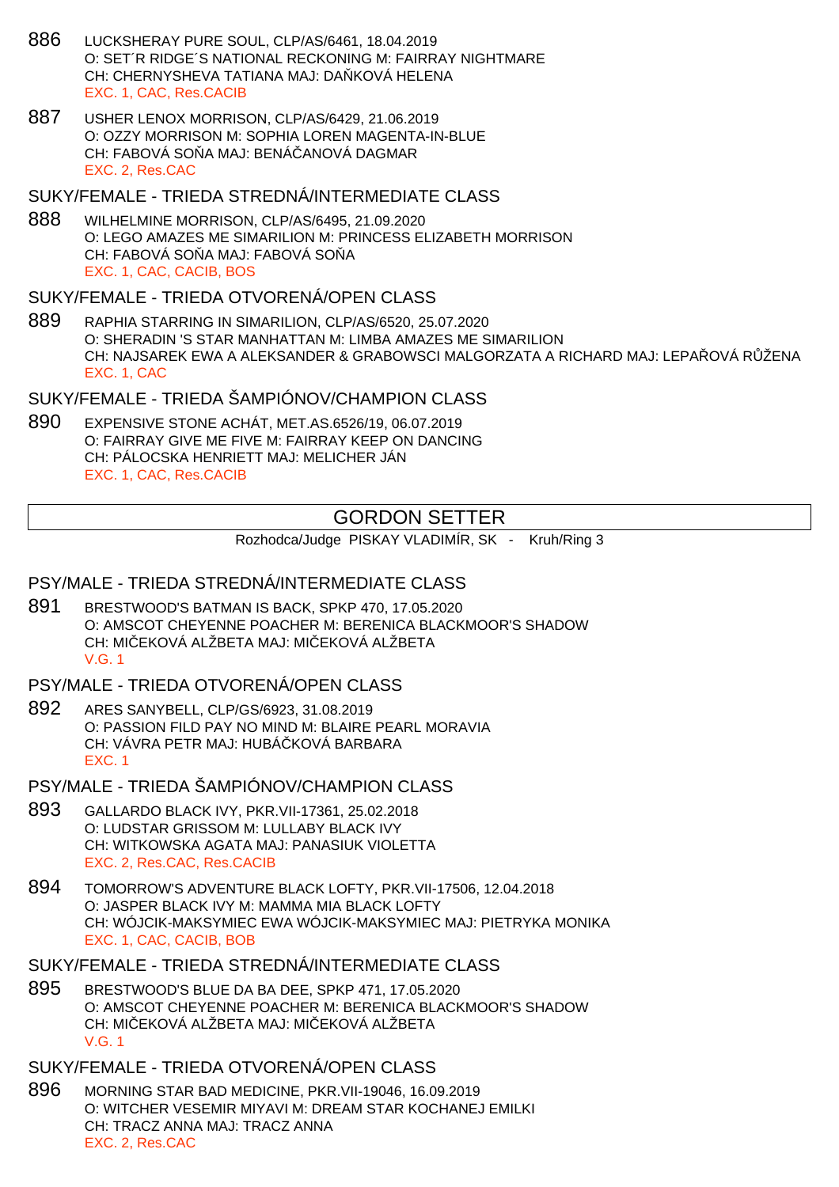886 LUCKSHERAY PURE SOUL, CLP/AS/6461, 18.04.2019
O: SET´R RIDGE´S NATIONAL RECKONING M: FAIRRAY NIGHTMARE
CH: CHERNYSHEVA TATIANA MAJ: DAŇKOVÁ HELENA
EXC. 1, CAC, Res.CACIB

887 USHER LENOX MORRISON, CLP/AS/6429, 21.06.2019
O: OZZY MORRISON M: SOPHIA LOREN MAGENTA-IN-BLUE
CH: FABOVÁ SOŇA MAJ: BENÁČANOVÁ DAGMAR
EXC. 2, Res.CAC

### SUKY/FEMALE - TRIEDA STREDNÁ/INTERMEDIATE CLASS

888 WILHELMINE MORRISON, CLP/AS/6495, 21.09.2020
O: LEGO AMAZES ME SIMARILION M: PRINCESS ELIZABETH MORRISON
CH: FABOVÁ SOŇA MAJ: FABOVÁ SOŇA
EXC. 1, CAC, CACIB, BOS

### SUKY/FEMALE - TRIEDA OTVORENÁ/OPEN CLASS

889 RAPHIA STARRING IN SIMARILION, CLP/AS/6520, 25.07.2020
O: SHERADIN 'S STAR MANHATTAN M: LIMBA AMAZES ME SIMARILION
CH: NAJSAREK EWA A ALEKSANDER & GRABOWSCI MALGORZATA A RICHARD MAJ: LEPAŘOVÁ RŮŽENA
EXC. 1, CAC

### SUKY/FEMALE - TRIEDA ŠAMPIÓNOV/CHAMPION CLASS

890 EXPENSIVE STONE ACHÁT, MET.AS.6526/19, 06.07.2019
O: FAIRRAY GIVE ME FIVE M: FAIRRAY KEEP ON DANCING
CH: PÁLOCSKA HENRIETT MAJ: MELICHER JÁN
EXC. 1, CAC, Res.CACIB

## GORDON SETTER

Rozhodca/Judge PISKAY VLADIMÍR, SK - Kruh/Ring 3

### PSY/MALE - TRIEDA STREDNÁ/INTERMEDIATE CLASS

891 BRESTWOOD'S BATMAN IS BACK, SPKP 470, 17.05.2020
O: AMSCOT CHEYENNE POACHER M: BERENICA BLACKMOOR'S SHADOW
CH: MIČEKOVÁ ALŽBETA MAJ: MIČEKOVÁ ALŽBETA
V.G. 1

### PSY/MALE - TRIEDA OTVORENÁ/OPEN CLASS

892 ARES SANYBELL, CLP/GS/6923, 31.08.2019
O: PASSION FILD PAY NO MIND M: BLAIRE PEARL MORAVIA
CH: VÁVRA PETR MAJ: HUBÁČKOVÁ BARBARA
EXC. 1

### PSY/MALE - TRIEDA ŠAMPIÓNOV/CHAMPION CLASS

893 GALLARDO BLACK IVY, PKR.VII-17361, 25.02.2018
O: LUDSTAR GRISSOM M: LULLABY BLACK IVY
CH: WITKOWSKA AGATA MAJ: PANASIUK VIOLETTA
EXC. 2, Res.CAC, Res.CACIB

894 TOMORROW'S ADVENTURE BLACK LOFTY, PKR.VII-17506, 12.04.2018
O: JASPER BLACK IVY M: MAMMA MIA BLACK LOFTY
CH: WÓJCIK-MAKSYMIEC EWA WÓJCIK-MAKSYMIEC MAJ: PIETRYKA MONIKA
EXC. 1, CAC, CACIB, BOB

### SUKY/FEMALE - TRIEDA STREDNÁ/INTERMEDIATE CLASS

895 BRESTWOOD'S BLUE DA BA DEE, SPKP 471, 17.05.2020
O: AMSCOT CHEYENNE POACHER M: BERENICA BLACKMOOR'S SHADOW
CH: MIČEKOVÁ ALŽBETA MAJ: MIČEKOVÁ ALŽBETA
V.G. 1

### SUKY/FEMALE - TRIEDA OTVORENÁ/OPEN CLASS

896 MORNING STAR BAD MEDICINE, PKR.VII-19046, 16.09.2019
O: WITCHER VESEMIR MIYAVI M: DREAM STAR KOCHANEJ EMILKI
CH: TRACZ ANNA MAJ: TRACZ ANNA
EXC. 2, Res.CAC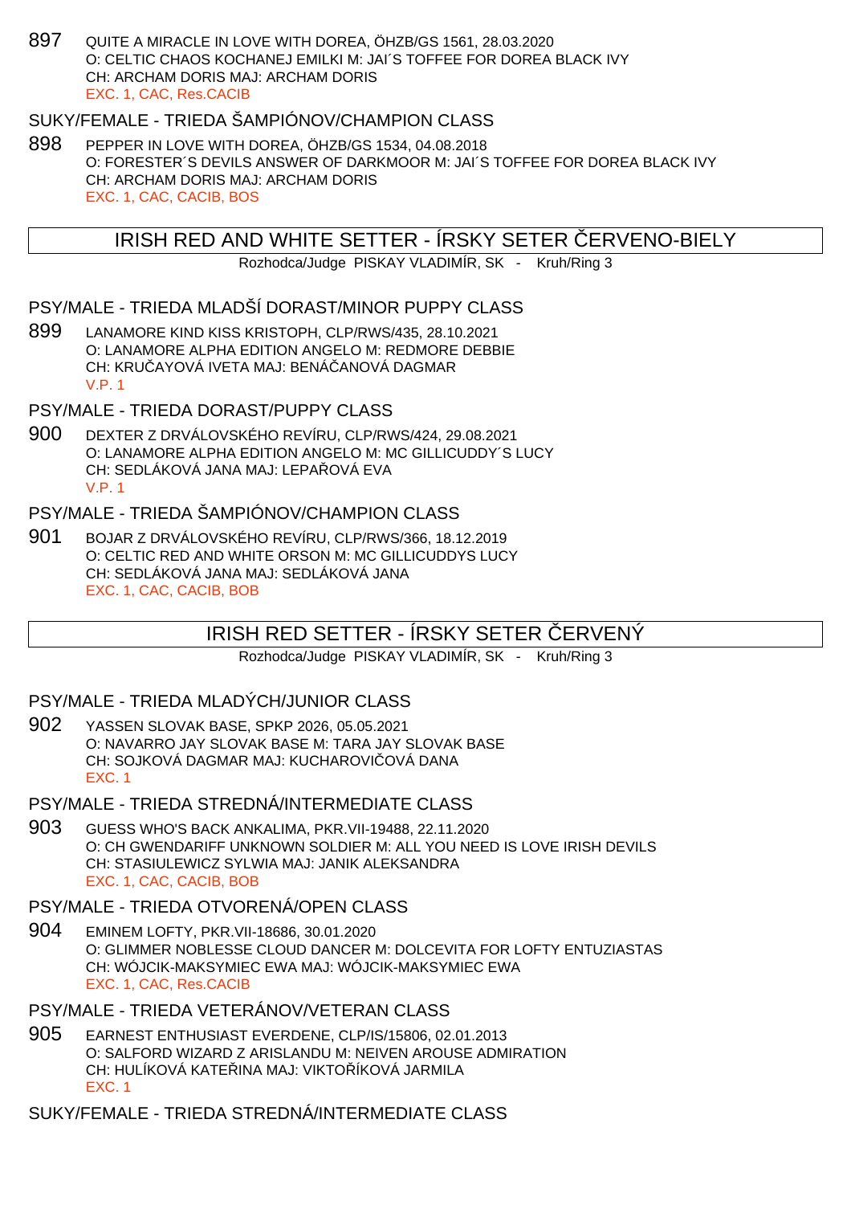897 QUITE A MIRACLE IN LOVE WITH DOREA, ÖHZB/GS 1561, 28.03.2020
O: CELTIC CHAOS KOCHANEJ EMILKI M: JAI´S TOFFEE FOR DOREA BLACK IVY
CH: ARCHAM DORIS MAJ: ARCHAM DORIS
EXC. 1, CAC, Res.CACIB

### SUKY/FEMALE - TRIEDA ŠAMPIÓNOV/CHAMPION CLASS

898 PEPPER IN LOVE WITH DOREA, ÖHZB/GS 1534, 04.08.2018
O: FORESTER´S DEVILS ANSWER OF DARKMOOR M: JAI´S TOFFEE FOR DOREA BLACK IVY
CH: ARCHAM DORIS MAJ: ARCHAM DORIS
EXC. 1, CAC, CACIB, BOS

## IRISH RED AND WHITE SETTER - ÍRSKY SETER ČERVENO-BIELY

Rozhodca/Judge PISKAY VLADIMÍR, SK - Kruh/Ring 3

### PSY/MALE - TRIEDA MLADŠÍ DORAST/MINOR PUPPY CLASS

899 LANAMORE KIND KISS KRISTOPH, CLP/RWS/435, 28.10.2021
O: LANAMORE ALPHA EDITION ANGELO M: REDMORE DEBBIE
CH: KRUČAYOVÁ IVETA MAJ: BENÁČANOVÁ DAGMAR
V.P. 1

### PSY/MALE - TRIEDA DORAST/PUPPY CLASS

900 DEXTER Z DRVÁLOVSKÉHO REVÍRU, CLP/RWS/424, 29.08.2021
O: LANAMORE ALPHA EDITION ANGELO M: MC GILLICUDDY´S LUCY
CH: SEDLÁKOVÁ JANA MAJ: LEPAŘOVÁ EVA
V.P. 1

### PSY/MALE - TRIEDA ŠAMPIÓNOV/CHAMPION CLASS

901 BOJAR Z DRVÁLOVSKÉHO REVÍRU, CLP/RWS/366, 18.12.2019
O: CELTIC RED AND WHITE ORSON M: MC GILLICUDDYS LUCY
CH: SEDLÁKOVÁ JANA MAJ: SEDLÁKOVÁ JANA
EXC. 1, CAC, CACIB, BOB

## IRISH RED SETTER - ÍRSKY SETER ČERVENÝ

Rozhodca/Judge PISKAY VLADIMÍR, SK - Kruh/Ring 3

### PSY/MALE - TRIEDA MLADÝCH/JUNIOR CLASS

902 YASSEN SLOVAK BASE, SPKP 2026, 05.05.2021
O: NAVARRO JAY SLOVAK BASE M: TARA JAY SLOVAK BASE
CH: SOJKOVÁ DAGMAR MAJ: KUCHAROVIČOVÁ DANA
EXC. 1

### PSY/MALE - TRIEDA STREDNÁ/INTERMEDIATE CLASS

903 GUESS WHO'S BACK ANKALIMA, PKR.VII-19488, 22.11.2020
O: CH GWENDARIFF UNKNOWN SOLDIER M: ALL YOU NEED IS LOVE IRISH DEVILS
CH: STASIULEWICZ SYLWIA MAJ: JANIK ALEKSANDRA
EXC. 1, CAC, CACIB, BOB

### PSY/MALE - TRIEDA OTVORENÁ/OPEN CLASS

904 EMINEM LOFTY, PKR.VII-18686, 30.01.2020
O: GLIMMER NOBLESSE CLOUD DANCER M: DOLCEVITA FOR LOFTY ENTUZIASTAS
CH: WÓJCIK-MAKSYMIEC EWA MAJ: WÓJCIK-MAKSYMIEC EWA
EXC. 1, CAC, Res.CACIB

### PSY/MALE - TRIEDA VETERÁNOV/VETERAN CLASS

905 EARNEST ENTHUSIAST EVERDENE, CLP/IS/15806, 02.01.2013
O: SALFORD WIZARD Z ARISLANDU M: NEIVEN AROUSE ADMIRATION
CH: HULÍKOVÁ KATEŘINA MAJ: VIKTOŘÍKOVÁ JARMILA
EXC. 1

### SUKY/FEMALE - TRIEDA STREDNÁ/INTERMEDIATE CLASS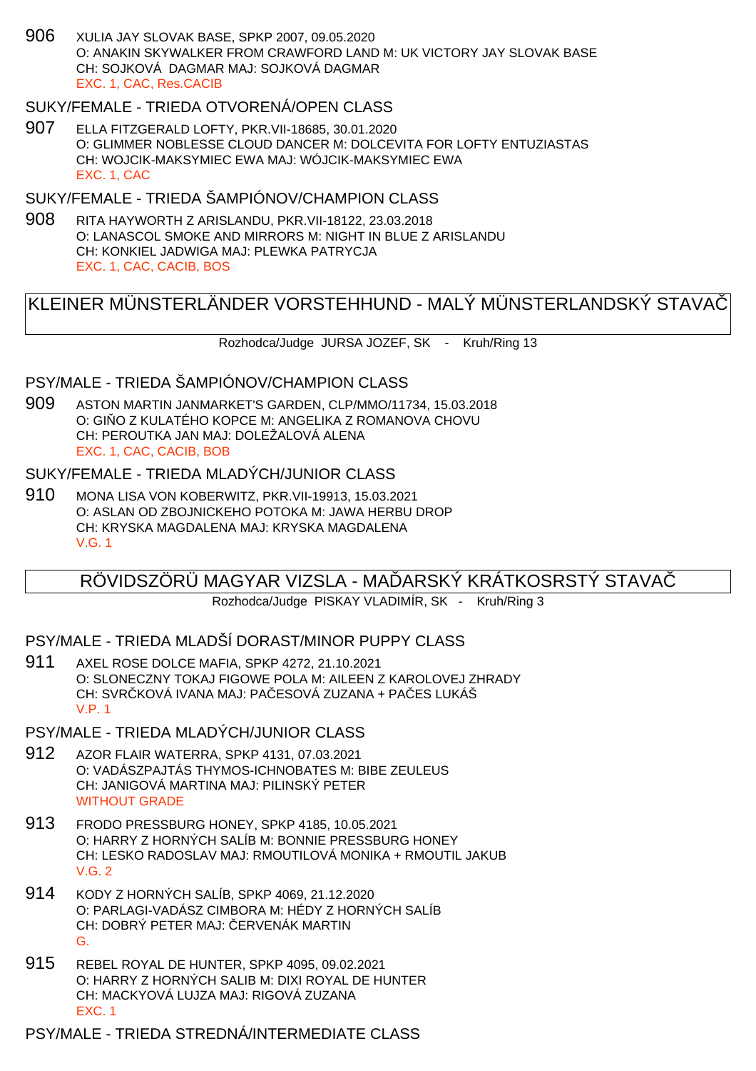906 XULIA JAY SLOVAK BASE, SPKP 2007, 09.05.2020
O: ANAKIN SKYWALKER FROM CRAWFORD LAND M: UK VICTORY JAY SLOVAK BASE
CH: SOJKOVÁ DAGMAR MAJ: SOJKOVÁ DAGMAR
EXC. 1, CAC, Res.CACIB

SUKY/FEMALE - TRIEDA OTVORENÁ/OPEN CLASS

907 ELLA FITZGERALD LOFTY, PKR.VII-18685, 30.01.2020
O: GLIMMER NOBLESSE CLOUD DANCER M: DOLCEVITA FOR LOFTY ENTUZIASTAS
CH: WOJCIK-MAKSYMIEC EWA MAJ: WÓJCIK-MAKSYMIEC EWA
EXC. 1, CAC

SUKY/FEMALE - TRIEDA ŠAMPIÓNOV/CHAMPION CLASS

908 RITA HAYWORTH Z ARISLANDU, PKR.VII-18122, 23.03.2018
O: LANASCOL SMOKE AND MIRRORS M: NIGHT IN BLUE Z ARISLANDU
CH: KONKIEL JADWIGA MAJ: PLEWKA PATRYCJA
EXC. 1, CAC, CACIB, BOS

# KLEINER MÜNSTERLÄNDER VORSTEHHUND - MALÝ MÜNSTERLANDSKÝ STAVAČ

Rozhodca/Judge JURSA JOZEF, SK - Kruh/Ring 13

PSY/MALE - TRIEDA ŠAMPIÓNOV/CHAMPION CLASS

909 ASTON MARTIN JANMARKET'S GARDEN, CLP/MMO/11734, 15.03.2018
O: GIŇO Z KULATÉHO KOPCE M: ANGELIKA Z ROMANOVA CHOVU
CH: PEROUTKA JAN MAJ: DOLEŽALOVÁ ALENA
EXC. 1, CAC, CACIB, BOB

SUKY/FEMALE - TRIEDA MLADÝCH/JUNIOR CLASS

910 MONA LISA VON KOBERWITZ, PKR.VII-19913, 15.03.2021
O: ASLAN OD ZBOJNICKEHO POTOKA M: JAWA HERBU DROP
CH: KRYSKA MAGDALENA MAJ: KRYSKA MAGDALENA
V.G. 1

# RÖVIDSZÖRÜ MAGYAR VIZSLA - MAĎARSKÝ KRÁTKOSRSTÝ STAVAČ

Rozhodca/Judge PISKAY VLADIMÍR, SK - Kruh/Ring 3

PSY/MALE - TRIEDA MLADŠÍ DORAST/MINOR PUPPY CLASS

911 AXEL ROSE DOLCE MAFIA, SPKP 4272, 21.10.2021
O: SLONECZNY TOKAJ FIGOWE POLA M: AILEEN Z KAROLOVEJ ZHRADY
CH: SVRČKOVÁ IVANA MAJ: PAČESOVÁ ZUZANA + PAČES LUKÁŠ
V.P. 1

PSY/MALE - TRIEDA MLADÝCH/JUNIOR CLASS

912 AZOR FLAIR WATERRA, SPKP 4131, 07.03.2021
O: VADÁSZPAJTÁS THYMOS-ICHNOBATES M: BIBE ZEULEUS
CH: JANIGOVÁ MARTINA MAJ: PILINSKÝ PETER
WITHOUT GRADE

913 FRODO PRESSBURG HONEY, SPKP 4185, 10.05.2021
O: HARRY Z HORNÝCH SALÍB M: BONNIE PRESSBURG HONEY
CH: LESKO RADOSLAV MAJ: RMOUTILOVÁ MONIKA + RMOUTIL JAKUB
V.G. 2

914 KODY Z HORNÝCH SALÍB, SPKP 4069, 21.12.2020
O: PARLAGI-VADÁSZ CIMBORA M: HÉDY Z HORNÝCH SALÍB
CH: DOBRÝ PETER MAJ: ČERVENÁK MARTIN
G.

915 REBEL ROYAL DE HUNTER, SPKP 4095, 09.02.2021
O: HARRY Z HORNÝCH SALIB M: DIXI ROYAL DE HUNTER
CH: MACKYOVÁ LUJZA MAJ: RIGOVÁ ZUZANA
EXC. 1

PSY/MALE - TRIEDA STREDNÁ/INTERMEDIATE CLASS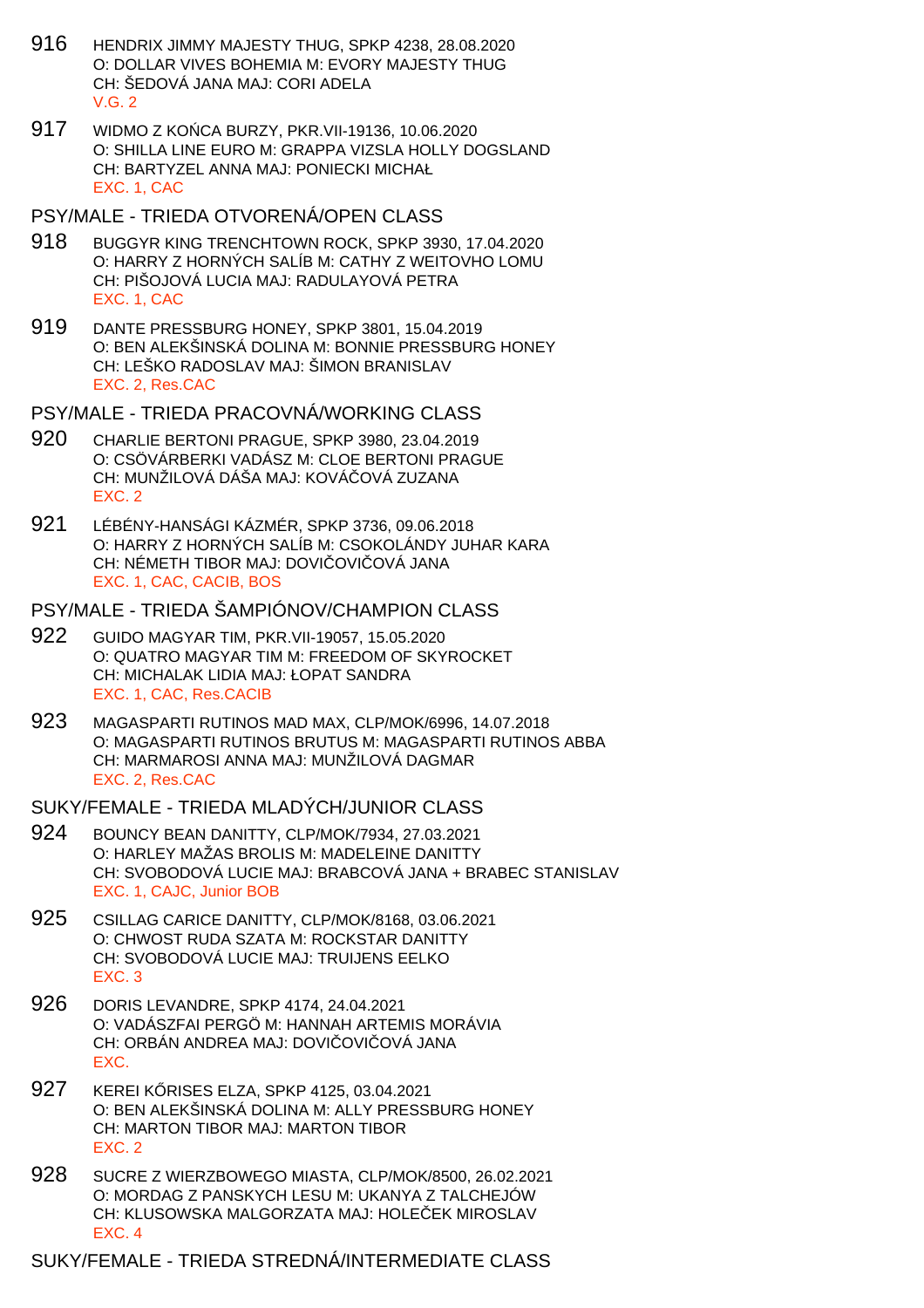916 HENDRIX JIMMY MAJESTY THUG, SPKP 4238, 28.08.2020
O: DOLLAR VIVES BOHEMIA M: EVORY MAJESTY THUG
CH: ŠEDOVÁ JANA MAJ: CORI ADELA
V.G. 2

917 WIDMO Z KOŃCA BURZY, PKR.VII-19136, 10.06.2020
O: SHILLA LINE EURO M: GRAPPA VIZSLA HOLLY DOGSLAND
CH: BARTYZEL ANNA MAJ: PONIECKI MICHAŁ
EXC. 1, CAC

## PSY/MALE - TRIEDA OTVORENÁ/OPEN CLASS

918 BUGGYR KING TRENCHTOWN ROCK, SPKP 3930, 17.04.2020
O: HARRY Z HORNÝCH SALÍB M: CATHY Z WEITOVHO LOMU
CH: PIŠOJOVÁ LUCIA MAJ: RADULAYOVÁ PETRA
EXC. 1, CAC

919 DANTE PRESSBURG HONEY, SPKP 3801, 15.04.2019
O: BEN ALEKŠINSKÁ DOLINA M: BONNIE PRESSBURG HONEY
CH: LEŠKO RADOSLAV MAJ: ŠIMON BRANISLAV
EXC. 2, Res.CAC

## PSY/MALE - TRIEDA PRACOVNÁ/WORKING CLASS

920 CHARLIE BERTONI PRAGUE, SPKP 3980, 23.04.2019
O: CSÖVÁRBERKI VADÁSZ M: CLOE BERTONI PRAGUE
CH: MUNŽILOVÁ DÁŠA MAJ: KOVÁČOVÁ ZUZANA
EXC. 2

921 LÉBÉNY-HANSÁGI KÁZMÉR, SPKP 3736, 09.06.2018
O: HARRY Z HORNÝCH SALÍB M: CSOKOLÁNDY JUHAR KARA
CH: NÉMETH TIBOR MAJ: DOVIČOVIČOVÁ JANA
EXC. 1, CAC, CACIB, BOS

## PSY/MALE - TRIEDA ŠAMPIÓNOV/CHAMPION CLASS

922 GUIDO MAGYAR TIM, PKR.VII-19057, 15.05.2020
O: QUATRO MAGYAR TIM M: FREEDOM OF SKYROCKET
CH: MICHALAK LIDIA MAJ: ŁOPAT SANDRA
EXC. 1, CAC, Res.CACIB

923 MAGASPARTI RUTINOS MAD MAX, CLP/MOK/6996, 14.07.2018
O: MAGASPARTI RUTINOS BRUTUS M: MAGASPARTI RUTINOS ABBA
CH: MARMAROSI ANNA MAJ: MUNŽILOVÁ DAGMAR
EXC. 2, Res.CAC

## SUKY/FEMALE - TRIEDA MLADÝCH/JUNIOR CLASS

924 BOUNCY BEAN DANITTY, CLP/MOK/7934, 27.03.2021
O: HARLEY MAŽAS BROLIS M: MADELEINE DANITTY
CH: SVOBODOVÁ LUCIE MAJ: BRABCOVÁ JANA + BRABEC STANISLAV
EXC. 1, CAJC, Junior BOB

925 CSILLAG CARICE DANITTY, CLP/MOK/8168, 03.06.2021
O: CHWOST RUDA SZATA M: ROCKSTAR DANITTY
CH: SVOBODOVÁ LUCIE MAJ: TRUIJENS EELKO
EXC. 3

926 DORIS LEVANDRE, SPKP 4174, 24.04.2021
O: VADÁSZFAI PERGÖ M: HANNAH ARTEMIS MORÁVIA
CH: ORBÁN ANDREA MAJ: DOVIČOVIČOVÁ JANA
EXC.

927 KEREI KŐRISES ELZA, SPKP 4125, 03.04.2021
O: BEN ALEKŠINSKÁ DOLINA M: ALLY PRESSBURG HONEY
CH: MARTON TIBOR MAJ: MARTON TIBOR
EXC. 2

928 SUCRE Z WIERZBOWEGO MIASTA, CLP/MOK/8500, 26.02.2021
O: MORDAG Z PANSKYCH LESU M: UKANYA Z TALCHEJÓW
CH: KLUSOWSKA MALGORZATA MAJ: HOLEČEK MIROSLAV
EXC. 4

## SUKY/FEMALE - TRIEDA STREDNÁ/INTERMEDIATE CLASS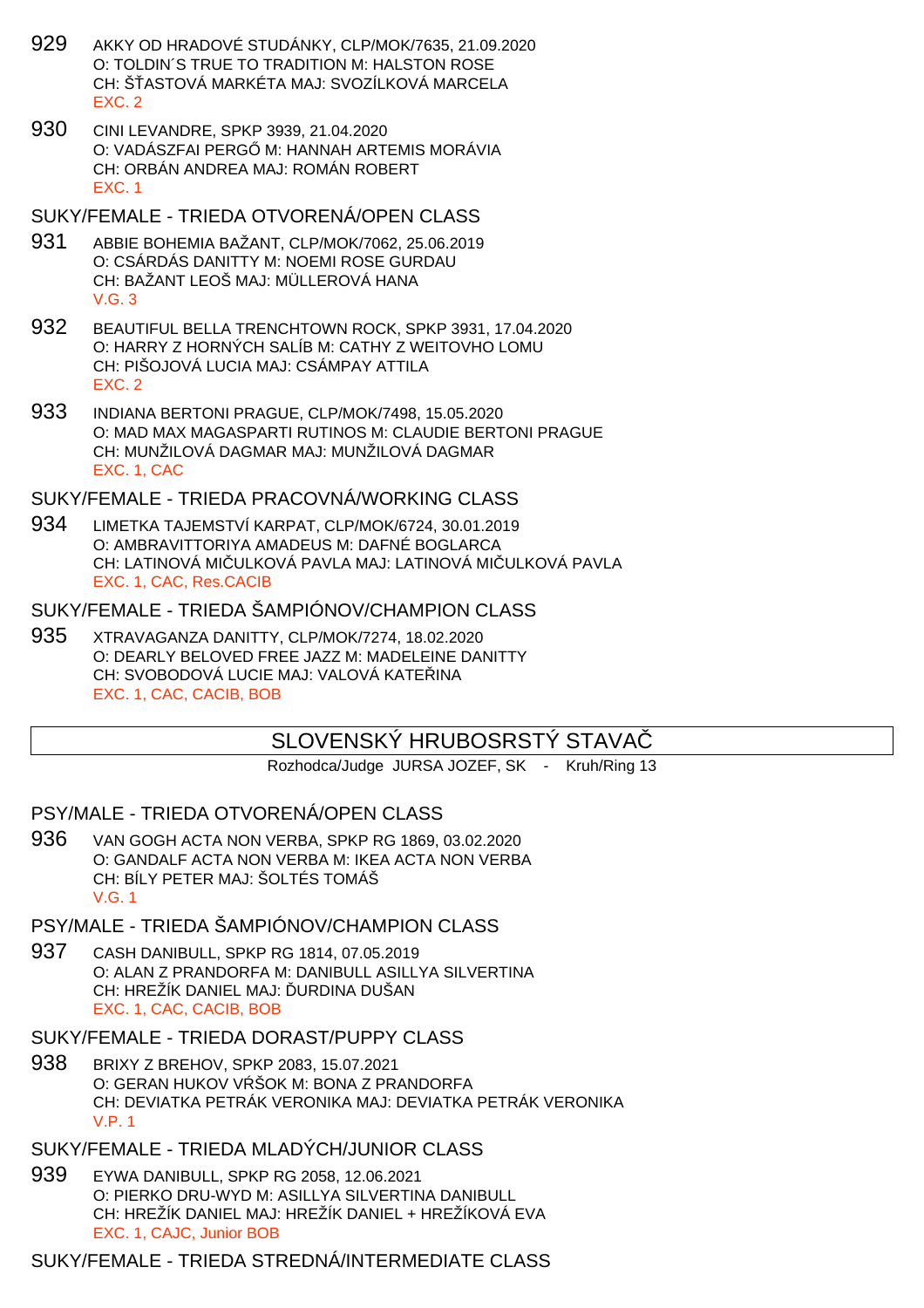929 AKKY OD HRADOVÉ STUDÁNKY, CLP/MOK/7635, 21.09.2020
O: TOLDIN´S TRUE TO TRADITION M: HALSTON ROSE
CH: ŠŤASTOVÁ MARKÉTA MAJ: SVOZÍLKOVÁ MARCELA
EXC. 2

930 CINI LEVANDRE, SPKP 3939, 21.04.2020
O: VADÁSZFAI PERGŐ M: HANNAH ARTEMIS MORÁVIA
CH: ORBÁN ANDREA MAJ: ROMÁN ROBERT
EXC. 1

## SUKY/FEMALE - TRIEDA OTVORENÁ/OPEN CLASS

931 ABBIE BOHEMIA BAŽANT, CLP/MOK/7062, 25.06.2019
O: CSÁRDÁS DANITTY M: NOEMI ROSE GURDAU
CH: BAŽANT LEOŠ MAJ: MÜLLEROVÁ HANA
V.G. 3

932 BEAUTIFUL BELLA TRENCHTOWN ROCK, SPKP 3931, 17.04.2020
O: HARRY Z HORNÝCH SALÍB M: CATHY Z WEITOVHO LOMU
CH: PIŠOJOVÁ LUCIA MAJ: CSÁMPAY ATTILA
EXC. 2

933 INDIANA BERTONI PRAGUE, CLP/MOK/7498, 15.05.2020
O: MAD MAX MAGASPARTI RUTINOS M: CLAUDIE BERTONI PRAGUE
CH: MUNŽILOVÁ DAGMAR MAJ: MUNŽILOVÁ DAGMAR
EXC. 1, CAC

## SUKY/FEMALE - TRIEDA PRACOVNÁ/WORKING CLASS

934 LIMETKA TAJEMSTVÍ KARPAT, CLP/MOK/6724, 30.01.2019
O: AMBRAVITTORIYA AMADEUS M: DAFNÉ BOGLARCA
CH: LATINOVÁ MIČULKOVÁ PAVLA MAJ: LATINOVÁ MIČULKOVÁ PAVLA
EXC. 1, CAC, Res.CACIB

## SUKY/FEMALE - TRIEDA ŠAMPIÓNOV/CHAMPION CLASS

935 XTRAVAGANZA DANITTY, CLP/MOK/7274, 18.02.2020
O: DEARLY BELOVED FREE JAZZ M: MADELEINE DANITTY
CH: SVOBODOVÁ LUCIE MAJ: VALOVÁ KATEŘINA
EXC. 1, CAC, CACIB, BOB

# SLOVENSKÝ HRUBOSRSTÝ STAVAČ

Rozhodca/Judge JURSA JOZEF, SK - Kruh/Ring 13

## PSY/MALE - TRIEDA OTVORENÁ/OPEN CLASS

936 VAN GOGH ACTA NON VERBA, SPKP RG 1869, 03.02.2020
O: GANDALF ACTA NON VERBA M: IKEA ACTA NON VERBA
CH: BÍLY PETER MAJ: ŠOLTÉS TOMÁŠ
V.G. 1

## PSY/MALE - TRIEDA ŠAMPIÓNOV/CHAMPION CLASS

937 CASH DANIBULL, SPKP RG 1814, 07.05.2019
O: ALAN Z PRANDORFA M: DANIBULL ASILLYA SILVERTINA
CH: HREŽÍK DANIEL MAJ: ĎURDINA DUŠAN
EXC. 1, CAC, CACIB, BOB

## SUKY/FEMALE - TRIEDA DORAST/PUPPY CLASS

938 BRIXY Z BREHOV, SPKP 2083, 15.07.2021
O: GERAN HUKOV VŔŠOK M: BONA Z PRANDORFA
CH: DEVIATKA PETRÁK VERONIKA MAJ: DEVIATKA PETRÁK VERONIKA
V.P. 1

## SUKY/FEMALE - TRIEDA MLADÝCH/JUNIOR CLASS

939 EYWA DANIBULL, SPKP RG 2058, 12.06.2021
O: PIERKO DRU-WYD M: ASILLYA SILVERTINA DANIBULL
CH: HREŽÍK DANIEL MAJ: HREŽÍK DANIEL + HREŽÍKOVÁ EVA
EXC. 1, CAJC, Junior BOB

## SUKY/FEMALE - TRIEDA STREDNÁ/INTERMEDIATE CLASS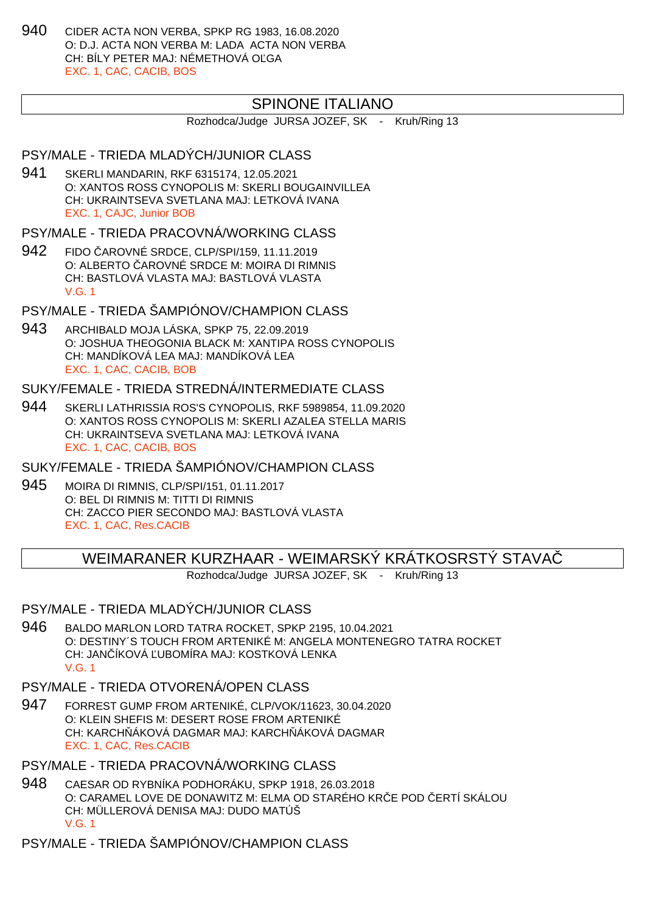940 CIDER ACTA NON VERBA, SPKP RG 1983, 16.08.2020
O: D.J. ACTA NON VERBA M: LADA ACTA NON VERBA
CH: BÍLY PETER MAJ: NÉMETHOVÁ OĽGA
EXC. 1, CAC, CACIB, BOS

## SPINONE ITALIANO

Rozhodca/Judge JURSA JOZEF, SK - Kruh/Ring 13

### PSY/MALE - TRIEDA MLADÝCH/JUNIOR CLASS

941 SKERLI MANDARIN, RKF 6315174, 12.05.2021
O: XANTOS ROSS CYNOPOLIS M: SKERLI BOUGAINVILLEA
CH: UKRAINTSEVA SVETLANA MAJ: LETKOVÁ IVANA
EXC. 1, CAJC, Junior BOB

### PSY/MALE - TRIEDA PRACOVNÁ/WORKING CLASS

942 FIDO ČAROVNÉ SRDCE, CLP/SPI/159, 11.11.2019
O: ALBERTO ČAROVNÉ SRDCE M: MOIRA DI RIMNIS
CH: BASTLOVÁ VLASTA MAJ: BASTLOVÁ VLASTA
V.G. 1

### PSY/MALE - TRIEDA ŠAMPIÓNOV/CHAMPION CLASS

943 ARCHIBALD MOJA LÁSKA, SPKP 75, 22.09.2019
O: JOSHUA THEOGONIA BLACK M: XANTIPA ROSS CYNOPOLIS
CH: MANDÍKOVÁ LEA MAJ: MANDÍKOVÁ LEA
EXC. 1, CAC, CACIB, BOB

### SUKY/FEMALE - TRIEDA STREDNÁ/INTERMEDIATE CLASS

944 SKERLI LATHRISSIA ROS'S CYNOPOLIS, RKF 5989854, 11.09.2020
O: XANTOS ROSS CYNOPOLIS M: SKERLI AZALEA STELLA MARIS
CH: UKRAINTSEVA SVETLANA MAJ: LETKOVÁ IVANA
EXC. 1, CAC, CACIB, BOS

### SUKY/FEMALE - TRIEDA ŠAMPIÓNOV/CHAMPION CLASS

945 MOIRA DI RIMNIS, CLP/SPI/151, 01.11.2017
O: BEL DI RIMNIS M: TITTI DI RIMNIS
CH: ZACCO PIER SECONDO MAJ: BASTLOVÁ VLASTA
EXC. 1, CAC, Res.CACIB

## WEIMARANER KURZHAAR - WEIMARSKÝ KRÁTKOSRSTÝ STAVAČ

Rozhodca/Judge JURSA JOZEF, SK - Kruh/Ring 13

### PSY/MALE - TRIEDA MLADÝCH/JUNIOR CLASS

946 BALDO MARLON LORD TATRA ROCKET, SPKP 2195, 10.04.2021
O: DESTINY´S TOUCH FROM ARTENIKÉ M: ANGELA MONTENEGRO TATRA ROCKET
CH: JANČÍKOVÁ ĽUBOMÍRA MAJ: KOSTKOVÁ LENKA
V.G. 1

### PSY/MALE - TRIEDA OTVORENÁ/OPEN CLASS

947 FORREST GUMP FROM ARTENIKÉ, CLP/VOK/11623, 30.04.2020
O: KLEIN SHEFIS M: DESERT ROSE FROM ARTENIKÉ
CH: KARCHŇÁKOVÁ DAGMAR MAJ: KARCHŇÁKOVÁ DAGMAR
EXC. 1, CAC, Res.CACIB

### PSY/MALE - TRIEDA PRACOVNÁ/WORKING CLASS

948 CAESAR OD RYBNÍKA PODHORÁKU, SPKP 1918, 26.03.2018
O: CARAMEL LOVE DE DONAWITZ M: ELMA OD STARÉHO KRČE POD ČERTÍ SKÁLOU
CH: MÜLLEROVÁ DENISA MAJ: DUDO MATÚŠ
V.G. 1

### PSY/MALE - TRIEDA ŠAMPIÓNOV/CHAMPION CLASS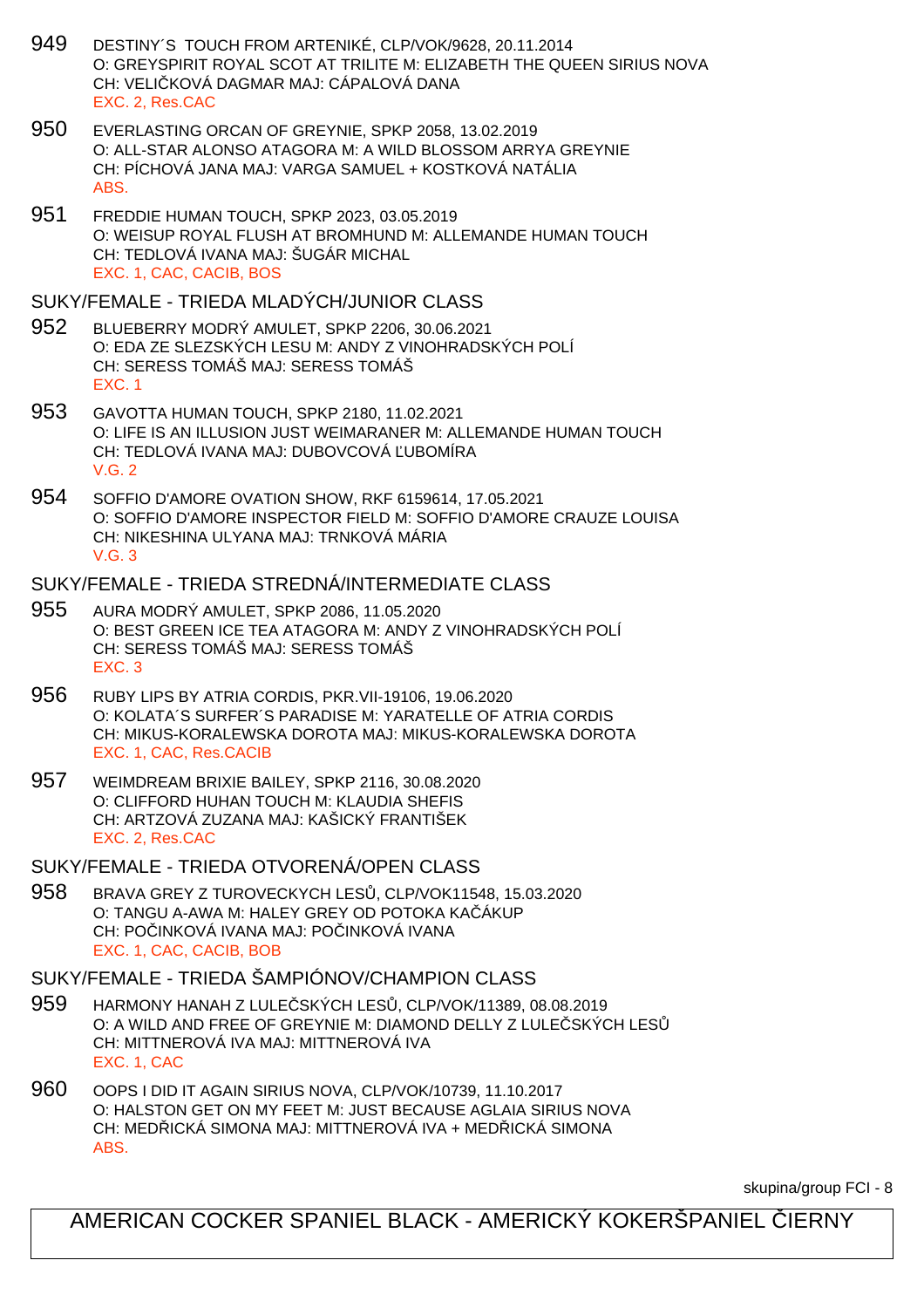949 DESTINY´S TOUCH FROM ARTENIKÉ, CLP/VOK/9628, 20.11.2014
O: GREYSPIRIT ROYAL SCOT AT TRILITE M: ELIZABETH THE QUEEN SIRIUS NOVA
CH: VELIČKOVÁ DAGMAR MAJ: CÁPALOVÁ DANA
EXC. 2, Res.CAC

950 EVERLASTING ORCAN OF GREYNIE, SPKP 2058, 13.02.2019
O: ALL-STAR ALONSO ATAGORA M: A WILD BLOSSOM ARRYA GREYNIE
CH: PÍCHOVÁ JANA MAJ: VARGA SAMUEL + KOSTKOVÁ NATÁLIA
ABS.

951 FREDDIE HUMAN TOUCH, SPKP 2023, 03.05.2019
O: WEISUP ROYAL FLUSH AT BROMHUND M: ALLEMANDE HUMAN TOUCH
CH: TEDLOVÁ IVANA MAJ: ŠUGÁR MICHAL
EXC. 1, CAC, CACIB, BOS

## SUKY/FEMALE - TRIEDA MLADÝCH/JUNIOR CLASS

952 BLUEBERRY MODRÝ AMULET, SPKP 2206, 30.06.2021
O: EDA ZE SLEZSKÝCH LESU M: ANDY Z VINOHRADSKÝCH POLÍ
CH: SERESS TOMÁŠ MAJ: SERESS TOMÁŠ
EXC. 1

953 GAVOTTA HUMAN TOUCH, SPKP 2180, 11.02.2021
O: LIFE IS AN ILLUSION JUST WEIMARANER M: ALLEMANDE HUMAN TOUCH
CH: TEDLOVÁ IVANA MAJ: DUBOVCOVÁ ĽUBOMÍRA
V.G. 2

954 SOFFIO D'AMORE OVATION SHOW, RKF 6159614, 17.05.2021
O: SOFFIO D'AMORE INSPECTOR FIELD M: SOFFIO D'AMORE CRAUZE LOUISA
CH: NIKESHINA ULYANA MAJ: TRNKOVÁ MÁRIA
V.G. 3

## SUKY/FEMALE - TRIEDA STREDNÁ/INTERMEDIATE CLASS

955 AURA MODRÝ AMULET, SPKP 2086, 11.05.2020
O: BEST GREEN ICE TEA ATAGORA M: ANDY Z VINOHRADSKÝCH POLÍ
CH: SERESS TOMÁŠ MAJ: SERESS TOMÁŠ
EXC. 3

956 RUBY LIPS BY ATRIA CORDIS, PKR.VII-19106, 19.06.2020
O: KOLATA´S SURFER´S PARADISE M: YARATELLE OF ATRIA CORDIS
CH: MIKUS-KORALEWSKA DOROTA MAJ: MIKUS-KORALEWSKA DOROTA
EXC. 1, CAC, Res.CACIB

957 WEIMDREAM BRIXIE BAILEY, SPKP 2116, 30.08.2020
O: CLIFFORD HUHAN TOUCH M: KLAUDIA SHEFIS
CH: ARTZOVÁ ZUZANA MAJ: KAŠICKÝ FRANTIŠEK
EXC. 2, Res.CAC

## SUKY/FEMALE - TRIEDA OTVORENÁ/OPEN CLASS

958 BRAVA GREY Z TUROVECKYCH LESŮ, CLP/VOK11548, 15.03.2020
O: TANGU A-AWA M: HALEY GREY OD POTOKA KAČÁKUP
CH: POČINKOVÁ IVANA MAJ: POČINKOVÁ IVANA
EXC. 1, CAC, CACIB, BOB

## SUKY/FEMALE - TRIEDA ŠAMPIÓNOV/CHAMPION CLASS

959 HARMONY HANAH Z LULEČSKÝCH LESŮ, CLP/VOK/11389, 08.08.2019
O: A WILD AND FREE OF GREYNIE M: DIAMOND DELLY Z LULEČSKÝCH LESŮ
CH: MITTNEROVÁ IVA MAJ: MITTNEROVÁ IVA
EXC. 1, CAC

960 OOPS I DID IT AGAIN SIRIUS NOVA, CLP/VOK/10739, 11.10.2017
O: HALSTON GET ON MY FEET M: JUST BECAUSE AGLAIA SIRIUS NOVA
CH: MEDŘICKÁ SIMONA MAJ: MITTNEROVÁ IVA + MEDŘICKÁ SIMONA
ABS.

skupina/group FCI - 8

# AMERICAN COCKER SPANIEL BLACK - AMERICKÝ KOKERŠPANIEL ČIERNY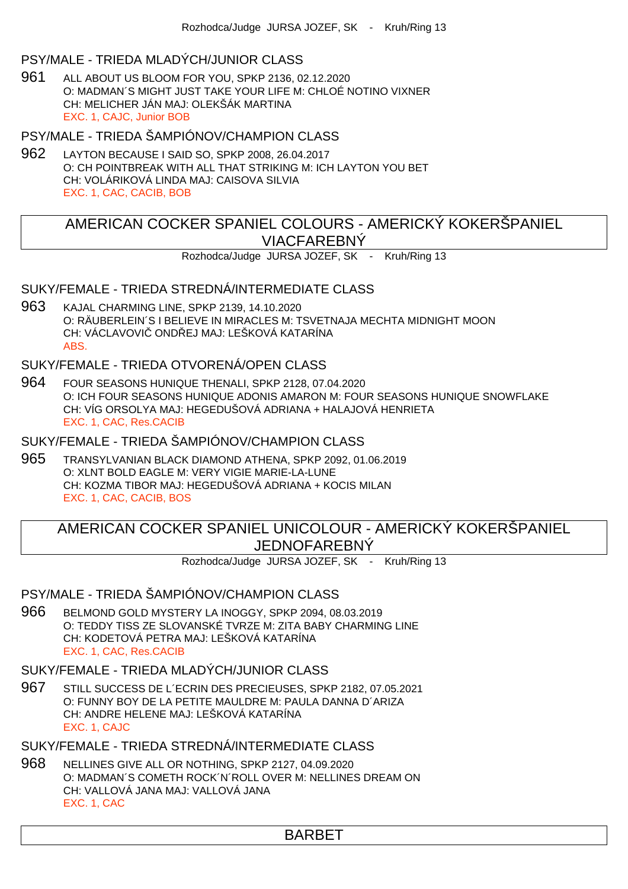Rozhodca/Judge JURSA JOZEF, SK - Kruh/Ring 13

### PSY/MALE - TRIEDA MLADÝCH/JUNIOR CLASS

961 ALL ABOUT US BLOOM FOR YOU, SPKP 2136, 02.12.2020
O: MADMAN´S MIGHT JUST TAKE YOUR LIFE M: CHLOÉ NOTINO VIXNER
CH: MELICHER JÁN MAJ: OLEKŠÁK MARTINA
EXC. 1, CAJC, Junior BOB

### PSY/MALE - TRIEDA ŠAMPIÓNOV/CHAMPION CLASS

962 LAYTON BECAUSE I SAID SO, SPKP 2008, 26.04.2017
O: CH POINTBREAK WITH ALL THAT STRIKING M: ICH LAYTON YOU BET
CH: VOLÁRIKOVÁ LINDA MAJ: CAISOVA SILVIA
EXC. 1, CAC, CACIB, BOB

## AMERICAN COCKER SPANIEL COLOURS - AMERICKÝ KOKERŠPANIEL VIACFAREBNÝ

Rozhodca/Judge JURSA JOZEF, SK - Kruh/Ring 13

### SUKY/FEMALE - TRIEDA STREDNÁ/INTERMEDIATE CLASS

963 KAJAL CHARMING LINE, SPKP 2139, 14.10.2020
O: RÄUBERLEIN´S I BELIEVE IN MIRACLES M: TSVETNAJA MECHTA MIDNIGHT MOON
CH: VÁCLAVOVIČ ONDŘEJ MAJ: LEŠKOVÁ KATARÍNA
ABS.

### SUKY/FEMALE - TRIEDA OTVORENÁ/OPEN CLASS

964 FOUR SEASONS HUNIQUE THENALI, SPKP 2128, 07.04.2020
O: ICH FOUR SEASONS HUNIQUE ADONIS AMARON M: FOUR SEASONS HUNIQUE SNOWFLAKE
CH: VÍG ORSOLYA MAJ: HEGEDUŠOVÁ ADRIANA + HALAJOVÁ HENRIETA
EXC. 1, CAC, Res.CACIB

### SUKY/FEMALE - TRIEDA ŠAMPIÓNOV/CHAMPION CLASS

965 TRANSYLVANIAN BLACK DIAMOND ATHENA, SPKP 2092, 01.06.2019
O: XLNT BOLD EAGLE M: VERY VIGIE MARIE-LA-LUNE
CH: KOZMA TIBOR MAJ: HEGEDUŠOVÁ ADRIANA + KOCIS MILAN
EXC. 1, CAC, CACIB, BOS

## AMERICAN COCKER SPANIEL UNICOLOUR - AMERICKÝ KOKERŠPANIEL JEDNOFAREBNÝ

Rozhodca/Judge JURSA JOZEF, SK - Kruh/Ring 13

### PSY/MALE - TRIEDA ŠAMPIÓNOV/CHAMPION CLASS

966 BELMOND GOLD MYSTERY LA INOGGY, SPKP 2094, 08.03.2019
O: TEDDY TISS ZE SLOVANSKÉ TVRZE M: ZITA BABY CHARMING LINE
CH: KODETOVÁ PETRA MAJ: LEŠKOVÁ KATARÍNA
EXC. 1, CAC, Res.CACIB

### SUKY/FEMALE - TRIEDA MLADÝCH/JUNIOR CLASS

967 STILL SUCCESS DE L´ECRIN DES PRECIEUSES, SPKP 2182, 07.05.2021
O: FUNNY BOY DE LA PETITE MAULDRE M: PAULA DANNA D´ARIZA
CH: ANDRE HELENE MAJ: LEŠKOVÁ KATARÍNA
EXC. 1, CAJC

### SUKY/FEMALE - TRIEDA STREDNÁ/INTERMEDIATE CLASS

968 NELLINES GIVE ALL OR NOTHING, SPKP 2127, 04.09.2020
O: MADMAN´S COMETH ROCK´N´ROLL OVER M: NELLINES DREAM ON
CH: VALLOVÁ JANA MAJ: VALLOVÁ JANA
EXC. 1, CAC

## BARBET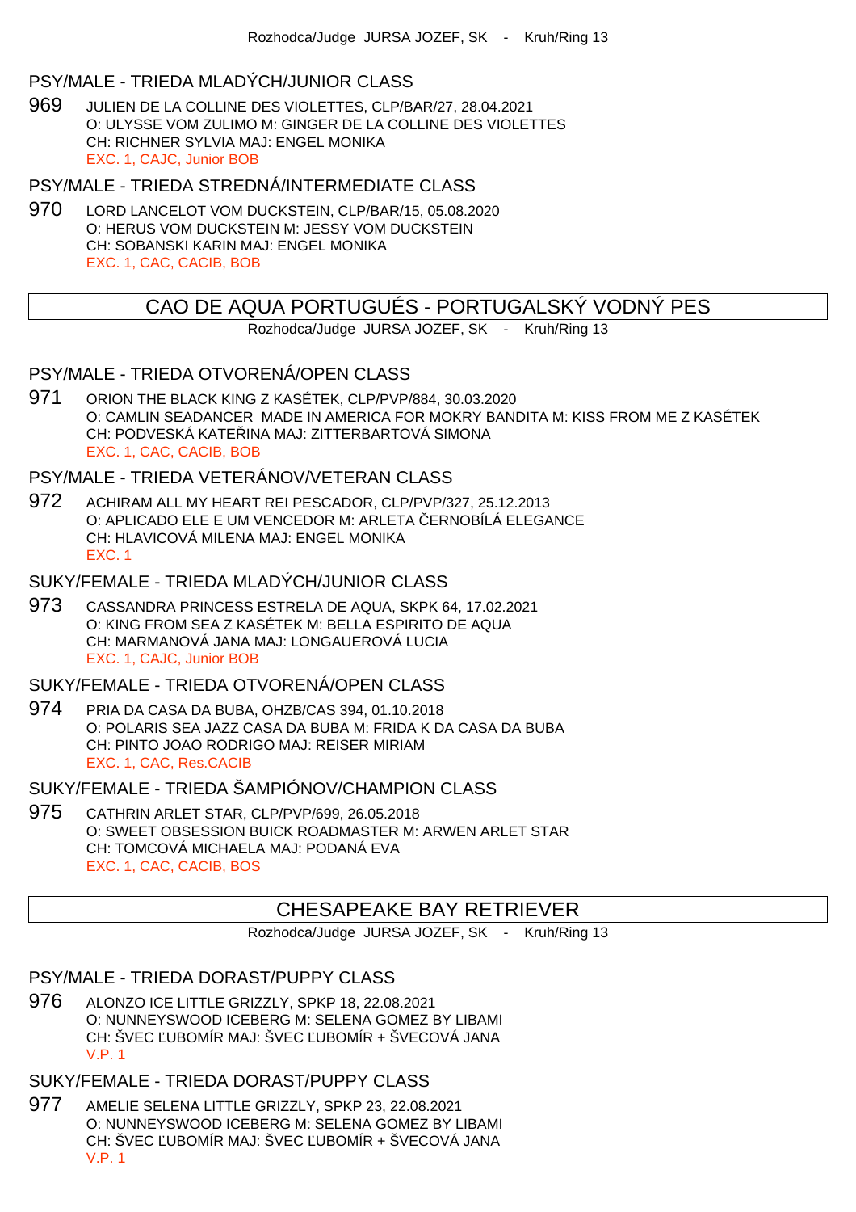Rozhodca/Judge JURSA JOZEF, SK - Kruh/Ring 13

### PSY/MALE - TRIEDA MLADÝCH/JUNIOR CLASS

969 JULIEN DE LA COLLINE DES VIOLETTES, CLP/BAR/27, 28.04.2021
O: ULYSSE VOM ZULIMO M: GINGER DE LA COLLINE DES VIOLETTES
CH: RICHNER SYLVIA MAJ: ENGEL MONIKA
EXC. 1, CAJC, Junior BOB

### PSY/MALE - TRIEDA STREDNÁ/INTERMEDIATE CLASS

970 LORD LANCELOT VOM DUCKSTEIN, CLP/BAR/15, 05.08.2020
O: HERUS VOM DUCKSTEIN M: JESSY VOM DUCKSTEIN
CH: SOBANSKI KARIN MAJ: ENGEL MONIKA
EXC. 1, CAC, CACIB, BOB

## CAO DE AQUA PORTUGUÉS - PORTUGALSKÝ VODNÝ PES

Rozhodca/Judge JURSA JOZEF, SK - Kruh/Ring 13

### PSY/MALE - TRIEDA OTVORENÁ/OPEN CLASS

971 ORION THE BLACK KING Z KASÉTEK, CLP/PVP/884, 30.03.2020
O: CAMLIN SEADANCER MADE IN AMERICA FOR MOKRY BANDITA M: KISS FROM ME Z KASÉTEK
CH: PODVESKÁ KATEŘINA MAJ: ZITTERBARTOVÁ SIMONA
EXC. 1, CAC, CACIB, BOB

### PSY/MALE - TRIEDA VETERÁNOV/VETERAN CLASS

972 ACHIRAM ALL MY HEART REI PESCADOR, CLP/PVP/327, 25.12.2013
O: APLICADO ELE E UM VENCEDOR M: ARLETA ČERNOBÍLÁ ELEGANCE
CH: HLAVICOVÁ MILENA MAJ: ENGEL MONIKA
EXC. 1

### SUKY/FEMALE - TRIEDA MLADÝCH/JUNIOR CLASS

973 CASSANDRA PRINCESS ESTRELA DE AQUA, SKPK 64, 17.02.2021
O: KING FROM SEA Z KASÉTEK M: BELLA ESPIRITO DE AQUA
CH: MARMANOVÁ JANA MAJ: LONGAUEROVÁ LUCIA
EXC. 1, CAJC, Junior BOB

### SUKY/FEMALE - TRIEDA OTVORENÁ/OPEN CLASS

974 PRIA DA CASA DA BUBA, OHZB/CAS 394, 01.10.2018
O: POLARIS SEA JAZZ CASA DA BUBA M: FRIDA K DA CASA DA BUBA
CH: PINTO JOAO RODRIGO MAJ: REISER MIRIAM
EXC. 1, CAC, Res.CACIB

### SUKY/FEMALE - TRIEDA ŠAMPIÓNOV/CHAMPION CLASS

975 CATHRIN ARLET STAR, CLP/PVP/699, 26.05.2018
O: SWEET OBSESSION BUICK ROADMASTER M: ARWEN ARLET STAR
CH: TOMCOVÁ MICHAELA MAJ: PODANÁ EVA
EXC. 1, CAC, CACIB, BOS

## CHESAPEAKE BAY RETRIEVER

Rozhodca/Judge JURSA JOZEF, SK - Kruh/Ring 13

### PSY/MALE - TRIEDA DORAST/PUPPY CLASS

976 ALONZO ICE LITTLE GRIZZLY, SPKP 18, 22.08.2021
O: NUNNEYSWOOD ICEBERG M: SELENA GOMEZ BY LIBAMI
CH: ŠVEC ĽUBOMÍR MAJ: ŠVEC ĽUBOMÍR + ŠVECOVÁ JANA
V.P. 1

### SUKY/FEMALE - TRIEDA DORAST/PUPPY CLASS

977 AMELIE SELENA LITTLE GRIZZLY, SPKP 23, 22.08.2021
O: NUNNEYSWOOD ICEBERG M: SELENA GOMEZ BY LIBAMI
CH: ŠVEC ĽUBOMÍR MAJ: ŠVEC ĽUBOMÍR + ŠVECOVÁ JANA
V.P. 1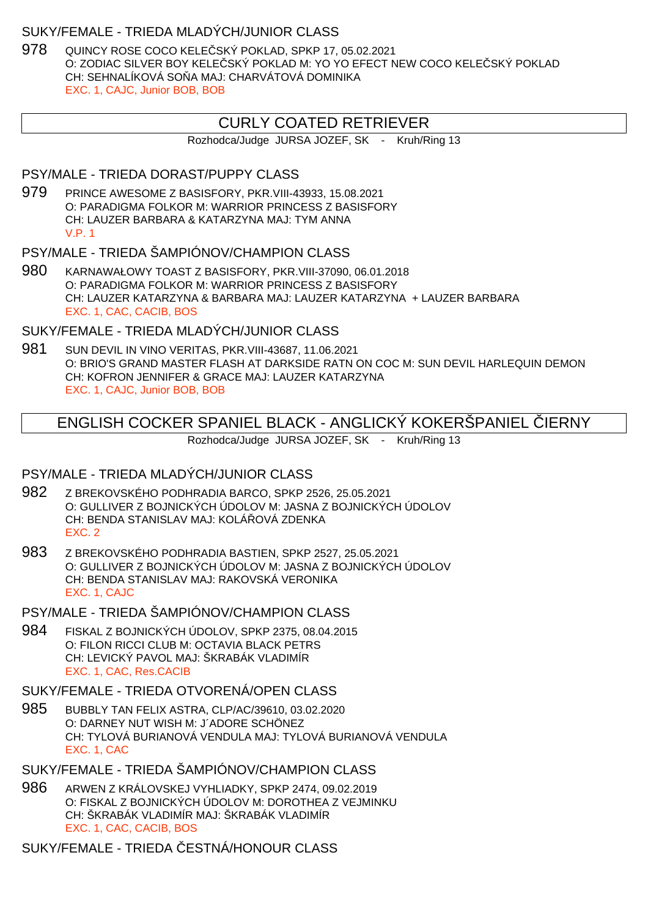### SUKY/FEMALE - TRIEDA MLADÝCH/JUNIOR CLASS

978 QUINCY ROSE COCO KELEČSKÝ POKLAD, SPKP 17, 05.02.2021
O: ZODIAC SILVER BOY KELEČSKÝ POKLAD M: YO YO EFECT NEW COCO KELEČSKÝ POKLAD
CH: SEHNALÍKOVÁ SOŇA MAJ: CHARVÁTOVÁ DOMINIKA
EXC. 1, CAJC, Junior BOB, BOB

## CURLY COATED RETRIEVER

Rozhodca/Judge JURSA JOZEF, SK - Kruh/Ring 13

### PSY/MALE - TRIEDA DORAST/PUPPY CLASS

979 PRINCE AWESOME Z BASISFORY, PKR.VIII-43933, 15.08.2021
O: PARADIGMA FOLKOR M: WARRIOR PRINCESS Z BASISFORY
CH: LAUZER BARBARA & KATARZYNA MAJ: TYM ANNA
V.P. 1

### PSY/MALE - TRIEDA ŠAMPIÓNOV/CHAMPION CLASS

980 KARNAWAŁOWY TOAST Z BASISFORY, PKR.VIII-37090, 06.01.2018
O: PARADIGMA FOLKOR M: WARRIOR PRINCESS Z BASISFORY
CH: LAUZER KATARZYNA & BARBARA MAJ: LAUZER KATARZYNA + LAUZER BARBARA
EXC. 1, CAC, CACIB, BOS

### SUKY/FEMALE - TRIEDA MLADÝCH/JUNIOR CLASS

981 SUN DEVIL IN VINO VERITAS, PKR.VIII-43687, 11.06.2021
O: BRIO'S GRAND MASTER FLASH AT DARKSIDE RATN ON COC M: SUN DEVIL HARLEQUIN DEMON
CH: KOFRON JENNIFER & GRACE MAJ: LAUZER KATARZYNA
EXC. 1, CAJC, Junior BOB, BOB

## ENGLISH COCKER SPANIEL BLACK - ANGLICKÝ KOKERŠPANIEL ČIERNY

Rozhodca/Judge JURSA JOZEF, SK - Kruh/Ring 13

### PSY/MALE - TRIEDA MLADÝCH/JUNIOR CLASS

982 Z BREKOVSKÉHO PODHRADIA BARCO, SPKP 2526, 25.05.2021
O: GULLIVER Z BOJNICKÝCH ÚDOLOV M: JASNA Z BOJNICKÝCH ÚDOLOV
CH: BENDA STANISLAV MAJ: KOLÁŘOVÁ ZDENKA
EXC. 2

983 Z BREKOVSKÉHO PODHRADIA BASTIEN, SPKP 2527, 25.05.2021
O: GULLIVER Z BOJNICKÝCH ÚDOLOV M: JASNA Z BOJNICKÝCH ÚDOLOV
CH: BENDA STANISLAV MAJ: RAKOVSKÁ VERONIKA
EXC. 1, CAJC

### PSY/MALE - TRIEDA ŠAMPIÓNOV/CHAMPION CLASS

984 FISKAL Z BOJNICKÝCH ÚDOLOV, SPKP 2375, 08.04.2015
O: FILON RICCI CLUB M: OCTAVIA BLACK PETRS
CH: LEVICKÝ PAVOL MAJ: ŠKRABÁK VLADIMÍR
EXC. 1, CAC, Res.CACIB

### SUKY/FEMALE - TRIEDA OTVORENÁ/OPEN CLASS

985 BUBBLY TAN FELIX ASTRA, CLP/AC/39610, 03.02.2020
O: DARNEY NUT WISH M: J´ADORE SCHÖNEZ
CH: TYLOVÁ BURIANOVÁ VENDULA MAJ: TYLOVÁ BURIANOVÁ VENDULA
EXC. 1, CAC

### SUKY/FEMALE - TRIEDA ŠAMPIÓNOV/CHAMPION CLASS

986 ARWEN Z KRÁLOVSKEJ VYHLIADKY, SPKP 2474, 09.02.2019
O: FISKAL Z BOJNICKÝCH ÚDOLOV M: DOROTHEA Z VEJMINKU
CH: ŠKRABÁK VLADIMÍR MAJ: ŠKRABÁK VLADIMÍR
EXC. 1, CAC, CACIB, BOS

### SUKY/FEMALE - TRIEDA ČESTNÁ/HONOUR CLASS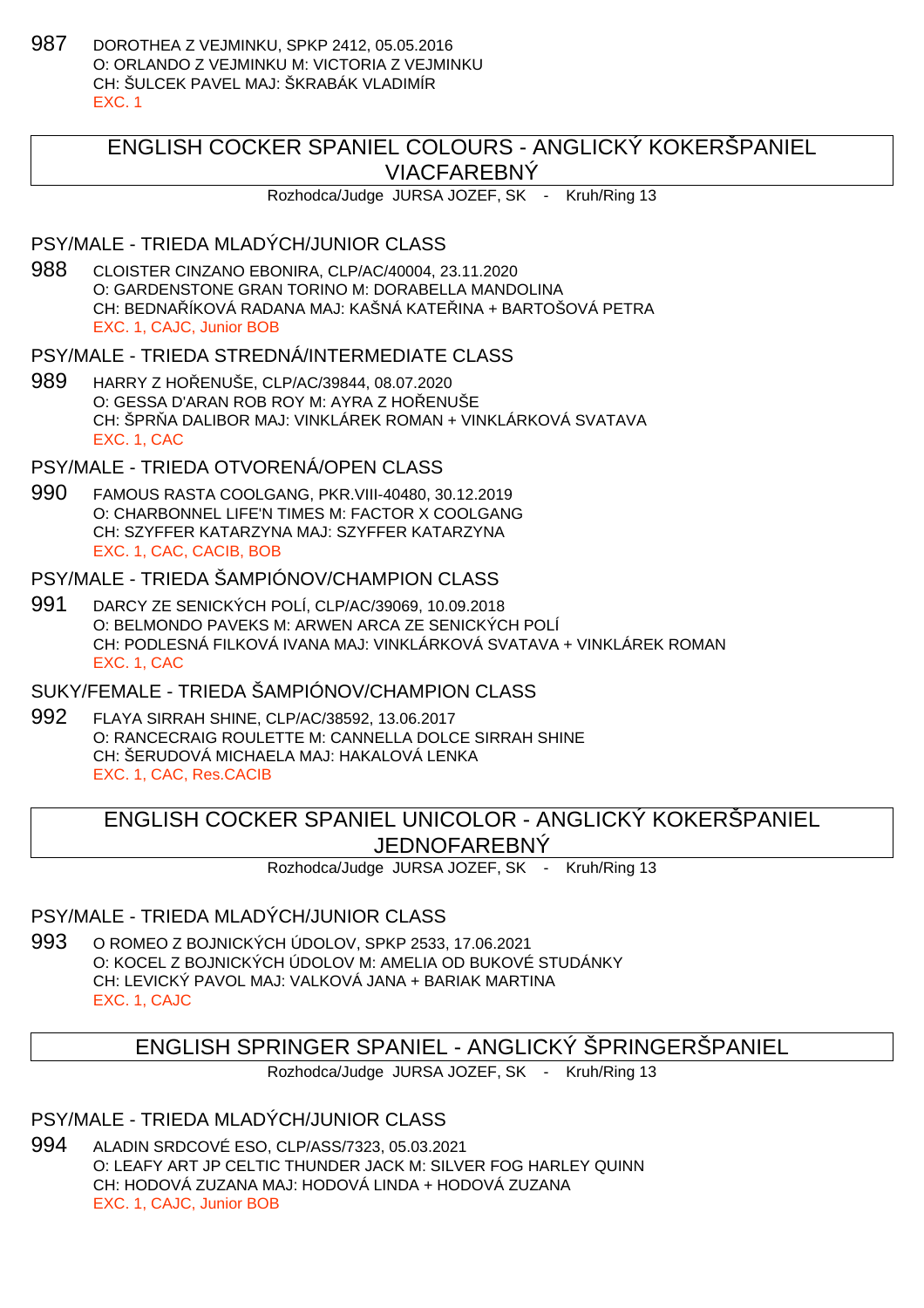987 DOROTHEA Z VEJMINKU, SPKP 2412, 05.05.2016
O: ORLANDO Z VEJMINKU M: VICTORIA Z VEJMINKU
CH: ŠULCEK PAVEL MAJ: ŠKRABÁK VLADIMÍR
EXC. 1

## ENGLISH COCKER SPANIEL COLOURS - ANGLICKÝ KOKERŠPANIEL VIACFAREBNÝ

Rozhodca/Judge JURSA JOZEF, SK - Kruh/Ring 13

### PSY/MALE - TRIEDA MLADÝCH/JUNIOR CLASS

988 CLOISTER CINZANO EBONIRA, CLP/AC/40004, 23.11.2020
O: GARDENSTONE GRAN TORINO M: DORABELLA MANDOLINA
CH: BEDNAŘÍKOVÁ RADANA MAJ: KAŠNÁ KATEŘINA + BARTOŠOVÁ PETRA
EXC. 1, CAJC, Junior BOB

### PSY/MALE - TRIEDA STREDNÁ/INTERMEDIATE CLASS

989 HARRY Z HOŘENUŠE, CLP/AC/39844, 08.07.2020
O: GESSA D'ARAN ROB ROY M: AYRA Z HOŘENUŠE
CH: ŠPRŇA DALIBOR MAJ: VINKLÁREK ROMAN + VINKLÁRKOVÁ SVATAVA
EXC. 1, CAC

### PSY/MALE - TRIEDA OTVORENÁ/OPEN CLASS

990 FAMOUS RASTA COOLGANG, PKR.VIII-40480, 30.12.2019
O: CHARBONNEL LIFE'N TIMES M: FACTOR X COOLGANG
CH: SZYFFER KATARZYNA MAJ: SZYFFER KATARZYNA
EXC. 1, CAC, CACIB, BOB

### PSY/MALE - TRIEDA ŠAMPIÓNOV/CHAMPION CLASS

991 DARCY ZE SENICKÝCH POLÍ, CLP/AC/39069, 10.09.2018
O: BELMONDO PAVEKS M: ARWEN ARCA ZE SENICKÝCH POLÍ
CH: PODLESNÁ FILKOVÁ IVANA MAJ: VINKLÁRKOVÁ SVATAVA + VINKLÁREK ROMAN
EXC. 1, CAC

### SUKY/FEMALE - TRIEDA ŠAMPIÓNOV/CHAMPION CLASS

992 FLAYA SIRRAH SHINE, CLP/AC/38592, 13.06.2017
O: RANCECRAIG ROULETTE M: CANNELLA DOLCE SIRRAH SHINE
CH: ŠERUDOVÁ MICHAELA MAJ: HAKALOVÁ LENKA
EXC. 1, CAC, Res.CACIB

## ENGLISH COCKER SPANIEL UNICOLOR - ANGLICKÝ KOKERŠPANIEL JEDNOFAREBNÝ

Rozhodca/Judge JURSA JOZEF, SK - Kruh/Ring 13

### PSY/MALE - TRIEDA MLADÝCH/JUNIOR CLASS

993 O ROMEO Z BOJNICKÝCH ÚDOLOV, SPKP 2533, 17.06.2021
O: KOCEL Z BOJNICKÝCH ÚDOLOV M: AMELIA OD BUKOVÉ STUDÁNKY
CH: LEVICKÝ PAVOL MAJ: VALKOVÁ JANA + BARIAK MARTINA
EXC. 1, CAJC

## ENGLISH SPRINGER SPANIEL - ANGLICKÝ ŠPRINGERŠPANIEL

Rozhodca/Judge JURSA JOZEF, SK - Kruh/Ring 13

### PSY/MALE - TRIEDA MLADÝCH/JUNIOR CLASS

994 ALADIN SRDCOVÉ ESO, CLP/ASS/7323, 05.03.2021
O: LEAFY ART JP CELTIC THUNDER JACK M: SILVER FOG HARLEY QUINN
CH: HODOVÁ ZUZANA MAJ: HODOVÁ LINDA + HODOVÁ ZUZANA
EXC. 1, CAJC, Junior BOB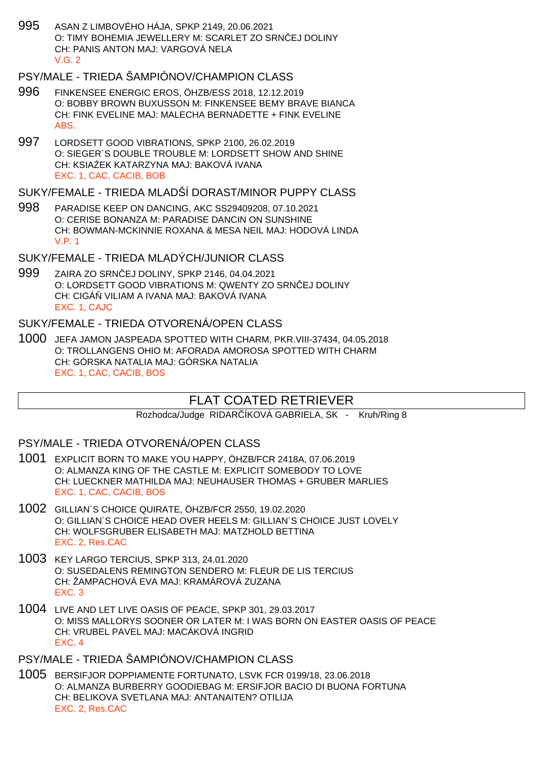995 ASAN Z LIMBOVÉHO HÁJA, SPKP 2149, 20.06.2021
O: TIMY BOHEMIA JEWELLERY M: SCARLET ZO SRNČEJ DOLINY
CH: PANIS ANTON MAJ: VARGOVÁ NELA
V.G. 2

## PSY/MALE - TRIEDA ŠAMPIÓNOV/CHAMPION CLASS

996 FINKENSEE ENERGIC EROS, ÖHZB/ESS 2018, 12.12.2019
O: BOBBY BROWN BUXUSSON M: FINKENSEE BEMY BRAVE BIANCA
CH: FINK EVELINE MAJ: MALECHA BERNADETTE + FINK EVELINE
ABS.

997 LORDSETT GOOD VIBRATIONS, SPKP 2100, 26.02.2019
O: SIEGER´S DOUBLE TROUBLE M: LORDSETT SHOW AND SHINE
CH: KSIAŹEK KATARZYNA MAJ: BAKOVÁ IVANA
EXC. 1, CAC, CACIB, BOB

## SUKY/FEMALE - TRIEDA MLADŠÍ DORAST/MINOR PUPPY CLASS

998 PARADISE KEEP ON DANCING, AKC SS29409208, 07.10.2021
O: CERISE BONANZA M: PARADISE DANCIN ON SUNSHINE
CH: BOWMAN-MCKINNIE ROXANA & MESA NEIL MAJ: HODOVÁ LINDA
V.P. 1

## SUKY/FEMALE - TRIEDA MLADÝCH/JUNIOR CLASS

999 ZAIRA ZO SRNČEJ DOLINY, SPKP 2146, 04.04.2021
O: LORDSETT GOOD VIBRATIONS M: QWENTY ZO SRNČEJ DOLINY
CH: CIGÁŇ VILIAM A IVANA MAJ: BAKOVÁ IVANA
EXC. 1, CAJC

## SUKY/FEMALE - TRIEDA OTVORENÁ/OPEN CLASS

1000 JEFA JAMON JASPEADA SPOTTED WITH CHARM, PKR.VIII-37434, 04.05.2018
O: TROLLANGENS OHIO M: AFORADA AMOROSA SPOTTED WITH CHARM
CH: GÓRSKA NATALIA MAJ: GÓRSKA NATALIA
EXC. 1, CAC, CACIB, BOS

# FLAT COATED RETRIEVER

Rozhodca/Judge RIDARČÍKOVÁ GABRIELA, SK - Kruh/Ring 8

## PSY/MALE - TRIEDA OTVORENÁ/OPEN CLASS

1001 EXPLICIT BORN TO MAKE YOU HAPPY, ÖHZB/FCR 2418A, 07.06.2019
O: ALMANZA KING OF THE CASTLE M: EXPLICIT SOMEBODY TO LOVE
CH: LUECKNER MATHILDA MAJ: NEUHAUSER THOMAS + GRUBER MARLIES
EXC. 1, CAC, CACIB, BOS

1002 GILLIAN´S CHOICE QUIRATE, ÖHZB/FCR 2550, 19.02.2020
O: GILLIAN´S CHOICE HEAD OVER HEELS M: GILLIAN´S CHOICE JUST LOVELY
CH: WOLFSGRUBER ELISABETH MAJ: MATZHOLD BETTINA
EXC. 2, Res.CAC

1003 KEY LARGO TERCIUS, SPKP 313, 24.01.2020
O: SUSEDALENS REMINGTON SENDERO M: FLEUR DE LIS TERCIUS
CH: ŽAMPACHOVÁ EVA MAJ: KRAMÁROVÁ ZUZANA
EXC. 3

1004 LIVE AND LET LIVE OASIS OF PEACE, SPKP 301, 29.03.2017
O: MISS MALLORYS SOONER OR LATER M: I WAS BORN ON EASTER OASIS OF PEACE
CH: VRUBEL PAVEL MAJ: MACÁKOVÁ INGRID
EXC. 4

## PSY/MALE - TRIEDA ŠAMPIÓNOV/CHAMPION CLASS

1005 BERSIFJOR DOPPIAMENTE FORTUNATO, LSVK FCR 0199/18, 23.06.2018
O: ALMANZA BURBERRY GOODIEBAG M: ERSIFJOR BACIO DI BUONA FORTUNA
CH: BELIKOVA SVETLANA MAJ: ANTANAITEN? OTILIJA
EXC. 2, Res.CAC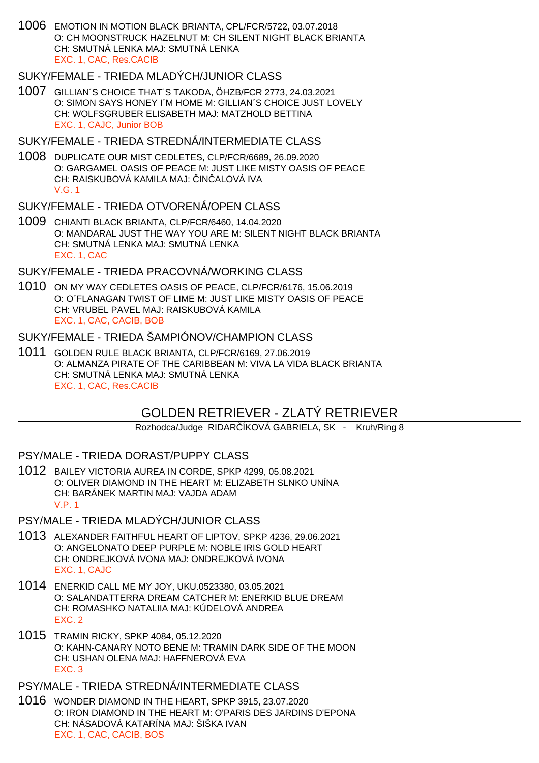1006 EMOTION IN MOTION BLACK BRIANTA, CPL/FCR/5722, 03.07.2018
O: CH MOONSTRUCK HAZELNUT M: CH SILENT NIGHT BLACK BRIANTA
CH: SMUTNÁ LENKA MAJ: SMUTNÁ LENKA
EXC. 1, CAC, Res.CACIB

## SUKY/FEMALE - TRIEDA MLADÝCH/JUNIOR CLASS

1007 GILLIAN´S CHOICE THAT´S TAKODA, ÖHZB/FCR 2773, 24.03.2021
O: SIMON SAYS HONEY I´M HOME M: GILLIAN´S CHOICE JUST LOVELY
CH: WOLFSGRUBER ELISABETH MAJ: MATZHOLD BETTINA
EXC. 1, CAJC, Junior BOB

## SUKY/FEMALE - TRIEDA STREDNÁ/INTERMEDIATE CLASS

1008 DUPLICATE OUR MIST CEDLETES, CLP/FCR/6689, 26.09.2020
O: GARGAMEL OASIS OF PEACE M: JUST LIKE MISTY OASIS OF PEACE
CH: RAISKUBOVÁ KAMILA MAJ: ČINČALOVÁ IVA
V.G. 1

## SUKY/FEMALE - TRIEDA OTVORENÁ/OPEN CLASS

1009 CHIANTI BLACK BRIANTA, CLP/FCR/6460, 14.04.2020
O: MANDARAL JUST THE WAY YOU ARE M: SILENT NIGHT BLACK BRIANTA
CH: SMUTNÁ LENKA MAJ: SMUTNÁ LENKA
EXC. 1, CAC

## SUKY/FEMALE - TRIEDA PRACOVNÁ/WORKING CLASS

1010 ON MY WAY CEDLETES OASIS OF PEACE, CLP/FCR/6176, 15.06.2019
O: O´FLANAGAN TWIST OF LIME M: JUST LIKE MISTY OASIS OF PEACE
CH: VRUBEL PAVEL MAJ: RAISKUBOVÁ KAMILA
EXC. 1, CAC, CACIB, BOB

## SUKY/FEMALE - TRIEDA ŠAMPIÓNOV/CHAMPION CLASS

1011 GOLDEN RULE BLACK BRIANTA, CLP/FCR/6169, 27.06.2019
O: ALMANZA PIRATE OF THE CARIBBEAN M: VIVA LA VIDA BLACK BRIANTA
CH: SMUTNÁ LENKA MAJ: SMUTNÁ LENKA
EXC. 1, CAC, Res.CACIB

# GOLDEN RETRIEVER - ZLATÝ RETRIEVER

Rozhodca/Judge RIDARČÍKOVÁ GABRIELA, SK - Kruh/Ring 8

## PSY/MALE - TRIEDA DORAST/PUPPY CLASS

1012 BAILEY VICTORIA AUREA IN CORDE, SPKP 4299, 05.08.2021
O: OLIVER DIAMOND IN THE HEART M: ELIZABETH SLNKO UNÍNA
CH: BARÁNEK MARTIN MAJ: VAJDA ADAM
V.P. 1

## PSY/MALE - TRIEDA MLADÝCH/JUNIOR CLASS

1013 ALEXANDER FAITHFUL HEART OF LIPTOV, SPKP 4236, 29.06.2021
O: ANGELONATO DEEP PURPLE M: NOBLE IRIS GOLD HEART
CH: ONDREJKOVÁ IVONA MAJ: ONDREJKOVÁ IVONA
EXC. 1, CAJC

1014 ENERKID CALL ME MY JOY, UKU.0523380, 03.05.2021
O: SALANDATTERRA DREAM CATCHER M: ENERKID BLUE DREAM
CH: ROMASHKO NATALIIA MAJ: KÚDELOVÁ ANDREA
EXC. 2

1015 TRAMIN RICKY, SPKP 4084, 05.12.2020
O: KAHN-CANARY NOTO BENE M: TRAMIN DARK SIDE OF THE MOON
CH: USHAN OLENA MAJ: HAFFNEROVÁ EVA
EXC. 3

## PSY/MALE - TRIEDA STREDNÁ/INTERMEDIATE CLASS

1016 WONDER DIAMOND IN THE HEART, SPKP 3915, 23.07.2020
O: IRON DIAMOND IN THE HEART M: O'PARIS DES JARDINS D'EPONA
CH: NÁSADOVÁ KATARÍNA MAJ: ŠIŠKA IVAN
EXC. 1, CAC, CACIB, BOS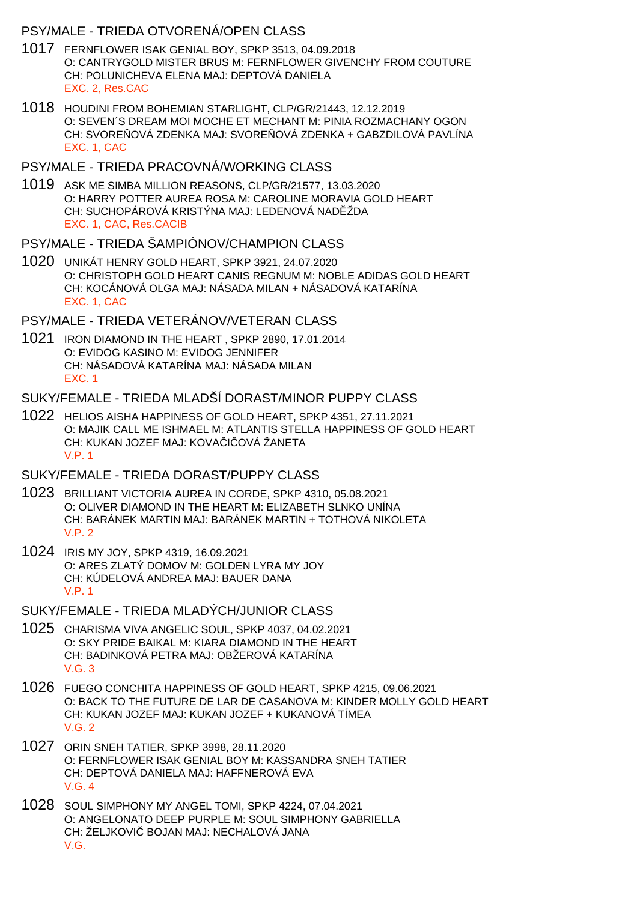## PSY/MALE - TRIEDA OTVORENÁ/OPEN CLASS

1017 FERNFLOWER ISAK GENIAL BOY, SPKP 3513, 04.09.2018
O: CANTRYGOLD MISTER BRUS M: FERNFLOWER GIVENCHY FROM COUTURE
CH: POLUNICHEVA ELENA MAJ: DEPTOVÁ DANIELA
EXC. 2, Res.CAC

1018 HOUDINI FROM BOHEMIAN STARLIGHT, CLP/GR/21443, 12.12.2019
O: SEVEN´S DREAM MOI MOCHE ET MECHANT M: PINIA ROZMACHANY OGON
CH: SVOREŇOVÁ ZDENKA MAJ: SVOREŇOVÁ ZDENKA + GABZDILOVÁ PAVLÍNA
EXC. 1, CAC

## PSY/MALE - TRIEDA PRACOVNÁ/WORKING CLASS

1019 ASK ME SIMBA MILLION REASONS, CLP/GR/21577, 13.03.2020
O: HARRY POTTER AUREA ROSA M: CAROLINE MORAVIA GOLD HEART
CH: SUCHOPÁROVÁ KRISTÝNA MAJ: LEDENOVÁ NADĚŽDA
EXC. 1, CAC, Res.CACIB

## PSY/MALE - TRIEDA ŠAMPIÓNOV/CHAMPION CLASS

1020 UNIKÁT HENRY GOLD HEART, SPKP 3921, 24.07.2020
O: CHRISTOPH GOLD HEART CANIS REGNUM M: NOBLE ADIDAS GOLD HEART
CH: KOCÁNOVÁ OLGA MAJ: NÁSADA MILAN + NÁSADOVÁ KATARÍNA
EXC. 1, CAC

## PSY/MALE - TRIEDA VETERÁNOV/VETERAN CLASS

1021 IRON DIAMOND IN THE HEART , SPKP 2890, 17.01.2014
O: EVIDOG KASINO M: EVIDOG JENNIFER
CH: NÁSADOVÁ KATARÍNA MAJ: NÁSADA MILAN
EXC. 1

## SUKY/FEMALE - TRIEDA MLADŠÍ DORAST/MINOR PUPPY CLASS

1022 HELIOS AISHA HAPPINESS OF GOLD HEART, SPKP 4351, 27.11.2021
O: MAJIK CALL ME ISHMAEL M: ATLANTIS STELLA HAPPINESS OF GOLD HEART
CH: KUKAN JOZEF MAJ: KOVAČIČOVÁ ŽANETA
V.P. 1

## SUKY/FEMALE - TRIEDA DORAST/PUPPY CLASS

1023 BRILLIANT VICTORIA AUREA IN CORDE, SPKP 4310, 05.08.2021
O: OLIVER DIAMOND IN THE HEART M: ELIZABETH SLNKO UNÍNA
CH: BARÁNEK MARTIN MAJ: BARÁNEK MARTIN + TOTHOVÁ NIKOLETA
V.P. 2

1024 IRIS MY JOY, SPKP 4319, 16.09.2021
O: ARES ZLATÝ DOMOV M: GOLDEN LYRA MY JOY
CH: KÚDELOVÁ ANDREA MAJ: BAUER DANA
V.P. 1

## SUKY/FEMALE - TRIEDA MLADÝCH/JUNIOR CLASS

1025 CHARISMA VIVA ANGELIC SOUL, SPKP 4037, 04.02.2021
O: SKY PRIDE BAIKAL M: KIARA DIAMOND IN THE HEART
CH: BADINKOVÁ PETRA MAJ: OBŽEROVÁ KATARÍNA
V.G. 3

1026 FUEGO CONCHITA HAPPINESS OF GOLD HEART, SPKP 4215, 09.06.2021
O: BACK TO THE FUTURE DE LAR DE CASANOVA M: KINDER MOLLY GOLD HEART
CH: KUKAN JOZEF MAJ: KUKAN JOZEF + KUKANOVÁ TÍMEA
V.G. 2

1027 ORIN SNEH TATIER, SPKP 3998, 28.11.2020
O: FERNFLOWER ISAK GENIAL BOY M: KASSANDRA SNEH TATIER
CH: DEPTOVÁ DANIELA MAJ: HAFFNEROVÁ EVA
V.G. 4

1028 SOUL SIMPHONY MY ANGEL TOMI, SPKP 4224, 07.04.2021
O: ANGELONATO DEEP PURPLE M: SOUL SIMPHONY GABRIELLA
CH: ŽELJKOVIČ BOJAN MAJ: NECHALOVÁ JANA
V.G.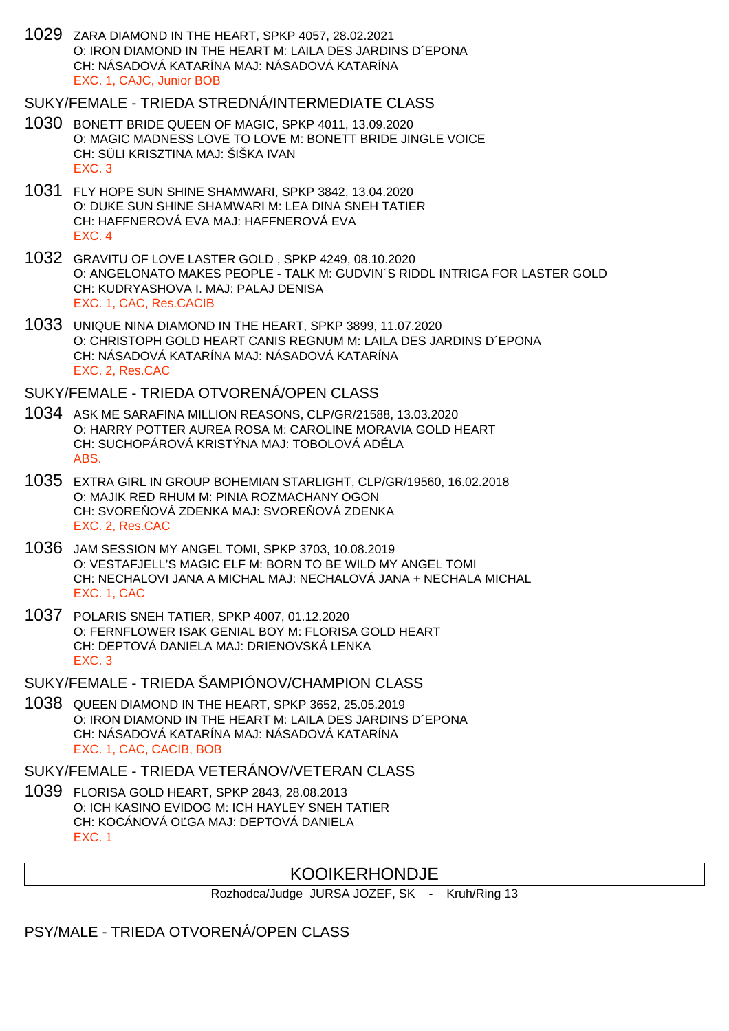1029 ZARA DIAMOND IN THE HEART, SPKP 4057, 28.02.2021
O: IRON DIAMOND IN THE HEART M: LAILA DES JARDINS D´EPONA
CH: NÁSADOVÁ KATARÍNA MAJ: NÁSADOVÁ KATARÍNA
EXC. 1, CAJC, Junior BOB

## SUKY/FEMALE - TRIEDA STREDNÁ/INTERMEDIATE CLASS

1030 BONETT BRIDE QUEEN OF MAGIC, SPKP 4011, 13.09.2020
O: MAGIC MADNESS LOVE TO LOVE M: BONETT BRIDE JINGLE VOICE
CH: SÜLI KRISZTINA MAJ: ŠIŠKA IVAN
EXC. 3

1031 FLY HOPE SUN SHINE SHAMWARI, SPKP 3842, 13.04.2020
O: DUKE SUN SHINE SHAMWARI M: LEA DINA SNEH TATIER
CH: HAFFNEROVÁ EVA MAJ: HAFFNEROVÁ EVA
EXC. 4

1032 GRAVITU OF LOVE LASTER GOLD , SPKP 4249, 08.10.2020
O: ANGELONATO MAKES PEOPLE - TALK M: GUDVIN´S RIDDL INTRIGA FOR LASTER GOLD
CH: KUDRYASHOVA I. MAJ: PALAJ DENISA
EXC. 1, CAC, Res.CACIB

1033 UNIQUE NINA DIAMOND IN THE HEART, SPKP 3899, 11.07.2020
O: CHRISTOPH GOLD HEART CANIS REGNUM M: LAILA DES JARDINS D´EPONA
CH: NÁSADOVÁ KATARÍNA MAJ: NÁSADOVÁ KATARÍNA
EXC. 2, Res.CAC

## SUKY/FEMALE - TRIEDA OTVORENÁ/OPEN CLASS

1034 ASK ME SARAFINA MILLION REASONS, CLP/GR/21588, 13.03.2020
O: HARRY POTTER AUREA ROSA M: CAROLINE MORAVIA GOLD HEART
CH: SUCHOPÁROVÁ KRISTÝNA MAJ: TOBOLOVÁ ADÉLA
ABS.

1035 EXTRA GIRL IN GROUP BOHEMIAN STARLIGHT, CLP/GR/19560, 16.02.2018
O: MAJIK RED RHUM M: PINIA ROZMACHANY OGON
CH: SVOREŇOVÁ ZDENKA MAJ: SVOREŇOVÁ ZDENKA
EXC. 2, Res.CAC

1036 JAM SESSION MY ANGEL TOMI, SPKP 3703, 10.08.2019
O: VESTAFJELL'S MAGIC ELF M: BORN TO BE WILD MY ANGEL TOMI
CH: NECHALOVI JANA A MICHAL MAJ: NECHALOVÁ JANA + NECHALA MICHAL
EXC. 1, CAC

1037 POLARIS SNEH TATIER, SPKP 4007, 01.12.2020
O: FERNFLOWER ISAK GENIAL BOY M: FLORISA GOLD HEART
CH: DEPTOVÁ DANIELA MAJ: DRIENOVSKÁ LENKA
EXC. 3

## SUKY/FEMALE - TRIEDA ŠAMPIÓNOV/CHAMPION CLASS

1038 QUEEN DIAMOND IN THE HEART, SPKP 3652, 25.05.2019
O: IRON DIAMOND IN THE HEART M: LAILA DES JARDINS D´EPONA
CH: NÁSADOVÁ KATARÍNA MAJ: NÁSADOVÁ KATARÍNA
EXC. 1, CAC, CACIB, BOB

## SUKY/FEMALE - TRIEDA VETERÁNOV/VETERAN CLASS

1039 FLORISA GOLD HEART, SPKP 2843, 28.08.2013
O: ICH KASINO EVIDOG M: ICH HAYLEY SNEH TATIER
CH: KOCÁNOVÁ OĽGA MAJ: DEPTOVÁ DANIELA
EXC. 1

# KOOIKERHONDJE

Rozhodca/Judge JURSA JOZEF, SK - Kruh/Ring 13

## PSY/MALE - TRIEDA OTVORENÁ/OPEN CLASS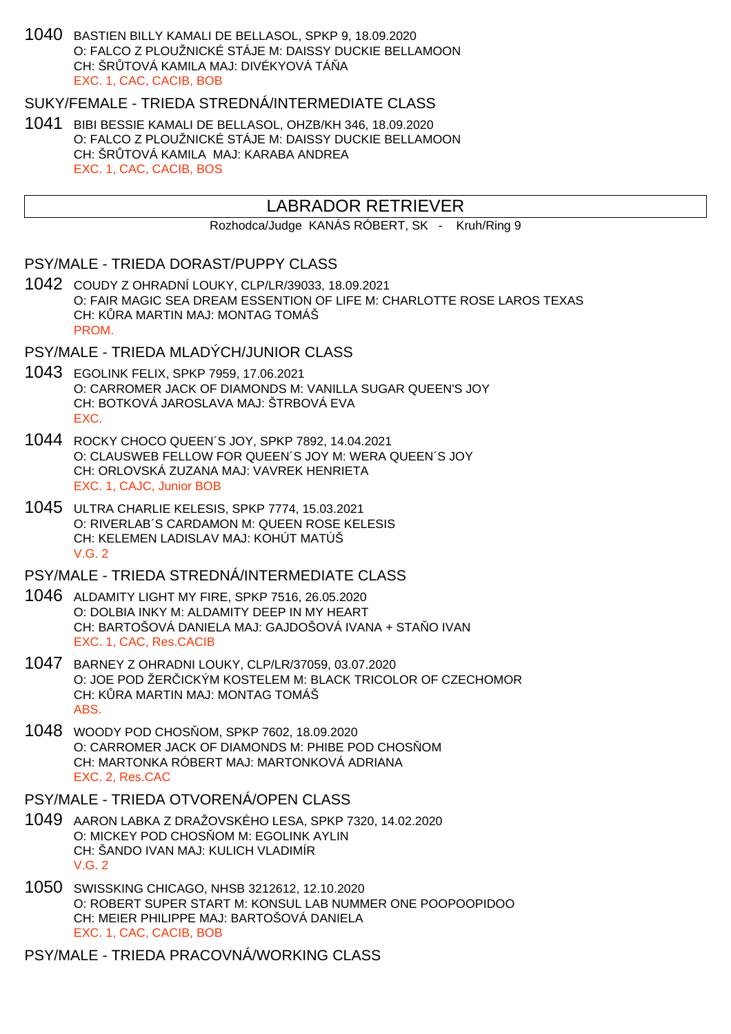1040 BASTIEN BILLY KAMALI DE BELLASOL, SPKP 9, 18.09.2020
O: FALCO Z PLOUŽNICKÉ STÁJE M: DAISSY DUCKIE BELLAMOON
CH: ŠRŮTOVÁ KAMILA MAJ: DIVÉKYOVÁ TÁŇA
EXC. 1, CAC, CACIB, BOB

SUKY/FEMALE - TRIEDA STREDNÁ/INTERMEDIATE CLASS

1041 BIBI BESSIE KAMALI DE BELLASOL, OHZB/KH 346, 18.09.2020
O: FALCO Z PLOUŽNICKÉ STÁJE M: DAISSY DUCKIE BELLAMOON
CH: ŠRŮTOVÁ KAMILA MAJ: KARABA ANDREA
EXC. 1, CAC, CACIB, BOS

## LABRADOR RETRIEVER

Rozhodca/Judge KANÁS RÓBERT, SK - Kruh/Ring 9

PSY/MALE - TRIEDA DORAST/PUPPY CLASS

1042 COUDY Z OHRADNÍ LOUKY, CLP/LR/39033, 18.09.2021
O: FAIR MAGIC SEA DREAM ESSENTION OF LIFE M: CHARLOTTE ROSE LAROS TEXAS
CH: KŮRA MARTIN MAJ: MONTAG TOMÁŠ
PROM.

PSY/MALE - TRIEDA MLADÝCH/JUNIOR CLASS

1043 EGOLINK FELIX, SPKP 7959, 17.06.2021
O: CARROMER JACK OF DIAMONDS M: VANILLA SUGAR QUEEN'S JOY
CH: BOTKOVÁ JAROSLAVA MAJ: ŠTRBOVÁ EVA
EXC.

1044 ROCKY CHOCO QUEEN´S JOY, SPKP 7892, 14.04.2021
O: CLAUSWEB FELLOW FOR QUEEN´S JOY M: WERA QUEEN´S JOY
CH: ORLOVSKÁ ZUZANA MAJ: VAVREK HENRIETA
EXC. 1, CAJC, Junior BOB

1045 ULTRA CHARLIE KELESIS, SPKP 7774, 15.03.2021
O: RIVERLAB´S CARDAMON M: QUEEN ROSE KELESIS
CH: KELEMEN LADISLAV MAJ: KOHÚT MATÚŠ
V.G. 2

PSY/MALE - TRIEDA STREDNÁ/INTERMEDIATE CLASS

1046 ALDAMITY LIGHT MY FIRE, SPKP 7516, 26.05.2020
O: DOLBIA INKY M: ALDAMITY DEEP IN MY HEART
CH: BARTOŠOVÁ DANIELA MAJ: GAJDOŠOVÁ IVANA + STAŇO IVAN
EXC. 1, CAC, Res.CACIB

1047 BARNEY Z OHRADNI LOUKY, CLP/LR/37059, 03.07.2020
O: JOE POD ŽERČICKÝM KOSTELEM M: BLACK TRICOLOR OF CZECHOMOR
CH: KŮRA MARTIN MAJ: MONTAG TOMÁŠ
ABS.

1048 WOODY POD CHOSŇOM, SPKP 7602, 18.09.2020
O: CARROMER JACK OF DIAMONDS M: PHIBE POD CHOSŇOM
CH: MARTONKA RÓBERT MAJ: MARTONKOVÁ ADRIANA
EXC. 2, Res.CAC

PSY/MALE - TRIEDA OTVORENÁ/OPEN CLASS

1049 AARON LABKA Z DRAŽOVSKÉHO LESA, SPKP 7320, 14.02.2020
O: MICKEY POD CHOSŇOM M: EGOLINK AYLIN
CH: ŠANDO IVAN MAJ: KULICH VLADIMÍR
V.G. 2

1050 SWISSKING CHICAGO, NHSB 3212612, 12.10.2020
O: ROBERT SUPER START M: KONSUL LAB NUMMER ONE POOPOOPIDOO
CH: MEIER PHILIPPE MAJ: BARTOŠOVÁ DANIELA
EXC. 1, CAC, CACIB, BOB

PSY/MALE - TRIEDA PRACOVNÁ/WORKING CLASS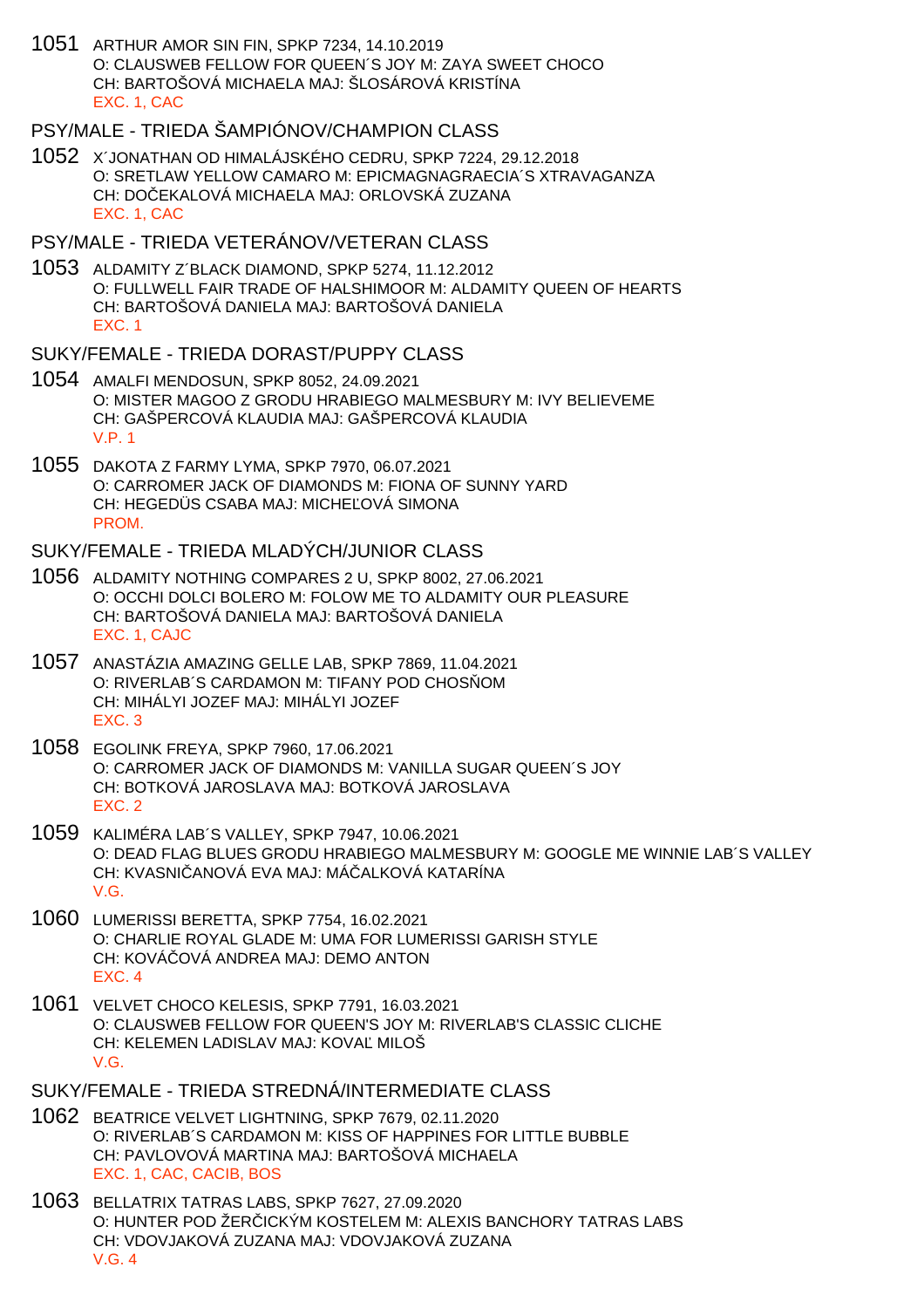1051 ARTHUR AMOR SIN FIN, SPKP 7234, 14.10.2019
O: CLAUSWEB FELLOW FOR QUEEN´S JOY M: ZAYA SWEET CHOCO
CH: BARTOŠOVÁ MICHAELA MAJ: ŠLOSÁROVÁ KRISTÍNA
EXC. 1, CAC

## PSY/MALE - TRIEDA ŠAMPIÓNOV/CHAMPION CLASS

1052 X´JONATHAN OD HIMALÁJSKÉHO CEDRU, SPKP 7224, 29.12.2018
O: SRETLAW YELLOW CAMARO M: EPICMAGNAGRAECIA´S XTRAVAGANZA
CH: DOČEKALOVÁ MICHAELA MAJ: ORLOVSKÁ ZUZANA
EXC. 1, CAC

## PSY/MALE - TRIEDA VETERÁNOV/VETERAN CLASS

1053 ALDAMITY Z´BLACK DIAMOND, SPKP 5274, 11.12.2012
O: FULLWELL FAIR TRADE OF HALSHIMOOR M: ALDAMITY QUEEN OF HEARTS
CH: BARTOŠOVÁ DANIELA MAJ: BARTOŠOVÁ DANIELA
EXC. 1

## SUKY/FEMALE - TRIEDA DORAST/PUPPY CLASS

1054 AMALFI MENDOSUN, SPKP 8052, 24.09.2021
O: MISTER MAGOO Z GRODU HRABIEGO MALMESBURY M: IVY BELIEVEME
CH: GAŠPERCOVÁ KLAUDIA MAJ: GAŠPERCOVÁ KLAUDIA
V.P. 1

1055 DAKOTA Z FARMY LYMA, SPKP 7970, 06.07.2021
O: CARROMER JACK OF DIAMONDS M: FIONA OF SUNNY YARD
CH: HEGEDÜS CSABA MAJ: MICHEĽOVÁ SIMONA
PROM.

## SUKY/FEMALE - TRIEDA MLADÝCH/JUNIOR CLASS

1056 ALDAMITY NOTHING COMPARES 2 U, SPKP 8002, 27.06.2021
O: OCCHI DOLCI BOLERO M: FOLOW ME TO ALDAMITY OUR PLEASURE
CH: BARTOŠOVÁ DANIELA MAJ: BARTOŠOVÁ DANIELA
EXC. 1, CAJC

1057 ANASTÁZIA AMAZING GELLE LAB, SPKP 7869, 11.04.2021
O: RIVERLAB´S CARDAMON M: TIFANY POD CHOSŇOM
CH: MIHÁLYI JOZEF MAJ: MIHÁLYI JOZEF
EXC. 3

1058 EGOLINK FREYA, SPKP 7960, 17.06.2021
O: CARROMER JACK OF DIAMONDS M: VANILLA SUGAR QUEEN´S JOY
CH: BOTKOVÁ JAROSLAVA MAJ: BOTKOVÁ JAROSLAVA
EXC. 2

1059 KALIMÉRA LAB´S VALLEY, SPKP 7947, 10.06.2021
O: DEAD FLAG BLUES GRODU HRABIEGO MALMESBURY M: GOOGLE ME WINNIE LAB´S VALLEY
CH: KVASNIČANOVÁ EVA MAJ: MÁČALKOVÁ KATARÍNA
V.G.

1060 LUMERISSI BERETTA, SPKP 7754, 16.02.2021
O: CHARLIE ROYAL GLADE M: UMA FOR LUMERISSI GARISH STYLE
CH: KOVÁČOVÁ ANDREA MAJ: DEMO ANTON
EXC. 4

1061 VELVET CHOCO KELESIS, SPKP 7791, 16.03.2021
O: CLAUSWEB FELLOW FOR QUEEN'S JOY M: RIVERLAB'S CLASSIC CLICHE
CH: KELEMEN LADISLAV MAJ: KOVAĽ MILOŠ
V.G.

## SUKY/FEMALE - TRIEDA STREDNÁ/INTERMEDIATE CLASS

1062 BEATRICE VELVET LIGHTNING, SPKP 7679, 02.11.2020
O: RIVERLAB´S CARDAMON M: KISS OF HAPPINES FOR LITTLE BUBBLE
CH: PAVLOVOVÁ MARTINA MAJ: BARTOŠOVÁ MICHAELA
EXC. 1, CAC, CACIB, BOS

1063 BELLATRIX TATRAS LABS, SPKP 7627, 27.09.2020
O: HUNTER POD ŽERČICKÝM KOSTELEM M: ALEXIS BANCHORY TATRAS LABS
CH: VDOVJAKOVÁ ZUZANA MAJ: VDOVJAKOVÁ ZUZANA
V.G. 4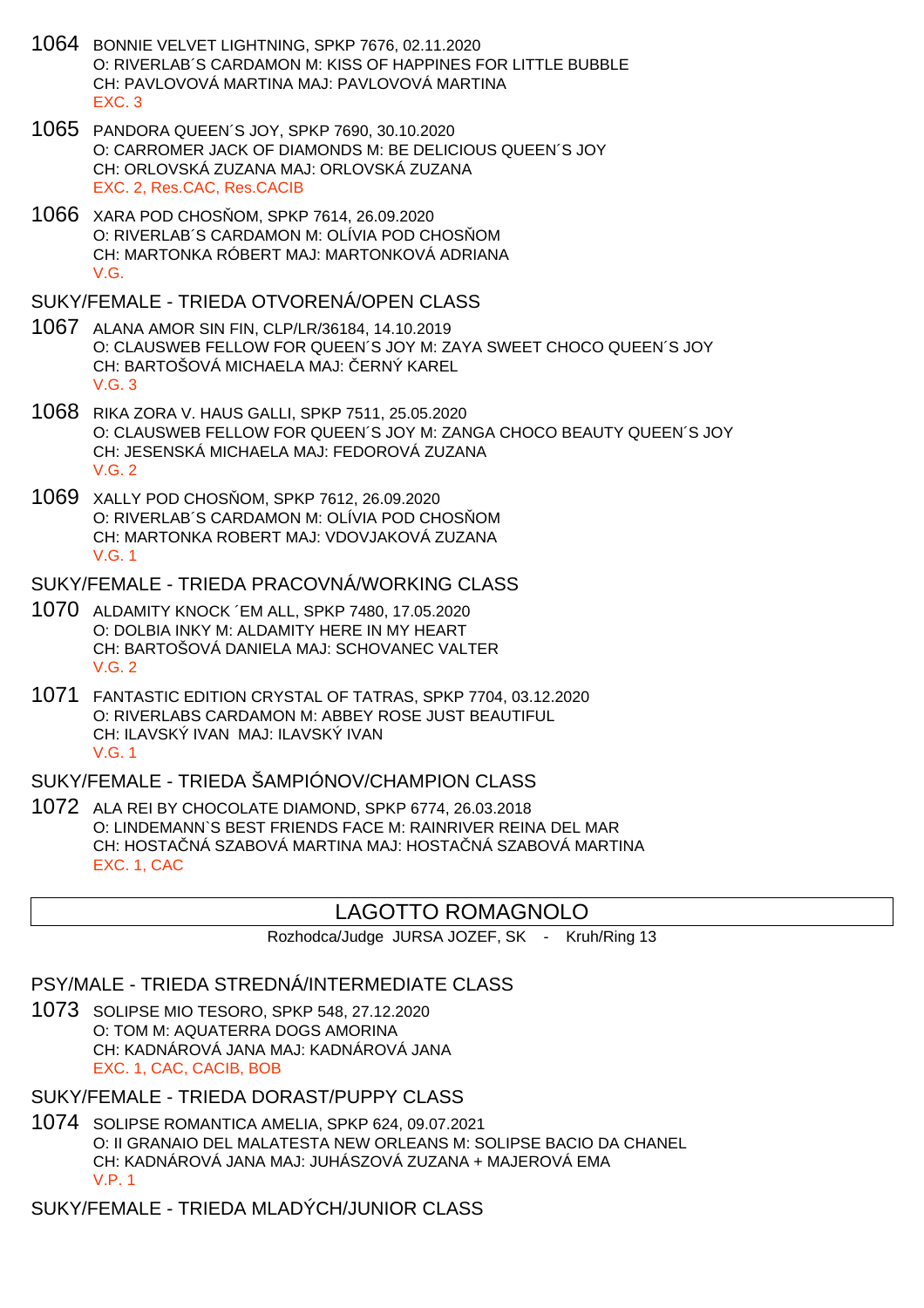1064 BONNIE VELVET LIGHTNING, SPKP 7676, 02.11.2020
O: RIVERLAB´S CARDAMON M: KISS OF HAPPINES FOR LITTLE BUBBLE
CH: PAVLOVOVÁ MARTINA MAJ: PAVLOVOVÁ MARTINA
EXC. 3

1065 PANDORA QUEEN´S JOY, SPKP 7690, 30.10.2020
O: CARROMER JACK OF DIAMONDS M: BE DELICIOUS QUEEN´S JOY
CH: ORLOVSKÁ ZUZANA MAJ: ORLOVSKÁ ZUZANA
EXC. 2, Res.CAC, Res.CACIB

1066 XARA POD CHOSŇOM, SPKP 7614, 26.09.2020
O: RIVERLAB´S CARDAMON M: OLÍVIA POD CHOSŇOM
CH: MARTONKA RÓBERT MAJ: MARTONKOVÁ ADRIANA
V.G.

SUKY/FEMALE - TRIEDA OTVORENÁ/OPEN CLASS

1067 ALANA AMOR SIN FIN, CLP/LR/36184, 14.10.2019
O: CLAUSWEB FELLOW FOR QUEEN´S JOY M: ZAYA SWEET CHOCO QUEEN´S JOY
CH: BARTOŠOVÁ MICHAELA MAJ: ČERNÝ KAREL
V.G. 3

1068 RIKA ZORA V. HAUS GALLI, SPKP 7511, 25.05.2020
O: CLAUSWEB FELLOW FOR QUEEN´S JOY M: ZANGA CHOCO BEAUTY QUEEN´S JOY
CH: JESENSKÁ MICHAELA MAJ: FEDOROVÁ ZUZANA
V.G. 2

1069 XALLY POD CHOSŇOM, SPKP 7612, 26.09.2020
O: RIVERLAB´S CARDAMON M: OLÍVIA POD CHOSŇOM
CH: MARTONKA ROBERT MAJ: VDOVJAKOVÁ ZUZANA
V.G. 1

SUKY/FEMALE - TRIEDA PRACOVNÁ/WORKING CLASS

1070 ALDAMITY KNOCK ´EM ALL, SPKP 7480, 17.05.2020
O: DOLBIA INKY M: ALDAMITY HERE IN MY HEART
CH: BARTOŠOVÁ DANIELA MAJ: SCHOVANEC VALTER
V.G. 2

1071 FANTASTIC EDITION CRYSTAL OF TATRAS, SPKP 7704, 03.12.2020
O: RIVERLABS CARDAMON M: ABBEY ROSE JUST BEAUTIFUL
CH: ILAVSKÝ IVAN MAJ: ILAVSKÝ IVAN
V.G. 1

SUKY/FEMALE - TRIEDA ŠAMPIÓNOV/CHAMPION CLASS

1072 ALA REI BY CHOCOLATE DIAMOND, SPKP 6774, 26.03.2018
O: LINDEMANN`S BEST FRIENDS FACE M: RAINRIVER REINA DEL MAR
CH: HOSTAČNÁ SZABOVÁ MARTINA MAJ: HOSTAČNÁ SZABOVÁ MARTINA
EXC. 1, CAC

## LAGOTTO ROMAGNOLO

Rozhodca/Judge JURSA JOZEF, SK - Kruh/Ring 13

PSY/MALE - TRIEDA STREDNÁ/INTERMEDIATE CLASS

1073 SOLIPSE MIO TESORO, SPKP 548, 27.12.2020
O: TOM M: AQUATERRA DOGS AMORINA
CH: KADNÁROVÁ JANA MAJ: KADNÁROVÁ JANA
EXC. 1, CAC, CACIB, BOB

SUKY/FEMALE - TRIEDA DORAST/PUPPY CLASS

1074 SOLIPSE ROMANTICA AMELIA, SPKP 624, 09.07.2021
O: II GRANAIO DEL MALATESTA NEW ORLEANS M: SOLIPSE BACIO DA CHANEL
CH: KADNÁROVÁ JANA MAJ: JUHÁSZOVÁ ZUZANA + MAJEROVÁ EMA
V.P. 1

SUKY/FEMALE - TRIEDA MLADÝCH/JUNIOR CLASS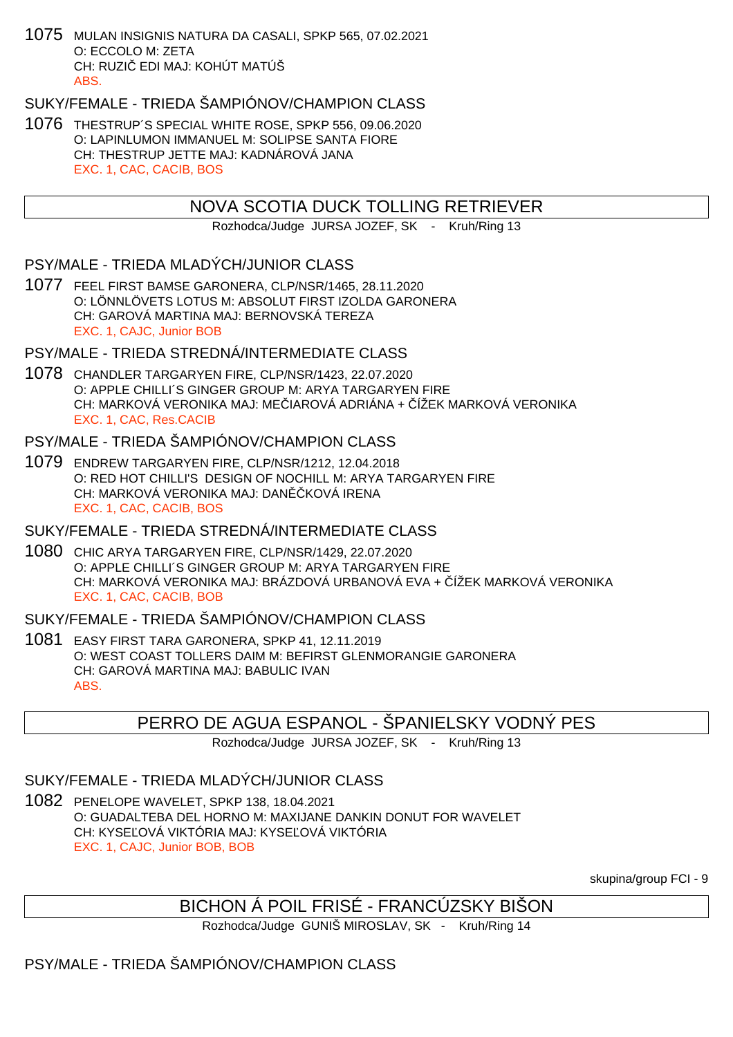1075 MULAN INSIGNIS NATURA DA CASALI, SPKP 565, 07.02.2021
O: ECCOLO M: ZETA
CH: RUZIČ EDI MAJ: KOHÚT MATÚŠ
ABS.

SUKY/FEMALE - TRIEDA ŠAMPIÓNOV/CHAMPION CLASS

1076 THESTRUP´S SPECIAL WHITE ROSE, SPKP 556, 09.06.2020
O: LAPINLUMON IMMANUEL M: SOLIPSE SANTA FIORE
CH: THESTRUP JETTE MAJ: KADNÁROVÁ JANA
EXC. 1, CAC, CACIB, BOS

## NOVA SCOTIA DUCK TOLLING RETRIEVER

Rozhodca/Judge JURSA JOZEF, SK - Kruh/Ring 13

PSY/MALE - TRIEDA MLADÝCH/JUNIOR CLASS

1077 FEEL FIRST BAMSE GARONERA, CLP/NSR/1465, 28.11.2020
O: LÖNNLÖVETS LOTUS M: ABSOLUT FIRST IZOLDA GARONERA
CH: GAROVÁ MARTINA MAJ: BERNOVSKÁ TEREZA
EXC. 1, CAJC, Junior BOB

PSY/MALE - TRIEDA STREDNÁ/INTERMEDIATE CLASS

1078 CHANDLER TARGARYEN FIRE, CLP/NSR/1423, 22.07.2020
O: APPLE CHILLI´S GINGER GROUP M: ARYA TARGARYEN FIRE
CH: MARKOVÁ VERONIKA MAJ: MEČIAROVÁ ADRIÁNA + ČÍŽEK MARKOVÁ VERONIKA
EXC. 1, CAC, Res.CACIB

PSY/MALE - TRIEDA ŠAMPIÓNOV/CHAMPION CLASS

1079 ENDREW TARGARYEN FIRE, CLP/NSR/1212, 12.04.2018
O: RED HOT CHILLI'S DESIGN OF NOCHILL M: ARYA TARGARYEN FIRE
CH: MARKOVÁ VERONIKA MAJ: DANĚČKOVÁ IRENA
EXC. 1, CAC, CACIB, BOS

SUKY/FEMALE - TRIEDA STREDNÁ/INTERMEDIATE CLASS

1080 CHIC ARYA TARGARYEN FIRE, CLP/NSR/1429, 22.07.2020
O: APPLE CHILLI´S GINGER GROUP M: ARYA TARGARYEN FIRE
CH: MARKOVÁ VERONIKA MAJ: BRÁZDOVÁ URBANOVÁ EVA + ČÍŽEK MARKOVÁ VERONIKA
EXC. 1, CAC, CACIB, BOB

SUKY/FEMALE - TRIEDA ŠAMPIÓNOV/CHAMPION CLASS

1081 EASY FIRST TARA GARONERA, SPKP 41, 12.11.2019
O: WEST COAST TOLLERS DAIM M: BEFIRST GLENMORANGIE GARONERA
CH: GAROVÁ MARTINA MAJ: BABULIC IVAN
ABS.

## PERRO DE AGUA ESPANOL - ŠPANIELSKY VODNÝ PES

Rozhodca/Judge JURSA JOZEF, SK - Kruh/Ring 13

SUKY/FEMALE - TRIEDA MLADÝCH/JUNIOR CLASS

1082 PENELOPE WAVELET, SPKP 138, 18.04.2021
O: GUADALTEBA DEL HORNO M: MAXIJANE DANKIN DONUT FOR WAVELET
CH: KYSEĽOVÁ VIKTÓRIA MAJ: KYSEĽOVÁ VIKTÓRIA
EXC. 1, CAJC, Junior BOB, BOB

skupina/group FCI - 9

## BICHON Á POIL FRISÉ - FRANCÚZSKY BIŠON

Rozhodca/Judge GUNIŠ MIROSLAV, SK - Kruh/Ring 14

PSY/MALE - TRIEDA ŠAMPIÓNOV/CHAMPION CLASS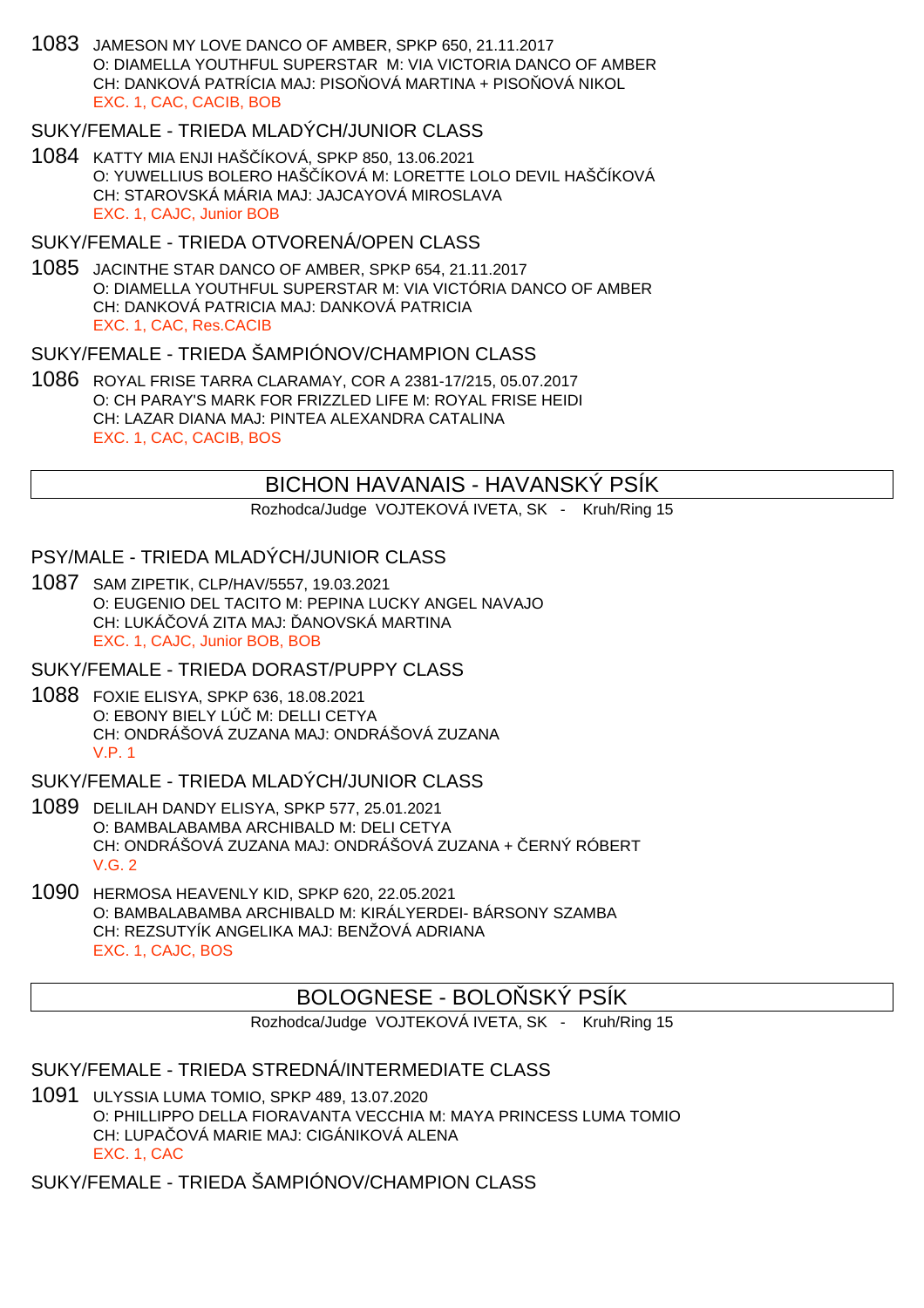1083 JAMESON MY LOVE DANCO OF AMBER, SPKP 650, 21.11.2017
O: DIAMELLA YOUTHFUL SUPERSTAR M: VIA VICTORIA DANCO OF AMBER
CH: DANKOVÁ PATRÍCIA MAJ: PISOŇOVÁ MARTINA + PISOŇOVÁ NIKOL
EXC. 1, CAC, CACIB, BOB

SUKY/FEMALE - TRIEDA MLADÝCH/JUNIOR CLASS

1084 KATTY MIA ENJI HAŠČÍKOVÁ, SPKP 850, 13.06.2021
O: YUWELLIUS BOLERO HAŠČÍKOVÁ M: LORETTE LOLO DEVIL HAŠČÍKOVÁ
CH: STAROVSKÁ MÁRIA MAJ: JAJCAYOVÁ MIROSLAVA
EXC. 1, CAJC, Junior BOB

SUKY/FEMALE - TRIEDA OTVORENÁ/OPEN CLASS

1085 JACINTHE STAR DANCO OF AMBER, SPKP 654, 21.11.2017
O: DIAMELLA YOUTHFUL SUPERSTAR M: VIA VICTÓRIA DANCO OF AMBER
CH: DANKOVÁ PATRICIA MAJ: DANKOVÁ PATRICIA
EXC. 1, CAC, Res.CACIB

SUKY/FEMALE - TRIEDA ŠAMPIÓNOV/CHAMPION CLASS

1086 ROYAL FRISE TARRA CLARAMAY, COR A 2381-17/215, 05.07.2017
O: CH PARAY'S MARK FOR FRIZZLED LIFE M: ROYAL FRISE HEIDI
CH: LAZAR DIANA MAJ: PINTEA ALEXANDRA CATALINA
EXC. 1, CAC, CACIB, BOS

## BICHON HAVANAIS - HAVANSKÝ PSÍK

Rozhodca/Judge VOJTEKOVÁ IVETA, SK - Kruh/Ring 15

PSY/MALE - TRIEDA MLADÝCH/JUNIOR CLASS

1087 SAM ZIPETIK, CLP/HAV/5557, 19.03.2021
O: EUGENIO DEL TACITO M: PEPINA LUCKY ANGEL NAVAJO
CH: LUKÁČOVÁ ZITA MAJ: ĎANOVSKÁ MARTINA
EXC. 1, CAJC, Junior BOB, BOB

SUKY/FEMALE - TRIEDA DORAST/PUPPY CLASS

1088 FOXIE ELISYA, SPKP 636, 18.08.2021
O: EBONY BIELY LÚČ M: DELLI CETYA
CH: ONDRÁŠOVÁ ZUZANA MAJ: ONDRÁŠOVÁ ZUZANA
V.P. 1

SUKY/FEMALE - TRIEDA MLADÝCH/JUNIOR CLASS

1089 DELILAH DANDY ELISYA, SPKP 577, 25.01.2021
O: BAMBALABAMBA ARCHIBALD M: DELI CETYA
CH: ONDRÁŠOVÁ ZUZANA MAJ: ONDRÁŠOVÁ ZUZANA + ČERNÝ RÓBERT
V.G. 2

1090 HERMOSA HEAVENLY KID, SPKP 620, 22.05.2021
O: BAMBALABAMBA ARCHIBALD M: KIRÁLYERDEI- BÁRSONY SZAMBA
CH: REZSUTYÍK ANGELIKA MAJ: BENŽOVÁ ADRIANA
EXC. 1, CAJC, BOS

## BOLOGNESE - BOLOŇSKÝ PSÍK

Rozhodca/Judge VOJTEKOVÁ IVETA, SK - Kruh/Ring 15

SUKY/FEMALE - TRIEDA STREDNÁ/INTERMEDIATE CLASS

1091 ULYSSIA LUMA TOMIO, SPKP 489, 13.07.2020
O: PHILLIPPO DELLA FIORAVANTA VECCHIA M: MAYA PRINCESS LUMA TOMIO
CH: LUPAČOVÁ MARIE MAJ: CIGÁNIKOVÁ ALENA
EXC. 1, CAC

SUKY/FEMALE - TRIEDA ŠAMPIÓNOV/CHAMPION CLASS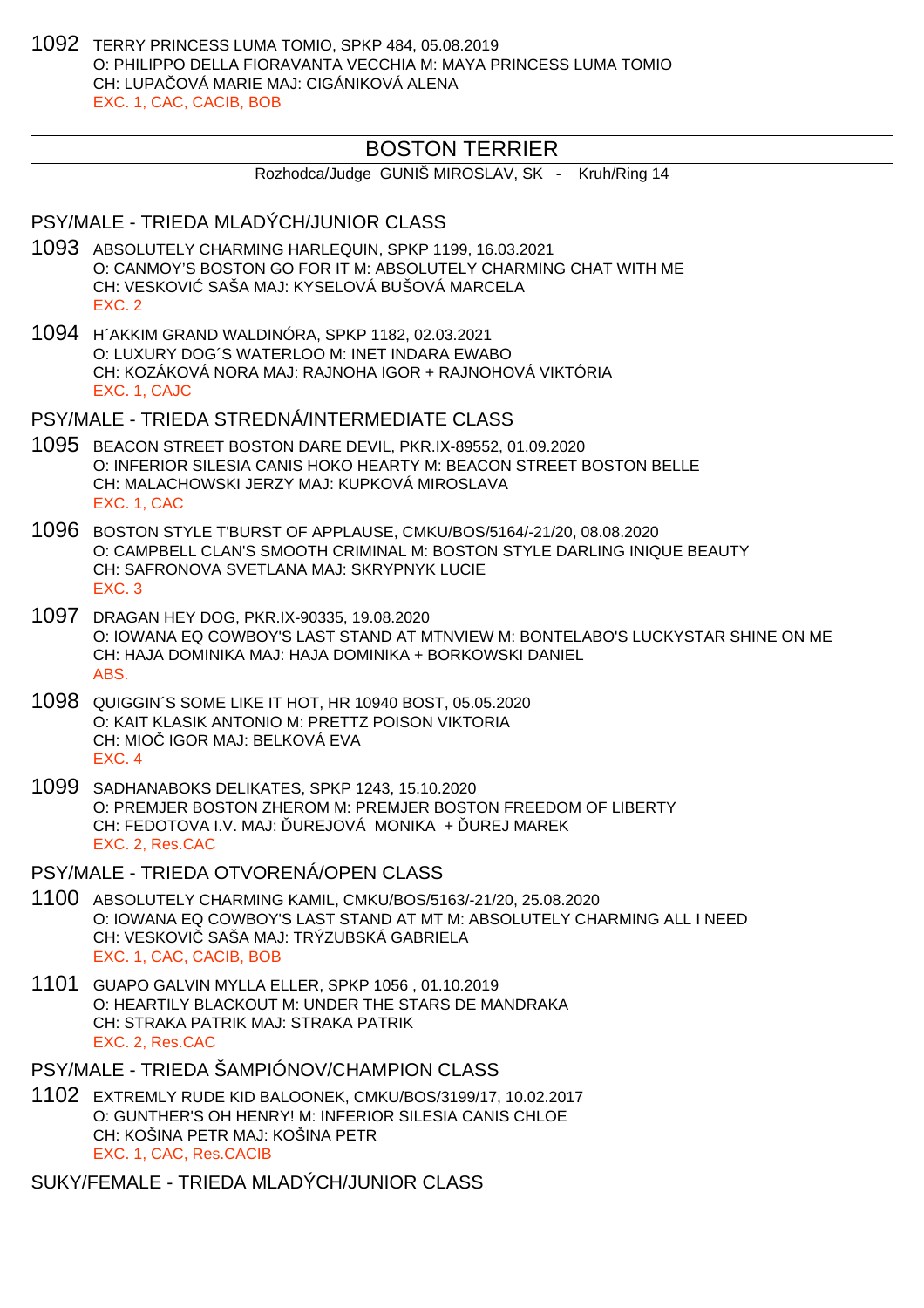1092 TERRY PRINCESS LUMA TOMIO, SPKP 484, 05.08.2019
O: PHILIPPO DELLA FIORAVANTA VECCHIA M: MAYA PRINCESS LUMA TOMIO
CH: LUPAČOVÁ MARIE MAJ: CIGÁNIKOVÁ ALENA
EXC. 1, CAC, CACIB, BOB

## BOSTON TERRIER

Rozhodca/Judge GUNIŠ MIROSLAV, SK - Kruh/Ring 14

### PSY/MALE - TRIEDA MLADÝCH/JUNIOR CLASS

1093 ABSOLUTELY CHARMING HARLEQUIN, SPKP 1199, 16.03.2021
O: CANMOY'S BOSTON GO FOR IT M: ABSOLUTELY CHARMING CHAT WITH ME
CH: VESKOVIĆ SAŠA MAJ: KYSELOVÁ BUŠOVÁ MARCELA
EXC. 2

1094 H´AKKIM GRAND WALDINÓRA, SPKP 1182, 02.03.2021
O: LUXURY DOG´S WATERLOO M: INET INDARA EWABO
CH: KOZÁKOVÁ NORA MAJ: RAJNOHA IGOR + RAJNOHOVÁ VIKTÓRIA
EXC. 1, CAJC

### PSY/MALE - TRIEDA STREDNÁ/INTERMEDIATE CLASS

1095 BEACON STREET BOSTON DARE DEVIL, PKR.IX-89552, 01.09.2020
O: INFERIOR SILESIA CANIS HOKO HEARTY M: BEACON STREET BOSTON BELLE
CH: MALACHOWSKI JERZY MAJ: KUPKOVÁ MIROSLAVA
EXC. 1, CAC

1096 BOSTON STYLE T'BURST OF APPLAUSE, CMKU/BOS/5164/-21/20, 08.08.2020
O: CAMPBELL CLAN'S SMOOTH CRIMINAL M: BOSTON STYLE DARLING INIQUE BEAUTY
CH: SAFRONOVA SVETLANA MAJ: SKRYPNYK LUCIE
EXC. 3

1097 DRAGAN HEY DOG, PKR.IX-90335, 19.08.2020
O: IOWANA EQ COWBOY'S LAST STAND AT MTNVIEW M: BONTELABO'S LUCKYSTAR SHINE ON ME
CH: HAJA DOMINIKA MAJ: HAJA DOMINIKA + BORKOWSKI DANIEL
ABS.

1098 QUIGGIN´S SOME LIKE IT HOT, HR 10940 BOST, 05.05.2020
O: KAIT KLASIK ANTONIO M: PRETTZ POISON VIKTORIA
CH: MIOČ IGOR MAJ: BELKOVÁ EVA
EXC. 4

1099 SADHANABOKS DELIKATES, SPKP 1243, 15.10.2020
O: PREMJER BOSTON ZHEROM M: PREMJER BOSTON FREEDOM OF LIBERTY
CH: FEDOTOVA I.V. MAJ: ĎUREJOVÁ MONIKA + ĎUREJ MAREK
EXC. 2, Res.CAC

### PSY/MALE - TRIEDA OTVORENÁ/OPEN CLASS

1100 ABSOLUTELY CHARMING KAMIL, CMKU/BOS/5163/-21/20, 25.08.2020
O: IOWANA EQ COWBOY'S LAST STAND AT MT M: ABSOLUTELY CHARMING ALL I NEED
CH: VESKOVIČ SAŠA MAJ: TRÝZUBSKÁ GABRIELA
EXC. 1, CAC, CACIB, BOB

1101 GUAPO GALVIN MYLLA ELLER, SPKP 1056 , 01.10.2019
O: HEARTILY BLACKOUT M: UNDER THE STARS DE MANDRAKA
CH: STRAKA PATRIK MAJ: STRAKA PATRIK
EXC. 2, Res.CAC

### PSY/MALE - TRIEDA ŠAMPIÓNOV/CHAMPION CLASS

1102 EXTREMLY RUDE KID BALOONEK, CMKU/BOS/3199/17, 10.02.2017
O: GUNTHER'S OH HENRY! M: INFERIOR SILESIA CANIS CHLOE
CH: KOŠINA PETR MAJ: KOŠINA PETR
EXC. 1, CAC, Res.CACIB

### SUKY/FEMALE - TRIEDA MLADÝCH/JUNIOR CLASS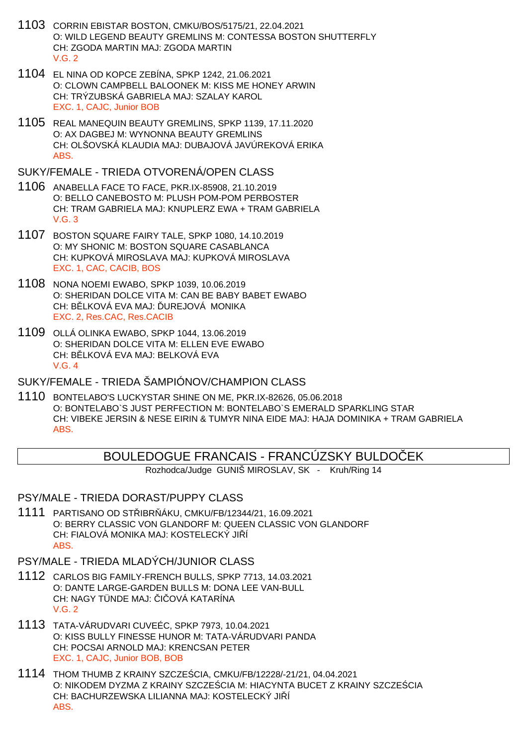1103 CORRIN EBISTAR BOSTON, CMKU/BOS/5175/21, 22.04.2021
O: WILD LEGEND BEAUTY GREMLINS M: CONTESSA BOSTON SHUTTERFLY
CH: ZGODA MARTIN MAJ: ZGODA MARTIN
V.G. 2

1104 EL NINA OD KOPCE ZEBÍNA, SPKP 1242, 21.06.2021
O: CLOWN CAMPBELL BALOONEK M: KISS ME HONEY ARWIN
CH: TRÝZUBSKÁ GABRIELA MAJ: SZALAY KAROL
EXC. 1, CAJC, Junior BOB

1105 REAL MANEQUIN BEAUTY GREMLINS, SPKP 1139, 17.11.2020
O: AX DAGBEJ M: WYNONNA BEAUTY GREMLINS
CH: OLŠOVSKÁ KLAUDIA MAJ: DUBAJOVÁ JAVÚREKOVÁ ERIKA
ABS.

## SUKY/FEMALE - TRIEDA OTVORENÁ/OPEN CLASS

1106 ANABELLA FACE TO FACE, PKR.IX-85908, 21.10.2019
O: BELLO CANEBOSTO M: PLUSH POM-POM PERBOSTER
CH: TRAM GABRIELA MAJ: KNUPLERZ EWA + TRAM GABRIELA
V.G. 3

1107 BOSTON SQUARE FAIRY TALE, SPKP 1080, 14.10.2019
O: MY SHONIC M: BOSTON SQUARE CASABLANCA
CH: KUPKOVÁ MIROSLAVA MAJ: KUPKOVÁ MIROSLAVA
EXC. 1, CAC, CACIB, BOS

1108 NONA NOEMI EWABO, SPKP 1039, 10.06.2019
O: SHERIDAN DOLCE VITA M: CAN BE BABY BABET EWABO
CH: BĚLKOVÁ EVA MAJ: ĎUREJOVÁ MONIKA
EXC. 2, Res.CAC, Res.CACIB

1109 OLLÁ OLINKA EWABO, SPKP 1044, 13.06.2019
O: SHERIDAN DOLCE VITA M: ELLEN EVE EWABO
CH: BĚLKOVÁ EVA MAJ: BELKOVÁ EVA
V.G. 4

## SUKY/FEMALE - TRIEDA ŠAMPIÓNOV/CHAMPION CLASS

1110 BONTELABO'S LUCKYSTAR SHINE ON ME, PKR.IX-82626, 05.06.2018
O: BONTELABO`S JUST PERFECTION M: BONTELABO`S EMERALD SPARKLING STAR
CH: VIBEKE JERSIN & NESE EIRIN & TUMYR NINA EIDE MAJ: HAJA DOMINIKA + TRAM GABRIELA
ABS.

# BOULEDOGUE FRANCAIS - FRANCÚZSKY BULDOČEK

Rozhodca/Judge GUNIŠ MIROSLAV, SK - Kruh/Ring 14

## PSY/MALE - TRIEDA DORAST/PUPPY CLASS

1111 PARTISANO OD STŘIBRŇÁKU, CMKU/FB/12344/21, 16.09.2021
O: BERRY CLASSIC VON GLANDORF M: QUEEN CLASSIC VON GLANDORF
CH: FIALOVÁ MONIKA MAJ: KOSTELECKÝ JIŘÍ
ABS.

## PSY/MALE - TRIEDA MLADÝCH/JUNIOR CLASS

1112 CARLOS BIG FAMILY-FRENCH BULLS, SPKP 7713, 14.03.2021
O: DANTE LARGE-GARDEN BULLS M: DONA LEE VAN-BULL
CH: NAGY TÜNDE MAJ: ČIČOVÁ KATARÍNA
V.G. 2

1113 TATA-VÁRUDVARI CUVEÉC, SPKP 7973, 10.04.2021
O: KISS BULLY FINESSE HUNOR M: TATA-VÁRUDVARI PANDA
CH: POCSAI ARNOLD MAJ: KRENCSAN PETER
EXC. 1, CAJC, Junior BOB, BOB

1114 THOM THUMB Z KRAINY SZCZEŚCIA, CMKU/FB/12228/-21/21, 04.04.2021
O: NIKODEM DYZMA Z KRAINY SZCZEŚCIA M: HIACYNTA BUCET Z KRAINY SZCZEŚCIA
CH: BACHURZEWSKA LILIANNA MAJ: KOSTELECKÝ JIŘÍ
ABS.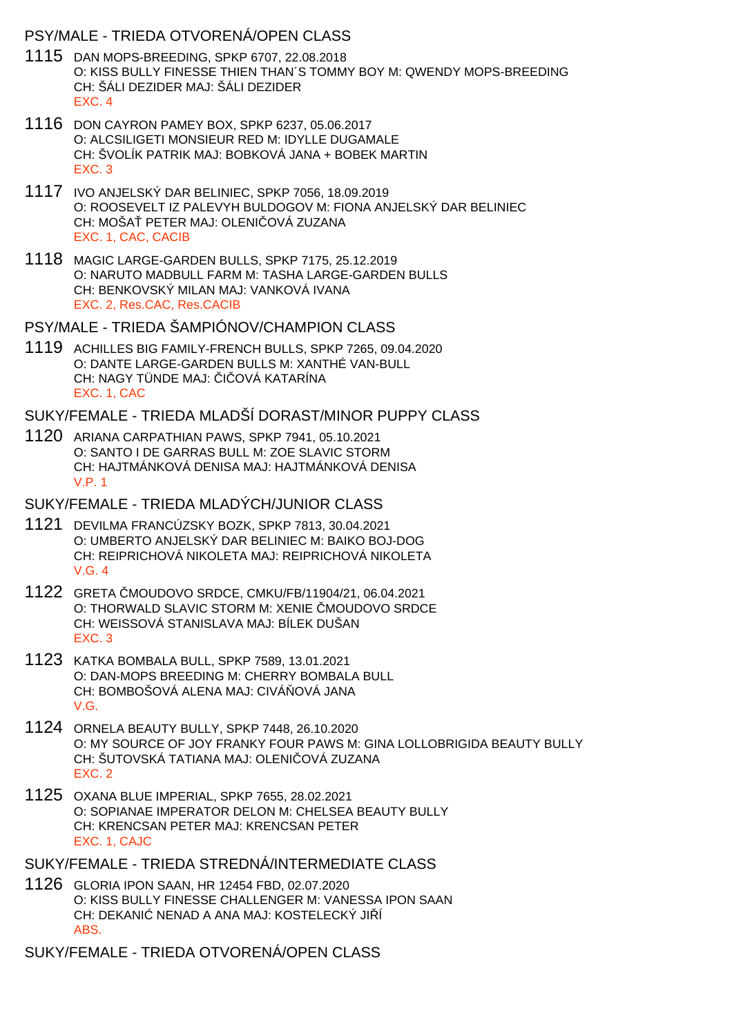## PSY/MALE - TRIEDA OTVORENÁ/OPEN CLASS

**1115** DAN MOPS-BREEDING, SPKP 6707, 22.08.2018
O: KISS BULLY FINESSE THIEN THAN´S TOMMY BOY M: QWENDY MOPS-BREEDING
CH: ŠÁLI DEZIDER MAJ: ŠÁLI DEZIDER
EXC. 4

**1116** DON CAYRON PAMEY BOX, SPKP 6237, 05.06.2017
O: ALCSILIGETI MONSIEUR RED M: IDYLLE DUGAMALE
CH: ŠVOLÍK PATRIK MAJ: BOBKOVÁ JANA + BOBEK MARTIN
EXC. 3

**1117** IVO ANJELSKÝ DAR BELINIEC, SPKP 7056, 18.09.2019
O: ROOSEVELT IZ PALEVYH BULDOGOV M: FIONA ANJELSKÝ DAR BELINIEC
CH: MOŠAŤ PETER MAJ: OLENIČOVÁ ZUZANA
EXC. 1, CAC, CACIB

**1118** MAGIC LARGE-GARDEN BULLS, SPKP 7175, 25.12.2019
O: NARUTO MADBULL FARM M: TASHA LARGE-GARDEN BULLS
CH: BENKOVSKÝ MILAN MAJ: VANKOVÁ IVANA
EXC. 2, Res.CAC, Res.CACIB

## PSY/MALE - TRIEDA ŠAMPIÓNOV/CHAMPION CLASS

**1119** ACHILLES BIG FAMILY-FRENCH BULLS, SPKP 7265, 09.04.2020
O: DANTE LARGE-GARDEN BULLS M: XANTHÉ VAN-BULL
CH: NAGY TÜNDE MAJ: ČIČOVÁ KATARÍNA
EXC. 1, CAC

## SUKY/FEMALE - TRIEDA MLADŠÍ DORAST/MINOR PUPPY CLASS

**1120** ARIANA CARPATHIAN PAWS, SPKP 7941, 05.10.2021
O: SANTO I DE GARRAS BULL M: ZOE SLAVIC STORM
CH: HAJTMÁNKOVÁ DENISA MAJ: HAJTMÁNKOVÁ DENISA
V.P. 1

## SUKY/FEMALE - TRIEDA MLADÝCH/JUNIOR CLASS

**1121** DEVILMA FRANCÚZSKY BOZK, SPKP 7813, 30.04.2021
O: UMBERTO ANJELSKÝ DAR BELINIEC M: BAIKO BOJ-DOG
CH: REIPRICHOVÁ NIKOLETA MAJ: REIPRICHOVÁ NIKOLETA
V.G. 4

**1122** GRETA ČMOUDOVO SRDCE, CMKU/FB/11904/21, 06.04.2021
O: THORWALD SLAVIC STORM M: XENIE ČMOUDOVO SRDCE
CH: WEISSOVÁ STANISLAVA MAJ: BÍLEK DUŠAN
EXC. 3

**1123** KATKA BOMBALA BULL, SPKP 7589, 13.01.2021
O: DAN-MOPS BREEDING M: CHERRY BOMBALA BULL
CH: BOMBOŠOVÁ ALENA MAJ: CIVÁŇOVÁ JANA
V.G.

**1124** ORNELA BEAUTY BULLY, SPKP 7448, 26.10.2020
O: MY SOURCE OF JOY FRANKY FOUR PAWS M: GINA LOLLOBRIGIDA BEAUTY BULLY
CH: ŠUTOVSKÁ TATIANA MAJ: OLENIČOVÁ ZUZANA
EXC. 2

**1125** OXANA BLUE IMPERIAL, SPKP 7655, 28.02.2021
O: SOPIANAE IMPERATOR DELON M: CHELSEA BEAUTY BULLY
CH: KRENCSAN PETER MAJ: KRENCSAN PETER
EXC. 1, CAJC

## SUKY/FEMALE - TRIEDA STREDNÁ/INTERMEDIATE CLASS

**1126** GLORIA IPON SAAN, HR 12454 FBD, 02.07.2020
O: KISS BULLY FINESSE CHALLENGER M: VANESSA IPON SAAN
CH: DEKANIĆ NENAD A ANA MAJ: KOSTELECKÝ JIŘÍ
ABS.

## SUKY/FEMALE - TRIEDA OTVORENÁ/OPEN CLASS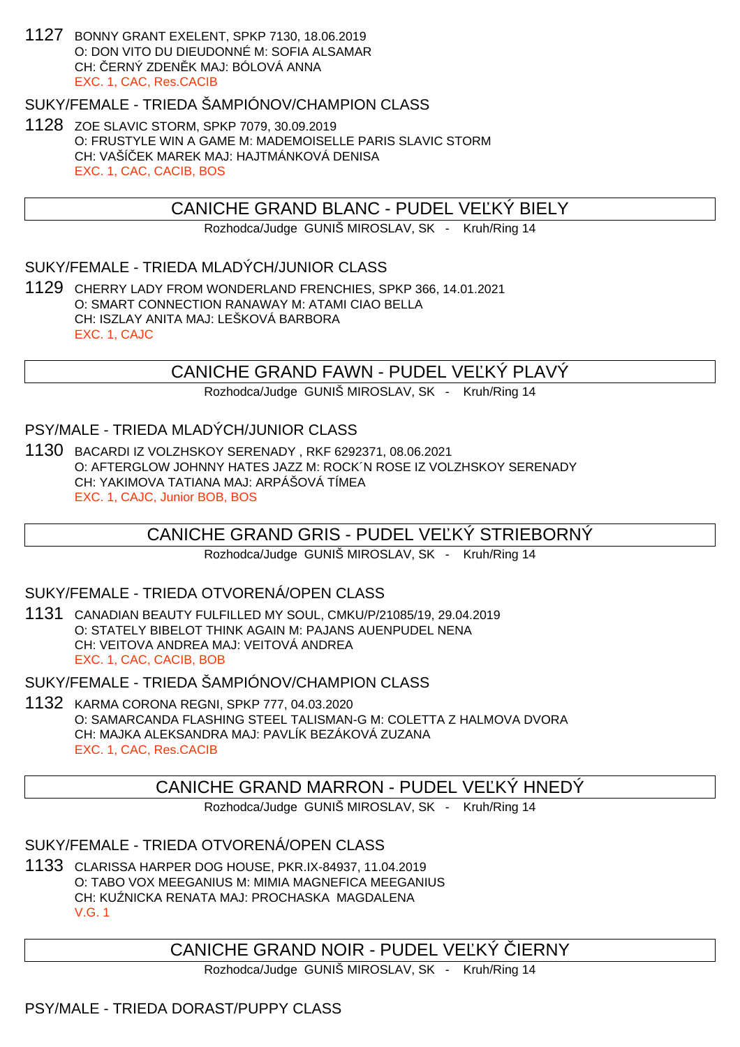1127 BONNY GRANT EXELENT, SPKP 7130, 18.06.2019
O: DON VITO DU DIEUDONNÉ M: SOFIA ALSAMAR
CH: ČERNÝ ZDENĚK MAJ: BÓLOVÁ ANNA
EXC. 1, CAC, Res.CACIB

SUKY/FEMALE - TRIEDA ŠAMPIÓNOV/CHAMPION CLASS

1128 ZOE SLAVIC STORM, SPKP 7079, 30.09.2019
O: FRUSTYLE WIN A GAME M: MADEMOISELLE PARIS SLAVIC STORM
CH: VAŠÍČEK MAREK MAJ: HAJTMÁNKOVÁ DENISA
EXC. 1, CAC, CACIB, BOS

## CANICHE GRAND BLANC - PUDEL VEĽKÝ BIELY

Rozhodca/Judge GUNIŠ MIROSLAV, SK - Kruh/Ring 14

SUKY/FEMALE - TRIEDA MLADÝCH/JUNIOR CLASS

1129 CHERRY LADY FROM WONDERLAND FRENCHIES, SPKP 366, 14.01.2021
O: SMART CONNECTION RANAWAY M: ATAMI CIAO BELLA
CH: ISZLAY ANITA MAJ: LEŠKOVÁ BARBORA
EXC. 1, CAJC

## CANICHE GRAND FAWN - PUDEL VEĽKÝ PLAVÝ

Rozhodca/Judge GUNIŠ MIROSLAV, SK - Kruh/Ring 14

PSY/MALE - TRIEDA MLADÝCH/JUNIOR CLASS

1130 BACARDI IZ VOLZHSKOY SERENADY , RKF 6292371, 08.06.2021
O: AFTERGLOW JOHNNY HATES JAZZ M: ROCK´N ROSE IZ VOLZHSKOY SERENADY
CH: YAKIMOVA TATIANA MAJ: ARPÁŠOVÁ TÍMEA
EXC. 1, CAJC, Junior BOB, BOS

## CANICHE GRAND GRIS - PUDEL VEĽKÝ STRIEBORNÝ

Rozhodca/Judge GUNIŠ MIROSLAV, SK - Kruh/Ring 14

SUKY/FEMALE - TRIEDA OTVORENÁ/OPEN CLASS

1131 CANADIAN BEAUTY FULFILLED MY SOUL, CMKU/P/21085/19, 29.04.2019
O: STATELY BIBELOT THINK AGAIN M: PAJANS AUENPUDEL NENA
CH: VEITOVA ANDREA MAJ: VEITOVÁ ANDREA
EXC. 1, CAC, CACIB, BOB

SUKY/FEMALE - TRIEDA ŠAMPIÓNOV/CHAMPION CLASS

1132 KARMA CORONA REGNI, SPKP 777, 04.03.2020
O: SAMARCANDA FLASHING STEEL TALISMAN-G M: COLETTA Z HALMOVA DVORA
CH: MAJKA ALEKSANDRA MAJ: PAVLÍK BEZÁKOVÁ ZUZANA
EXC. 1, CAC, Res.CACIB

## CANICHE GRAND MARRON - PUDEL VEĽKÝ HNEDÝ

Rozhodca/Judge GUNIŠ MIROSLAV, SK - Kruh/Ring 14

SUKY/FEMALE - TRIEDA OTVORENÁ/OPEN CLASS

1133 CLARISSA HARPER DOG HOUSE, PKR.IX-84937, 11.04.2019
O: TABO VOX MEEGANIUS M: MIMIA MAGNEFICA MEEGANIUS
CH: KUŹNICKA RENATA MAJ: PROCHASKA MAGDALENA
V.G. 1

## CANICHE GRAND NOIR - PUDEL VEĽKÝ ČIERNY

Rozhodca/Judge GUNIŠ MIROSLAV, SK - Kruh/Ring 14

PSY/MALE - TRIEDA DORAST/PUPPY CLASS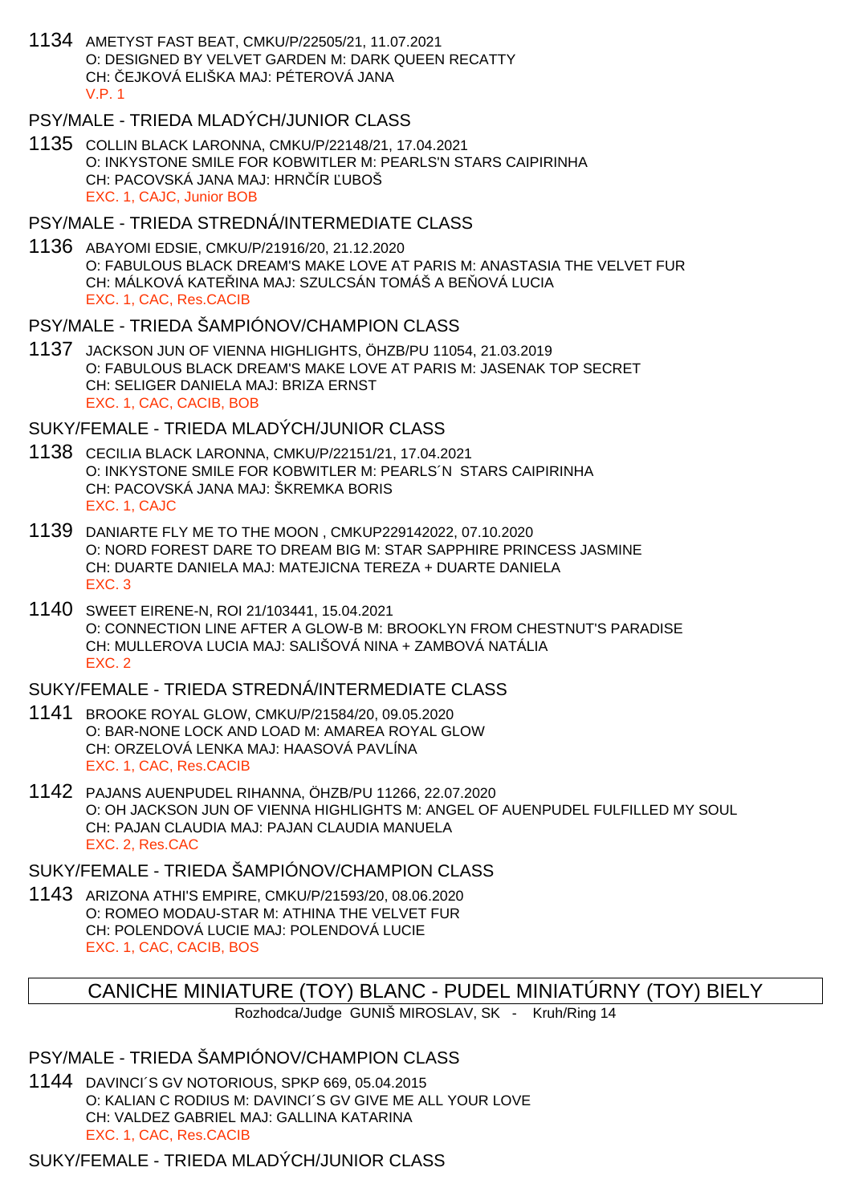1134 AMETYST FAST BEAT, CMKU/P/22505/21, 11.07.2021
O: DESIGNED BY VELVET GARDEN M: DARK QUEEN RECATTY
CH: ČEJKOVÁ ELIŠKA MAJ: PÉTEROVÁ JANA
V.P. 1

## PSY/MALE - TRIEDA MLADÝCH/JUNIOR CLASS

1135 COLLIN BLACK LARONNA, CMKU/P/22148/21, 17.04.2021
O: INKYSTONE SMILE FOR KOBWITLER M: PEARLS'N STARS CAIPIRINHA
CH: PACOVSKÁ JANA MAJ: HRNČÍR ĽUBOŠ
EXC. 1, CAJC, Junior BOB

## PSY/MALE - TRIEDA STREDNÁ/INTERMEDIATE CLASS

1136 ABAYOMI EDSIE, CMKU/P/21916/20, 21.12.2020
O: FABULOUS BLACK DREAM'S MAKE LOVE AT PARIS M: ANASTASIA THE VELVET FUR
CH: MÁLKOVÁ KATEŘINA MAJ: SZULCSÁN TOMÁŠ A BEŇOVÁ LUCIA
EXC. 1, CAC, Res.CACIB

## PSY/MALE - TRIEDA ŠAMPIÓNOV/CHAMPION CLASS

1137 JACKSON JUN OF VIENNA HIGHLIGHTS, ÖHZB/PU 11054, 21.03.2019
O: FABULOUS BLACK DREAM'S MAKE LOVE AT PARIS M: JASENAK TOP SECRET
CH: SELIGER DANIELA MAJ: BRIZA ERNST
EXC. 1, CAC, CACIB, BOB

## SUKY/FEMALE - TRIEDA MLADÝCH/JUNIOR CLASS

1138 CECILIA BLACK LARONNA, CMKU/P/22151/21, 17.04.2021
O: INKYSTONE SMILE FOR KOBWITLER M: PEARLS´N STARS CAIPIRINHA
CH: PACOVSKÁ JANA MAJ: ŠKREMKA BORIS
EXC. 1, CAJC

1139 DANIARTE FLY ME TO THE MOON , CMKUP229142022, 07.10.2020
O: NORD FOREST DARE TO DREAM BIG M: STAR SAPPHIRE PRINCESS JASMINE
CH: DUARTE DANIELA MAJ: MATEJICNA TEREZA + DUARTE DANIELA
EXC. 3

1140 SWEET EIRENE-N, ROI 21/103441, 15.04.2021
O: CONNECTION LINE AFTER A GLOW-B M: BROOKLYN FROM CHESTNUT'S PARADISE
CH: MULLEROVA LUCIA MAJ: SALIŠOVÁ NINA + ZAMBOVÁ NATÁLIA
EXC. 2

## SUKY/FEMALE - TRIEDA STREDNÁ/INTERMEDIATE CLASS

1141 BROOKE ROYAL GLOW, CMKU/P/21584/20, 09.05.2020
O: BAR-NONE LOCK AND LOAD M: AMAREA ROYAL GLOW
CH: ORZELOVÁ LENKA MAJ: HAASOVÁ PAVLÍNA
EXC. 1, CAC, Res.CACIB

1142 PAJANS AUENPUDEL RIHANNA, ÖHZB/PU 11266, 22.07.2020
O: OH JACKSON JUN OF VIENNA HIGHLIGHTS M: ANGEL OF AUENPUDEL FULFILLED MY SOUL
CH: PAJAN CLAUDIA MAJ: PAJAN CLAUDIA MANUELA
EXC. 2, Res.CAC

## SUKY/FEMALE - TRIEDA ŠAMPIÓNOV/CHAMPION CLASS

1143 ARIZONA ATHI'S EMPIRE, CMKU/P/21593/20, 08.06.2020
O: ROMEO MODAU-STAR M: ATHINA THE VELVET FUR
CH: POLENDOVÁ LUCIE MAJ: POLENDOVÁ LUCIE
EXC. 1, CAC, CACIB, BOS

# CANICHE MINIATURE (TOY) BLANC - PUDEL MINIATÚRNY (TOY) BIELY

Rozhodca/Judge GUNIŠ MIROSLAV, SK - Kruh/Ring 14

## PSY/MALE - TRIEDA ŠAMPIÓNOV/CHAMPION CLASS

1144 DAVINCI´S GV NOTORIOUS, SPKP 669, 05.04.2015
O: KALIAN C RODIUS M: DAVINCI´S GV GIVE ME ALL YOUR LOVE
CH: VALDEZ GABRIEL MAJ: GALLINA KATARINA
EXC. 1, CAC, Res.CACIB

## SUKY/FEMALE - TRIEDA MLADÝCH/JUNIOR CLASS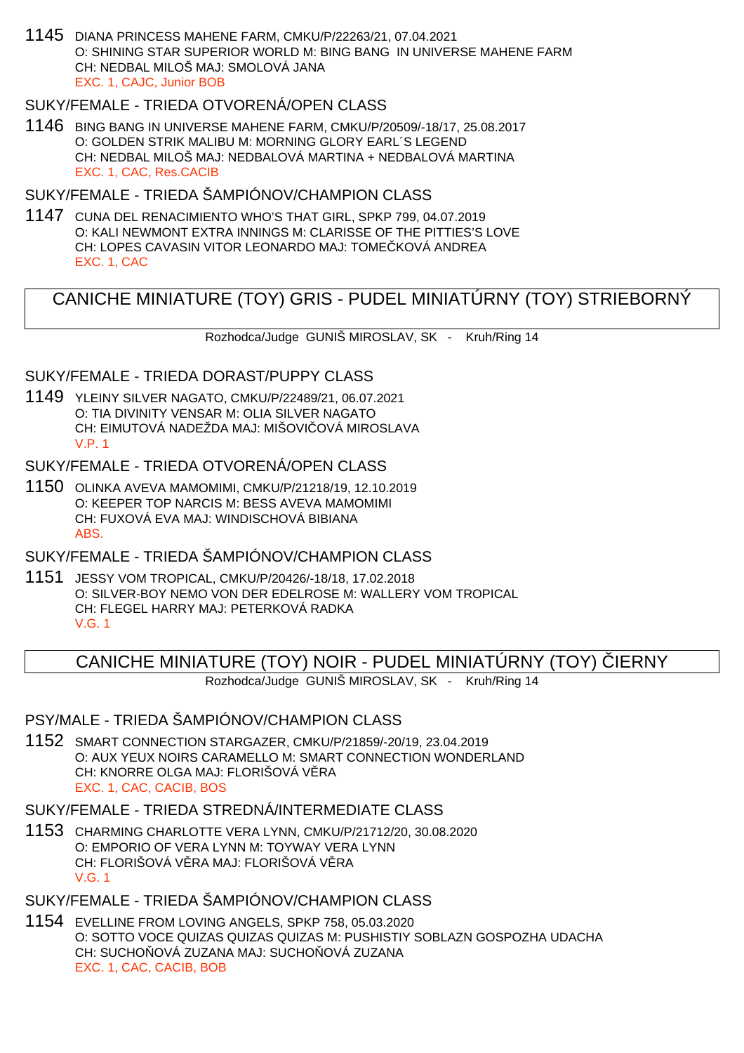1145 DIANA PRINCESS MAHENE FARM, CMKU/P/22263/21, 07.04.2021
O: SHINING STAR SUPERIOR WORLD M: BING BANG IN UNIVERSE MAHENE FARM
CH: NEDBAL MILOŠ MAJ: SMOLOVÁ JANA
EXC. 1, CAJC, Junior BOB

### SUKY/FEMALE - TRIEDA OTVORENÁ/OPEN CLASS

1146 BING BANG IN UNIVERSE MAHENE FARM, CMKU/P/20509/-18/17, 25.08.2017
O: GOLDEN STRIK MALIBU M: MORNING GLORY EARL´S LEGEND
CH: NEDBAL MILOŠ MAJ: NEDBALOVÁ MARTINA + NEDBALOVÁ MARTINA
EXC. 1, CAC, Res.CACIB

### SUKY/FEMALE - TRIEDA ŠAMPIÓNOV/CHAMPION CLASS

1147 CUNA DEL RENACIMIENTO WHO'S THAT GIRL, SPKP 799, 04.07.2019
O: KALI NEWMONT EXTRA INNINGS M: CLARISSE OF THE PITTIES'S LOVE
CH: LOPES CAVASIN VITOR LEONARDO MAJ: TOMEČKOVÁ ANDREA
EXC. 1, CAC

## CANICHE MINIATURE (TOY) GRIS - PUDEL MINIATÚRNY (TOY) STRIEBORNÝ

Rozhodca/Judge GUNIŠ MIROSLAV, SK - Kruh/Ring 14

### SUKY/FEMALE - TRIEDA DORAST/PUPPY CLASS

1149 YLEINY SILVER NAGATO, CMKU/P/22489/21, 06.07.2021
O: TIA DIVINITY VENSAR M: OLIA SILVER NAGATO
CH: EIMUTOVÁ NADEŽDA MAJ: MIŠOVIČOVÁ MIROSLAVA
V.P. 1

### SUKY/FEMALE - TRIEDA OTVORENÁ/OPEN CLASS

1150 OLINKA AVEVA MAMOMIMI, CMKU/P/21218/19, 12.10.2019
O: KEEPER TOP NARCIS M: BESS AVEVA MAMOMIMI
CH: FUXOVÁ EVA MAJ: WINDISCHOVÁ BIBIANA
ABS.

### SUKY/FEMALE - TRIEDA ŠAMPIÓNOV/CHAMPION CLASS

1151 JESSY VOM TROPICAL, CMKU/P/20426/-18/18, 17.02.2018
O: SILVER-BOY NEMO VON DER EDELROSE M: WALLERY VOM TROPICAL
CH: FLEGEL HARRY MAJ: PETERKOVÁ RADKA
V.G. 1

## CANICHE MINIATURE (TOY) NOIR - PUDEL MINIATÚRNY (TOY) ČIERNY

Rozhodca/Judge GUNIŠ MIROSLAV, SK - Kruh/Ring 14

### PSY/MALE - TRIEDA ŠAMPIÓNOV/CHAMPION CLASS

1152 SMART CONNECTION STARGAZER, CMKU/P/21859/-20/19, 23.04.2019
O: AUX YEUX NOIRS CARAMELLO M: SMART CONNECTION WONDERLAND
CH: KNORRE OLGA MAJ: FLORIŠOVÁ VĚRA
EXC. 1, CAC, CACIB, BOS

### SUKY/FEMALE - TRIEDA STREDNÁ/INTERMEDIATE CLASS

1153 CHARMING CHARLOTTE VERA LYNN, CMKU/P/21712/20, 30.08.2020
O: EMPORIO OF VERA LYNN M: TOYWAY VERA LYNN
CH: FLORIŠOVÁ VĚRA MAJ: FLORIŠOVÁ VĚRA
V.G. 1

### SUKY/FEMALE - TRIEDA ŠAMPIÓNOV/CHAMPION CLASS

1154 EVELLINE FROM LOVING ANGELS, SPKP 758, 05.03.2020
O: SOTTO VOCE QUIZAS QUIZAS QUIZAS M: PUSHISTIY SOBLAZN GOSPOZHA UDACHA
CH: SUCHOŇOVÁ ZUZANA MAJ: SUCHOŇOVÁ ZUZANA
EXC. 1, CAC, CACIB, BOB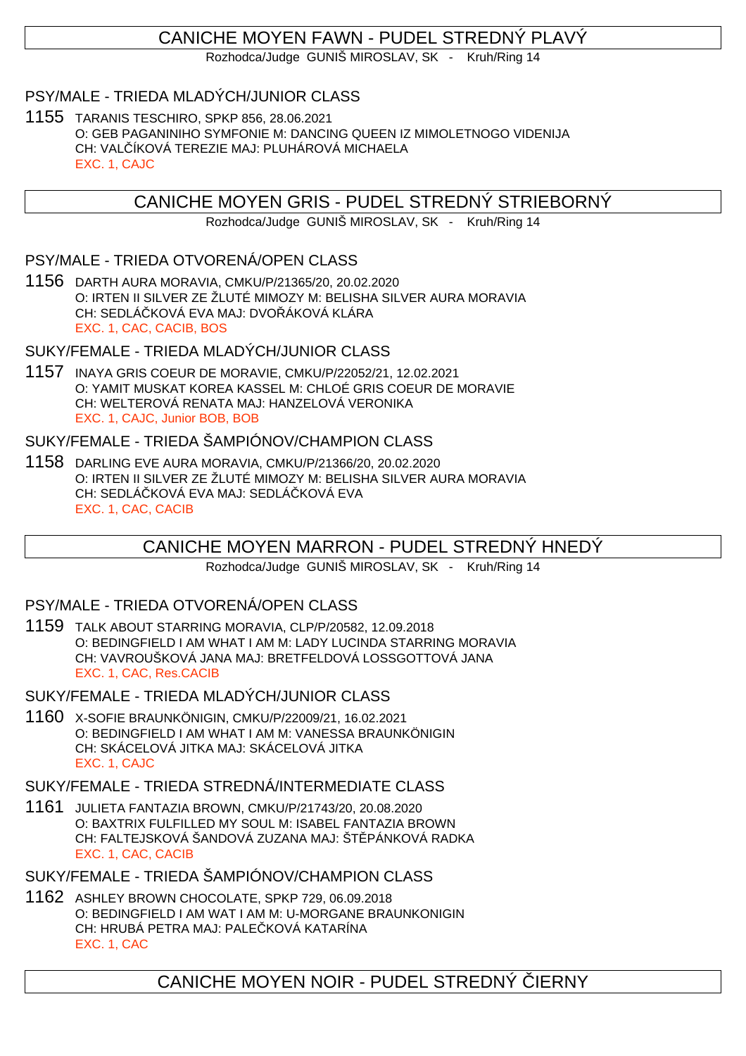## CANICHE MOYEN FAWN - PUDEL STREDNÝ PLAVÝ

Rozhodca/Judge GUNIŠ MIROSLAV, SK - Kruh/Ring 14

### PSY/MALE - TRIEDA MLADÝCH/JUNIOR CLASS

1155 TARANIS TESCHIRO, SPKP 856, 28.06.2021
O: GEB PAGANINIHO SYMFONIE M: DANCING QUEEN IZ MIMOLETNOGO VIDENIJA
CH: VALČÍKOVÁ TEREZIE MAJ: PLUHÁROVÁ MICHAELA
EXC. 1, CAJC

## CANICHE MOYEN GRIS - PUDEL STREDNÝ STRIEBORNÝ

Rozhodca/Judge GUNIŠ MIROSLAV, SK - Kruh/Ring 14

### PSY/MALE - TRIEDA OTVORENÁ/OPEN CLASS

1156 DARTH AURA MORAVIA, CMKU/P/21365/20, 20.02.2020
O: IRTEN II SILVER ZE ŽLUTÉ MIMOZY M: BELISHA SILVER AURA MORAVIA
CH: SEDLÁČKOVÁ EVA MAJ: DVOŘÁKOVÁ KLÁRA
EXC. 1, CAC, CACIB, BOS

### SUKY/FEMALE - TRIEDA MLADÝCH/JUNIOR CLASS

1157 INAYA GRIS COEUR DE MORAVIE, CMKU/P/22052/21, 12.02.2021
O: YAMIT MUSKAT KOREA KASSEL M: CHLOÉ GRIS COEUR DE MORAVIE
CH: WELTEROVÁ RENATA MAJ: HANZELOVÁ VERONIKA
EXC. 1, CAJC, Junior BOB, BOB

### SUKY/FEMALE - TRIEDA ŠAMPIÓNOV/CHAMPION CLASS

1158 DARLING EVE AURA MORAVIA, CMKU/P/21366/20, 20.02.2020
O: IRTEN II SILVER ZE ŽLUTÉ MIMOZY M: BELISHA SILVER AURA MORAVIA
CH: SEDLÁČKOVÁ EVA MAJ: SEDLÁČKOVÁ EVA
EXC. 1, CAC, CACIB

## CANICHE MOYEN MARRON - PUDEL STREDNÝ HNEDÝ

Rozhodca/Judge GUNIŠ MIROSLAV, SK - Kruh/Ring 14

### PSY/MALE - TRIEDA OTVORENÁ/OPEN CLASS

1159 TALK ABOUT STARRING MORAVIA, CLP/P/20582, 12.09.2018
O: BEDINGFIELD I AM WHAT I AM M: LADY LUCINDA STARRING MORAVIA
CH: VAVROUŠKOVÁ JANA MAJ: BRETFELDOVÁ LOSSGOTTOVÁ JANA
EXC. 1, CAC, Res.CACIB

### SUKY/FEMALE - TRIEDA MLADÝCH/JUNIOR CLASS

1160 X-SOFIE BRAUNKÖNIGIN, CMKU/P/22009/21, 16.02.2021
O: BEDINGFIELD I AM WHAT I AM M: VANESSA BRAUNKÖNIGIN
CH: SKÁCELOVÁ JITKA MAJ: SKÁCELOVÁ JITKA
EXC. 1, CAJC

### SUKY/FEMALE - TRIEDA STREDNÁ/INTERMEDIATE CLASS

1161 JULIETA FANTAZIA BROWN, CMKU/P/21743/20, 20.08.2020
O: BAXTRIX FULFILLED MY SOUL M: ISABEL FANTAZIA BROWN
CH: FALTEJSKOVÁ ŠANDOVÁ ZUZANA MAJ: ŠTĚPÁNKOVÁ RADKA
EXC. 1, CAC, CACIB

### SUKY/FEMALE - TRIEDA ŠAMPIÓNOV/CHAMPION CLASS

1162 ASHLEY BROWN CHOCOLATE, SPKP 729, 06.09.2018
O: BEDINGFIELD I AM WAT I AM M: U-MORGANE BRAUNKONIGIN
CH: HRUBÁ PETRA MAJ: PALEČKOVÁ KATARÍNA
EXC. 1, CAC

## CANICHE MOYEN NOIR - PUDEL STREDNÝ ČIERNY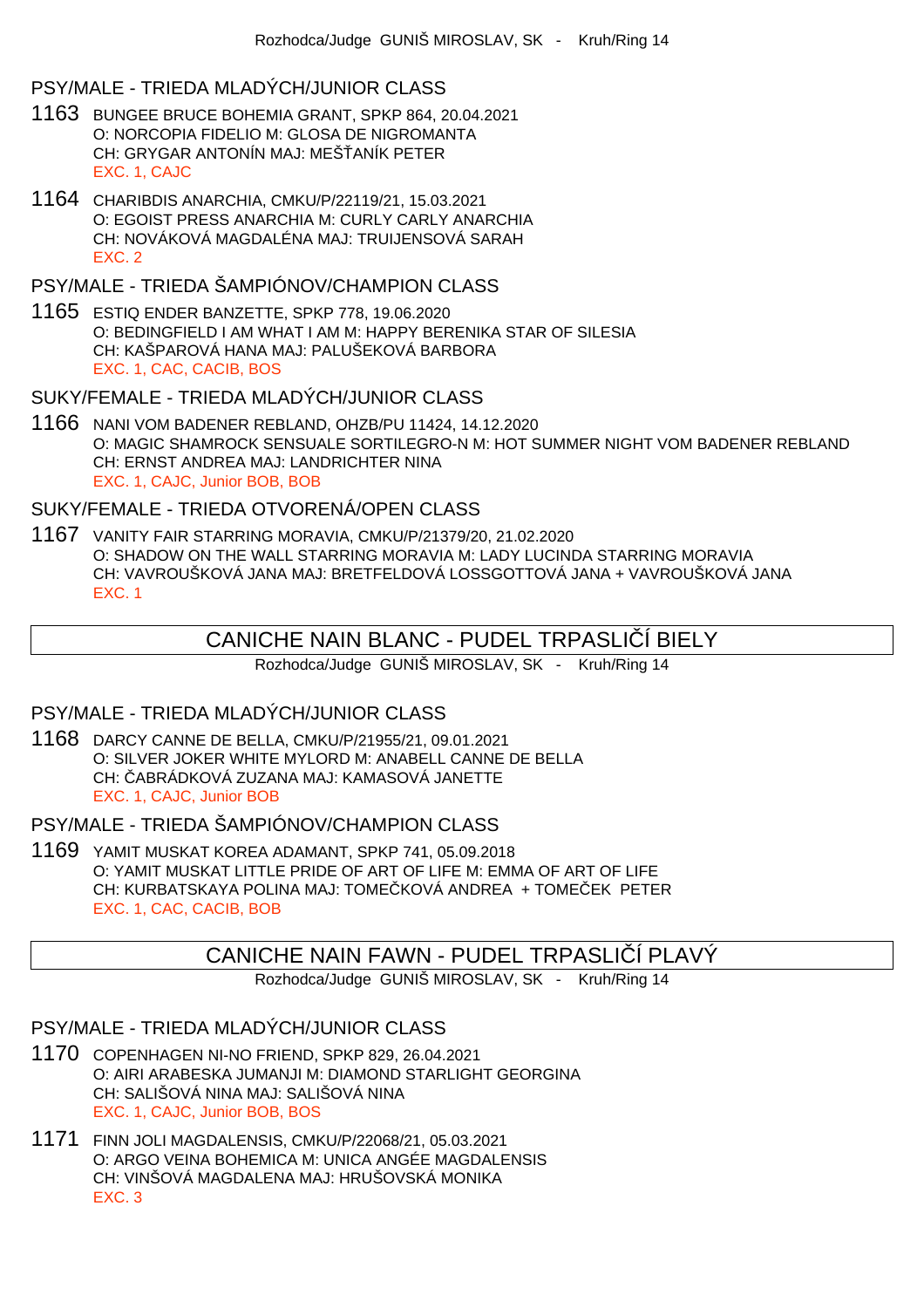Rozhodca/Judge GUNIŠ MIROSLAV, SK - Kruh/Ring 14

### PSY/MALE - TRIEDA MLADÝCH/JUNIOR CLASS

1163 BUNGEE BRUCE BOHEMIA GRANT, SPKP 864, 20.04.2021
O: NORCOPIA FIDELIO M: GLOSA DE NIGROMANTA
CH: GRYGAR ANTONÍN MAJ: MEŠŤANÍK PETER
EXC. 1, CAJC

1164 CHARIBDIS ANARCHIA, CMKU/P/22119/21, 15.03.2021
O: EGOIST PRESS ANARCHIA M: CURLY CARLY ANARCHIA
CH: NOVÁKOVÁ MAGDALÉNA MAJ: TRUIJENSOVÁ SARAH
EXC. 2

### PSY/MALE - TRIEDA ŠAMPIÓNOV/CHAMPION CLASS

1165 ESTIQ ENDER BANZETTE, SPKP 778, 19.06.2020
O: BEDINGFIELD I AM WHAT I AM M: HAPPY BERENIKA STAR OF SILESIA
CH: KAŠPAROVÁ HANA MAJ: PALUŠEKOVÁ BARBORA
EXC. 1, CAC, CACIB, BOS

### SUKY/FEMALE - TRIEDA MLADÝCH/JUNIOR CLASS

1166 NANI VOM BADENER REBLAND, OHZB/PU 11424, 14.12.2020
O: MAGIC SHAMROCK SENSUALE SORTILEGRO-N M: HOT SUMMER NIGHT VOM BADENER REBLAND
CH: ERNST ANDREA MAJ: LANDRICHTER NINA
EXC. 1, CAJC, Junior BOB, BOB

### SUKY/FEMALE - TRIEDA OTVORENÁ/OPEN CLASS

1167 VANITY FAIR STARRING MORAVIA, CMKU/P/21379/20, 21.02.2020
O: SHADOW ON THE WALL STARRING MORAVIA M: LADY LUCINDA STARRING MORAVIA
CH: VAVROUŠKOVÁ JANA MAJ: BRETFELDOVÁ LOSSGOTTOVÁ JANA + VAVROUŠKOVÁ JANA
EXC. 1

## CANICHE NAIN BLANC - PUDEL TRPASLIČÍ BIELY

Rozhodca/Judge GUNIŠ MIROSLAV, SK - Kruh/Ring 14

### PSY/MALE - TRIEDA MLADÝCH/JUNIOR CLASS

1168 DARCY CANNE DE BELLA, CMKU/P/21955/21, 09.01.2021
O: SILVER JOKER WHITE MYLORD M: ANABELL CANNE DE BELLA
CH: ČABRÁDKOVÁ ZUZANA MAJ: KAMASOVÁ JANETTE
EXC. 1, CAJC, Junior BOB

### PSY/MALE - TRIEDA ŠAMPIÓNOV/CHAMPION CLASS

1169 YAMIT MUSKAT KOREA ADAMANT, SPKP 741, 05.09.2018
O: YAMIT MUSKAT LITTLE PRIDE OF ART OF LIFE M: EMMA OF ART OF LIFE
CH: KURBATSKAYA POLINA MAJ: TOMEČKOVÁ ANDREA + TOMEČEK PETER
EXC. 1, CAC, CACIB, BOB

## CANICHE NAIN FAWN - PUDEL TRPASLIČÍ PLAVÝ

Rozhodca/Judge GUNIŠ MIROSLAV, SK - Kruh/Ring 14

### PSY/MALE - TRIEDA MLADÝCH/JUNIOR CLASS

1170 COPENHAGEN NI-NO FRIEND, SPKP 829, 26.04.2021
O: AIRI ARABESKA JUMANJI M: DIAMOND STARLIGHT GEORGINA
CH: SALIŠOVÁ NINA MAJ: SALIŠOVÁ NINA
EXC. 1, CAJC, Junior BOB, BOS

1171 FINN JOLI MAGDALENSIS, CMKU/P/22068/21, 05.03.2021
O: ARGO VEINA BOHEMICA M: UNICA ANGÉE MAGDALENSIS
CH: VINŠOVÁ MAGDALENA MAJ: HRUŠOVSKÁ MONIKA
EXC. 3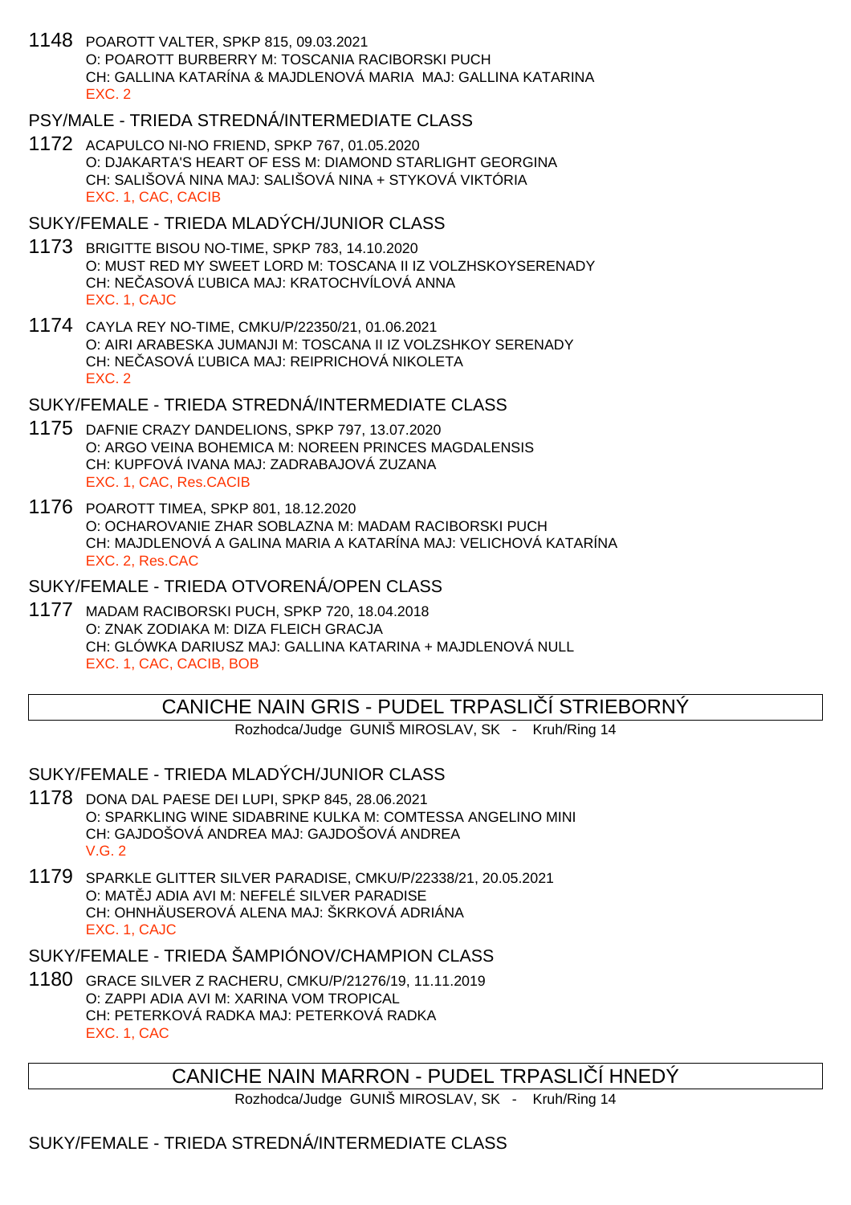1148 POAROTT VALTER, SPKP 815, 09.03.2021
O: POAROTT BURBERRY M: TOSCANIA RACIBORSKI PUCH
CH: GALLINA KATARÍNA & MAJDLENOVÁ MARIA MAJ: GALLINA KATARINA
EXC. 2

## PSY/MALE - TRIEDA STREDNÁ/INTERMEDIATE CLASS

1172 ACAPULCO NI-NO FRIEND, SPKP 767, 01.05.2020
O: DJAKARTA'S HEART OF ESS M: DIAMOND STARLIGHT GEORGINA
CH: SALIŠOVÁ NINA MAJ: SALIŠOVÁ NINA + STYKOVÁ VIKTÓRIA
EXC. 1, CAC, CACIB

## SUKY/FEMALE - TRIEDA MLADÝCH/JUNIOR CLASS

1173 BRIGITTE BISOU NO-TIME, SPKP 783, 14.10.2020
O: MUST RED MY SWEET LORD M: TOSCANA II IZ VOLZHSKOYSERENADY
CH: NEČASOVÁ ĽUBICA MAJ: KRATOCHVÍLOVÁ ANNA
EXC. 1, CAJC

1174 CAYLA REY NO-TIME, CMKU/P/22350/21, 01.06.2021
O: AIRI ARABESKA JUMANJI M: TOSCANA II IZ VOLZSHKOY SERENADY
CH: NEČASOVÁ ĽUBICA MAJ: REIPRICHOVÁ NIKOLETA
EXC. 2

## SUKY/FEMALE - TRIEDA STREDNÁ/INTERMEDIATE CLASS

1175 DAFNIE CRAZY DANDELIONS, SPKP 797, 13.07.2020
O: ARGO VEINA BOHEMICA M: NOREEN PRINCES MAGDALENSIS
CH: KUPFOVÁ IVANA MAJ: ZADRABAJOVÁ ZUZANA
EXC. 1, CAC, Res.CACIB

1176 POAROTT TIMEA, SPKP 801, 18.12.2020
O: OCHAROVANIE ZHAR SOBLAZNA M: MADAM RACIBORSKI PUCH
CH: MAJDLENOVÁ A GALINA MARIA A KATARÍNA MAJ: VELICHOVÁ KATARÍNA
EXC. 2, Res.CAC

## SUKY/FEMALE - TRIEDA OTVORENÁ/OPEN CLASS

1177 MADAM RACIBORSKI PUCH, SPKP 720, 18.04.2018
O: ZNAK ZODIAKA M: DIZA FLEICH GRACJA
CH: GLÓWKA DARIUSZ MAJ: GALLINA KATARINA + MAJDLENOVÁ NULL
EXC. 1, CAC, CACIB, BOB

# CANICHE NAIN GRIS - PUDEL TRPASLIČÍ STRIEBORNÝ

Rozhodca/Judge GUNIŠ MIROSLAV, SK - Kruh/Ring 14

## SUKY/FEMALE - TRIEDA MLADÝCH/JUNIOR CLASS

1178 DONA DAL PAESE DEI LUPI, SPKP 845, 28.06.2021
O: SPARKLING WINE SIDABRINE KULKA M: COMTESSA ANGELINO MINI
CH: GAJDOŠOVÁ ANDREA MAJ: GAJDOŠOVÁ ANDREA
V.G. 2

1179 SPARKLE GLITTER SILVER PARADISE, CMKU/P/22338/21, 20.05.2021
O: MATĚJ ADIA AVI M: NEFELÉ SILVER PARADISE
CH: OHNHÄUSEROVÁ ALENA MAJ: ŠKRKOVÁ ADRIÁNA
EXC. 1, CAJC

## SUKY/FEMALE - TRIEDA ŠAMPIÓNOV/CHAMPION CLASS

1180 GRACE SILVER Z RACHERU, CMKU/P/21276/19, 11.11.2019
O: ZAPPI ADIA AVI M: XARINA VOM TROPICAL
CH: PETERKOVÁ RADKA MAJ: PETERKOVÁ RADKA
EXC. 1, CAC

# CANICHE NAIN MARRON - PUDEL TRPASLIČÍ HNEDÝ

Rozhodca/Judge GUNIŠ MIROSLAV, SK - Kruh/Ring 14

## SUKY/FEMALE - TRIEDA STREDNÁ/INTERMEDIATE CLASS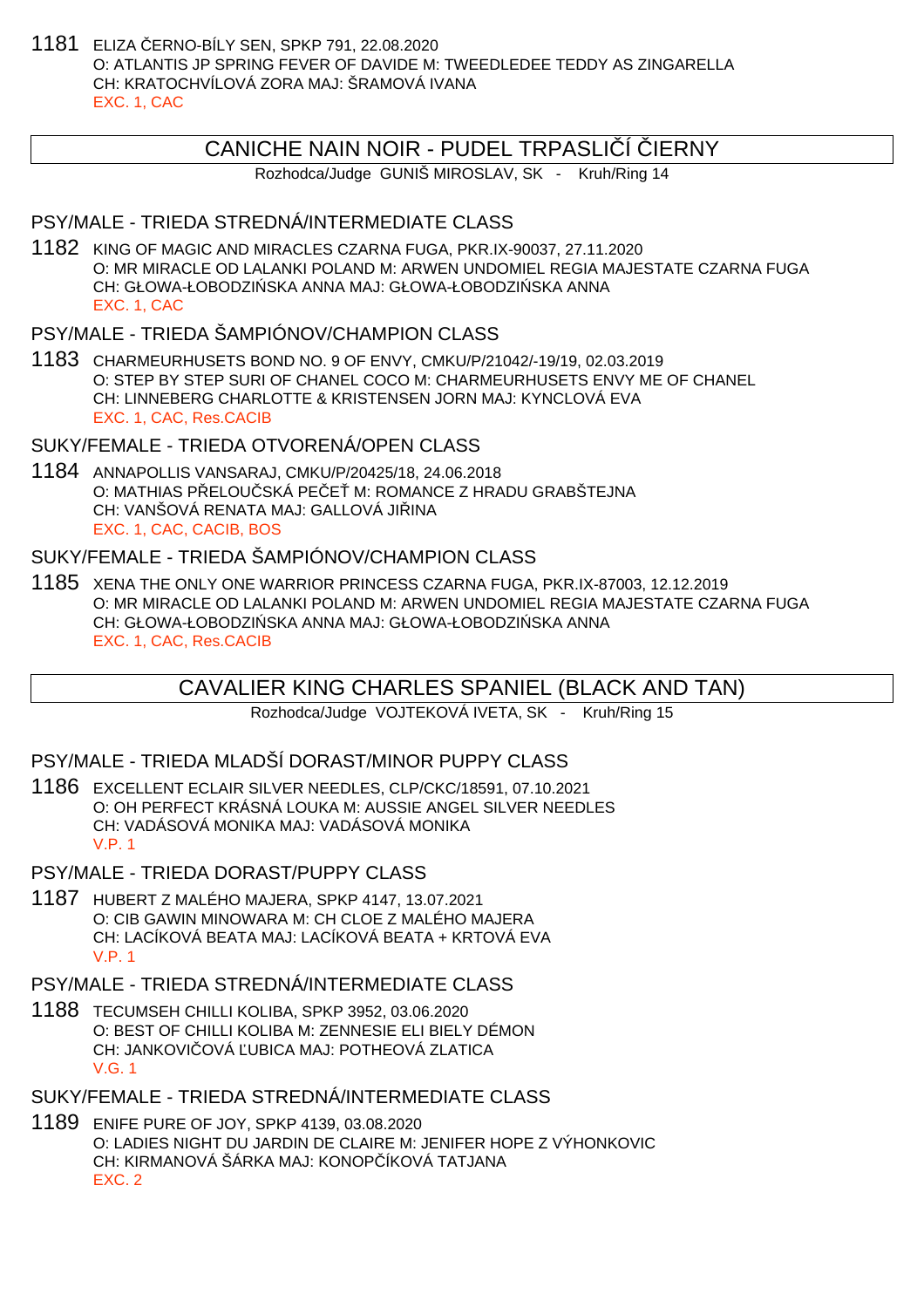1181 ELIZA ČERNO-BÍLY SEN, SPKP 791, 22.08.2020
O: ATLANTIS JP SPRING FEVER OF DAVIDE M: TWEEDLEDEE TEDDY AS ZINGARELLA
CH: KRATOCHVÍLOVÁ ZORA MAJ: ŠRAMOVÁ IVANA
EXC. 1, CAC

## CANICHE NAIN NOIR - PUDEL TRPASLIČÍ ČIERNY

Rozhodca/Judge GUNIŠ MIROSLAV, SK - Kruh/Ring 14

### PSY/MALE - TRIEDA STREDNÁ/INTERMEDIATE CLASS

1182 KING OF MAGIC AND MIRACLES CZARNA FUGA, PKR.IX-90037, 27.11.2020
O: MR MIRACLE OD LALANKI POLAND M: ARWEN UNDOMIEL REGIA MAJESTATE CZARNA FUGA
CH: GŁOWA-ŁOBODZIŃSKA ANNA MAJ: GŁOWA-ŁOBODZIŃSKA ANNA
EXC. 1, CAC

### PSY/MALE - TRIEDA ŠAMPIÓNOV/CHAMPION CLASS

1183 CHARMEURHUSETS BOND NO. 9 OF ENVY, CMKU/P/21042/-19/19, 02.03.2019
O: STEP BY STEP SURI OF CHANEL COCO M: CHARMEURHUSETS ENVY ME OF CHANEL
CH: LINNEBERG CHARLOTTE & KRISTENSEN JORN MAJ: KYNCLOVÁ EVA
EXC. 1, CAC, Res.CACIB

### SUKY/FEMALE - TRIEDA OTVORENÁ/OPEN CLASS

1184 ANNAPOLLIS VANSARAJ, CMKU/P/20425/18, 24.06.2018
O: MATHIAS PŘELOUČSKÁ PEČEŤ M: ROMANCE Z HRADU GRABŠTEJNA
CH: VANŠOVÁ RENATA MAJ: GALLOVÁ JIŘINA
EXC. 1, CAC, CACIB, BOS

### SUKY/FEMALE - TRIEDA ŠAMPIÓNOV/CHAMPION CLASS

1185 XENA THE ONLY ONE WARRIOR PRINCESS CZARNA FUGA, PKR.IX-87003, 12.12.2019
O: MR MIRACLE OD LALANKI POLAND M: ARWEN UNDOMIEL REGIA MAJESTATE CZARNA FUGA
CH: GŁOWA-ŁOBODZIŃSKA ANNA MAJ: GŁOWA-ŁOBODZIŃSKA ANNA
EXC. 1, CAC, Res.CACIB

## CAVALIER KING CHARLES SPANIEL (BLACK AND TAN)

Rozhodca/Judge VOJTEKOVÁ IVETA, SK - Kruh/Ring 15

### PSY/MALE - TRIEDA MLADŠÍ DORAST/MINOR PUPPY CLASS

1186 EXCELLENT ECLAIR SILVER NEEDLES, CLP/CKC/18591, 07.10.2021
O: OH PERFECT KRÁSNÁ LOUKA M: AUSSIE ANGEL SILVER NEEDLES
CH: VADÁSOVÁ MONIKA MAJ: VADÁSOVÁ MONIKA
V.P. 1

### PSY/MALE - TRIEDA DORAST/PUPPY CLASS

1187 HUBERT Z MALÉHO MAJERA, SPKP 4147, 13.07.2021
O: CIB GAWIN MINOWARA M: CH CLOE Z MALÉHO MAJERA
CH: LACÍKOVÁ BEATA MAJ: LACÍKOVÁ BEATA + KRTOVÁ EVA
V.P. 1

### PSY/MALE - TRIEDA STREDNÁ/INTERMEDIATE CLASS

1188 TECUMSEH CHILLI KOLIBA, SPKP 3952, 03.06.2020
O: BEST OF CHILLI KOLIBA M: ZENNESIE ELI BIELY DÉMON
CH: JANKOVIČOVÁ ĽUBICA MAJ: POTHEOVÁ ZLATICA
V.G. 1

### SUKY/FEMALE - TRIEDA STREDNÁ/INTERMEDIATE CLASS

1189 ENIFE PURE OF JOY, SPKP 4139, 03.08.2020
O: LADIES NIGHT DU JARDIN DE CLAIRE M: JENIFER HOPE Z VÝHONKOVIC
CH: KIRMANOVÁ ŠÁRKA MAJ: KONOPČÍKOVÁ TATJANA
EXC. 2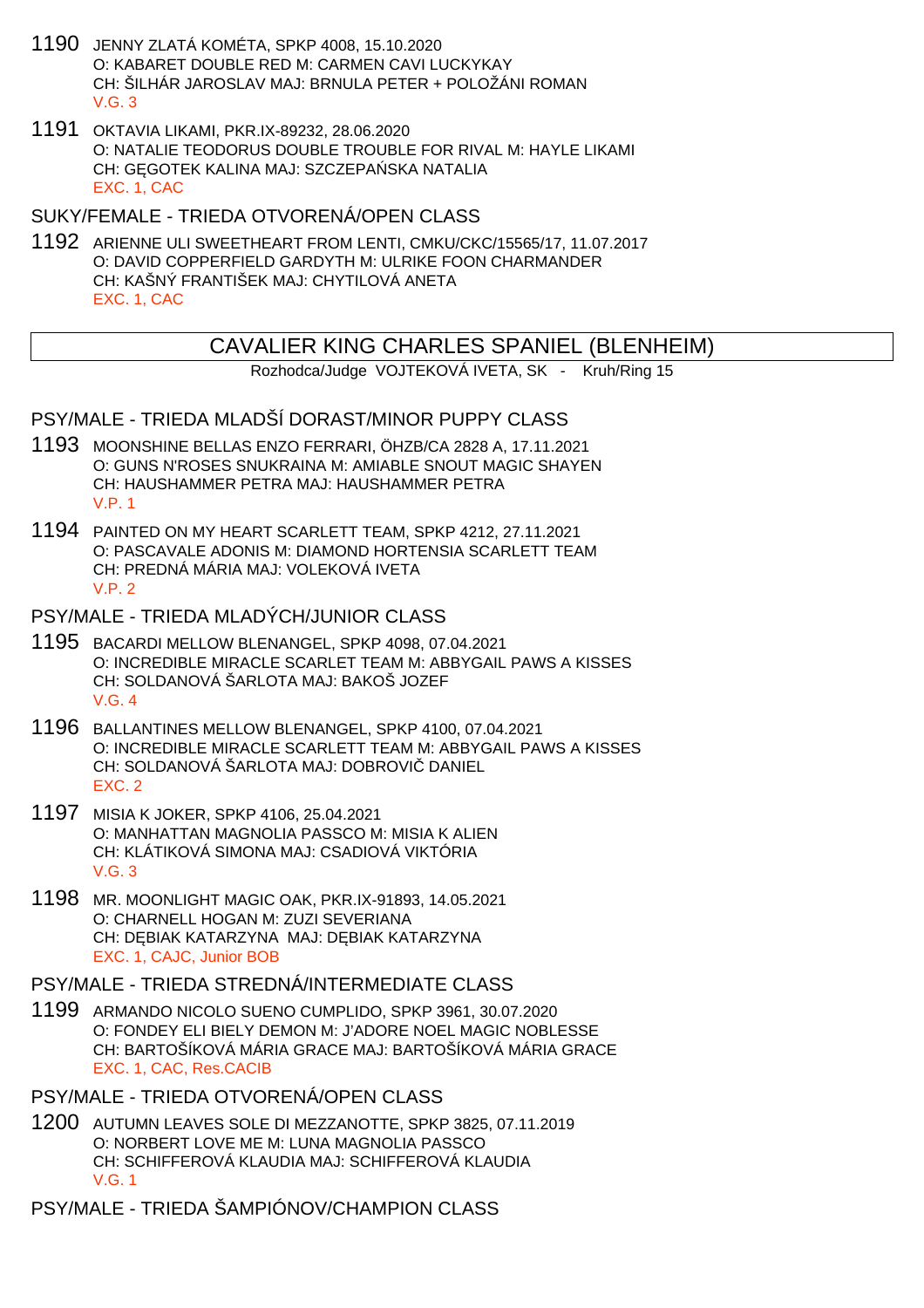1190 JENNY ZLATÁ KOMÉTA, SPKP 4008, 15.10.2020
O: KABARET DOUBLE RED M: CARMEN CAVI LUCKYKAY
CH: ŠILHÁR JAROSLAV MAJ: BRNULA PETER + POLOŽÁNI ROMAN
V.G. 3

1191 OKTAVIA LIKAMI, PKR.IX-89232, 28.06.2020
O: NATALIE TEODORUS DOUBLE TROUBLE FOR RIVAL M: HAYLE LIKAMI
CH: GĘGOTEK KALINA MAJ: SZCZEPAŃSKA NATALIA
EXC. 1, CAC

### SUKY/FEMALE - TRIEDA OTVORENÁ/OPEN CLASS

1192 ARIENNE ULI SWEETHEART FROM LENTI, CMKU/CKC/15565/17, 11.07.2017
O: DAVID COPPERFIELD GARDYTH M: ULRIKE FOON CHARMANDER
CH: KAŠNÝ FRANTIŠEK MAJ: CHYTILOVÁ ANETA
EXC. 1, CAC

## CAVALIER KING CHARLES SPANIEL (BLENHEIM)

Rozhodca/Judge VOJTEKOVÁ IVETA, SK - Kruh/Ring 15

### PSY/MALE - TRIEDA MLADŠÍ DORAST/MINOR PUPPY CLASS

1193 MOONSHINE BELLAS ENZO FERRARI, ÖHZB/CA 2828 A, 17.11.2021
O: GUNS N'ROSES SNUKRAINA M: AMIABLE SNOUT MAGIC SHAYEN
CH: HAUSHAMMER PETRA MAJ: HAUSHAMMER PETRA
V.P. 1

1194 PAINTED ON MY HEART SCARLETT TEAM, SPKP 4212, 27.11.2021
O: PASCAVALE ADONIS M: DIAMOND HORTENSIA SCARLETT TEAM
CH: PREDNÁ MÁRIA MAJ: VOLEKOVÁ IVETA
V.P. 2

### PSY/MALE - TRIEDA MLADÝCH/JUNIOR CLASS

1195 BACARDI MELLOW BLENANGEL, SPKP 4098, 07.04.2021
O: INCREDIBLE MIRACLE SCARLET TEAM M: ABBYGAIL PAWS A KISSES
CH: SOLDANOVÁ ŠARLOTA MAJ: BAKOŠ JOZEF
V.G. 4

1196 BALLANTINES MELLOW BLENANGEL, SPKP 4100, 07.04.2021
O: INCREDIBLE MIRACLE SCARLETT TEAM M: ABBYGAIL PAWS A KISSES
CH: SOLDANOVÁ ŠARLOTA MAJ: DOBROVIČ DANIEL
EXC. 2

1197 MISIA K JOKER, SPKP 4106, 25.04.2021
O: MANHATTAN MAGNOLIA PASSCO M: MISIA K ALIEN
CH: KLÁTIKOVÁ SIMONA MAJ: CSADIOVÁ VIKTÓRIA
V.G. 3

1198 MR. MOONLIGHT MAGIC OAK, PKR.IX-91893, 14.05.2021
O: CHARNELL HOGAN M: ZUZI SEVERIANA
CH: DĘBIAK KATARZYNA MAJ: DĘBIAK KATARZYNA
EXC. 1, CAJC, Junior BOB

### PSY/MALE - TRIEDA STREDNÁ/INTERMEDIATE CLASS

1199 ARMANDO NICOLO SUENO CUMPLIDO, SPKP 3961, 30.07.2020
O: FONDEY ELI BIELY DEMON M: J'ADORE NOEL MAGIC NOBLESSE
CH: BARTOŠÍKOVÁ MÁRIA GRACE MAJ: BARTOŠÍKOVÁ MÁRIA GRACE
EXC. 1, CAC, Res.CACIB

### PSY/MALE - TRIEDA OTVORENÁ/OPEN CLASS

1200 AUTUMN LEAVES SOLE DI MEZZANOTTE, SPKP 3825, 07.11.2019
O: NORBERT LOVE ME M: LUNA MAGNOLIA PASSCO
CH: SCHIFFEROVÁ KLAUDIA MAJ: SCHIFFEROVÁ KLAUDIA
V.G. 1

### PSY/MALE - TRIEDA ŠAMPIÓNOV/CHAMPION CLASS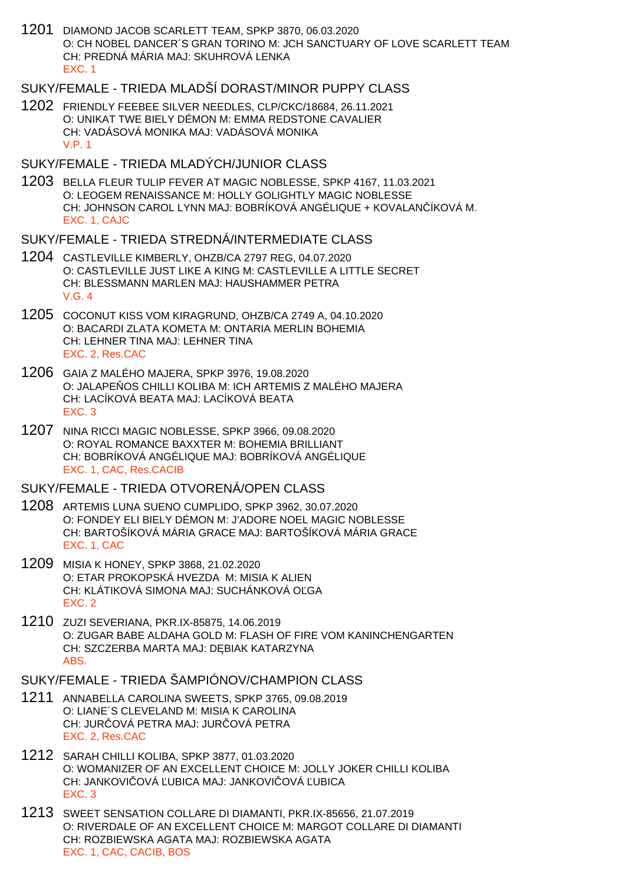1201 DIAMOND JACOB SCARLETT TEAM, SPKP 3870, 06.03.2020
O: CH NOBEL DANCER´S GRAN TORINO M: JCH SANCTUARY OF LOVE SCARLETT TEAM
CH: PREDNÁ MÁRIA MAJ: SKUHROVÁ LENKA
EXC. 1

## SUKY/FEMALE - TRIEDA MLADŠÍ DORAST/MINOR PUPPY CLASS

1202 FRIENDLY FEEBEE SILVER NEEDLES, CLP/CKC/18684, 26.11.2021
O: UNIKAT TWE BIELY DÉMON M: EMMA REDSTONE CAVALIER
CH: VADÁSOVÁ MONIKA MAJ: VADÁSOVÁ MONIKA
V.P. 1

## SUKY/FEMALE - TRIEDA MLADÝCH/JUNIOR CLASS

1203 BELLA FLEUR TULIP FEVER AT MAGIC NOBLESSE, SPKP 4167, 11.03.2021
O: LEOGEM RENAISSANCE M: HOLLY GOLIGHTLY MAGIC NOBLESSE
CH: JOHNSON CAROL LYNN MAJ: BOBRÍKOVÁ ANGÉLIQUE + KOVALANČÍKOVÁ M.
EXC. 1, CAJC

## SUKY/FEMALE - TRIEDA STREDNÁ/INTERMEDIATE CLASS

1204 CASTLEVILLE KIMBERLY, OHZB/CA 2797 REG, 04.07.2020
O: CASTLEVILLE JUST LIKE A KING M: CASTLEVILLE A LITTLE SECRET
CH: BLESSMANN MARLEN MAJ: HAUSHAMMER PETRA
V.G. 4

1205 COCONUT KISS VOM KIRAGRUND, OHZB/CA 2749 A, 04.10.2020
O: BACARDI ZLATA KOMETA M: ONTARIA MERLIN BOHEMIA
CH: LEHNER TINA MAJ: LEHNER TINA
EXC. 2, Res.CAC

1206 GAIA Z MALÉHO MAJERA, SPKP 3976, 19.08.2020
O: JALAPEÑOS CHILLI KOLIBA M: ICH ARTEMIS Z MALÉHO MAJERA
CH: LACÍKOVÁ BEATA MAJ: LACÍKOVÁ BEATA
EXC. 3

1207 NINA RICCI MAGIC NOBLESSE, SPKP 3966, 09.08.2020
O: ROYAL ROMANCE BAXXTER M: BOHEMIA BRILLIANT
CH: BOBRÍKOVÁ ANGÉLIQUE MAJ: BOBRÍKOVÁ ANGÉLIQUE
EXC. 1, CAC, Res.CACIB

## SUKY/FEMALE - TRIEDA OTVORENÁ/OPEN CLASS

1208 ARTEMIS LUNA SUENO CUMPLIDO, SPKP 3962, 30.07.2020
O: FONDEY ELI BIELY DÉMON M: J'ADORE NOEL MAGIC NOBLESSE
CH: BARTOŠÍKOVÁ MÁRIA GRACE MAJ: BARTOŠÍKOVÁ MÁRIA GRACE
EXC. 1, CAC

1209 MISIA K HONEY, SPKP 3868, 21.02.2020
O: ETAR PROKOPSKÁ HVEZDA M: MISIA K ALIEN
CH: KLÁTIKOVÁ SIMONA MAJ: SUCHÁNKOVÁ OĽGA
EXC. 2

1210 ZUZI SEVERIANA, PKR.IX-85875, 14.06.2019
O: ZUGAR BABE ALDAHA GOLD M: FLASH OF FIRE VOM KANINCHENGARTEN
CH: SZCZERBA MARTA MAJ: DĘBIAK KATARZYNA
ABS.

## SUKY/FEMALE - TRIEDA ŠAMPIÓNOV/CHAMPION CLASS

1211 ANNABELLA CAROLINA SWEETS, SPKP 3765, 09.08.2019
O: LIANE´S CLEVELAND M: MISIA K CAROLINA
CH: JURČOVÁ PETRA MAJ: JURČOVÁ PETRA
EXC. 2, Res.CAC

1212 SARAH CHILLI KOLIBA, SPKP 3877, 01.03.2020
O: WOMANIZER OF AN EXCELLENT CHOICE M: JOLLY JOKER CHILLI KOLIBA
CH: JANKOVIČOVÁ ĽUBICA MAJ: JANKOVIČOVÁ ĽUBICA
EXC. 3

1213 SWEET SENSATION COLLARE DI DIAMANTI, PKR.IX-85656, 21.07.2019
O: RIVERDALE OF AN EXCELLENT CHOICE M: MARGOT COLLARE DI DIAMANTI
CH: ROZBIEWSKA AGATA MAJ: ROZBIEWSKA AGATA
EXC. 1, CAC, CACIB, BOS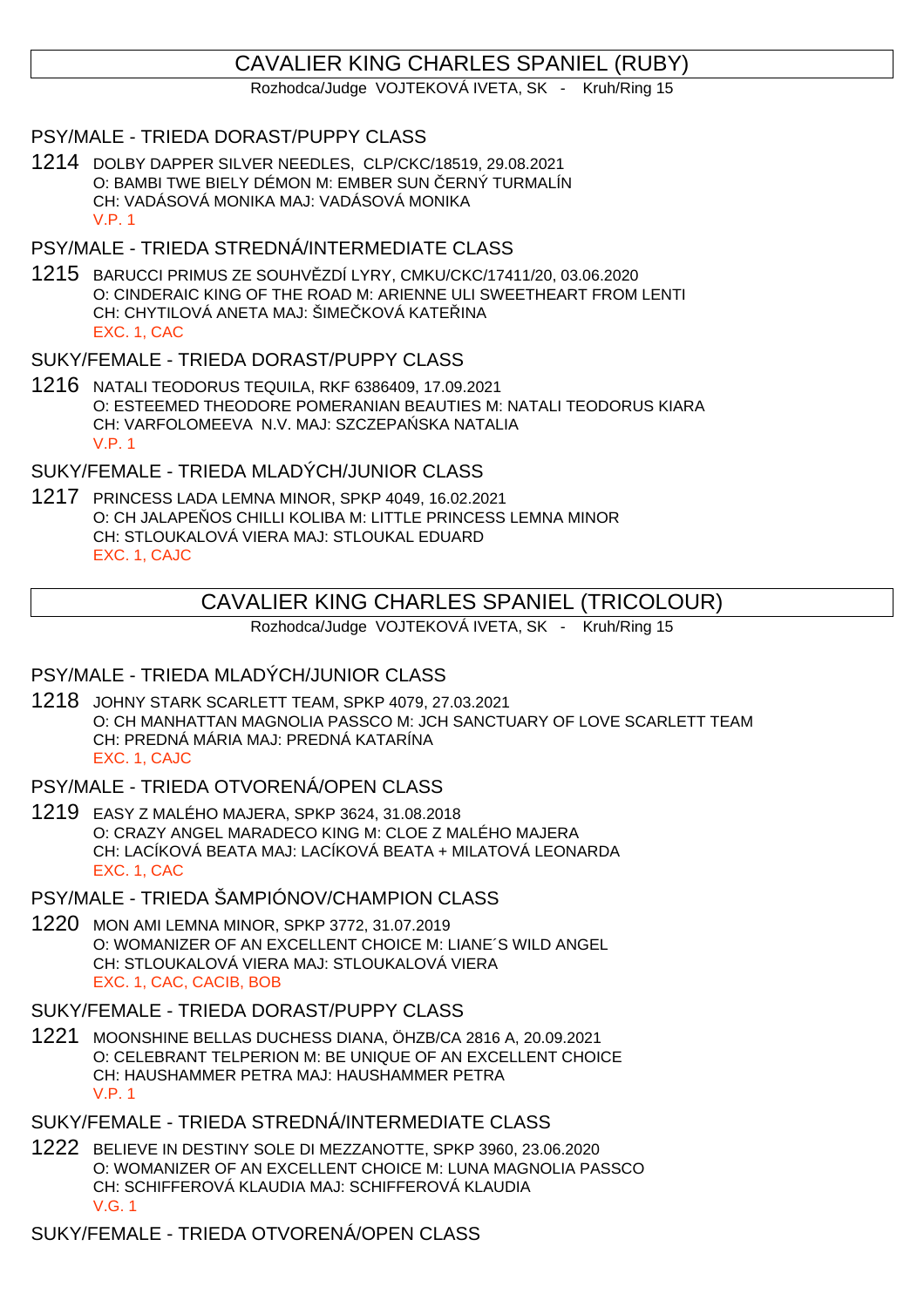## CAVALIER KING CHARLES SPANIEL (RUBY)

Rozhodca/Judge VOJTEKOVÁ IVETA, SK - Kruh/Ring 15

### PSY/MALE - TRIEDA DORAST/PUPPY CLASS

1214 DOLBY DAPPER SILVER NEEDLES, CLP/CKC/18519, 29.08.2021
O: BAMBI TWE BIELY DÉMON M: EMBER SUN ČERNÝ TURMALÍN
CH: VADÁSOVÁ MONIKA MAJ: VADÁSOVÁ MONIKA
V.P. 1

### PSY/MALE - TRIEDA STREDNÁ/INTERMEDIATE CLASS

1215 BARUCCI PRIMUS ZE SOUHVĚZDÍ LYRY, CMKU/CKC/17411/20, 03.06.2020
O: CINDERAIC KING OF THE ROAD M: ARIENNE ULI SWEETHEART FROM LENTI
CH: CHYTILOVÁ ANETA MAJ: ŠIMEČKOVÁ KATEŘINA
EXC. 1, CAC

### SUKY/FEMALE - TRIEDA DORAST/PUPPY CLASS

1216 NATALI TEODORUS TEQUILA, RKF 6386409, 17.09.2021
O: ESTEEMED THEODORE POMERANIAN BEAUTIES M: NATALI TEODORUS KIARA
CH: VARFOLOMEEVA N.V. MAJ: SZCZEPAŃSKA NATALIA
V.P. 1

### SUKY/FEMALE - TRIEDA MLADÝCH/JUNIOR CLASS

1217 PRINCESS LADA LEMNA MINOR, SPKP 4049, 16.02.2021
O: CH JALAPEÑOS CHILLI KOLIBA M: LITTLE PRINCESS LEMNA MINOR
CH: STLOUKALOVÁ VIERA MAJ: STLOUKAL EDUARD
EXC. 1, CAJC

## CAVALIER KING CHARLES SPANIEL (TRICOLOUR)

Rozhodca/Judge VOJTEKOVÁ IVETA, SK - Kruh/Ring 15

### PSY/MALE - TRIEDA MLADÝCH/JUNIOR CLASS

1218 JOHNY STARK SCARLETT TEAM, SPKP 4079, 27.03.2021
O: CH MANHATTAN MAGNOLIA PASSCO M: JCH SANCTUARY OF LOVE SCARLETT TEAM
CH: PREDNÁ MÁRIA MAJ: PREDNÁ KATARÍNA
EXC. 1, CAJC

### PSY/MALE - TRIEDA OTVORENÁ/OPEN CLASS

1219 EASY Z MALÉHO MAJERA, SPKP 3624, 31.08.2018
O: CRAZY ANGEL MARADECO KING M: CLOE Z MALÉHO MAJERA
CH: LACÍKOVÁ BEATA MAJ: LACÍKOVÁ BEATA + MILATOVÁ LEONARDA
EXC. 1, CAC

### PSY/MALE - TRIEDA ŠAMPIÓNOV/CHAMPION CLASS

1220 MON AMI LEMNA MINOR, SPKP 3772, 31.07.2019
O: WOMANIZER OF AN EXCELLENT CHOICE M: LIANE´S WILD ANGEL
CH: STLOUKALOVÁ VIERA MAJ: STLOUKALOVÁ VIERA
EXC. 1, CAC, CACIB, BOB

### SUKY/FEMALE - TRIEDA DORAST/PUPPY CLASS

1221 MOONSHINE BELLAS DUCHESS DIANA, ÖHZB/CA 2816 A, 20.09.2021
O: CELEBRANT TELPERION M: BE UNIQUE OF AN EXCELLENT CHOICE
CH: HAUSHAMMER PETRA MAJ: HAUSHAMMER PETRA
V.P. 1

### SUKY/FEMALE - TRIEDA STREDNÁ/INTERMEDIATE CLASS

1222 BELIEVE IN DESTINY SOLE DI MEZZANOTTE, SPKP 3960, 23.06.2020
O: WOMANIZER OF AN EXCELLENT CHOICE M: LUNA MAGNOLIA PASSCO
CH: SCHIFFEROVÁ KLAUDIA MAJ: SCHIFFEROVÁ KLAUDIA
V.G. 1

### SUKY/FEMALE - TRIEDA OTVORENÁ/OPEN CLASS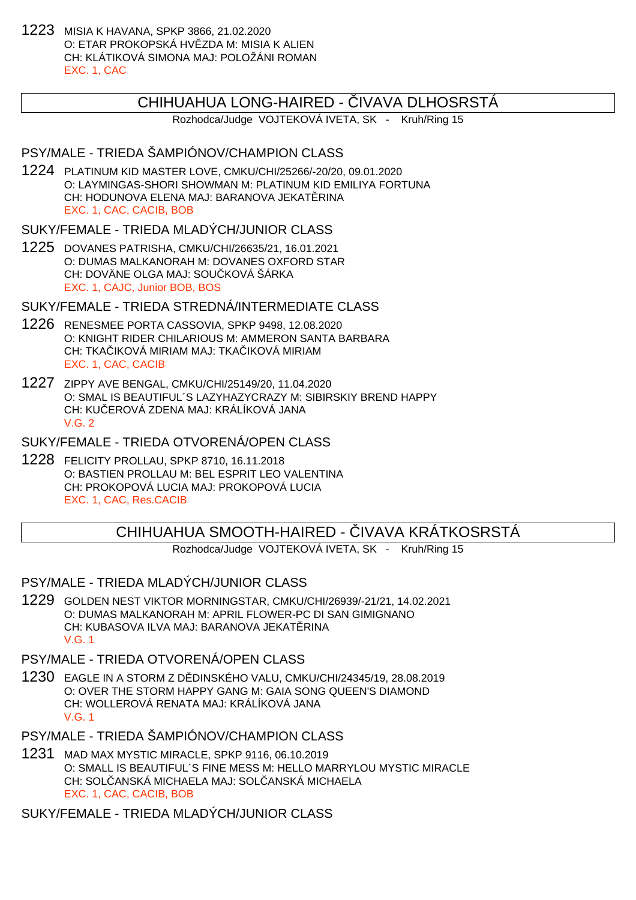1223 MISIA K HAVANA, SPKP 3866, 21.02.2020
O: ETAR PROKOPSKÁ HVĚZDA M: MISIA K ALIEN
CH: KLÁTIKOVÁ SIMONA MAJ: POLOŽÁNI ROMAN
EXC. 1, CAC

## CHIHUAHUA LONG-HAIRED - ČIVAVA DLHOSRSTÁ

Rozhodca/Judge VOJTEKOVÁ IVETA, SK - Kruh/Ring 15

### PSY/MALE - TRIEDA ŠAMPIÓNOV/CHAMPION CLASS

1224 PLATINUM KID MASTER LOVE, CMKU/CHI/25266/-20/20, 09.01.2020
O: LAYMINGAS-SHORI SHOWMAN M: PLATINUM KID EMILIYA FORTUNA
CH: HODUNOVA ELENA MAJ: BARANOVA JEKATĚRINA
EXC. 1, CAC, CACIB, BOB

### SUKY/FEMALE - TRIEDA MLADÝCH/JUNIOR CLASS

1225 DOVANES PATRISHA, CMKU/CHI/26635/21, 16.01.2021
O: DUMAS MALKANORAH M: DOVANES OXFORD STAR
CH: DOVÄNE OLGA MAJ: SOUČKOVÁ ŠÁRKA
EXC. 1, CAJC, Junior BOB, BOS

### SUKY/FEMALE - TRIEDA STREDNÁ/INTERMEDIATE CLASS

1226 RENESMEE PORTA CASSOVIA, SPKP 9498, 12.08.2020
O: KNIGHT RIDER CHILARIOUS M: AMMERON SANTA BARBARA
CH: TKAČIKOVÁ MIRIAM MAJ: TKAČIKOVÁ MIRIAM
EXC. 1, CAC, CACIB

1227 ZIPPY AVE BENGAL, CMKU/CHI/25149/20, 11.04.2020
O: SMAL IS BEAUTIFUL´S LAZYHAZYCRAZY M: SIBIRSKIY BREND HAPPY
CH: KUČEROVÁ ZDENA MAJ: KRÁLÍKOVÁ JANA
V.G. 2

### SUKY/FEMALE - TRIEDA OTVORENÁ/OPEN CLASS

1228 FELICITY PROLLAU, SPKP 8710, 16.11.2018
O: BASTIEN PROLLAU M: BEL ESPRIT LEO VALENTINA
CH: PROKOPOVÁ LUCIA MAJ: PROKOPOVÁ LUCIA
EXC. 1, CAC, Res.CACIB

## CHIHUAHUA SMOOTH-HAIRED - ČIVAVA KRÁTKOSRSTÁ

Rozhodca/Judge VOJTEKOVÁ IVETA, SK - Kruh/Ring 15

### PSY/MALE - TRIEDA MLADÝCH/JUNIOR CLASS

1229 GOLDEN NEST VIKTOR MORNINGSTAR, CMKU/CHI/26939/-21/21, 14.02.2021
O: DUMAS MALKANORAH M: APRIL FLOWER-PC DI SAN GIMIGNANO
CH: KUBASOVA ILVA MAJ: BARANOVA JEKATĚRINA
V.G. 1

### PSY/MALE - TRIEDA OTVORENÁ/OPEN CLASS

1230 EAGLE IN A STORM Z DĚDINSKÉHO VALU, CMKU/CHI/24345/19, 28.08.2019
O: OVER THE STORM HAPPY GANG M: GAIA SONG QUEEN'S DIAMOND
CH: WOLLEROVÁ RENATA MAJ: KRÁLÍKOVÁ JANA
V.G. 1

### PSY/MALE - TRIEDA ŠAMPIÓNOV/CHAMPION CLASS

1231 MAD MAX MYSTIC MIRACLE, SPKP 9116, 06.10.2019
O: SMALL IS BEAUTIFUL´S FINE MESS M: HELLO MARRYLOU MYSTIC MIRACLE
CH: SOLČANSKÁ MICHAELA MAJ: SOLČANSKÁ MICHAELA
EXC. 1, CAC, CACIB, BOB

### SUKY/FEMALE - TRIEDA MLADÝCH/JUNIOR CLASS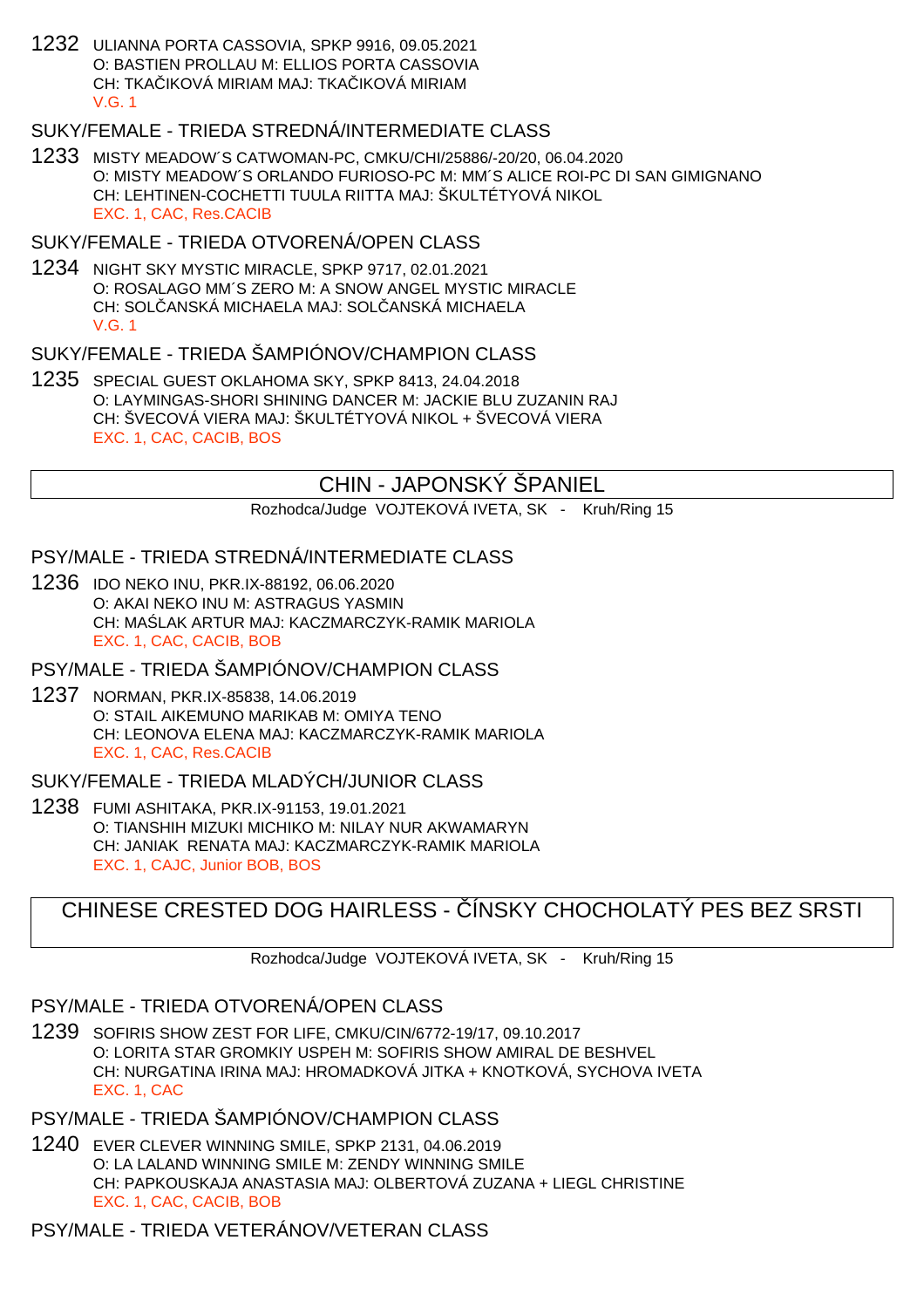1232 ULIANNA PORTA CASSOVIA, SPKP 9916, 09.05.2021
O: BASTIEN PROLLAU M: ELLIOS PORTA CASSOVIA
CH: TKAČIKOVÁ MIRIAM MAJ: TKAČIKOVÁ MIRIAM
V.G. 1

### SUKY/FEMALE - TRIEDA STREDNÁ/INTERMEDIATE CLASS

1233 MISTY MEADOW´S CATWOMAN-PC, CMKU/CHI/25886/-20/20, 06.04.2020
O: MISTY MEADOW´S ORLANDO FURIOSO-PC M: MM´S ALICE ROI-PC DI SAN GIMIGNANO
CH: LEHTINEN-COCHETTI TUULA RIITTA MAJ: ŠKULTÉTYOVÁ NIKOL
EXC. 1, CAC, Res.CACIB

### SUKY/FEMALE - TRIEDA OTVORENÁ/OPEN CLASS

1234 NIGHT SKY MYSTIC MIRACLE, SPKP 9717, 02.01.2021
O: ROSALAGO MM´S ZERO M: A SNOW ANGEL MYSTIC MIRACLE
CH: SOLČANSKÁ MICHAELA MAJ: SOLČANSKÁ MICHAELA
V.G. 1

### SUKY/FEMALE - TRIEDA ŠAMPIÓNOV/CHAMPION CLASS

1235 SPECIAL GUEST OKLAHOMA SKY, SPKP 8413, 24.04.2018
O: LAYMINGAS-SHORI SHINING DANCER M: JACKIE BLU ZUZANIN RAJ
CH: ŠVECOVÁ VIERA MAJ: ŠKULTÉTYOVÁ NIKOL + ŠVECOVÁ VIERA
EXC. 1, CAC, CACIB, BOS

## CHIN - JAPONSKÝ ŠPANIEL

Rozhodca/Judge VOJTEKOVÁ IVETA, SK - Kruh/Ring 15

### PSY/MALE - TRIEDA STREDNÁ/INTERMEDIATE CLASS

1236 IDO NEKO INU, PKR.IX-88192, 06.06.2020
O: AKAI NEKO INU M: ASTRAGUS YASMIN
CH: MAŚLAK ARTUR MAJ: KACZMARCZYK-RAMIK MARIOLA
EXC. 1, CAC, CACIB, BOB

### PSY/MALE - TRIEDA ŠAMPIÓNOV/CHAMPION CLASS

1237 NORMAN, PKR.IX-85838, 14.06.2019
O: STAIL AIKEMUNO MARIKAB M: OMIYA TENO
CH: LEONOVA ELENA MAJ: KACZMARCZYK-RAMIK MARIOLA
EXC. 1, CAC, Res.CACIB

### SUKY/FEMALE - TRIEDA MLADÝCH/JUNIOR CLASS

1238 FUMI ASHITAKA, PKR.IX-91153, 19.01.2021
O: TIANSHIH MIZUKI MICHIKO M: NILAY NUR AKWAMARYN
CH: JANIAK RENATA MAJ: KACZMARCZYK-RAMIK MARIOLA
EXC. 1, CAJC, Junior BOB, BOS

## CHINESE CRESTED DOG HAIRLESS - ČÍNSKY CHOCHOLATÝ PES BEZ SRSTI

Rozhodca/Judge VOJTEKOVÁ IVETA, SK - Kruh/Ring 15

### PSY/MALE - TRIEDA OTVORENÁ/OPEN CLASS

1239 SOFIRIS SHOW ZEST FOR LIFE, CMKU/CIN/6772-19/17, 09.10.2017
O: LORITA STAR GROMKIY USPEH M: SOFIRIS SHOW AMIRAL DE BESHVEL
CH: NURGATINA IRINA MAJ: HROMADKOVÁ JITKA + KNOTKOVÁ, SYCHOVA IVETA
EXC. 1, CAC

### PSY/MALE - TRIEDA ŠAMPIÓNOV/CHAMPION CLASS

1240 EVER CLEVER WINNING SMILE, SPKP 2131, 04.06.2019
O: LA LALAND WINNING SMILE M: ZENDY WINNING SMILE
CH: PAPKOUSKAJA ANASTASIA MAJ: OLBERTOVÁ ZUZANA + LIEGL CHRISTINE
EXC. 1, CAC, CACIB, BOB

### PSY/MALE - TRIEDA VETERÁNOV/VETERAN CLASS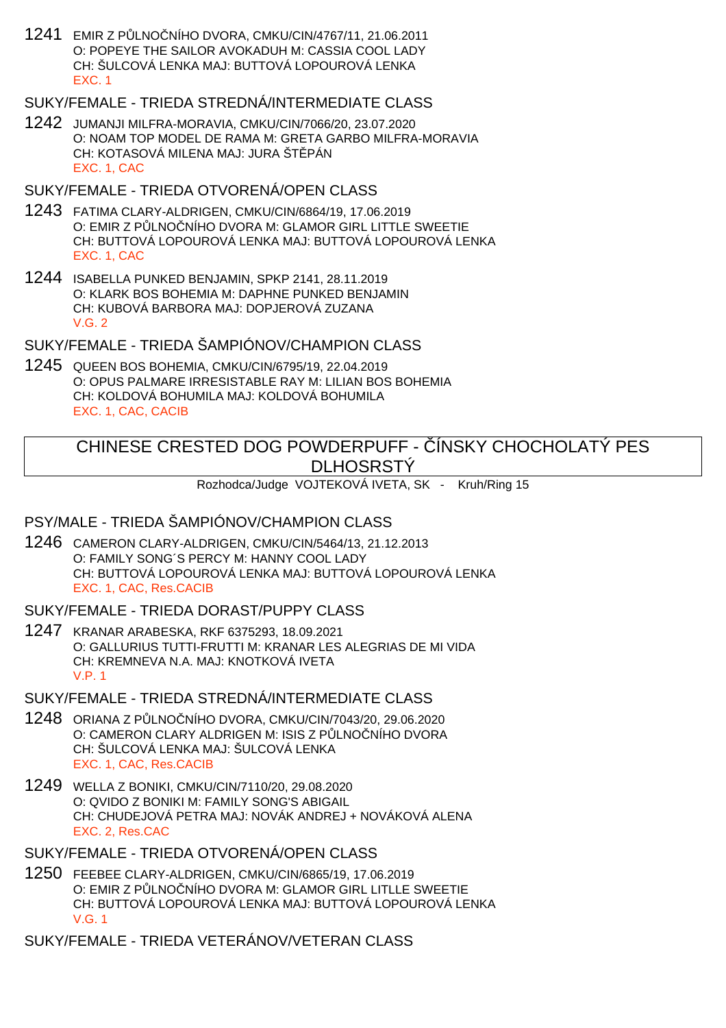1241 EMIR Z PŮLNOČNÍHO DVORA, CMKU/CIN/4767/11, 21.06.2011
O: POPEYE THE SAILOR AVOKADUH M: CASSIA COOL LADY
CH: ŠULCOVÁ LENKA MAJ: BUTTOVÁ LOPOUROVÁ LENKA
EXC. 1

## SUKY/FEMALE - TRIEDA STREDNÁ/INTERMEDIATE CLASS

1242 JUMANJI MILFRA-MORAVIA, CMKU/CIN/7066/20, 23.07.2020
O: NOAM TOP MODEL DE RAMA M: GRETA GARBO MILFRA-MORAVIA
CH: KOTASOVÁ MILENA MAJ: JURA ŠTĚPÁN
EXC. 1, CAC

## SUKY/FEMALE - TRIEDA OTVORENÁ/OPEN CLASS

1243 FATIMA CLARY-ALDRIGEN, CMKU/CIN/6864/19, 17.06.2019
O: EMIR Z PŮLNOČNÍHO DVORA M: GLAMOR GIRL LITTLE SWEETIE
CH: BUTTOVÁ LOPOUROVÁ LENKA MAJ: BUTTOVÁ LOPOUROVÁ LENKA
EXC. 1, CAC

1244 ISABELLA PUNKED BENJAMIN, SPKP 2141, 28.11.2019
O: KLARK BOS BOHEMIA M: DAPHNE PUNKED BENJAMIN
CH: KUBOVÁ BARBORA MAJ: DOPJEROVÁ ZUZANA
V.G. 2

## SUKY/FEMALE - TRIEDA ŠAMPIÓNOV/CHAMPION CLASS

1245 QUEEN BOS BOHEMIA, CMKU/CIN/6795/19, 22.04.2019
O: OPUS PALMARE IRRESISTABLE RAY M: LILIAN BOS BOHEMIA
CH: KOLDOVÁ BOHUMILA MAJ: KOLDOVÁ BOHUMILA
EXC. 1, CAC, CACIB

# CHINESE CRESTED DOG POWDERPUFF - ČÍNSKY CHOCHOLATÝ PES DLHOSRSTÝ

Rozhodca/Judge VOJTEKOVÁ IVETA, SK - Kruh/Ring 15

## PSY/MALE - TRIEDA ŠAMPIÓNOV/CHAMPION CLASS

1246 CAMERON CLARY-ALDRIGEN, CMKU/CIN/5464/13, 21.12.2013
O: FAMILY SONG´S PERCY M: HANNY COOL LADY
CH: BUTTOVÁ LOPOUROVÁ LENKA MAJ: BUTTOVÁ LOPOUROVÁ LENKA
EXC. 1, CAC, Res.CACIB

## SUKY/FEMALE - TRIEDA DORAST/PUPPY CLASS

1247 KRANAR ARABESKA, RKF 6375293, 18.09.2021
O: GALLURIUS TUTTI-FRUTTI M: KRANAR LES ALEGRIAS DE MI VIDA
CH: KREMNEVA N.A. MAJ: KNOTKOVÁ IVETA
V.P. 1

## SUKY/FEMALE - TRIEDA STREDNÁ/INTERMEDIATE CLASS

1248 ORIANA Z PŮLNOČNÍHO DVORA, CMKU/CIN/7043/20, 29.06.2020
O: CAMERON CLARY ALDRIGEN M: ISIS Z PŮLNOČNÍHO DVORA
CH: ŠULCOVÁ LENKA MAJ: ŠULCOVÁ LENKA
EXC. 1, CAC, Res.CACIB

1249 WELLA Z BONIKI, CMKU/CIN/7110/20, 29.08.2020
O: QVIDO Z BONIKI M: FAMILY SONG'S ABIGAIL
CH: CHUDEJOVÁ PETRA MAJ: NOVÁK ANDREJ + NOVÁKOVÁ ALENA
EXC. 2, Res.CAC

## SUKY/FEMALE - TRIEDA OTVORENÁ/OPEN CLASS

1250 FEEBEE CLARY-ALDRIGEN, CMKU/CIN/6865/19, 17.06.2019
O: EMIR Z PŮLNOČNÍHO DVORA M: GLAMOR GIRL LITLLE SWEETIE
CH: BUTTOVÁ LOPOUROVÁ LENKA MAJ: BUTTOVÁ LOPOUROVÁ LENKA
V.G. 1

## SUKY/FEMALE - TRIEDA VETERÁNOV/VETERAN CLASS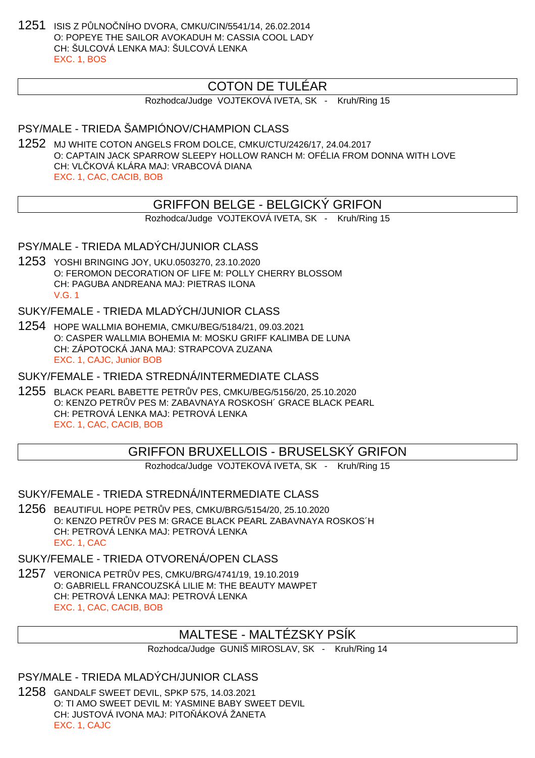1251 ISIS Z PŮLNOČNÍHO DVORA, CMKU/CIN/5541/14, 26.02.2014
O: POPEYE THE SAILOR AVOKADUH M: CASSIA COOL LADY
CH: ŠULCOVÁ LENKA MAJ: ŠULCOVÁ LENKA
EXC. 1, BOS

## COTON DE TULÉAR

Rozhodca/Judge VOJTEKOVÁ IVETA, SK - Kruh/Ring 15

### PSY/MALE - TRIEDA ŠAMPIÓNOV/CHAMPION CLASS

1252 MJ WHITE COTON ANGELS FROM DOLCE, CMKU/CTU/2426/17, 24.04.2017
O: CAPTAIN JACK SPARROW SLEEPY HOLLOW RANCH M: OFÉLIA FROM DONNA WITH LOVE
CH: VLČKOVÁ KLÁRA MAJ: VRABCOVÁ DIANA
EXC. 1, CAC, CACIB, BOB

## GRIFFON BELGE - BELGICKÝ GRIFON

Rozhodca/Judge VOJTEKOVÁ IVETA, SK - Kruh/Ring 15

### PSY/MALE - TRIEDA MLADÝCH/JUNIOR CLASS

1253 YOSHI BRINGING JOY, UKU.0503270, 23.10.2020
O: FEROMON DECORATION OF LIFE M: POLLY CHERRY BLOSSOM
CH: PAGUBA ANDREANA MAJ: PIETRAS ILONA
V.G. 1

### SUKY/FEMALE - TRIEDA MLADÝCH/JUNIOR CLASS

1254 HOPE WALLMIA BOHEMIA, CMKU/BEG/5184/21, 09.03.2021
O: CASPER WALLMIA BOHEMIA M: MOSKU GRIFF KALIMBA DE LUNA
CH: ZÁPOTOCKÁ JANA MAJ: STRAPCOVA ZUZANA
EXC. 1, CAJC, Junior BOB

### SUKY/FEMALE - TRIEDA STREDNÁ/INTERMEDIATE CLASS

1255 BLACK PEARL BABETTE PETRŮV PES, CMKU/BEG/5156/20, 25.10.2020
O: KENZO PETRŮV PES M: ZABAVNAYA ROSKOSH´ GRACE BLACK PEARL
CH: PETROVÁ LENKA MAJ: PETROVÁ LENKA
EXC. 1, CAC, CACIB, BOB

## GRIFFON BRUXELLOIS - BRUSELSKÝ GRIFON

Rozhodca/Judge VOJTEKOVÁ IVETA, SK - Kruh/Ring 15

### SUKY/FEMALE - TRIEDA STREDNÁ/INTERMEDIATE CLASS

1256 BEAUTIFUL HOPE PETRŮV PES, CMKU/BRG/5154/20, 25.10.2020
O: KENZO PETRŮV PES M: GRACE BLACK PEARL ZABAVNAYA ROSKOS´H
CH: PETROVÁ LENKA MAJ: PETROVÁ LENKA
EXC. 1, CAC

### SUKY/FEMALE - TRIEDA OTVORENÁ/OPEN CLASS

1257 VERONICA PETRŮV PES, CMKU/BRG/4741/19, 19.10.2019
O: GABRIELL FRANCOUZSKÁ LILIE M: THE BEAUTY MAWPET
CH: PETROVÁ LENKA MAJ: PETROVÁ LENKA
EXC. 1, CAC, CACIB, BOB

## MALTESE - MALTÉZSKY PSÍK

Rozhodca/Judge GUNIŠ MIROSLAV, SK - Kruh/Ring 14

### PSY/MALE - TRIEDA MLADÝCH/JUNIOR CLASS

1258 GANDALF SWEET DEVIL, SPKP 575, 14.03.2021
O: TI AMO SWEET DEVIL M: YASMINE BABY SWEET DEVIL
CH: JUSTOVÁ IVONA MAJ: PITOŇÁKOVÁ ŽANETA
EXC. 1, CAJC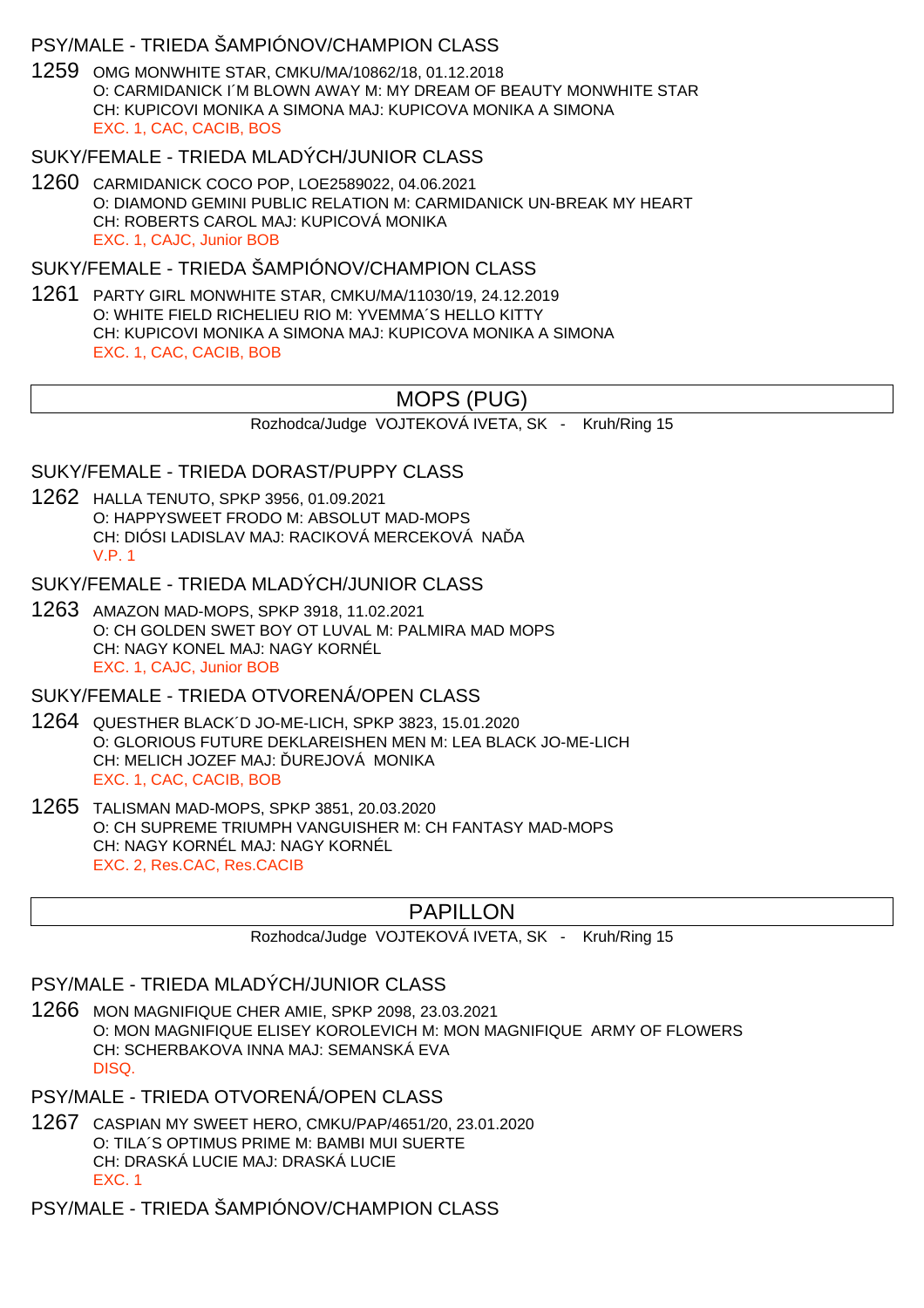### PSY/MALE - TRIEDA ŠAMPIÓNOV/CHAMPION CLASS

1259 OMG MONWHITE STAR, CMKU/MA/10862/18, 01.12.2018
O: CARMIDANICK I´M BLOWN AWAY M: MY DREAM OF BEAUTY MONWHITE STAR
CH: KUPICOVI MONIKA A SIMONA MAJ: KUPICOVA MONIKA A SIMONA
EXC. 1, CAC, CACIB, BOS

### SUKY/FEMALE - TRIEDA MLADÝCH/JUNIOR CLASS

1260 CARMIDANICK COCO POP, LOE2589022, 04.06.2021
O: DIAMOND GEMINI PUBLIC RELATION M: CARMIDANICK UN-BREAK MY HEART
CH: ROBERTS CAROL MAJ: KUPICOVÁ MONIKA
EXC. 1, CAJC, Junior BOB

### SUKY/FEMALE - TRIEDA ŠAMPIÓNOV/CHAMPION CLASS

1261 PARTY GIRL MONWHITE STAR, CMKU/MA/11030/19, 24.12.2019
O: WHITE FIELD RICHELIEU RIO M: YVEMMA´S HELLO KITTY
CH: KUPICOVI MONIKA A SIMONA MAJ: KUPICOVA MONIKA A SIMONA
EXC. 1, CAC, CACIB, BOB

## MOPS (PUG)

Rozhodca/Judge VOJTEKOVÁ IVETA, SK - Kruh/Ring 15

### SUKY/FEMALE - TRIEDA DORAST/PUPPY CLASS

1262 HALLA TENUTO, SPKP 3956, 01.09.2021
O: HAPPYSWEET FRODO M: ABSOLUT MAD-MOPS
CH: DIÓSI LADISLAV MAJ: RACIKOVÁ MERCEKOVÁ NAĎA
V.P. 1

### SUKY/FEMALE - TRIEDA MLADÝCH/JUNIOR CLASS

1263 AMAZON MAD-MOPS, SPKP 3918, 11.02.2021
O: CH GOLDEN SWET BOY OT LUVAL M: PALMIRA MAD MOPS
CH: NAGY KONEL MAJ: NAGY KORNÉL
EXC. 1, CAJC, Junior BOB

### SUKY/FEMALE - TRIEDA OTVORENÁ/OPEN CLASS

1264 QUESTHER BLACK´D JO-ME-LICH, SPKP 3823, 15.01.2020
O: GLORIOUS FUTURE DEKLAREISHEN MEN M: LEA BLACK JO-ME-LICH
CH: MELICH JOZEF MAJ: ĎUREJOVÁ MONIKA
EXC. 1, CAC, CACIB, BOB

1265 TALISMAN MAD-MOPS, SPKP 3851, 20.03.2020
O: CH SUPREME TRIUMPH VANGUISHER M: CH FANTASY MAD-MOPS
CH: NAGY KORNÉL MAJ: NAGY KORNÉL
EXC. 2, Res.CAC, Res.CACIB

## PAPILLON

Rozhodca/Judge VOJTEKOVÁ IVETA, SK - Kruh/Ring 15

### PSY/MALE - TRIEDA MLADÝCH/JUNIOR CLASS

1266 MON MAGNIFIQUE CHER AMIE, SPKP 2098, 23.03.2021
O: MON MAGNIFIQUE ELISEY KOROLEVICH M: MON MAGNIFIQUE ARMY OF FLOWERS
CH: SCHERBAKOVA INNA MAJ: SEMANSKÁ EVA
DISQ.

### PSY/MALE - TRIEDA OTVORENÁ/OPEN CLASS

1267 CASPIAN MY SWEET HERO, CMKU/PAP/4651/20, 23.01.2020
O: TILA´S OPTIMUS PRIME M: BAMBI MUI SUERTE
CH: DRASKÁ LUCIE MAJ: DRASKÁ LUCIE
EXC. 1

### PSY/MALE - TRIEDA ŠAMPIÓNOV/CHAMPION CLASS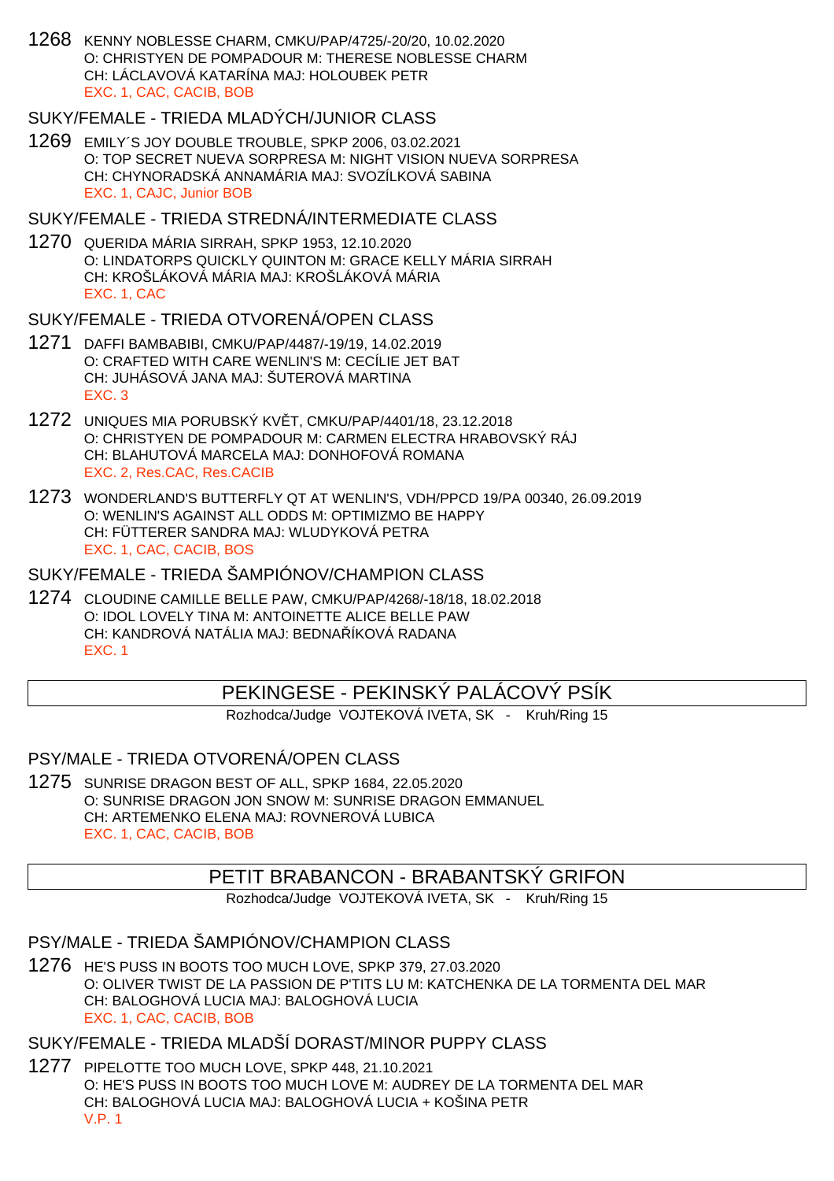1268 KENNY NOBLESSE CHARM, CMKU/PAP/4725/-20/20, 10.02.2020
O: CHRISTYEN DE POMPADOUR M: THERESE NOBLESSE CHARM
CH: LÁCLAVOVÁ KATARÍNA MAJ: HOLOUBEK PETR
EXC. 1, CAC, CACIB, BOB

SUKY/FEMALE - TRIEDA MLADÝCH/JUNIOR CLASS

1269 EMILY´S JOY DOUBLE TROUBLE, SPKP 2006, 03.02.2021
O: TOP SECRET NUEVA SORPRESA M: NIGHT VISION NUEVA SORPRESA
CH: CHYNORADSKÁ ANNAMÁRIA MAJ: SVOZÍLKOVÁ SABINA
EXC. 1, CAJC, Junior BOB

SUKY/FEMALE - TRIEDA STREDNÁ/INTERMEDIATE CLASS

1270 QUERIDA MÁRIA SIRRAH, SPKP 1953, 12.10.2020
O: LINDATORPS QUICKLY QUINTON M: GRACE KELLY MÁRIA SIRRAH
CH: KROŠLÁKOVÁ MÁRIA MAJ: KROŠLÁKOVÁ MÁRIA
EXC. 1, CAC

SUKY/FEMALE - TRIEDA OTVORENÁ/OPEN CLASS

1271 DAFFI BAMBABIBI, CMKU/PAP/4487/-19/19, 14.02.2019
O: CRAFTED WITH CARE WENLIN'S M: CECÍLIE JET BAT
CH: JUHÁSOVÁ JANA MAJ: ŠUTEROVÁ MARTINA
EXC. 3

1272 UNIQUES MIA PORUBSKÝ KVĚT, CMKU/PAP/4401/18, 23.12.2018
O: CHRISTYEN DE POMPADOUR M: CARMEN ELECTRA HRABOVSKÝ RÁJ
CH: BLAHUTOVÁ MARCELA MAJ: DONHOFOVÁ ROMANA
EXC. 2, Res.CAC, Res.CACIB

1273 WONDERLAND'S BUTTERFLY QT AT WENLIN'S, VDH/PPCD 19/PA 00340, 26.09.2019
O: WENLIN'S AGAINST ALL ODDS M: OPTIMIZMO BE HAPPY
CH: FÜTTERER SANDRA MAJ: WLUDYKOVÁ PETRA
EXC. 1, CAC, CACIB, BOS

SUKY/FEMALE - TRIEDA ŠAMPIÓNOV/CHAMPION CLASS

1274 CLOUDINE CAMILLE BELLE PAW, CMKU/PAP/4268/-18/18, 18.02.2018
O: IDOL LOVELY TINA M: ANTOINETTE ALICE BELLE PAW
CH: KANDROVÁ NATÁLIA MAJ: BEDNAŘÍKOVÁ RADANA
EXC. 1

## PEKINGESE - PEKINSKÝ PALÁCOVÝ PSÍK

Rozhodca/Judge VOJTEKOVÁ IVETA, SK - Kruh/Ring 15

PSY/MALE - TRIEDA OTVORENÁ/OPEN CLASS

1275 SUNRISE DRAGON BEST OF ALL, SPKP 1684, 22.05.2020
O: SUNRISE DRAGON JON SNOW M: SUNRISE DRAGON EMMANUEL
CH: ARTEMENKO ELENA MAJ: ROVNEROVÁ LUBICA
EXC. 1, CAC, CACIB, BOB

## PETIT BRABANCON - BRABANTSKÝ GRIFON

Rozhodca/Judge VOJTEKOVÁ IVETA, SK - Kruh/Ring 15

PSY/MALE - TRIEDA ŠAMPIÓNOV/CHAMPION CLASS

1276 HE'S PUSS IN BOOTS TOO MUCH LOVE, SPKP 379, 27.03.2020
O: OLIVER TWIST DE LA PASSION DE P'TITS LU M: KATCHENKA DE LA TORMENTA DEL MAR
CH: BALOGHOVÁ LUCIA MAJ: BALOGHOVÁ LUCIA
EXC. 1, CAC, CACIB, BOB

SUKY/FEMALE - TRIEDA MLADŠÍ DORAST/MINOR PUPPY CLASS

1277 PIPELOTTE TOO MUCH LOVE, SPKP 448, 21.10.2021
O: HE'S PUSS IN BOOTS TOO MUCH LOVE M: AUDREY DE LA TORMENTA DEL MAR
CH: BALOGHOVÁ LUCIA MAJ: BALOGHOVÁ LUCIA + KOŠINA PETR
V.P. 1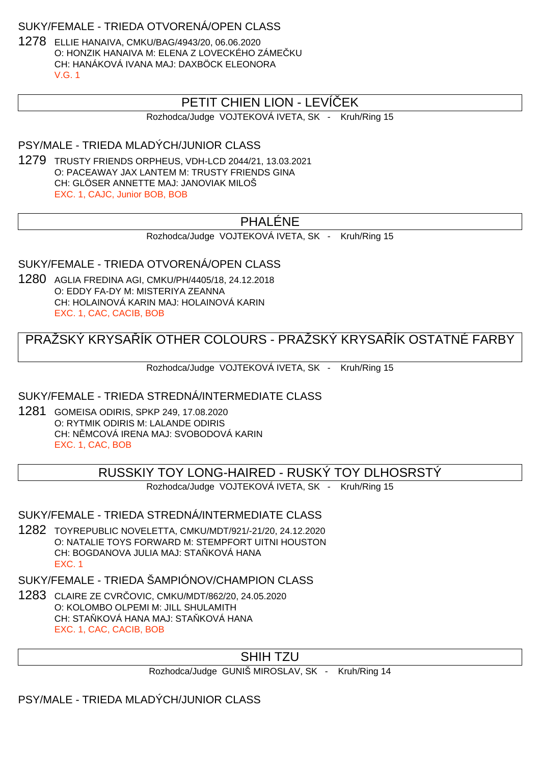SUKY/FEMALE - TRIEDA OTVORENÁ/OPEN CLASS

1278 ELLIE HANAIVA, CMKU/BAG/4943/20, 06.06.2020
O: HONZIK HANAIVA M: ELENA Z LOVECKÉHO ZÁMEČKU
CH: HANÁKOVÁ IVANA MAJ: DAXBÖCK ELEONORA
V.G. 1

## PETIT CHIEN LION - LEVÍČEK

Rozhodca/Judge VOJTEKOVÁ IVETA, SK - Kruh/Ring 15

PSY/MALE - TRIEDA MLADÝCH/JUNIOR CLASS

1279 TRUSTY FRIENDS ORPHEUS, VDH-LCD 2044/21, 13.03.2021
O: PACEAWAY JAX LANTEM M: TRUSTY FRIENDS GINA
CH: GLÖSER ANNETTE MAJ: JANOVIAK MILOŠ
EXC. 1, CAJC, Junior BOB, BOB

## PHALÉNE

Rozhodca/Judge VOJTEKOVÁ IVETA, SK - Kruh/Ring 15

SUKY/FEMALE - TRIEDA OTVORENÁ/OPEN CLASS

1280 AGLIA FREDINA AGI, CMKU/PH/4405/18, 24.12.2018
O: EDDY FA-DY M: MISTERIYA ZEANNA
CH: HOLAINOVÁ KARIN MAJ: HOLAINOVÁ KARIN
EXC. 1, CAC, CACIB, BOB

## PRAŽSKÝ KRYSAŘÍK OTHER COLOURS - PRAŽSKÝ KRYSAŘÍK OSTATNÉ FARBY

Rozhodca/Judge VOJTEKOVÁ IVETA, SK - Kruh/Ring 15

SUKY/FEMALE - TRIEDA STREDNÁ/INTERMEDIATE CLASS

1281 GOMEISA ODIRIS, SPKP 249, 17.08.2020
O: RYTMIK ODIRIS M: LALANDE ODIRIS
CH: NĚMCOVÁ IRENA MAJ: SVOBODOVÁ KARIN
EXC. 1, CAC, BOB

## RUSSKIY TOY LONG-HAIRED - RUSKÝ TOY DLHOSRSTÝ

Rozhodca/Judge VOJTEKOVÁ IVETA, SK - Kruh/Ring 15

SUKY/FEMALE - TRIEDA STREDNÁ/INTERMEDIATE CLASS

1282 TOYREPUBLIC NOVELETTA, CMKU/MDT/921/-21/20, 24.12.2020
O: NATALIE TOYS FORWARD M: STEMPFORT UITNI HOUSTON
CH: BOGDANOVA JULIA MAJ: STAŇKOVÁ HANA
EXC. 1

SUKY/FEMALE - TRIEDA ŠAMPIÓNOV/CHAMPION CLASS

1283 CLAIRE ZE CVRČOVIC, CMKU/MDT/862/20, 24.05.2020
O: KOLOMBO OLPEMI M: JILL SHULAMITH
CH: STAŇKOVÁ HANA MAJ: STAŇKOVÁ HANA
EXC. 1, CAC, CACIB, BOB

## SHIH TZU

Rozhodca/Judge GUNIŠ MIROSLAV, SK - Kruh/Ring 14

PSY/MALE - TRIEDA MLADÝCH/JUNIOR CLASS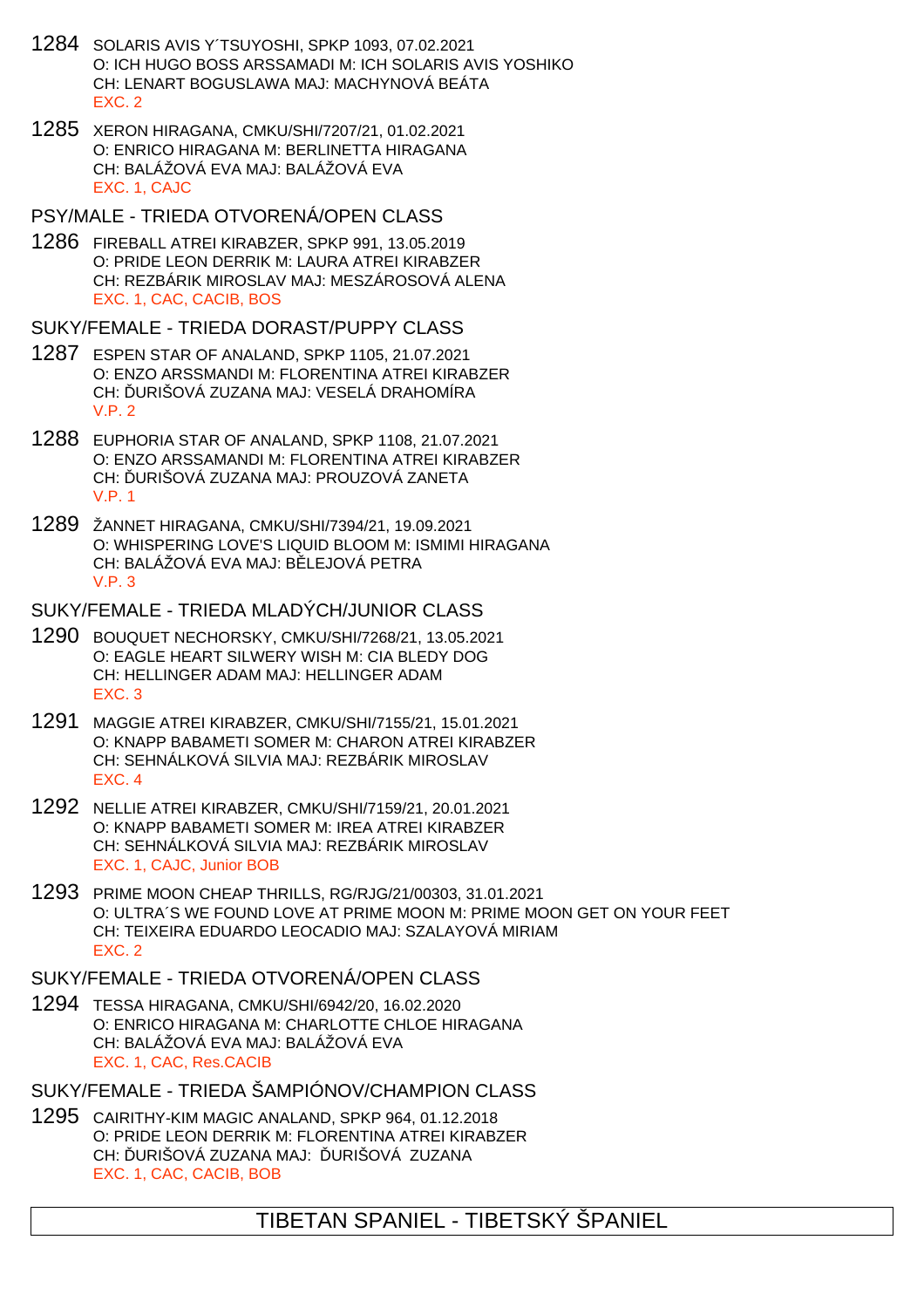1284 SOLARIS AVIS Y´TSUYOSHI, SPKP 1093, 07.02.2021
O: ICH HUGO BOSS ARSSAMADI M: ICH SOLARIS AVIS YOSHIKO
CH: LENART BOGUSLAWA MAJ: MACHYNOVÁ BEÁTA
EXC. 2

1285 XERON HIRAGANA, CMKU/SHI/7207/21, 01.02.2021
O: ENRICO HIRAGANA M: BERLINETTA HIRAGANA
CH: BALÁŽOVÁ EVA MAJ: BALÁŽOVÁ EVA
EXC. 1, CAJC

## PSY/MALE - TRIEDA OTVORENÁ/OPEN CLASS

1286 FIREBALL ATREI KIRABZER, SPKP 991, 13.05.2019
O: PRIDE LEON DERRIK M: LAURA ATREI KIRABZER
CH: REZBÁRIK MIROSLAV MAJ: MESZÁROSOVÁ ALENA
EXC. 1, CAC, CACIB, BOS

## SUKY/FEMALE - TRIEDA DORAST/PUPPY CLASS

1287 ESPEN STAR OF ANALAND, SPKP 1105, 21.07.2021
O: ENZO ARSSMANDI M: FLORENTINA ATREI KIRABZER
CH: ĎURIŠOVÁ ZUZANA MAJ: VESELÁ DRAHOMÍRA
V.P. 2

1288 EUPHORIA STAR OF ANALAND, SPKP 1108, 21.07.2021
O: ENZO ARSSAMANDI M: FLORENTINA ATREI KIRABZER
CH: ĎURIŠOVÁ ZUZANA MAJ: PROUZOVÁ ZANETA
V.P. 1

1289 ŽANNET HIRAGANA, CMKU/SHI/7394/21, 19.09.2021
O: WHISPERING LOVE'S LIQUID BLOOM M: ISMIMI HIRAGANA
CH: BALÁŽOVÁ EVA MAJ: BĚLEJOVÁ PETRA
V.P. 3

## SUKY/FEMALE - TRIEDA MLADÝCH/JUNIOR CLASS

1290 BOUQUET NECHORSKY, CMKU/SHI/7268/21, 13.05.2021
O: EAGLE HEART SILWERY WISH M: CIA BLEDY DOG
CH: HELLINGER ADAM MAJ: HELLINGER ADAM
EXC. 3

1291 MAGGIE ATREI KIRABZER, CMKU/SHI/7155/21, 15.01.2021
O: KNAPP BABAMETI SOMER M: CHARON ATREI KIRABZER
CH: SEHNÁLKOVÁ SILVIA MAJ: REZBÁRIK MIROSLAV
EXC. 4

1292 NELLIE ATREI KIRABZER, CMKU/SHI/7159/21, 20.01.2021
O: KNAPP BABAMETI SOMER M: IREA ATREI KIRABZER
CH: SEHNÁLKOVÁ SILVIA MAJ: REZBÁRIK MIROSLAV
EXC. 1, CAJC, Junior BOB

1293 PRIME MOON CHEAP THRILLS, RG/RJG/21/00303, 31.01.2021
O: ULTRA´S WE FOUND LOVE AT PRIME MOON M: PRIME MOON GET ON YOUR FEET
CH: TEIXEIRA EDUARDO LEOCADIO MAJ: SZALAYOVÁ MIRIAM
EXC. 2

## SUKY/FEMALE - TRIEDA OTVORENÁ/OPEN CLASS

1294 TESSA HIRAGANA, CMKU/SHI/6942/20, 16.02.2020
O: ENRICO HIRAGANA M: CHARLOTTE CHLOE HIRAGANA
CH: BALÁŽOVÁ EVA MAJ: BALÁŽOVÁ EVA
EXC. 1, CAC, Res.CACIB

## SUKY/FEMALE - TRIEDA ŠAMPIÓNOV/CHAMPION CLASS

1295 CAIRITHY-KIM MAGIC ANALAND, SPKP 964, 01.12.2018
O: PRIDE LEON DERRIK M: FLORENTINA ATREI KIRABZER
CH: ĎURIŠOVÁ ZUZANA MAJ: ĎURIŠOVÁ ZUZANA
EXC. 1, CAC, CACIB, BOB

# TIBETAN SPANIEL - TIBETSKÝ ŠPANIEL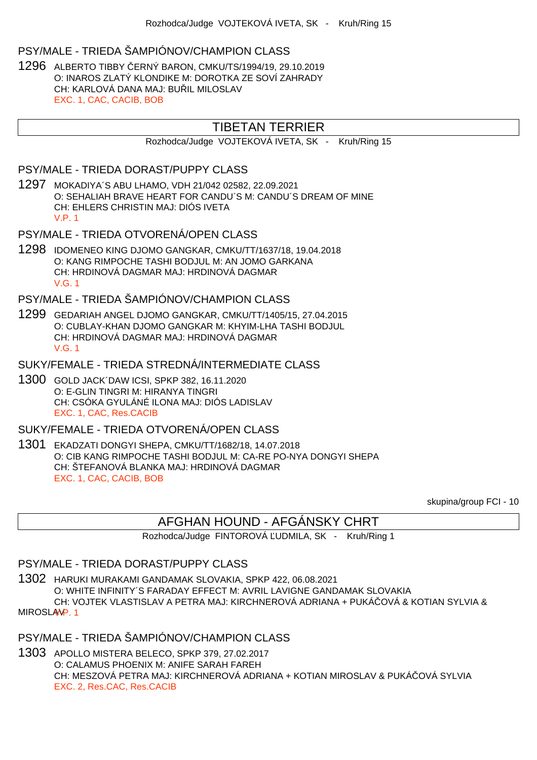Rozhodca/Judge VOJTEKOVÁ IVETA, SK - Kruh/Ring 15

### PSY/MALE - TRIEDA ŠAMPIÓNOV/CHAMPION CLASS

1296 ALBERTO TIBBY ČERNÝ BARON, CMKU/TS/1994/19, 29.10.2019
O: INAROS ZLATÝ KLONDIKE M: DOROTKA ZE SOVÍ ZAHRADY
CH: KARLOVÁ DANA MAJ: BUŘIL MILOSLAV
EXC. 1, CAC, CACIB, BOB

## TIBETAN TERRIER

Rozhodca/Judge VOJTEKOVÁ IVETA, SK - Kruh/Ring 15

### PSY/MALE - TRIEDA DORAST/PUPPY CLASS

1297 MOKADIYA´S ABU LHAMO, VDH 21/042 02582, 22.09.2021
O: SEHALIAH BRAVE HEART FOR CANDU´S M: CANDU´S DREAM OF MINE
CH: EHLERS CHRISTIN MAJ: DIÓS IVETA
V.P. 1

### PSY/MALE - TRIEDA OTVORENÁ/OPEN CLASS

1298 IDOMENEO KING DJOMO GANGKAR, CMKU/TT/1637/18, 19.04.2018
O: KANG RIMPOCHE TASHI BODJUL M: AN JOMO GARKANA
CH: HRDINOVÁ DAGMAR MAJ: HRDINOVÁ DAGMAR
V.G. 1

### PSY/MALE - TRIEDA ŠAMPIÓNOV/CHAMPION CLASS

1299 GEDARIAH ANGEL DJOMO GANGKAR, CMKU/TT/1405/15, 27.04.2015
O: CUBLAY-KHAN DJOMO GANGKAR M: KHYIM-LHA TASHI BODJUL
CH: HRDINOVÁ DAGMAR MAJ: HRDINOVÁ DAGMAR
V.G. 1

### SUKY/FEMALE - TRIEDA STREDNÁ/INTERMEDIATE CLASS

1300 GOLD JACK´DAW ICSI, SPKP 382, 16.11.2020
O: E-GLIN TINGRI M: HIRANYA TINGRI
CH: CSÓKA GYULÁNÉ ILONA MAJ: DIÓS LADISLAV
EXC. 1, CAC, Res.CACIB

### SUKY/FEMALE - TRIEDA OTVORENÁ/OPEN CLASS

1301 EKADZATI DONGYI SHEPA, CMKU/TT/1682/18, 14.07.2018
O: CIB KANG RIMPOCHE TASHI BODJUL M: CA-RE PO-NYA DONGYI SHEPA
CH: ŠTEFANOVÁ BLANKA MAJ: HRDINOVÁ DAGMAR
EXC. 1, CAC, CACIB, BOB

skupina/group FCI - 10

## AFGHAN HOUND - AFGÁNSKY CHRT

Rozhodca/Judge FINTOROVÁ ĽUDMILA, SK - Kruh/Ring 1

### PSY/MALE - TRIEDA DORAST/PUPPY CLASS

1302 HARUKI MURAKAMI GANDAMAK SLOVAKIA, SPKP 422, 06.08.2021
O: WHITE INFINITY´S FARADAY EFFECT M: AVRIL LAVIGNE GANDAMAK SLOVAKIA
CH: VOJTEK VLASTISLAV A PETRA MAJ: KIRCHNEROVÁ ADRIANA + PUKÁČOVÁ & KOTIAN SYLVIA & MIROSLAV
V.P. 1

### PSY/MALE - TRIEDA ŠAMPIÓNOV/CHAMPION CLASS

1303 APOLLO MISTERA BELECO, SPKP 379, 27.02.2017
O: CALAMUS PHOENIX M: ANIFE SARAH FAREH
CH: MESZOVÁ PETRA MAJ: KIRCHNEROVÁ ADRIANA + KOTIAN MIROSLAV & PUKÁČOVÁ SYLVIA
EXC. 2, Res.CAC, Res.CACIB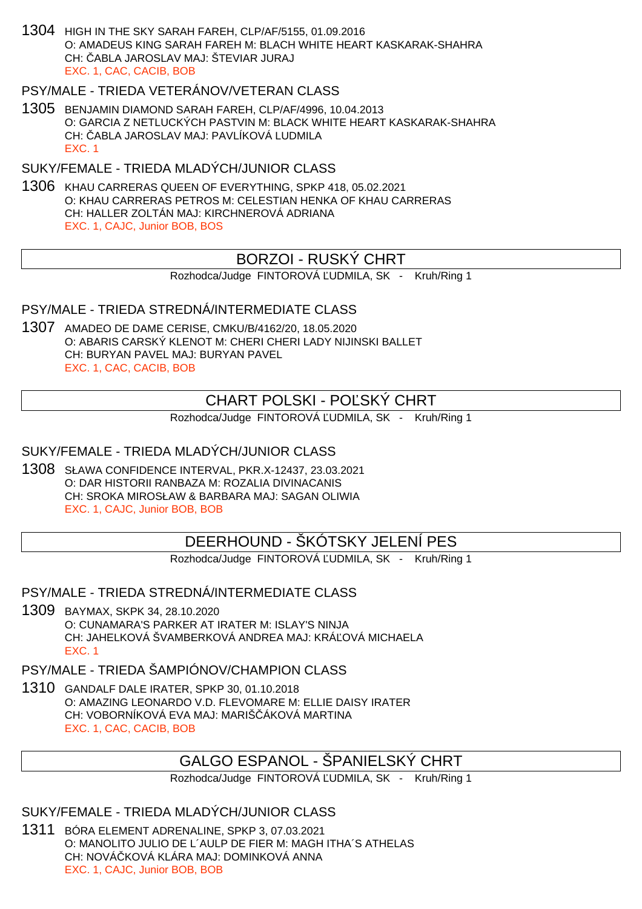1304 HIGH IN THE SKY SARAH FAREH, CLP/AF/5155, 01.09.2016
O: AMADEUS KING SARAH FAREH M: BLACH WHITE HEART KASKARAK-SHAHRA
CH: ČABLA JAROSLAV MAJ: ŠTEVIAR JURAJ
EXC. 1, CAC, CACIB, BOB

PSY/MALE - TRIEDA VETERÁNOV/VETERAN CLASS

1305 BENJAMIN DIAMOND SARAH FAREH, CLP/AF/4996, 10.04.2013
O: GARCIA Z NETLUCKÝCH PASTVIN M: BLACK WHITE HEART KASKARAK-SHAHRA
CH: ČABLA JAROSLAV MAJ: PAVLÍKOVÁ LUDMILA
EXC. 1

SUKY/FEMALE - TRIEDA MLADÝCH/JUNIOR CLASS

1306 KHAU CARRERAS QUEEN OF EVERYTHING, SPKP 418, 05.02.2021
O: KHAU CARRERAS PETROS M: CELESTIAN HENKA OF KHAU CARRERAS
CH: HALLER ZOLTÁN MAJ: KIRCHNEROVÁ ADRIANA
EXC. 1, CAJC, Junior BOB, BOS

## BORZOI - RUSKÝ CHRT

Rozhodca/Judge FINTOROVÁ ĽUDMILA, SK - Kruh/Ring 1

PSY/MALE - TRIEDA STREDNÁ/INTERMEDIATE CLASS

1307 AMADEO DE DAME CERISE, CMKU/B/4162/20, 18.05.2020
O: ABARIS CARSKÝ KLENOT M: CHERI CHERI LADY NIJINSKI BALLET
CH: BURYAN PAVEL MAJ: BURYAN PAVEL
EXC. 1, CAC, CACIB, BOB

## CHART POLSKI - POĽSKÝ CHRT

Rozhodca/Judge FINTOROVÁ ĽUDMILA, SK - Kruh/Ring 1

SUKY/FEMALE - TRIEDA MLADÝCH/JUNIOR CLASS

1308 SŁAWA CONFIDENCE INTERVAL, PKR.X-12437, 23.03.2021
O: DAR HISTORII RANBAZA M: ROZALIA DIVINACANIS
CH: SROKA MIROSŁAW & BARBARA MAJ: SAGAN OLIWIA
EXC. 1, CAJC, Junior BOB, BOB

## DEERHOUND - ŠKÓTSKY JELENÍ PES

Rozhodca/Judge FINTOROVÁ ĽUDMILA, SK - Kruh/Ring 1

PSY/MALE - TRIEDA STREDNÁ/INTERMEDIATE CLASS

1309 BAYMAX, SKPK 34, 28.10.2020
O: CUNAMARA'S PARKER AT IRATER M: ISLAY'S NINJA
CH: JAHELKOVÁ ŠVAMBERKOVÁ ANDREA MAJ: KRÁĽOVÁ MICHAELA
EXC. 1

PSY/MALE - TRIEDA ŠAMPIÓNOV/CHAMPION CLASS

1310 GANDALF DALE IRATER, SPKP 30, 01.10.2018
O: AMAZING LEONARDO V.D. FLEVOMARE M: ELLIE DAISY IRATER
CH: VOBORNÍKOVÁ EVA MAJ: MARIŠČÁKOVÁ MARTINA
EXC. 1, CAC, CACIB, BOB

## GALGO ESPANOL - ŠPANIELSKÝ CHRT

Rozhodca/Judge FINTOROVÁ ĽUDMILA, SK - Kruh/Ring 1

SUKY/FEMALE - TRIEDA MLADÝCH/JUNIOR CLASS

1311 BÓRA ELEMENT ADRENALINE, SPKP 3, 07.03.2021
O: MANOLITO JULIO DE L´AULP DE FIER M: MAGH ITHA´S ATHELAS
CH: NOVÁČKOVÁ KLÁRA MAJ: DOMINKOVÁ ANNA
EXC. 1, CAJC, Junior BOB, BOB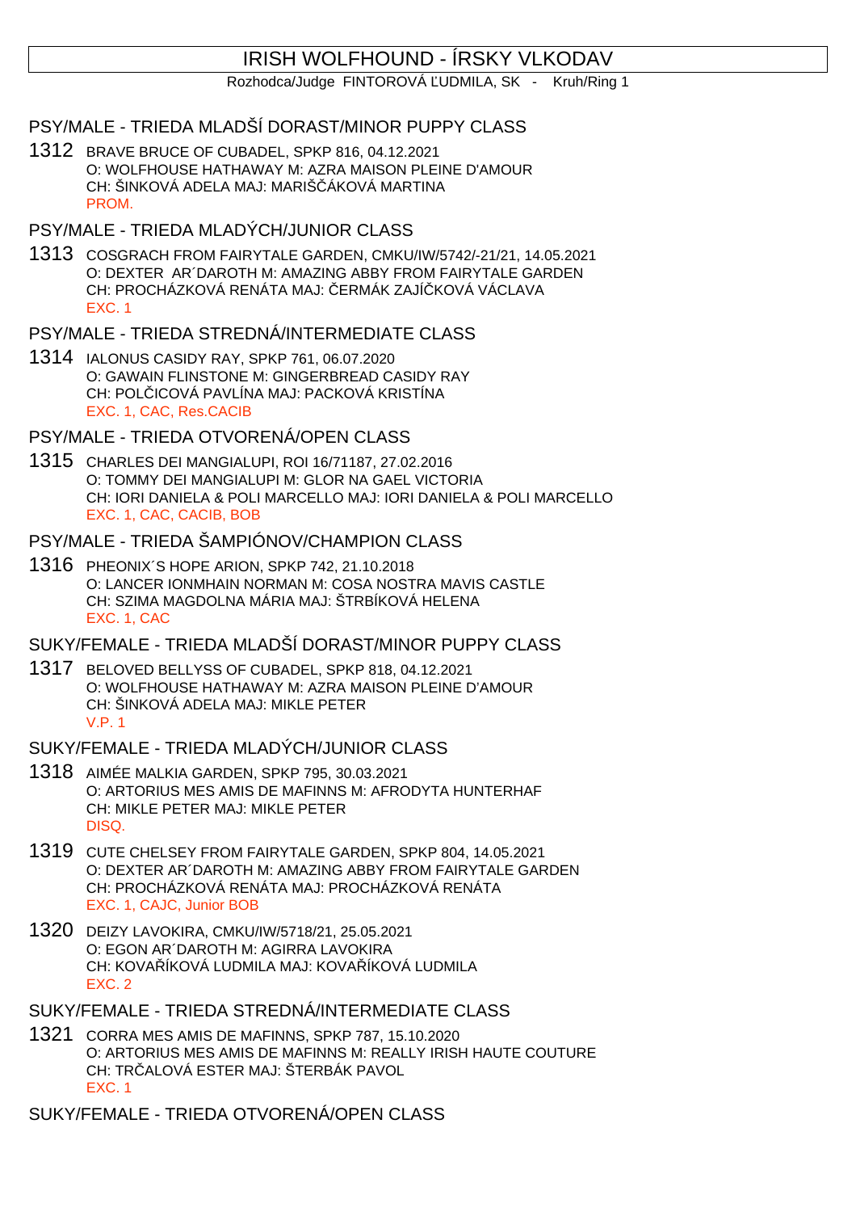# IRISH WOLFHOUND - ÍRSKY VLKODAV

Rozhodca/Judge FINTOROVÁ ĽUDMILA, SK - Kruh/Ring 1

## PSY/MALE - TRIEDA MLADŠÍ DORAST/MINOR PUPPY CLASS

1312 BRAVE BRUCE OF CUBADEL, SPKP 816, 04.12.2021
O: WOLFHOUSE HATHAWAY M: AZRA MAISON PLEINE D'AMOUR
CH: ŠINKOVÁ ADELA MAJ: MARIŠČÁKOVÁ MARTINA
PROM.

## PSY/MALE - TRIEDA MLADÝCH/JUNIOR CLASS

1313 COSGRACH FROM FAIRYTALE GARDEN, CMKU/IW/5742/-21/21, 14.05.2021
O: DEXTER AR´DAROTH M: AMAZING ABBY FROM FAIRYTALE GARDEN
CH: PROCHÁZKOVÁ RENÁTA MAJ: ČERMÁK ZAJÍČKOVÁ VÁCLAVA
EXC. 1

## PSY/MALE - TRIEDA STREDNÁ/INTERMEDIATE CLASS

1314 IALONUS CASIDY RAY, SPKP 761, 06.07.2020
O: GAWAIN FLINSTONE M: GINGERBREAD CASIDY RAY
CH: POLČICOVÁ PAVLÍNA MAJ: PACKOVÁ KRISTÍNA
EXC. 1, CAC, Res.CACIB

## PSY/MALE - TRIEDA OTVORENÁ/OPEN CLASS

1315 CHARLES DEI MANGIALUPI, ROI 16/71187, 27.02.2016
O: TOMMY DEI MANGIALUPI M: GLOR NA GAEL VICTORIA
CH: IORI DANIELA & POLI MARCELLO MAJ: IORI DANIELA & POLI MARCELLO
EXC. 1, CAC, CACIB, BOB

## PSY/MALE - TRIEDA ŠAMPIÓNOV/CHAMPION CLASS

1316 PHEONIX´S HOPE ARION, SPKP 742, 21.10.2018
O: LANCER IONMHAIN NORMAN M: COSA NOSTRA MAVIS CASTLE
CH: SZIMA MAGDOLNA MÁRIA MAJ: ŠTRBÍKOVÁ HELENA
EXC. 1, CAC

## SUKY/FEMALE - TRIEDA MLADŠÍ DORAST/MINOR PUPPY CLASS

1317 BELOVED BELLYSS OF CUBADEL, SPKP 818, 04.12.2021
O: WOLFHOUSE HATHAWAY M: AZRA MAISON PLEINE D'AMOUR
CH: ŠINKOVÁ ADELA MAJ: MIKLE PETER
V.P. 1

## SUKY/FEMALE - TRIEDA MLADÝCH/JUNIOR CLASS

1318 AIMÉE MALKIA GARDEN, SPKP 795, 30.03.2021
O: ARTORIUS MES AMIS DE MAFINNS M: AFRODYTA HUNTERHAF
CH: MIKLE PETER MAJ: MIKLE PETER
DISQ.

1319 CUTE CHELSEY FROM FAIRYTALE GARDEN, SPKP 804, 14.05.2021
O: DEXTER AR´DAROTH M: AMAZING ABBY FROM FAIRYTALE GARDEN
CH: PROCHÁZKOVÁ RENÁTA MAJ: PROCHÁZKOVÁ RENÁTA
EXC. 1, CAJC, Junior BOB

1320 DEIZY LAVOKIRA, CMKU/IW/5718/21, 25.05.2021
O: EGON AR´DAROTH M: AGIRRA LAVOKIRA
CH: KOVAŘÍKOVÁ LUDMILA MAJ: KOVAŘÍKOVÁ LUDMILA
EXC. 2

## SUKY/FEMALE - TRIEDA STREDNÁ/INTERMEDIATE CLASS

1321 CORRA MES AMIS DE MAFINNS, SPKP 787, 15.10.2020
O: ARTORIUS MES AMIS DE MAFINNS M: REALLY IRISH HAUTE COUTURE
CH: TRČALOVÁ ESTER MAJ: ŠTERBÁK PAVOL
EXC. 1

## SUKY/FEMALE - TRIEDA OTVORENÁ/OPEN CLASS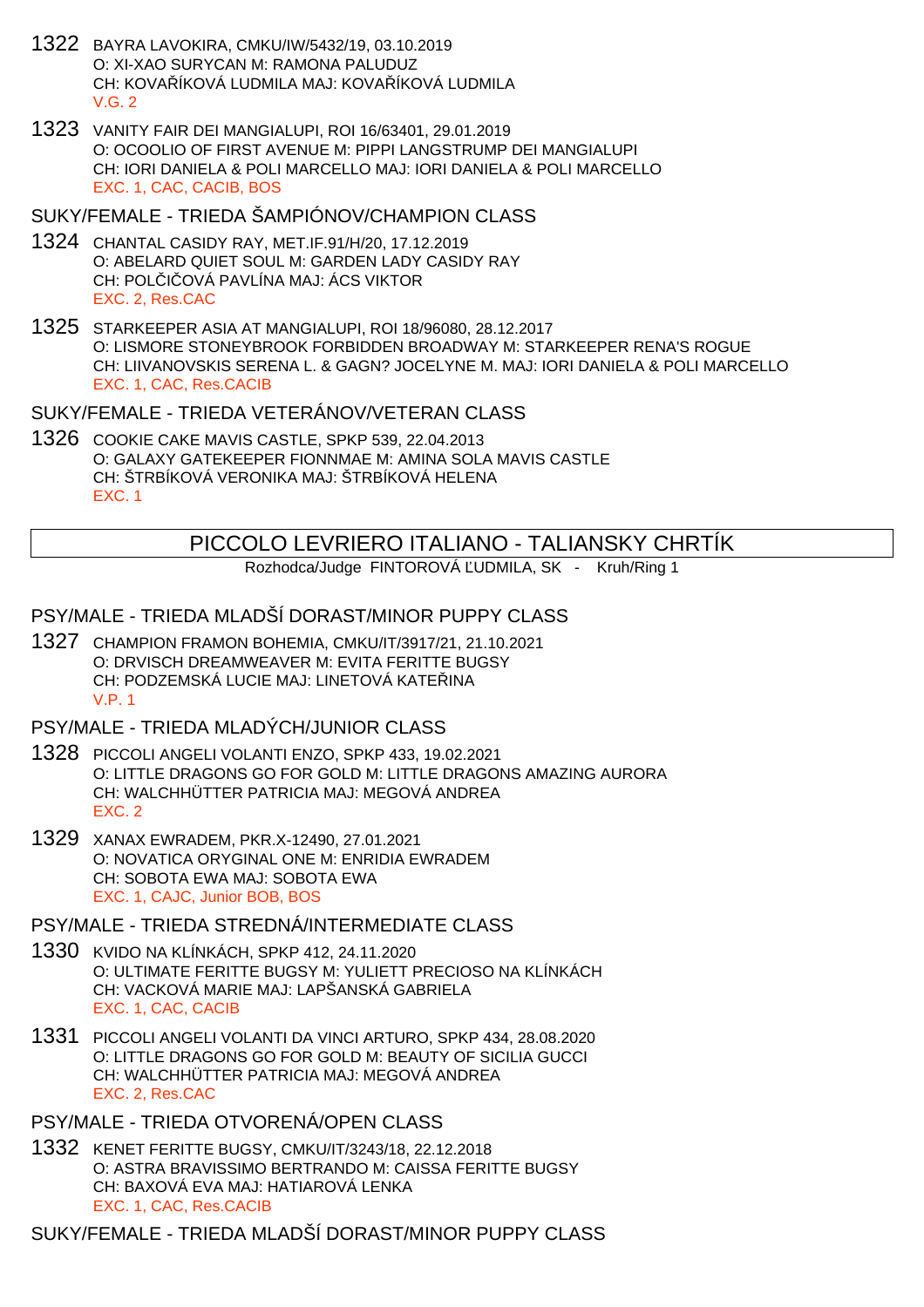1322 BAYRA LAVOKIRA, CMKU/IW/5432/19, 03.10.2019
O: XI-XAO SURYCAN M: RAMONA PALUDUZ
CH: KOVAŘÍKOVÁ LUDMILA MAJ: KOVAŘÍKOVÁ LUDMILA
V.G. 2

1323 VANITY FAIR DEI MANGIALUPI, ROI 16/63401, 29.01.2019
O: OCOOLIO OF FIRST AVENUE M: PIPPI LANGSTRUMP DEI MANGIALUPI
CH: IORI DANIELA & POLI MARCELLO MAJ: IORI DANIELA & POLI MARCELLO
EXC. 1, CAC, CACIB, BOS

## SUKY/FEMALE - TRIEDA ŠAMPIÓNOV/CHAMPION CLASS

1324 CHANTAL CASIDY RAY, MET.IF.91/H/20, 17.12.2019
O: ABELARD QUIET SOUL M: GARDEN LADY CASIDY RAY
CH: POLČIČOVÁ PAVLÍNA MAJ: ÁCS VIKTOR
EXC. 2, Res.CAC

1325 STARKEEPER ASIA AT MANGIALUPI, ROI 18/96080, 28.12.2017
O: LISMORE STONEYBROOK FORBIDDEN BROADWAY M: STARKEEPER RENA'S ROGUE
CH: LIIVANOVSKIS SERENA L. & GAGN? JOCELYNE M. MAJ: IORI DANIELA & POLI MARCELLO
EXC. 1, CAC, Res.CACIB

## SUKY/FEMALE - TRIEDA VETERÁNOV/VETERAN CLASS

1326 COOKIE CAKE MAVIS CASTLE, SPKP 539, 22.04.2013
O: GALAXY GATEKEEPER FIONNMAE M: AMINA SOLA MAVIS CASTLE
CH: ŠTRBÍKOVÁ VERONIKA MAJ: ŠTRBÍKOVÁ HELENA
EXC. 1

# PICCOLO LEVRIERO ITALIANO - TALIANSKY CHRTÍK

Rozhodca/Judge FINTOROVÁ ĽUDMILA, SK - Kruh/Ring 1

## PSY/MALE - TRIEDA MLADŠÍ DORAST/MINOR PUPPY CLASS

1327 CHAMPION FRAMON BOHEMIA, CMKU/IT/3917/21, 21.10.2021
O: DRVISCH DREAMWEAVER M: EVITA FERITTE BUGSY
CH: PODZEMSKÁ LUCIE MAJ: LINETOVÁ KATEŘINA
V.P. 1

## PSY/MALE - TRIEDA MLADÝCH/JUNIOR CLASS

1328 PICCOLI ANGELI VOLANTI ENZO, SPKP 433, 19.02.2021
O: LITTLE DRAGONS GO FOR GOLD M: LITTLE DRAGONS AMAZING AURORA
CH: WALCHHÜTTER PATRICIA MAJ: MEGOVÁ ANDREA
EXC. 2

1329 XANAX EWRADEM, PKR.X-12490, 27.01.2021
O: NOVATICA ORYGINAL ONE M: ENRIDIA EWRADEM
CH: SOBOTA EWA MAJ: SOBOTA EWA
EXC. 1, CAJC, Junior BOB, BOS

## PSY/MALE - TRIEDA STREDNÁ/INTERMEDIATE CLASS

1330 KVIDO NA KLÍNKÁCH, SPKP 412, 24.11.2020
O: ULTIMATE FERITTE BUGSY M: YULIETT PRECIOSO NA KLÍNKÁCH
CH: VACKOVÁ MARIE MAJ: LAPŠANSKÁ GABRIELA
EXC. 1, CAC, CACIB

1331 PICCOLI ANGELI VOLANTI DA VINCI ARTURO, SPKP 434, 28.08.2020
O: LITTLE DRAGONS GO FOR GOLD M: BEAUTY OF SICILIA GUCCI
CH: WALCHHÜTTER PATRICIA MAJ: MEGOVÁ ANDREA
EXC. 2, Res.CAC

## PSY/MALE - TRIEDA OTVORENÁ/OPEN CLASS

1332 KENET FERITTE BUGSY, CMKU/IT/3243/18, 22.12.2018
O: ASTRA BRAVISSIMO BERTRANDO M: CAISSA FERITTE BUGSY
CH: BAXOVÁ EVA MAJ: HATIAROVÁ LENKA
EXC. 1, CAC, Res.CACIB

## SUKY/FEMALE - TRIEDA MLADŠÍ DORAST/MINOR PUPPY CLASS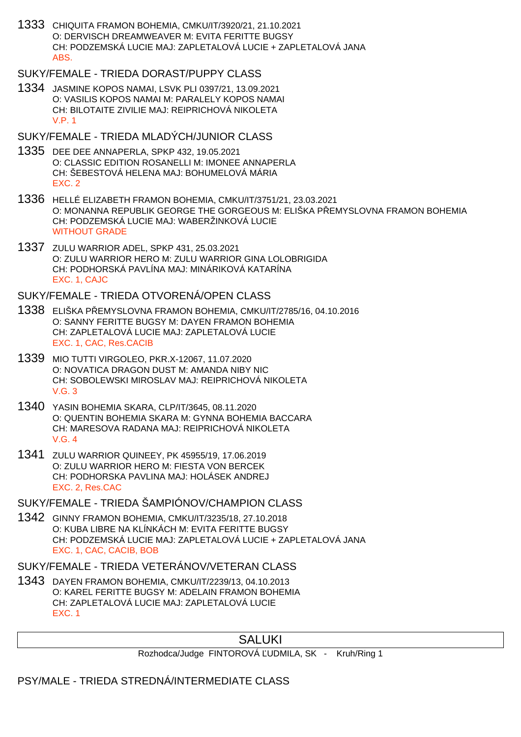1333 CHIQUITA FRAMON BOHEMIA, CMKU/IT/3920/21, 21.10.2021
O: DERVISCH DREAMWEAVER M: EVITA FERITTE BUGSY
CH: PODZEMSKÁ LUCIE MAJ: ZAPLETALOVÁ LUCIE + ZAPLETALOVÁ JANA
ABS.

## SUKY/FEMALE - TRIEDA DORAST/PUPPY CLASS

1334 JASMINE KOPOS NAMAI, LSVK PLI 0397/21, 13.09.2021
O: VASILIS KOPOS NAMAI M: PARALELY KOPOS NAMAI
CH: BILOTAITE ZIVILIE MAJ: REIPRICHOVÁ NIKOLETA
V.P. 1

## SUKY/FEMALE - TRIEDA MLADÝCH/JUNIOR CLASS

1335 DEE DEE ANNAPERLA, SPKP 432, 19.05.2021
O: CLASSIC EDITION ROSANELLI M: IMONEE ANNAPERLA
CH: ŠEBESTOVÁ HELENA MAJ: BOHUMELOVÁ MÁRIA
EXC. 2

1336 HELLÉ ELIZABETH FRAMON BOHEMIA, CMKU/IT/3751/21, 23.03.2021
O: MONANNA REPUBLIK GEORGE THE GORGEOUS M: ELIŠKA PŘEMYSLOVNA FRAMON BOHEMIA
CH: PODZEMSKÁ LUCIE MAJ: WABERŽINKOVÁ LUCIE
WITHOUT GRADE

1337 ZULU WARRIOR ADEL, SPKP 431, 25.03.2021
O: ZULU WARRIOR HERO M: ZULU WARRIOR GINA LOLOBRIGIDA
CH: PODHORSKÁ PAVLÍNA MAJ: MINÁRIKOVÁ KATARÍNA
EXC. 1, CAJC

## SUKY/FEMALE - TRIEDA OTVORENÁ/OPEN CLASS

1338 ELIŠKA PŘEMYSLOVNA FRAMON BOHEMIA, CMKU/IT/2785/16, 04.10.2016
O: SANNY FERITTE BUGSY M: DAYEN FRAMON BOHEMIA
CH: ZAPLETALOVÁ LUCIE MAJ: ZAPLETALOVÁ LUCIE
EXC. 1, CAC, Res.CACIB

1339 MIO TUTTI VIRGOLEO, PKR.X-12067, 11.07.2020
O: NOVATICA DRAGON DUST M: AMANDA NIBY NIC
CH: SOBOLEWSKI MIROSLAV MAJ: REIPRICHOVÁ NIKOLETA
V.G. 3

1340 YASIN BOHEMIA SKARA, CLP/IT/3645, 08.11.2020
O: QUENTIN BOHEMIA SKARA M: GYNNA BOHEMIA BACCARA
CH: MARESOVA RADANA MAJ: REIPRICHOVÁ NIKOLETA
V.G. 4

1341 ZULU WARRIOR QUINEEY, PK 45955/19, 17.06.2019
O: ZULU WARRIOR HERO M: FIESTA VON BERCEK
CH: PODHORSKA PAVLINA MAJ: HOLÁSEK ANDREJ
EXC. 2, Res.CAC

## SUKY/FEMALE - TRIEDA ŠAMPIÓNOV/CHAMPION CLASS

1342 GINNY FRAMON BOHEMIA, CMKU/IT/3235/18, 27.10.2018
O: KUBA LIBRE NA KLÍNKÁCH M: EVITA FERITTE BUGSY
CH: PODZEMSKÁ LUCIE MAJ: ZAPLETALOVÁ LUCIE + ZAPLETALOVÁ JANA
EXC. 1, CAC, CACIB, BOB

## SUKY/FEMALE - TRIEDA VETERÁNOV/VETERAN CLASS

1343 DAYEN FRAMON BOHEMIA, CMKU/IT/2239/13, 04.10.2013
O: KAREL FERITTE BUGSY M: ADELAIN FRAMON BOHEMIA
CH: ZAPLETALOVÁ LUCIE MAJ: ZAPLETALOVÁ LUCIE
EXC. 1

# SALUKI

Rozhodca/Judge FINTOROVÁ ĽUDMILA, SK - Kruh/Ring 1

## PSY/MALE - TRIEDA STREDNÁ/INTERMEDIATE CLASS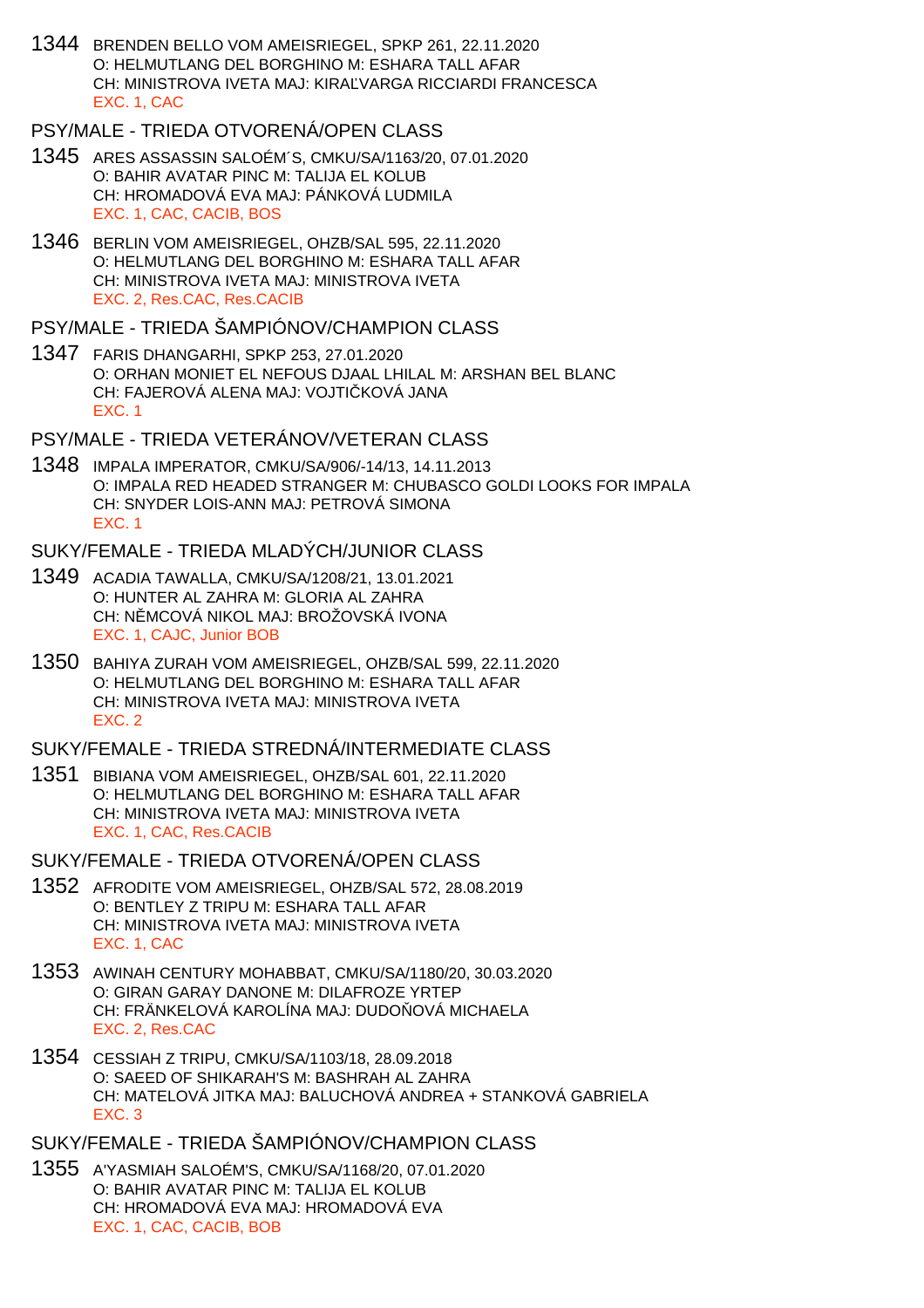1344 BRENDEN BELLO VOM AMEISRIEGEL, SPKP 261, 22.11.2020
O: HELMUTLANG DEL BORGHINO M: ESHARA TALL AFAR
CH: MINISTROVA IVETA MAJ: KIRAĽVARGA RICCIARDI FRANCESCA
EXC. 1, CAC

## PSY/MALE - TRIEDA OTVORENÁ/OPEN CLASS

1345 ARES ASSASSIN SALOÉM´S, CMKU/SA/1163/20, 07.01.2020
O: BAHIR AVATAR PINC M: TALIJA EL KOLUB
CH: HROMADOVÁ EVA MAJ: PÁNKOVÁ LUDMILA
EXC. 1, CAC, CACIB, BOS

1346 BERLIN VOM AMEISRIEGEL, OHZB/SAL 595, 22.11.2020
O: HELMUTLANG DEL BORGHINO M: ESHARA TALL AFAR
CH: MINISTROVA IVETA MAJ: MINISTROVA IVETA
EXC. 2, Res.CAC, Res.CACIB

## PSY/MALE - TRIEDA ŠAMPIÓNOV/CHAMPION CLASS

1347 FARIS DHANGARHI, SPKP 253, 27.01.2020
O: ORHAN MONIET EL NEFOUS DJAAL LHILAL M: ARSHAN BEL BLANC
CH: FAJEROVÁ ALENA MAJ: VOJTIČKOVÁ JANA
EXC. 1

## PSY/MALE - TRIEDA VETERÁNOV/VETERAN CLASS

1348 IMPALA IMPERATOR, CMKU/SA/906/-14/13, 14.11.2013
O: IMPALA RED HEADED STRANGER M: CHUBASCO GOLDI LOOKS FOR IMPALA
CH: SNYDER LOIS-ANN MAJ: PETROVÁ SIMONA
EXC. 1

## SUKY/FEMALE - TRIEDA MLADÝCH/JUNIOR CLASS

1349 ACADIA TAWALLA, CMKU/SA/1208/21, 13.01.2021
O: HUNTER AL ZAHRA M: GLORIA AL ZAHRA
CH: NĚMCOVÁ NIKOL MAJ: BROŽOVSKÁ IVONA
EXC. 1, CAJC, Junior BOB

1350 BAHIYA ZURAH VOM AMEISRIEGEL, OHZB/SAL 599, 22.11.2020
O: HELMUTLANG DEL BORGHINO M: ESHARA TALL AFAR
CH: MINISTROVA IVETA MAJ: MINISTROVA IVETA
EXC. 2

## SUKY/FEMALE - TRIEDA STREDNÁ/INTERMEDIATE CLASS

1351 BIBIANA VOM AMEISRIEGEL, OHZB/SAL 601, 22.11.2020
O: HELMUTLANG DEL BORGHINO M: ESHARA TALL AFAR
CH: MINISTROVA IVETA MAJ: MINISTROVA IVETA
EXC. 1, CAC, Res.CACIB

## SUKY/FEMALE - TRIEDA OTVORENÁ/OPEN CLASS

1352 AFRODITE VOM AMEISRIEGEL, OHZB/SAL 572, 28.08.2019
O: BENTLEY Z TRIPU M: ESHARA TALL AFAR
CH: MINISTROVA IVETA MAJ: MINISTROVA IVETA
EXC. 1, CAC

1353 AWINAH CENTURY MOHABBAT, CMKU/SA/1180/20, 30.03.2020
O: GIRAN GARAY DANONE M: DILAFROZE YRTEP
CH: FRÄNKELOVÁ KAROLÍNA MAJ: DUDOŇOVÁ MICHAELA
EXC. 2, Res.CAC

1354 CESSIAH Z TRIPU, CMKU/SA/1103/18, 28.09.2018
O: SAEED OF SHIKARAH'S M: BASHRAH AL ZAHRA
CH: MATELOVÁ JITKA MAJ: BALUCHOVÁ ANDREA + STANKOVÁ GABRIELA
EXC. 3

## SUKY/FEMALE - TRIEDA ŠAMPIÓNOV/CHAMPION CLASS

1355 A'YASMIAH SALOÉM'S, CMKU/SA/1168/20, 07.01.2020
O: BAHIR AVATAR PINC M: TALIJA EL KOLUB
CH: HROMADOVÁ EVA MAJ: HROMADOVÁ EVA
EXC. 1, CAC, CACIB, BOB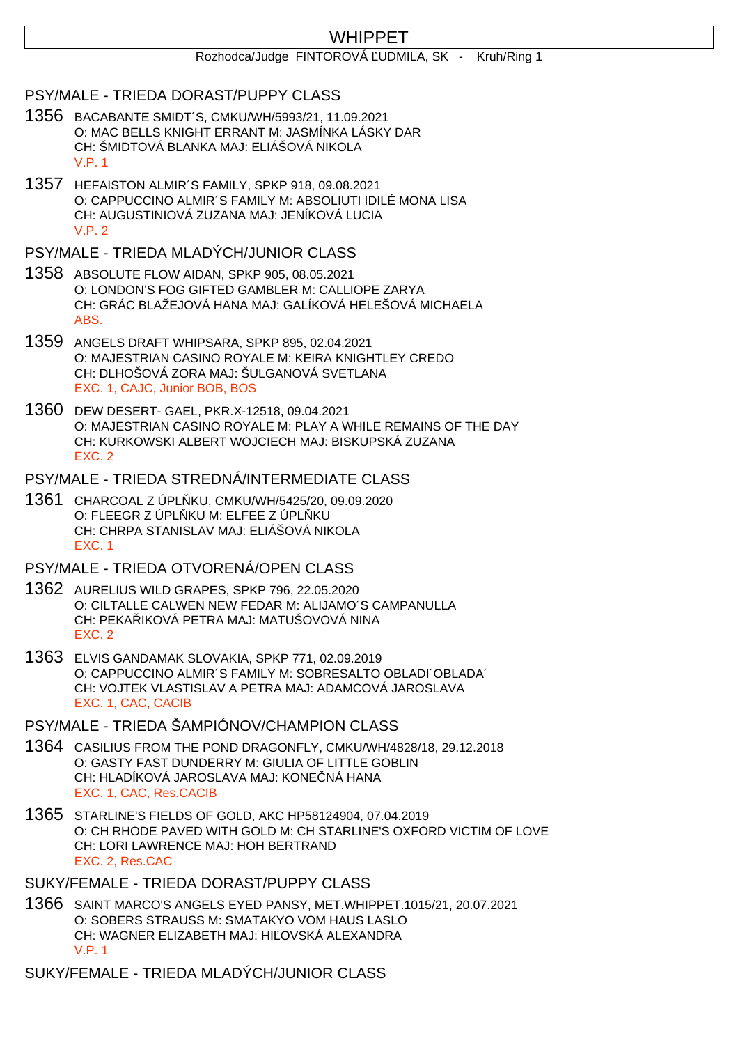# WHIPPET

Rozhodca/Judge FINTOROVÁ ĽUDMILA, SK - Kruh/Ring 1

## PSY/MALE - TRIEDA DORAST/PUPPY CLASS

1356 BACABANTE SMIDT´S, CMKU/WH/5993/21, 11.09.2021
O: MAC BELLS KNIGHT ERRANT M: JASMÍNKA LÁSKY DAR
CH: ŠMIDTOVÁ BLANKA MAJ: ELIÁŠOVÁ NIKOLA
V.P. 1

1357 HEFAISTON ALMIR´S FAMILY, SPKP 918, 09.08.2021
O: CAPPUCCINO ALMIR´S FAMILY M: ABSOLIUTI IDILÉ MONA LISA
CH: AUGUSTINIOVÁ ZUZANA MAJ: JENÍKOVÁ LUCIA
V.P. 2

## PSY/MALE - TRIEDA MLADÝCH/JUNIOR CLASS

1358 ABSOLUTE FLOW AIDAN, SPKP 905, 08.05.2021
O: LONDON'S FOG GIFTED GAMBLER M: CALLIOPE ZARYA
CH: GRÁC BLAŽEJOVÁ HANA MAJ: GALÍKOVÁ HELEŠOVÁ MICHAELA
ABS.

1359 ANGELS DRAFT WHIPSARA, SPKP 895, 02.04.2021
O: MAJESTRIAN CASINO ROYALE M: KEIRA KNIGHTLEY CREDO
CH: DLHOŠOVÁ ZORA MAJ: ŠULGANOVÁ SVETLANA
EXC. 1, CAJC, Junior BOB, BOS

1360 DEW DESERT- GAEL, PKR.X-12518, 09.04.2021
O: MAJESTRIAN CASINO ROYALE M: PLAY A WHILE REMAINS OF THE DAY
CH: KURKOWSKI ALBERT WOJCIECH MAJ: BISKUPSKÁ ZUZANA
EXC. 2

## PSY/MALE - TRIEDA STREDNÁ/INTERMEDIATE CLASS

1361 CHARCOAL Z ÚPLŇKU, CMKU/WH/5425/20, 09.09.2020
O: FLEEGR Z ÚPLŇKU M: ELFEE Z ÚPLŇKU
CH: CHRPA STANISLAV MAJ: ELIÁŠOVÁ NIKOLA
EXC. 1

## PSY/MALE - TRIEDA OTVORENÁ/OPEN CLASS

1362 AURELIUS WILD GRAPES, SPKP 796, 22.05.2020
O: CILTALLE CALWEN NEW FEDAR M: ALIJAMO´S CAMPANULLA
CH: PEKAŘIKOVÁ PETRA MAJ: MATUŠOVOVÁ NINA
EXC. 2

1363 ELVIS GANDAMAK SLOVAKIA, SPKP 771, 02.09.2019
O: CAPPUCCINO ALMIR´S FAMILY M: SOBRESALTO OBLADI´OBLADA´
CH: VOJTEK VLASTISLAV A PETRA MAJ: ADAMCOVÁ JAROSLAVA
EXC. 1, CAC, CACIB

## PSY/MALE - TRIEDA ŠAMPIÓNOV/CHAMPION CLASS

1364 CASILIUS FROM THE POND DRAGONFLY, CMKU/WH/4828/18, 29.12.2018
O: GASTY FAST DUNDERRY M: GIULIA OF LITTLE GOBLIN
CH: HLADÍKOVÁ JAROSLAVA MAJ: KONEČNÁ HANA
EXC. 1, CAC, Res.CACIB

1365 STARLINE'S FIELDS OF GOLD, AKC HP58124904, 07.04.2019
O: CH RHODE PAVED WITH GOLD M: CH STARLINE'S OXFORD VICTIM OF LOVE
CH: LORI LAWRENCE MAJ: HOH BERTRAND
EXC. 2, Res.CAC

## SUKY/FEMALE - TRIEDA DORAST/PUPPY CLASS

1366 SAINT MARCO'S ANGELS EYED PANSY, MET.WHIPPET.1015/21, 20.07.2021
O: SOBERS STRAUSS M: SMATAKYO VOM HAUS LASLO
CH: WAGNER ELIZABETH MAJ: HIĽOVSKÁ ALEXANDRA
V.P. 1

## SUKY/FEMALE - TRIEDA MLADÝCH/JUNIOR CLASS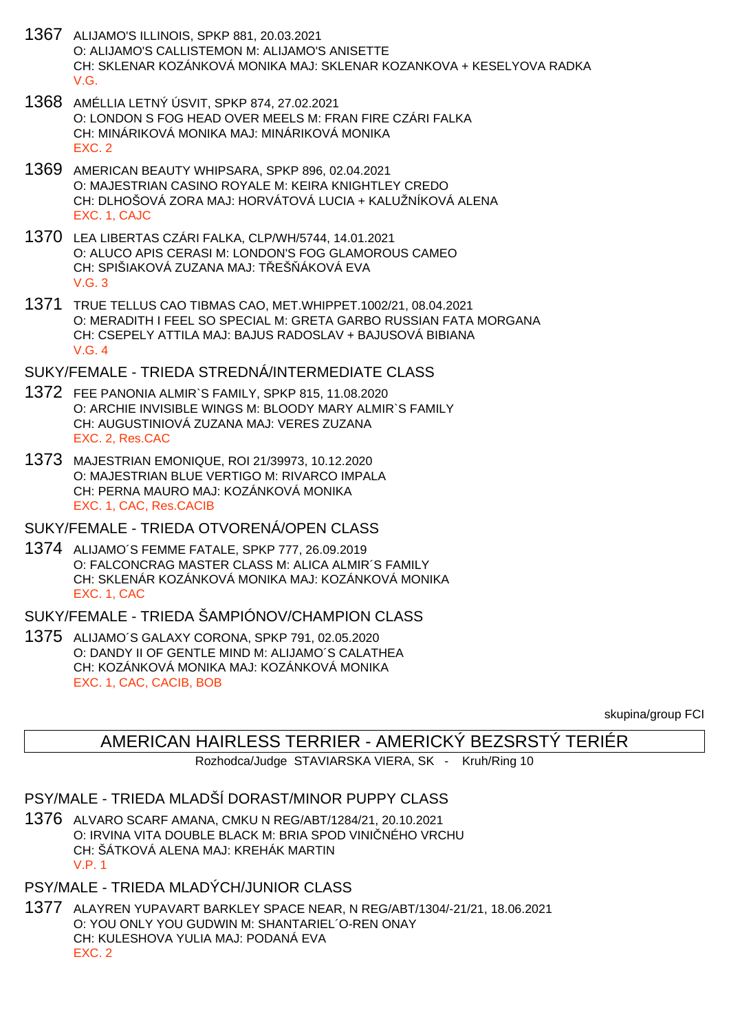1367 ALIJAMO'S ILLINOIS, SPKP 881, 20.03.2021
O: ALIJAMO'S CALLISTEMON M: ALIJAMO'S ANISETTE
CH: SKLENAR KOZÁNKOVÁ MONIKA MAJ: SKLENAR KOZANKOVA + KESELYOVA RADKA
V.G.

1368 AMÉLLIA LETNÝ ÚSVIT, SPKP 874, 27.02.2021
O: LONDON S FOG HEAD OVER MEELS M: FRAN FIRE CZÁRI FALKA
CH: MINÁRIKOVÁ MONIKA MAJ: MINÁRIKOVÁ MONIKA
EXC. 2

1369 AMERICAN BEAUTY WHIPSARA, SPKP 896, 02.04.2021
O: MAJESTRIAN CASINO ROYALE M: KEIRA KNIGHTLEY CREDO
CH: DLHOŠOVÁ ZORA MAJ: HORVÁTOVÁ LUCIA + KALUŽNÍKOVÁ ALENA
EXC. 1, CAJC

1370 LEA LIBERTAS CZÁRI FALKA, CLP/WH/5744, 14.01.2021
O: ALUCO APIS CERASI M: LONDON'S FOG GLAMOROUS CAMEO
CH: SPIŠIAKOVÁ ZUZANA MAJ: TŘEŠŇÁKOVÁ EVA
V.G. 3

1371 TRUE TELLUS CAO TIBMAS CAO, MET.WHIPPET.1002/21, 08.04.2021
O: MERADITH I FEEL SO SPECIAL M: GRETA GARBO RUSSIAN FATA MORGANA
CH: CSEPELY ATTILA MAJ: BAJUS RADOSLAV + BAJUSOVÁ BIBIANA
V.G. 4

## SUKY/FEMALE - TRIEDA STREDNÁ/INTERMEDIATE CLASS

1372 FEE PANONIA ALMIR`S FAMILY, SPKP 815, 11.08.2020
O: ARCHIE INVISIBLE WINGS M: BLOODY MARY ALMIR`S FAMILY
CH: AUGUSTINIOVÁ ZUZANA MAJ: VERES ZUZANA
EXC. 2, Res.CAC

1373 MAJESTRIAN EMONIQUE, ROI 21/39973, 10.12.2020
O: MAJESTRIAN BLUE VERTIGO M: RIVARCO IMPALA
CH: PERNA MAURO MAJ: KOZÁNKOVÁ MONIKA
EXC. 1, CAC, Res.CACIB

## SUKY/FEMALE - TRIEDA OTVORENÁ/OPEN CLASS

1374 ALIJAMO´S FEMME FATALE, SPKP 777, 26.09.2019
O: FALCONCRAG MASTER CLASS M: ALICA ALMIR´S FAMILY
CH: SKLENÁR KOZÁNKOVÁ MONIKA MAJ: KOZÁNKOVÁ MONIKA
EXC. 1, CAC

## SUKY/FEMALE - TRIEDA ŠAMPIÓNOV/CHAMPION CLASS

1375 ALIJAMO´S GALAXY CORONA, SPKP 791, 02.05.2020
O: DANDY II OF GENTLE MIND M: ALIJAMO´S CALATHEA
CH: KOZÁNKOVÁ MONIKA MAJ: KOZÁNKOVÁ MONIKA
EXC. 1, CAC, CACIB, BOB

skupina/group FCI

# AMERICAN HAIRLESS TERRIER - AMERICKÝ BEZSRSTÝ TERIÉR

Rozhodca/Judge STAVIARSKA VIERA, SK - Kruh/Ring 10

## PSY/MALE - TRIEDA MLADŠÍ DORAST/MINOR PUPPY CLASS

1376 ALVARO SCARF AMANA, CMKU N REG/ABT/1284/21, 20.10.2021
O: IRVINA VITA DOUBLE BLACK M: BRIA SPOD VINIČNÉHO VRCHU
CH: ŠÁTKOVÁ ALENA MAJ: KREHÁK MARTIN
V.P. 1

## PSY/MALE - TRIEDA MLADÝCH/JUNIOR CLASS

1377 ALAYREN YUPAVART BARKLEY SPACE NEAR, N REG/ABT/1304/-21/21, 18.06.2021
O: YOU ONLY YOU GUDWIN M: SHANTARIEL´O-REN ONAY
CH: KULESHOVA YULIA MAJ: PODANÁ EVA
EXC. 2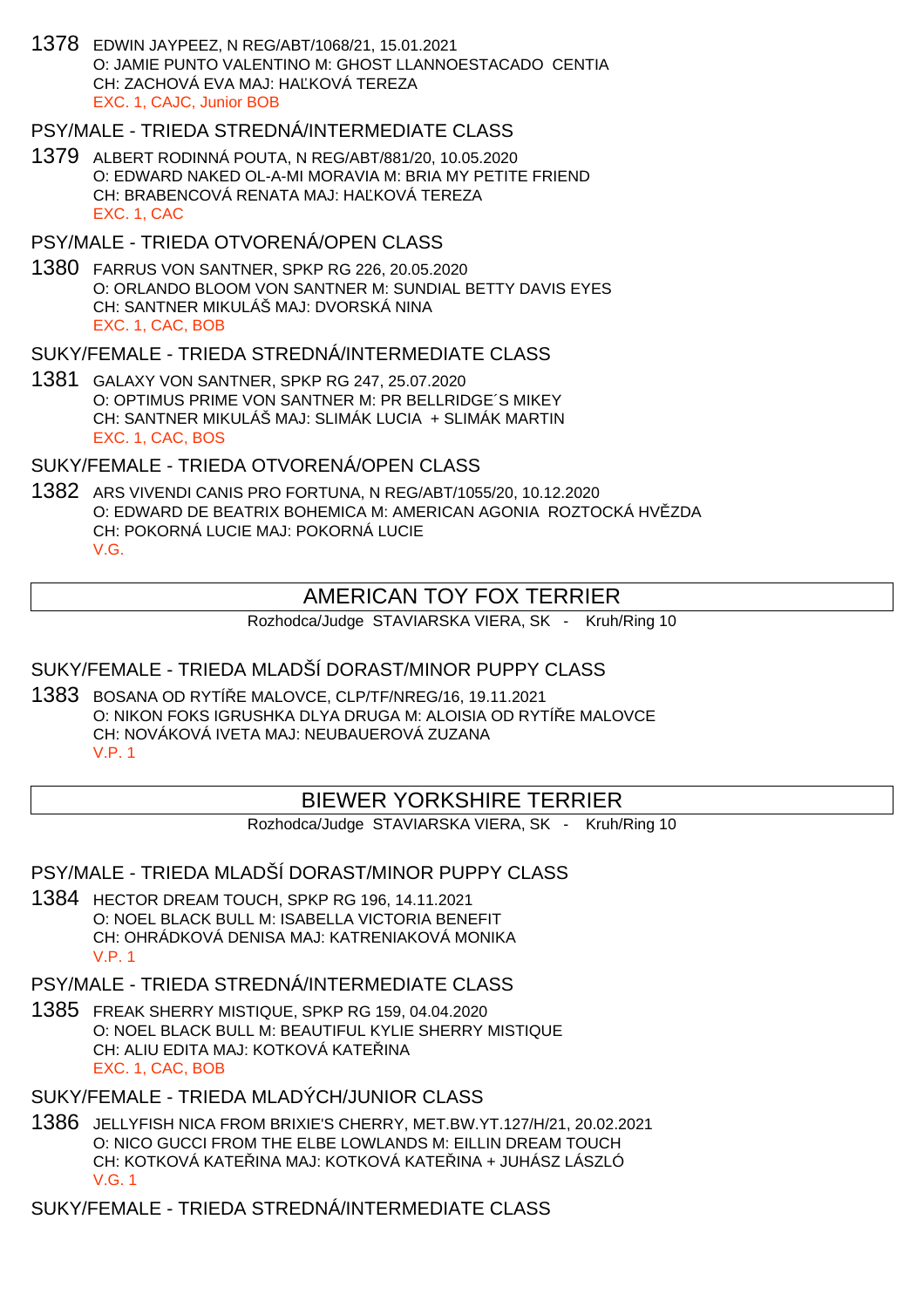1378 EDWIN JAYPEEZ, N REG/ABT/1068/21, 15.01.2021
O: JAMIE PUNTO VALENTINO M: GHOST LLANNOESTACADO CENTIA
CH: ZACHOVÁ EVA MAJ: HAĽKOVÁ TEREZA
EXC. 1, CAJC, Junior BOB

PSY/MALE - TRIEDA STREDNÁ/INTERMEDIATE CLASS

1379 ALBERT RODINNÁ POUTA, N REG/ABT/881/20, 10.05.2020
O: EDWARD NAKED OL-A-MI MORAVIA M: BRIA MY PETITE FRIEND
CH: BRABENCOVÁ RENATA MAJ: HAĽKOVÁ TEREZA
EXC. 1, CAC

PSY/MALE - TRIEDA OTVORENÁ/OPEN CLASS

1380 FARRUS VON SANTNER, SPKP RG 226, 20.05.2020
O: ORLANDO BLOOM VON SANTNER M: SUNDIAL BETTY DAVIS EYES
CH: SANTNER MIKULÁŠ MAJ: DVORSKÁ NINA
EXC. 1, CAC, BOB

SUKY/FEMALE - TRIEDA STREDNÁ/INTERMEDIATE CLASS

1381 GALAXY VON SANTNER, SPKP RG 247, 25.07.2020
O: OPTIMUS PRIME VON SANTNER M: PR BELLRIDGE´S MIKEY
CH: SANTNER MIKULÁŠ MAJ: SLIMÁK LUCIA + SLIMÁK MARTIN
EXC. 1, CAC, BOS

SUKY/FEMALE - TRIEDA OTVORENÁ/OPEN CLASS

1382 ARS VIVENDI CANIS PRO FORTUNA, N REG/ABT/1055/20, 10.12.2020
O: EDWARD DE BEATRIX BOHEMICA M: AMERICAN AGONIA ROZTOCKÁ HVĚZDA
CH: POKORNÁ LUCIE MAJ: POKORNÁ LUCIE
V.G.

## AMERICAN TOY FOX TERRIER

Rozhodca/Judge STAVIARSKA VIERA, SK - Kruh/Ring 10

SUKY/FEMALE - TRIEDA MLADŠÍ DORAST/MINOR PUPPY CLASS

1383 BOSANA OD RYTÍŘE MALOVCE, CLP/TF/NREG/16, 19.11.2021
O: NIKON FOKS IGRUSHKA DLYA DRUGA M: ALOISIA OD RYTÍŘE MALOVCE
CH: NOVÁKOVÁ IVETA MAJ: NEUBAUEROVÁ ZUZANA
V.P. 1

## BIEWER YORKSHIRE TERRIER

Rozhodca/Judge STAVIARSKA VIERA, SK - Kruh/Ring 10

PSY/MALE - TRIEDA MLADŠÍ DORAST/MINOR PUPPY CLASS

1384 HECTOR DREAM TOUCH, SPKP RG 196, 14.11.2021
O: NOEL BLACK BULL M: ISABELLA VICTORIA BENEFIT
CH: OHRÁDKOVÁ DENISA MAJ: KATRENIAKOVÁ MONIKA
V.P. 1

PSY/MALE - TRIEDA STREDNÁ/INTERMEDIATE CLASS

1385 FREAK SHERRY MISTIQUE, SPKP RG 159, 04.04.2020
O: NOEL BLACK BULL M: BEAUTIFUL KYLIE SHERRY MISTIQUE
CH: ALIU EDITA MAJ: KOTKOVÁ KATEŘINA
EXC. 1, CAC, BOB

SUKY/FEMALE - TRIEDA MLADÝCH/JUNIOR CLASS

1386 JELLYFISH NICA FROM BRIXIE'S CHERRY, MET.BW.YT.127/H/21, 20.02.2021
O: NICO GUCCI FROM THE ELBE LOWLANDS M: EILLIN DREAM TOUCH
CH: KOTKOVÁ KATEŘINA MAJ: KOTKOVÁ KATEŘINA + JUHÁSZ LÁSZLÓ
V.G. 1

SUKY/FEMALE - TRIEDA STREDNÁ/INTERMEDIATE CLASS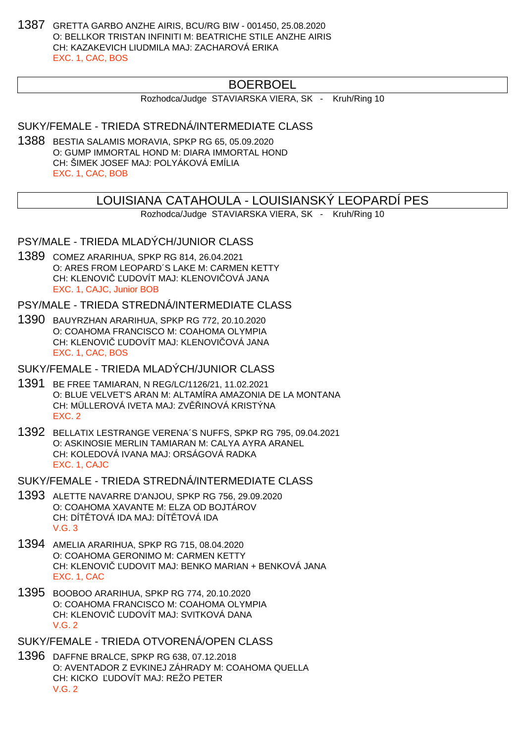1387 GRETTA GARBO ANZHE AIRIS, BCU/RG BIW - 001450, 25.08.2020
O: BELLKOR TRISTAN INFINITI M: BEATRICHE STILE ANZHE AIRIS
CH: KAZAKEVICH LIUDMILA MAJ: ZACHAROVÁ ERIKA
EXC. 1, CAC, BOS

## BOERBOEL

Rozhodca/Judge STAVIARSKA VIERA, SK - Kruh/Ring 10

### SUKY/FEMALE - TRIEDA STREDNÁ/INTERMEDIATE CLASS

1388 BESTIA SALAMIS MORAVIA, SPKP RG 65, 05.09.2020
O: GUMP IMMORTAL HOND M: DIARA IMMORTAL HOND
CH: ŠIMEK JOSEF MAJ: POLYÁKOVÁ EMÍLIA
EXC. 1, CAC, BOB

## LOUISIANA CATAHOULA - LOUISIANSKÝ LEOPARDÍ PES

Rozhodca/Judge STAVIARSKA VIERA, SK - Kruh/Ring 10

### PSY/MALE - TRIEDA MLADÝCH/JUNIOR CLASS

1389 COMEZ ARARIHUA, SPKP RG 814, 26.04.2021
O: ARES FROM LEOPARD´S LAKE M: CARMEN KETTY
CH: KLENOVIČ ĽUDOVÍT MAJ: KLENOVIČOVÁ JANA
EXC. 1, CAJC, Junior BOB

### PSY/MALE - TRIEDA STREDNÁ/INTERMEDIATE CLASS

1390 BAUYRZHAN ARARIHUA, SPKP RG 772, 20.10.2020
O: COAHOMA FRANCISCO M: COAHOMA OLYMPIA
CH: KLENOVIČ ĽUDOVÍT MAJ: KLENOVIČOVÁ JANA
EXC. 1, CAC, BOS

### SUKY/FEMALE - TRIEDA MLADÝCH/JUNIOR CLASS

1391 BE FREE TAMIARAN, N REG/LC/1126/21, 11.02.2021
O: BLUE VELVET'S ARAN M: ALTAMÍRA AMAZONIA DE LA MONTANA
CH: MÜLLEROVÁ IVETA MAJ: ZVĚŘINOVÁ KRISTÝNA
EXC. 2

1392 BELLATIX LESTRANGE VERENA´S NUFFS, SPKP RG 795, 09.04.2021
O: ASKINOSIE MERLIN TAMIARAN M: CALYA AYRA ARANEL
CH: KOLEDOVÁ IVANA MAJ: ORSÁGOVÁ RADKA
EXC. 1, CAJC

### SUKY/FEMALE - TRIEDA STREDNÁ/INTERMEDIATE CLASS

1393 ALETTE NAVARRE D'ANJOU, SPKP RG 756, 29.09.2020
O: COAHOMA XAVANTE M: ELZA OD BOJTÁROV
CH: DÍTĚTOVÁ IDA MAJ: DÍTĚTOVÁ IDA
V.G. 3

1394 AMELIA ARARIHUA, SPKP RG 715, 08.04.2020
O: COAHOMA GERONIMO M: CARMEN KETTY
CH: KLENOVIČ ĽUDOVIT MAJ: BENKO MARIAN + BENKOVÁ JANA
EXC. 1, CAC

1395 BOOBOO ARARIHUA, SPKP RG 774, 20.10.2020
O: COAHOMA FRANCISCO M: COAHOMA OLYMPIA
CH: KLENOVIČ ĽUDOVÍT MAJ: SVITKOVÁ DANA
V.G. 2

### SUKY/FEMALE - TRIEDA OTVORENÁ/OPEN CLASS

1396 DAFFNE BRALCE, SPKP RG 638, 07.12.2018
O: AVENTADOR Z EVKINEJ ZÁHRADY M: COAHOMA QUELLA
CH: KICKO ĽUDOVÍT MAJ: REŽO PETER
V.G. 2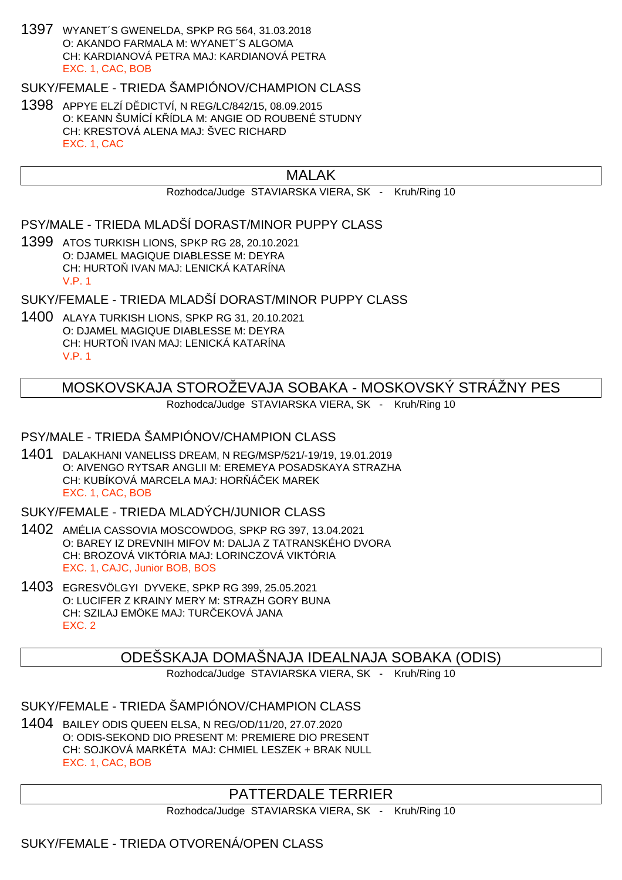1397 WYANET´S GWENELDA, SPKP RG 564, 31.03.2018
O: AKANDO FARMALA M: WYANET´S ALGOMA
CH: KARDIANOVÁ PETRA MAJ: KARDIANOVÁ PETRA
EXC. 1, CAC, BOB

SUKY/FEMALE - TRIEDA ŠAMPIÓNOV/CHAMPION CLASS

1398 APPYE ELZÍ DĚDICTVÍ, N REG/LC/842/15, 08.09.2015
O: KEANN ŠUMÍCÍ KŘÍDLA M: ANGIE OD ROUBENÉ STUDNY
CH: KRESTOVÁ ALENA MAJ: ŠVEC RICHARD
EXC. 1, CAC

## MALAK

Rozhodca/Judge STAVIARSKA VIERA, SK - Kruh/Ring 10

PSY/MALE - TRIEDA MLADŠÍ DORAST/MINOR PUPPY CLASS

1399 ATOS TURKISH LIONS, SPKP RG 28, 20.10.2021
O: DJAMEL MAGIQUE DIABLESSE M: DEYRA
CH: HURTOŇ IVAN MAJ: LENICKÁ KATARÍNA
V.P. 1

SUKY/FEMALE - TRIEDA MLADŠÍ DORAST/MINOR PUPPY CLASS

1400 ALAYA TURKISH LIONS, SPKP RG 31, 20.10.2021
O: DJAMEL MAGIQUE DIABLESSE M: DEYRA
CH: HURTOŇ IVAN MAJ: LENICKÁ KATARÍNA
V.P. 1

## MOSKOVSKAJA STOROŽEVAJA SOBAKA - MOSKOVSKÝ STRÁŽNY PES

Rozhodca/Judge STAVIARSKA VIERA, SK - Kruh/Ring 10

PSY/MALE - TRIEDA ŠAMPIÓNOV/CHAMPION CLASS

1401 DALAKHANI VANELISS DREAM, N REG/MSP/521/-19/19, 19.01.2019
O: AIVENGO RYTSAR ANGLII M: EREMEYA POSADSKAYA STRAZHA
CH: KUBÍKOVÁ MARCELA MAJ: HORŇÁČEK MAREK
EXC. 1, CAC, BOB

SUKY/FEMALE - TRIEDA MLADÝCH/JUNIOR CLASS

1402 AMÉLIA CASSOVIA MOSCOWDOG, SPKP RG 397, 13.04.2021
O: BAREY IZ DREVNIH MIFOV M: DALJA Z TATRANSKÉHO DVORA
CH: BROZOVÁ VIKTÓRIA MAJ: LORINCZOVÁ VIKTÓRIA
EXC. 1, CAJC, Junior BOB, BOS

1403 EGRESVÖLGYI DYVEKE, SPKP RG 399, 25.05.2021
O: LUCIFER Z KRAINY MERY M: STRAZH GORY BUNA
CH: SZILAJ EMÖKE MAJ: TURČEKOVÁ JANA
EXC. 2

## ODEŠSKAJA DOMAŠNAJA IDEALNAJA SOBAKA (ODIS)

Rozhodca/Judge STAVIARSKA VIERA, SK - Kruh/Ring 10

SUKY/FEMALE - TRIEDA ŠAMPIÓNOV/CHAMPION CLASS

1404 BAILEY ODIS QUEEN ELSA, N REG/OD/11/20, 27.07.2020
O: ODIS-SEKOND DIO PRESENT M: PREMIERE DIO PRESENT
CH: SOJKOVÁ MARKÉTA MAJ: CHMIEL LESZEK + BRAK NULL
EXC. 1, CAC, BOB

## PATTERDALE TERRIER

Rozhodca/Judge STAVIARSKA VIERA, SK - Kruh/Ring 10

SUKY/FEMALE - TRIEDA OTVORENÁ/OPEN CLASS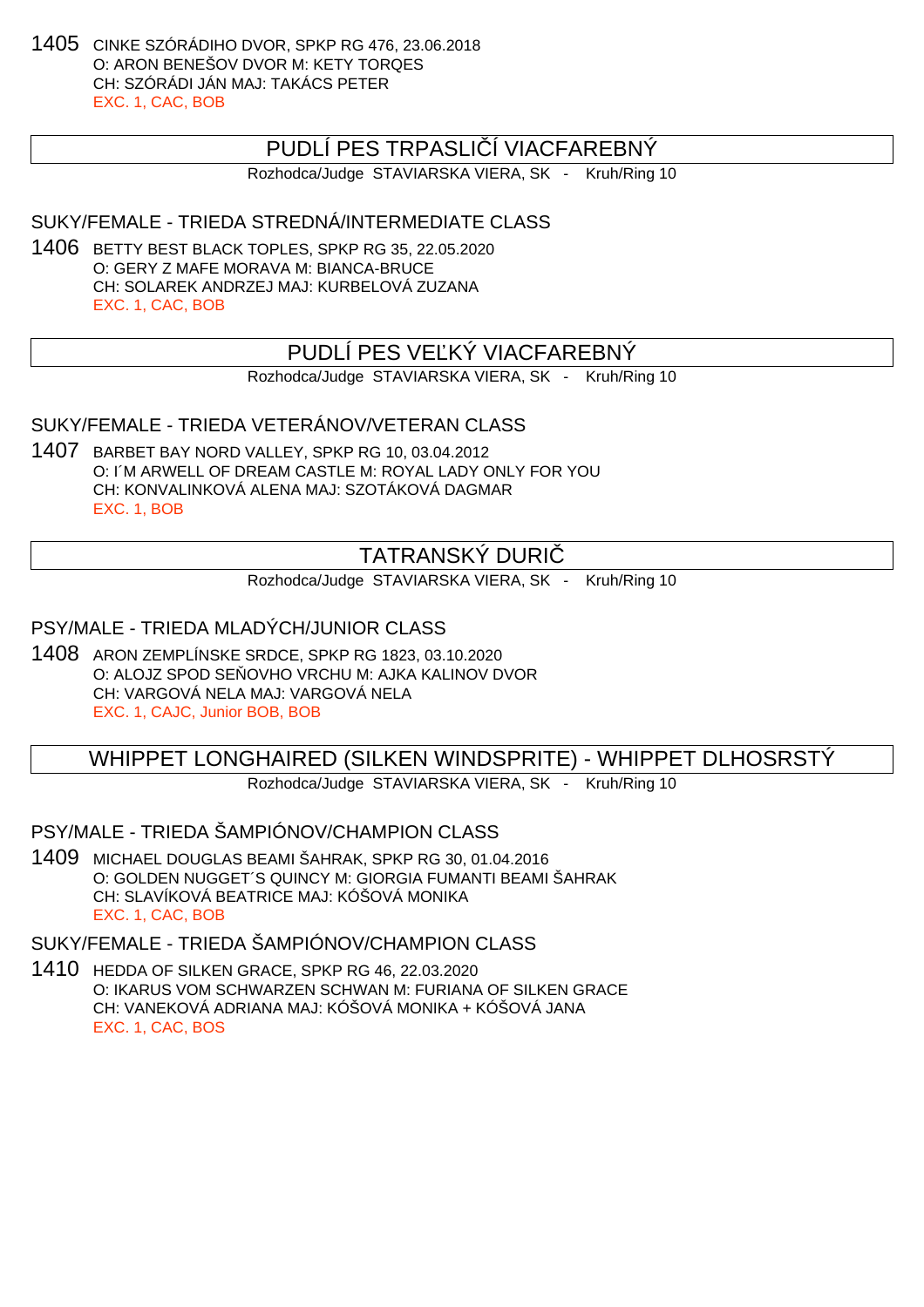1405 CINKE SZÓRÁDIHO DVOR, SPKP RG 476, 23.06.2018
O: ARON BENEŠOV DVOR M: KETY TORQES
CH: SZÓRÁDI JÁN MAJ: TAKÁCS PETER
EXC. 1, CAC, BOB

## PUDLÍ PES TRPASLIČÍ VIACFAREBNÝ

Rozhodca/Judge STAVIARSKA VIERA, SK - Kruh/Ring 10

### SUKY/FEMALE - TRIEDA STREDNÁ/INTERMEDIATE CLASS

1406 BETTY BEST BLACK TOPLES, SPKP RG 35, 22.05.2020
O: GERY Z MAFE MORAVA M: BIANCA-BRUCE
CH: SOLAREK ANDRZEJ MAJ: KURBELOVÁ ZUZANA
EXC. 1, CAC, BOB

## PUDLÍ PES VEĽKÝ VIACFAREBNÝ

Rozhodca/Judge STAVIARSKA VIERA, SK - Kruh/Ring 10

### SUKY/FEMALE - TRIEDA VETERÁNOV/VETERAN CLASS

1407 BARBET BAY NORD VALLEY, SPKP RG 10, 03.04.2012
O: I´M ARWELL OF DREAM CASTLE M: ROYAL LADY ONLY FOR YOU
CH: KONVALINKOVÁ ALENA MAJ: SZOTÁKOVÁ DAGMAR
EXC. 1, BOB

## TATRANSKÝ DURIČ

Rozhodca/Judge STAVIARSKA VIERA, SK - Kruh/Ring 10

### PSY/MALE - TRIEDA MLADÝCH/JUNIOR CLASS

1408 ARON ZEMPLÍNSKE SRDCE, SPKP RG 1823, 03.10.2020
O: ALOJZ SPOD SEŇOVHO VRCHU M: AJKA KALINOV DVOR
CH: VARGOVÁ NELA MAJ: VARGOVÁ NELA
EXC. 1, CAJC, Junior BOB, BOB

## WHIPPET LONGHAIRED (SILKEN WINDSPRITE) - WHIPPET DLHOSRSTÝ

Rozhodca/Judge STAVIARSKA VIERA, SK - Kruh/Ring 10

### PSY/MALE - TRIEDA ŠAMPIÓNOV/CHAMPION CLASS

1409 MICHAEL DOUGLAS BEAMI ŠAHRAK, SPKP RG 30, 01.04.2016
O: GOLDEN NUGGET´S QUINCY M: GIORGIA FUMANTI BEAMI ŠAHRAK
CH: SLAVÍKOVÁ BEATRICE MAJ: KÓŠOVÁ MONIKA
EXC. 1, CAC, BOB

### SUKY/FEMALE - TRIEDA ŠAMPIÓNOV/CHAMPION CLASS

1410 HEDDA OF SILKEN GRACE, SPKP RG 46, 22.03.2020
O: IKARUS VOM SCHWARZEN SCHWAN M: FURIANA OF SILKEN GRACE
CH: VANEKOVÁ ADRIANA MAJ: KÓŠOVÁ MONIKA + KÓŠOVÁ JANA
EXC. 1, CAC, BOS